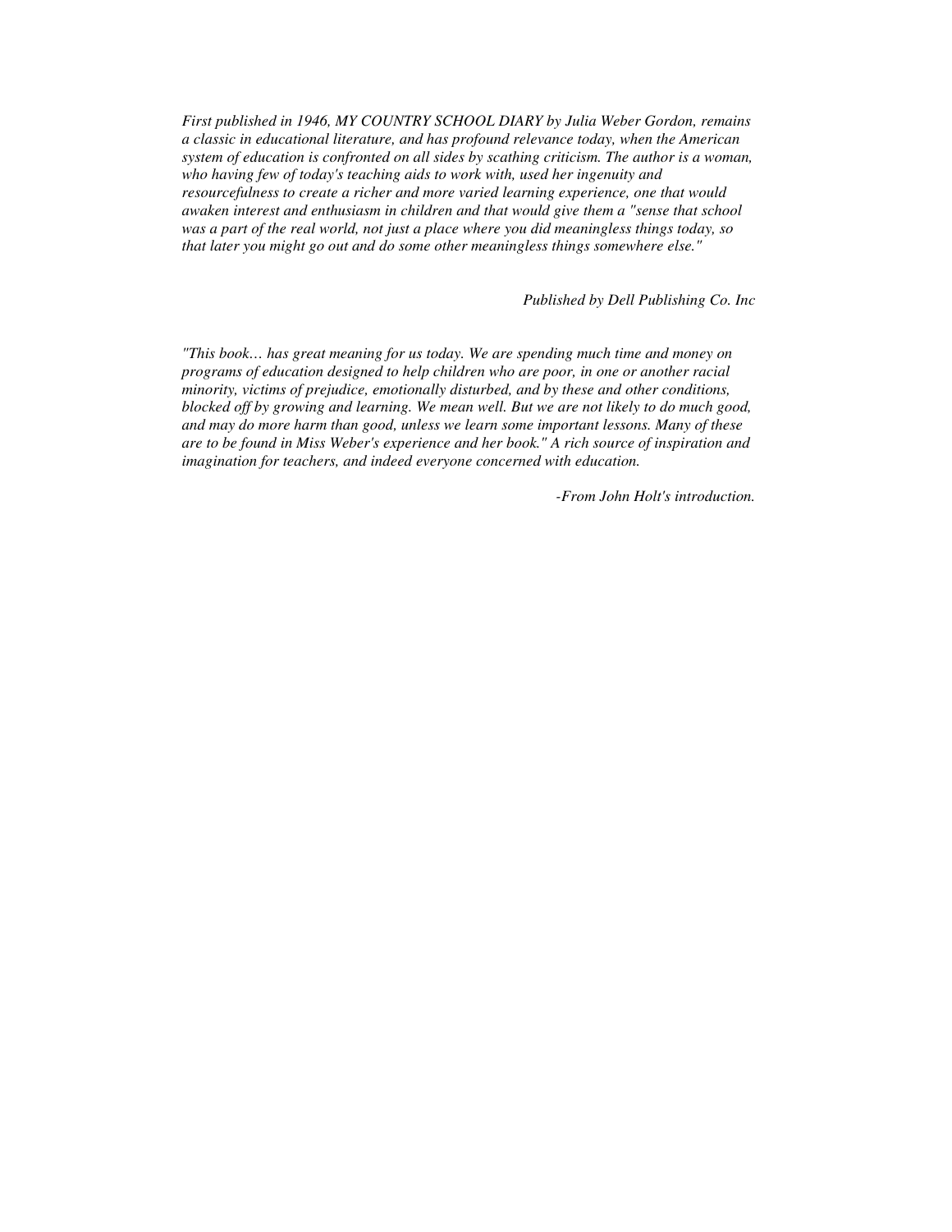*First published in 1946, MY COUNTRY SCHOOL DIARY by Julia Weber Gordon, remains a classic in educational literature, and has profound relevance today, when the American system of education is confronted on all sides by scathing criticism. The author is a woman, who having few of today's teaching aids to work with, used her ingenuity and resourcefulness to create a richer and more varied learning experience, one that would awaken interest and enthusiasm in children and that would give them a "sense that school was a part of the real world, not just a place where you did meaningless things today, so that later you might go out and do some other meaningless things somewhere else."*

*Published by Dell Publishing Co. Inc*

*"This book… has great meaning for us today. We are spending much time and money on programs of education designed to help children who are poor, in one or another racial minority, victims of prejudice, emotionally disturbed, and by these and other conditions, blocked off by growing and learning. We mean well. But we are not likely to do much good, and may do more harm than good, unless we learn some important lessons. Many of these are to be found in Miss Weber's experience and her book." A rich source of inspiration and imagination for teachers, and indeed everyone concerned with education.*

*-From John Holt's introduction.*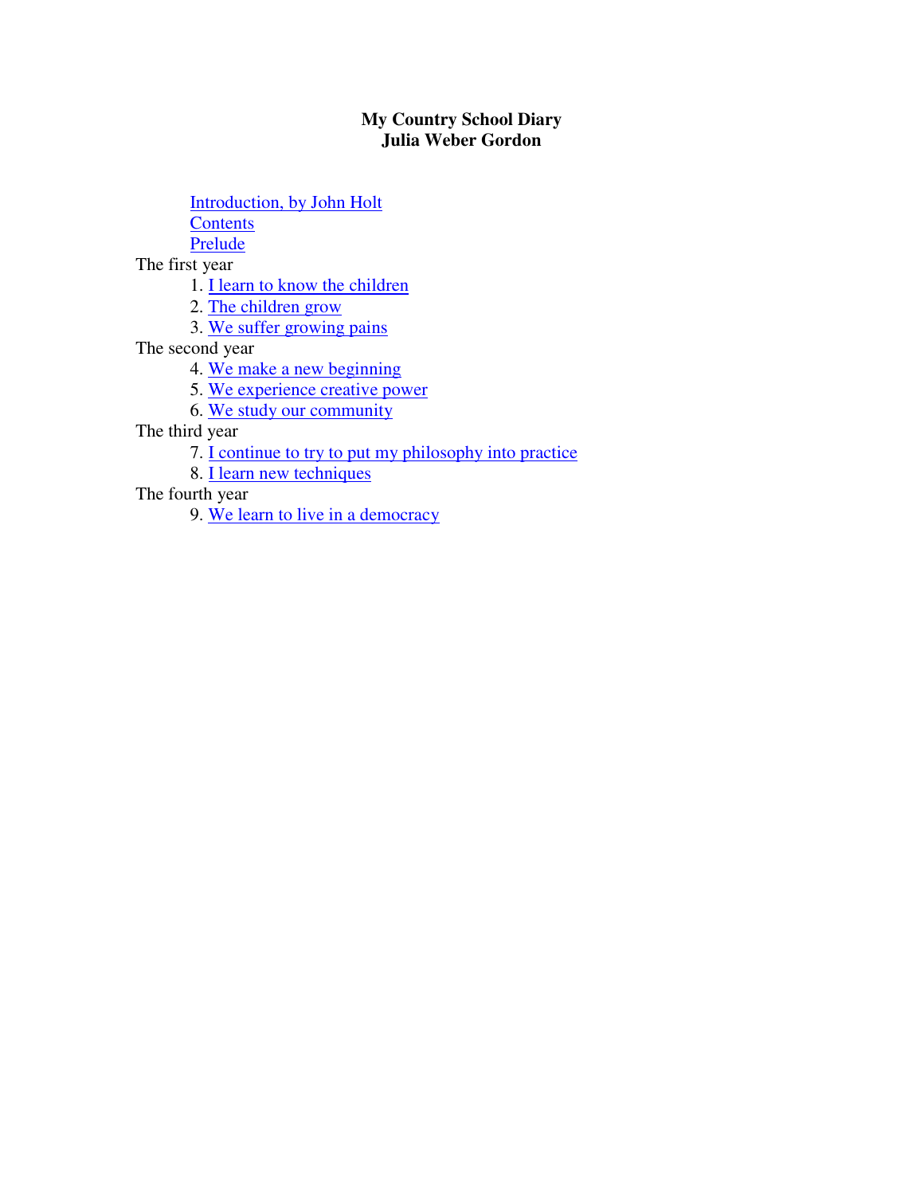**My Country School Diary**
**Julia Weber Gordon**

- Introduction, by John Holt
- Contents
- Prelude

The first year

1. I learn to know the children
2. The children grow
3. We suffer growing pains

The second year

4. We make a new beginning
5. We experience creative power
6. We study our community

The third year

7. I continue to try to put my philosophy into practice
8. I learn new techniques

The fourth year

9. We learn to live in a democracy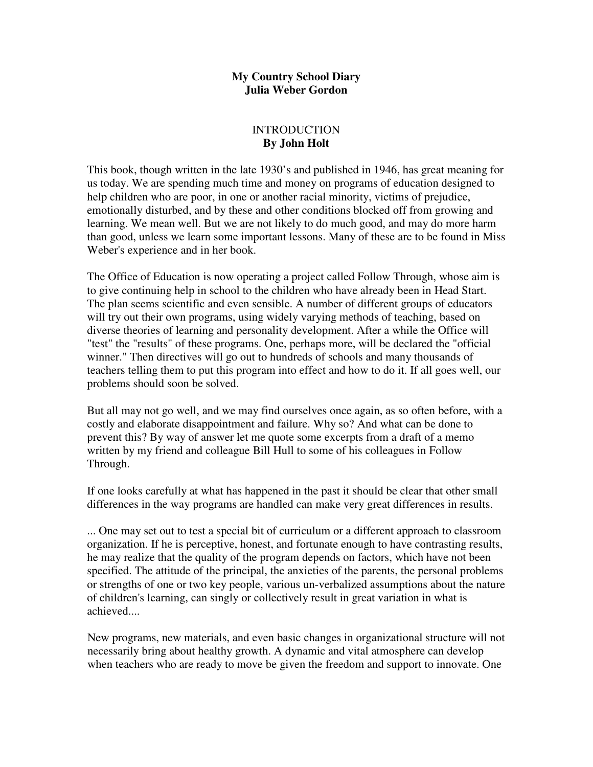**My Country School Diary**
**Julia Weber Gordon**

INTRODUCTION
**By John Holt**

This book, though written in the late 1930's and published in 1946, has great meaning for us today. We are spending much time and money on programs of education designed to help children who are poor, in one or another racial minority, victims of prejudice, emotionally disturbed, and by these and other conditions blocked off from growing and learning. We mean well. But we are not likely to do much good, and may do more harm than good, unless we learn some important lessons. Many of these are to be found in Miss Weber's experience and in her book.

The Office of Education is now operating a project called Follow Through, whose aim is to give continuing help in school to the children who have already been in Head Start. The plan seems scientific and even sensible. A number of different groups of educators will try out their own programs, using widely varying methods of teaching, based on diverse theories of learning and personality development. After a while the Office will "test" the "results" of these programs. One, perhaps more, will be declared the "official winner." Then directives will go out to hundreds of schools and many thousands of teachers telling them to put this program into effect and how to do it. If all goes well, our problems should soon be solved.

But all may not go well, and we may find ourselves once again, as so often before, with a costly and elaborate disappointment and failure. Why so? And what can be done to prevent this? By way of answer let me quote some excerpts from a draft of a memo written by my friend and colleague Bill Hull to some of his colleagues in Follow Through.

If one looks carefully at what has happened in the past it should be clear that other small differences in the way programs are handled can make very great differences in results.

... One may set out to test a special bit of curriculum or a different approach to classroom organization. If he is perceptive, honest, and fortunate enough to have contrasting results, he may realize that the quality of the program depends on factors, which have not been specified. The attitude of the principal, the anxieties of the parents, the personal problems or strengths of one or two key people, various un-verbalized assumptions about the nature of children's learning, can singly or collectively result in great variation in what is achieved....

New programs, new materials, and even basic changes in organizational structure will not necessarily bring about healthy growth. A dynamic and vital atmosphere can develop when teachers who are ready to move be given the freedom and support to innovate. One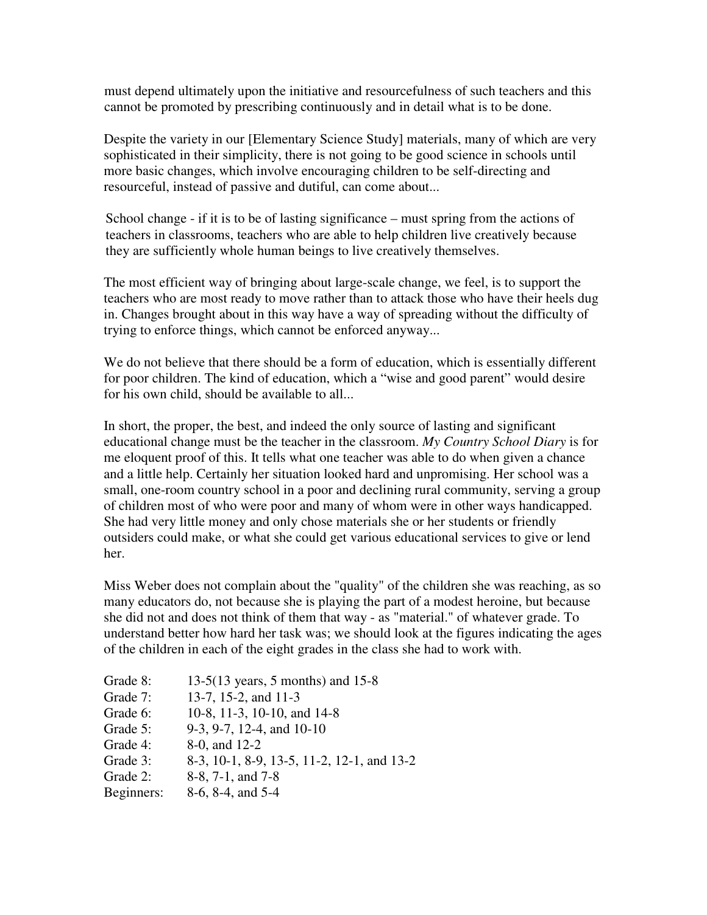must depend ultimately upon the initiative and resourcefulness of such teachers and this cannot be promoted by prescribing continuously and in detail what is to be done.

Despite the variety in our [Elementary Science Study] materials, many of which are very sophisticated in their simplicity, there is not going to be good science in schools until more basic changes, which involve encouraging children to be self-directing and resourceful, instead of passive and dutiful, can come about...

School change - if it is to be of lasting significance – must spring from the actions of teachers in classrooms, teachers who are able to help children live creatively because they are sufficiently whole human beings to live creatively themselves.

The most efficient way of bringing about large-scale change, we feel, is to support the teachers who are most ready to move rather than to attack those who have their heels dug in. Changes brought about in this way have a way of spreading without the difficulty of trying to enforce things, which cannot be enforced anyway...

We do not believe that there should be a form of education, which is essentially different for poor children. The kind of education, which a "wise and good parent" would desire for his own child, should be available to all...

In short, the proper, the best, and indeed the only source of lasting and significant educational change must be the teacher in the classroom. *My Country School Diary* is for me eloquent proof of this. It tells what one teacher was able to do when given a chance and a little help. Certainly her situation looked hard and unpromising. Her school was a small, one-room country school in a poor and declining rural community, serving a group of children most of who were poor and many of whom were in other ways handicapped. She had very little money and only chose materials she or her students or friendly outsiders could make, or what she could get various educational services to give or lend her.

Miss Weber does not complain about the "quality" of the children she was reaching, as so many educators do, not because she is playing the part of a modest heroine, but because she did not and does not think of them that way - as "material." of whatever grade. To understand better how hard her task was; we should look at the figures indicating the ages of the children in each of the eight grades in the class she had to work with.

| | |
|---|---|
| Grade 8: | 13-5(13 years, 5 months) and 15-8 |
| Grade 7: | 13-7, 15-2, and 11-3 |
| Grade 6: | 10-8, 11-3, 10-10, and 14-8 |
| Grade 5: | 9-3, 9-7, 12-4, and 10-10 |
| Grade 4: | 8-0, and 12-2 |
| Grade 3: | 8-3, 10-1, 8-9, 13-5, 11-2, 12-1, and 13-2 |
| Grade 2: | 8-8, 7-1, and 7-8 |
| Beginners: | 8-6, 8-4, and 5-4 |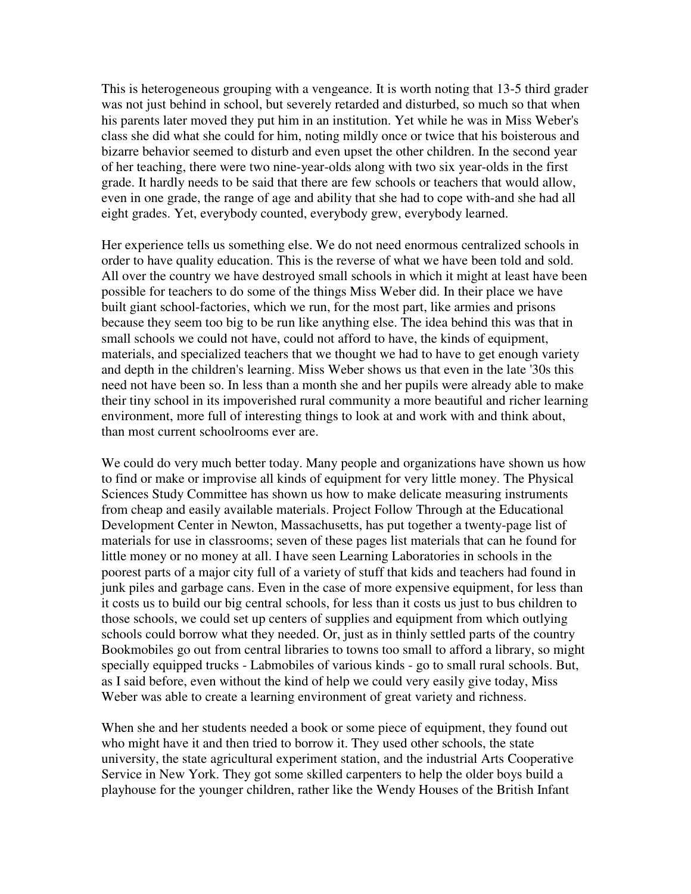This is heterogeneous grouping with a vengeance. It is worth noting that 13-5 third grader was not just behind in school, but severely retarded and disturbed, so much so that when his parents later moved they put him in an institution. Yet while he was in Miss Weber's class she did what she could for him, noting mildly once or twice that his boisterous and bizarre behavior seemed to disturb and even upset the other children. In the second year of her teaching, there were two nine-year-olds along with two six year-olds in the first grade. It hardly needs to be said that there are few schools or teachers that would allow, even in one grade, the range of age and ability that she had to cope with-and she had all eight grades. Yet, everybody counted, everybody grew, everybody learned.

Her experience tells us something else. We do not need enormous centralized schools in order to have quality education. This is the reverse of what we have been told and sold. All over the country we have destroyed small schools in which it might at least have been possible for teachers to do some of the things Miss Weber did. In their place we have built giant school-factories, which we run, for the most part, like armies and prisons because they seem too big to be run like anything else. The idea behind this was that in small schools we could not have, could not afford to have, the kinds of equipment, materials, and specialized teachers that we thought we had to have to get enough variety and depth in the children's learning. Miss Weber shows us that even in the late '30s this need not have been so. In less than a month she and her pupils were already able to make their tiny school in its impoverished rural community a more beautiful and richer learning environment, more full of interesting things to look at and work with and think about, than most current schoolrooms ever are.

We could do very much better today. Many people and organizations have shown us how to find or make or improvise all kinds of equipment for very little money. The Physical Sciences Study Committee has shown us how to make delicate measuring instruments from cheap and easily available materials. Project Follow Through at the Educational Development Center in Newton, Massachusetts, has put together a twenty-page list of materials for use in classrooms; seven of these pages list materials that can he found for little money or no money at all. I have seen Learning Laboratories in schools in the poorest parts of a major city full of a variety of stuff that kids and teachers had found in junk piles and garbage cans. Even in the case of more expensive equipment, for less than it costs us to build our big central schools, for less than it costs us just to bus children to those schools, we could set up centers of supplies and equipment from which outlying schools could borrow what they needed. Or, just as in thinly settled parts of the country Bookmobiles go out from central libraries to towns too small to afford a library, so might specially equipped trucks - Labmobiles of various kinds - go to small rural schools. But, as I said before, even without the kind of help we could very easily give today, Miss Weber was able to create a learning environment of great variety and richness.

When she and her students needed a book or some piece of equipment, they found out who might have it and then tried to borrow it. They used other schools, the state university, the state agricultural experiment station, and the industrial Arts Cooperative Service in New York. They got some skilled carpenters to help the older boys build a playhouse for the younger children, rather like the Wendy Houses of the British Infant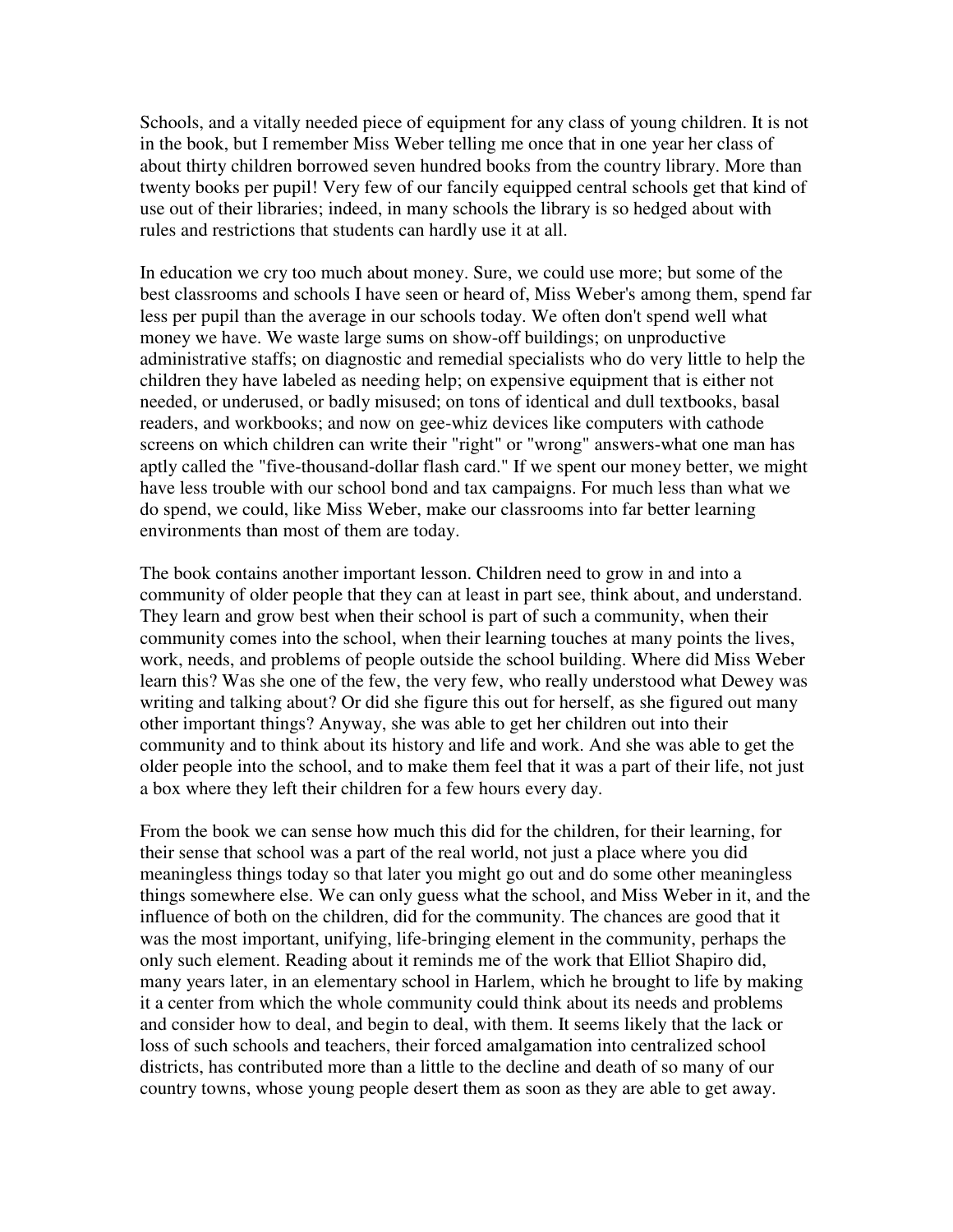Schools, and a vitally needed piece of equipment for any class of young children. It is not in the book, but I remember Miss Weber telling me once that in one year her class of about thirty children borrowed seven hundred books from the country library. More than twenty books per pupil! Very few of our fancily equipped central schools get that kind of use out of their libraries; indeed, in many schools the library is so hedged about with rules and restrictions that students can hardly use it at all.

In education we cry too much about money. Sure, we could use more; but some of the best classrooms and schools I have seen or heard of, Miss Weber's among them, spend far less per pupil than the average in our schools today. We often don't spend well what money we have. We waste large sums on show-off buildings; on unproductive administrative staffs; on diagnostic and remedial specialists who do very little to help the children they have labeled as needing help; on expensive equipment that is either not needed, or underused, or badly misused; on tons of identical and dull textbooks, basal readers, and workbooks; and now on gee-whiz devices like computers with cathode screens on which children can write their "right" or "wrong" answers-what one man has aptly called the "five-thousand-dollar flash card." If we spent our money better, we might have less trouble with our school bond and tax campaigns. For much less than what we do spend, we could, like Miss Weber, make our classrooms into far better learning environments than most of them are today.

The book contains another important lesson. Children need to grow in and into a community of older people that they can at least in part see, think about, and understand. They learn and grow best when their school is part of such a community, when their community comes into the school, when their learning touches at many points the lives, work, needs, and problems of people outside the school building. Where did Miss Weber learn this? Was she one of the few, the very few, who really understood what Dewey was writing and talking about? Or did she figure this out for herself, as she figured out many other important things? Anyway, she was able to get her children out into their community and to think about its history and life and work. And she was able to get the older people into the school, and to make them feel that it was a part of their life, not just a box where they left their children for a few hours every day.

From the book we can sense how much this did for the children, for their learning, for their sense that school was a part of the real world, not just a place where you did meaningless things today so that later you might go out and do some other meaningless things somewhere else. We can only guess what the school, and Miss Weber in it, and the influence of both on the children, did for the community. The chances are good that it was the most important, unifying, life-bringing element in the community, perhaps the only such element. Reading about it reminds me of the work that Elliot Shapiro did, many years later, in an elementary school in Harlem, which he brought to life by making it a center from which the whole community could think about its needs and problems and consider how to deal, and begin to deal, with them. It seems likely that the lack or loss of such schools and teachers, their forced amalgamation into centralized school districts, has contributed more than a little to the decline and death of so many of our country towns, whose young people desert them as soon as they are able to get away.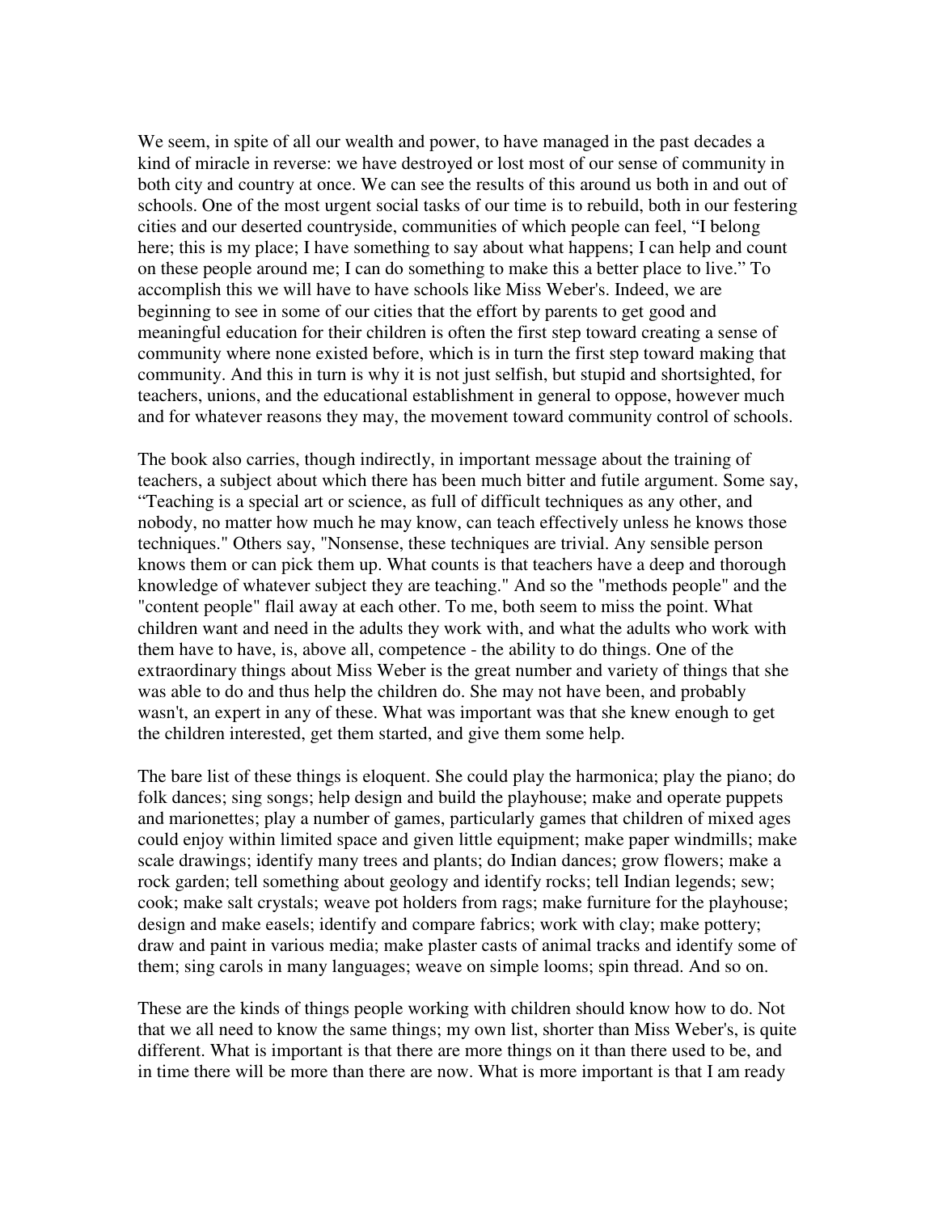We seem, in spite of all our wealth and power, to have managed in the past decades a kind of miracle in reverse: we have destroyed or lost most of our sense of community in both city and country at once. We can see the results of this around us both in and out of schools. One of the most urgent social tasks of our time is to rebuild, both in our festering cities and our deserted countryside, communities of which people can feel, "I belong here; this is my place; I have something to say about what happens; I can help and count on these people around me; I can do something to make this a better place to live." To accomplish this we will have to have schools like Miss Weber's. Indeed, we are beginning to see in some of our cities that the effort by parents to get good and meaningful education for their children is often the first step toward creating a sense of community where none existed before, which is in turn the first step toward making that community. And this in turn is why it is not just selfish, but stupid and shortsighted, for teachers, unions, and the educational establishment in general to oppose, however much and for whatever reasons they may, the movement toward community control of schools.

The book also carries, though indirectly, in important message about the training of teachers, a subject about which there has been much bitter and futile argument. Some say, "Teaching is a special art or science, as full of difficult techniques as any other, and nobody, no matter how much he may know, can teach effectively unless he knows those techniques." Others say, "Nonsense, these techniques are trivial. Any sensible person knows them or can pick them up. What counts is that teachers have a deep and thorough knowledge of whatever subject they are teaching." And so the "methods people" and the "content people" flail away at each other. To me, both seem to miss the point. What children want and need in the adults they work with, and what the adults who work with them have to have, is, above all, competence - the ability to do things. One of the extraordinary things about Miss Weber is the great number and variety of things that she was able to do and thus help the children do. She may not have been, and probably wasn't, an expert in any of these. What was important was that she knew enough to get the children interested, get them started, and give them some help.

The bare list of these things is eloquent. She could play the harmonica; play the piano; do folk dances; sing songs; help design and build the playhouse; make and operate puppets and marionettes; play a number of games, particularly games that children of mixed ages could enjoy within limited space and given little equipment; make paper windmills; make scale drawings; identify many trees and plants; do Indian dances; grow flowers; make a rock garden; tell something about geology and identify rocks; tell Indian legends; sew; cook; make salt crystals; weave pot holders from rags; make furniture for the playhouse; design and make easels; identify and compare fabrics; work with clay; make pottery; draw and paint in various media; make plaster casts of animal tracks and identify some of them; sing carols in many languages; weave on simple looms; spin thread. And so on.

These are the kinds of things people working with children should know how to do. Not that we all need to know the same things; my own list, shorter than Miss Weber's, is quite different. What is important is that there are more things on it than there used to be, and in time there will be more than there are now. What is more important is that I am ready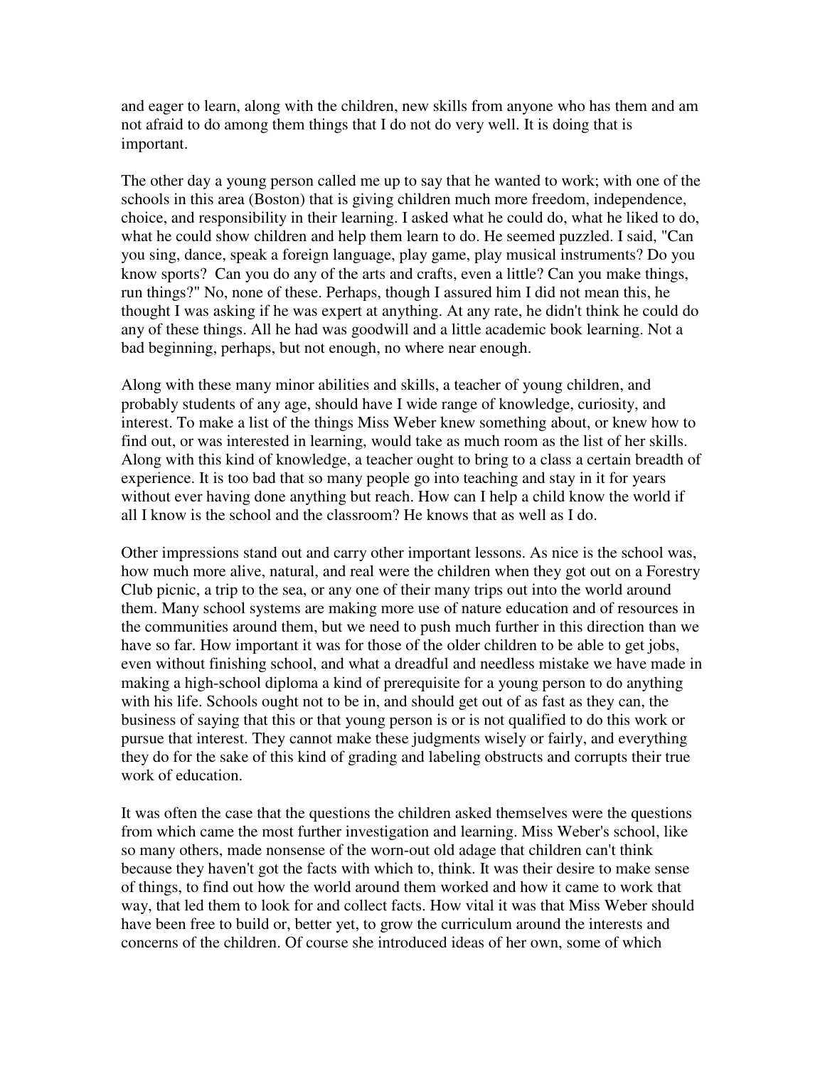and eager to learn, along with the children, new skills from anyone who has them and am not afraid to do among them things that I do not do very well. It is doing that is important.

The other day a young person called me up to say that he wanted to work; with one of the schools in this area (Boston) that is giving children much more freedom, independence, choice, and responsibility in their learning. I asked what he could do, what he liked to do, what he could show children and help them learn to do. He seemed puzzled. I said, "Can you sing, dance, speak a foreign language, play game, play musical instruments? Do you know sports? Can you do any of the arts and crafts, even a little? Can you make things, run things?" No, none of these. Perhaps, though I assured him I did not mean this, he thought I was asking if he was expert at anything. At any rate, he didn't think he could do any of these things. All he had was goodwill and a little academic book learning. Not a bad beginning, perhaps, but not enough, no where near enough.

Along with these many minor abilities and skills, a teacher of young children, and probably students of any age, should have I wide range of knowledge, curiosity, and interest. To make a list of the things Miss Weber knew something about, or knew how to find out, or was interested in learning, would take as much room as the list of her skills. Along with this kind of knowledge, a teacher ought to bring to a class a certain breadth of experience. It is too bad that so many people go into teaching and stay in it for years without ever having done anything but reach. How can I help a child know the world if all I know is the school and the classroom? He knows that as well as I do.

Other impressions stand out and carry other important lessons. As nice is the school was, how much more alive, natural, and real were the children when they got out on a Forestry Club picnic, a trip to the sea, or any one of their many trips out into the world around them. Many school systems are making more use of nature education and of resources in the communities around them, but we need to push much further in this direction than we have so far. How important it was for those of the older children to be able to get jobs, even without finishing school, and what a dreadful and needless mistake we have made in making a high-school diploma a kind of prerequisite for a young person to do anything with his life. Schools ought not to be in, and should get out of as fast as they can, the business of saying that this or that young person is or is not qualified to do this work or pursue that interest. They cannot make these judgments wisely or fairly, and everything they do for the sake of this kind of grading and labeling obstructs and corrupts their true work of education.

It was often the case that the questions the children asked themselves were the questions from which came the most further investigation and learning. Miss Weber's school, like so many others, made nonsense of the worn-out old adage that children can't think because they haven't got the facts with which to, think. It was their desire to make sense of things, to find out how the world around them worked and how it came to work that way, that led them to look for and collect facts. How vital it was that Miss Weber should have been free to build or, better yet, to grow the curriculum around the interests and concerns of the children. Of course she introduced ideas of her own, some of which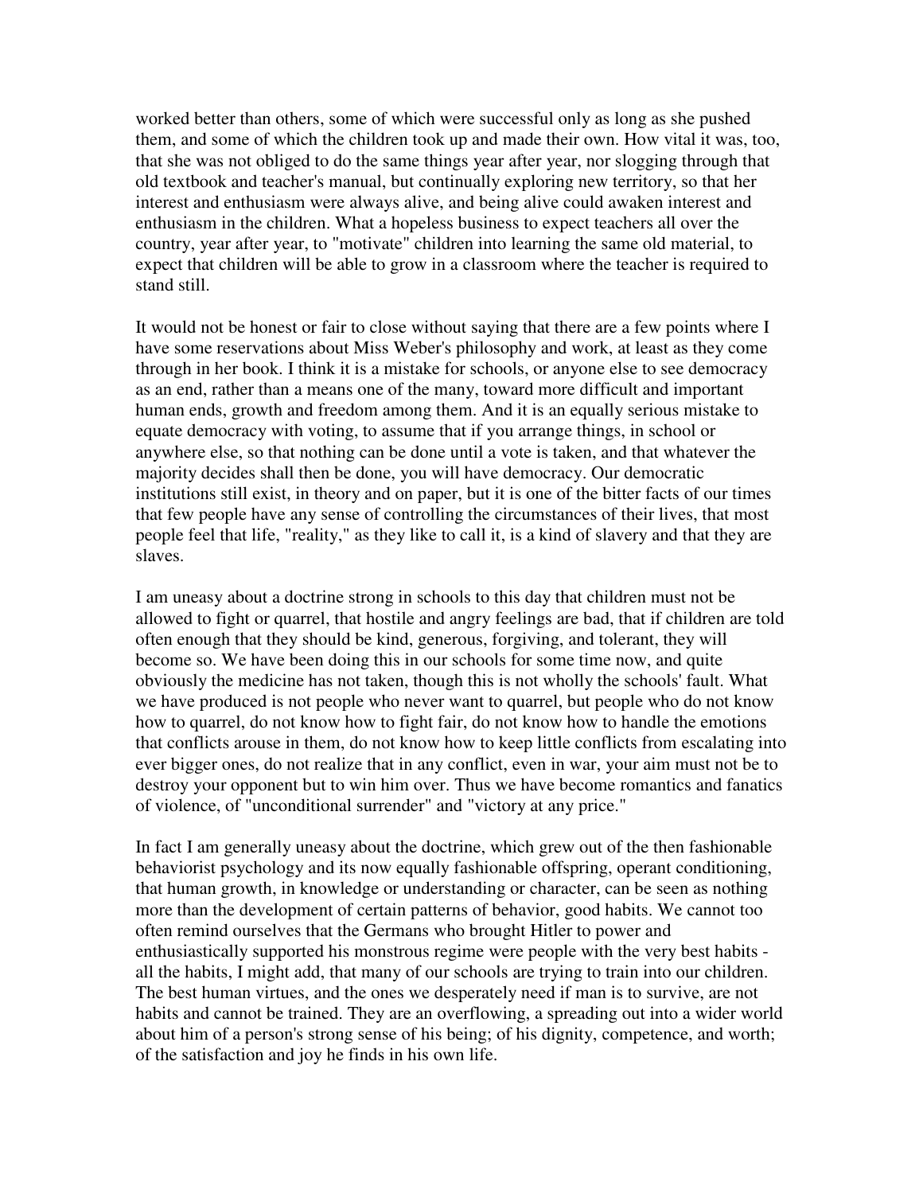worked better than others, some of which were successful only as long as she pushed them, and some of which the children took up and made their own. How vital it was, too, that she was not obliged to do the same things year after year, nor slogging through that old textbook and teacher's manual, but continually exploring new territory, so that her interest and enthusiasm were always alive, and being alive could awaken interest and enthusiasm in the children. What a hopeless business to expect teachers all over the country, year after year, to "motivate" children into learning the same old material, to expect that children will be able to grow in a classroom where the teacher is required to stand still.

It would not be honest or fair to close without saying that there are a few points where I have some reservations about Miss Weber's philosophy and work, at least as they come through in her book. I think it is a mistake for schools, or anyone else to see democracy as an end, rather than a means one of the many, toward more difficult and important human ends, growth and freedom among them. And it is an equally serious mistake to equate democracy with voting, to assume that if you arrange things, in school or anywhere else, so that nothing can be done until a vote is taken, and that whatever the majority decides shall then be done, you will have democracy. Our democratic institutions still exist, in theory and on paper, but it is one of the bitter facts of our times that few people have any sense of controlling the circumstances of their lives, that most people feel that life, "reality," as they like to call it, is a kind of slavery and that they are slaves.

I am uneasy about a doctrine strong in schools to this day that children must not be allowed to fight or quarrel, that hostile and angry feelings are bad, that if children are told often enough that they should be kind, generous, forgiving, and tolerant, they will become so. We have been doing this in our schools for some time now, and quite obviously the medicine has not taken, though this is not wholly the schools' fault. What we have produced is not people who never want to quarrel, but people who do not know how to quarrel, do not know how to fight fair, do not know how to handle the emotions that conflicts arouse in them, do not know how to keep little conflicts from escalating into ever bigger ones, do not realize that in any conflict, even in war, your aim must not be to destroy your opponent but to win him over. Thus we have become romantics and fanatics of violence, of "unconditional surrender" and "victory at any price."

In fact I am generally uneasy about the doctrine, which grew out of the then fashionable behaviorist psychology and its now equally fashionable offspring, operant conditioning, that human growth, in knowledge or understanding or character, can be seen as nothing more than the development of certain patterns of behavior, good habits. We cannot too often remind ourselves that the Germans who brought Hitler to power and enthusiastically supported his monstrous regime were people with the very best habits - all the habits, I might add, that many of our schools are trying to train into our children. The best human virtues, and the ones we desperately need if man is to survive, are not habits and cannot be trained. They are an overflowing, a spreading out into a wider world about him of a person's strong sense of his being; of his dignity, competence, and worth; of the satisfaction and joy he finds in his own life.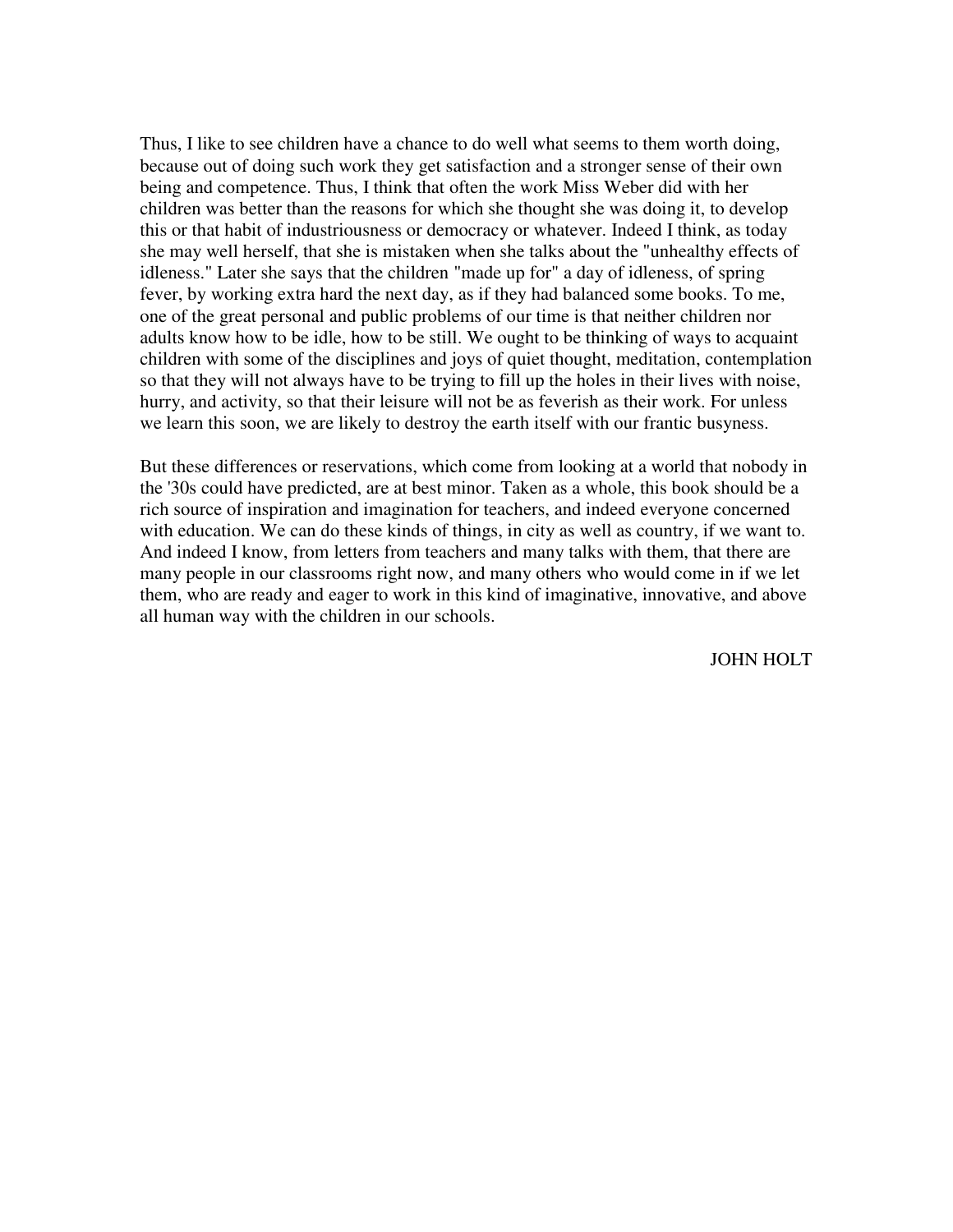Thus, I like to see children have a chance to do well what seems to them worth doing, because out of doing such work they get satisfaction and a stronger sense of their own being and competence. Thus, I think that often the work Miss Weber did with her children was better than the reasons for which she thought she was doing it, to develop this or that habit of industriousness or democracy or whatever. Indeed I think, as today she may well herself, that she is mistaken when she talks about the "unhealthy effects of idleness." Later she says that the children "made up for" a day of idleness, of spring fever, by working extra hard the next day, as if they had balanced some books. To me, one of the great personal and public problems of our time is that neither children nor adults know how to be idle, how to be still. We ought to be thinking of ways to acquaint children with some of the disciplines and joys of quiet thought, meditation, contemplation so that they will not always have to be trying to fill up the holes in their lives with noise, hurry, and activity, so that their leisure will not be as feverish as their work. For unless we learn this soon, we are likely to destroy the earth itself with our frantic busyness.

But these differences or reservations, which come from looking at a world that nobody in the '30s could have predicted, are at best minor. Taken as a whole, this book should be a rich source of inspiration and imagination for teachers, and indeed everyone concerned with education. We can do these kinds of things, in city as well as country, if we want to. And indeed I know, from letters from teachers and many talks with them, that there are many people in our classrooms right now, and many others who would come in if we let them, who are ready and eager to work in this kind of imaginative, innovative, and above all human way with the children in our schools.

JOHN HOLT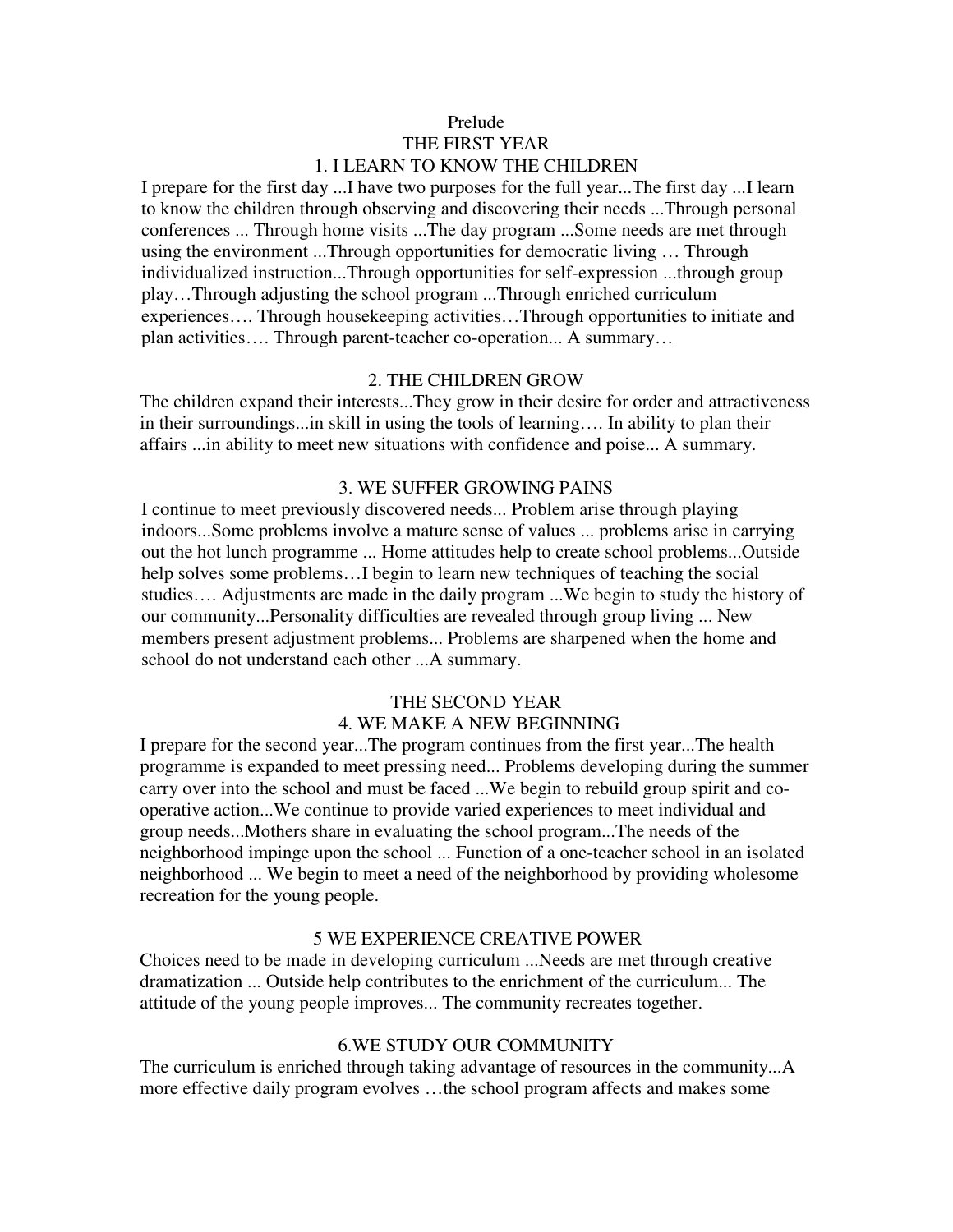Prelude

## THE FIRST YEAR

### 1. I LEARN TO KNOW THE CHILDREN

I prepare for the first day ...I have two purposes for the full year...The first day ...I learn to know the children through observing and discovering their needs ...Through personal conferences ... Through home visits ...The day program ...Some needs are met through using the environment ...Through opportunities for democratic living … Through individualized instruction...Through opportunities for self-expression ...through group play…Through adjusting the school program ...Through enriched curriculum experiences…. Through housekeeping activities…Through opportunities to initiate and plan activities…. Through parent-teacher co-operation... A summary…

### 2. THE CHILDREN GROW

The children expand their interests...They grow in their desire for order and attractiveness in their surroundings...in skill in using the tools of learning…. In ability to plan their affairs ...in ability to meet new situations with confidence and poise... A summary.

### 3. WE SUFFER GROWING PAINS

I continue to meet previously discovered needs... Problem arise through playing indoors...Some problems involve a mature sense of values ... problems arise in carrying out the hot lunch programme ... Home attitudes help to create school problems...Outside help solves some problems…I begin to learn new techniques of teaching the social studies…. Adjustments are made in the daily program ...We begin to study the history of our community...Personality difficulties are revealed through group living ... New members present adjustment problems... Problems are sharpened when the home and school do not understand each other ...A summary.

## THE SECOND YEAR

### 4. WE MAKE A NEW BEGINNING

I prepare for the second year...The program continues from the first year...The health programme is expanded to meet pressing need... Problems developing during the summer carry over into the school and must be faced ...We begin to rebuild group spirit and co-operative action...We continue to provide varied experiences to meet individual and group needs...Mothers share in evaluating the school program...The needs of the neighborhood impinge upon the school ... Function of a one-teacher school in an isolated neighborhood ... We begin to meet a need of the neighborhood by providing wholesome recreation for the young people.

### 5 WE EXPERIENCE CREATIVE POWER

Choices need to be made in developing curriculum ...Needs are met through creative dramatization ... Outside help contributes to the enrichment of the curriculum... The attitude of the young people improves... The community recreates together.

### 6.WE STUDY OUR COMMUNITY

The curriculum is enriched through taking advantage of resources in the community...A more effective daily program evolves …the school program affects and makes some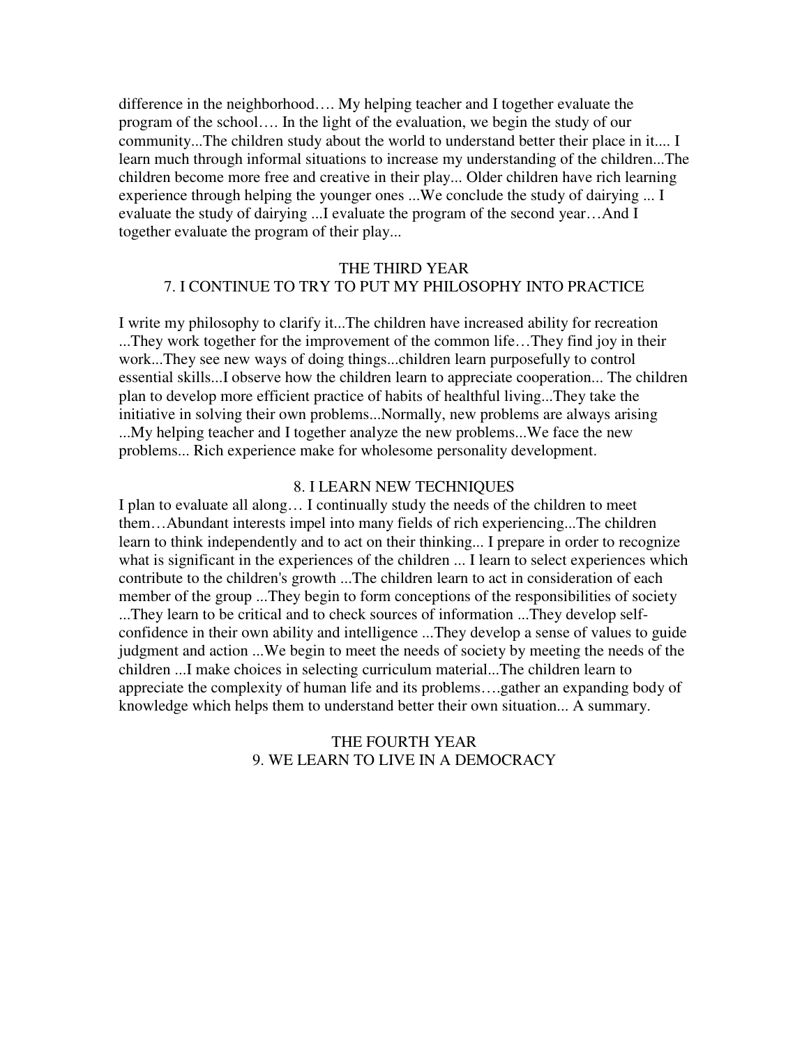difference in the neighborhood…. My helping teacher and I together evaluate the program of the school…. In the light of the evaluation, we begin the study of our community...The children study about the world to understand better their place in it.... I learn much through informal situations to increase my understanding of the children...The children become more free and creative in their play... Older children have rich learning experience through helping the younger ones ...We conclude the study of dairying ... I evaluate the study of dairying ...I evaluate the program of the second year…And I together evaluate the program of their play...

## THE THIRD YEAR
## 7. I CONTINUE TO TRY TO PUT MY PHILOSOPHY INTO PRACTICE

I write my philosophy to clarify it...The children have increased ability for recreation ...They work together for the improvement of the common life…They find joy in their work...They see new ways of doing things...children learn purposefully to control essential skills...I observe how the children learn to appreciate cooperation... The children plan to develop more efficient practice of habits of healthful living...They take the initiative in solving their own problems...Normally, new problems are always arising ...My helping teacher and I together analyze the new problems...We face the new problems... Rich experience make for wholesome personality development.

## 8. I LEARN NEW TECHNIQUES

I plan to evaluate all along… I continually study the needs of the children to meet them…Abundant interests impel into many fields of rich experiencing...The children learn to think independently and to act on their thinking... I prepare in order to recognize what is significant in the experiences of the children ... I learn to select experiences which contribute to the children's growth ...The children learn to act in consideration of each member of the group ...They begin to form conceptions of the responsibilities of society ...They learn to be critical and to check sources of information ...They develop self-confidence in their own ability and intelligence ...They develop a sense of values to guide judgment and action ...We begin to meet the needs of society by meeting the needs of the children ...I make choices in selecting curriculum material...The children learn to appreciate the complexity of human life and its problems….gather an expanding body of knowledge which helps them to understand better their own situation... A summary.

## THE FOURTH YEAR
## 9. WE LEARN TO LIVE IN A DEMOCRACY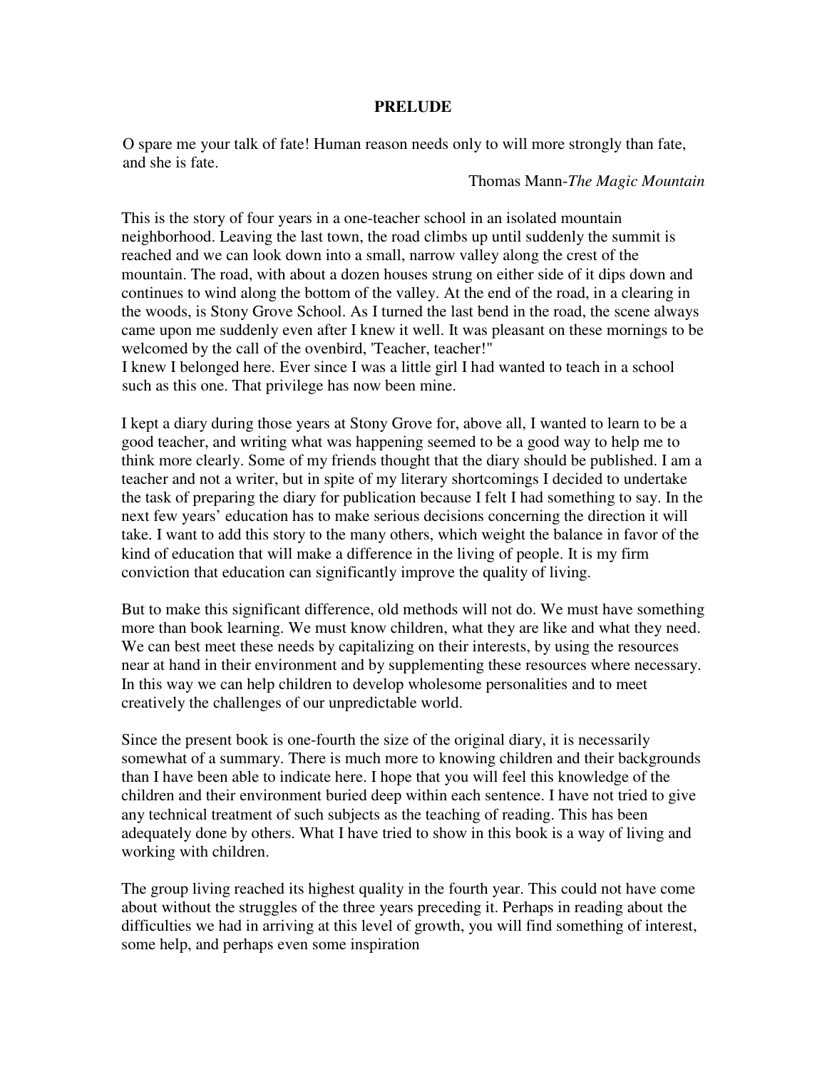# PRELUDE

O spare me your talk of fate! Human reason needs only to will more strongly than fate, and she is fate.

Thomas Mann-*The Magic Mountain*

This is the story of four years in a one-teacher school in an isolated mountain neighborhood. Leaving the last town, the road climbs up until suddenly the summit is reached and we can look down into a small, narrow valley along the crest of the mountain. The road, with about a dozen houses strung on either side of it dips down and continues to wind along the bottom of the valley. At the end of the road, in a clearing in the woods, is Stony Grove School. As I turned the last bend in the road, the scene always came upon me suddenly even after I knew it well. It was pleasant on these mornings to be welcomed by the call of the ovenbird, 'Teacher, teacher!"
I knew I belonged here. Ever since I was a little girl I had wanted to teach in a school such as this one. That privilege has now been mine.

I kept a diary during those years at Stony Grove for, above all, I wanted to learn to be a good teacher, and writing what was happening seemed to be a good way to help me to think more clearly. Some of my friends thought that the diary should be published. I am a teacher and not a writer, but in spite of my literary shortcomings I decided to undertake the task of preparing the diary for publication because I felt I had something to say. In the next few years' education has to make serious decisions concerning the direction it will take. I want to add this story to the many others, which weight the balance in favor of the kind of education that will make a difference in the living of people. It is my firm conviction that education can significantly improve the quality of living.

But to make this significant difference, old methods will not do. We must have something more than book learning. We must know children, what they are like and what they need. We can best meet these needs by capitalizing on their interests, by using the resources near at hand in their environment and by supplementing these resources where necessary. In this way we can help children to develop wholesome personalities and to meet creatively the challenges of our unpredictable world.

Since the present book is one-fourth the size of the original diary, it is necessarily somewhat of a summary. There is much more to knowing children and their backgrounds than I have been able to indicate here. I hope that you will feel this knowledge of the children and their environment buried deep within each sentence. I have not tried to give any technical treatment of such subjects as the teaching of reading. This has been adequately done by others. What I have tried to show in this book is a way of living and working with children.

The group living reached its highest quality in the fourth year. This could not have come about without the struggles of the three years preceding it. Perhaps in reading about the difficulties we had in arriving at this level of growth, you will find something of interest, some help, and perhaps even some inspiration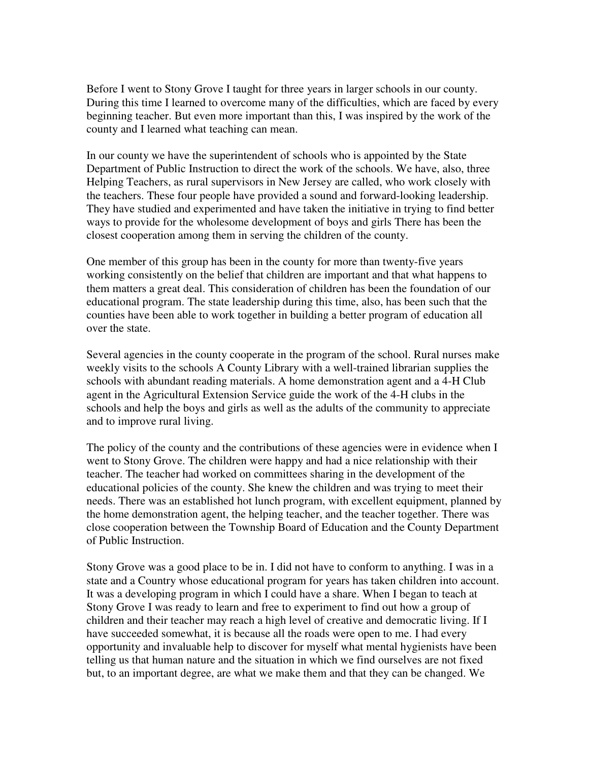Before I went to Stony Grove I taught for three years in larger schools in our county. During this time I learned to overcome many of the difficulties, which are faced by every beginning teacher. But even more important than this, I was inspired by the work of the county and I learned what teaching can mean.

In our county we have the superintendent of schools who is appointed by the State Department of Public Instruction to direct the work of the schools. We have, also, three Helping Teachers, as rural supervisors in New Jersey are called, who work closely with the teachers. These four people have provided a sound and forward-looking leadership. They have studied and experimented and have taken the initiative in trying to find better ways to provide for the wholesome development of boys and girls There has been the closest cooperation among them in serving the children of the county.

One member of this group has been in the county for more than twenty-five years working consistently on the belief that children are important and that what happens to them matters a great deal. This consideration of children has been the foundation of our educational program. The state leadership during this time, also, has been such that the counties have been able to work together in building a better program of education all over the state.

Several agencies in the county cooperate in the program of the school. Rural nurses make weekly visits to the schools A County Library with a well-trained librarian supplies the schools with abundant reading materials. A home demonstration agent and a 4-H Club agent in the Agricultural Extension Service guide the work of the 4-H clubs in the schools and help the boys and girls as well as the adults of the community to appreciate and to improve rural living.

The policy of the county and the contributions of these agencies were in evidence when I went to Stony Grove. The children were happy and had a nice relationship with their teacher. The teacher had worked on committees sharing in the development of the educational policies of the county. She knew the children and was trying to meet their needs. There was an established hot lunch program, with excellent equipment, planned by the home demonstration agent, the helping teacher, and the teacher together. There was close cooperation between the Township Board of Education and the County Department of Public Instruction.

Stony Grove was a good place to be in. I did not have to conform to anything. I was in a state and a Country whose educational program for years has taken children into account. It was a developing program in which I could have a share. When I began to teach at Stony Grove I was ready to learn and free to experiment to find out how a group of children and their teacher may reach a high level of creative and democratic living. If I have succeeded somewhat, it is because all the roads were open to me. I had every opportunity and invaluable help to discover for myself what mental hygienists have been telling us that human nature and the situation in which we find ourselves are not fixed but, to an important degree, are what we make them and that they can be changed. We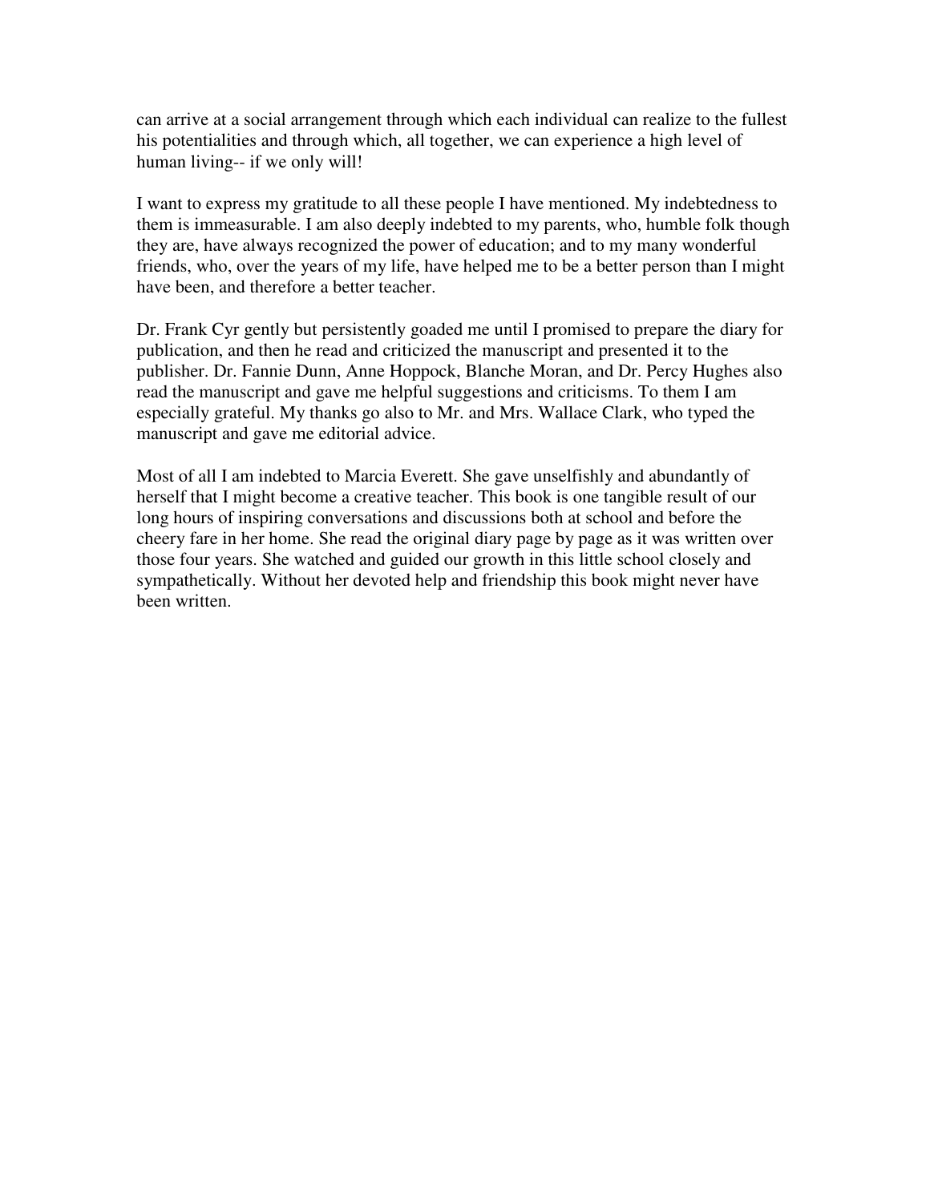can arrive at a social arrangement through which each individual can realize to the fullest his potentialities and through which, all together, we can experience a high level of human living-- if we only will!

I want to express my gratitude to all these people I have mentioned. My indebtedness to them is immeasurable. I am also deeply indebted to my parents, who, humble folk though they are, have always recognized the power of education; and to my many wonderful friends, who, over the years of my life, have helped me to be a better person than I might have been, and therefore a better teacher.

Dr. Frank Cyr gently but persistently goaded me until I promised to prepare the diary for publication, and then he read and criticized the manuscript and presented it to the publisher. Dr. Fannie Dunn, Anne Hoppock, Blanche Moran, and Dr. Percy Hughes also read the manuscript and gave me helpful suggestions and criticisms. To them I am especially grateful. My thanks go also to Mr. and Mrs. Wallace Clark, who typed the manuscript and gave me editorial advice.

Most of all I am indebted to Marcia Everett. She gave unselfishly and abundantly of herself that I might become a creative teacher. This book is one tangible result of our long hours of inspiring conversations and discussions both at school and before the cheery fare in her home. She read the original diary page by page as it was written over those four years. She watched and guided our growth in this little school closely and sympathetically. Without her devoted help and friendship this book might never have been written.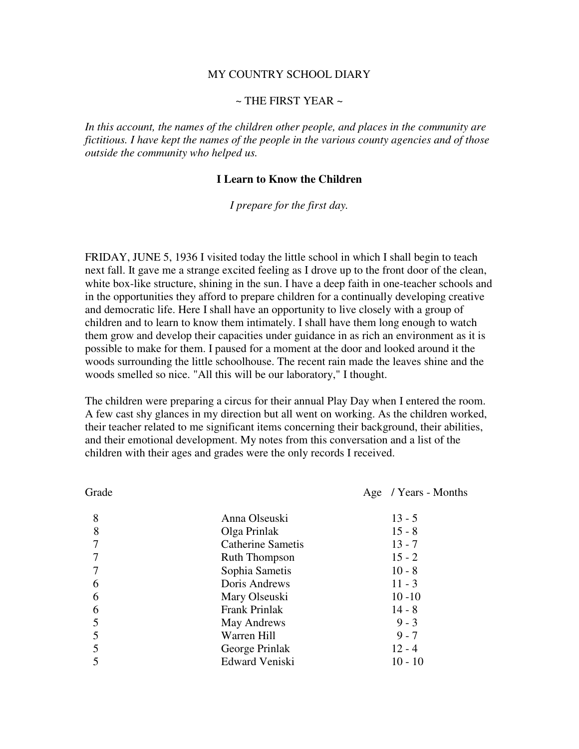MY COUNTRY SCHOOL DIARY

~ THE FIRST YEAR ~

*In this account, the names of the children other people, and places in the community are fictitious. I have kept the names of the people in the various county agencies and of those outside the community who helped us.*

## I Learn to Know the Children

*I prepare for the first day.*

FRIDAY, JUNE 5, 1936 I visited today the little school in which I shall begin to teach next fall. It gave me a strange excited feeling as I drove up to the front door of the clean, white box-like structure, shining in the sun. I have a deep faith in one-teacher schools and in the opportunities they afford to prepare children for a continually developing creative and democratic life. Here I shall have an opportunity to live closely with a group of children and to learn to know them intimately. I shall have them long enough to watch them grow and develop their capacities under guidance in as rich an environment as it is possible to make for them. I paused for a moment at the door and looked around it the woods surrounding the little schoolhouse. The recent rain made the leaves shine and the woods smelled so nice. "All this will be our laboratory," I thought.

The children were preparing a circus for their annual Play Day when I entered the room. A few cast shy glances in my direction but all went on working. As the children worked, their teacher related to me significant items concerning their background, their abilities, and their emotional development. My notes from this conversation and a list of the children with their ages and grades were the only records I received.

| Grade | | Age / Years - Months |
|---|---|---|
| 8 | Anna Olseuski | 13 - 5 |
| 8 | Olga Prinlak | 15 - 8 |
| 7 | Catherine Sametis | 13 - 7 |
| 7 | Ruth Thompson | 15 - 2 |
| 7 | Sophia Sametis | 10 - 8 |
| 6 | Doris Andrews | 11 - 3 |
| 6 | Mary Olseuski | 10 -10 |
| 6 | Frank Prinlak | 14 - 8 |
| 5 | May Andrews | 9 - 3 |
| 5 | Warren Hill | 9 - 7 |
| 5 | George Prinlak | 12 - 4 |
| 5 | Edward Veniski | 10 - 10 |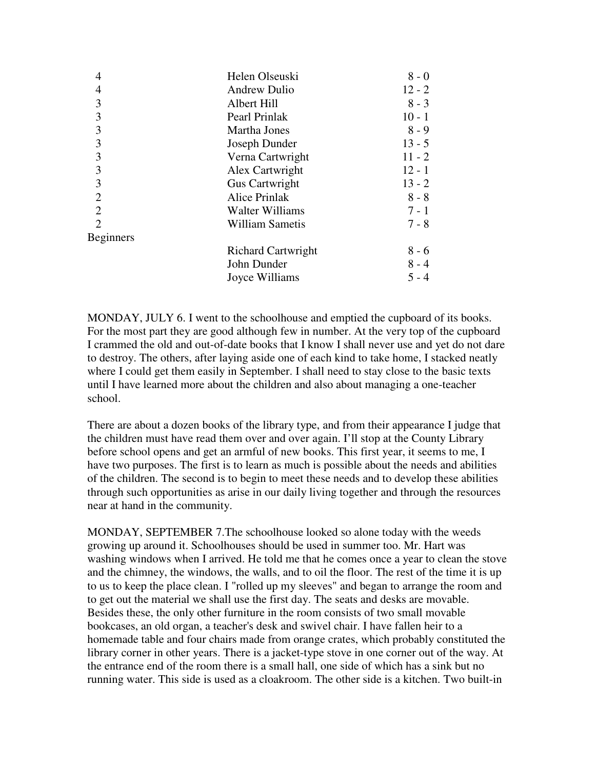| | | |
|---|---|---|
| 4 | Helen Olseuski | 8 - 0 |
| 4 | Andrew Dulio | 12 - 2 |
| 3 | Albert Hill | 8 - 3 |
| 3 | Pearl Prinlak | 10 - 1 |
| 3 | Martha Jones | 8 - 9 |
| 3 | Joseph Dunder | 13 - 5 |
| 3 | Verna Cartwright | 11 - 2 |
| 3 | Alex Cartwright | 12 - 1 |
| 3 | Gus Cartwright | 13 - 2 |
| 2 | Alice Prinlak | 8 - 8 |
| 2 | Walter Williams | 7 - 1 |
| 2 | William Sametis | 7 - 8 |
| Beginners | | |
| | Richard Cartwright | 8 - 6 |
| | John Dunder | 8 - 4 |
| | Joyce Williams | 5 - 4 |

MONDAY, JULY 6. I went to the schoolhouse and emptied the cupboard of its books. For the most part they are good although few in number. At the very top of the cupboard I crammed the old and out-of-date books that I know I shall never use and yet do not dare to destroy. The others, after laying aside one of each kind to take home, I stacked neatly where I could get them easily in September. I shall need to stay close to the basic texts until I have learned more about the children and also about managing a one-teacher school.

There are about a dozen books of the library type, and from their appearance I judge that the children must have read them over and over again. I'll stop at the County Library before school opens and get an armful of new books. This first year, it seems to me, I have two purposes. The first is to learn as much is possible about the needs and abilities of the children. The second is to begin to meet these needs and to develop these abilities through such opportunities as arise in our daily living together and through the resources near at hand in the community.

MONDAY, SEPTEMBER 7.The schoolhouse looked so alone today with the weeds growing up around it. Schoolhouses should be used in summer too. Mr. Hart was washing windows when I arrived. He told me that he comes once a year to clean the stove and the chimney, the windows, the walls, and to oil the floor. The rest of the time it is up to us to keep the place clean. I "rolled up my sleeves" and began to arrange the room and to get out the material we shall use the first day. The seats and desks are movable. Besides these, the only other furniture in the room consists of two small movable bookcases, an old organ, a teacher's desk and swivel chair. I have fallen heir to a homemade table and four chairs made from orange crates, which probably constituted the library corner in other years. There is a jacket-type stove in one corner out of the way. At the entrance end of the room there is a small hall, one side of which has a sink but no running water. This side is used as a cloakroom. The other side is a kitchen. Two built-in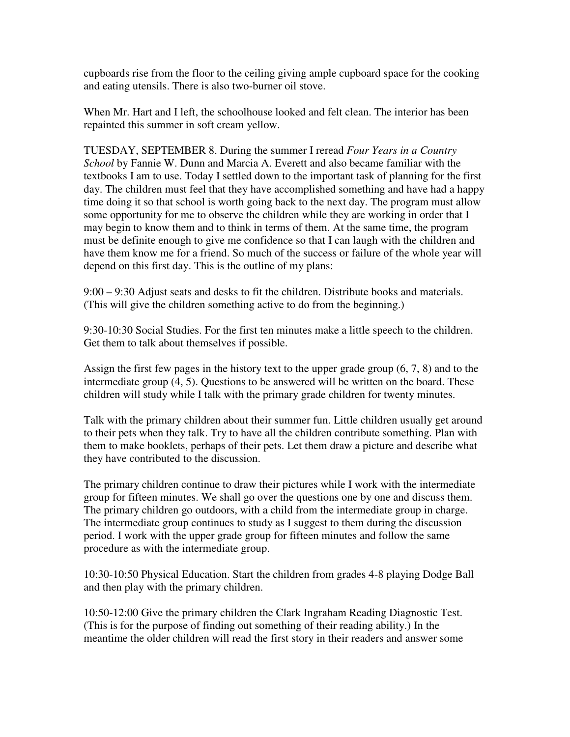cupboards rise from the floor to the ceiling giving ample cupboard space for the cooking and eating utensils. There is also two-burner oil stove.

When Mr. Hart and I left, the schoolhouse looked and felt clean. The interior has been repainted this summer in soft cream yellow.

TUESDAY, SEPTEMBER 8. During the summer I reread *Four Years in a Country School* by Fannie W. Dunn and Marcia A. Everett and also became familiar with the textbooks I am to use. Today I settled down to the important task of planning for the first day. The children must feel that they have accomplished something and have had a happy time doing it so that school is worth going back to the next day. The program must allow some opportunity for me to observe the children while they are working in order that I may begin to know them and to think in terms of them. At the same time, the program must be definite enough to give me confidence so that I can laugh with the children and have them know me for a friend. So much of the success or failure of the whole year will depend on this first day. This is the outline of my plans:

9:00 – 9:30 Adjust seats and desks to fit the children. Distribute books and materials. (This will give the children something active to do from the beginning.)

9:30-10:30 Social Studies. For the first ten minutes make a little speech to the children. Get them to talk about themselves if possible.

Assign the first few pages in the history text to the upper grade group (6, 7, 8) and to the intermediate group (4, 5). Questions to be answered will be written on the board. These children will study while I talk with the primary grade children for twenty minutes.

Talk with the primary children about their summer fun. Little children usually get around to their pets when they talk. Try to have all the children contribute something. Plan with them to make booklets, perhaps of their pets. Let them draw a picture and describe what they have contributed to the discussion.

The primary children continue to draw their pictures while I work with the intermediate group for fifteen minutes. We shall go over the questions one by one and discuss them. The primary children go outdoors, with a child from the intermediate group in charge. The intermediate group continues to study as I suggest to them during the discussion period. I work with the upper grade group for fifteen minutes and follow the same procedure as with the intermediate group.

10:30-10:50 Physical Education. Start the children from grades 4-8 playing Dodge Ball and then play with the primary children.

10:50-12:00 Give the primary children the Clark Ingraham Reading Diagnostic Test. (This is for the purpose of finding out something of their reading ability.) In the meantime the older children will read the first story in their readers and answer some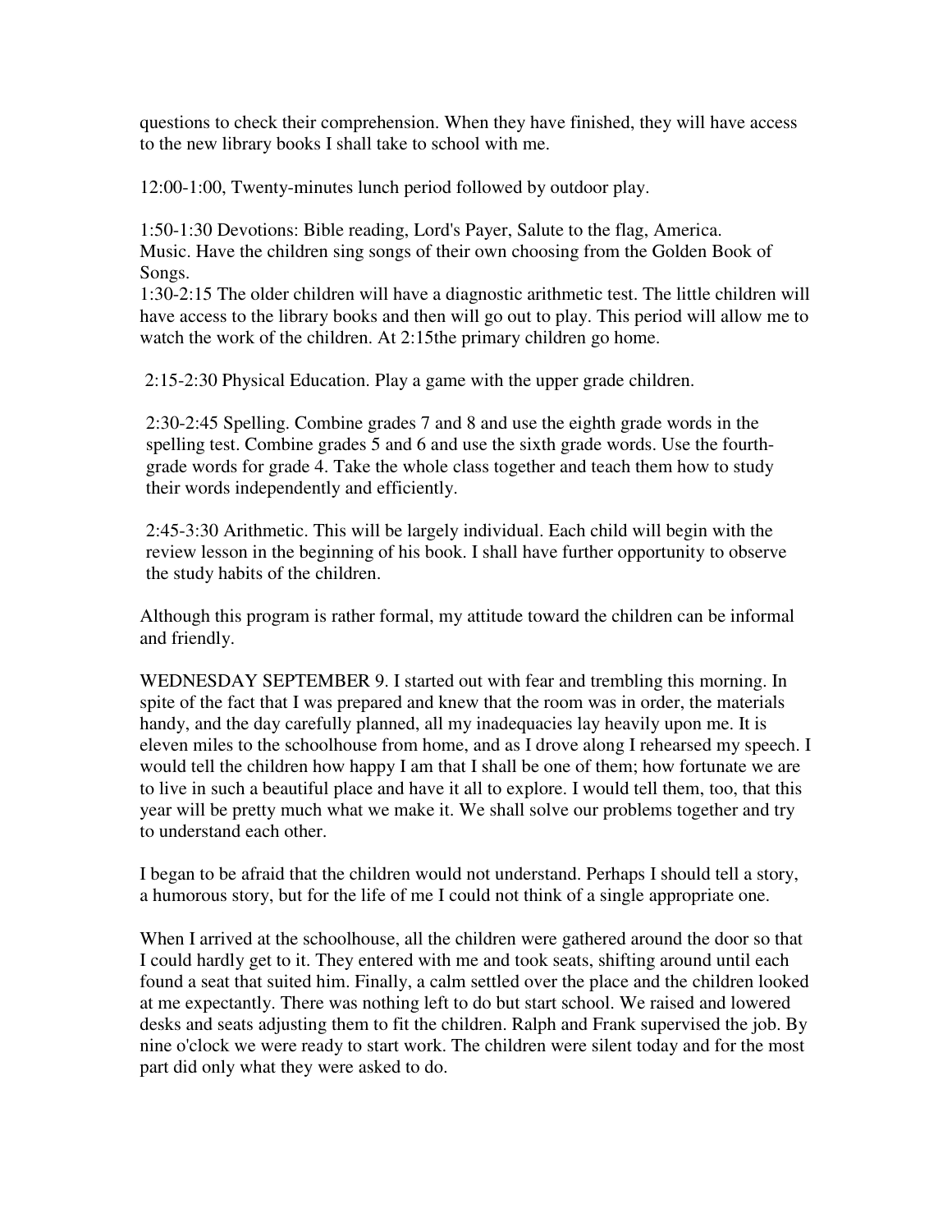questions to check their comprehension. When they have finished, they will have access to the new library books I shall take to school with me.

12:00-1:00, Twenty-minutes lunch period followed by outdoor play.

1:50-1:30 Devotions: Bible reading, Lord's Payer, Salute to the flag, America. Music. Have the children sing songs of their own choosing from the Golden Book of Songs.
1:30-2:15 The older children will have a diagnostic arithmetic test. The little children will have access to the library books and then will go out to play. This period will allow me to watch the work of the children. At 2:15the primary children go home.

2:15-2:30 Physical Education. Play a game with the upper grade children.

2:30-2:45 Spelling. Combine grades 7 and 8 and use the eighth grade words in the spelling test. Combine grades 5 and 6 and use the sixth grade words. Use the fourth-grade words for grade 4. Take the whole class together and teach them how to study their words independently and efficiently.

2:45-3:30 Arithmetic. This will be largely individual. Each child will begin with the review lesson in the beginning of his book. I shall have further opportunity to observe the study habits of the children.

Although this program is rather formal, my attitude toward the children can be informal and friendly.

WEDNESDAY SEPTEMBER 9. I started out with fear and trembling this morning. In spite of the fact that I was prepared and knew that the room was in order, the materials handy, and the day carefully planned, all my inadequacies lay heavily upon me. It is eleven miles to the schoolhouse from home, and as I drove along I rehearsed my speech. I would tell the children how happy I am that I shall be one of them; how fortunate we are to live in such a beautiful place and have it all to explore. I would tell them, too, that this year will be pretty much what we make it. We shall solve our problems together and try to understand each other.

I began to be afraid that the children would not understand. Perhaps I should tell a story, a humorous story, but for the life of me I could not think of a single appropriate one.

When I arrived at the schoolhouse, all the children were gathered around the door so that I could hardly get to it. They entered with me and took seats, shifting around until each found a seat that suited him. Finally, a calm settled over the place and the children looked at me expectantly. There was nothing left to do but start school. We raised and lowered desks and seats adjusting them to fit the children. Ralph and Frank supervised the job. By nine o'clock we were ready to start work. The children were silent today and for the most part did only what they were asked to do.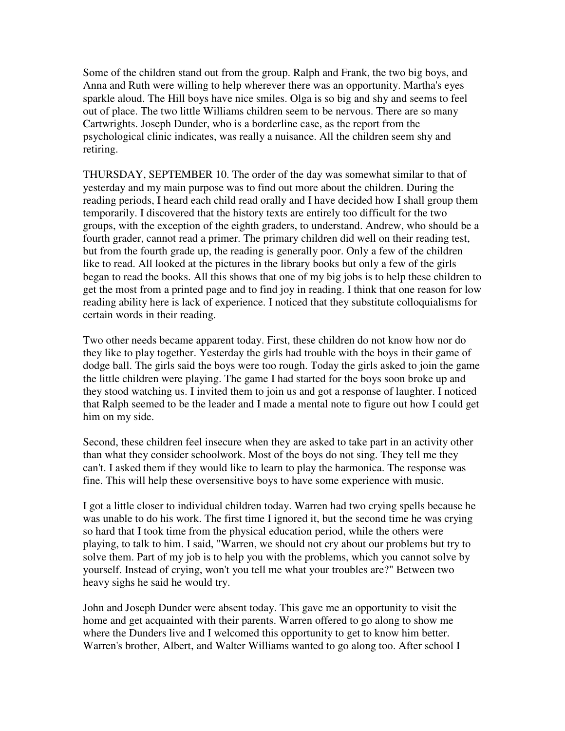Some of the children stand out from the group. Ralph and Frank, the two big boys, and Anna and Ruth were willing to help wherever there was an opportunity. Martha's eyes sparkle aloud. The Hill boys have nice smiles. Olga is so big and shy and seems to feel out of place. The two little Williams children seem to be nervous. There are so many Cartwrights. Joseph Dunder, who is a borderline case, as the report from the psychological clinic indicates, was really a nuisance. All the children seem shy and retiring.

THURSDAY, SEPTEMBER 10. The order of the day was somewhat similar to that of yesterday and my main purpose was to find out more about the children. During the reading periods, I heard each child read orally and I have decided how I shall group them temporarily. I discovered that the history texts are entirely too difficult for the two groups, with the exception of the eighth graders, to understand. Andrew, who should be a fourth grader, cannot read a primer. The primary children did well on their reading test, but from the fourth grade up, the reading is generally poor. Only a few of the children like to read. All looked at the pictures in the library books but only a few of the girls began to read the books. All this shows that one of my big jobs is to help these children to get the most from a printed page and to find joy in reading. I think that one reason for low reading ability here is lack of experience. I noticed that they substitute colloquialisms for certain words in their reading.

Two other needs became apparent today. First, these children do not know how nor do they like to play together. Yesterday the girls had trouble with the boys in their game of dodge ball. The girls said the boys were too rough. Today the girls asked to join the game the little children were playing. The game I had started for the boys soon broke up and they stood watching us. I invited them to join us and got a response of laughter. I noticed that Ralph seemed to be the leader and I made a mental note to figure out how I could get him on my side.

Second, these children feel insecure when they are asked to take part in an activity other than what they consider schoolwork. Most of the boys do not sing. They tell me they can't. I asked them if they would like to learn to play the harmonica. The response was fine. This will help these oversensitive boys to have some experience with music.

I got a little closer to individual children today. Warren had two crying spells because he was unable to do his work. The first time I ignored it, but the second time he was crying so hard that I took time from the physical education period, while the others were playing, to talk to him. I said, "Warren, we should not cry about our problems but try to solve them. Part of my job is to help you with the problems, which you cannot solve by yourself. Instead of crying, won't you tell me what your troubles are?" Between two heavy sighs he said he would try.

John and Joseph Dunder were absent today. This gave me an opportunity to visit the home and get acquainted with their parents. Warren offered to go along to show me where the Dunders live and I welcomed this opportunity to get to know him better. Warren's brother, Albert, and Walter Williams wanted to go along too. After school I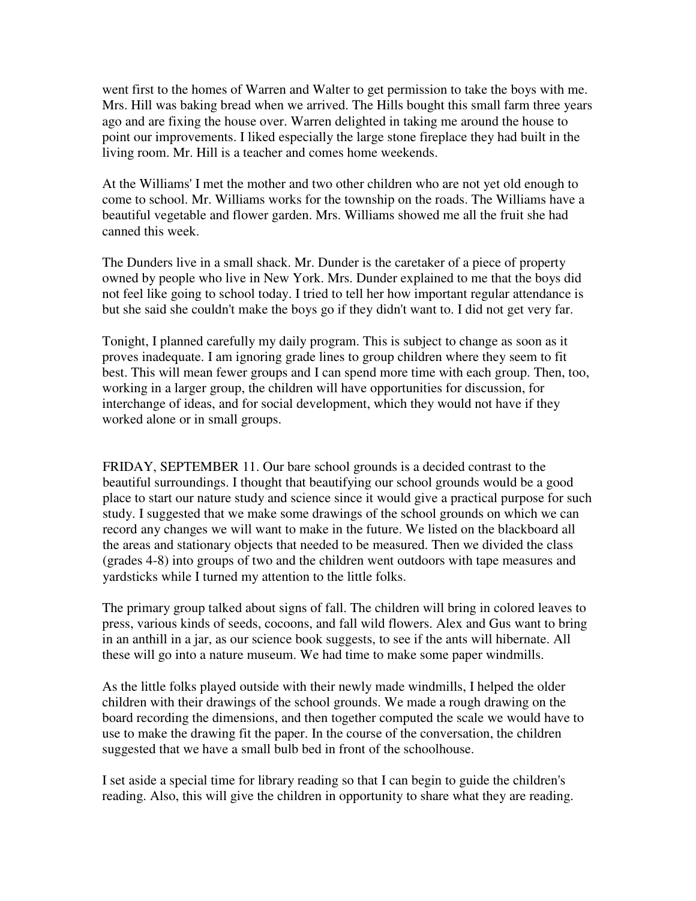went first to the homes of Warren and Walter to get permission to take the boys with me. Mrs. Hill was baking bread when we arrived. The Hills bought this small farm three years ago and are fixing the house over. Warren delighted in taking me around the house to point our improvements. I liked especially the large stone fireplace they had built in the living room. Mr. Hill is a teacher and comes home weekends.

At the Williams' I met the mother and two other children who are not yet old enough to come to school. Mr. Williams works for the township on the roads. The Williams have a beautiful vegetable and flower garden. Mrs. Williams showed me all the fruit she had canned this week.

The Dunders live in a small shack. Mr. Dunder is the caretaker of a piece of property owned by people who live in New York. Mrs. Dunder explained to me that the boys did not feel like going to school today. I tried to tell her how important regular attendance is but she said she couldn't make the boys go if they didn't want to. I did not get very far.

Tonight, I planned carefully my daily program. This is subject to change as soon as it proves inadequate. I am ignoring grade lines to group children where they seem to fit best. This will mean fewer groups and I can spend more time with each group. Then, too, working in a larger group, the children will have opportunities for discussion, for interchange of ideas, and for social development, which they would not have if they worked alone or in small groups.

FRIDAY, SEPTEMBER 11. Our bare school grounds is a decided contrast to the beautiful surroundings. I thought that beautifying our school grounds would be a good place to start our nature study and science since it would give a practical purpose for such study. I suggested that we make some drawings of the school grounds on which we can record any changes we will want to make in the future. We listed on the blackboard all the areas and stationary objects that needed to be measured. Then we divided the class (grades 4-8) into groups of two and the children went outdoors with tape measures and yardsticks while I turned my attention to the little folks.

The primary group talked about signs of fall. The children will bring in colored leaves to press, various kinds of seeds, cocoons, and fall wild flowers. Alex and Gus want to bring in an anthill in a jar, as our science book suggests, to see if the ants will hibernate. All these will go into a nature museum. We had time to make some paper windmills.

As the little folks played outside with their newly made windmills, I helped the older children with their drawings of the school grounds. We made a rough drawing on the board recording the dimensions, and then together computed the scale we would have to use to make the drawing fit the paper. In the course of the conversation, the children suggested that we have a small bulb bed in front of the schoolhouse.

I set aside a special time for library reading so that I can begin to guide the children's reading. Also, this will give the children in opportunity to share what they are reading.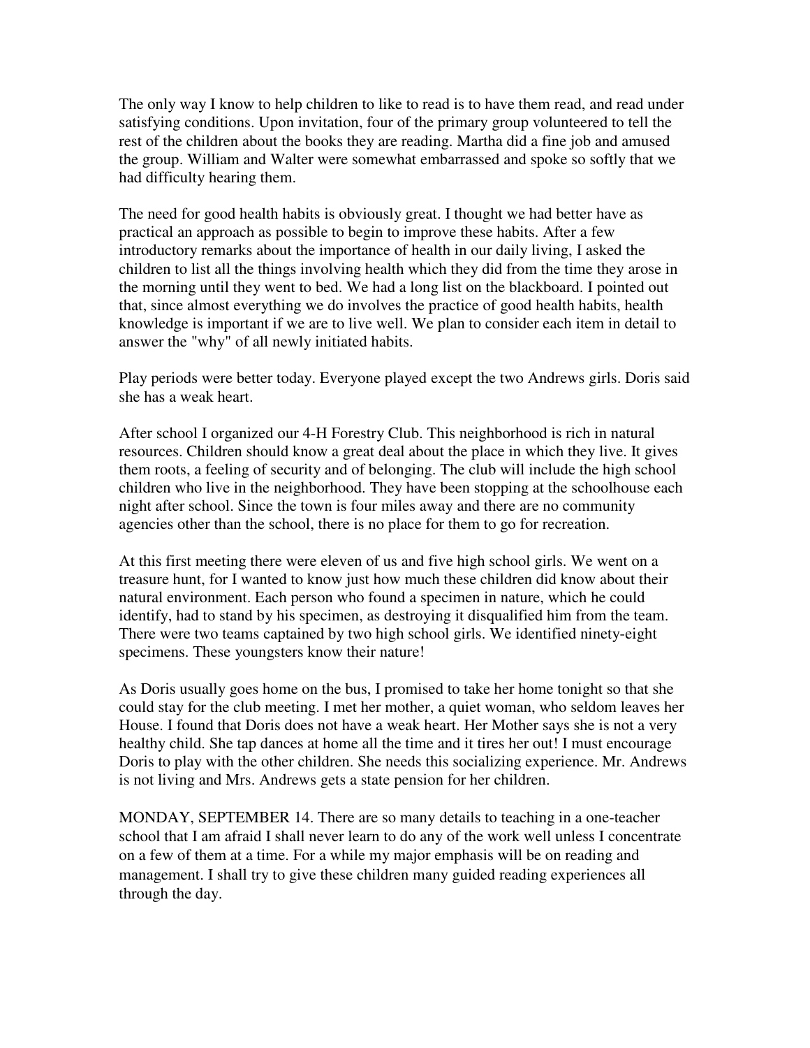The only way I know to help children to like to read is to have them read, and read under satisfying conditions. Upon invitation, four of the primary group volunteered to tell the rest of the children about the books they are reading. Martha did a fine job and amused the group. William and Walter were somewhat embarrassed and spoke so softly that we had difficulty hearing them.

The need for good health habits is obviously great. I thought we had better have as practical an approach as possible to begin to improve these habits. After a few introductory remarks about the importance of health in our daily living, I asked the children to list all the things involving health which they did from the time they arose in the morning until they went to bed. We had a long list on the blackboard. I pointed out that, since almost everything we do involves the practice of good health habits, health knowledge is important if we are to live well. We plan to consider each item in detail to answer the "why" of all newly initiated habits.

Play periods were better today. Everyone played except the two Andrews girls. Doris said she has a weak heart.

After school I organized our 4-H Forestry Club. This neighborhood is rich in natural resources. Children should know a great deal about the place in which they live. It gives them roots, a feeling of security and of belonging. The club will include the high school children who live in the neighborhood. They have been stopping at the schoolhouse each night after school. Since the town is four miles away and there are no community agencies other than the school, there is no place for them to go for recreation.

At this first meeting there were eleven of us and five high school girls. We went on a treasure hunt, for I wanted to know just how much these children did know about their natural environment. Each person who found a specimen in nature, which he could identify, had to stand by his specimen, as destroying it disqualified him from the team. There were two teams captained by two high school girls. We identified ninety-eight specimens. These youngsters know their nature!

As Doris usually goes home on the bus, I promised to take her home tonight so that she could stay for the club meeting. I met her mother, a quiet woman, who seldom leaves her House. I found that Doris does not have a weak heart. Her Mother says she is not a very healthy child. She tap dances at home all the time and it tires her out! I must encourage Doris to play with the other children. She needs this socializing experience. Mr. Andrews is not living and Mrs. Andrews gets a state pension for her children.

MONDAY, SEPTEMBER 14. There are so many details to teaching in a one-teacher school that I am afraid I shall never learn to do any of the work well unless I concentrate on a few of them at a time. For a while my major emphasis will be on reading and management. I shall try to give these children many guided reading experiences all through the day.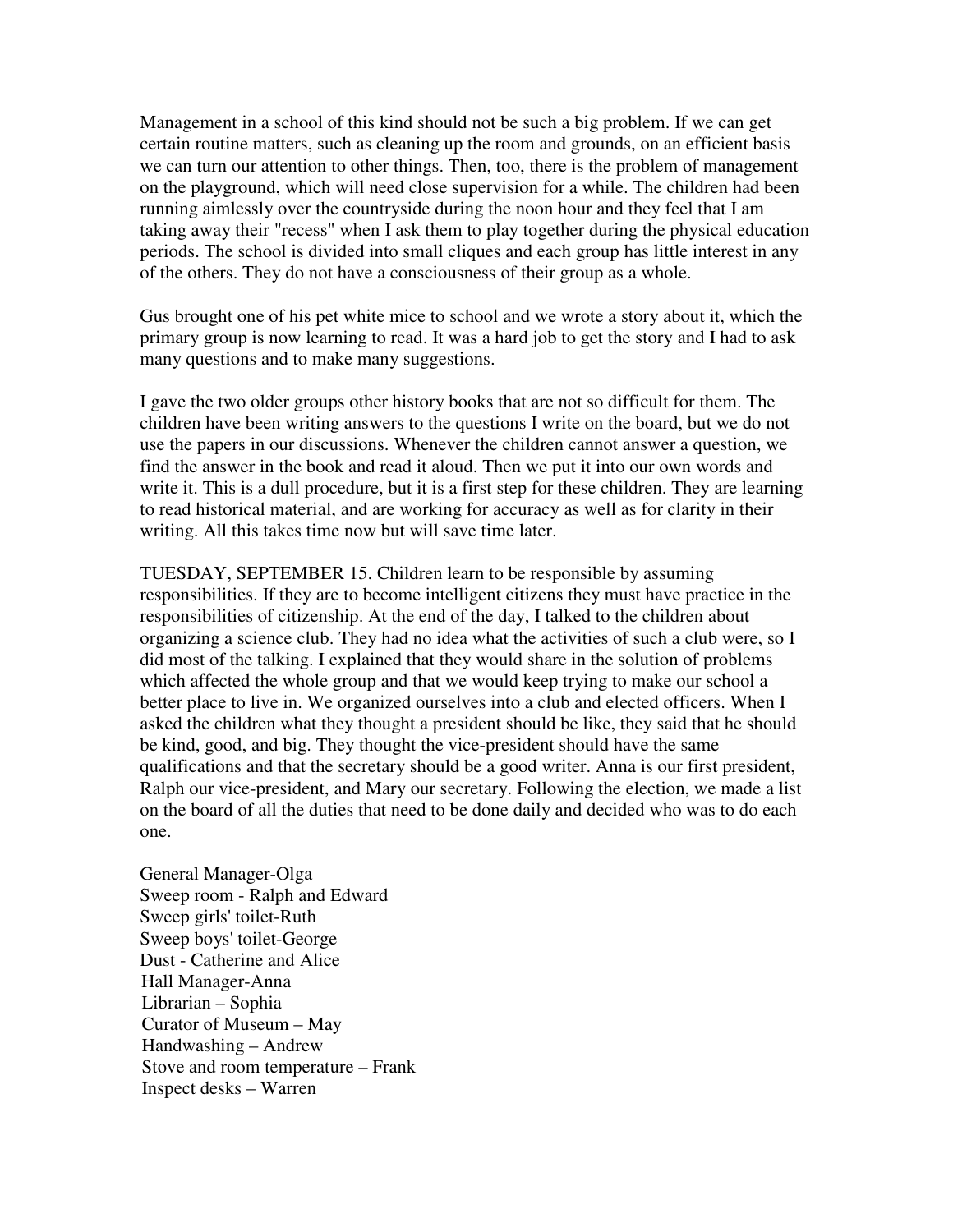Management in a school of this kind should not be such a big problem. If we can get certain routine matters, such as cleaning up the room and grounds, on an efficient basis we can turn our attention to other things. Then, too, there is the problem of management on the playground, which will need close supervision for a while. The children had been running aimlessly over the countryside during the noon hour and they feel that I am taking away their "recess" when I ask them to play together during the physical education periods. The school is divided into small cliques and each group has little interest in any of the others. They do not have a consciousness of their group as a whole.

Gus brought one of his pet white mice to school and we wrote a story about it, which the primary group is now learning to read. It was a hard job to get the story and I had to ask many questions and to make many suggestions.

I gave the two older groups other history books that are not so difficult for them. The children have been writing answers to the questions I write on the board, but we do not use the papers in our discussions. Whenever the children cannot answer a question, we find the answer in the book and read it aloud. Then we put it into our own words and write it. This is a dull procedure, but it is a first step for these children. They are learning to read historical material, and are working for accuracy as well as for clarity in their writing. All this takes time now but will save time later.

TUESDAY, SEPTEMBER 15. Children learn to be responsible by assuming responsibilities. If they are to become intelligent citizens they must have practice in the responsibilities of citizenship. At the end of the day, I talked to the children about organizing a science club. They had no idea what the activities of such a club were, so I did most of the talking. I explained that they would share in the solution of problems which affected the whole group and that we would keep trying to make our school a better place to live in. We organized ourselves into a club and elected officers. When I asked the children what they thought a president should be like, they said that he should be kind, good, and big. They thought the vice-president should have the same qualifications and that the secretary should be a good writer. Anna is our first president, Ralph our vice-president, and Mary our secretary. Following the election, we made a list on the board of all the duties that need to be done daily and decided who was to do each one.

General Manager-Olga
Sweep room - Ralph and Edward
Sweep girls' toilet-Ruth
Sweep boys' toilet-George
Dust - Catherine and Alice
Hall Manager-Anna
Librarian – Sophia
Curator of Museum – May
Handwashing – Andrew
Stove and room temperature – Frank
Inspect desks – Warren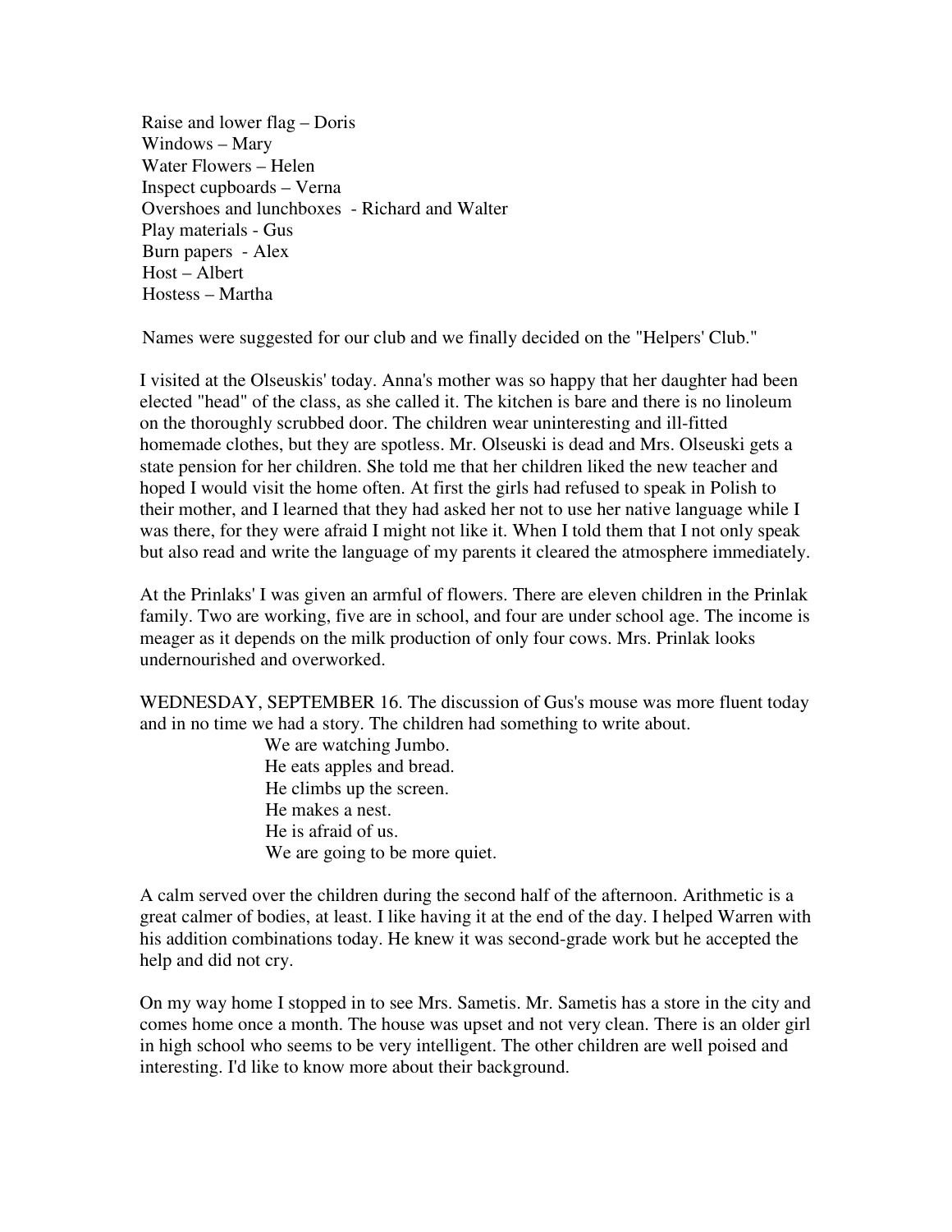Raise and lower flag – Doris
Windows – Mary
Water Flowers – Helen
Inspect cupboards – Verna
Overshoes and lunchboxes - Richard and Walter
Play materials - Gus
Burn papers - Alex
Host – Albert
Hostess – Martha

Names were suggested for our club and we finally decided on the "Helpers' Club."

I visited at the Olseuskis' today. Anna's mother was so happy that her daughter had been elected "head" of the class, as she called it. The kitchen is bare and there is no linoleum on the thoroughly scrubbed door. The children wear uninteresting and ill-fitted homemade clothes, but they are spotless. Mr. Olseuski is dead and Mrs. Olseuski gets a state pension for her children. She told me that her children liked the new teacher and hoped I would visit the home often. At first the girls had refused to speak in Polish to their mother, and I learned that they had asked her not to use her native language while I was there, for they were afraid I might not like it. When I told them that I not only speak but also read and write the language of my parents it cleared the atmosphere immediately.

At the Prinlaks' I was given an armful of flowers. There are eleven children in the Prinlak family. Two are working, five are in school, and four are under school age. The income is meager as it depends on the milk production of only four cows. Mrs. Prinlak looks undernourished and overworked.

WEDNESDAY, SEPTEMBER 16. The discussion of Gus's mouse was more fluent today and in no time we had a story. The children had something to write about.

We are watching Jumbo.
He eats apples and bread.
He climbs up the screen.
He makes a nest.
He is afraid of us.
We are going to be more quiet.

A calm served over the children during the second half of the afternoon. Arithmetic is a great calmer of bodies, at least. I like having it at the end of the day. I helped Warren with his addition combinations today. He knew it was second-grade work but he accepted the help and did not cry.

On my way home I stopped in to see Mrs. Sametis. Mr. Sametis has a store in the city and comes home once a month. The house was upset and not very clean. There is an older girl in high school who seems to be very intelligent. The other children are well poised and interesting. I'd like to know more about their background.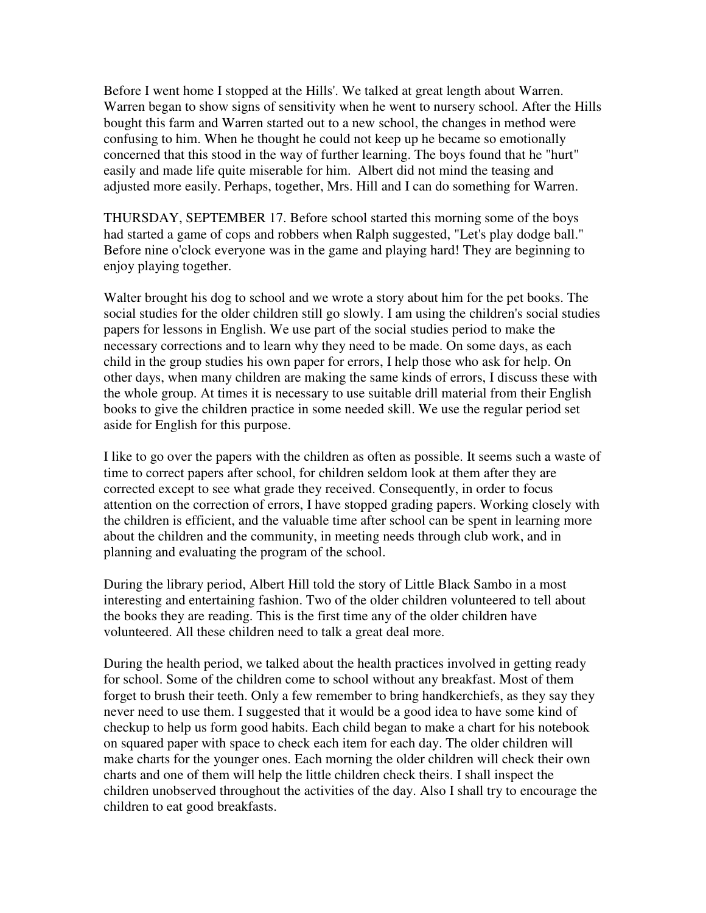Before I went home I stopped at the Hills'. We talked at great length about Warren. Warren began to show signs of sensitivity when he went to nursery school. After the Hills bought this farm and Warren started out to a new school, the changes in method were confusing to him. When he thought he could not keep up he became so emotionally concerned that this stood in the way of further learning. The boys found that he "hurt" easily and made life quite miserable for him. Albert did not mind the teasing and adjusted more easily. Perhaps, together, Mrs. Hill and I can do something for Warren.

THURSDAY, SEPTEMBER 17. Before school started this morning some of the boys had started a game of cops and robbers when Ralph suggested, "Let's play dodge ball." Before nine o'clock everyone was in the game and playing hard! They are beginning to enjoy playing together.

Walter brought his dog to school and we wrote a story about him for the pet books. The social studies for the older children still go slowly. I am using the children's social studies papers for lessons in English. We use part of the social studies period to make the necessary corrections and to learn why they need to be made. On some days, as each child in the group studies his own paper for errors, I help those who ask for help. On other days, when many children are making the same kinds of errors, I discuss these with the whole group. At times it is necessary to use suitable drill material from their English books to give the children practice in some needed skill. We use the regular period set aside for English for this purpose.

I like to go over the papers with the children as often as possible. It seems such a waste of time to correct papers after school, for children seldom look at them after they are corrected except to see what grade they received. Consequently, in order to focus attention on the correction of errors, I have stopped grading papers. Working closely with the children is efficient, and the valuable time after school can be spent in learning more about the children and the community, in meeting needs through club work, and in planning and evaluating the program of the school.

During the library period, Albert Hill told the story of Little Black Sambo in a most interesting and entertaining fashion. Two of the older children volunteered to tell about the books they are reading. This is the first time any of the older children have volunteered. All these children need to talk a great deal more.

During the health period, we talked about the health practices involved in getting ready for school. Some of the children come to school without any breakfast. Most of them forget to brush their teeth. Only a few remember to bring handkerchiefs, as they say they never need to use them. I suggested that it would be a good idea to have some kind of checkup to help us form good habits. Each child began to make a chart for his notebook on squared paper with space to check each item for each day. The older children will make charts for the younger ones. Each morning the older children will check their own charts and one of them will help the little children check theirs. I shall inspect the children unobserved throughout the activities of the day. Also I shall try to encourage the children to eat good breakfasts.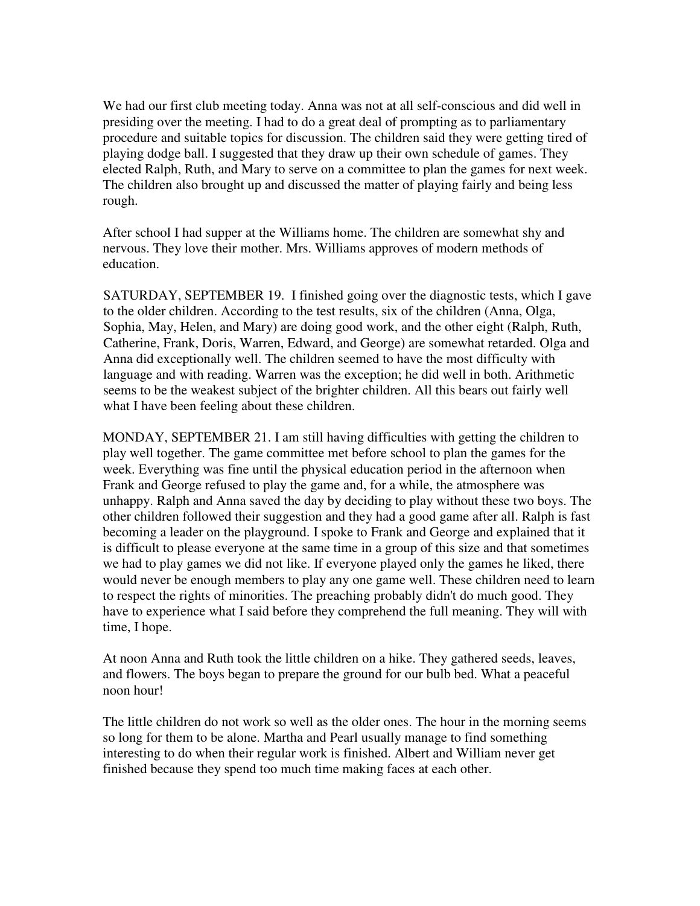We had our first club meeting today. Anna was not at all self-conscious and did well in presiding over the meeting. I had to do a great deal of prompting as to parliamentary procedure and suitable topics for discussion. The children said they were getting tired of playing dodge ball. I suggested that they draw up their own schedule of games. They elected Ralph, Ruth, and Mary to serve on a committee to plan the games for next week. The children also brought up and discussed the matter of playing fairly and being less rough.

After school I had supper at the Williams home. The children are somewhat shy and nervous. They love their mother. Mrs. Williams approves of modern methods of education.

SATURDAY, SEPTEMBER 19. I finished going over the diagnostic tests, which I gave to the older children. According to the test results, six of the children (Anna, Olga, Sophia, May, Helen, and Mary) are doing good work, and the other eight (Ralph, Ruth, Catherine, Frank, Doris, Warren, Edward, and George) are somewhat retarded. Olga and Anna did exceptionally well. The children seemed to have the most difficulty with language and with reading. Warren was the exception; he did well in both. Arithmetic seems to be the weakest subject of the brighter children. All this bears out fairly well what I have been feeling about these children.

MONDAY, SEPTEMBER 21. I am still having difficulties with getting the children to play well together. The game committee met before school to plan the games for the week. Everything was fine until the physical education period in the afternoon when Frank and George refused to play the game and, for a while, the atmosphere was unhappy. Ralph and Anna saved the day by deciding to play without these two boys. The other children followed their suggestion and they had a good game after all. Ralph is fast becoming a leader on the playground. I spoke to Frank and George and explained that it is difficult to please everyone at the same time in a group of this size and that sometimes we had to play games we did not like. If everyone played only the games he liked, there would never be enough members to play any one game well. These children need to learn to respect the rights of minorities. The preaching probably didn't do much good. They have to experience what I said before they comprehend the full meaning. They will with time, I hope.

At noon Anna and Ruth took the little children on a hike. They gathered seeds, leaves, and flowers. The boys began to prepare the ground for our bulb bed. What a peaceful noon hour!

The little children do not work so well as the older ones. The hour in the morning seems so long for them to be alone. Martha and Pearl usually manage to find something interesting to do when their regular work is finished. Albert and William never get finished because they spend too much time making faces at each other.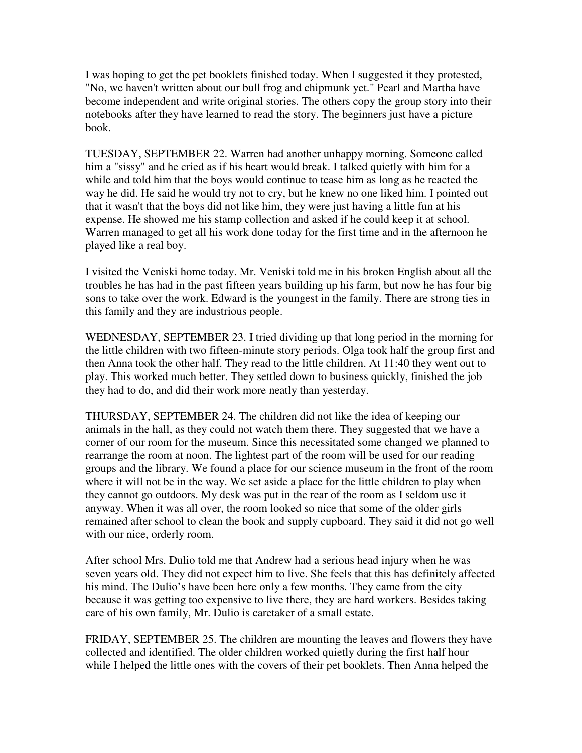I was hoping to get the pet booklets finished today. When I suggested it they protested, "No, we haven't written about our bull frog and chipmunk yet." Pearl and Martha have become independent and write original stories. The others copy the group story into their notebooks after they have learned to read the story. The beginners just have a picture book.

TUESDAY, SEPTEMBER 22. Warren had another unhappy morning. Someone called him a "sissy" and he cried as if his heart would break. I talked quietly with him for a while and told him that the boys would continue to tease him as long as he reacted the way he did. He said he would try not to cry, but he knew no one liked him. I pointed out that it wasn't that the boys did not like him, they were just having a little fun at his expense. He showed me his stamp collection and asked if he could keep it at school. Warren managed to get all his work done today for the first time and in the afternoon he played like a real boy.

I visited the Veniski home today. Mr. Veniski told me in his broken English about all the troubles he has had in the past fifteen years building up his farm, but now he has four big sons to take over the work. Edward is the youngest in the family. There are strong ties in this family and they are industrious people.

WEDNESDAY, SEPTEMBER 23. I tried dividing up that long period in the morning for the little children with two fifteen-minute story periods. Olga took half the group first and then Anna took the other half. They read to the little children. At 11:40 they went out to play. This worked much better. They settled down to business quickly, finished the job they had to do, and did their work more neatly than yesterday.

THURSDAY, SEPTEMBER 24. The children did not like the idea of keeping our animals in the hall, as they could not watch them there. They suggested that we have a corner of our room for the museum. Since this necessitated some changed we planned to rearrange the room at noon. The lightest part of the room will be used for our reading groups and the library. We found a place for our science museum in the front of the room where it will not be in the way. We set aside a place for the little children to play when they cannot go outdoors. My desk was put in the rear of the room as I seldom use it anyway. When it was all over, the room looked so nice that some of the older girls remained after school to clean the book and supply cupboard. They said it did not go well with our nice, orderly room.

After school Mrs. Dulio told me that Andrew had a serious head injury when he was seven years old. They did not expect him to live. She feels that this has definitely affected his mind. The Dulio's have been here only a few months. They came from the city because it was getting too expensive to live there, they are hard workers. Besides taking care of his own family, Mr. Dulio is caretaker of a small estate.

FRIDAY, SEPTEMBER 25. The children are mounting the leaves and flowers they have collected and identified. The older children worked quietly during the first half hour while I helped the little ones with the covers of their pet booklets. Then Anna helped the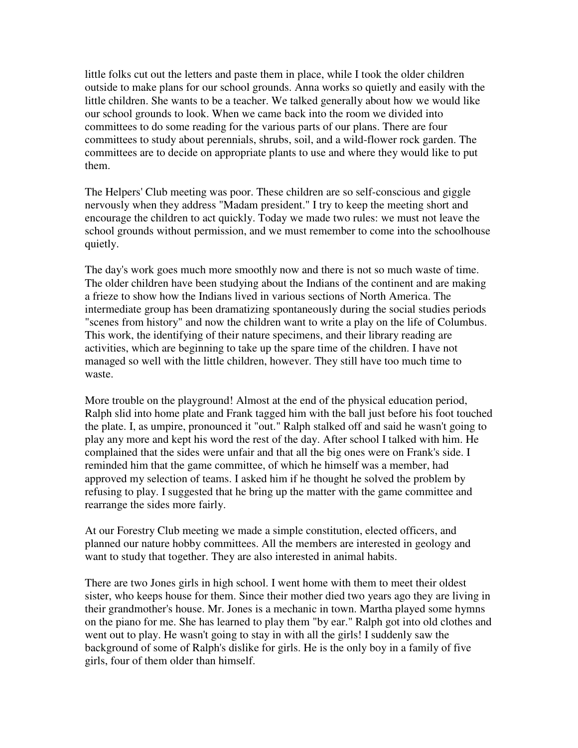little folks cut out the letters and paste them in place, while I took the older children outside to make plans for our school grounds. Anna works so quietly and easily with the little children. She wants to be a teacher. We talked generally about how we would like our school grounds to look. When we came back into the room we divided into committees to do some reading for the various parts of our plans. There are four committees to study about perennials, shrubs, soil, and a wild-flower rock garden. The committees are to decide on appropriate plants to use and where they would like to put them.

The Helpers' Club meeting was poor. These children are so self-conscious and giggle nervously when they address "Madam president." I try to keep the meeting short and encourage the children to act quickly. Today we made two rules: we must not leave the school grounds without permission, and we must remember to come into the schoolhouse quietly.

The day's work goes much more smoothly now and there is not so much waste of time. The older children have been studying about the Indians of the continent and are making a frieze to show how the Indians lived in various sections of North America. The intermediate group has been dramatizing spontaneously during the social studies periods "scenes from history" and now the children want to write a play on the life of Columbus. This work, the identifying of their nature specimens, and their library reading are activities, which are beginning to take up the spare time of the children. I have not managed so well with the little children, however. They still have too much time to waste.

More trouble on the playground! Almost at the end of the physical education period, Ralph slid into home plate and Frank tagged him with the ball just before his foot touched the plate. I, as umpire, pronounced it "out." Ralph stalked off and said he wasn't going to play any more and kept his word the rest of the day. After school I talked with him. He complained that the sides were unfair and that all the big ones were on Frank's side. I reminded him that the game committee, of which he himself was a member, had approved my selection of teams. I asked him if he thought he solved the problem by refusing to play. I suggested that he bring up the matter with the game committee and rearrange the sides more fairly.

At our Forestry Club meeting we made a simple constitution, elected officers, and planned our nature hobby committees. All the members are interested in geology and want to study that together. They are also interested in animal habits.

There are two Jones girls in high school. I went home with them to meet their oldest sister, who keeps house for them. Since their mother died two years ago they are living in their grandmother's house. Mr. Jones is a mechanic in town. Martha played some hymns on the piano for me. She has learned to play them "by ear." Ralph got into old clothes and went out to play. He wasn't going to stay in with all the girls! I suddenly saw the background of some of Ralph's dislike for girls. He is the only boy in a family of five girls, four of them older than himself.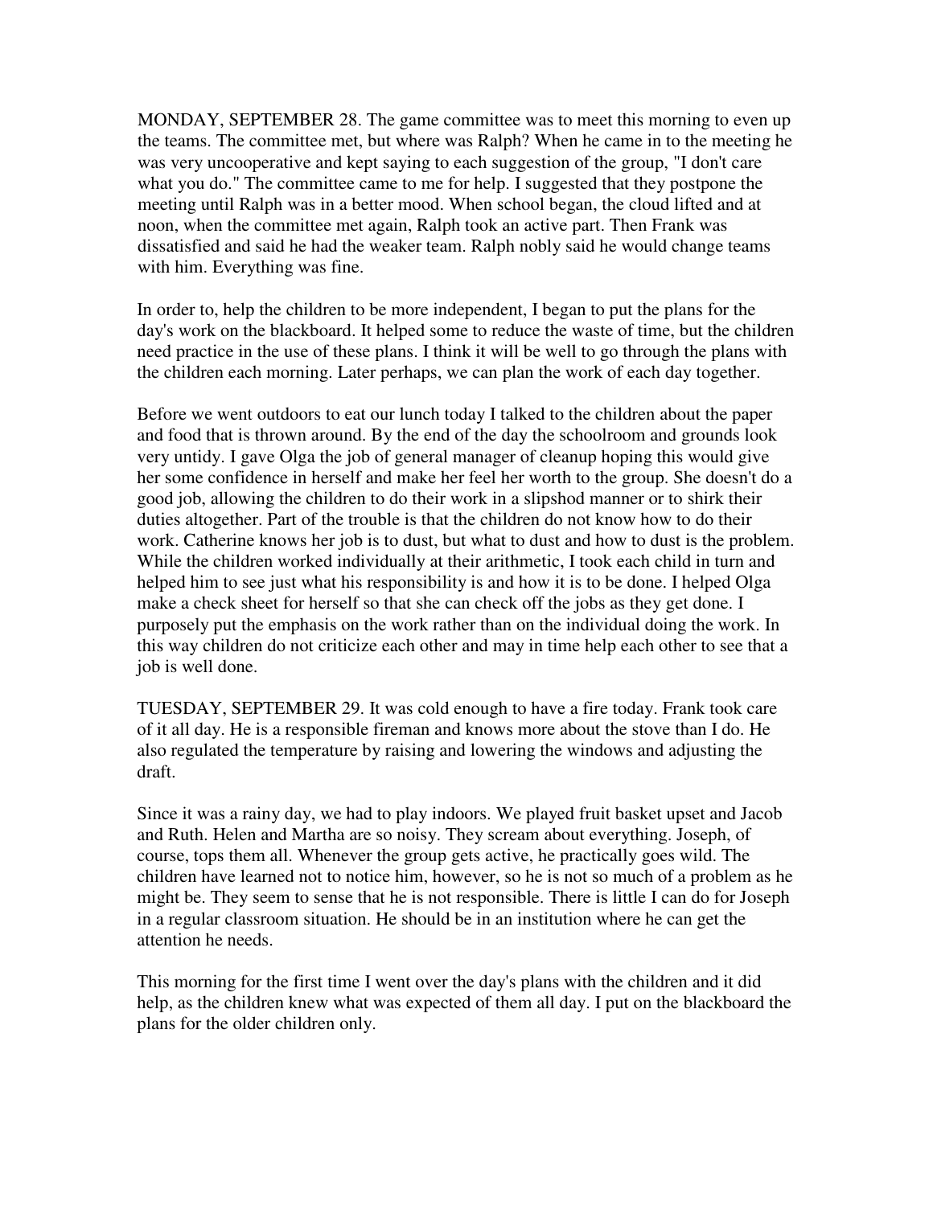MONDAY, SEPTEMBER 28. The game committee was to meet this morning to even up the teams. The committee met, but where was Ralph? When he came in to the meeting he was very uncooperative and kept saying to each suggestion of the group, "I don't care what you do." The committee came to me for help. I suggested that they postpone the meeting until Ralph was in a better mood. When school began, the cloud lifted and at noon, when the committee met again, Ralph took an active part. Then Frank was dissatisfied and said he had the weaker team. Ralph nobly said he would change teams with him. Everything was fine.

In order to, help the children to be more independent, I began to put the plans for the day's work on the blackboard. It helped some to reduce the waste of time, but the children need practice in the use of these plans. I think it will be well to go through the plans with the children each morning. Later perhaps, we can plan the work of each day together.

Before we went outdoors to eat our lunch today I talked to the children about the paper and food that is thrown around. By the end of the day the schoolroom and grounds look very untidy. I gave Olga the job of general manager of cleanup hoping this would give her some confidence in herself and make her feel her worth to the group. She doesn't do a good job, allowing the children to do their work in a slipshod manner or to shirk their duties altogether. Part of the trouble is that the children do not know how to do their work. Catherine knows her job is to dust, but what to dust and how to dust is the problem. While the children worked individually at their arithmetic, I took each child in turn and helped him to see just what his responsibility is and how it is to be done. I helped Olga make a check sheet for herself so that she can check off the jobs as they get done. I purposely put the emphasis on the work rather than on the individual doing the work. In this way children do not criticize each other and may in time help each other to see that a job is well done.

TUESDAY, SEPTEMBER 29. It was cold enough to have a fire today. Frank took care of it all day. He is a responsible fireman and knows more about the stove than I do. He also regulated the temperature by raising and lowering the windows and adjusting the draft.

Since it was a rainy day, we had to play indoors. We played fruit basket upset and Jacob and Ruth. Helen and Martha are so noisy. They scream about everything. Joseph, of course, tops them all. Whenever the group gets active, he practically goes wild. The children have learned not to notice him, however, so he is not so much of a problem as he might be. They seem to sense that he is not responsible. There is little I can do for Joseph in a regular classroom situation. He should be in an institution where he can get the attention he needs.

This morning for the first time I went over the day's plans with the children and it did help, as the children knew what was expected of them all day. I put on the blackboard the plans for the older children only.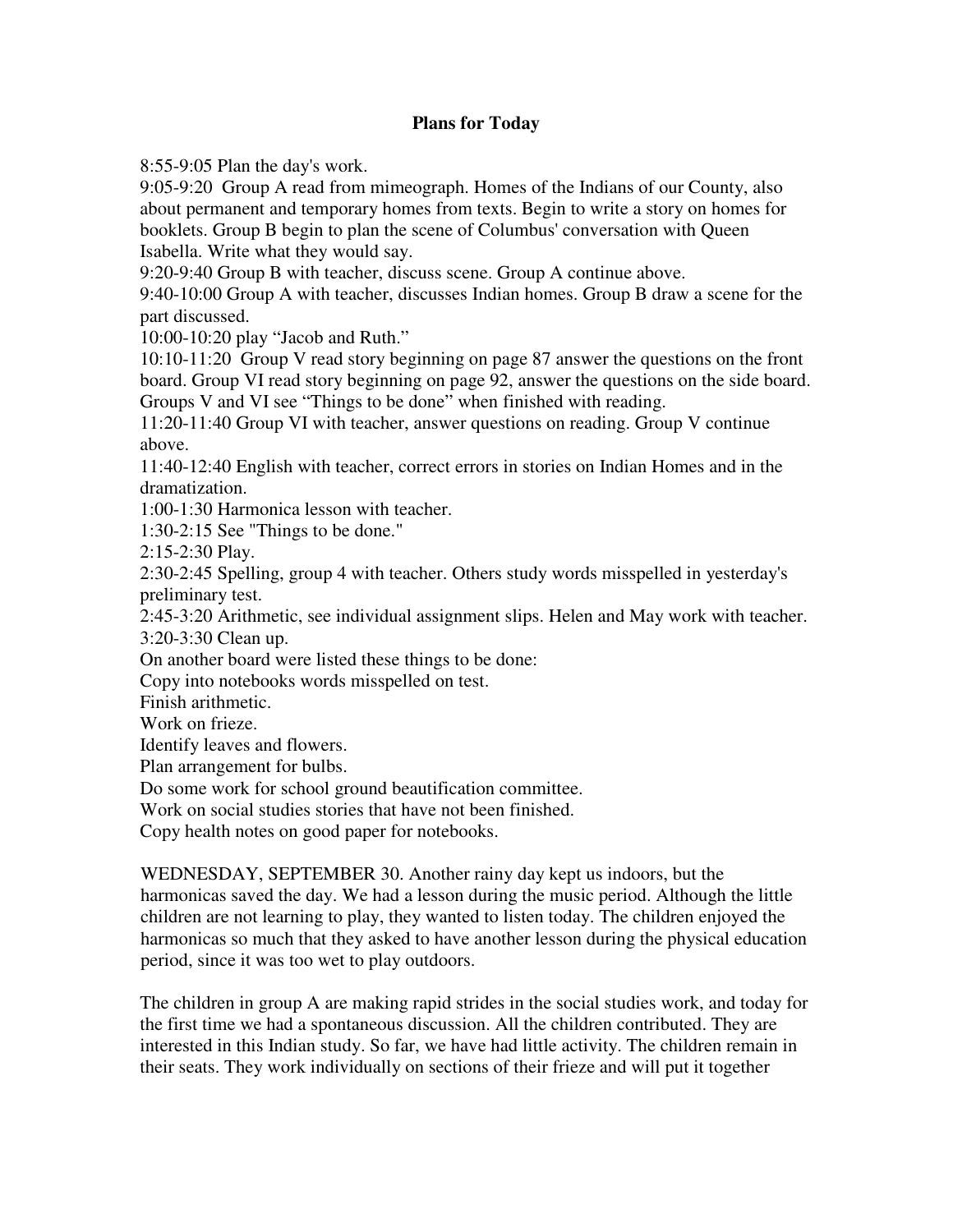**Plans for Today**

8:55-9:05 Plan the day's work.
9:05-9:20 Group A read from mimeograph. Homes of the Indians of our County, also about permanent and temporary homes from texts. Begin to write a story on homes for booklets. Group B begin to plan the scene of Columbus' conversation with Queen Isabella. Write what they would say.
9:20-9:40 Group B with teacher, discuss scene. Group A continue above.
9:40-10:00 Group A with teacher, discusses Indian homes. Group B draw a scene for the part discussed.
10:00-10:20 play "Jacob and Ruth."
10:10-11:20 Group V read story beginning on page 87 answer the questions on the front board. Group VI read story beginning on page 92, answer the questions on the side board. Groups V and VI see "Things to be done" when finished with reading.
11:20-11:40 Group VI with teacher, answer questions on reading. Group V continue above.
11:40-12:40 English with teacher, correct errors in stories on Indian Homes and in the dramatization.
1:00-1:30 Harmonica lesson with teacher.
1:30-2:15 See "Things to be done."
2:15-2:30 Play.
2:30-2:45 Spelling, group 4 with teacher. Others study words misspelled in yesterday's preliminary test.
2:45-3:20 Arithmetic, see individual assignment slips. Helen and May work with teacher.
3:20-3:30 Clean up.
On another board were listed these things to be done:
Copy into notebooks words misspelled on test.
Finish arithmetic.
Work on frieze.
Identify leaves and flowers.
Plan arrangement for bulbs.
Do some work for school ground beautification committee.
Work on social studies stories that have not been finished.
Copy health notes on good paper for notebooks.

WEDNESDAY, SEPTEMBER 30. Another rainy day kept us indoors, but the harmonicas saved the day. We had a lesson during the music period. Although the little children are not learning to play, they wanted to listen today. The children enjoyed the harmonicas so much that they asked to have another lesson during the physical education period, since it was too wet to play outdoors.

The children in group A are making rapid strides in the social studies work, and today for the first time we had a spontaneous discussion. All the children contributed. They are interested in this Indian study. So far, we have had little activity. The children remain in their seats. They work individually on sections of their frieze and will put it together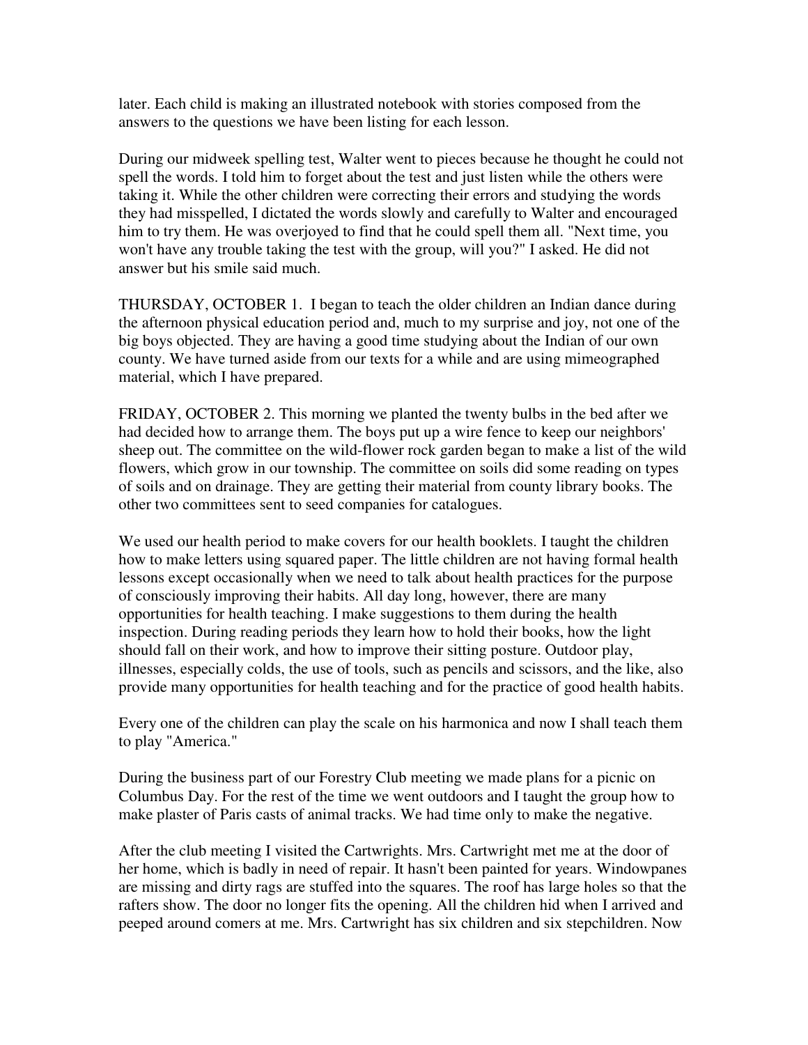later. Each child is making an illustrated notebook with stories composed from the answers to the questions we have been listing for each lesson.

During our midweek spelling test, Walter went to pieces because he thought he could not spell the words. I told him to forget about the test and just listen while the others were taking it. While the other children were correcting their errors and studying the words they had misspelled, I dictated the words slowly and carefully to Walter and encouraged him to try them. He was overjoyed to find that he could spell them all. "Next time, you won't have any trouble taking the test with the group, will you?" I asked. He did not answer but his smile said much.

THURSDAY, OCTOBER 1. I began to teach the older children an Indian dance during the afternoon physical education period and, much to my surprise and joy, not one of the big boys objected. They are having a good time studying about the Indian of our own county. We have turned aside from our texts for a while and are using mimeographed material, which I have prepared.

FRIDAY, OCTOBER 2. This morning we planted the twenty bulbs in the bed after we had decided how to arrange them. The boys put up a wire fence to keep our neighbors' sheep out. The committee on the wild-flower rock garden began to make a list of the wild flowers, which grow in our township. The committee on soils did some reading on types of soils and on drainage. They are getting their material from county library books. The other two committees sent to seed companies for catalogues.

We used our health period to make covers for our health booklets. I taught the children how to make letters using squared paper. The little children are not having formal health lessons except occasionally when we need to talk about health practices for the purpose of consciously improving their habits. All day long, however, there are many opportunities for health teaching. I make suggestions to them during the health inspection. During reading periods they learn how to hold their books, how the light should fall on their work, and how to improve their sitting posture. Outdoor play, illnesses, especially colds, the use of tools, such as pencils and scissors, and the like, also provide many opportunities for health teaching and for the practice of good health habits.

Every one of the children can play the scale on his harmonica and now I shall teach them to play "America."

During the business part of our Forestry Club meeting we made plans for a picnic on Columbus Day. For the rest of the time we went outdoors and I taught the group how to make plaster of Paris casts of animal tracks. We had time only to make the negative.

After the club meeting I visited the Cartwrights. Mrs. Cartwright met me at the door of her home, which is badly in need of repair. It hasn't been painted for years. Windowpanes are missing and dirty rags are stuffed into the squares. The roof has large holes so that the rafters show. The door no longer fits the opening. All the children hid when I arrived and peeped around comers at me. Mrs. Cartwright has six children and six stepchildren. Now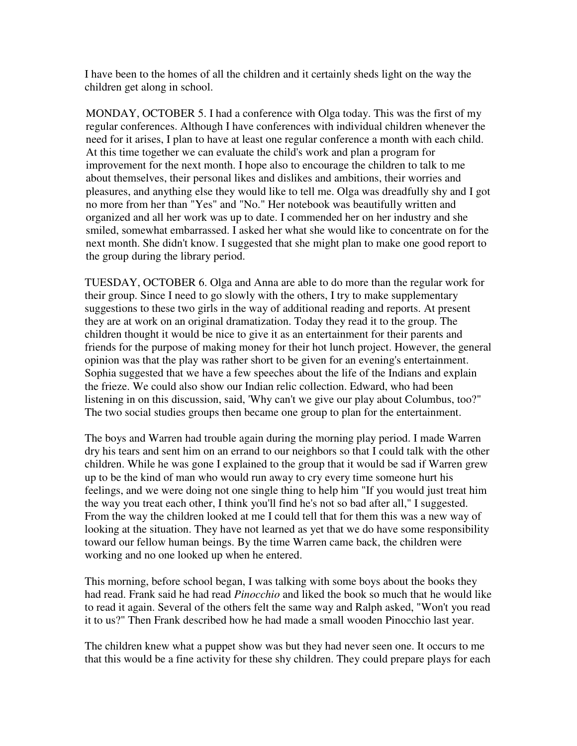I have been to the homes of all the children and it certainly sheds light on the way the children get along in school.

MONDAY, OCTOBER 5. I had a conference with Olga today. This was the first of my regular conferences. Although I have conferences with individual children whenever the need for it arises, I plan to have at least one regular conference a month with each child. At this time together we can evaluate the child's work and plan a program for improvement for the next month. I hope also to encourage the children to talk to me about themselves, their personal likes and dislikes and ambitions, their worries and pleasures, and anything else they would like to tell me. Olga was dreadfully shy and I got no more from her than "Yes" and "No." Her notebook was beautifully written and organized and all her work was up to date. I commended her on her industry and she smiled, somewhat embarrassed. I asked her what she would like to concentrate on for the next month. She didn't know. I suggested that she might plan to make one good report to the group during the library period.

TUESDAY, OCTOBER 6. Olga and Anna are able to do more than the regular work for their group. Since I need to go slowly with the others, I try to make supplementary suggestions to these two girls in the way of additional reading and reports. At present they are at work on an original dramatization. Today they read it to the group. The children thought it would be nice to give it as an entertainment for their parents and friends for the purpose of making money for their hot lunch project. However, the general opinion was that the play was rather short to be given for an evening's entertainment. Sophia suggested that we have a few speeches about the life of the Indians and explain the frieze. We could also show our Indian relic collection. Edward, who had been listening in on this discussion, said, 'Why can't we give our play about Columbus, too?" The two social studies groups then became one group to plan for the entertainment.

The boys and Warren had trouble again during the morning play period. I made Warren dry his tears and sent him on an errand to our neighbors so that I could talk with the other children. While he was gone I explained to the group that it would be sad if Warren grew up to be the kind of man who would run away to cry every time someone hurt his feelings, and we were doing not one single thing to help him "If you would just treat him the way you treat each other, I think you'll find he's not so bad after all," I suggested. From the way the children looked at me I could tell that for them this was a new way of looking at the situation. They have not learned as yet that we do have some responsibility toward our fellow human beings. By the time Warren came back, the children were working and no one looked up when he entered.

This morning, before school began, I was talking with some boys about the books they had read. Frank said he had read *Pinocchio* and liked the book so much that he would like to read it again. Several of the others felt the same way and Ralph asked, "Won't you read it to us?" Then Frank described how he had made a small wooden Pinocchio last year.

The children knew what a puppet show was but they had never seen one. It occurs to me that this would be a fine activity for these shy children. They could prepare plays for each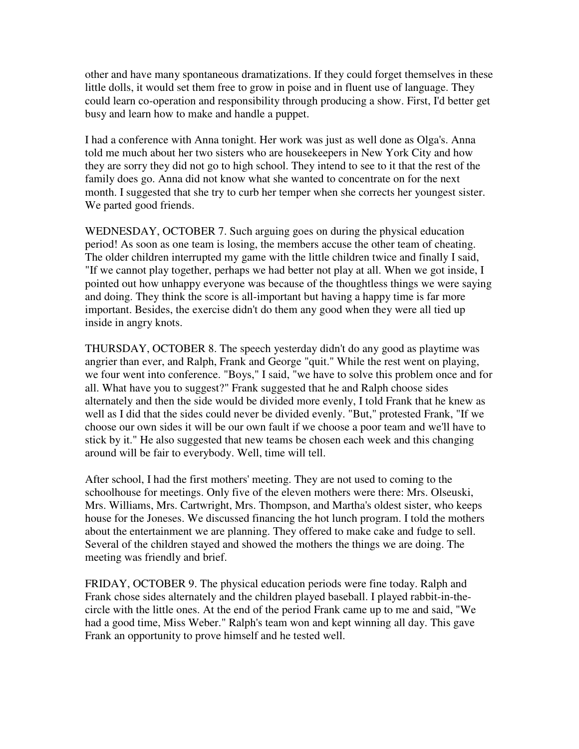other and have many spontaneous dramatizations. If they could forget themselves in these little dolls, it would set them free to grow in poise and in fluent use of language. They could learn co-operation and responsibility through producing a show. First, I'd better get busy and learn how to make and handle a puppet.

I had a conference with Anna tonight. Her work was just as well done as Olga's. Anna told me much about her two sisters who are housekeepers in New York City and how they are sorry they did not go to high school. They intend to see to it that the rest of the family does go. Anna did not know what she wanted to concentrate on for the next month. I suggested that she try to curb her temper when she corrects her youngest sister. We parted good friends.

WEDNESDAY, OCTOBER 7. Such arguing goes on during the physical education period! As soon as one team is losing, the members accuse the other team of cheating. The older children interrupted my game with the little children twice and finally I said, "If we cannot play together, perhaps we had better not play at all. When we got inside, I pointed out how unhappy everyone was because of the thoughtless things we were saying and doing. They think the score is all-important but having a happy time is far more important. Besides, the exercise didn't do them any good when they were all tied up inside in angry knots.

THURSDAY, OCTOBER 8. The speech yesterday didn't do any good as playtime was angrier than ever, and Ralph, Frank and George "quit." While the rest went on playing, we four went into conference. "Boys," I said, "we have to solve this problem once and for all. What have you to suggest?" Frank suggested that he and Ralph choose sides alternately and then the side would be divided more evenly, I told Frank that he knew as well as I did that the sides could never be divided evenly. "But," protested Frank, "If we choose our own sides it will be our own fault if we choose a poor team and we'll have to stick by it." He also suggested that new teams be chosen each week and this changing around will be fair to everybody. Well, time will tell.

After school, I had the first mothers' meeting. They are not used to coming to the schoolhouse for meetings. Only five of the eleven mothers were there: Mrs. Olseuski, Mrs. Williams, Mrs. Cartwright, Mrs. Thompson, and Martha's oldest sister, who keeps house for the Joneses. We discussed financing the hot lunch program. I told the mothers about the entertainment we are planning. They offered to make cake and fudge to sell. Several of the children stayed and showed the mothers the things we are doing. The meeting was friendly and brief.

FRIDAY, OCTOBER 9. The physical education periods were fine today. Ralph and Frank chose sides alternately and the children played baseball. I played rabbit-in-the-circle with the little ones. At the end of the period Frank came up to me and said, "We had a good time, Miss Weber." Ralph's team won and kept winning all day. This gave Frank an opportunity to prove himself and he tested well.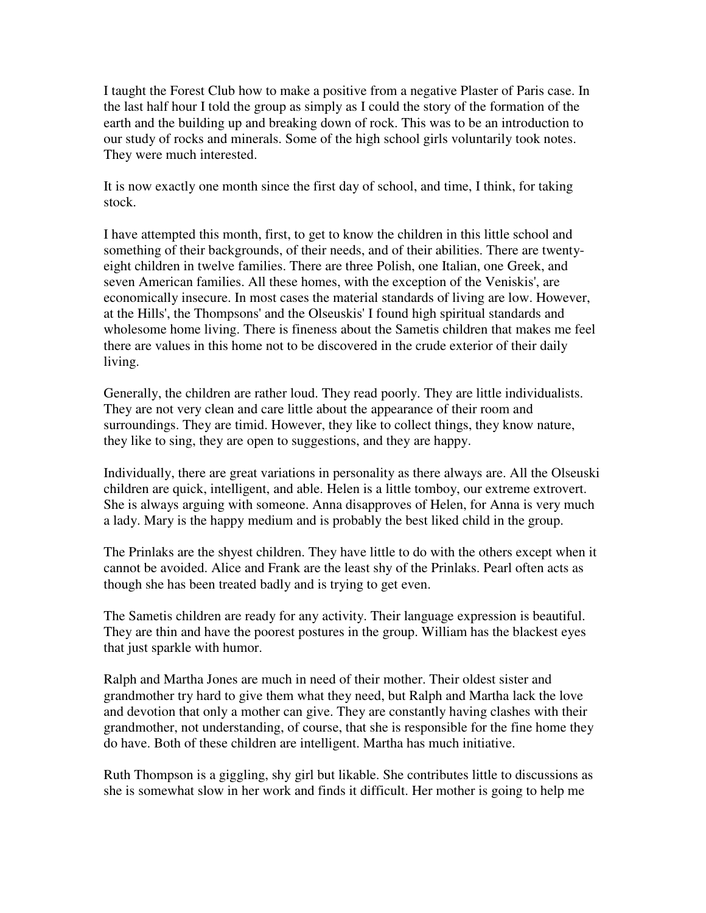I taught the Forest Club how to make a positive from a negative Plaster of Paris case. In the last half hour I told the group as simply as I could the story of the formation of the earth and the building up and breaking down of rock. This was to be an introduction to our study of rocks and minerals. Some of the high school girls voluntarily took notes. They were much interested.

It is now exactly one month since the first day of school, and time, I think, for taking stock.

I have attempted this month, first, to get to know the children in this little school and something of their backgrounds, of their needs, and of their abilities. There are twenty-eight children in twelve families. There are three Polish, one Italian, one Greek, and seven American families. All these homes, with the exception of the Veniskis', are economically insecure. In most cases the material standards of living are low. However, at the Hills', the Thompsons' and the Olseuskis' I found high spiritual standards and wholesome home living. There is fineness about the Sametis children that makes me feel there are values in this home not to be discovered in the crude exterior of their daily living.

Generally, the children are rather loud. They read poorly. They are little individualists. They are not very clean and care little about the appearance of their room and surroundings. They are timid. However, they like to collect things, they know nature, they like to sing, they are open to suggestions, and they are happy.

Individually, there are great variations in personality as there always are. All the Olseuski children are quick, intelligent, and able. Helen is a little tomboy, our extreme extrovert. She is always arguing with someone. Anna disapproves of Helen, for Anna is very much a lady. Mary is the happy medium and is probably the best liked child in the group.

The Prinlaks are the shyest children. They have little to do with the others except when it cannot be avoided. Alice and Frank are the least shy of the Prinlaks. Pearl often acts as though she has been treated badly and is trying to get even.

The Sametis children are ready for any activity. Their language expression is beautiful. They are thin and have the poorest postures in the group. William has the blackest eyes that just sparkle with humor.

Ralph and Martha Jones are much in need of their mother. Their oldest sister and grandmother try hard to give them what they need, but Ralph and Martha lack the love and devotion that only a mother can give. They are constantly having clashes with their grandmother, not understanding, of course, that she is responsible for the fine home they do have. Both of these children are intelligent. Martha has much initiative.

Ruth Thompson is a giggling, shy girl but likable. She contributes little to discussions as she is somewhat slow in her work and finds it difficult. Her mother is going to help me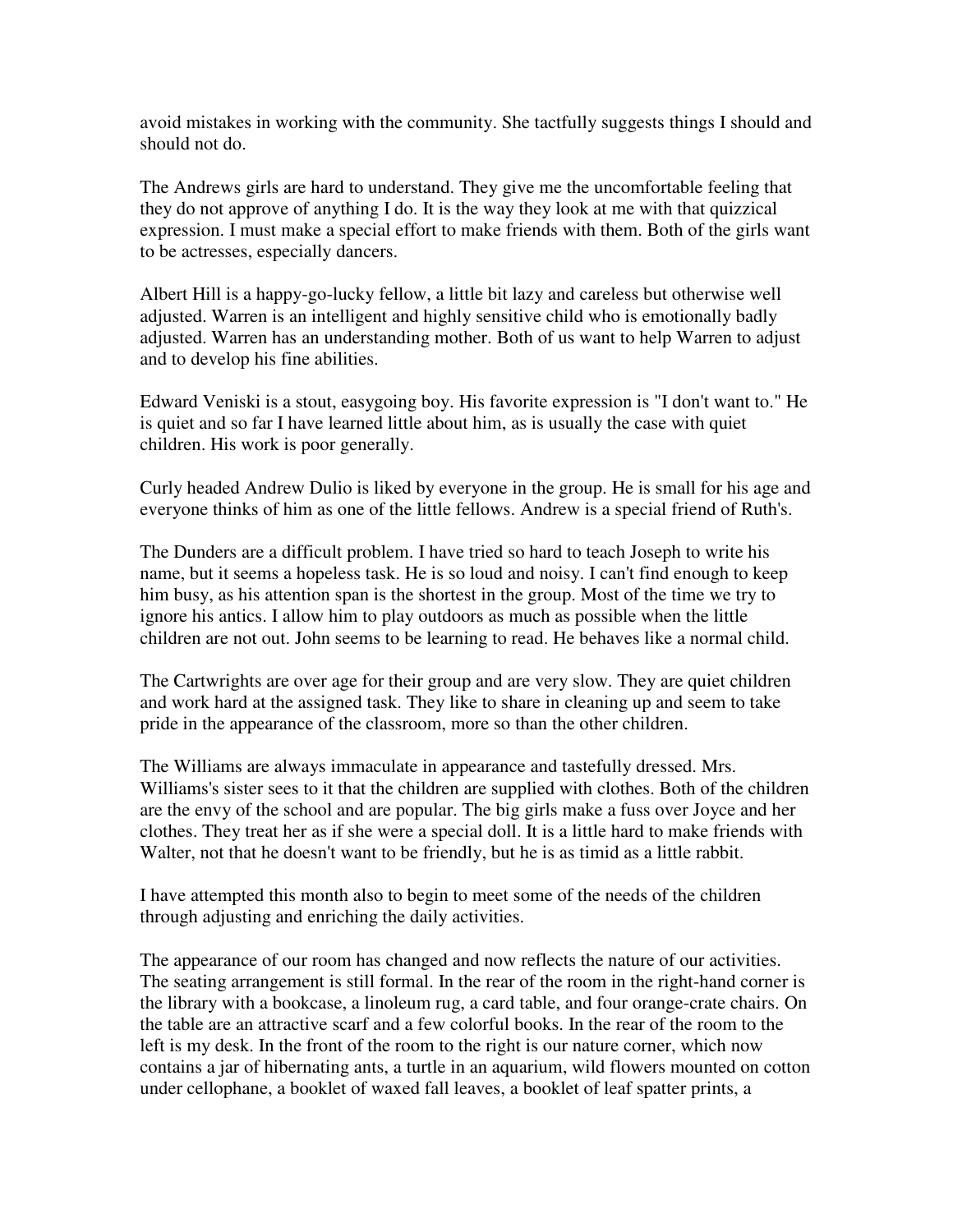avoid mistakes in working with the community. She tactfully suggests things I should and should not do.

The Andrews girls are hard to understand. They give me the uncomfortable feeling that they do not approve of anything I do. It is the way they look at me with that quizzical expression. I must make a special effort to make friends with them. Both of the girls want to be actresses, especially dancers.

Albert Hill is a happy-go-lucky fellow, a little bit lazy and careless but otherwise well adjusted. Warren is an intelligent and highly sensitive child who is emotionally badly adjusted. Warren has an understanding mother. Both of us want to help Warren to adjust and to develop his fine abilities.

Edward Veniski is a stout, easygoing boy. His favorite expression is "I don't want to." He is quiet and so far I have learned little about him, as is usually the case with quiet children. His work is poor generally.

Curly headed Andrew Dulio is liked by everyone in the group. He is small for his age and everyone thinks of him as one of the little fellows. Andrew is a special friend of Ruth's.

The Dunders are a difficult problem. I have tried so hard to teach Joseph to write his name, but it seems a hopeless task. He is so loud and noisy. I can't find enough to keep him busy, as his attention span is the shortest in the group. Most of the time we try to ignore his antics. I allow him to play outdoors as much as possible when the little children are not out. John seems to be learning to read. He behaves like a normal child.

The Cartwrights are over age for their group and are very slow. They are quiet children and work hard at the assigned task. They like to share in cleaning up and seem to take pride in the appearance of the classroom, more so than the other children.

The Williams are always immaculate in appearance and tastefully dressed. Mrs. Williams's sister sees to it that the children are supplied with clothes. Both of the children are the envy of the school and are popular. The big girls make a fuss over Joyce and her clothes. They treat her as if she were a special doll. It is a little hard to make friends with Walter, not that he doesn't want to be friendly, but he is as timid as a little rabbit.

I have attempted this month also to begin to meet some of the needs of the children through adjusting and enriching the daily activities.

The appearance of our room has changed and now reflects the nature of our activities. The seating arrangement is still formal. In the rear of the room in the right-hand corner is the library with a bookcase, a linoleum rug, a card table, and four orange-crate chairs. On the table are an attractive scarf and a few colorful books. In the rear of the room to the left is my desk. In the front of the room to the right is our nature corner, which now contains a jar of hibernating ants, a turtle in an aquarium, wild flowers mounted on cotton under cellophane, a booklet of waxed fall leaves, a booklet of leaf spatter prints, a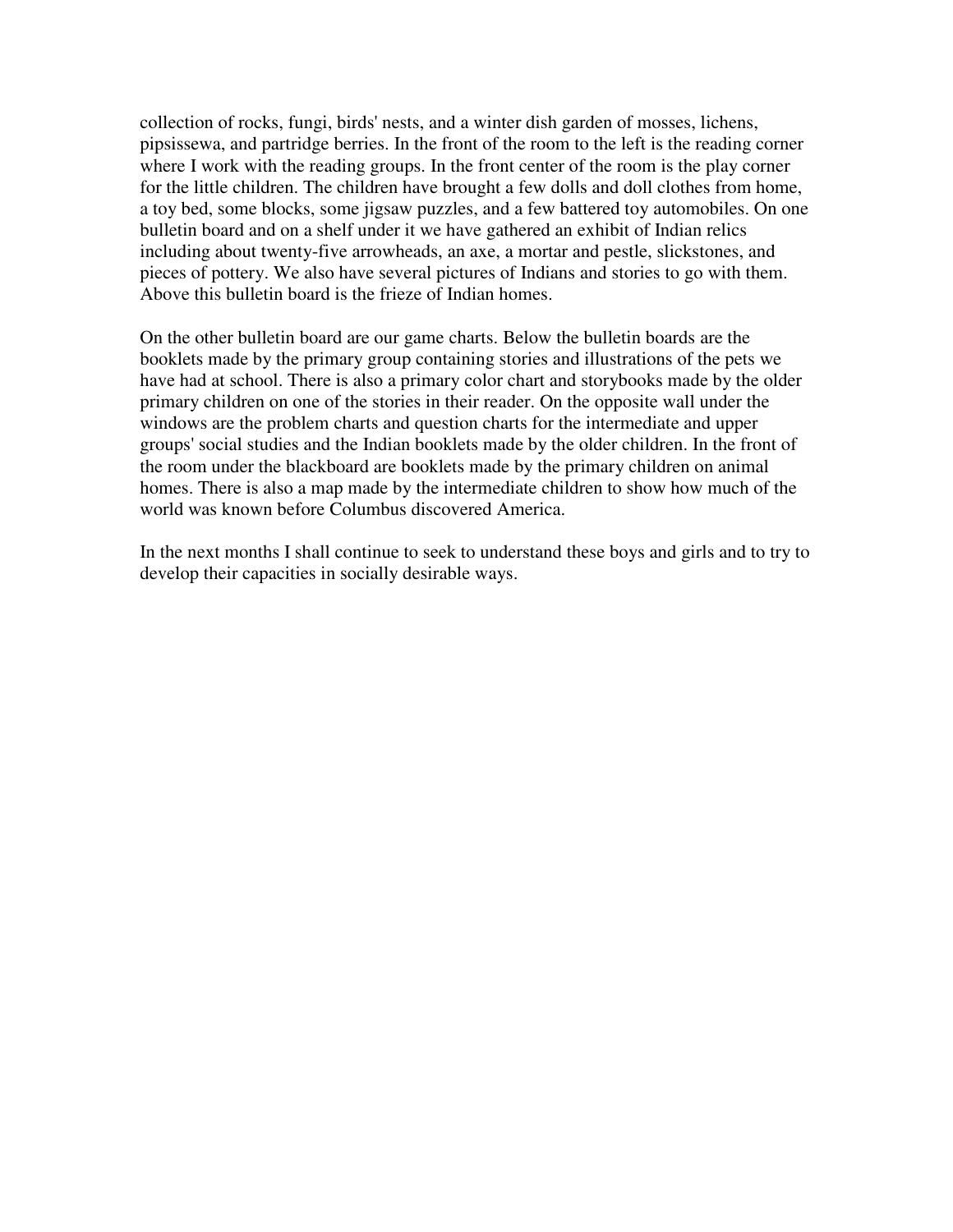collection of rocks, fungi, birds' nests, and a winter dish garden of mosses, lichens, pipsissewa, and partridge berries. In the front of the room to the left is the reading corner where I work with the reading groups. In the front center of the room is the play corner for the little children. The children have brought a few dolls and doll clothes from home, a toy bed, some blocks, some jigsaw puzzles, and a few battered toy automobiles. On one bulletin board and on a shelf under it we have gathered an exhibit of Indian relics including about twenty-five arrowheads, an axe, a mortar and pestle, slickstones, and pieces of pottery. We also have several pictures of Indians and stories to go with them. Above this bulletin board is the frieze of Indian homes.

On the other bulletin board are our game charts. Below the bulletin boards are the booklets made by the primary group containing stories and illustrations of the pets we have had at school. There is also a primary color chart and storybooks made by the older primary children on one of the stories in their reader. On the opposite wall under the windows are the problem charts and question charts for the intermediate and upper groups' social studies and the Indian booklets made by the older children. In the front of the room under the blackboard are booklets made by the primary children on animal homes. There is also a map made by the intermediate children to show how much of the world was known before Columbus discovered America.

In the next months I shall continue to seek to understand these boys and girls and to try to develop their capacities in socially desirable ways.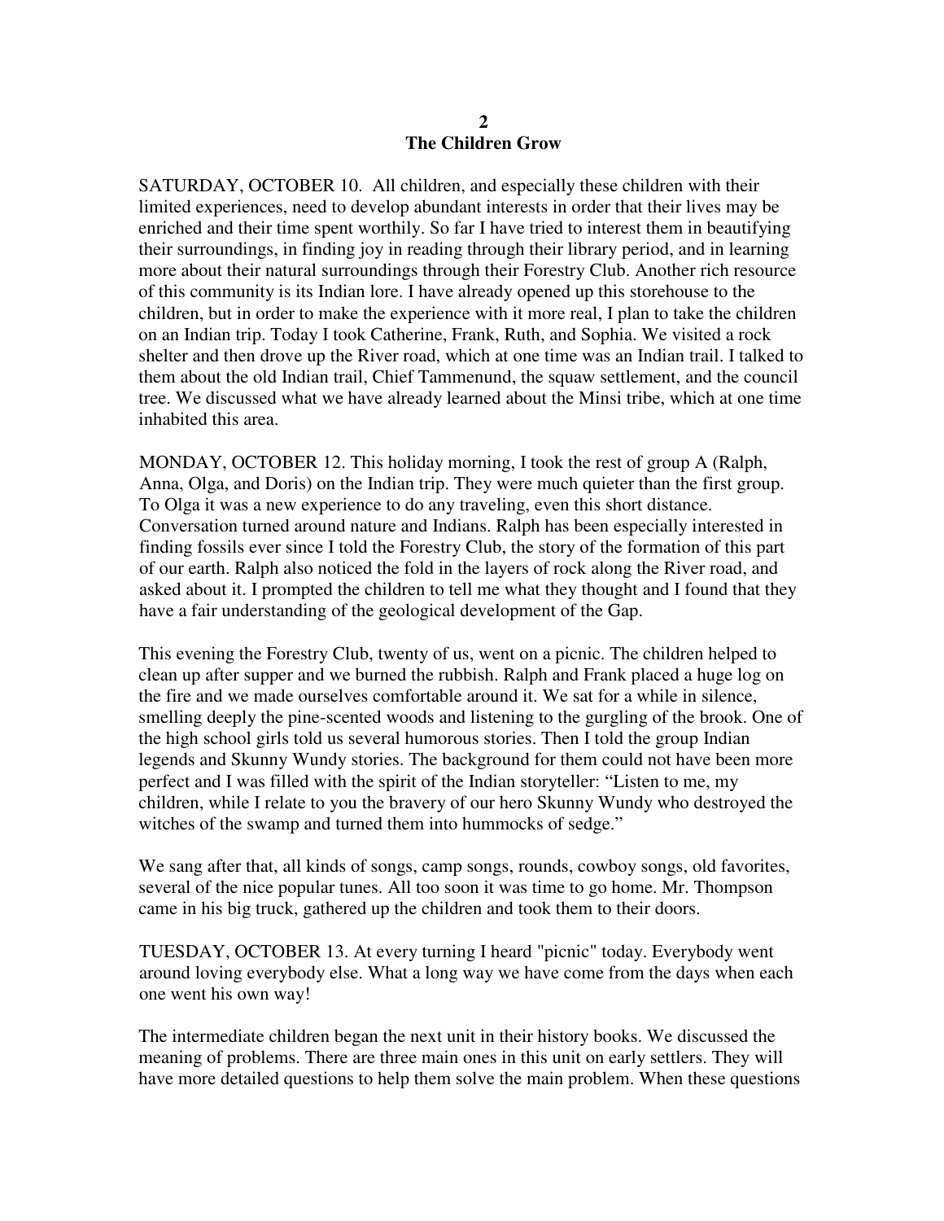## 2
## The Children Grow

SATURDAY, OCTOBER 10. All children, and especially these children with their limited experiences, need to develop abundant interests in order that their lives may be enriched and their time spent worthily. So far I have tried to interest them in beautifying their surroundings, in finding joy in reading through their library period, and in learning more about their natural surroundings through their Forestry Club. Another rich resource of this community is its Indian lore. I have already opened up this storehouse to the children, but in order to make the experience with it more real, I plan to take the children on an Indian trip. Today I took Catherine, Frank, Ruth, and Sophia. We visited a rock shelter and then drove up the River road, which at one time was an Indian trail. I talked to them about the old Indian trail, Chief Tammenund, the squaw settlement, and the council tree. We discussed what we have already learned about the Minsi tribe, which at one time inhabited this area.

MONDAY, OCTOBER 12. This holiday morning, I took the rest of group A (Ralph, Anna, Olga, and Doris) on the Indian trip. They were much quieter than the first group. To Olga it was a new experience to do any traveling, even this short distance. Conversation turned around nature and Indians. Ralph has been especially interested in finding fossils ever since I told the Forestry Club, the story of the formation of this part of our earth. Ralph also noticed the fold in the layers of rock along the River road, and asked about it. I prompted the children to tell me what they thought and I found that they have a fair understanding of the geological development of the Gap.

This evening the Forestry Club, twenty of us, went on a picnic. The children helped to clean up after supper and we burned the rubbish. Ralph and Frank placed a huge log on the fire and we made ourselves comfortable around it. We sat for a while in silence, smelling deeply the pine-scented woods and listening to the gurgling of the brook. One of the high school girls told us several humorous stories. Then I told the group Indian legends and Skunny Wundy stories. The background for them could not have been more perfect and I was filled with the spirit of the Indian storyteller: "Listen to me, my children, while I relate to you the bravery of our hero Skunny Wundy who destroyed the witches of the swamp and turned them into hummocks of sedge."

We sang after that, all kinds of songs, camp songs, rounds, cowboy songs, old favorites, several of the nice popular tunes. All too soon it was time to go home. Mr. Thompson came in his big truck, gathered up the children and took them to their doors.

TUESDAY, OCTOBER 13. At every turning I heard "picnic" today. Everybody went around loving everybody else. What a long way we have come from the days when each one went his own way!

The intermediate children began the next unit in their history books. We discussed the meaning of problems. There are three main ones in this unit on early settlers. They will have more detailed questions to help them solve the main problem. When these questions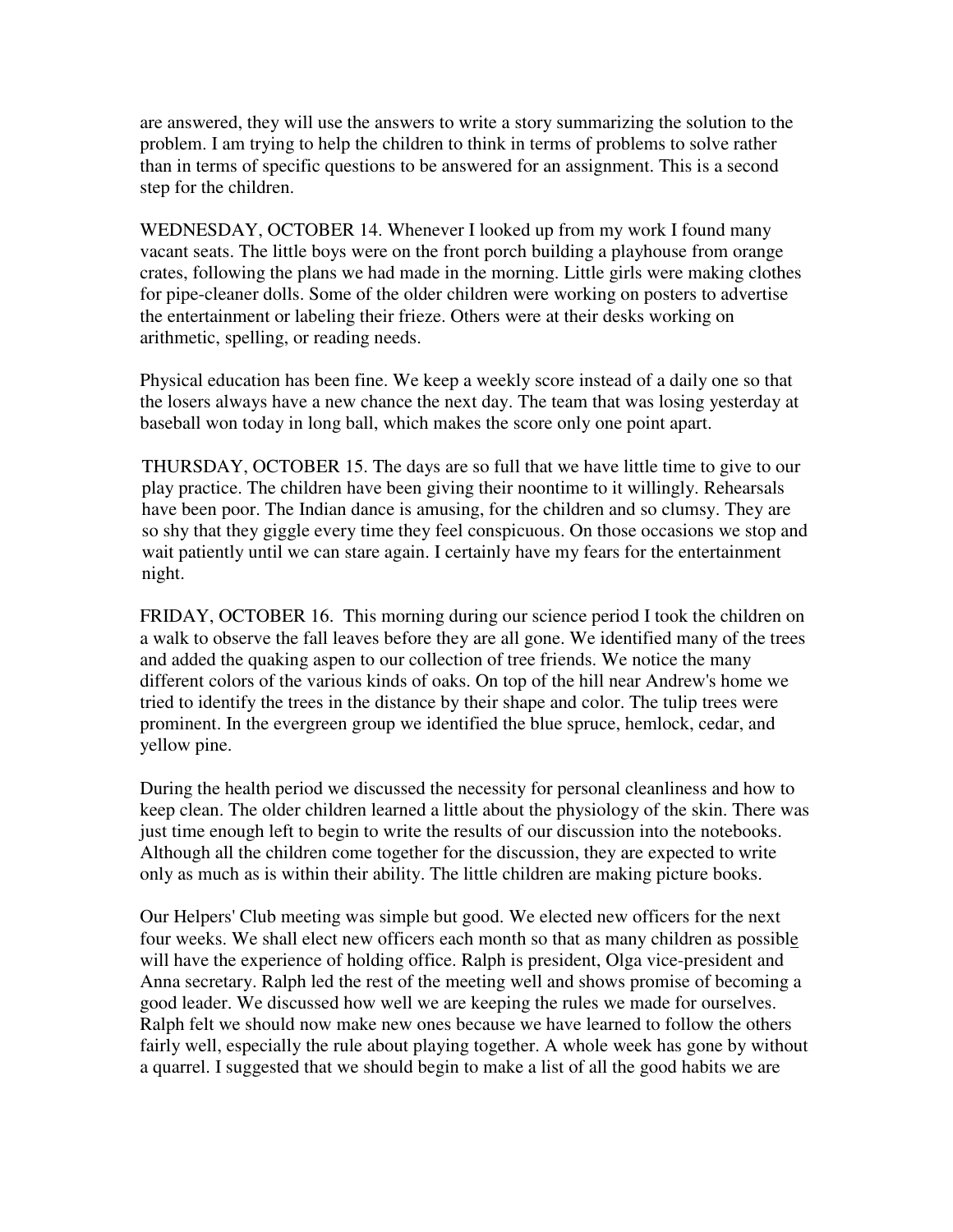are answered, they will use the answers to write a story summarizing the solution to the problem. I am trying to help the children to think in terms of problems to solve rather than in terms of specific questions to be answered for an assignment. This is a second step for the children.

WEDNESDAY, OCTOBER 14. Whenever I looked up from my work I found many vacant seats. The little boys were on the front porch building a playhouse from orange crates, following the plans we had made in the morning. Little girls were making clothes for pipe-cleaner dolls. Some of the older children were working on posters to advertise the entertainment or labeling their frieze. Others were at their desks working on arithmetic, spelling, or reading needs.

Physical education has been fine. We keep a weekly score instead of a daily one so that the losers always have a new chance the next day. The team that was losing yesterday at baseball won today in long ball, which makes the score only one point apart.

THURSDAY, OCTOBER 15. The days are so full that we have little time to give to our play practice. The children have been giving their noontime to it willingly. Rehearsals have been poor. The Indian dance is amusing, for the children and so clumsy. They are so shy that they giggle every time they feel conspicuous. On those occasions we stop and wait patiently until we can stare again. I certainly have my fears for the entertainment night.

FRIDAY, OCTOBER 16. This morning during our science period I took the children on a walk to observe the fall leaves before they are all gone. We identified many of the trees and added the quaking aspen to our collection of tree friends. We notice the many different colors of the various kinds of oaks. On top of the hill near Andrew's home we tried to identify the trees in the distance by their shape and color. The tulip trees were prominent. In the evergreen group we identified the blue spruce, hemlock, cedar, and yellow pine.

During the health period we discussed the necessity for personal cleanliness and how to keep clean. The older children learned a little about the physiology of the skin. There was just time enough left to begin to write the results of our discussion into the notebooks. Although all the children come together for the discussion, they are expected to write only as much as is within their ability. The little children are making picture books.

Our Helpers' Club meeting was simple but good. We elected new officers for the next four weeks. We shall elect new officers each month so that as many children as possible will have the experience of holding office. Ralph is president, Olga vice-president and Anna secretary. Ralph led the rest of the meeting well and shows promise of becoming a good leader. We discussed how well we are keeping the rules we made for ourselves. Ralph felt we should now make new ones because we have learned to follow the others fairly well, especially the rule about playing together. A whole week has gone by without a quarrel. I suggested that we should begin to make a list of all the good habits we are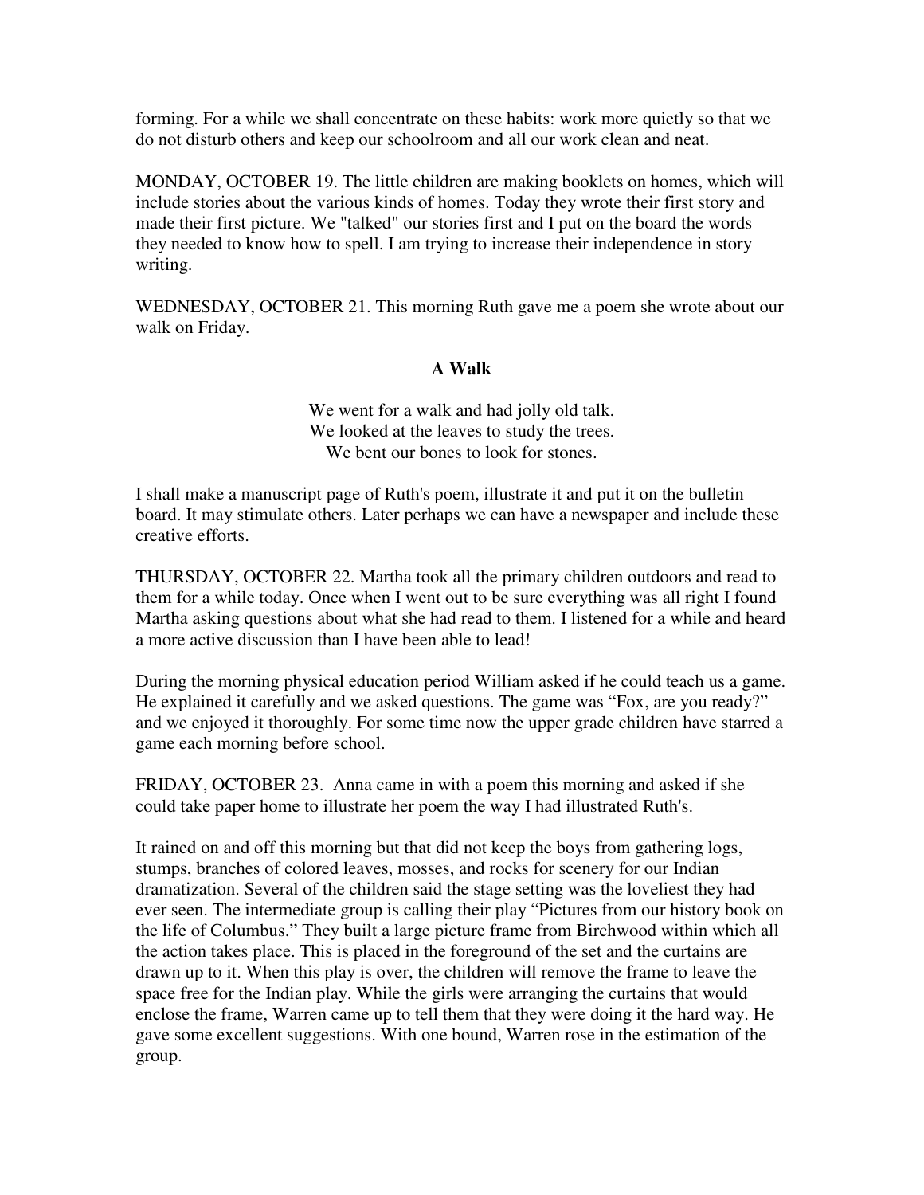forming. For a while we shall concentrate on these habits: work more quietly so that we do not disturb others and keep our schoolroom and all our work clean and neat.

MONDAY, OCTOBER 19. The little children are making booklets on homes, which will include stories about the various kinds of homes. Today they wrote their first story and made their first picture. We "talked" our stories first and I put on the board the words they needed to know how to spell. I am trying to increase their independence in story writing.

WEDNESDAY, OCTOBER 21. This morning Ruth gave me a poem she wrote about our walk on Friday.

**A Walk**

We went for a walk and had jolly old talk.
We looked at the leaves to study the trees.
We bent our bones to look for stones.

I shall make a manuscript page of Ruth's poem, illustrate it and put it on the bulletin board. It may stimulate others. Later perhaps we can have a newspaper and include these creative efforts.

THURSDAY, OCTOBER 22. Martha took all the primary children outdoors and read to them for a while today. Once when I went out to be sure everything was all right I found Martha asking questions about what she had read to them. I listened for a while and heard a more active discussion than I have been able to lead!

During the morning physical education period William asked if he could teach us a game. He explained it carefully and we asked questions. The game was "Fox, are you ready?" and we enjoyed it thoroughly. For some time now the upper grade children have starred a game each morning before school.

FRIDAY, OCTOBER 23. Anna came in with a poem this morning and asked if she could take paper home to illustrate her poem the way I had illustrated Ruth's.

It rained on and off this morning but that did not keep the boys from gathering logs, stumps, branches of colored leaves, mosses, and rocks for scenery for our Indian dramatization. Several of the children said the stage setting was the loveliest they had ever seen. The intermediate group is calling their play "Pictures from our history book on the life of Columbus." They built a large picture frame from Birchwood within which all the action takes place. This is placed in the foreground of the set and the curtains are drawn up to it. When this play is over, the children will remove the frame to leave the space free for the Indian play. While the girls were arranging the curtains that would enclose the frame, Warren came up to tell them that they were doing it the hard way. He gave some excellent suggestions. With one bound, Warren rose in the estimation of the group.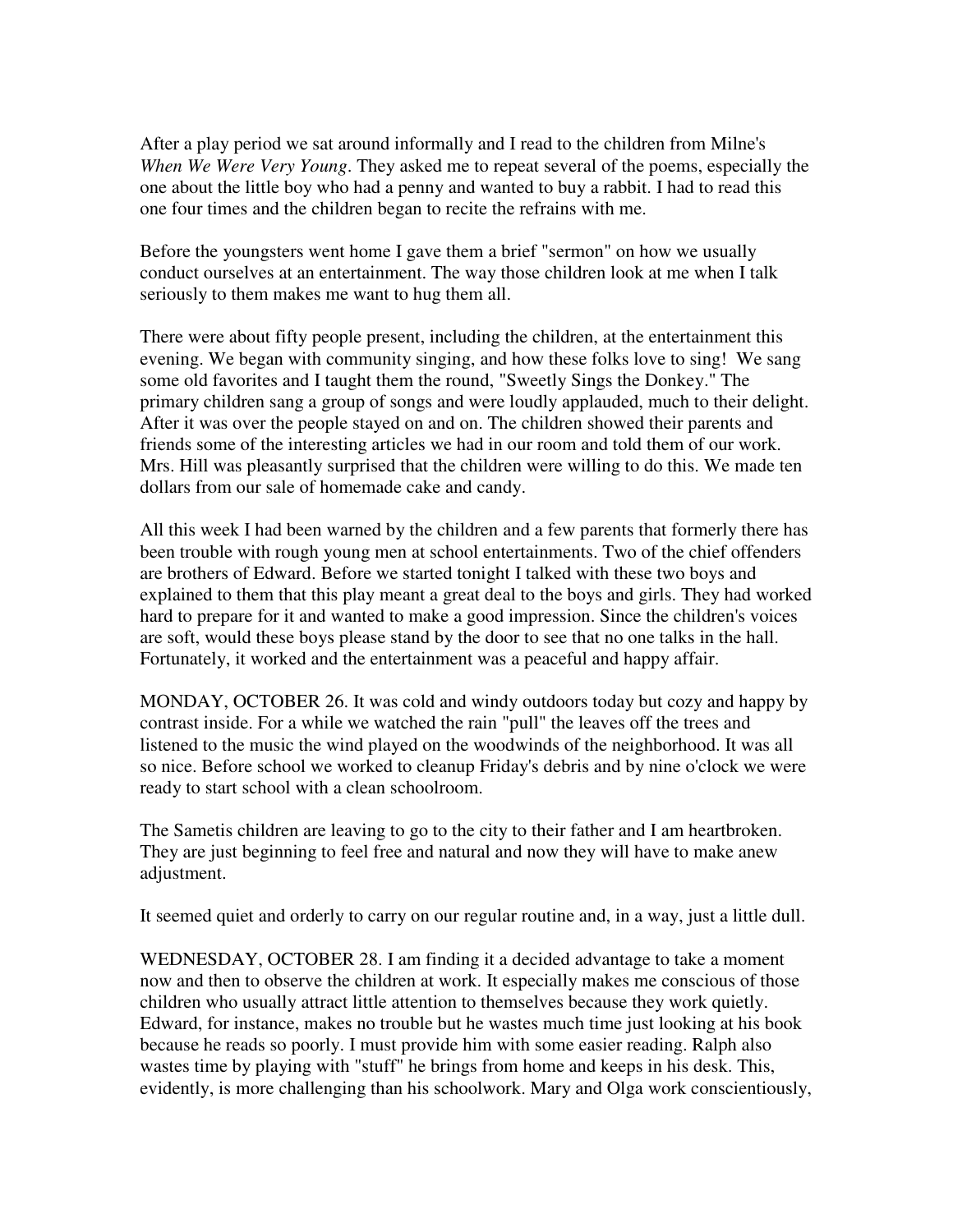After a play period we sat around informally and I read to the children from Milne's *When We Were Very Young*. They asked me to repeat several of the poems, especially the one about the little boy who had a penny and wanted to buy a rabbit. I had to read this one four times and the children began to recite the refrains with me.

Before the youngsters went home I gave them a brief "sermon" on how we usually conduct ourselves at an entertainment. The way those children look at me when I talk seriously to them makes me want to hug them all.

There were about fifty people present, including the children, at the entertainment this evening. We began with community singing, and how these folks love to sing! We sang some old favorites and I taught them the round, "Sweetly Sings the Donkey." The primary children sang a group of songs and were loudly applauded, much to their delight. After it was over the people stayed on and on. The children showed their parents and friends some of the interesting articles we had in our room and told them of our work. Mrs. Hill was pleasantly surprised that the children were willing to do this. We made ten dollars from our sale of homemade cake and candy.

All this week I had been warned by the children and a few parents that formerly there has been trouble with rough young men at school entertainments. Two of the chief offenders are brothers of Edward. Before we started tonight I talked with these two boys and explained to them that this play meant a great deal to the boys and girls. They had worked hard to prepare for it and wanted to make a good impression. Since the children's voices are soft, would these boys please stand by the door to see that no one talks in the hall. Fortunately, it worked and the entertainment was a peaceful and happy affair.

MONDAY, OCTOBER 26. It was cold and windy outdoors today but cozy and happy by contrast inside. For a while we watched the rain "pull" the leaves off the trees and listened to the music the wind played on the woodwinds of the neighborhood. It was all so nice. Before school we worked to cleanup Friday's debris and by nine o'clock we were ready to start school with a clean schoolroom.

The Sametis children are leaving to go to the city to their father and I am heartbroken. They are just beginning to feel free and natural and now they will have to make anew adjustment.

It seemed quiet and orderly to carry on our regular routine and, in a way, just a little dull.

WEDNESDAY, OCTOBER 28. I am finding it a decided advantage to take a moment now and then to observe the children at work. It especially makes me conscious of those children who usually attract little attention to themselves because they work quietly. Edward, for instance, makes no trouble but he wastes much time just looking at his book because he reads so poorly. I must provide him with some easier reading. Ralph also wastes time by playing with "stuff" he brings from home and keeps in his desk. This, evidently, is more challenging than his schoolwork. Mary and Olga work conscientiously,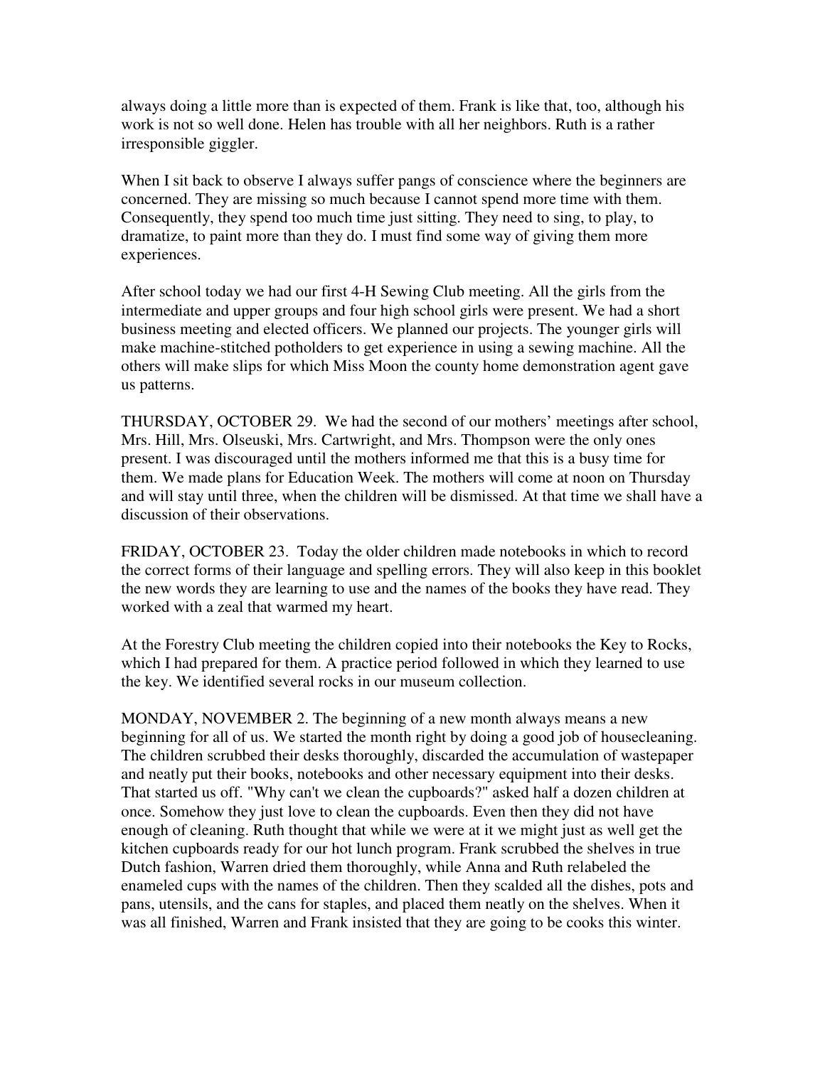always doing a little more than is expected of them. Frank is like that, too, although his work is not so well done. Helen has trouble with all her neighbors. Ruth is a rather irresponsible giggler.

When I sit back to observe I always suffer pangs of conscience where the beginners are concerned. They are missing so much because I cannot spend more time with them. Consequently, they spend too much time just sitting. They need to sing, to play, to dramatize, to paint more than they do. I must find some way of giving them more experiences.

After school today we had our first 4-H Sewing Club meeting. All the girls from the intermediate and upper groups and four high school girls were present. We had a short business meeting and elected officers. We planned our projects. The younger girls will make machine-stitched potholders to get experience in using a sewing machine. All the others will make slips for which Miss Moon the county home demonstration agent gave us patterns.

THURSDAY, OCTOBER 29. We had the second of our mothers' meetings after school, Mrs. Hill, Mrs. Olseuski, Mrs. Cartwright, and Mrs. Thompson were the only ones present. I was discouraged until the mothers informed me that this is a busy time for them. We made plans for Education Week. The mothers will come at noon on Thursday and will stay until three, when the children will be dismissed. At that time we shall have a discussion of their observations.

FRIDAY, OCTOBER 23. Today the older children made notebooks in which to record the correct forms of their language and spelling errors. They will also keep in this booklet the new words they are learning to use and the names of the books they have read. They worked with a zeal that warmed my heart.

At the Forestry Club meeting the children copied into their notebooks the Key to Rocks, which I had prepared for them. A practice period followed in which they learned to use the key. We identified several rocks in our museum collection.

MONDAY, NOVEMBER 2. The beginning of a new month always means a new beginning for all of us. We started the month right by doing a good job of housecleaning. The children scrubbed their desks thoroughly, discarded the accumulation of wastepaper and neatly put their books, notebooks and other necessary equipment into their desks. That started us off. "Why can't we clean the cupboards?" asked half a dozen children at once. Somehow they just love to clean the cupboards. Even then they did not have enough of cleaning. Ruth thought that while we were at it we might just as well get the kitchen cupboards ready for our hot lunch program. Frank scrubbed the shelves in true Dutch fashion, Warren dried them thoroughly, while Anna and Ruth relabeled the enameled cups with the names of the children. Then they scalded all the dishes, pots and pans, utensils, and the cans for staples, and placed them neatly on the shelves. When it was all finished, Warren and Frank insisted that they are going to be cooks this winter.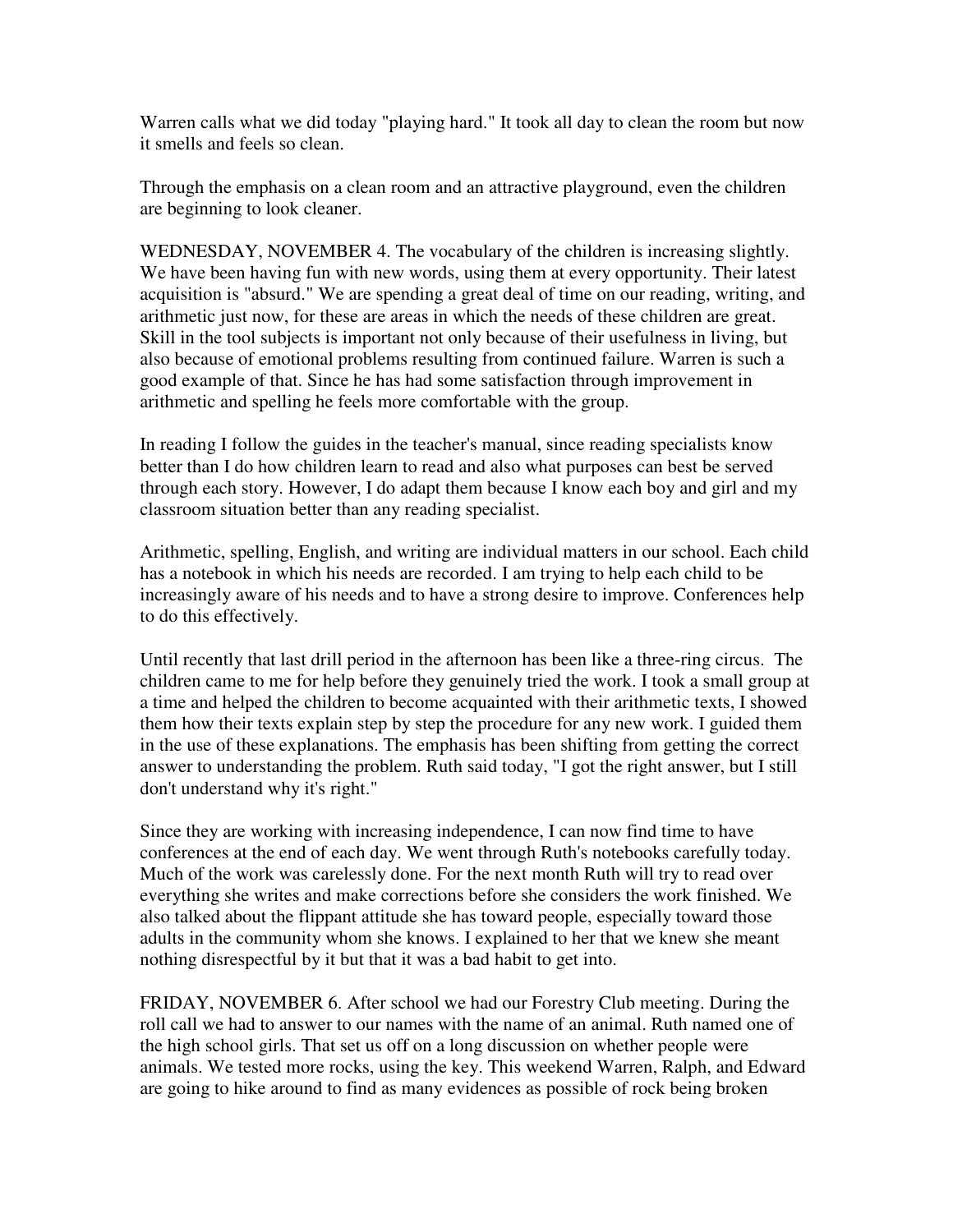Warren calls what we did today "playing hard." It took all day to clean the room but now it smells and feels so clean.

Through the emphasis on a clean room and an attractive playground, even the children are beginning to look cleaner.

WEDNESDAY, NOVEMBER 4. The vocabulary of the children is increasing slightly. We have been having fun with new words, using them at every opportunity. Their latest acquisition is "absurd." We are spending a great deal of time on our reading, writing, and arithmetic just now, for these are areas in which the needs of these children are great. Skill in the tool subjects is important not only because of their usefulness in living, but also because of emotional problems resulting from continued failure. Warren is such a good example of that. Since he has had some satisfaction through improvement in arithmetic and spelling he feels more comfortable with the group.

In reading I follow the guides in the teacher's manual, since reading specialists know better than I do how children learn to read and also what purposes can best be served through each story. However, I do adapt them because I know each boy and girl and my classroom situation better than any reading specialist.

Arithmetic, spelling, English, and writing are individual matters in our school. Each child has a notebook in which his needs are recorded. I am trying to help each child to be increasingly aware of his needs and to have a strong desire to improve. Conferences help to do this effectively.

Until recently that last drill period in the afternoon has been like a three-ring circus. The children came to me for help before they genuinely tried the work. I took a small group at a time and helped the children to become acquainted with their arithmetic texts, I showed them how their texts explain step by step the procedure for any new work. I guided them in the use of these explanations. The emphasis has been shifting from getting the correct answer to understanding the problem. Ruth said today, "I got the right answer, but I still don't understand why it's right."

Since they are working with increasing independence, I can now find time to have conferences at the end of each day. We went through Ruth's notebooks carefully today. Much of the work was carelessly done. For the next month Ruth will try to read over everything she writes and make corrections before she considers the work finished. We also talked about the flippant attitude she has toward people, especially toward those adults in the community whom she knows. I explained to her that we knew she meant nothing disrespectful by it but that it was a bad habit to get into.

FRIDAY, NOVEMBER 6. After school we had our Forestry Club meeting. During the roll call we had to answer to our names with the name of an animal. Ruth named one of the high school girls. That set us off on a long discussion on whether people were animals. We tested more rocks, using the key. This weekend Warren, Ralph, and Edward are going to hike around to find as many evidences as possible of rock being broken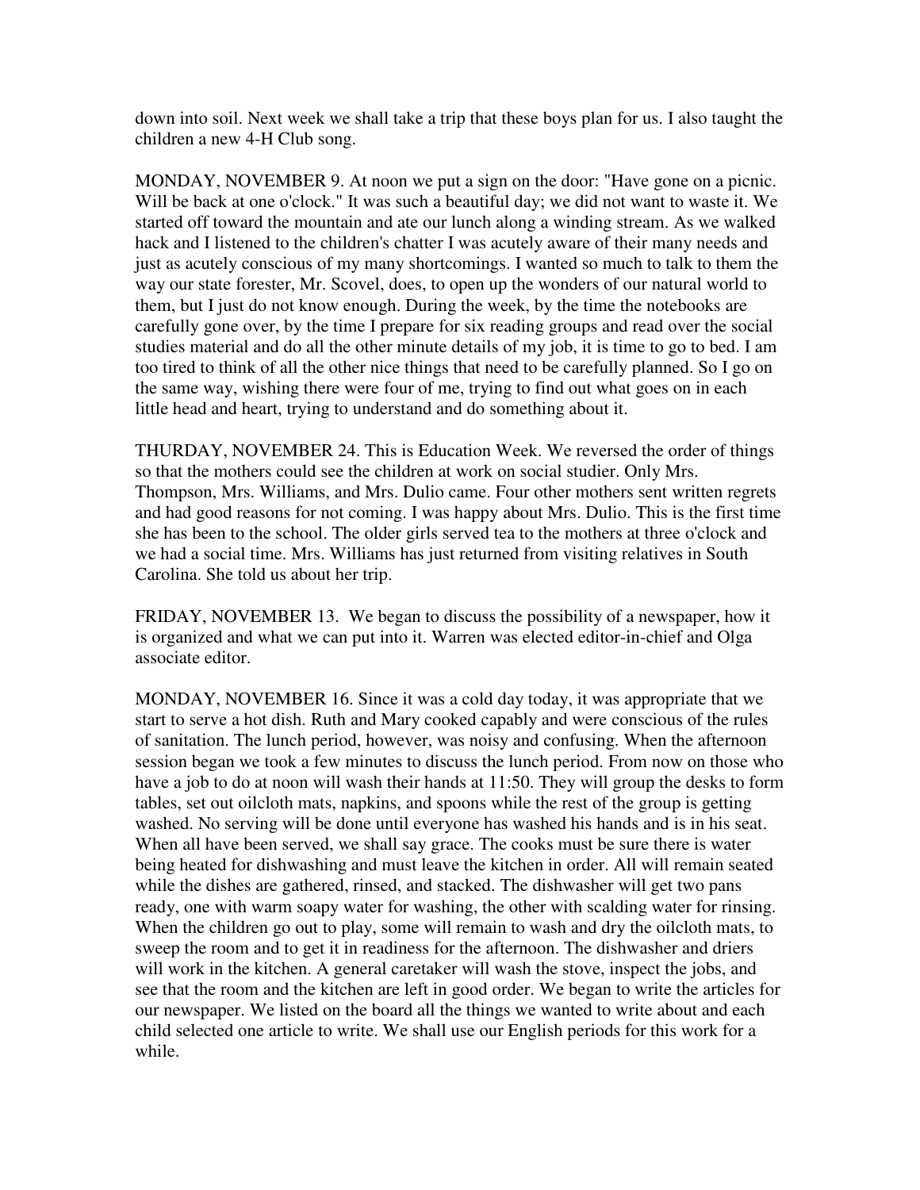down into soil. Next week we shall take a trip that these boys plan for us. I also taught the children a new 4-H Club song.

MONDAY, NOVEMBER 9. At noon we put a sign on the door: "Have gone on a picnic. Will be back at one o'clock." It was such a beautiful day; we did not want to waste it. We started off toward the mountain and ate our lunch along a winding stream. As we walked hack and I listened to the children's chatter I was acutely aware of their many needs and just as acutely conscious of my many shortcomings. I wanted so much to talk to them the way our state forester, Mr. Scovel, does, to open up the wonders of our natural world to them, but I just do not know enough. During the week, by the time the notebooks are carefully gone over, by the time I prepare for six reading groups and read over the social studies material and do all the other minute details of my job, it is time to go to bed. I am too tired to think of all the other nice things that need to be carefully planned. So I go on the same way, wishing there were four of me, trying to find out what goes on in each little head and heart, trying to understand and do something about it.

THURDAY, NOVEMBER 24. This is Education Week. We reversed the order of things so that the mothers could see the children at work on social studier. Only Mrs. Thompson, Mrs. Williams, and Mrs. Dulio came. Four other mothers sent written regrets and had good reasons for not coming. I was happy about Mrs. Dulio. This is the first time she has been to the school. The older girls served tea to the mothers at three o'clock and we had a social time. Mrs. Williams has just returned from visiting relatives in South Carolina. She told us about her trip.

FRIDAY, NOVEMBER 13. We began to discuss the possibility of a newspaper, how it is organized and what we can put into it. Warren was elected editor-in-chief and Olga associate editor.

MONDAY, NOVEMBER 16. Since it was a cold day today, it was appropriate that we start to serve a hot dish. Ruth and Mary cooked capably and were conscious of the rules of sanitation. The lunch period, however, was noisy and confusing. When the afternoon session began we took a few minutes to discuss the lunch period. From now on those who have a job to do at noon will wash their hands at 11:50. They will group the desks to form tables, set out oilcloth mats, napkins, and spoons while the rest of the group is getting washed. No serving will be done until everyone has washed his hands and is in his seat. When all have been served, we shall say grace. The cooks must be sure there is water being heated for dishwashing and must leave the kitchen in order. All will remain seated while the dishes are gathered, rinsed, and stacked. The dishwasher will get two pans ready, one with warm soapy water for washing, the other with scalding water for rinsing. When the children go out to play, some will remain to wash and dry the oilcloth mats, to sweep the room and to get it in readiness for the afternoon. The dishwasher and driers will work in the kitchen. A general caretaker will wash the stove, inspect the jobs, and see that the room and the kitchen are left in good order. We began to write the articles for our newspaper. We listed on the board all the things we wanted to write about and each child selected one article to write. We shall use our English periods for this work for a while.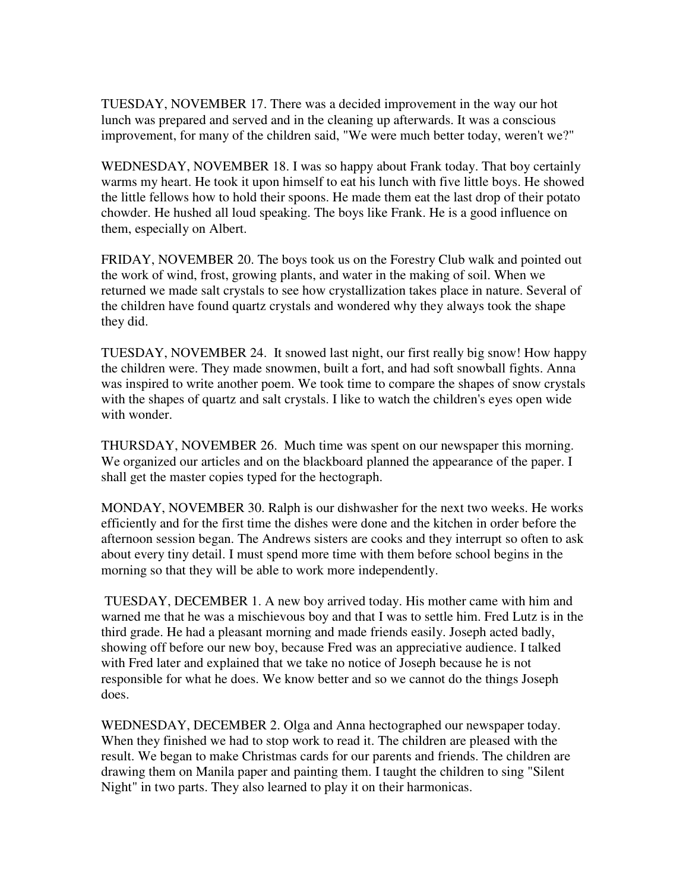TUESDAY, NOVEMBER 17. There was a decided improvement in the way our hot lunch was prepared and served and in the cleaning up afterwards. It was a conscious improvement, for many of the children said, "We were much better today, weren't we?"

WEDNESDAY, NOVEMBER 18. I was so happy about Frank today. That boy certainly warms my heart. He took it upon himself to eat his lunch with five little boys. He showed the little fellows how to hold their spoons. He made them eat the last drop of their potato chowder. He hushed all loud speaking. The boys like Frank. He is a good influence on them, especially on Albert.

FRIDAY, NOVEMBER 20. The boys took us on the Forestry Club walk and pointed out the work of wind, frost, growing plants, and water in the making of soil. When we returned we made salt crystals to see how crystallization takes place in nature. Several of the children have found quartz crystals and wondered why they always took the shape they did.

TUESDAY, NOVEMBER 24. It snowed last night, our first really big snow! How happy the children were. They made snowmen, built a fort, and had soft snowball fights. Anna was inspired to write another poem. We took time to compare the shapes of snow crystals with the shapes of quartz and salt crystals. I like to watch the children's eyes open wide with wonder.

THURSDAY, NOVEMBER 26. Much time was spent on our newspaper this morning. We organized our articles and on the blackboard planned the appearance of the paper. I shall get the master copies typed for the hectograph.

MONDAY, NOVEMBER 30. Ralph is our dishwasher for the next two weeks. He works efficiently and for the first time the dishes were done and the kitchen in order before the afternoon session began. The Andrews sisters are cooks and they interrupt so often to ask about every tiny detail. I must spend more time with them before school begins in the morning so that they will be able to work more independently.

TUESDAY, DECEMBER 1. A new boy arrived today. His mother came with him and warned me that he was a mischievous boy and that I was to settle him. Fred Lutz is in the third grade. He had a pleasant morning and made friends easily. Joseph acted badly, showing off before our new boy, because Fred was an appreciative audience. I talked with Fred later and explained that we take no notice of Joseph because he is not responsible for what he does. We know better and so we cannot do the things Joseph does.

WEDNESDAY, DECEMBER 2. Olga and Anna hectographed our newspaper today. When they finished we had to stop work to read it. The children are pleased with the result. We began to make Christmas cards for our parents and friends. The children are drawing them on Manila paper and painting them. I taught the children to sing "Silent Night" in two parts. They also learned to play it on their harmonicas.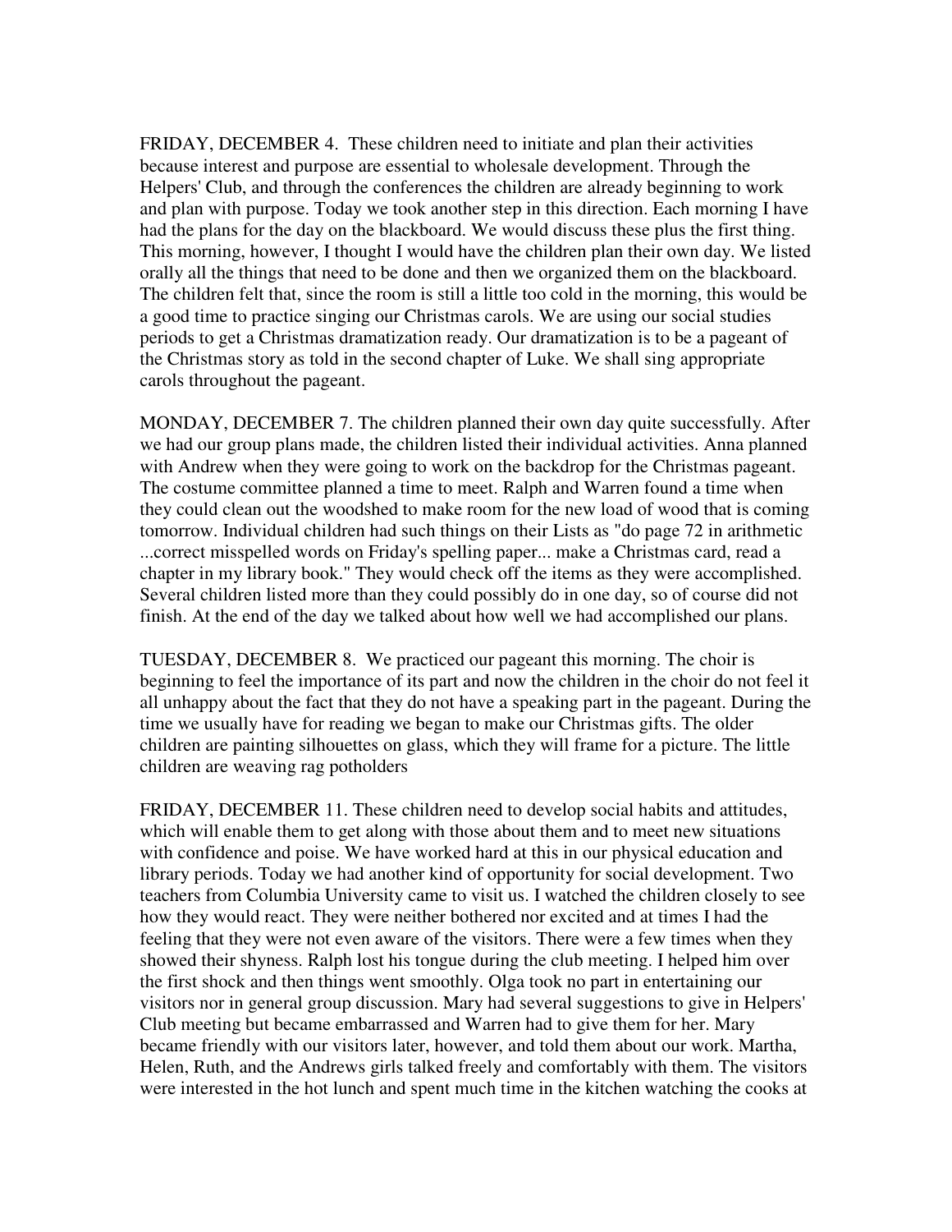FRIDAY, DECEMBER 4. These children need to initiate and plan their activities because interest and purpose are essential to wholesale development. Through the Helpers' Club, and through the conferences the children are already beginning to work and plan with purpose. Today we took another step in this direction. Each morning I have had the plans for the day on the blackboard. We would discuss these plus the first thing. This morning, however, I thought I would have the children plan their own day. We listed orally all the things that need to be done and then we organized them on the blackboard. The children felt that, since the room is still a little too cold in the morning, this would be a good time to practice singing our Christmas carols. We are using our social studies periods to get a Christmas dramatization ready. Our dramatization is to be a pageant of the Christmas story as told in the second chapter of Luke. We shall sing appropriate carols throughout the pageant.

MONDAY, DECEMBER 7. The children planned their own day quite successfully. After we had our group plans made, the children listed their individual activities. Anna planned with Andrew when they were going to work on the backdrop for the Christmas pageant. The costume committee planned a time to meet. Ralph and Warren found a time when they could clean out the woodshed to make room for the new load of wood that is coming tomorrow. Individual children had such things on their Lists as "do page 72 in arithmetic ...correct misspelled words on Friday's spelling paper... make a Christmas card, read a chapter in my library book." They would check off the items as they were accomplished. Several children listed more than they could possibly do in one day, so of course did not finish. At the end of the day we talked about how well we had accomplished our plans.

TUESDAY, DECEMBER 8. We practiced our pageant this morning. The choir is beginning to feel the importance of its part and now the children in the choir do not feel it all unhappy about the fact that they do not have a speaking part in the pageant. During the time we usually have for reading we began to make our Christmas gifts. The older children are painting silhouettes on glass, which they will frame for a picture. The little children are weaving rag potholders

FRIDAY, DECEMBER 11. These children need to develop social habits and attitudes, which will enable them to get along with those about them and to meet new situations with confidence and poise. We have worked hard at this in our physical education and library periods. Today we had another kind of opportunity for social development. Two teachers from Columbia University came to visit us. I watched the children closely to see how they would react. They were neither bothered nor excited and at times I had the feeling that they were not even aware of the visitors. There were a few times when they showed their shyness. Ralph lost his tongue during the club meeting. I helped him over the first shock and then things went smoothly. Olga took no part in entertaining our visitors nor in general group discussion. Mary had several suggestions to give in Helpers' Club meeting but became embarrassed and Warren had to give them for her. Mary became friendly with our visitors later, however, and told them about our work. Martha, Helen, Ruth, and the Andrews girls talked freely and comfortably with them. The visitors were interested in the hot lunch and spent much time in the kitchen watching the cooks at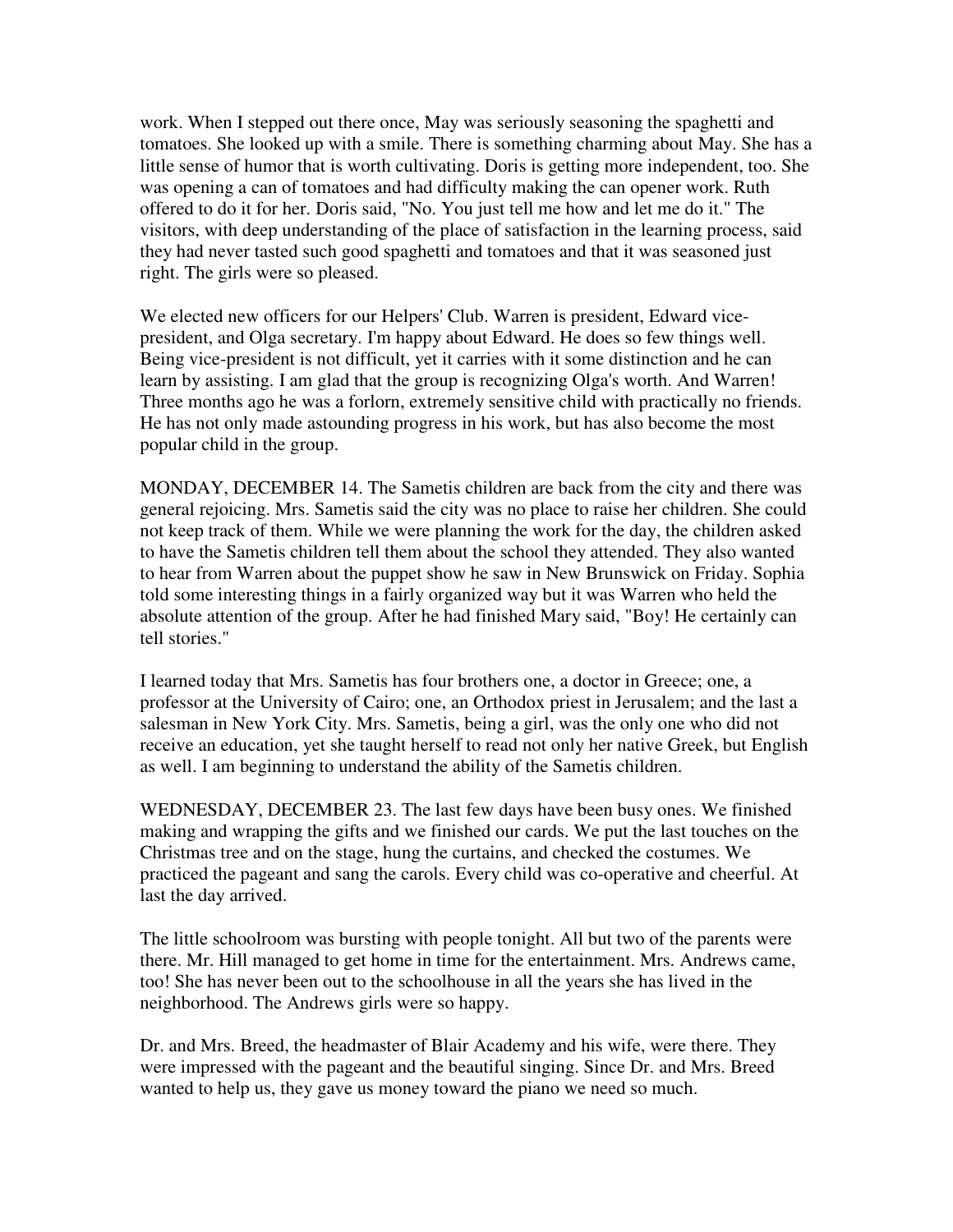work. When I stepped out there once, May was seriously seasoning the spaghetti and tomatoes. She looked up with a smile. There is something charming about May. She has a little sense of humor that is worth cultivating. Doris is getting more independent, too. She was opening a can of tomatoes and had difficulty making the can opener work. Ruth offered to do it for her. Doris said, "No. You just tell me how and let me do it." The visitors, with deep understanding of the place of satisfaction in the learning process, said they had never tasted such good spaghetti and tomatoes and that it was seasoned just right. The girls were so pleased.

We elected new officers for our Helpers' Club. Warren is president, Edward vice-president, and Olga secretary. I'm happy about Edward. He does so few things well. Being vice-president is not difficult, yet it carries with it some distinction and he can learn by assisting. I am glad that the group is recognizing Olga's worth. And Warren! Three months ago he was a forlorn, extremely sensitive child with practically no friends. He has not only made astounding progress in his work, but has also become the most popular child in the group.

MONDAY, DECEMBER 14. The Sametis children are back from the city and there was general rejoicing. Mrs. Sametis said the city was no place to raise her children. She could not keep track of them. While we were planning the work for the day, the children asked to have the Sametis children tell them about the school they attended. They also wanted to hear from Warren about the puppet show he saw in New Brunswick on Friday. Sophia told some interesting things in a fairly organized way but it was Warren who held the absolute attention of the group. After he had finished Mary said, "Boy! He certainly can tell stories."

I learned today that Mrs. Sametis has four brothers one, a doctor in Greece; one, a professor at the University of Cairo; one, an Orthodox priest in Jerusalem; and the last a salesman in New York City. Mrs. Sametis, being a girl, was the only one who did not receive an education, yet she taught herself to read not only her native Greek, but English as well. I am beginning to understand the ability of the Sametis children.

WEDNESDAY, DECEMBER 23. The last few days have been busy ones. We finished making and wrapping the gifts and we finished our cards. We put the last touches on the Christmas tree and on the stage, hung the curtains, and checked the costumes. We practiced the pageant and sang the carols. Every child was co-operative and cheerful. At last the day arrived.

The little schoolroom was bursting with people tonight. All but two of the parents were there. Mr. Hill managed to get home in time for the entertainment. Mrs. Andrews came, too! She has never been out to the schoolhouse in all the years she has lived in the neighborhood. The Andrews girls were so happy.

Dr. and Mrs. Breed, the headmaster of Blair Academy and his wife, were there. They were impressed with the pageant and the beautiful singing. Since Dr. and Mrs. Breed wanted to help us, they gave us money toward the piano we need so much.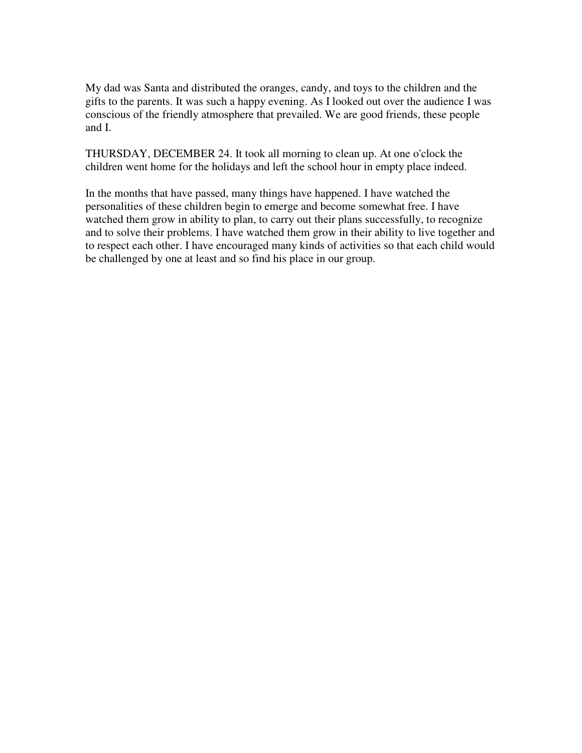My dad was Santa and distributed the oranges, candy, and toys to the children and the gifts to the parents. It was such a happy evening. As I looked out over the audience I was conscious of the friendly atmosphere that prevailed. We are good friends, these people and I.

THURSDAY, DECEMBER 24. It took all morning to clean up. At one o'clock the children went home for the holidays and left the school hour in empty place indeed.

In the months that have passed, many things have happened. I have watched the personalities of these children begin to emerge and become somewhat free. I have watched them grow in ability to plan, to carry out their plans successfully, to recognize and to solve their problems. I have watched them grow in their ability to live together and to respect each other. I have encouraged many kinds of activities so that each child would be challenged by one at least and so find his place in our group.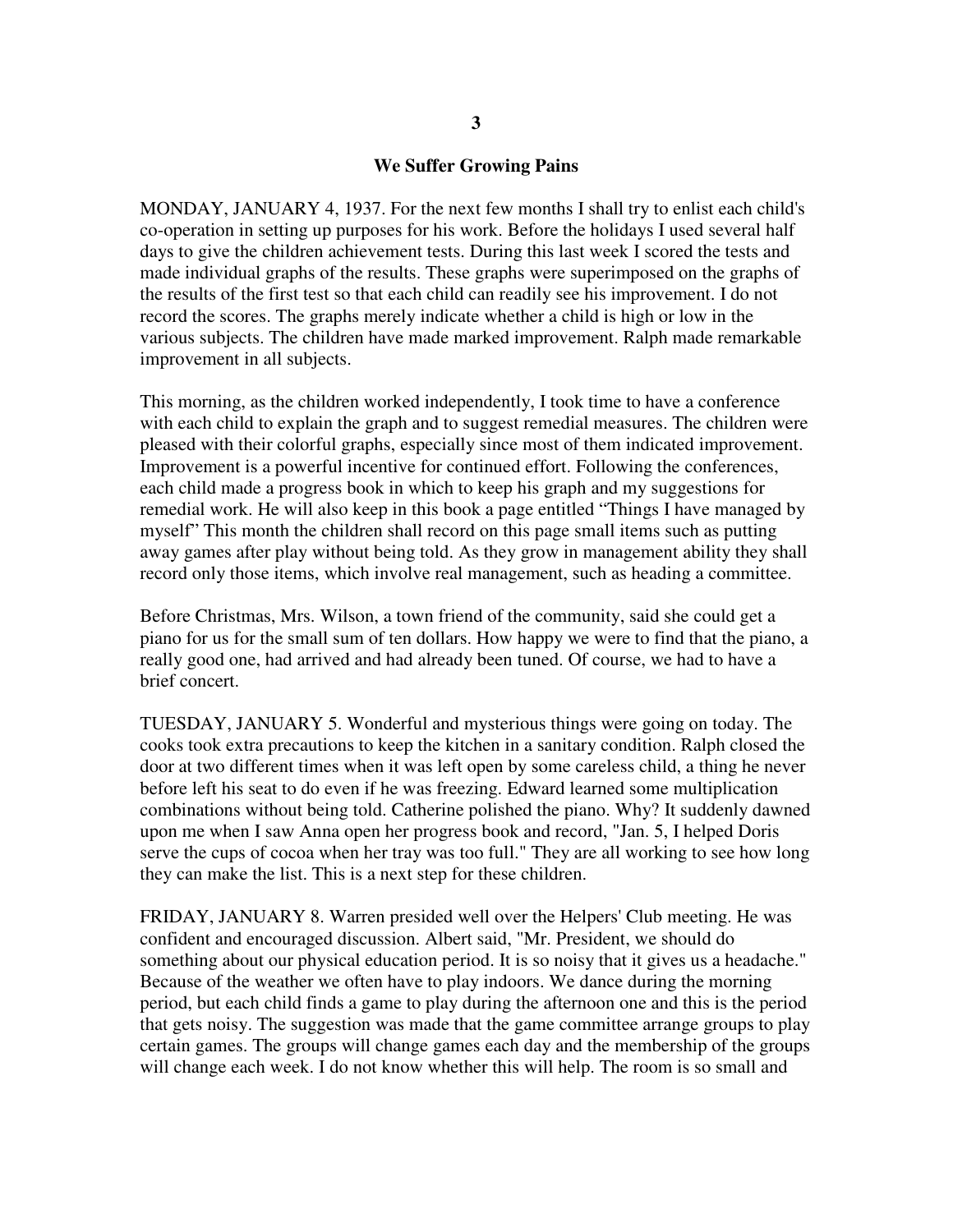# 3

## We Suffer Growing Pains

MONDAY, JANUARY 4, 1937. For the next few months I shall try to enlist each child's co-operation in setting up purposes for his work. Before the holidays I used several half days to give the children achievement tests. During this last week I scored the tests and made individual graphs of the results. These graphs were superimposed on the graphs of the results of the first test so that each child can readily see his improvement. I do not record the scores. The graphs merely indicate whether a child is high or low in the various subjects. The children have made marked improvement. Ralph made remarkable improvement in all subjects.

This morning, as the children worked independently, I took time to have a conference with each child to explain the graph and to suggest remedial measures. The children were pleased with their colorful graphs, especially since most of them indicated improvement. Improvement is a powerful incentive for continued effort. Following the conferences, each child made a progress book in which to keep his graph and my suggestions for remedial work. He will also keep in this book a page entitled "Things I have managed by myself" This month the children shall record on this page small items such as putting away games after play without being told. As they grow in management ability they shall record only those items, which involve real management, such as heading a committee.

Before Christmas, Mrs. Wilson, a town friend of the community, said she could get a piano for us for the small sum of ten dollars. How happy we were to find that the piano, a really good one, had arrived and had already been tuned. Of course, we had to have a brief concert.

TUESDAY, JANUARY 5. Wonderful and mysterious things were going on today. The cooks took extra precautions to keep the kitchen in a sanitary condition. Ralph closed the door at two different times when it was left open by some careless child, a thing he never before left his seat to do even if he was freezing. Edward learned some multiplication combinations without being told. Catherine polished the piano. Why? It suddenly dawned upon me when I saw Anna open her progress book and record, "Jan. 5, I helped Doris serve the cups of cocoa when her tray was too full." They are all working to see how long they can make the list. This is a next step for these children.

FRIDAY, JANUARY 8. Warren presided well over the Helpers' Club meeting. He was confident and encouraged discussion. Albert said, "Mr. President, we should do something about our physical education period. It is so noisy that it gives us a headache." Because of the weather we often have to play indoors. We dance during the morning period, but each child finds a game to play during the afternoon one and this is the period that gets noisy. The suggestion was made that the game committee arrange groups to play certain games. The groups will change games each day and the membership of the groups will change each week. I do not know whether this will help. The room is so small and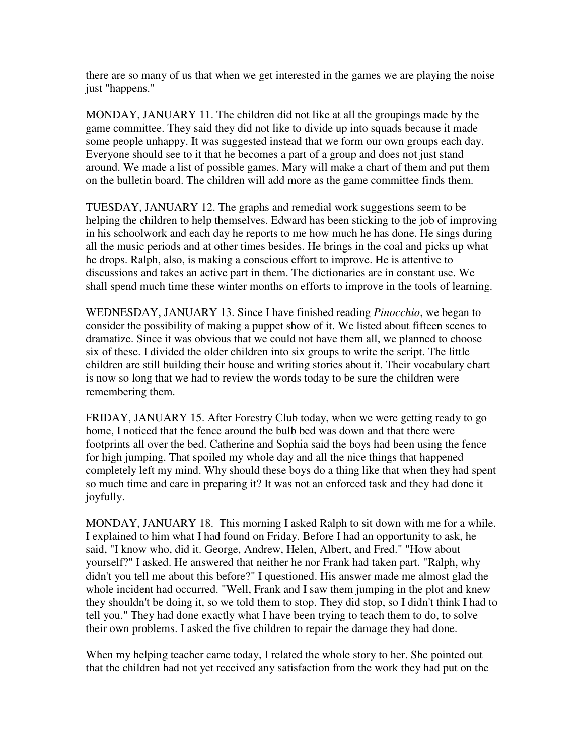there are so many of us that when we get interested in the games we are playing the noise just "happens."

MONDAY, JANUARY 11. The children did not like at all the groupings made by the game committee. They said they did not like to divide up into squads because it made some people unhappy. It was suggested instead that we form our own groups each day. Everyone should see to it that he becomes a part of a group and does not just stand around. We made a list of possible games. Mary will make a chart of them and put them on the bulletin board. The children will add more as the game committee finds them.

TUESDAY, JANUARY 12. The graphs and remedial work suggestions seem to be helping the children to help themselves. Edward has been sticking to the job of improving in his schoolwork and each day he reports to me how much he has done. He sings during all the music periods and at other times besides. He brings in the coal and picks up what he drops. Ralph, also, is making a conscious effort to improve. He is attentive to discussions and takes an active part in them. The dictionaries are in constant use. We shall spend much time these winter months on efforts to improve in the tools of learning.

WEDNESDAY, JANUARY 13. Since I have finished reading *Pinocchio*, we began to consider the possibility of making a puppet show of it. We listed about fifteen scenes to dramatize. Since it was obvious that we could not have them all, we planned to choose six of these. I divided the older children into six groups to write the script. The little children are still building their house and writing stories about it. Their vocabulary chart is now so long that we had to review the words today to be sure the children were remembering them.

FRIDAY, JANUARY 15. After Forestry Club today, when we were getting ready to go home, I noticed that the fence around the bulb bed was down and that there were footprints all over the bed. Catherine and Sophia said the boys had been using the fence for high jumping. That spoiled my whole day and all the nice things that happened completely left my mind. Why should these boys do a thing like that when they had spent so much time and care in preparing it? It was not an enforced task and they had done it joyfully.

MONDAY, JANUARY 18. This morning I asked Ralph to sit down with me for a while. I explained to him what I had found on Friday. Before I had an opportunity to ask, he said, "I know who, did it. George, Andrew, Helen, Albert, and Fred." "How about yourself?" I asked. He answered that neither he nor Frank had taken part. "Ralph, why didn't you tell me about this before?" I questioned. His answer made me almost glad the whole incident had occurred. "Well, Frank and I saw them jumping in the plot and knew they shouldn't be doing it, so we told them to stop. They did stop, so I didn't think I had to tell you." They had done exactly what I have been trying to teach them to do, to solve their own problems. I asked the five children to repair the damage they had done.

When my helping teacher came today, I related the whole story to her. She pointed out that the children had not yet received any satisfaction from the work they had put on the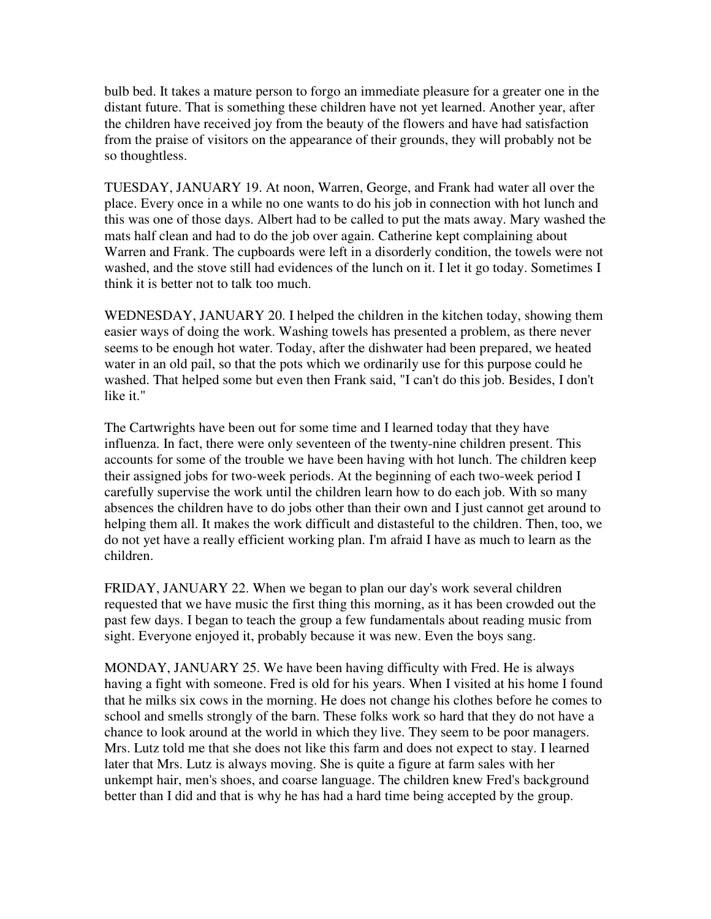bulb bed. It takes a mature person to forgo an immediate pleasure for a greater one in the distant future. That is something these children have not yet learned. Another year, after the children have received joy from the beauty of the flowers and have had satisfaction from the praise of visitors on the appearance of their grounds, they will probably not be so thoughtless.

TUESDAY, JANUARY 19. At noon, Warren, George, and Frank had water all over the place. Every once in a while no one wants to do his job in connection with hot lunch and this was one of those days. Albert had to be called to put the mats away. Mary washed the mats half clean and had to do the job over again. Catherine kept complaining about Warren and Frank. The cupboards were left in a disorderly condition, the towels were not washed, and the stove still had evidences of the lunch on it. I let it go today. Sometimes I think it is better not to talk too much.

WEDNESDAY, JANUARY 20. I helped the children in the kitchen today, showing them easier ways of doing the work. Washing towels has presented a problem, as there never seems to be enough hot water. Today, after the dishwater had been prepared, we heated water in an old pail, so that the pots which we ordinarily use for this purpose could he washed. That helped some but even then Frank said, "I can't do this job. Besides, I don't like it."

The Cartwrights have been out for some time and I learned today that they have influenza. In fact, there were only seventeen of the twenty-nine children present. This accounts for some of the trouble we have been having with hot lunch. The children keep their assigned jobs for two-week periods. At the beginning of each two-week period I carefully supervise the work until the children learn how to do each job. With so many absences the children have to do jobs other than their own and I just cannot get around to helping them all. It makes the work difficult and distasteful to the children. Then, too, we do not yet have a really efficient working plan. I'm afraid I have as much to learn as the children.

FRIDAY, JANUARY 22. When we began to plan our day's work several children requested that we have music the first thing this morning, as it has been crowded out the past few days. I began to teach the group a few fundamentals about reading music from sight. Everyone enjoyed it, probably because it was new. Even the boys sang.

MONDAY, JANUARY 25. We have been having difficulty with Fred. He is always having a fight with someone. Fred is old for his years. When I visited at his home I found that he milks six cows in the morning. He does not change his clothes before he comes to school and smells strongly of the barn. These folks work so hard that they do not have a chance to look around at the world in which they live. They seem to be poor managers. Mrs. Lutz told me that she does not like this farm and does not expect to stay. I learned later that Mrs. Lutz is always moving. She is quite a figure at farm sales with her unkempt hair, men's shoes, and coarse language. The children knew Fred's background better than I did and that is why he has had a hard time being accepted by the group.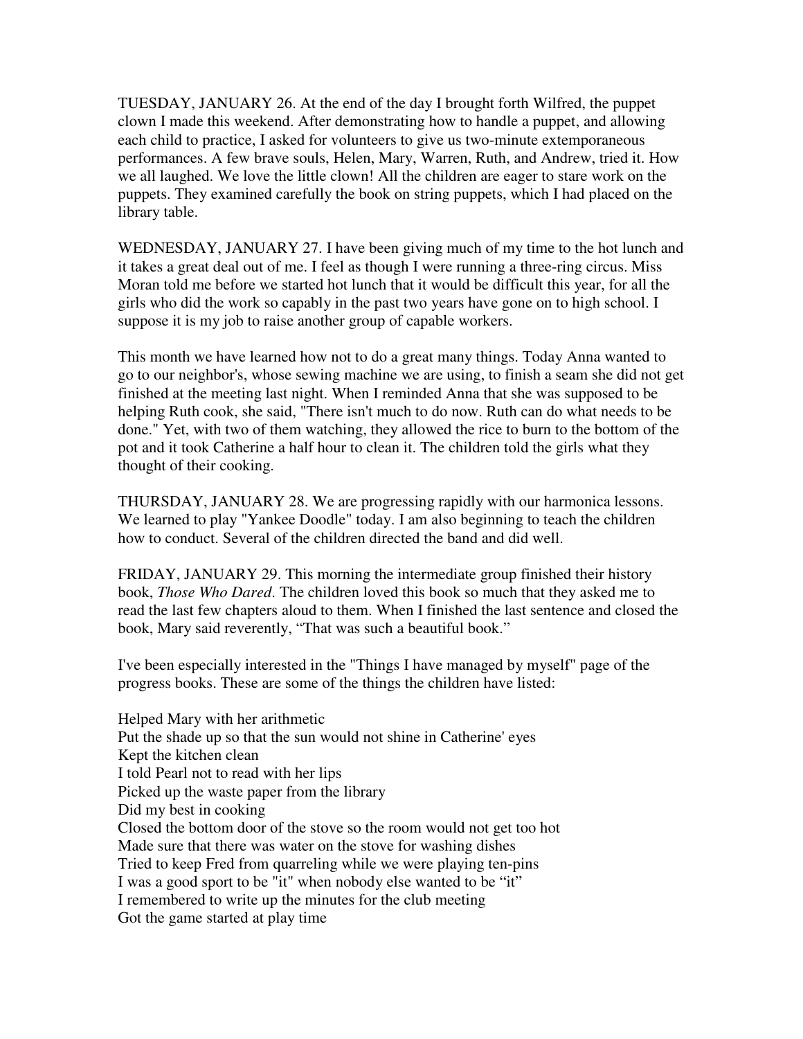TUESDAY, JANUARY 26. At the end of the day I brought forth Wilfred, the puppet clown I made this weekend. After demonstrating how to handle a puppet, and allowing each child to practice, I asked for volunteers to give us two-minute extemporaneous performances. A few brave souls, Helen, Mary, Warren, Ruth, and Andrew, tried it. How we all laughed. We love the little clown! All the children are eager to stare work on the puppets. They examined carefully the book on string puppets, which I had placed on the library table.

WEDNESDAY, JANUARY 27. I have been giving much of my time to the hot lunch and it takes a great deal out of me. I feel as though I were running a three-ring circus. Miss Moran told me before we started hot lunch that it would be difficult this year, for all the girls who did the work so capably in the past two years have gone on to high school. I suppose it is my job to raise another group of capable workers.

This month we have learned how not to do a great many things. Today Anna wanted to go to our neighbor's, whose sewing machine we are using, to finish a seam she did not get finished at the meeting last night. When I reminded Anna that she was supposed to be helping Ruth cook, she said, "There isn't much to do now. Ruth can do what needs to be done." Yet, with two of them watching, they allowed the rice to burn to the bottom of the pot and it took Catherine a half hour to clean it. The children told the girls what they thought of their cooking.

THURSDAY, JANUARY 28. We are progressing rapidly with our harmonica lessons. We learned to play "Yankee Doodle" today. I am also beginning to teach the children how to conduct. Several of the children directed the band and did well.

FRIDAY, JANUARY 29. This morning the intermediate group finished their history book, *Those Who Dared*. The children loved this book so much that they asked me to read the last few chapters aloud to them. When I finished the last sentence and closed the book, Mary said reverently, “That was such a beautiful book.”

I've been especially interested in the "Things I have managed by myself" page of the progress books. These are some of the things the children have listed:

Helped Mary with her arithmetic
Put the shade up so that the sun would not shine in Catherine' eyes
Kept the kitchen clean
I told Pearl not to read with her lips
Picked up the waste paper from the library
Did my best in cooking
Closed the bottom door of the stove so the room would not get too hot
Made sure that there was water on the stove for washing dishes
Tried to keep Fred from quarreling while we were playing ten-pins
I was a good sport to be "it" when nobody else wanted to be “it”
I remembered to write up the minutes for the club meeting
Got the game started at play time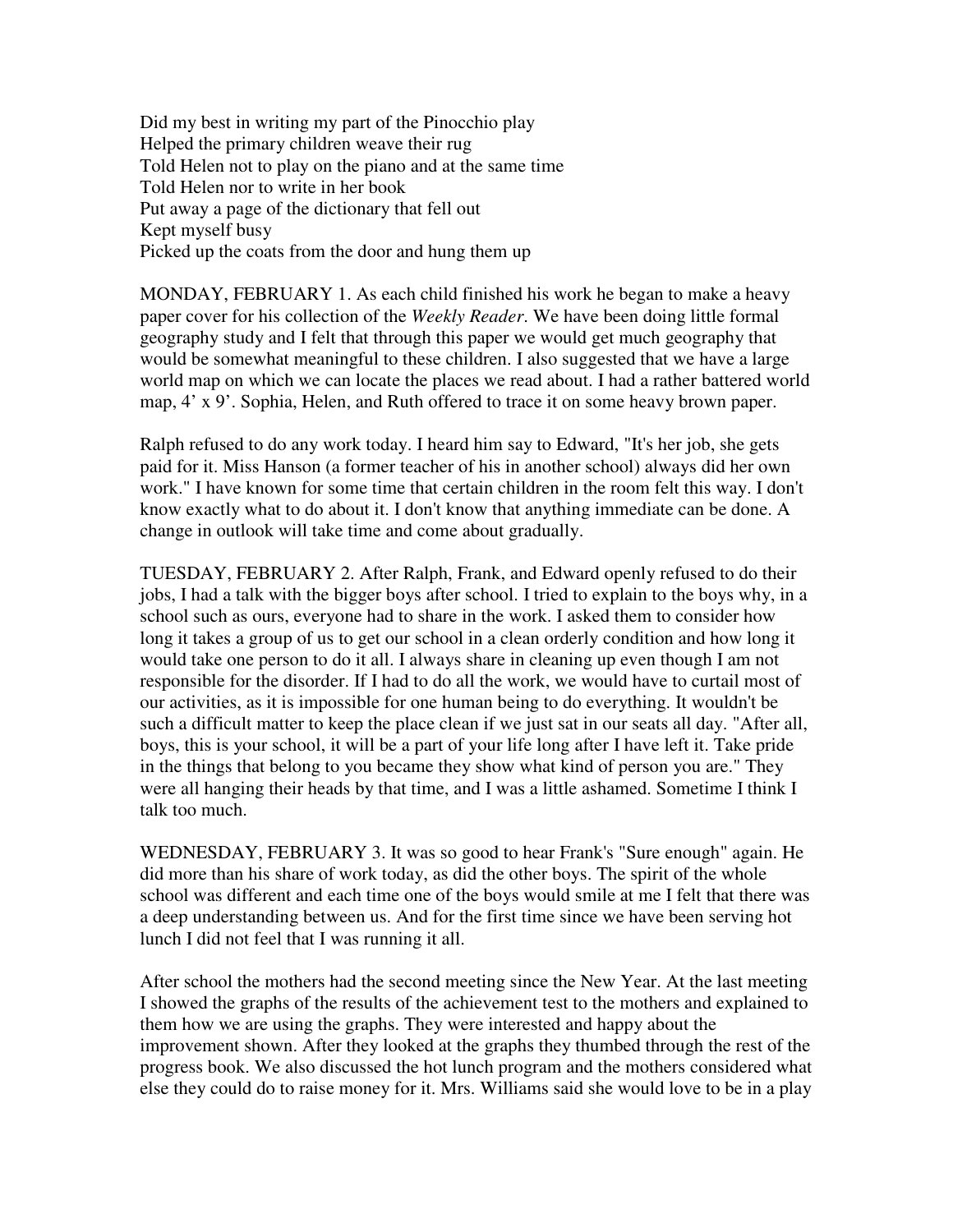Did my best in writing my part of the Pinocchio play
Helped the primary children weave their rug
Told Helen not to play on the piano and at the same time
Told Helen nor to write in her book
Put away a page of the dictionary that fell out
Kept myself busy
Picked up the coats from the door and hung them up

MONDAY, FEBRUARY 1. As each child finished his work he began to make a heavy paper cover for his collection of the *Weekly Reader*. We have been doing little formal geography study and I felt that through this paper we would get much geography that would be somewhat meaningful to these children. I also suggested that we have a large world map on which we can locate the places we read about. I had a rather battered world map, 4' x 9'. Sophia, Helen, and Ruth offered to trace it on some heavy brown paper.

Ralph refused to do any work today. I heard him say to Edward, "It's her job, she gets paid for it. Miss Hanson (a former teacher of his in another school) always did her own work." I have known for some time that certain children in the room felt this way. I don't know exactly what to do about it. I don't know that anything immediate can be done. A change in outlook will take time and come about gradually.

TUESDAY, FEBRUARY 2. After Ralph, Frank, and Edward openly refused to do their jobs, I had a talk with the bigger boys after school. I tried to explain to the boys why, in a school such as ours, everyone had to share in the work. I asked them to consider how long it takes a group of us to get our school in a clean orderly condition and how long it would take one person to do it all. I always share in cleaning up even though I am not responsible for the disorder. If I had to do all the work, we would have to curtail most of our activities, as it is impossible for one human being to do everything. It wouldn't be such a difficult matter to keep the place clean if we just sat in our seats all day. "After all, boys, this is your school, it will be a part of your life long after I have left it. Take pride in the things that belong to you became they show what kind of person you are." They were all hanging their heads by that time, and I was a little ashamed. Sometime I think I talk too much.

WEDNESDAY, FEBRUARY 3. It was so good to hear Frank's "Sure enough" again. He did more than his share of work today, as did the other boys. The spirit of the whole school was different and each time one of the boys would smile at me I felt that there was a deep understanding between us. And for the first time since we have been serving hot lunch I did not feel that I was running it all.

After school the mothers had the second meeting since the New Year. At the last meeting I showed the graphs of the results of the achievement test to the mothers and explained to them how we are using the graphs. They were interested and happy about the improvement shown. After they looked at the graphs they thumbed through the rest of the progress book. We also discussed the hot lunch program and the mothers considered what else they could do to raise money for it. Mrs. Williams said she would love to be in a play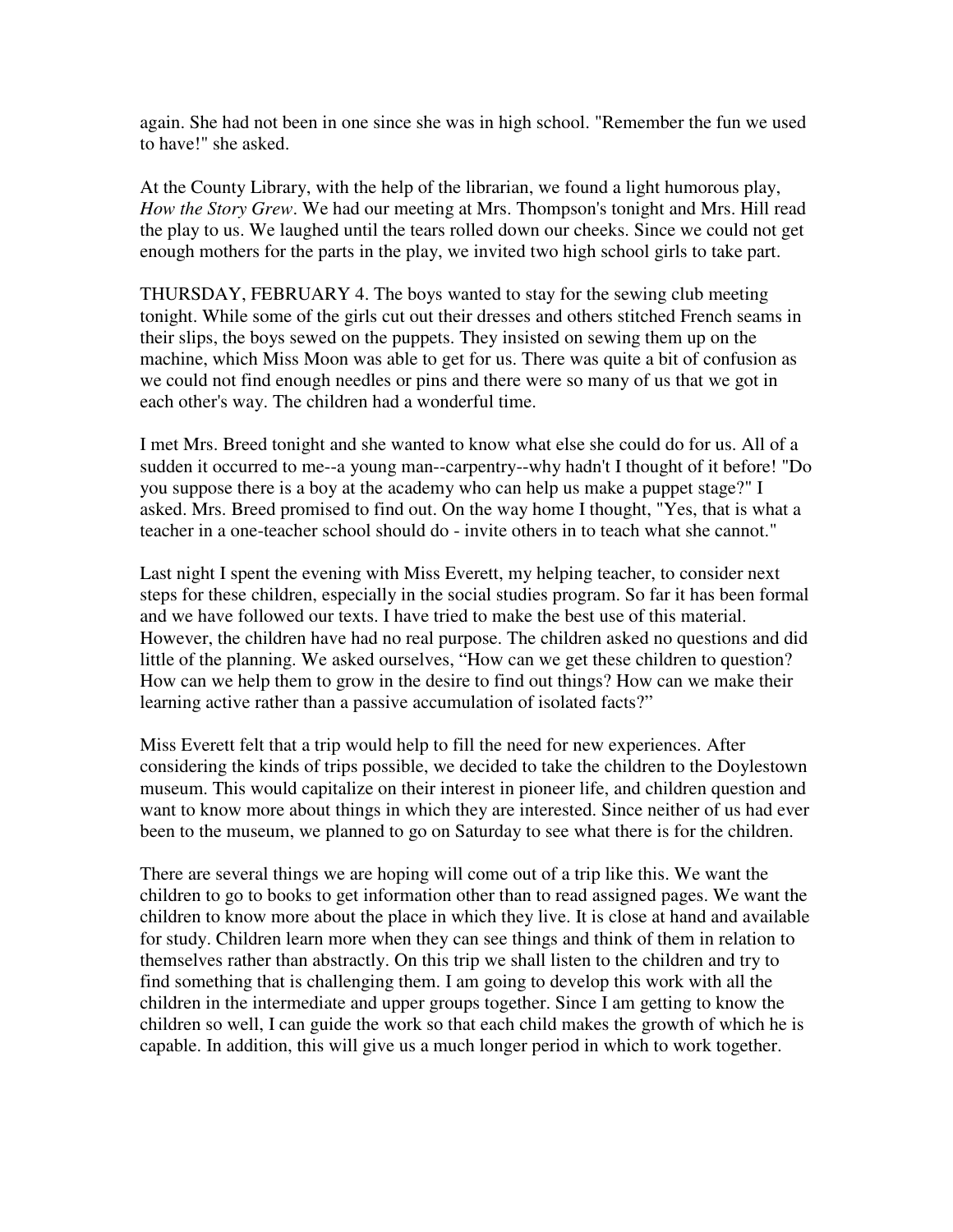again. She had not been in one since she was in high school. "Remember the fun we used to have!" she asked.

At the County Library, with the help of the librarian, we found a light humorous play, *How the Story Grew*. We had our meeting at Mrs. Thompson's tonight and Mrs. Hill read the play to us. We laughed until the tears rolled down our cheeks. Since we could not get enough mothers for the parts in the play, we invited two high school girls to take part.

THURSDAY, FEBRUARY 4. The boys wanted to stay for the sewing club meeting tonight. While some of the girls cut out their dresses and others stitched French seams in their slips, the boys sewed on the puppets. They insisted on sewing them up on the machine, which Miss Moon was able to get for us. There was quite a bit of confusion as we could not find enough needles or pins and there were so many of us that we got in each other's way. The children had a wonderful time.

I met Mrs. Breed tonight and she wanted to know what else she could do for us. All of a sudden it occurred to me--a young man--carpentry--why hadn't I thought of it before! "Do you suppose there is a boy at the academy who can help us make a puppet stage?" I asked. Mrs. Breed promised to find out. On the way home I thought, "Yes, that is what a teacher in a one-teacher school should do - invite others in to teach what she cannot."

Last night I spent the evening with Miss Everett, my helping teacher, to consider next steps for these children, especially in the social studies program. So far it has been formal and we have followed our texts. I have tried to make the best use of this material. However, the children have had no real purpose. The children asked no questions and did little of the planning. We asked ourselves, "How can we get these children to question? How can we help them to grow in the desire to find out things? How can we make their learning active rather than a passive accumulation of isolated facts?"

Miss Everett felt that a trip would help to fill the need for new experiences. After considering the kinds of trips possible, we decided to take the children to the Doylestown museum. This would capitalize on their interest in pioneer life, and children question and want to know more about things in which they are interested. Since neither of us had ever been to the museum, we planned to go on Saturday to see what there is for the children.

There are several things we are hoping will come out of a trip like this. We want the children to go to books to get information other than to read assigned pages. We want the children to know more about the place in which they live. It is close at hand and available for study. Children learn more when they can see things and think of them in relation to themselves rather than abstractly. On this trip we shall listen to the children and try to find something that is challenging them. I am going to develop this work with all the children in the intermediate and upper groups together. Since I am getting to know the children so well, I can guide the work so that each child makes the growth of which he is capable. In addition, this will give us a much longer period in which to work together.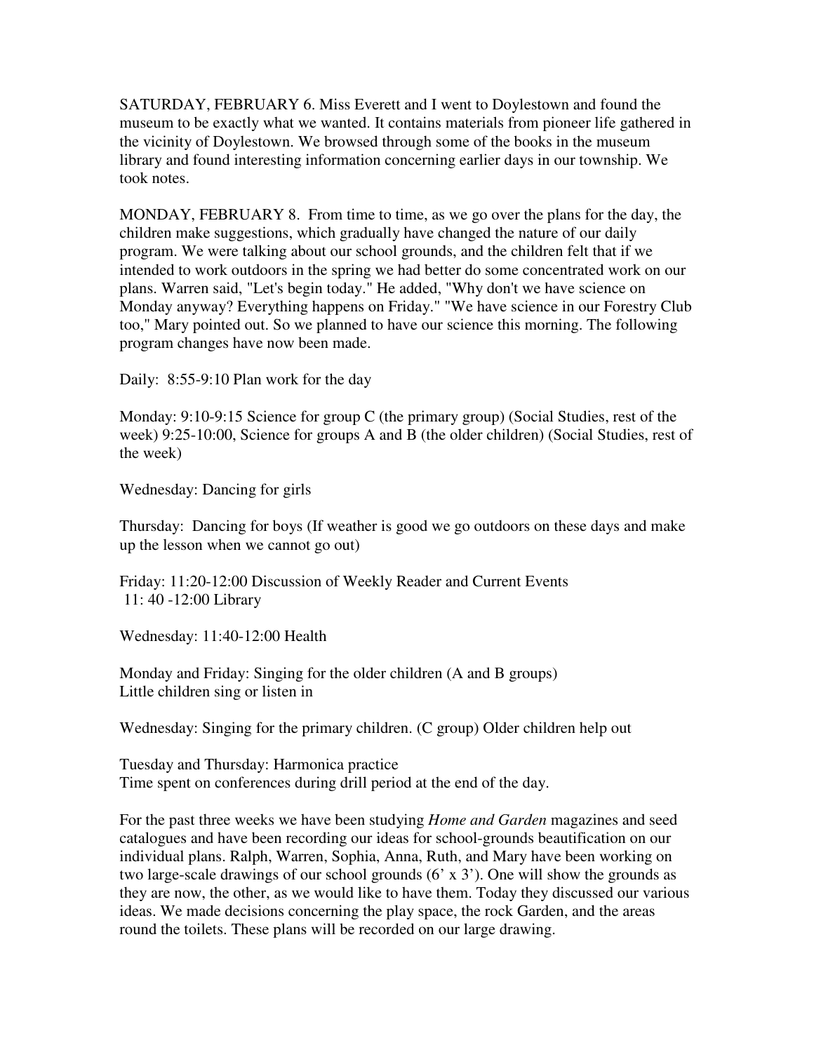SATURDAY, FEBRUARY 6. Miss Everett and I went to Doylestown and found the museum to be exactly what we wanted. It contains materials from pioneer life gathered in the vicinity of Doylestown. We browsed through some of the books in the museum library and found interesting information concerning earlier days in our township. We took notes.

MONDAY, FEBRUARY 8. From time to time, as we go over the plans for the day, the children make suggestions, which gradually have changed the nature of our daily program. We were talking about our school grounds, and the children felt that if we intended to work outdoors in the spring we had better do some concentrated work on our plans. Warren said, "Let's begin today." He added, "Why don't we have science on Monday anyway? Everything happens on Friday." "We have science in our Forestry Club too," Mary pointed out. So we planned to have our science this morning. The following program changes have now been made.

Daily: 8:55-9:10 Plan work for the day

Monday: 9:10-9:15 Science for group C (the primary group) (Social Studies, rest of the week) 9:25-10:00, Science for groups A and B (the older children) (Social Studies, rest of the week)

Wednesday: Dancing for girls

Thursday: Dancing for boys (If weather is good we go outdoors on these days and make up the lesson when we cannot go out)

Friday: 11:20-12:00 Discussion of Weekly Reader and Current Events
11: 40 -12:00 Library

Wednesday: 11:40-12:00 Health

Monday and Friday: Singing for the older children (A and B groups)
Little children sing or listen in

Wednesday: Singing for the primary children. (C group) Older children help out

Tuesday and Thursday: Harmonica practice
Time spent on conferences during drill period at the end of the day.

For the past three weeks we have been studying *Home and Garden* magazines and seed catalogues and have been recording our ideas for school-grounds beautification on our individual plans. Ralph, Warren, Sophia, Anna, Ruth, and Mary have been working on two large-scale drawings of our school grounds (6' x 3'). One will show the grounds as they are now, the other, as we would like to have them. Today they discussed our various ideas. We made decisions concerning the play space, the rock Garden, and the areas round the toilets. These plans will be recorded on our large drawing.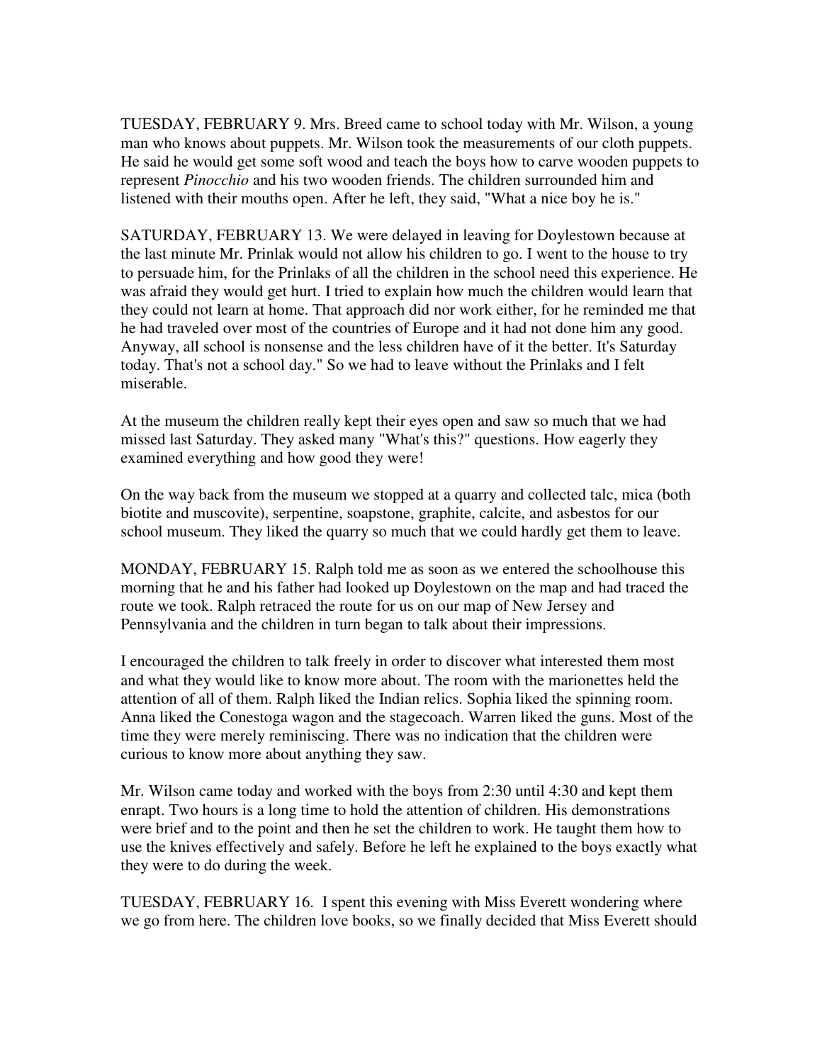TUESDAY, FEBRUARY 9. Mrs. Breed came to school today with Mr. Wilson, a young man who knows about puppets. Mr. Wilson took the measurements of our cloth puppets. He said he would get some soft wood and teach the boys how to carve wooden puppets to represent *Pinocchio* and his two wooden friends. The children surrounded him and listened with their mouths open. After he left, they said, "What a nice boy he is."

SATURDAY, FEBRUARY 13. We were delayed in leaving for Doylestown because at the last minute Mr. Prinlak would not allow his children to go. I went to the house to try to persuade him, for the Prinlaks of all the children in the school need this experience. He was afraid they would get hurt. I tried to explain how much the children would learn that they could not learn at home. That approach did nor work either, for he reminded me that he had traveled over most of the countries of Europe and it had not done him any good. Anyway, all school is nonsense and the less children have of it the better. It's Saturday today. That's not a school day." So we had to leave without the Prinlaks and I felt miserable.

At the museum the children really kept their eyes open and saw so much that we had missed last Saturday. They asked many "What's this?" questions. How eagerly they examined everything and how good they were!

On the way back from the museum we stopped at a quarry and collected talc, mica (both biotite and muscovite), serpentine, soapstone, graphite, calcite, and asbestos for our school museum. They liked the quarry so much that we could hardly get them to leave.

MONDAY, FEBRUARY 15. Ralph told me as soon as we entered the schoolhouse this morning that he and his father had looked up Doylestown on the map and had traced the route we took. Ralph retraced the route for us on our map of New Jersey and Pennsylvania and the children in turn began to talk about their impressions.

I encouraged the children to talk freely in order to discover what interested them most and what they would like to know more about. The room with the marionettes held the attention of all of them. Ralph liked the Indian relics. Sophia liked the spinning room. Anna liked the Conestoga wagon and the stagecoach. Warren liked the guns. Most of the time they were merely reminiscing. There was no indication that the children were curious to know more about anything they saw.

Mr. Wilson came today and worked with the boys from 2:30 until 4:30 and kept them enrapt. Two hours is a long time to hold the attention of children. His demonstrations were brief and to the point and then he set the children to work. He taught them how to use the knives effectively and safely. Before he left he explained to the boys exactly what they were to do during the week.

TUESDAY, FEBRUARY 16. I spent this evening with Miss Everett wondering where we go from here. The children love books, so we finally decided that Miss Everett should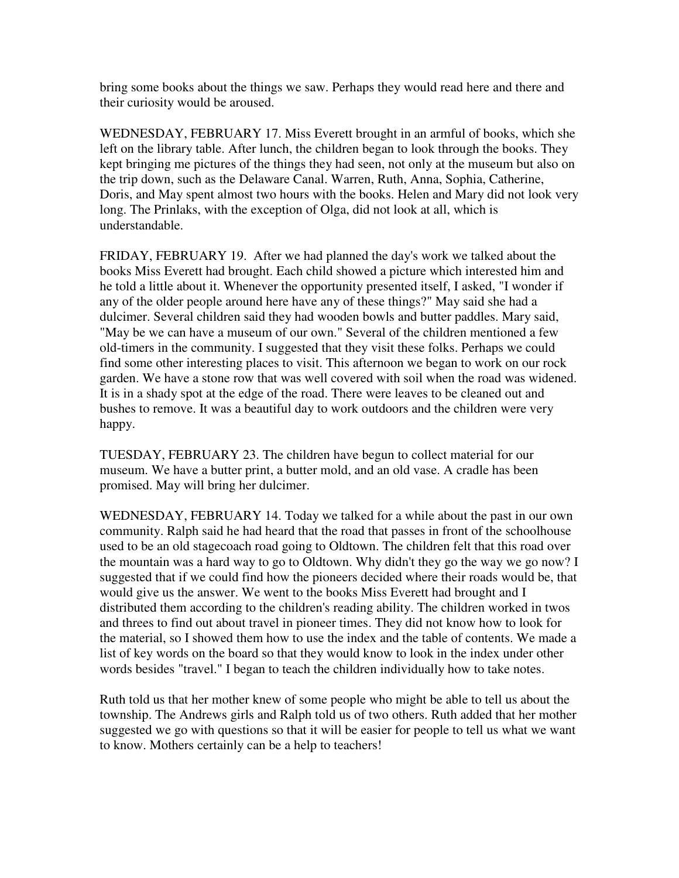bring some books about the things we saw. Perhaps they would read here and there and their curiosity would be aroused.

WEDNESDAY, FEBRUARY 17. Miss Everett brought in an armful of books, which she left on the library table. After lunch, the children began to look through the books. They kept bringing me pictures of the things they had seen, not only at the museum but also on the trip down, such as the Delaware Canal. Warren, Ruth, Anna, Sophia, Catherine, Doris, and May spent almost two hours with the books. Helen and Mary did not look very long. The Prinlaks, with the exception of Olga, did not look at all, which is understandable.

FRIDAY, FEBRUARY 19. After we had planned the day's work we talked about the books Miss Everett had brought. Each child showed a picture which interested him and he told a little about it. Whenever the opportunity presented itself, I asked, "I wonder if any of the older people around here have any of these things?" May said she had a dulcimer. Several children said they had wooden bowls and butter paddles. Mary said, "May be we can have a museum of our own." Several of the children mentioned a few old-timers in the community. I suggested that they visit these folks. Perhaps we could find some other interesting places to visit. This afternoon we began to work on our rock garden. We have a stone row that was well covered with soil when the road was widened. It is in a shady spot at the edge of the road. There were leaves to be cleaned out and bushes to remove. It was a beautiful day to work outdoors and the children were very happy.

TUESDAY, FEBRUARY 23. The children have begun to collect material for our museum. We have a butter print, a butter mold, and an old vase. A cradle has been promised. May will bring her dulcimer.

WEDNESDAY, FEBRUARY 14. Today we talked for a while about the past in our own community. Ralph said he had heard that the road that passes in front of the schoolhouse used to be an old stagecoach road going to Oldtown. The children felt that this road over the mountain was a hard way to go to Oldtown. Why didn't they go the way we go now? I suggested that if we could find how the pioneers decided where their roads would be, that would give us the answer. We went to the books Miss Everett had brought and I distributed them according to the children's reading ability. The children worked in twos and threes to find out about travel in pioneer times. They did not know how to look for the material, so I showed them how to use the index and the table of contents. We made a list of key words on the board so that they would know to look in the index under other words besides "travel." I began to teach the children individually how to take notes.

Ruth told us that her mother knew of some people who might be able to tell us about the township. The Andrews girls and Ralph told us of two others. Ruth added that her mother suggested we go with questions so that it will be easier for people to tell us what we want to know. Mothers certainly can be a help to teachers!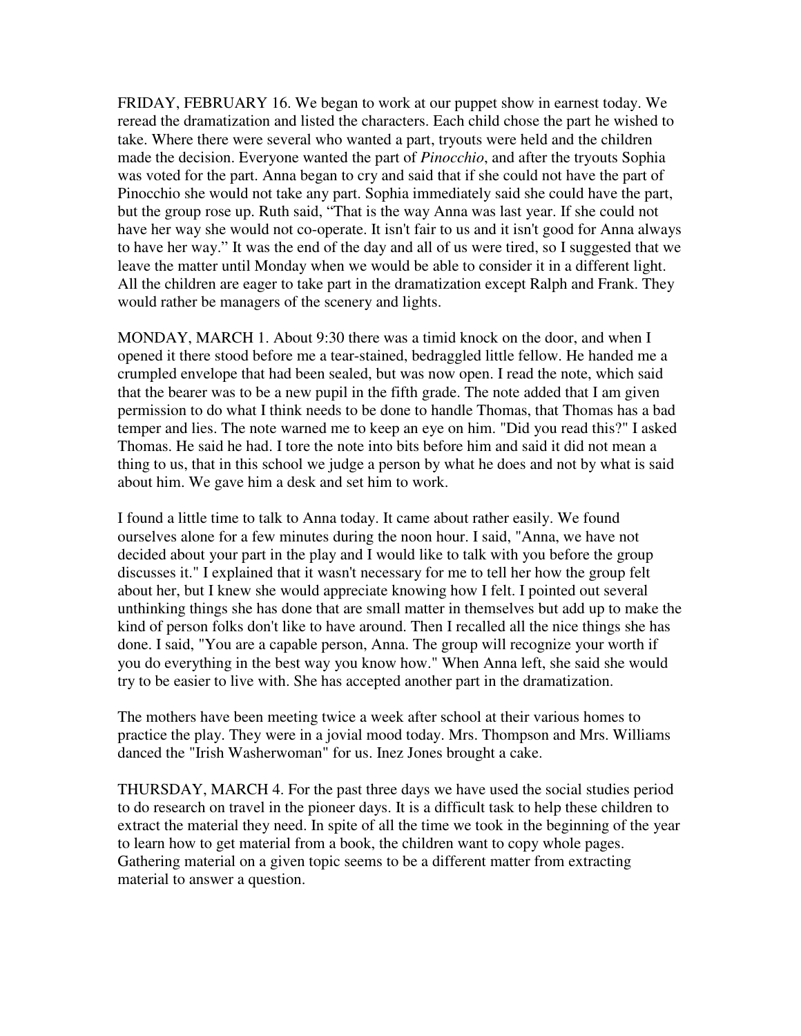FRIDAY, FEBRUARY 16. We began to work at our puppet show in earnest today. We reread the dramatization and listed the characters. Each child chose the part he wished to take. Where there were several who wanted a part, tryouts were held and the children made the decision. Everyone wanted the part of *Pinocchio*, and after the tryouts Sophia was voted for the part. Anna began to cry and said that if she could not have the part of Pinocchio she would not take any part. Sophia immediately said she could have the part, but the group rose up. Ruth said, "That is the way Anna was last year. If she could not have her way she would not co-operate. It isn't fair to us and it isn't good for Anna always to have her way." It was the end of the day and all of us were tired, so I suggested that we leave the matter until Monday when we would be able to consider it in a different light. All the children are eager to take part in the dramatization except Ralph and Frank. They would rather be managers of the scenery and lights.

MONDAY, MARCH 1. About 9:30 there was a timid knock on the door, and when I opened it there stood before me a tear-stained, bedraggled little fellow. He handed me a crumpled envelope that had been sealed, but was now open. I read the note, which said that the bearer was to be a new pupil in the fifth grade. The note added that I am given permission to do what I think needs to be done to handle Thomas, that Thomas has a bad temper and lies. The note warned me to keep an eye on him. "Did you read this?" I asked Thomas. He said he had. I tore the note into bits before him and said it did not mean a thing to us, that in this school we judge a person by what he does and not by what is said about him. We gave him a desk and set him to work.

I found a little time to talk to Anna today. It came about rather easily. We found ourselves alone for a few minutes during the noon hour. I said, "Anna, we have not decided about your part in the play and I would like to talk with you before the group discusses it." I explained that it wasn't necessary for me to tell her how the group felt about her, but I knew she would appreciate knowing how I felt. I pointed out several unthinking things she has done that are small matter in themselves but add up to make the kind of person folks don't like to have around. Then I recalled all the nice things she has done. I said, "You are a capable person, Anna. The group will recognize your worth if you do everything in the best way you know how." When Anna left, she said she would try to be easier to live with. She has accepted another part in the dramatization.

The mothers have been meeting twice a week after school at their various homes to practice the play. They were in a jovial mood today. Mrs. Thompson and Mrs. Williams danced the "Irish Washerwoman" for us. Inez Jones brought a cake.

THURSDAY, MARCH 4. For the past three days we have used the social studies period to do research on travel in the pioneer days. It is a difficult task to help these children to extract the material they need. In spite of all the time we took in the beginning of the year to learn how to get material from a book, the children want to copy whole pages. Gathering material on a given topic seems to be a different matter from extracting material to answer a question.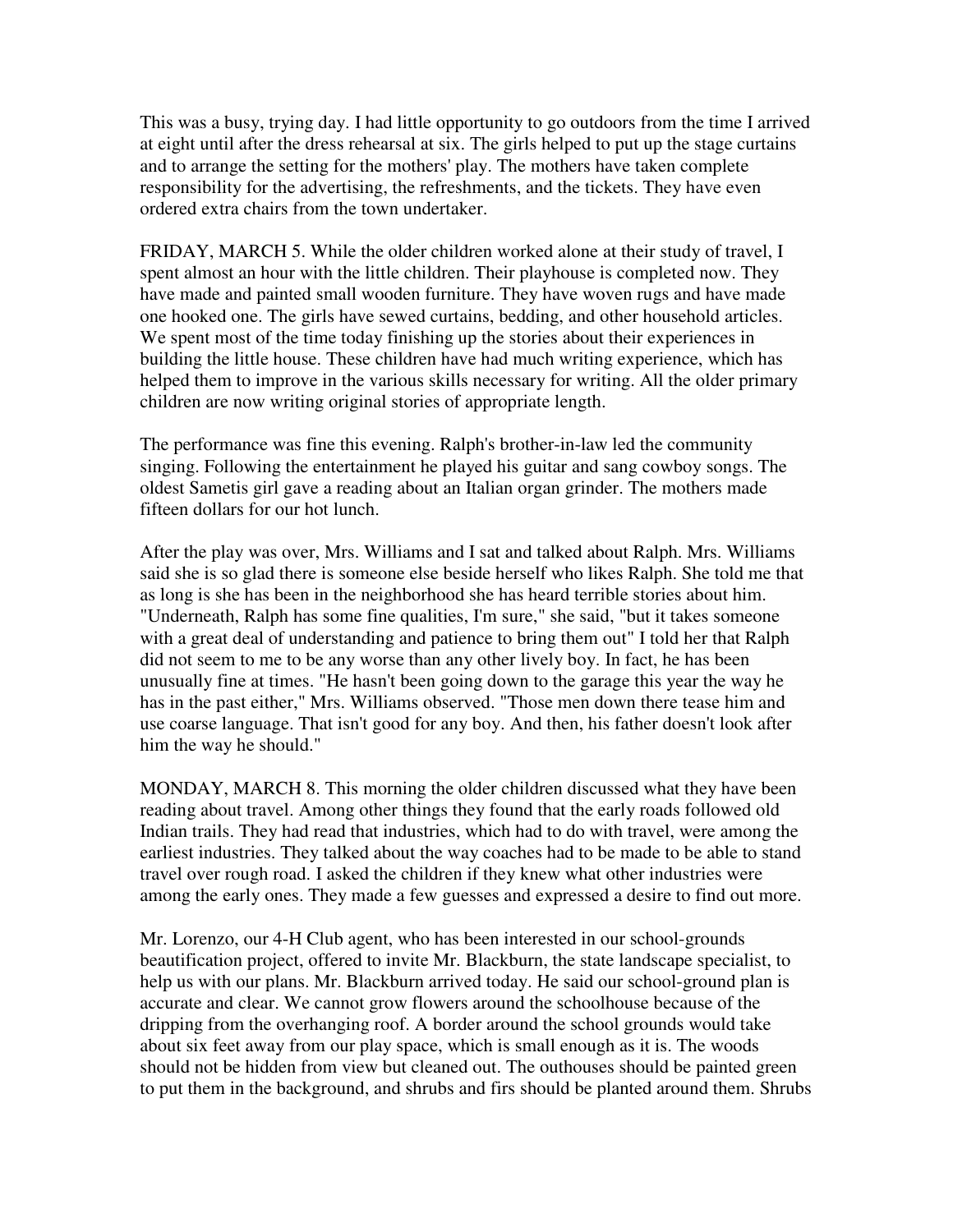This was a busy, trying day. I had little opportunity to go outdoors from the time I arrived at eight until after the dress rehearsal at six. The girls helped to put up the stage curtains and to arrange the setting for the mothers' play. The mothers have taken complete responsibility for the advertising, the refreshments, and the tickets. They have even ordered extra chairs from the town undertaker.

FRIDAY, MARCH 5. While the older children worked alone at their study of travel, I spent almost an hour with the little children. Their playhouse is completed now. They have made and painted small wooden furniture. They have woven rugs and have made one hooked one. The girls have sewed curtains, bedding, and other household articles. We spent most of the time today finishing up the stories about their experiences in building the little house. These children have had much writing experience, which has helped them to improve in the various skills necessary for writing. All the older primary children are now writing original stories of appropriate length.

The performance was fine this evening. Ralph's brother-in-law led the community singing. Following the entertainment he played his guitar and sang cowboy songs. The oldest Sametis girl gave a reading about an Italian organ grinder. The mothers made fifteen dollars for our hot lunch.

After the play was over, Mrs. Williams and I sat and talked about Ralph. Mrs. Williams said she is so glad there is someone else beside herself who likes Ralph. She told me that as long is she has been in the neighborhood she has heard terrible stories about him. "Underneath, Ralph has some fine qualities, I'm sure," she said, "but it takes someone with a great deal of understanding and patience to bring them out" I told her that Ralph did not seem to me to be any worse than any other lively boy. In fact, he has been unusually fine at times. "He hasn't been going down to the garage this year the way he has in the past either," Mrs. Williams observed. "Those men down there tease him and use coarse language. That isn't good for any boy. And then, his father doesn't look after him the way he should."

MONDAY, MARCH 8. This morning the older children discussed what they have been reading about travel. Among other things they found that the early roads followed old Indian trails. They had read that industries, which had to do with travel, were among the earliest industries. They talked about the way coaches had to be made to be able to stand travel over rough road. I asked the children if they knew what other industries were among the early ones. They made a few guesses and expressed a desire to find out more.

Mr. Lorenzo, our 4-H Club agent, who has been interested in our school-grounds beautification project, offered to invite Mr. Blackburn, the state landscape specialist, to help us with our plans. Mr. Blackburn arrived today. He said our school-ground plan is accurate and clear. We cannot grow flowers around the schoolhouse because of the dripping from the overhanging roof. A border around the school grounds would take about six feet away from our play space, which is small enough as it is. The woods should not be hidden from view but cleaned out. The outhouses should be painted green to put them in the background, and shrubs and firs should be planted around them. Shrubs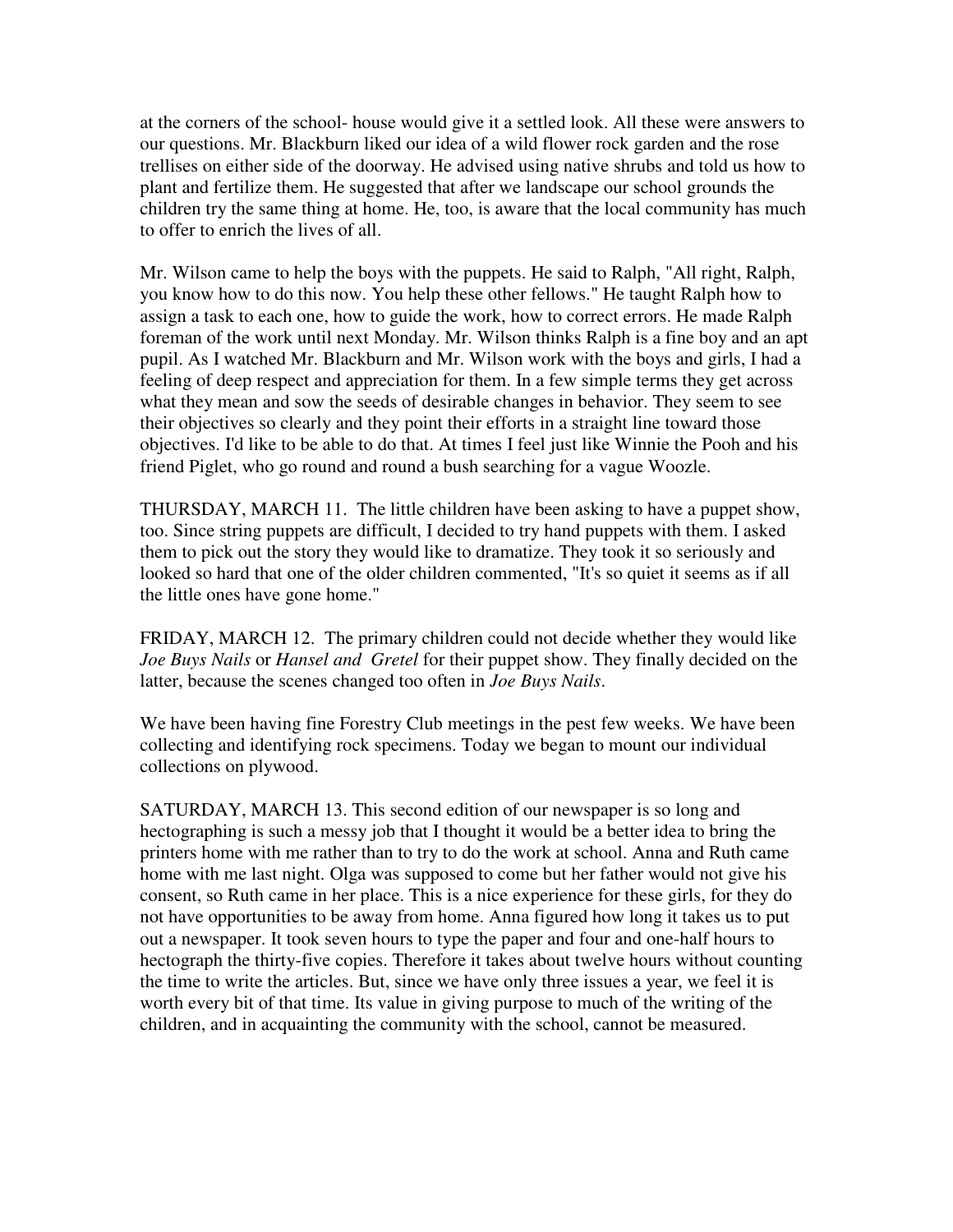at the corners of the school- house would give it a settled look. All these were answers to our questions. Mr. Blackburn liked our idea of a wild flower rock garden and the rose trellises on either side of the doorway. He advised using native shrubs and told us how to plant and fertilize them. He suggested that after we landscape our school grounds the children try the same thing at home. He, too, is aware that the local community has much to offer to enrich the lives of all.

Mr. Wilson came to help the boys with the puppets. He said to Ralph, "All right, Ralph, you know how to do this now. You help these other fellows." He taught Ralph how to assign a task to each one, how to guide the work, how to correct errors. He made Ralph foreman of the work until next Monday. Mr. Wilson thinks Ralph is a fine boy and an apt pupil. As I watched Mr. Blackburn and Mr. Wilson work with the boys and girls, I had a feeling of deep respect and appreciation for them. In a few simple terms they get across what they mean and sow the seeds of desirable changes in behavior. They seem to see their objectives so clearly and they point their efforts in a straight line toward those objectives. I'd like to be able to do that. At times I feel just like Winnie the Pooh and his friend Piglet, who go round and round a bush searching for a vague Woozle.

THURSDAY, MARCH 11. The little children have been asking to have a puppet show, too. Since string puppets are difficult, I decided to try hand puppets with them. I asked them to pick out the story they would like to dramatize. They took it so seriously and looked so hard that one of the older children commented, "It's so quiet it seems as if all the little ones have gone home."

FRIDAY, MARCH 12. The primary children could not decide whether they would like *Joe Buys Nails* or *Hansel and Gretel* for their puppet show. They finally decided on the latter, because the scenes changed too often in *Joe Buys Nails*.

We have been having fine Forestry Club meetings in the pest few weeks. We have been collecting and identifying rock specimens. Today we began to mount our individual collections on plywood.

SATURDAY, MARCH 13. This second edition of our newspaper is so long and hectographing is such a messy job that I thought it would be a better idea to bring the printers home with me rather than to try to do the work at school. Anna and Ruth came home with me last night. Olga was supposed to come but her father would not give his consent, so Ruth came in her place. This is a nice experience for these girls, for they do not have opportunities to be away from home. Anna figured how long it takes us to put out a newspaper. It took seven hours to type the paper and four and one-half hours to hectograph the thirty-five copies. Therefore it takes about twelve hours without counting the time to write the articles. But, since we have only three issues a year, we feel it is worth every bit of that time. Its value in giving purpose to much of the writing of the children, and in acquainting the community with the school, cannot be measured.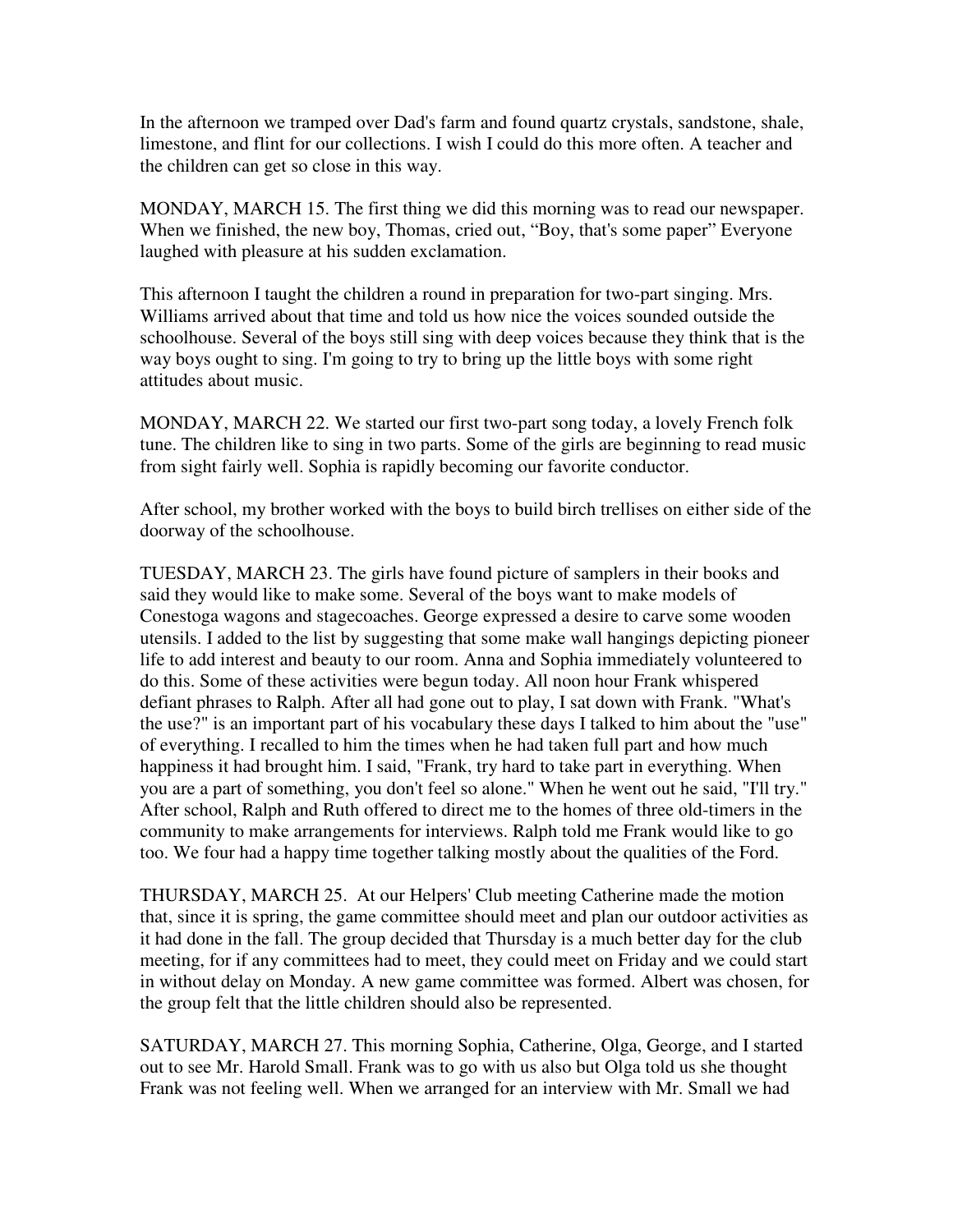In the afternoon we tramped over Dad's farm and found quartz crystals, sandstone, shale, limestone, and flint for our collections. I wish I could do this more often. A teacher and the children can get so close in this way.

MONDAY, MARCH 15. The first thing we did this morning was to read our newspaper. When we finished, the new boy, Thomas, cried out, “Boy, that's some paper” Everyone laughed with pleasure at his sudden exclamation.

This afternoon I taught the children a round in preparation for two-part singing. Mrs. Williams arrived about that time and told us how nice the voices sounded outside the schoolhouse. Several of the boys still sing with deep voices because they think that is the way boys ought to sing. I'm going to try to bring up the little boys with some right attitudes about music.

MONDAY, MARCH 22. We started our first two-part song today, a lovely French folk tune. The children like to sing in two parts. Some of the girls are beginning to read music from sight fairly well. Sophia is rapidly becoming our favorite conductor.

After school, my brother worked with the boys to build birch trellises on either side of the doorway of the schoolhouse.

TUESDAY, MARCH 23. The girls have found picture of samplers in their books and said they would like to make some. Several of the boys want to make models of Conestoga wagons and stagecoaches. George expressed a desire to carve some wooden utensils. I added to the list by suggesting that some make wall hangings depicting pioneer life to add interest and beauty to our room. Anna and Sophia immediately volunteered to do this. Some of these activities were begun today. All noon hour Frank whispered defiant phrases to Ralph. After all had gone out to play, I sat down with Frank. "What's the use?" is an important part of his vocabulary these days I talked to him about the "use" of everything. I recalled to him the times when he had taken full part and how much happiness it had brought him. I said, "Frank, try hard to take part in everything. When you are a part of something, you don't feel so alone." When he went out he said, "I'll try." After school, Ralph and Ruth offered to direct me to the homes of three old-timers in the community to make arrangements for interviews. Ralph told me Frank would like to go too. We four had a happy time together talking mostly about the qualities of the Ford.

THURSDAY, MARCH 25. At our Helpers' Club meeting Catherine made the motion that, since it is spring, the game committee should meet and plan our outdoor activities as it had done in the fall. The group decided that Thursday is a much better day for the club meeting, for if any committees had to meet, they could meet on Friday and we could start in without delay on Monday. A new game committee was formed. Albert was chosen, for the group felt that the little children should also be represented.

SATURDAY, MARCH 27. This morning Sophia, Catherine, Olga, George, and I started out to see Mr. Harold Small. Frank was to go with us also but Olga told us she thought Frank was not feeling well. When we arranged for an interview with Mr. Small we had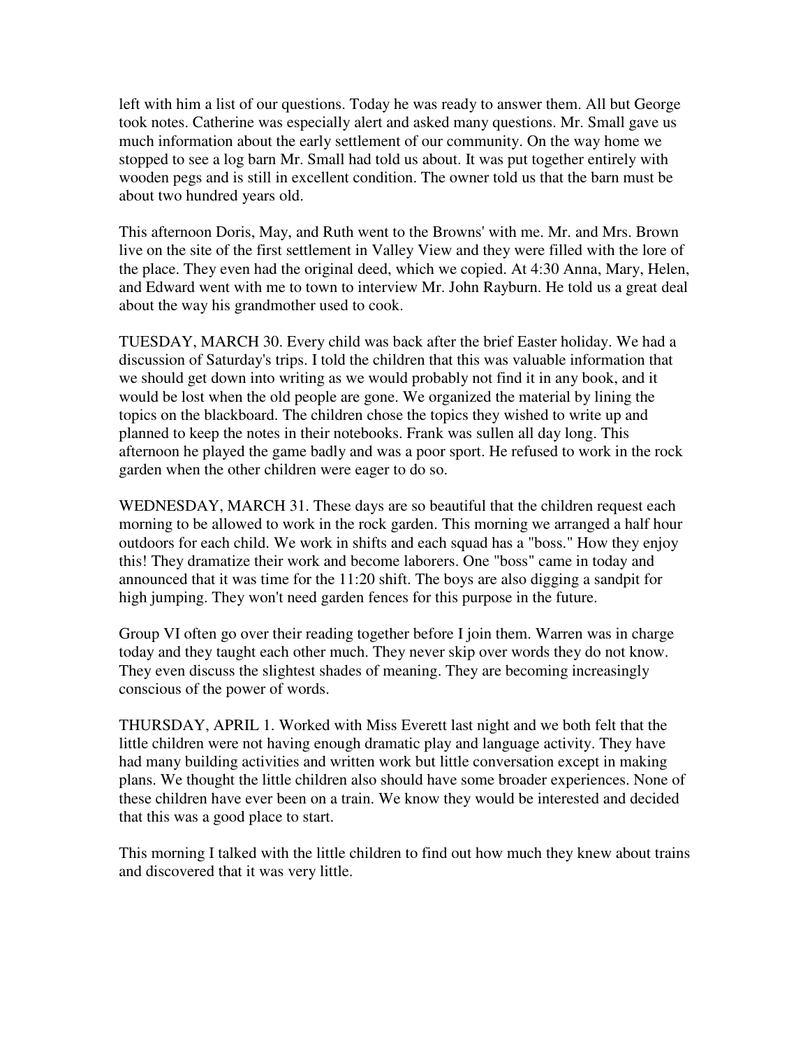left with him a list of our questions. Today he was ready to answer them. All but George took notes. Catherine was especially alert and asked many questions. Mr. Small gave us much information about the early settlement of our community. On the way home we stopped to see a log barn Mr. Small had told us about. It was put together entirely with wooden pegs and is still in excellent condition. The owner told us that the barn must be about two hundred years old.

This afternoon Doris, May, and Ruth went to the Browns' with me. Mr. and Mrs. Brown live on the site of the first settlement in Valley View and they were filled with the lore of the place. They even had the original deed, which we copied. At 4:30 Anna, Mary, Helen, and Edward went with me to town to interview Mr. John Rayburn. He told us a great deal about the way his grandmother used to cook.

TUESDAY, MARCH 30. Every child was back after the brief Easter holiday. We had a discussion of Saturday's trips. I told the children that this was valuable information that we should get down into writing as we would probably not find it in any book, and it would be lost when the old people are gone. We organized the material by lining the topics on the blackboard. The children chose the topics they wished to write up and planned to keep the notes in their notebooks. Frank was sullen all day long. This afternoon he played the game badly and was a poor sport. He refused to work in the rock garden when the other children were eager to do so.

WEDNESDAY, MARCH 31. These days are so beautiful that the children request each morning to be allowed to work in the rock garden. This morning we arranged a half hour outdoors for each child. We work in shifts and each squad has a "boss." How they enjoy this! They dramatize their work and become laborers. One "boss" came in today and announced that it was time for the 11:20 shift. The boys are also digging a sandpit for high jumping. They won't need garden fences for this purpose in the future.

Group VI often go over their reading together before I join them. Warren was in charge today and they taught each other much. They never skip over words they do not know. They even discuss the slightest shades of meaning. They are becoming increasingly conscious of the power of words.

THURSDAY, APRIL 1. Worked with Miss Everett last night and we both felt that the little children were not having enough dramatic play and language activity. They have had many building activities and written work but little conversation except in making plans. We thought the little children also should have some broader experiences. None of these children have ever been on a train. We know they would be interested and decided that this was a good place to start.

This morning I talked with the little children to find out how much they knew about trains and discovered that it was very little.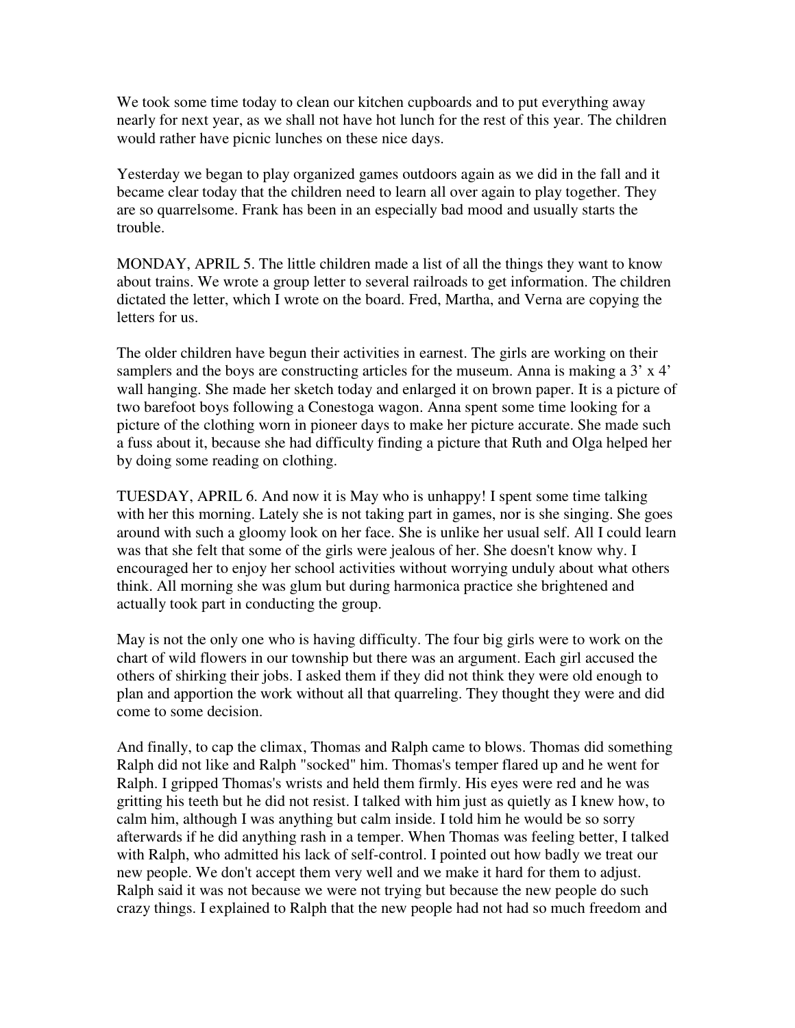We took some time today to clean our kitchen cupboards and to put everything away nearly for next year, as we shall not have hot lunch for the rest of this year. The children would rather have picnic lunches on these nice days.

Yesterday we began to play organized games outdoors again as we did in the fall and it became clear today that the children need to learn all over again to play together. They are so quarrelsome. Frank has been in an especially bad mood and usually starts the trouble.

MONDAY, APRIL 5. The little children made a list of all the things they want to know about trains. We wrote a group letter to several railroads to get information. The children dictated the letter, which I wrote on the board. Fred, Martha, and Verna are copying the letters for us.

The older children have begun their activities in earnest. The girls are working on their samplers and the boys are constructing articles for the museum. Anna is making a 3' x 4' wall hanging. She made her sketch today and enlarged it on brown paper. It is a picture of two barefoot boys following a Conestoga wagon. Anna spent some time looking for a picture of the clothing worn in pioneer days to make her picture accurate. She made such a fuss about it, because she had difficulty finding a picture that Ruth and Olga helped her by doing some reading on clothing.

TUESDAY, APRIL 6. And now it is May who is unhappy! I spent some time talking with her this morning. Lately she is not taking part in games, nor is she singing. She goes around with such a gloomy look on her face. She is unlike her usual self. All I could learn was that she felt that some of the girls were jealous of her. She doesn't know why. I encouraged her to enjoy her school activities without worrying unduly about what others think. All morning she was glum but during harmonica practice she brightened and actually took part in conducting the group.

May is not the only one who is having difficulty. The four big girls were to work on the chart of wild flowers in our township but there was an argument. Each girl accused the others of shirking their jobs. I asked them if they did not think they were old enough to plan and apportion the work without all that quarreling. They thought they were and did come to some decision.

And finally, to cap the climax, Thomas and Ralph came to blows. Thomas did something Ralph did not like and Ralph "socked" him. Thomas's temper flared up and he went for Ralph. I gripped Thomas's wrists and held them firmly. His eyes were red and he was gritting his teeth but he did not resist. I talked with him just as quietly as I knew how, to calm him, although I was anything but calm inside. I told him he would be so sorry afterwards if he did anything rash in a temper. When Thomas was feeling better, I talked with Ralph, who admitted his lack of self-control. I pointed out how badly we treat our new people. We don't accept them very well and we make it hard for them to adjust. Ralph said it was not because we were not trying but because the new people do such crazy things. I explained to Ralph that the new people had not had so much freedom and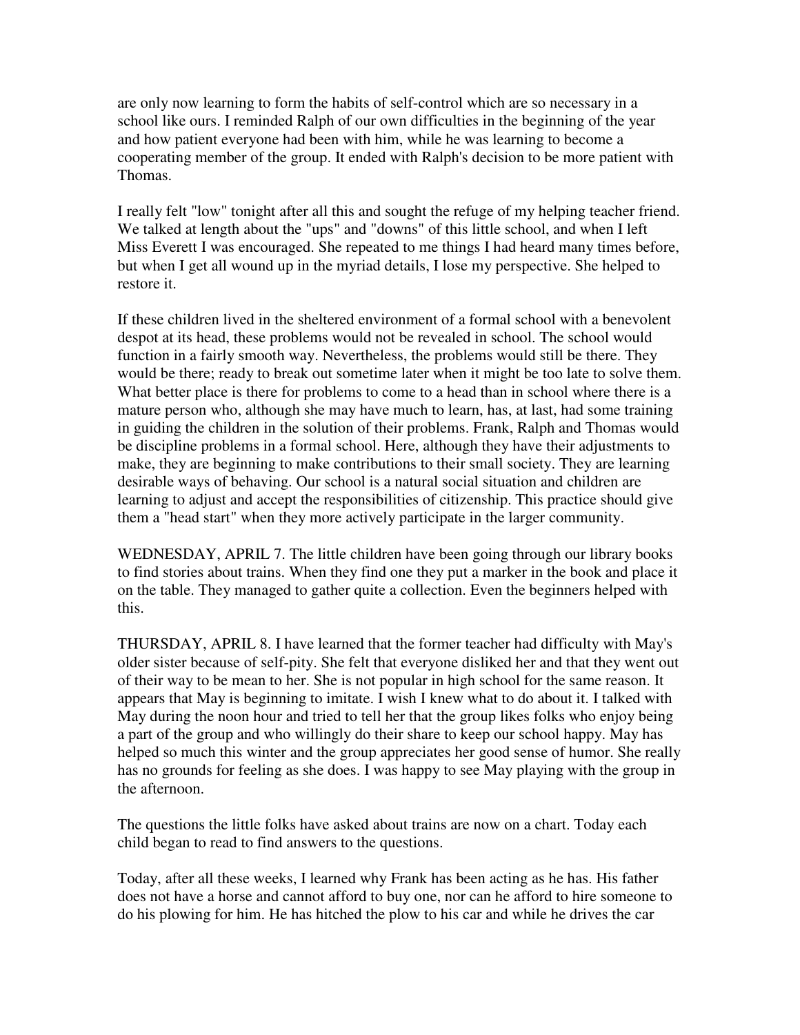are only now learning to form the habits of self-control which are so necessary in a school like ours. I reminded Ralph of our own difficulties in the beginning of the year and how patient everyone had been with him, while he was learning to become a cooperating member of the group. It ended with Ralph's decision to be more patient with Thomas.

I really felt "low" tonight after all this and sought the refuge of my helping teacher friend. We talked at length about the "ups" and "downs" of this little school, and when I left Miss Everett I was encouraged. She repeated to me things I had heard many times before, but when I get all wound up in the myriad details, I lose my perspective. She helped to restore it.

If these children lived in the sheltered environment of a formal school with a benevolent despot at its head, these problems would not be revealed in school. The school would function in a fairly smooth way. Nevertheless, the problems would still be there. They would be there; ready to break out sometime later when it might be too late to solve them. What better place is there for problems to come to a head than in school where there is a mature person who, although she may have much to learn, has, at last, had some training in guiding the children in the solution of their problems. Frank, Ralph and Thomas would be discipline problems in a formal school. Here, although they have their adjustments to make, they are beginning to make contributions to their small society. They are learning desirable ways of behaving. Our school is a natural social situation and children are learning to adjust and accept the responsibilities of citizenship. This practice should give them a "head start" when they more actively participate in the larger community.

WEDNESDAY, APRIL 7. The little children have been going through our library books to find stories about trains. When they find one they put a marker in the book and place it on the table. They managed to gather quite a collection. Even the beginners helped with this.

THURSDAY, APRIL 8. I have learned that the former teacher had difficulty with May's older sister because of self-pity. She felt that everyone disliked her and that they went out of their way to be mean to her. She is not popular in high school for the same reason. It appears that May is beginning to imitate. I wish I knew what to do about it. I talked with May during the noon hour and tried to tell her that the group likes folks who enjoy being a part of the group and who willingly do their share to keep our school happy. May has helped so much this winter and the group appreciates her good sense of humor. She really has no grounds for feeling as she does. I was happy to see May playing with the group in the afternoon.

The questions the little folks have asked about trains are now on a chart. Today each child began to read to find answers to the questions.

Today, after all these weeks, I learned why Frank has been acting as he has. His father does not have a horse and cannot afford to buy one, nor can he afford to hire someone to do his plowing for him. He has hitched the plow to his car and while he drives the car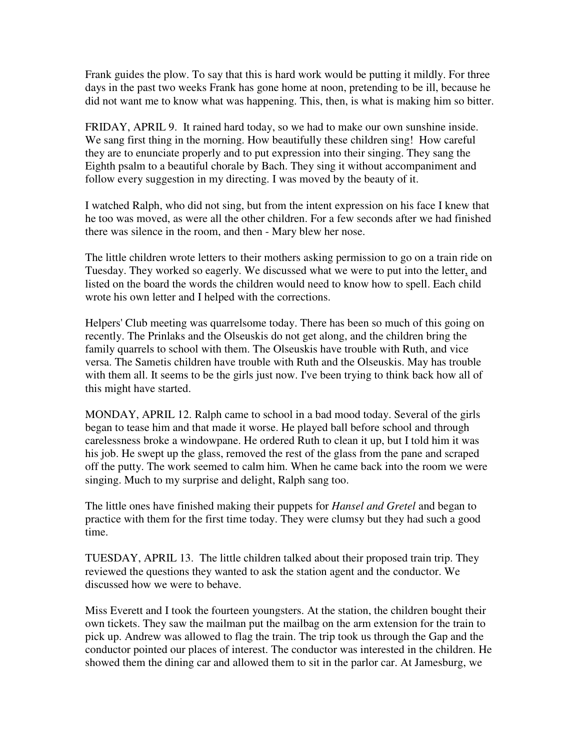Frank guides the plow. To say that this is hard work would be putting it mildly. For three days in the past two weeks Frank has gone home at noon, pretending to be ill, because he did not want me to know what was happening. This, then, is what is making him so bitter.

FRIDAY, APRIL 9. It rained hard today, so we had to make our own sunshine inside. We sang first thing in the morning. How beautifully these children sing! How careful they are to enunciate properly and to put expression into their singing. They sang the Eighth psalm to a beautiful chorale by Bach. They sing it without accompaniment and follow every suggestion in my directing. I was moved by the beauty of it.

I watched Ralph, who did not sing, but from the intent expression on his face I knew that he too was moved, as were all the other children. For a few seconds after we had finished there was silence in the room, and then - Mary blew her nose.

The little children wrote letters to their mothers asking permission to go on a train ride on Tuesday. They worked so eagerly. We discussed what we were to put into the letter, and listed on the board the words the children would need to know how to spell. Each child wrote his own letter and I helped with the corrections.

Helpers' Club meeting was quarrelsome today. There has been so much of this going on recently. The Prinlaks and the Olseuskis do not get along, and the children bring the family quarrels to school with them. The Olseuskis have trouble with Ruth, and vice versa. The Sametis children have trouble with Ruth and the Olseuskis. May has trouble with them all. It seems to be the girls just now. I've been trying to think back how all of this might have started.

MONDAY, APRIL 12. Ralph came to school in a bad mood today. Several of the girls began to tease him and that made it worse. He played ball before school and through carelessness broke a windowpane. He ordered Ruth to clean it up, but I told him it was his job. He swept up the glass, removed the rest of the glass from the pane and scraped off the putty. The work seemed to calm him. When he came back into the room we were singing. Much to my surprise and delight, Ralph sang too.

The little ones have finished making their puppets for *Hansel and Gretel* and began to practice with them for the first time today. They were clumsy but they had such a good time.

TUESDAY, APRIL 13. The little children talked about their proposed train trip. They reviewed the questions they wanted to ask the station agent and the conductor. We discussed how we were to behave.

Miss Everett and I took the fourteen youngsters. At the station, the children bought their own tickets. They saw the mailman put the mailbag on the arm extension for the train to pick up. Andrew was allowed to flag the train. The trip took us through the Gap and the conductor pointed our places of interest. The conductor was interested in the children. He showed them the dining car and allowed them to sit in the parlor car. At Jamesburg, we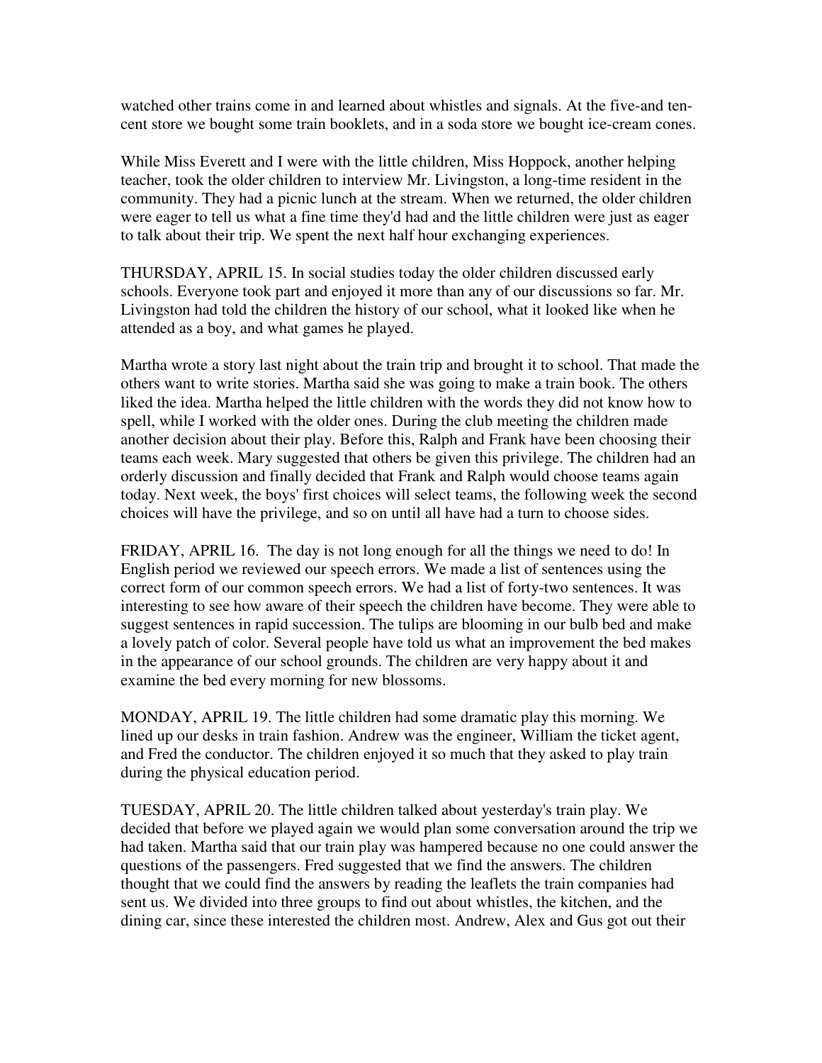watched other trains come in and learned about whistles and signals. At the five-and ten-cent store we bought some train booklets, and in a soda store we bought ice-cream cones.

While Miss Everett and I were with the little children, Miss Hoppock, another helping teacher, took the older children to interview Mr. Livingston, a long-time resident in the community. They had a picnic lunch at the stream. When we returned, the older children were eager to tell us what a fine time they'd had and the little children were just as eager to talk about their trip. We spent the next half hour exchanging experiences.

THURSDAY, APRIL 15. In social studies today the older children discussed early schools. Everyone took part and enjoyed it more than any of our discussions so far. Mr. Livingston had told the children the history of our school, what it looked like when he attended as a boy, and what games he played.

Martha wrote a story last night about the train trip and brought it to school. That made the others want to write stories. Martha said she was going to make a train book. The others liked the idea. Martha helped the little children with the words they did not know how to spell, while I worked with the older ones. During the club meeting the children made another decision about their play. Before this, Ralph and Frank have been choosing their teams each week. Mary suggested that others be given this privilege. The children had an orderly discussion and finally decided that Frank and Ralph would choose teams again today. Next week, the boys' first choices will select teams, the following week the second choices will have the privilege, and so on until all have had a turn to choose sides.

FRIDAY, APRIL 16. The day is not long enough for all the things we need to do! In English period we reviewed our speech errors. We made a list of sentences using the correct form of our common speech errors. We had a list of forty-two sentences. It was interesting to see how aware of their speech the children have become. They were able to suggest sentences in rapid succession. The tulips are blooming in our bulb bed and make a lovely patch of color. Several people have told us what an improvement the bed makes in the appearance of our school grounds. The children are very happy about it and examine the bed every morning for new blossoms.

MONDAY, APRIL 19. The little children had some dramatic play this morning. We lined up our desks in train fashion. Andrew was the engineer, William the ticket agent, and Fred the conductor. The children enjoyed it so much that they asked to play train during the physical education period.

TUESDAY, APRIL 20. The little children talked about yesterday's train play. We decided that before we played again we would plan some conversation around the trip we had taken. Martha said that our train play was hampered because no one could answer the questions of the passengers. Fred suggested that we find the answers. The children thought that we could find the answers by reading the leaflets the train companies had sent us. We divided into three groups to find out about whistles, the kitchen, and the dining car, since these interested the children most. Andrew, Alex and Gus got out their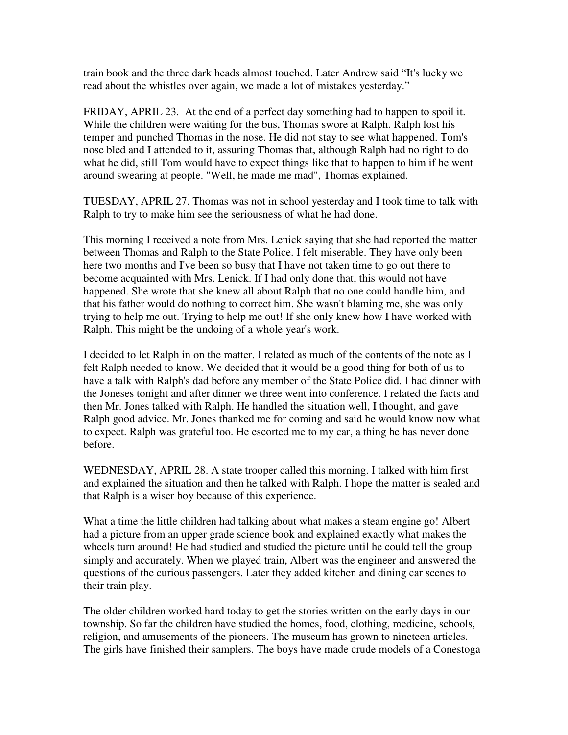train book and the three dark heads almost touched. Later Andrew said "It's lucky we read about the whistles over again, we made a lot of mistakes yesterday."

FRIDAY, APRIL 23. At the end of a perfect day something had to happen to spoil it. While the children were waiting for the bus, Thomas swore at Ralph. Ralph lost his temper and punched Thomas in the nose. He did not stay to see what happened. Tom's nose bled and I attended to it, assuring Thomas that, although Ralph had no right to do what he did, still Tom would have to expect things like that to happen to him if he went around swearing at people. "Well, he made me mad", Thomas explained.

TUESDAY, APRIL 27. Thomas was not in school yesterday and I took time to talk with Ralph to try to make him see the seriousness of what he had done.

This morning I received a note from Mrs. Lenick saying that she had reported the matter between Thomas and Ralph to the State Police. I felt miserable. They have only been here two months and I've been so busy that I have not taken time to go out there to become acquainted with Mrs. Lenick. If I had only done that, this would not have happened. She wrote that she knew all about Ralph that no one could handle him, and that his father would do nothing to correct him. She wasn't blaming me, she was only trying to help me out. Trying to help me out! If she only knew how I have worked with Ralph. This might be the undoing of a whole year's work.

I decided to let Ralph in on the matter. I related as much of the contents of the note as I felt Ralph needed to know. We decided that it would be a good thing for both of us to have a talk with Ralph's dad before any member of the State Police did. I had dinner with the Joneses tonight and after dinner we three went into conference. I related the facts and then Mr. Jones talked with Ralph. He handled the situation well, I thought, and gave Ralph good advice. Mr. Jones thanked me for coming and said he would know now what to expect. Ralph was grateful too. He escorted me to my car, a thing he has never done before.

WEDNESDAY, APRIL 28. A state trooper called this morning. I talked with him first and explained the situation and then he talked with Ralph. I hope the matter is sealed and that Ralph is a wiser boy because of this experience.

What a time the little children had talking about what makes a steam engine go! Albert had a picture from an upper grade science book and explained exactly what makes the wheels turn around! He had studied and studied the picture until he could tell the group simply and accurately. When we played train, Albert was the engineer and answered the questions of the curious passengers. Later they added kitchen and dining car scenes to their train play.

The older children worked hard today to get the stories written on the early days in our township. So far the children have studied the homes, food, clothing, medicine, schools, religion, and amusements of the pioneers. The museum has grown to nineteen articles. The girls have finished their samplers. The boys have made crude models of a Conestoga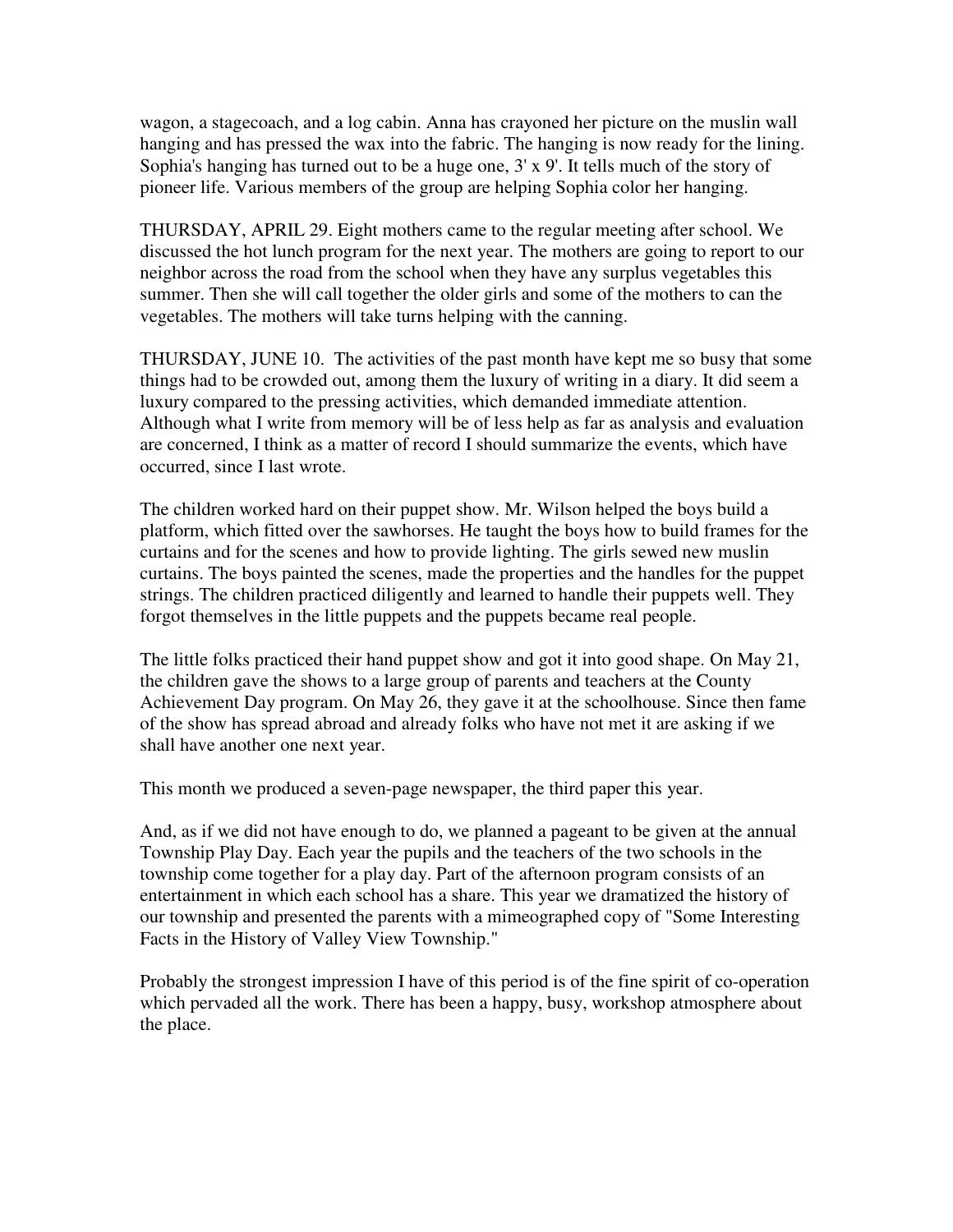wagon, a stagecoach, and a log cabin. Anna has crayoned her picture on the muslin wall hanging and has pressed the wax into the fabric. The hanging is now ready for the lining. Sophia's hanging has turned out to be a huge one, 3' x 9'. It tells much of the story of pioneer life. Various members of the group are helping Sophia color her hanging.

THURSDAY, APRIL 29. Eight mothers came to the regular meeting after school. We discussed the hot lunch program for the next year. The mothers are going to report to our neighbor across the road from the school when they have any surplus vegetables this summer. Then she will call together the older girls and some of the mothers to can the vegetables. The mothers will take turns helping with the canning.

THURSDAY, JUNE 10. The activities of the past month have kept me so busy that some things had to be crowded out, among them the luxury of writing in a diary. It did seem a luxury compared to the pressing activities, which demanded immediate attention. Although what I write from memory will be of less help as far as analysis and evaluation are concerned, I think as a matter of record I should summarize the events, which have occurred, since I last wrote.

The children worked hard on their puppet show. Mr. Wilson helped the boys build a platform, which fitted over the sawhorses. He taught the boys how to build frames for the curtains and for the scenes and how to provide lighting. The girls sewed new muslin curtains. The boys painted the scenes, made the properties and the handles for the puppet strings. The children practiced diligently and learned to handle their puppets well. They forgot themselves in the little puppets and the puppets became real people.

The little folks practiced their hand puppet show and got it into good shape. On May 21, the children gave the shows to a large group of parents and teachers at the County Achievement Day program. On May 26, they gave it at the schoolhouse. Since then fame of the show has spread abroad and already folks who have not met it are asking if we shall have another one next year.

This month we produced a seven-page newspaper, the third paper this year.

And, as if we did not have enough to do, we planned a pageant to be given at the annual Township Play Day. Each year the pupils and the teachers of the two schools in the township come together for a play day. Part of the afternoon program consists of an entertainment in which each school has a share. This year we dramatized the history of our township and presented the parents with a mimeographed copy of "Some Interesting Facts in the History of Valley View Township."

Probably the strongest impression I have of this period is of the fine spirit of co-operation which pervaded all the work. There has been a happy, busy, workshop atmosphere about the place.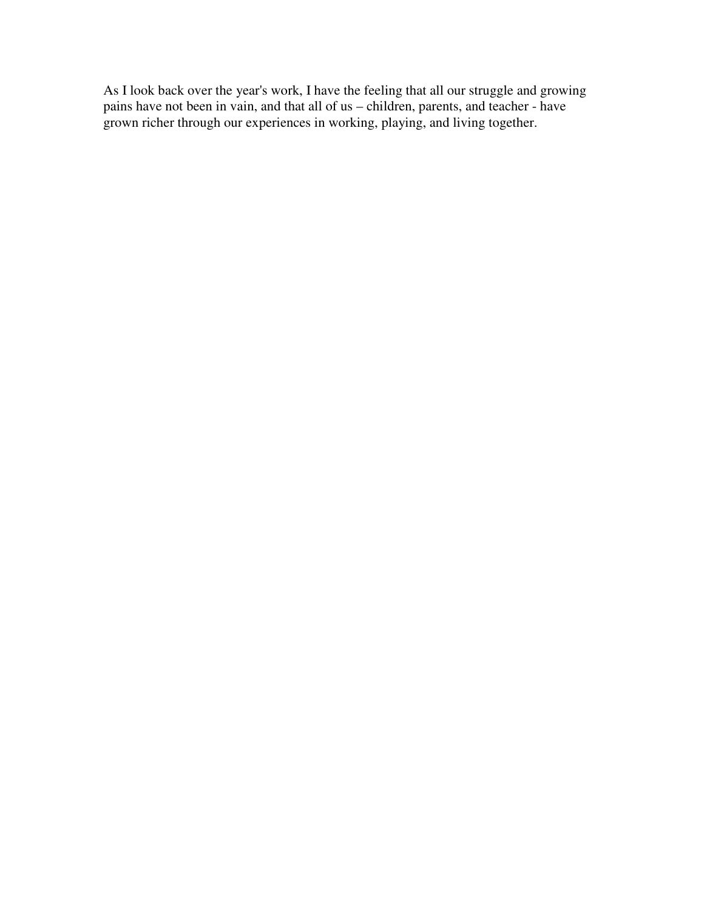As I look back over the year's work, I have the feeling that all our struggle and growing pains have not been in vain, and that all of us – children, parents, and teacher - have grown richer through our experiences in working, playing, and living together.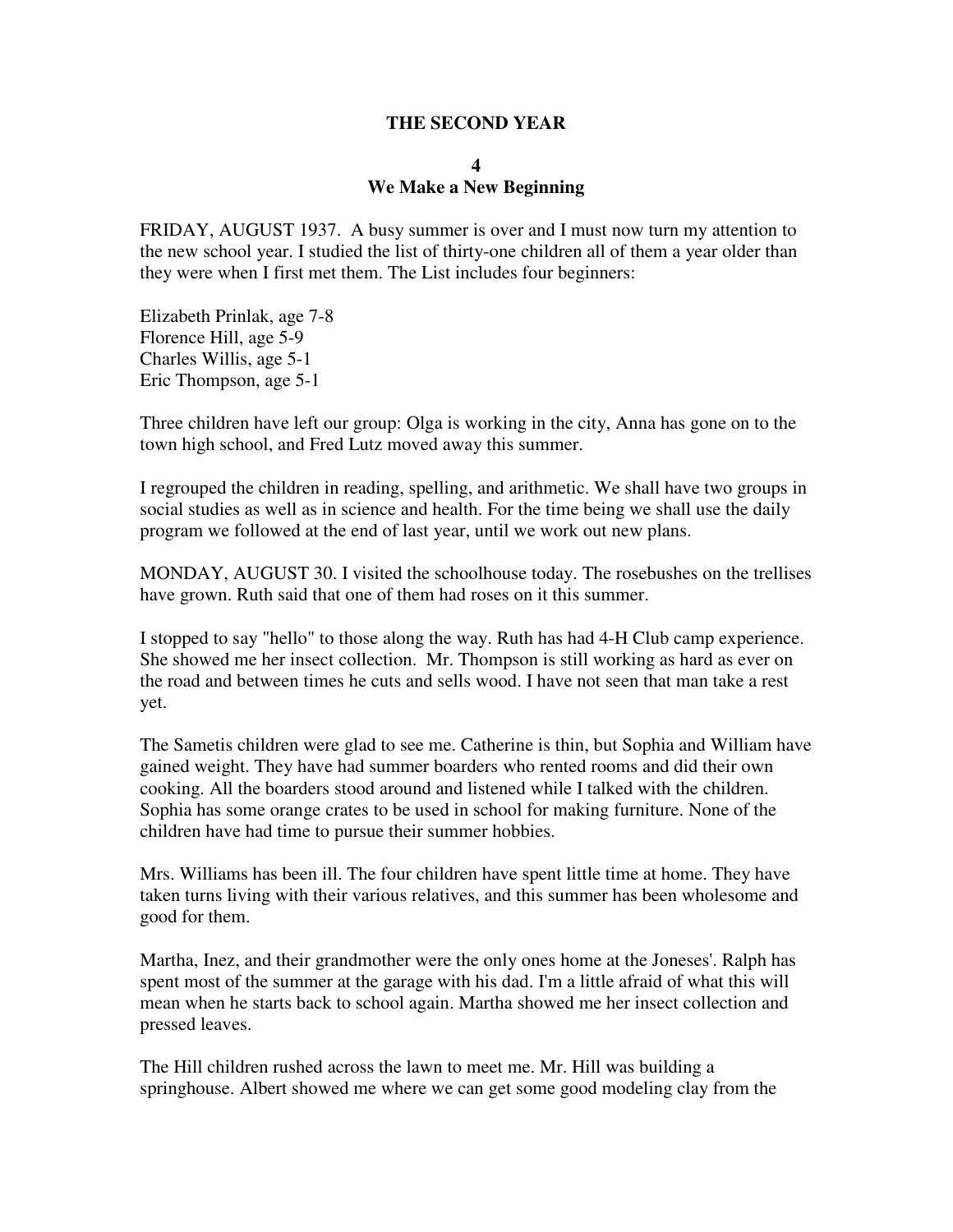## THE SECOND YEAR

### 4
### We Make a New Beginning

FRIDAY, AUGUST 1937. A busy summer is over and I must now turn my attention to the new school year. I studied the list of thirty-one children all of them a year older than they were when I first met them. The List includes four beginners:

Elizabeth Prinlak, age 7-8
Florence Hill, age 5-9
Charles Willis, age 5-1
Eric Thompson, age 5-1

Three children have left our group: Olga is working in the city, Anna has gone on to the town high school, and Fred Lutz moved away this summer.

I regrouped the children in reading, spelling, and arithmetic. We shall have two groups in social studies as well as in science and health. For the time being we shall use the daily program we followed at the end of last year, until we work out new plans.

MONDAY, AUGUST 30. I visited the schoolhouse today. The rosebushes on the trellises have grown. Ruth said that one of them had roses on it this summer.

I stopped to say "hello" to those along the way. Ruth has had 4-H Club camp experience. She showed me her insect collection. Mr. Thompson is still working as hard as ever on the road and between times he cuts and sells wood. I have not seen that man take a rest yet.

The Sametis children were glad to see me. Catherine is thin, but Sophia and William have gained weight. They have had summer boarders who rented rooms and did their own cooking. All the boarders stood around and listened while I talked with the children. Sophia has some orange crates to be used in school for making furniture. None of the children have had time to pursue their summer hobbies.

Mrs. Williams has been ill. The four children have spent little time at home. They have taken turns living with their various relatives, and this summer has been wholesome and good for them.

Martha, Inez, and their grandmother were the only ones home at the Joneses'. Ralph has spent most of the summer at the garage with his dad. I'm a little afraid of what this will mean when he starts back to school again. Martha showed me her insect collection and pressed leaves.

The Hill children rushed across the lawn to meet me. Mr. Hill was building a springhouse. Albert showed me where we can get some good modeling clay from the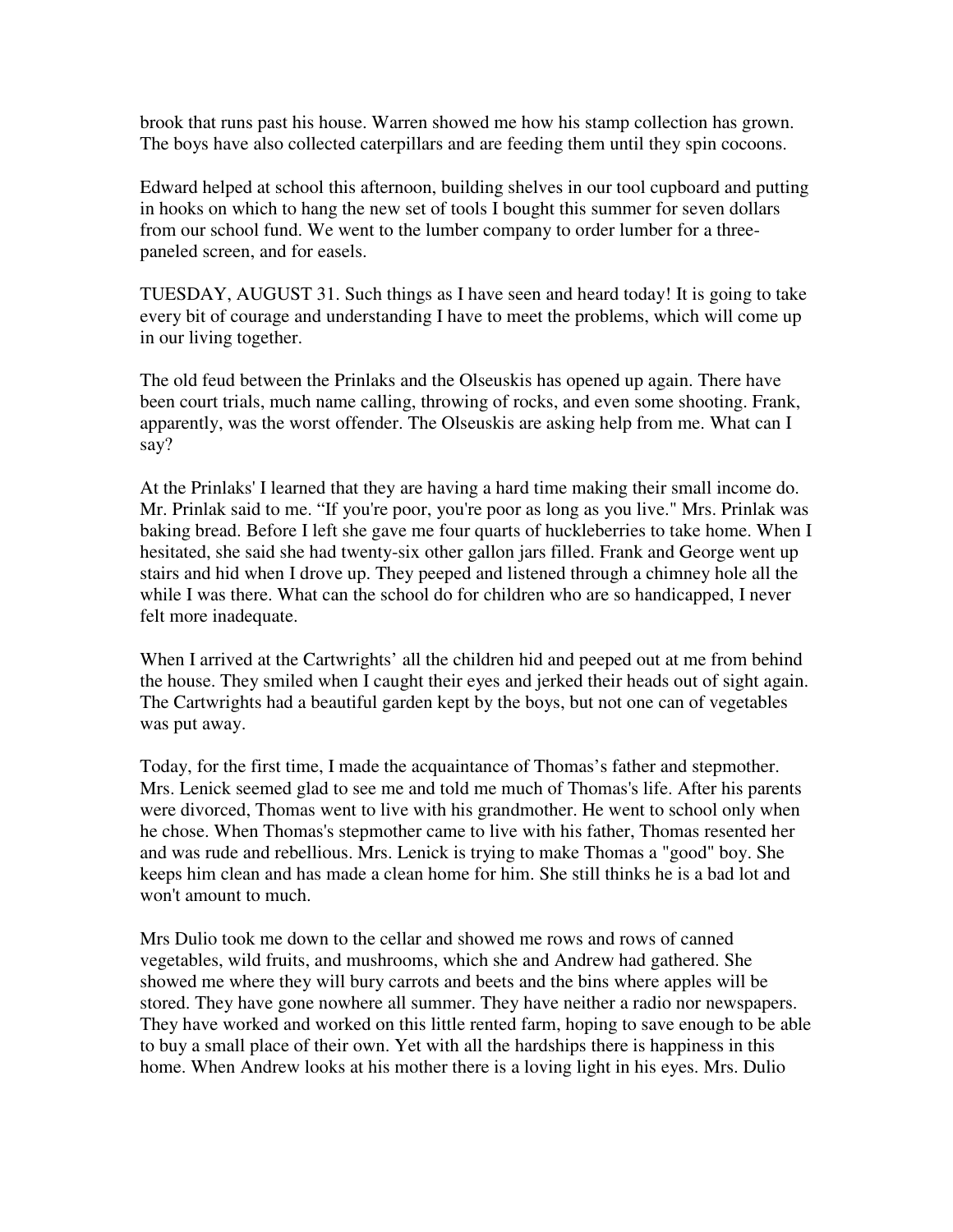brook that runs past his house. Warren showed me how his stamp collection has grown. The boys have also collected caterpillars and are feeding them until they spin cocoons.

Edward helped at school this afternoon, building shelves in our tool cupboard and putting in hooks on which to hang the new set of tools I bought this summer for seven dollars from our school fund. We went to the lumber company to order lumber for a three-paneled screen, and for easels.

TUESDAY, AUGUST 31. Such things as I have seen and heard today! It is going to take every bit of courage and understanding I have to meet the problems, which will come up in our living together.

The old feud between the Prinlaks and the Olseuskis has opened up again. There have been court trials, much name calling, throwing of rocks, and even some shooting. Frank, apparently, was the worst offender. The Olseuskis are asking help from me. What can I say?

At the Prinlaks' I learned that they are having a hard time making their small income do. Mr. Prinlak said to me. "If you're poor, you're poor as long as you live." Mrs. Prinlak was baking bread. Before I left she gave me four quarts of huckleberries to take home. When I hesitated, she said she had twenty-six other gallon jars filled. Frank and George went up stairs and hid when I drove up. They peeped and listened through a chimney hole all the while I was there. What can the school do for children who are so handicapped, I never felt more inadequate.

When I arrived at the Cartwrights' all the children hid and peeped out at me from behind the house. They smiled when I caught their eyes and jerked their heads out of sight again. The Cartwrights had a beautiful garden kept by the boys, but not one can of vegetables was put away.

Today, for the first time, I made the acquaintance of Thomas's father and stepmother. Mrs. Lenick seemed glad to see me and told me much of Thomas's life. After his parents were divorced, Thomas went to live with his grandmother. He went to school only when he chose. When Thomas's stepmother came to live with his father, Thomas resented her and was rude and rebellious. Mrs. Lenick is trying to make Thomas a "good" boy. She keeps him clean and has made a clean home for him. She still thinks he is a bad lot and won't amount to much.

Mrs Dulio took me down to the cellar and showed me rows and rows of canned vegetables, wild fruits, and mushrooms, which she and Andrew had gathered. She showed me where they will bury carrots and beets and the bins where apples will be stored. They have gone nowhere all summer. They have neither a radio nor newspapers. They have worked and worked on this little rented farm, hoping to save enough to be able to buy a small place of their own. Yet with all the hardships there is happiness in this home. When Andrew looks at his mother there is a loving light in his eyes. Mrs. Dulio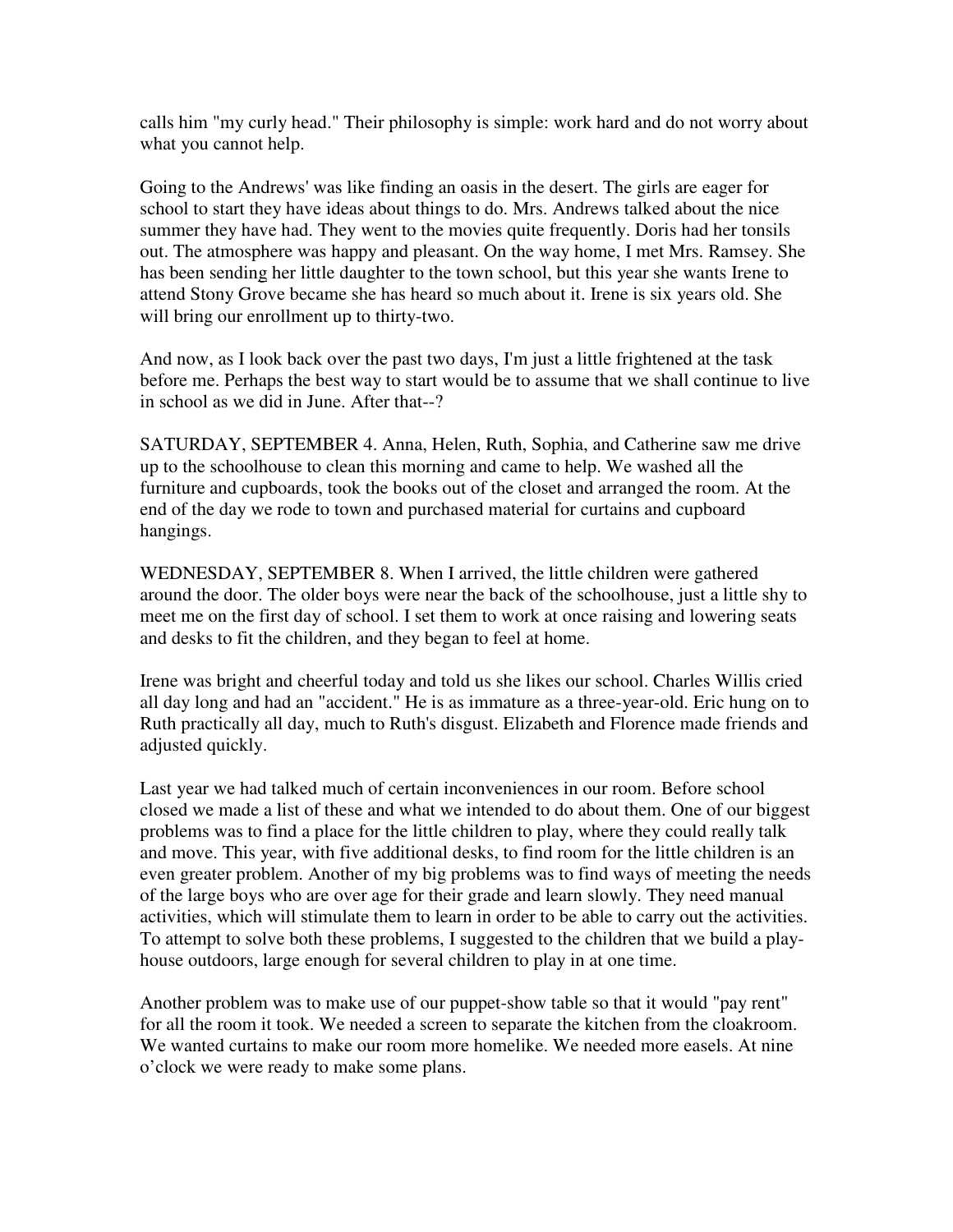calls him "my curly head." Their philosophy is simple: work hard and do not worry about what you cannot help.

Going to the Andrews' was like finding an oasis in the desert. The girls are eager for school to start they have ideas about things to do. Mrs. Andrews talked about the nice summer they have had. They went to the movies quite frequently. Doris had her tonsils out. The atmosphere was happy and pleasant. On the way home, I met Mrs. Ramsey. She has been sending her little daughter to the town school, but this year she wants Irene to attend Stony Grove became she has heard so much about it. Irene is six years old. She will bring our enrollment up to thirty-two.

And now, as I look back over the past two days, I'm just a little frightened at the task before me. Perhaps the best way to start would be to assume that we shall continue to live in school as we did in June. After that--?

SATURDAY, SEPTEMBER 4. Anna, Helen, Ruth, Sophia, and Catherine saw me drive up to the schoolhouse to clean this morning and came to help. We washed all the furniture and cupboards, took the books out of the closet and arranged the room. At the end of the day we rode to town and purchased material for curtains and cupboard hangings.

WEDNESDAY, SEPTEMBER 8. When I arrived, the little children were gathered around the door. The older boys were near the back of the schoolhouse, just a little shy to meet me on the first day of school. I set them to work at once raising and lowering seats and desks to fit the children, and they began to feel at home.

Irene was bright and cheerful today and told us she likes our school. Charles Willis cried all day long and had an "accident." He is as immature as a three-year-old. Eric hung on to Ruth practically all day, much to Ruth's disgust. Elizabeth and Florence made friends and adjusted quickly.

Last year we had talked much of certain inconveniences in our room. Before school closed we made a list of these and what we intended to do about them. One of our biggest problems was to find a place for the little children to play, where they could really talk and move. This year, with five additional desks, to find room for the little children is an even greater problem. Another of my big problems was to find ways of meeting the needs of the large boys who are over age for their grade and learn slowly. They need manual activities, which will stimulate them to learn in order to be able to carry out the activities. To attempt to solve both these problems, I suggested to the children that we build a play-house outdoors, large enough for several children to play in at one time.

Another problem was to make use of our puppet-show table so that it would "pay rent" for all the room it took. We needed a screen to separate the kitchen from the cloakroom. We wanted curtains to make our room more homelike. We needed more easels. At nine o'clock we were ready to make some plans.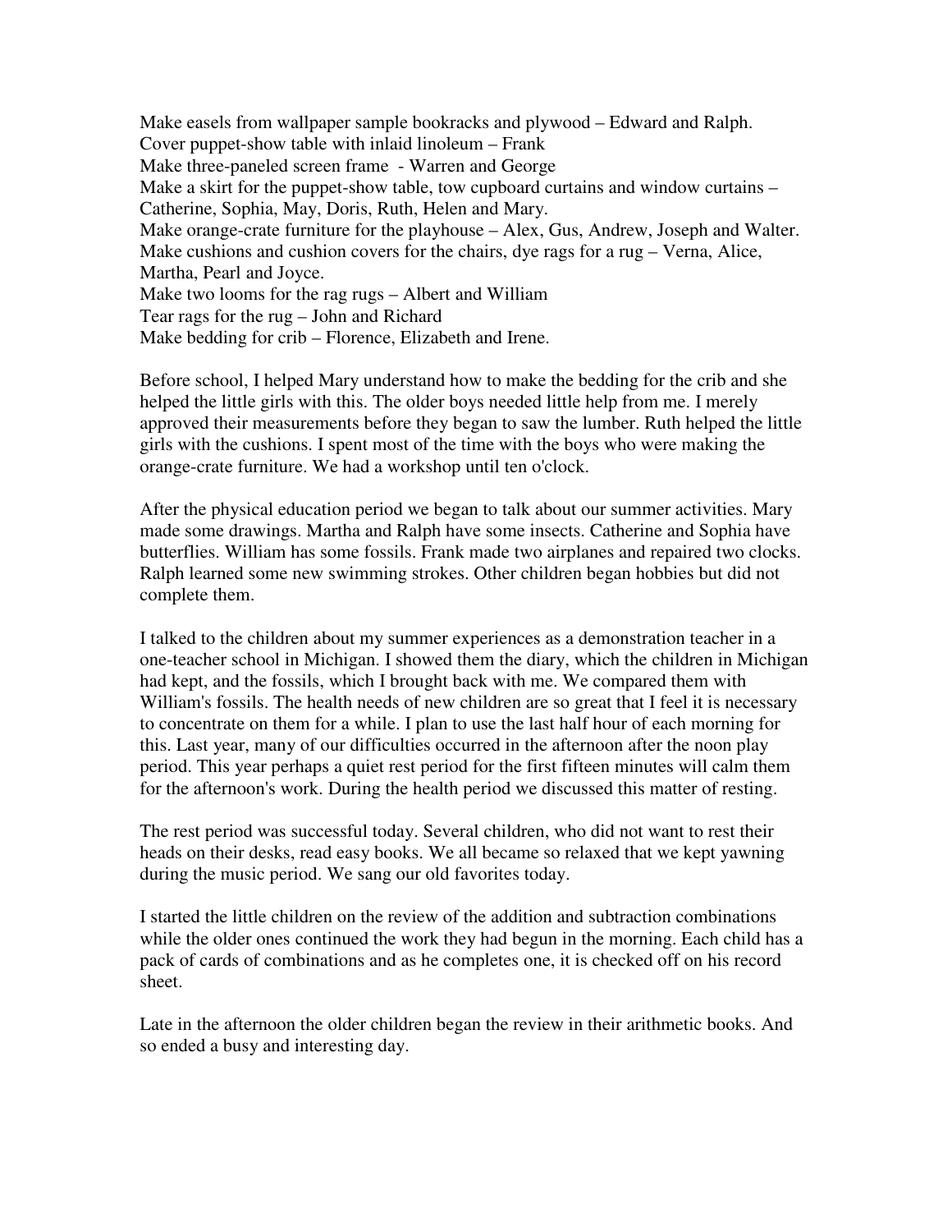Make easels from wallpaper sample bookracks and plywood – Edward and Ralph.
Cover puppet-show table with inlaid linoleum – Frank
Make three-paneled screen frame - Warren and George
Make a skirt for the puppet-show table, tow cupboard curtains and window curtains – Catherine, Sophia, May, Doris, Ruth, Helen and Mary.
Make orange-crate furniture for the playhouse – Alex, Gus, Andrew, Joseph and Walter.
Make cushions and cushion covers for the chairs, dye rags for a rug – Verna, Alice, Martha, Pearl and Joyce.
Make two looms for the rag rugs – Albert and William
Tear rags for the rug – John and Richard
Make bedding for crib – Florence, Elizabeth and Irene.

Before school, I helped Mary understand how to make the bedding for the crib and she helped the little girls with this. The older boys needed little help from me. I merely approved their measurements before they began to saw the lumber. Ruth helped the little girls with the cushions. I spent most of the time with the boys who were making the orange-crate furniture. We had a workshop until ten o'clock.

After the physical education period we began to talk about our summer activities. Mary made some drawings. Martha and Ralph have some insects. Catherine and Sophia have butterflies. William has some fossils. Frank made two airplanes and repaired two clocks. Ralph learned some new swimming strokes. Other children began hobbies but did not complete them.

I talked to the children about my summer experiences as a demonstration teacher in a one-teacher school in Michigan. I showed them the diary, which the children in Michigan had kept, and the fossils, which I brought back with me. We compared them with William's fossils. The health needs of new children are so great that I feel it is necessary to concentrate on them for a while. I plan to use the last half hour of each morning for this. Last year, many of our difficulties occurred in the afternoon after the noon play period. This year perhaps a quiet rest period for the first fifteen minutes will calm them for the afternoon's work. During the health period we discussed this matter of resting.

The rest period was successful today. Several children, who did not want to rest their heads on their desks, read easy books. We all became so relaxed that we kept yawning during the music period. We sang our old favorites today.

I started the little children on the review of the addition and subtraction combinations while the older ones continued the work they had begun in the morning. Each child has a pack of cards of combinations and as he completes one, it is checked off on his record sheet.

Late in the afternoon the older children began the review in their arithmetic books. And so ended a busy and interesting day.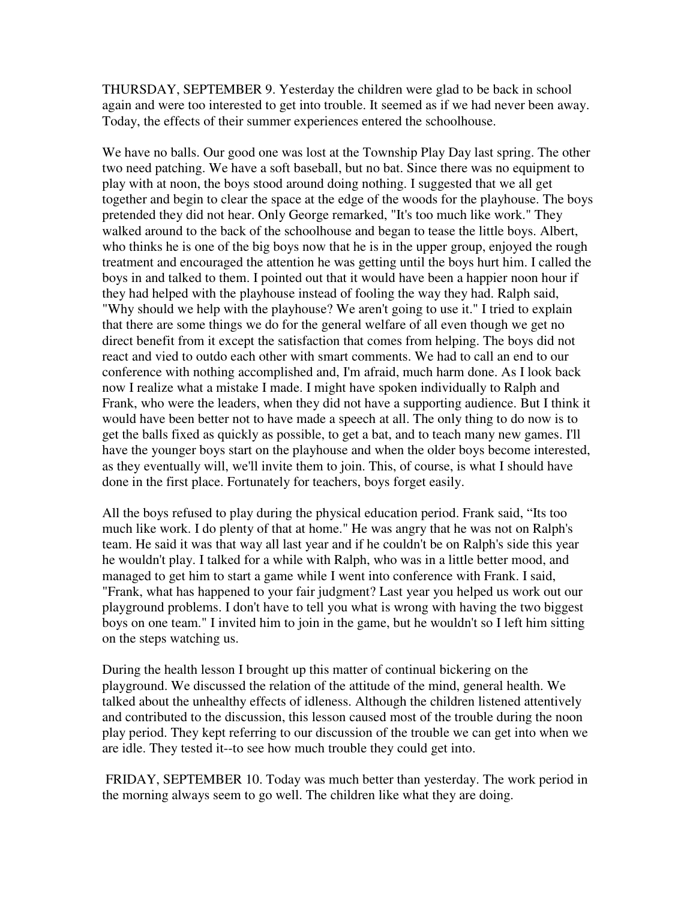THURSDAY, SEPTEMBER 9. Yesterday the children were glad to be back in school again and were too interested to get into trouble. It seemed as if we had never been away. Today, the effects of their summer experiences entered the schoolhouse.

We have no balls. Our good one was lost at the Township Play Day last spring. The other two need patching. We have a soft baseball, but no bat. Since there was no equipment to play with at noon, the boys stood around doing nothing. I suggested that we all get together and begin to clear the space at the edge of the woods for the playhouse. The boys pretended they did not hear. Only George remarked, "It's too much like work." They walked around to the back of the schoolhouse and began to tease the little boys. Albert, who thinks he is one of the big boys now that he is in the upper group, enjoyed the rough treatment and encouraged the attention he was getting until the boys hurt him. I called the boys in and talked to them. I pointed out that it would have been a happier noon hour if they had helped with the playhouse instead of fooling the way they had. Ralph said, "Why should we help with the playhouse? We aren't going to use it." I tried to explain that there are some things we do for the general welfare of all even though we get no direct benefit from it except the satisfaction that comes from helping. The boys did not react and vied to outdo each other with smart comments. We had to call an end to our conference with nothing accomplished and, I'm afraid, much harm done. As I look back now I realize what a mistake I made. I might have spoken individually to Ralph and Frank, who were the leaders, when they did not have a supporting audience. But I think it would have been better not to have made a speech at all. The only thing to do now is to get the balls fixed as quickly as possible, to get a bat, and to teach many new games. I'll have the younger boys start on the playhouse and when the older boys become interested, as they eventually will, we'll invite them to join. This, of course, is what I should have done in the first place. Fortunately for teachers, boys forget easily.

All the boys refused to play during the physical education period. Frank said, "Its too much like work. I do plenty of that at home." He was angry that he was not on Ralph's team. He said it was that way all last year and if he couldn't be on Ralph's side this year he wouldn't play. I talked for a while with Ralph, who was in a little better mood, and managed to get him to start a game while I went into conference with Frank. I said, "Frank, what has happened to your fair judgment? Last year you helped us work out our playground problems. I don't have to tell you what is wrong with having the two biggest boys on one team." I invited him to join in the game, but he wouldn't so I left him sitting on the steps watching us.

During the health lesson I brought up this matter of continual bickering on the playground. We discussed the relation of the attitude of the mind, general health. We talked about the unhealthy effects of idleness. Although the children listened attentively and contributed to the discussion, this lesson caused most of the trouble during the noon play period. They kept referring to our discussion of the trouble we can get into when we are idle. They tested it--to see how much trouble they could get into.

FRIDAY, SEPTEMBER 10. Today was much better than yesterday. The work period in the morning always seem to go well. The children like what they are doing.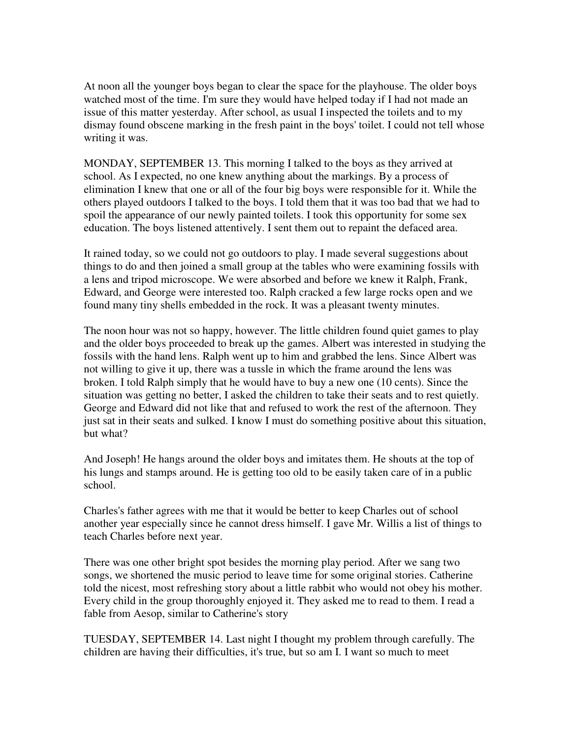At noon all the younger boys began to clear the space for the playhouse. The older boys watched most of the time. I'm sure they would have helped today if I had not made an issue of this matter yesterday. After school, as usual I inspected the toilets and to my dismay found obscene marking in the fresh paint in the boys' toilet. I could not tell whose writing it was.

MONDAY, SEPTEMBER 13. This morning I talked to the boys as they arrived at school. As I expected, no one knew anything about the markings. By a process of elimination I knew that one or all of the four big boys were responsible for it. While the others played outdoors I talked to the boys. I told them that it was too bad that we had to spoil the appearance of our newly painted toilets. I took this opportunity for some sex education. The boys listened attentively. I sent them out to repaint the defaced area.

It rained today, so we could not go outdoors to play. I made several suggestions about things to do and then joined a small group at the tables who were examining fossils with a lens and tripod microscope. We were absorbed and before we knew it Ralph, Frank, Edward, and George were interested too. Ralph cracked a few large rocks open and we found many tiny shells embedded in the rock. It was a pleasant twenty minutes.

The noon hour was not so happy, however. The little children found quiet games to play and the older boys proceeded to break up the games. Albert was interested in studying the fossils with the hand lens. Ralph went up to him and grabbed the lens. Since Albert was not willing to give it up, there was a tussle in which the frame around the lens was broken. I told Ralph simply that he would have to buy a new one (10 cents). Since the situation was getting no better, I asked the children to take their seats and to rest quietly. George and Edward did not like that and refused to work the rest of the afternoon. They just sat in their seats and sulked. I know I must do something positive about this situation, but what?

And Joseph! He hangs around the older boys and imitates them. He shouts at the top of his lungs and stamps around. He is getting too old to be easily taken care of in a public school.

Charles's father agrees with me that it would be better to keep Charles out of school another year especially since he cannot dress himself. I gave Mr. Willis a list of things to teach Charles before next year.

There was one other bright spot besides the morning play period. After we sang two songs, we shortened the music period to leave time for some original stories. Catherine told the nicest, most refreshing story about a little rabbit who would not obey his mother. Every child in the group thoroughly enjoyed it. They asked me to read to them. I read a fable from Aesop, similar to Catherine's story

TUESDAY, SEPTEMBER 14. Last night I thought my problem through carefully. The children are having their difficulties, it's true, but so am I. I want so much to meet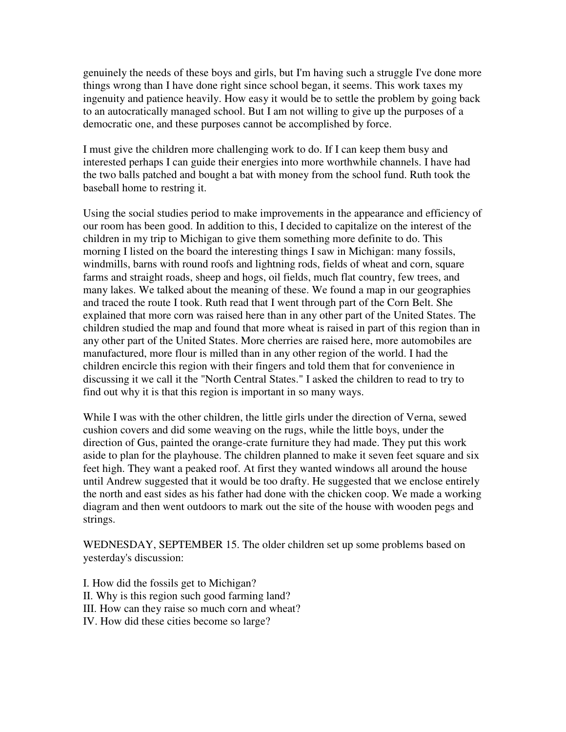genuinely the needs of these boys and girls, but I'm having such a struggle I've done more things wrong than I have done right since school began, it seems. This work taxes my ingenuity and patience heavily. How easy it would be to settle the problem by going back to an autocratically managed school. But I am not willing to give up the purposes of a democratic one, and these purposes cannot be accomplished by force.

I must give the children more challenging work to do. If I can keep them busy and interested perhaps I can guide their energies into more worthwhile channels. I have had the two balls patched and bought a bat with money from the school fund. Ruth took the baseball home to restring it.

Using the social studies period to make improvements in the appearance and efficiency of our room has been good. In addition to this, I decided to capitalize on the interest of the children in my trip to Michigan to give them something more definite to do. This morning I listed on the board the interesting things I saw in Michigan: many fossils, windmills, barns with round roofs and lightning rods, fields of wheat and corn, square farms and straight roads, sheep and hogs, oil fields, much flat country, few trees, and many lakes. We talked about the meaning of these. We found a map in our geographies and traced the route I took. Ruth read that I went through part of the Corn Belt. She explained that more corn was raised here than in any other part of the United States. The children studied the map and found that more wheat is raised in part of this region than in any other part of the United States. More cherries are raised here, more automobiles are manufactured, more flour is milled than in any other region of the world. I had the children encircle this region with their fingers and told them that for convenience in discussing it we call it the "North Central States." I asked the children to read to try to find out why it is that this region is important in so many ways.

While I was with the other children, the little girls under the direction of Verna, sewed cushion covers and did some weaving on the rugs, while the little boys, under the direction of Gus, painted the orange-crate furniture they had made. They put this work aside to plan for the playhouse. The children planned to make it seven feet square and six feet high. They want a peaked roof. At first they wanted windows all around the house until Andrew suggested that it would be too drafty. He suggested that we enclose entirely the north and east sides as his father had done with the chicken coop. We made a working diagram and then went outdoors to mark out the site of the house with wooden pegs and strings.

WEDNESDAY, SEPTEMBER 15. The older children set up some problems based on yesterday's discussion:

I. How did the fossils get to Michigan?
II. Why is this region such good farming land?
III. How can they raise so much corn and wheat?
IV. How did these cities become so large?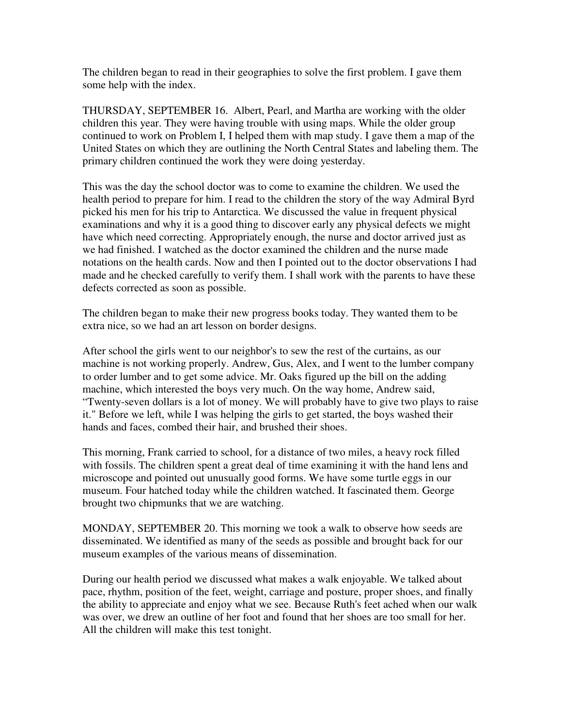The children began to read in their geographies to solve the first problem. I gave them some help with the index.

THURSDAY, SEPTEMBER 16. Albert, Pearl, and Martha are working with the older children this year. They were having trouble with using maps. While the older group continued to work on Problem I, I helped them with map study. I gave them a map of the United States on which they are outlining the North Central States and labeling them. The primary children continued the work they were doing yesterday.

This was the day the school doctor was to come to examine the children. We used the health period to prepare for him. I read to the children the story of the way Admiral Byrd picked his men for his trip to Antarctica. We discussed the value in frequent physical examinations and why it is a good thing to discover early any physical defects we might have which need correcting. Appropriately enough, the nurse and doctor arrived just as we had finished. I watched as the doctor examined the children and the nurse made notations on the health cards. Now and then I pointed out to the doctor observations I had made and he checked carefully to verify them. I shall work with the parents to have these defects corrected as soon as possible.

The children began to make their new progress books today. They wanted them to be extra nice, so we had an art lesson on border designs.

After school the girls went to our neighbor's to sew the rest of the curtains, as our machine is not working properly. Andrew, Gus, Alex, and I went to the lumber company to order lumber and to get some advice. Mr. Oaks figured up the bill on the adding machine, which interested the boys very much. On the way home, Andrew said, "Twenty-seven dollars is a lot of money. We will probably have to give two plays to raise it." Before we left, while I was helping the girls to get started, the boys washed their hands and faces, combed their hair, and brushed their shoes.

This morning, Frank carried to school, for a distance of two miles, a heavy rock filled with fossils. The children spent a great deal of time examining it with the hand lens and microscope and pointed out unusually good forms. We have some turtle eggs in our museum. Four hatched today while the children watched. It fascinated them. George brought two chipmunks that we are watching.

MONDAY, SEPTEMBER 20. This morning we took a walk to observe how seeds are disseminated. We identified as many of the seeds as possible and brought back for our museum examples of the various means of dissemination.

During our health period we discussed what makes a walk enjoyable. We talked about pace, rhythm, position of the feet, weight, carriage and posture, proper shoes, and finally the ability to appreciate and enjoy what we see. Because Ruth's feet ached when our walk was over, we drew an outline of her foot and found that her shoes are too small for her. All the children will make this test tonight.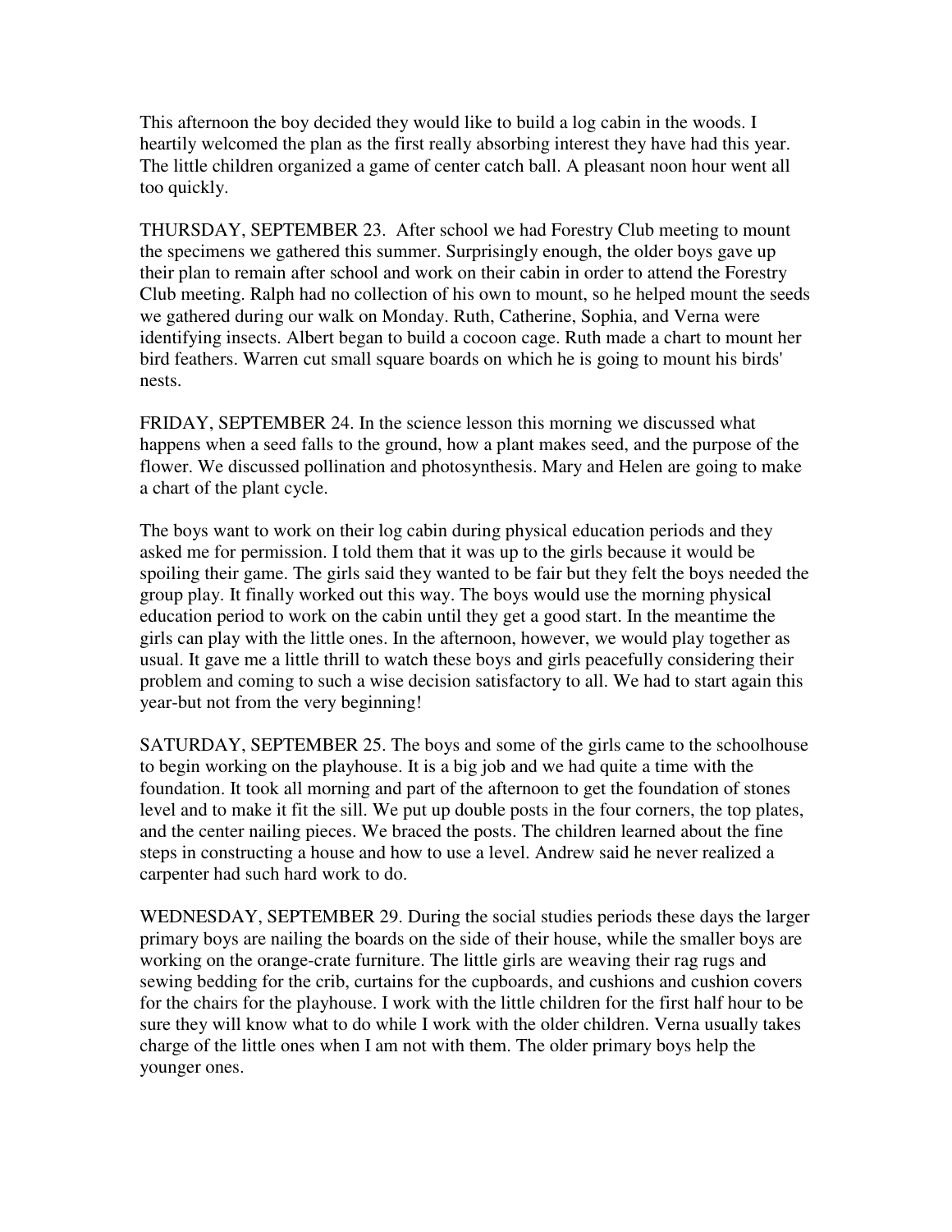This afternoon the boy decided they would like to build a log cabin in the woods. I heartily welcomed the plan as the first really absorbing interest they have had this year. The little children organized a game of center catch ball. A pleasant noon hour went all too quickly.

THURSDAY, SEPTEMBER 23. After school we had Forestry Club meeting to mount the specimens we gathered this summer. Surprisingly enough, the older boys gave up their plan to remain after school and work on their cabin in order to attend the Forestry Club meeting. Ralph had no collection of his own to mount, so he helped mount the seeds we gathered during our walk on Monday. Ruth, Catherine, Sophia, and Verna were identifying insects. Albert began to build a cocoon cage. Ruth made a chart to mount her bird feathers. Warren cut small square boards on which he is going to mount his birds' nests.

FRIDAY, SEPTEMBER 24. In the science lesson this morning we discussed what happens when a seed falls to the ground, how a plant makes seed, and the purpose of the flower. We discussed pollination and photosynthesis. Mary and Helen are going to make a chart of the plant cycle.

The boys want to work on their log cabin during physical education periods and they asked me for permission. I told them that it was up to the girls because it would be spoiling their game. The girls said they wanted to be fair but they felt the boys needed the group play. It finally worked out this way. The boys would use the morning physical education period to work on the cabin until they get a good start. In the meantime the girls can play with the little ones. In the afternoon, however, we would play together as usual. It gave me a little thrill to watch these boys and girls peacefully considering their problem and coming to such a wise decision satisfactory to all. We had to start again this year-but not from the very beginning!

SATURDAY, SEPTEMBER 25. The boys and some of the girls came to the schoolhouse to begin working on the playhouse. It is a big job and we had quite a time with the foundation. It took all morning and part of the afternoon to get the foundation of stones level and to make it fit the sill. We put up double posts in the four corners, the top plates, and the center nailing pieces. We braced the posts. The children learned about the fine steps in constructing a house and how to use a level. Andrew said he never realized a carpenter had such hard work to do.

WEDNESDAY, SEPTEMBER 29. During the social studies periods these days the larger primary boys are nailing the boards on the side of their house, while the smaller boys are working on the orange-crate furniture. The little girls are weaving their rag rugs and sewing bedding for the crib, curtains for the cupboards, and cushions and cushion covers for the chairs for the playhouse. I work with the little children for the first half hour to be sure they will know what to do while I work with the older children. Verna usually takes charge of the little ones when I am not with them. The older primary boys help the younger ones.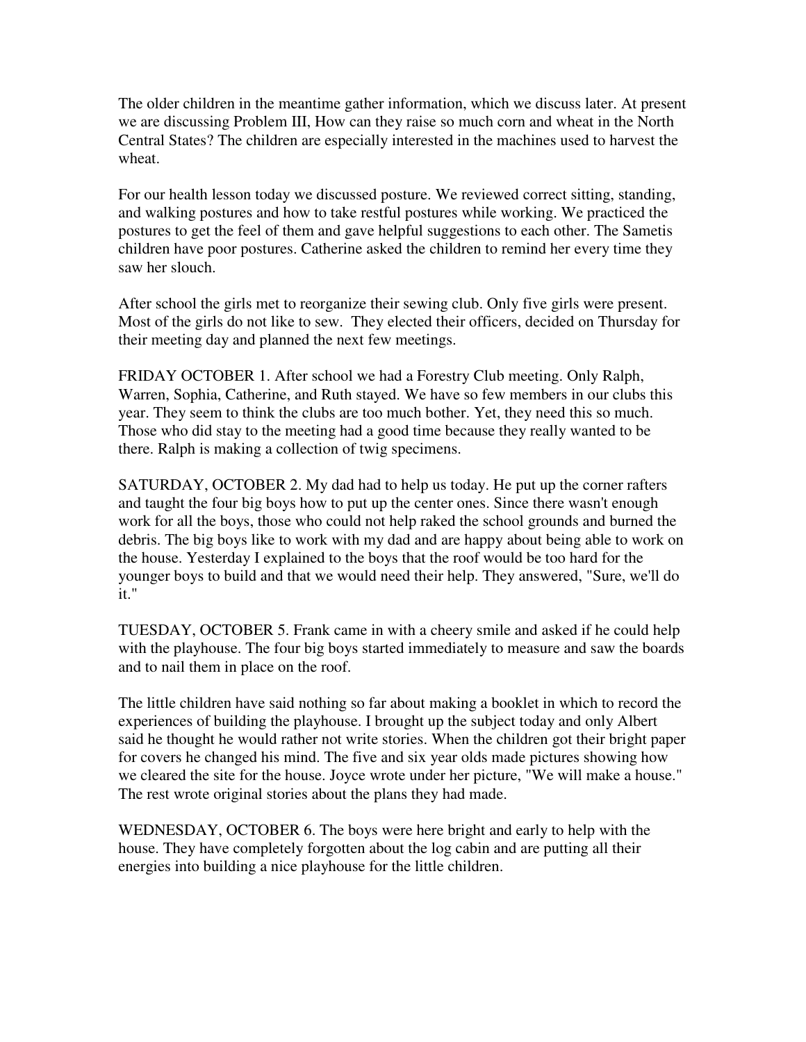The older children in the meantime gather information, which we discuss later. At present we are discussing Problem III, How can they raise so much corn and wheat in the North Central States? The children are especially interested in the machines used to harvest the wheat.

For our health lesson today we discussed posture. We reviewed correct sitting, standing, and walking postures and how to take restful postures while working. We practiced the postures to get the feel of them and gave helpful suggestions to each other. The Sametis children have poor postures. Catherine asked the children to remind her every time they saw her slouch.

After school the girls met to reorganize their sewing club. Only five girls were present. Most of the girls do not like to sew. They elected their officers, decided on Thursday for their meeting day and planned the next few meetings.

FRIDAY OCTOBER 1. After school we had a Forestry Club meeting. Only Ralph, Warren, Sophia, Catherine, and Ruth stayed. We have so few members in our clubs this year. They seem to think the clubs are too much bother. Yet, they need this so much. Those who did stay to the meeting had a good time because they really wanted to be there. Ralph is making a collection of twig specimens.

SATURDAY, OCTOBER 2. My dad had to help us today. He put up the corner rafters and taught the four big boys how to put up the center ones. Since there wasn't enough work for all the boys, those who could not help raked the school grounds and burned the debris. The big boys like to work with my dad and are happy about being able to work on the house. Yesterday I explained to the boys that the roof would be too hard for the younger boys to build and that we would need their help. They answered, "Sure, we'll do it."

TUESDAY, OCTOBER 5. Frank came in with a cheery smile and asked if he could help with the playhouse. The four big boys started immediately to measure and saw the boards and to nail them in place on the roof.

The little children have said nothing so far about making a booklet in which to record the experiences of building the playhouse. I brought up the subject today and only Albert said he thought he would rather not write stories. When the children got their bright paper for covers he changed his mind. The five and six year olds made pictures showing how we cleared the site for the house. Joyce wrote under her picture, "We will make a house." The rest wrote original stories about the plans they had made.

WEDNESDAY, OCTOBER 6. The boys were here bright and early to help with the house. They have completely forgotten about the log cabin and are putting all their energies into building a nice playhouse for the little children.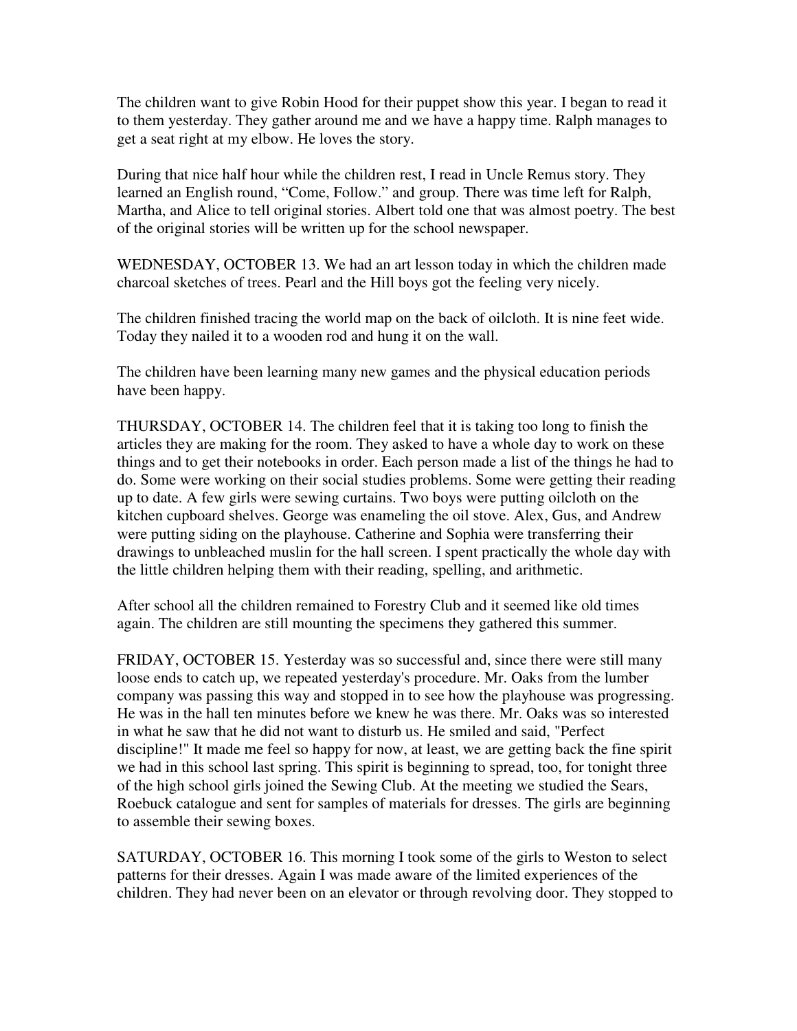The children want to give Robin Hood for their puppet show this year. I began to read it to them yesterday. They gather around me and we have a happy time. Ralph manages to get a seat right at my elbow. He loves the story.

During that nice half hour while the children rest, I read in Uncle Remus story. They learned an English round, “Come, Follow.” and group. There was time left for Ralph, Martha, and Alice to tell original stories. Albert told one that was almost poetry. The best of the original stories will be written up for the school newspaper.

WEDNESDAY, OCTOBER 13. We had an art lesson today in which the children made charcoal sketches of trees. Pearl and the Hill boys got the feeling very nicely.

The children finished tracing the world map on the back of oilcloth. It is nine feet wide. Today they nailed it to a wooden rod and hung it on the wall.

The children have been learning many new games and the physical education periods have been happy.

THURSDAY, OCTOBER 14. The children feel that it is taking too long to finish the articles they are making for the room. They asked to have a whole day to work on these things and to get their notebooks in order. Each person made a list of the things he had to do. Some were working on their social studies problems. Some were getting their reading up to date. A few girls were sewing curtains. Two boys were putting oilcloth on the kitchen cupboard shelves. George was enameling the oil stove. Alex, Gus, and Andrew were putting siding on the playhouse. Catherine and Sophia were transferring their drawings to unbleached muslin for the hall screen. I spent practically the whole day with the little children helping them with their reading, spelling, and arithmetic.

After school all the children remained to Forestry Club and it seemed like old times again. The children are still mounting the specimens they gathered this summer.

FRIDAY, OCTOBER 15. Yesterday was so successful and, since there were still many loose ends to catch up, we repeated yesterday's procedure. Mr. Oaks from the lumber company was passing this way and stopped in to see how the playhouse was progressing. He was in the hall ten minutes before we knew he was there. Mr. Oaks was so interested in what he saw that he did not want to disturb us. He smiled and said, "Perfect discipline!" It made me feel so happy for now, at least, we are getting back the fine spirit we had in this school last spring. This spirit is beginning to spread, too, for tonight three of the high school girls joined the Sewing Club. At the meeting we studied the Sears, Roebuck catalogue and sent for samples of materials for dresses. The girls are beginning to assemble their sewing boxes.

SATURDAY, OCTOBER 16. This morning I took some of the girls to Weston to select patterns for their dresses. Again I was made aware of the limited experiences of the children. They had never been on an elevator or through revolving door. They stopped to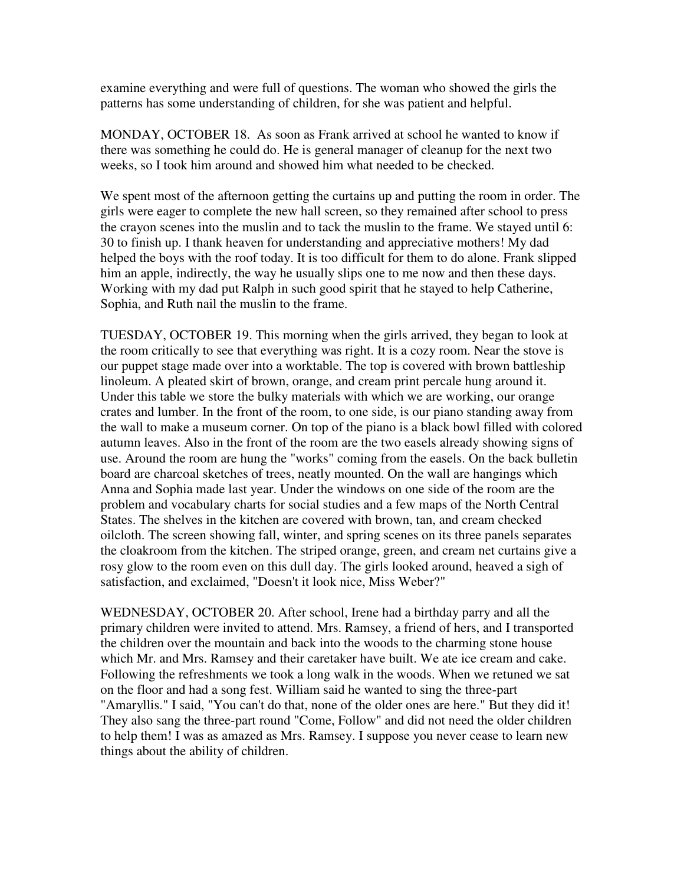examine everything and were full of questions. The woman who showed the girls the patterns has some understanding of children, for she was patient and helpful.

MONDAY, OCTOBER 18. As soon as Frank arrived at school he wanted to know if there was something he could do. He is general manager of cleanup for the next two weeks, so I took him around and showed him what needed to be checked.

We spent most of the afternoon getting the curtains up and putting the room in order. The girls were eager to complete the new hall screen, so they remained after school to press the crayon scenes into the muslin and to tack the muslin to the frame. We stayed until 6: 30 to finish up. I thank heaven for understanding and appreciative mothers! My dad helped the boys with the roof today. It is too difficult for them to do alone. Frank slipped him an apple, indirectly, the way he usually slips one to me now and then these days. Working with my dad put Ralph in such good spirit that he stayed to help Catherine, Sophia, and Ruth nail the muslin to the frame.

TUESDAY, OCTOBER 19. This morning when the girls arrived, they began to look at the room critically to see that everything was right. It is a cozy room. Near the stove is our puppet stage made over into a worktable. The top is covered with brown battleship linoleum. A pleated skirt of brown, orange, and cream print percale hung around it. Under this table we store the bulky materials with which we are working, our orange crates and lumber. In the front of the room, to one side, is our piano standing away from the wall to make a museum corner. On top of the piano is a black bowl filled with colored autumn leaves. Also in the front of the room are the two easels already showing signs of use. Around the room are hung the "works" coming from the easels. On the back bulletin board are charcoal sketches of trees, neatly mounted. On the wall are hangings which Anna and Sophia made last year. Under the windows on one side of the room are the problem and vocabulary charts for social studies and a few maps of the North Central States. The shelves in the kitchen are covered with brown, tan, and cream checked oilcloth. The screen showing fall, winter, and spring scenes on its three panels separates the cloakroom from the kitchen. The striped orange, green, and cream net curtains give a rosy glow to the room even on this dull day. The girls looked around, heaved a sigh of satisfaction, and exclaimed, "Doesn't it look nice, Miss Weber?"

WEDNESDAY, OCTOBER 20. After school, Irene had a birthday parry and all the primary children were invited to attend. Mrs. Ramsey, a friend of hers, and I transported the children over the mountain and back into the woods to the charming stone house which Mr. and Mrs. Ramsey and their caretaker have built. We ate ice cream and cake. Following the refreshments we took a long walk in the woods. When we retuned we sat on the floor and had a song fest. William said he wanted to sing the three-part "Amaryllis." I said, "You can't do that, none of the older ones are here." But they did it! They also sang the three-part round "Come, Follow" and did not need the older children to help them! I was as amazed as Mrs. Ramsey. I suppose you never cease to learn new things about the ability of children.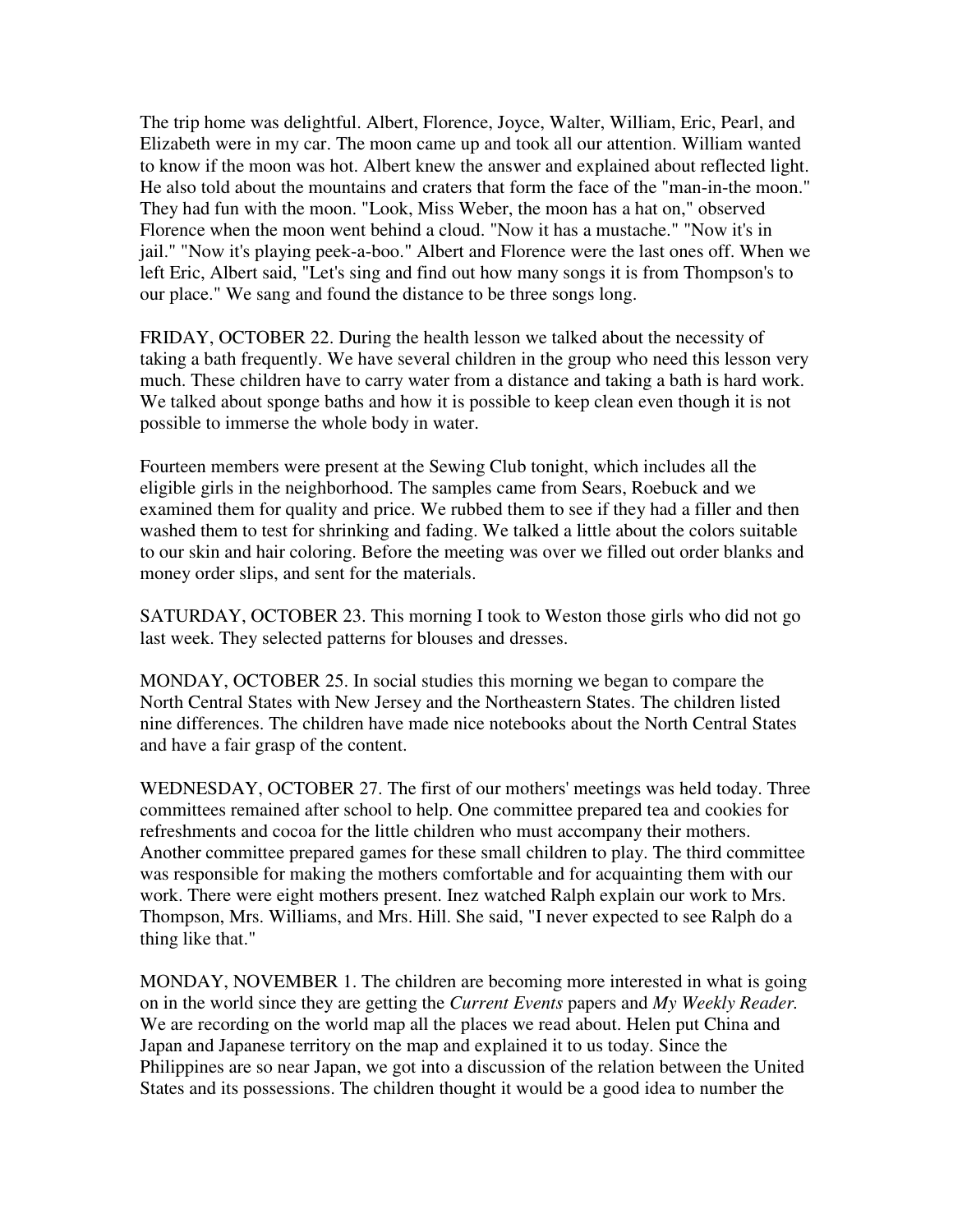The trip home was delightful. Albert, Florence, Joyce, Walter, William, Eric, Pearl, and Elizabeth were in my car. The moon came up and took all our attention. William wanted to know if the moon was hot. Albert knew the answer and explained about reflected light. He also told about the mountains and craters that form the face of the "man-in-the moon." They had fun with the moon. "Look, Miss Weber, the moon has a hat on," observed Florence when the moon went behind a cloud. "Now it has a mustache." "Now it's in jail." "Now it's playing peek-a-boo." Albert and Florence were the last ones off. When we left Eric, Albert said, "Let's sing and find out how many songs it is from Thompson's to our place." We sang and found the distance to be three songs long.

FRIDAY, OCTOBER 22. During the health lesson we talked about the necessity of taking a bath frequently. We have several children in the group who need this lesson very much. These children have to carry water from a distance and taking a bath is hard work. We talked about sponge baths and how it is possible to keep clean even though it is not possible to immerse the whole body in water.

Fourteen members were present at the Sewing Club tonight, which includes all the eligible girls in the neighborhood. The samples came from Sears, Roebuck and we examined them for quality and price. We rubbed them to see if they had a filler and then washed them to test for shrinking and fading. We talked a little about the colors suitable to our skin and hair coloring. Before the meeting was over we filled out order blanks and money order slips, and sent for the materials.

SATURDAY, OCTOBER 23. This morning I took to Weston those girls who did not go last week. They selected patterns for blouses and dresses.

MONDAY, OCTOBER 25. In social studies this morning we began to compare the North Central States with New Jersey and the Northeastern States. The children listed nine differences. The children have made nice notebooks about the North Central States and have a fair grasp of the content.

WEDNESDAY, OCTOBER 27. The first of our mothers' meetings was held today. Three committees remained after school to help. One committee prepared tea and cookies for refreshments and cocoa for the little children who must accompany their mothers. Another committee prepared games for these small children to play. The third committee was responsible for making the mothers comfortable and for acquainting them with our work. There were eight mothers present. Inez watched Ralph explain our work to Mrs. Thompson, Mrs. Williams, and Mrs. Hill. She said, "I never expected to see Ralph do a thing like that."

MONDAY, NOVEMBER 1. The children are becoming more interested in what is going on in the world since they are getting the *Current Events* papers and *My Weekly Reader.* We are recording on the world map all the places we read about. Helen put China and Japan and Japanese territory on the map and explained it to us today. Since the Philippines are so near Japan, we got into a discussion of the relation between the United States and its possessions. The children thought it would be a good idea to number the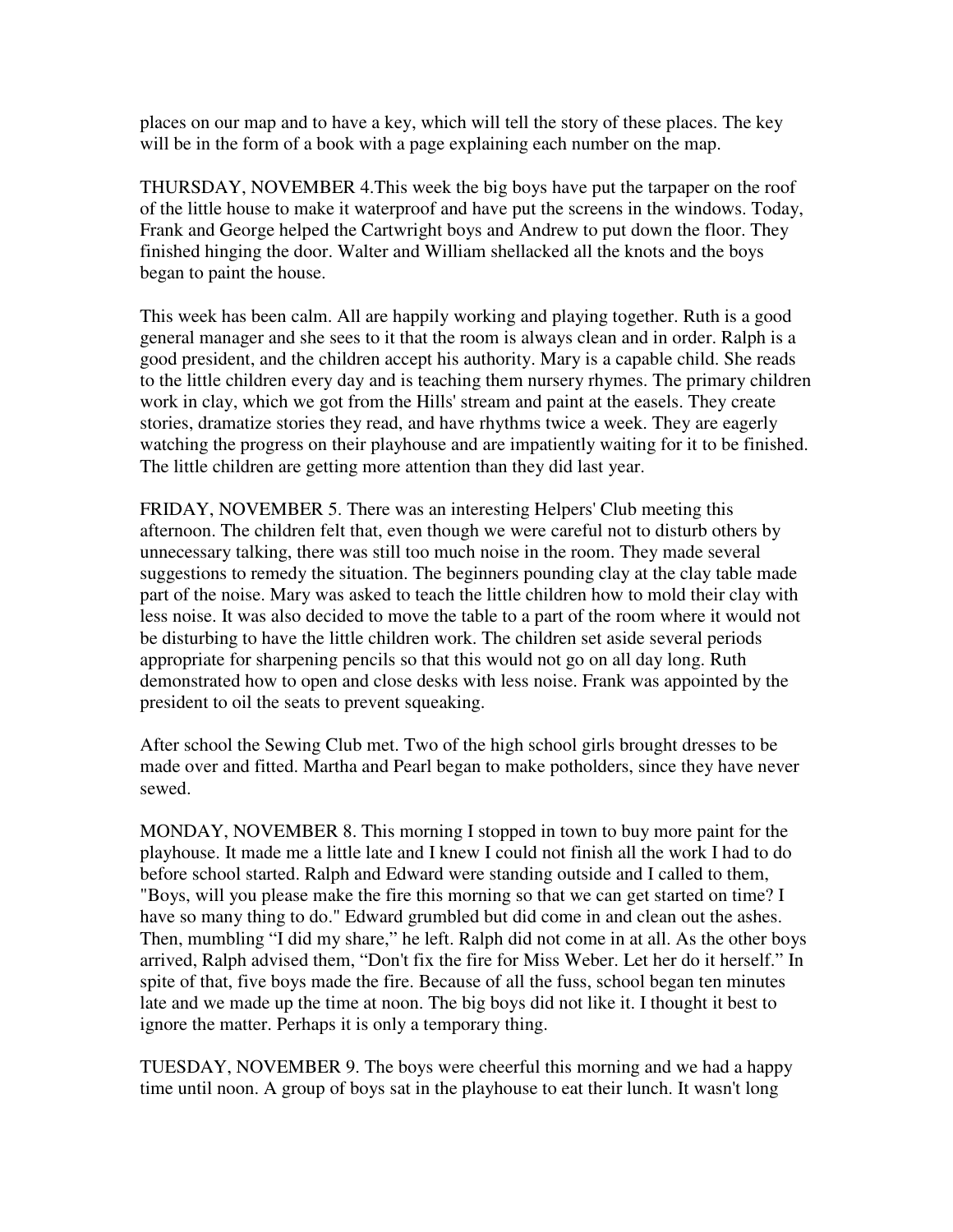places on our map and to have a key, which will tell the story of these places. The key will be in the form of a book with a page explaining each number on the map.

THURSDAY, NOVEMBER 4.This week the big boys have put the tarpaper on the roof of the little house to make it waterproof and have put the screens in the windows. Today, Frank and George helped the Cartwright boys and Andrew to put down the floor. They finished hinging the door. Walter and William shellacked all the knots and the boys began to paint the house.

This week has been calm. All are happily working and playing together. Ruth is a good general manager and she sees to it that the room is always clean and in order. Ralph is a good president, and the children accept his authority. Mary is a capable child. She reads to the little children every day and is teaching them nursery rhymes. The primary children work in clay, which we got from the Hills' stream and paint at the easels. They create stories, dramatize stories they read, and have rhythms twice a week. They are eagerly watching the progress on their playhouse and are impatiently waiting for it to be finished. The little children are getting more attention than they did last year.

FRIDAY, NOVEMBER 5. There was an interesting Helpers' Club meeting this afternoon. The children felt that, even though we were careful not to disturb others by unnecessary talking, there was still too much noise in the room. They made several suggestions to remedy the situation. The beginners pounding clay at the clay table made part of the noise. Mary was asked to teach the little children how to mold their clay with less noise. It was also decided to move the table to a part of the room where it would not be disturbing to have the little children work. The children set aside several periods appropriate for sharpening pencils so that this would not go on all day long. Ruth demonstrated how to open and close desks with less noise. Frank was appointed by the president to oil the seats to prevent squeaking.

After school the Sewing Club met. Two of the high school girls brought dresses to be made over and fitted. Martha and Pearl began to make potholders, since they have never sewed.

MONDAY, NOVEMBER 8. This morning I stopped in town to buy more paint for the playhouse. It made me a little late and I knew I could not finish all the work I had to do before school started. Ralph and Edward were standing outside and I called to them, "Boys, will you please make the fire this morning so that we can get started on time? I have so many thing to do." Edward grumbled but did come in and clean out the ashes. Then, mumbling "I did my share," he left. Ralph did not come in at all. As the other boys arrived, Ralph advised them, "Don't fix the fire for Miss Weber. Let her do it herself." In spite of that, five boys made the fire. Because of all the fuss, school began ten minutes late and we made up the time at noon. The big boys did not like it. I thought it best to ignore the matter. Perhaps it is only a temporary thing.

TUESDAY, NOVEMBER 9. The boys were cheerful this morning and we had a happy time until noon. A group of boys sat in the playhouse to eat their lunch. It wasn't long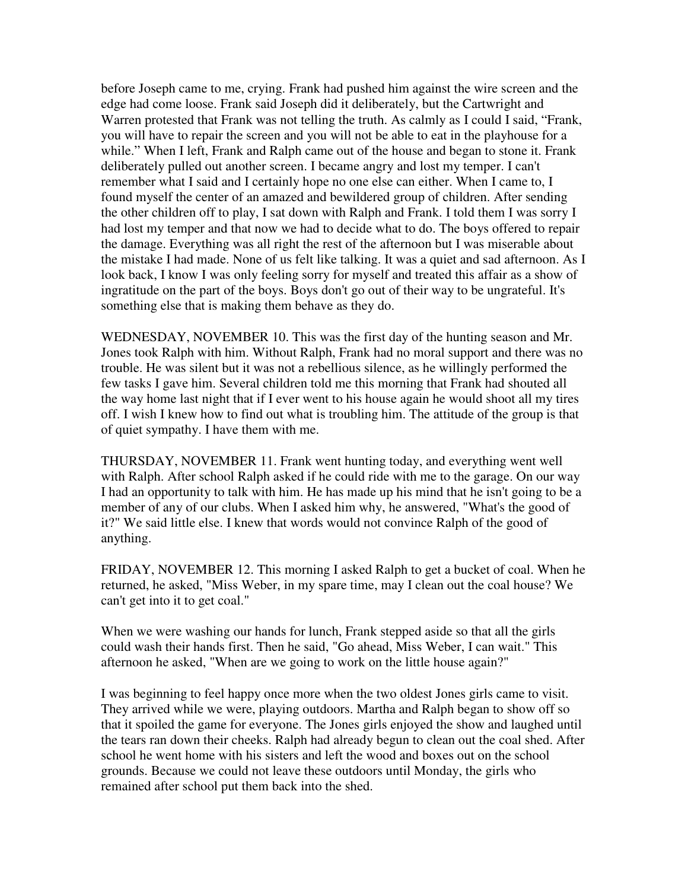before Joseph came to me, crying. Frank had pushed him against the wire screen and the edge had come loose. Frank said Joseph did it deliberately, but the Cartwright and Warren protested that Frank was not telling the truth. As calmly as I could I said, "Frank, you will have to repair the screen and you will not be able to eat in the playhouse for a while." When I left, Frank and Ralph came out of the house and began to stone it. Frank deliberately pulled out another screen. I became angry and lost my temper. I can't remember what I said and I certainly hope no one else can either. When I came to, I found myself the center of an amazed and bewildered group of children. After sending the other children off to play, I sat down with Ralph and Frank. I told them I was sorry I had lost my temper and that now we had to decide what to do. The boys offered to repair the damage. Everything was all right the rest of the afternoon but I was miserable about the mistake I had made. None of us felt like talking. It was a quiet and sad afternoon. As I look back, I know I was only feeling sorry for myself and treated this affair as a show of ingratitude on the part of the boys. Boys don't go out of their way to be ungrateful. It's something else that is making them behave as they do.

WEDNESDAY, NOVEMBER 10. This was the first day of the hunting season and Mr. Jones took Ralph with him. Without Ralph, Frank had no moral support and there was no trouble. He was silent but it was not a rebellious silence, as he willingly performed the few tasks I gave him. Several children told me this morning that Frank had shouted all the way home last night that if I ever went to his house again he would shoot all my tires off. I wish I knew how to find out what is troubling him. The attitude of the group is that of quiet sympathy. I have them with me.

THURSDAY, NOVEMBER 11. Frank went hunting today, and everything went well with Ralph. After school Ralph asked if he could ride with me to the garage. On our way I had an opportunity to talk with him. He has made up his mind that he isn't going to be a member of any of our clubs. When I asked him why, he answered, "What's the good of it?" We said little else. I knew that words would not convince Ralph of the good of anything.

FRIDAY, NOVEMBER 12. This morning I asked Ralph to get a bucket of coal. When he returned, he asked, "Miss Weber, in my spare time, may I clean out the coal house? We can't get into it to get coal."

When we were washing our hands for lunch, Frank stepped aside so that all the girls could wash their hands first. Then he said, "Go ahead, Miss Weber, I can wait." This afternoon he asked, "When are we going to work on the little house again?"

I was beginning to feel happy once more when the two oldest Jones girls came to visit. They arrived while we were, playing outdoors. Martha and Ralph began to show off so that it spoiled the game for everyone. The Jones girls enjoyed the show and laughed until the tears ran down their cheeks. Ralph had already begun to clean out the coal shed. After school he went home with his sisters and left the wood and boxes out on the school grounds. Because we could not leave these outdoors until Monday, the girls who remained after school put them back into the shed.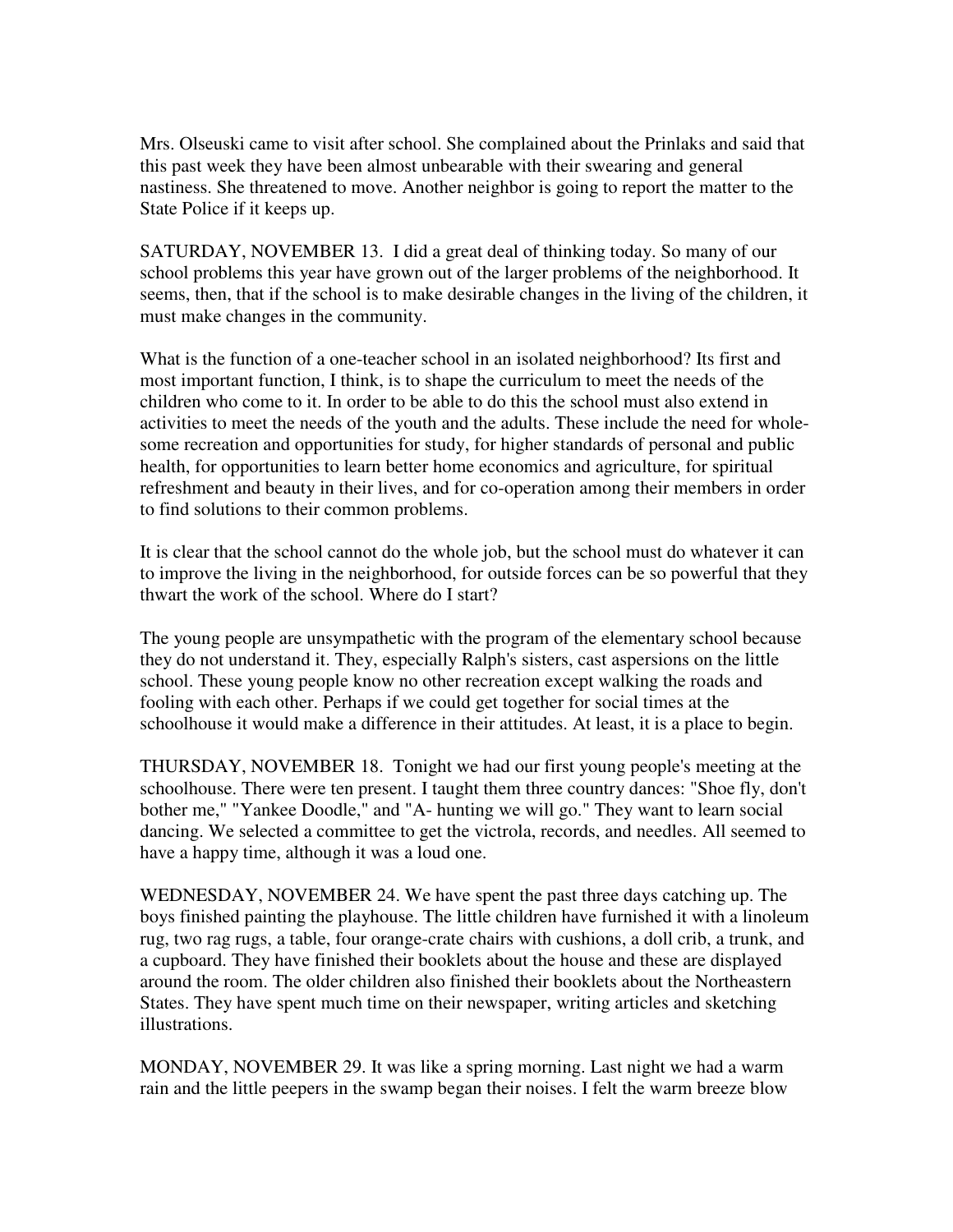Mrs. Olseuski came to visit after school. She complained about the Prinlaks and said that this past week they have been almost unbearable with their swearing and general nastiness. She threatened to move. Another neighbor is going to report the matter to the State Police if it keeps up.

SATURDAY, NOVEMBER 13. I did a great deal of thinking today. So many of our school problems this year have grown out of the larger problems of the neighborhood. It seems, then, that if the school is to make desirable changes in the living of the children, it must make changes in the community.

What is the function of a one-teacher school in an isolated neighborhood? Its first and most important function, I think, is to shape the curriculum to meet the needs of the children who come to it. In order to be able to do this the school must also extend in activities to meet the needs of the youth and the adults. These include the need for wholesome recreation and opportunities for study, for higher standards of personal and public health, for opportunities to learn better home economics and agriculture, for spiritual refreshment and beauty in their lives, and for co-operation among their members in order to find solutions to their common problems.

It is clear that the school cannot do the whole job, but the school must do whatever it can to improve the living in the neighborhood, for outside forces can be so powerful that they thwart the work of the school. Where do I start?

The young people are unsympathetic with the program of the elementary school because they do not understand it. They, especially Ralph's sisters, cast aspersions on the little school. These young people know no other recreation except walking the roads and fooling with each other. Perhaps if we could get together for social times at the schoolhouse it would make a difference in their attitudes. At least, it is a place to begin.

THURSDAY, NOVEMBER 18. Tonight we had our first young people's meeting at the schoolhouse. There were ten present. I taught them three country dances: "Shoe fly, don't bother me," "Yankee Doodle," and "A- hunting we will go." They want to learn social dancing. We selected a committee to get the victrola, records, and needles. All seemed to have a happy time, although it was a loud one.

WEDNESDAY, NOVEMBER 24. We have spent the past three days catching up. The boys finished painting the playhouse. The little children have furnished it with a linoleum rug, two rag rugs, a table, four orange-crate chairs with cushions, a doll crib, a trunk, and a cupboard. They have finished their booklets about the house and these are displayed around the room. The older children also finished their booklets about the Northeastern States. They have spent much time on their newspaper, writing articles and sketching illustrations.

MONDAY, NOVEMBER 29. It was like a spring morning. Last night we had a warm rain and the little peepers in the swamp began their noises. I felt the warm breeze blow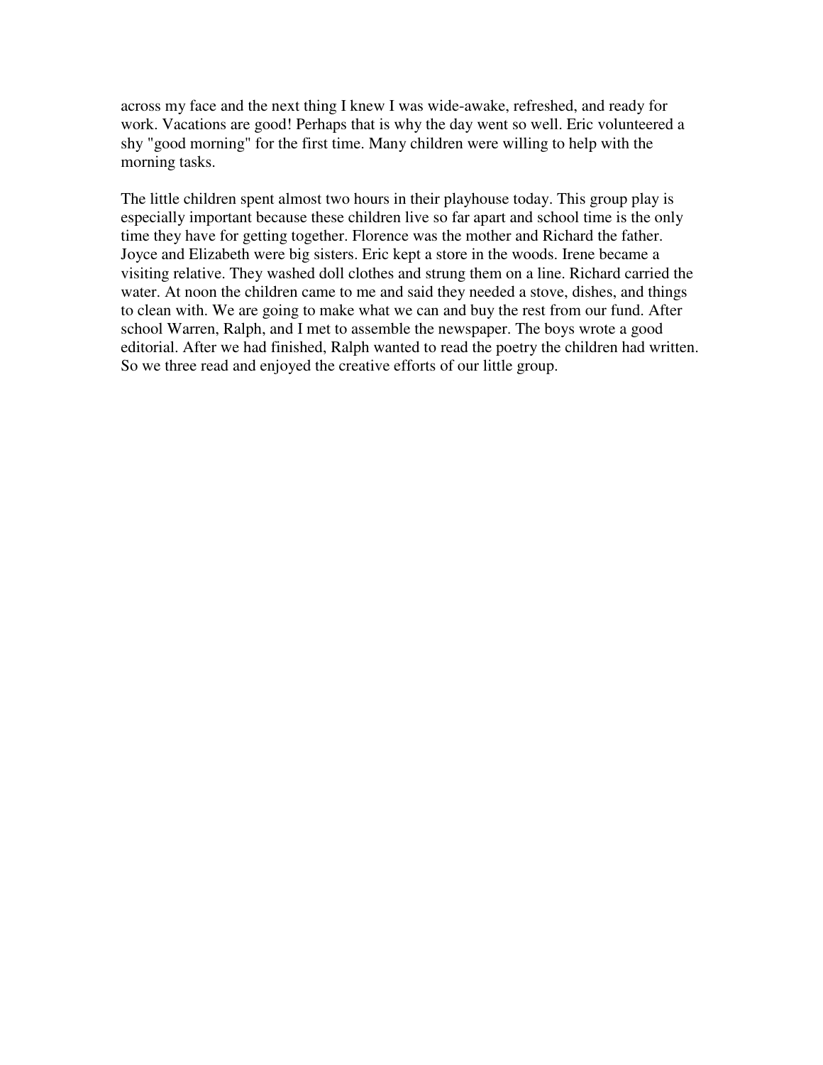across my face and the next thing I knew I was wide-awake, refreshed, and ready for work. Vacations are good! Perhaps that is why the day went so well. Eric volunteered a shy "good morning" for the first time. Many children were willing to help with the morning tasks.

The little children spent almost two hours in their playhouse today. This group play is especially important because these children live so far apart and school time is the only time they have for getting together. Florence was the mother and Richard the father. Joyce and Elizabeth were big sisters. Eric kept a store in the woods. Irene became a visiting relative. They washed doll clothes and strung them on a line. Richard carried the water. At noon the children came to me and said they needed a stove, dishes, and things to clean with. We are going to make what we can and buy the rest from our fund. After school Warren, Ralph, and I met to assemble the newspaper. The boys wrote a good editorial. After we had finished, Ralph wanted to read the poetry the children had written. So we three read and enjoyed the creative efforts of our little group.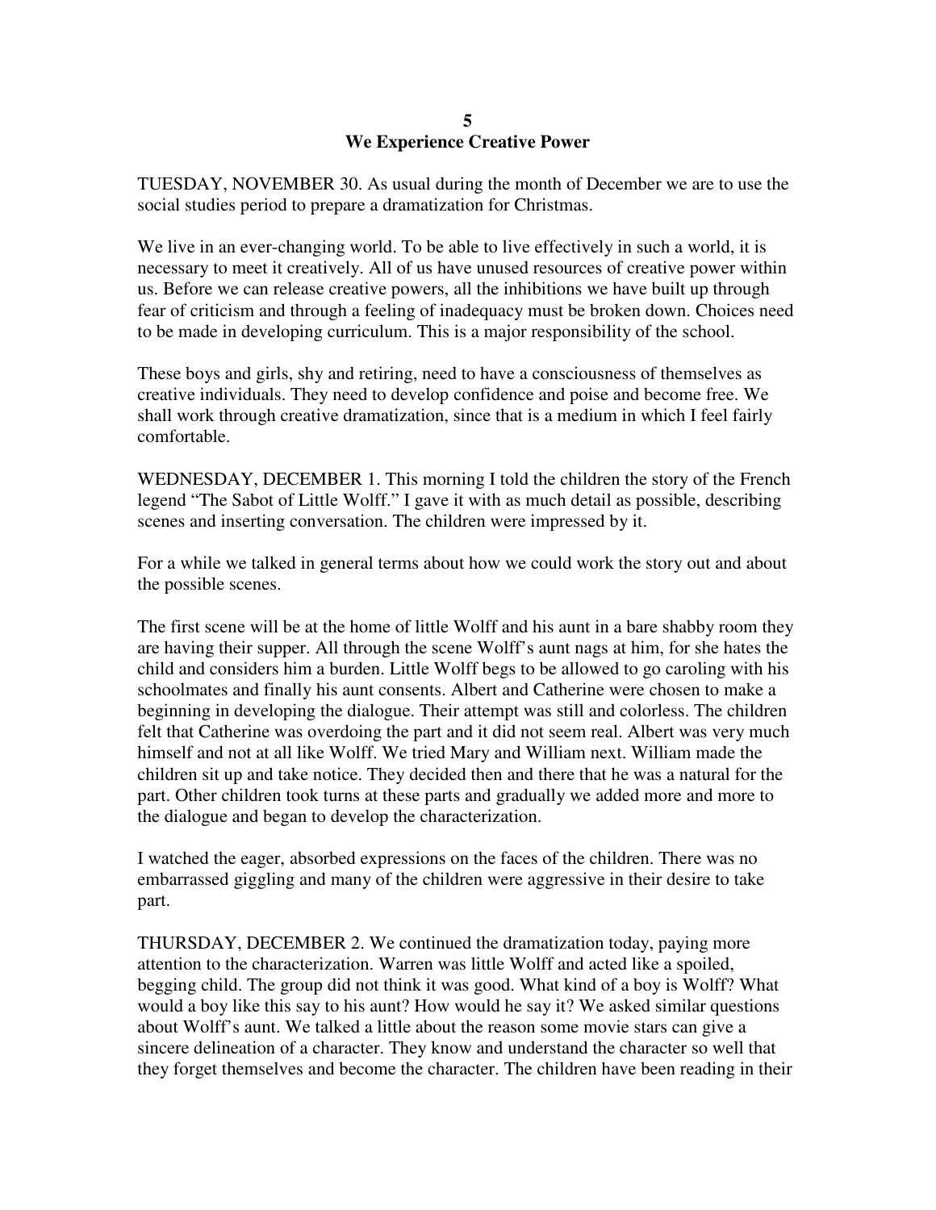# 5
# We Experience Creative Power

TUESDAY, NOVEMBER 30. As usual during the month of December we are to use the social studies period to prepare a dramatization for Christmas.

We live in an ever-changing world. To be able to live effectively in such a world, it is necessary to meet it creatively. All of us have unused resources of creative power within us. Before we can release creative powers, all the inhibitions we have built up through fear of criticism and through a feeling of inadequacy must be broken down. Choices need to be made in developing curriculum. This is a major responsibility of the school.

These boys and girls, shy and retiring, need to have a consciousness of themselves as creative individuals. They need to develop confidence and poise and become free. We shall work through creative dramatization, since that is a medium in which I feel fairly comfortable.

WEDNESDAY, DECEMBER 1. This morning I told the children the story of the French legend "The Sabot of Little Wolff." I gave it with as much detail as possible, describing scenes and inserting conversation. The children were impressed by it.

For a while we talked in general terms about how we could work the story out and about the possible scenes.

The first scene will be at the home of little Wolff and his aunt in a bare shabby room they are having their supper. All through the scene Wolff's aunt nags at him, for she hates the child and considers him a burden. Little Wolff begs to be allowed to go caroling with his schoolmates and finally his aunt consents. Albert and Catherine were chosen to make a beginning in developing the dialogue. Their attempt was still and colorless. The children felt that Catherine was overdoing the part and it did not seem real. Albert was very much himself and not at all like Wolff. We tried Mary and William next. William made the children sit up and take notice. They decided then and there that he was a natural for the part. Other children took turns at these parts and gradually we added more and more to the dialogue and began to develop the characterization.

I watched the eager, absorbed expressions on the faces of the children. There was no embarrassed giggling and many of the children were aggressive in their desire to take part.

THURSDAY, DECEMBER 2. We continued the dramatization today, paying more attention to the characterization. Warren was little Wolff and acted like a spoiled, begging child. The group did not think it was good. What kind of a boy is Wolff? What would a boy like this say to his aunt? How would he say it? We asked similar questions about Wolff's aunt. We talked a little about the reason some movie stars can give a sincere delineation of a character. They know and understand the character so well that they forget themselves and become the character. The children have been reading in their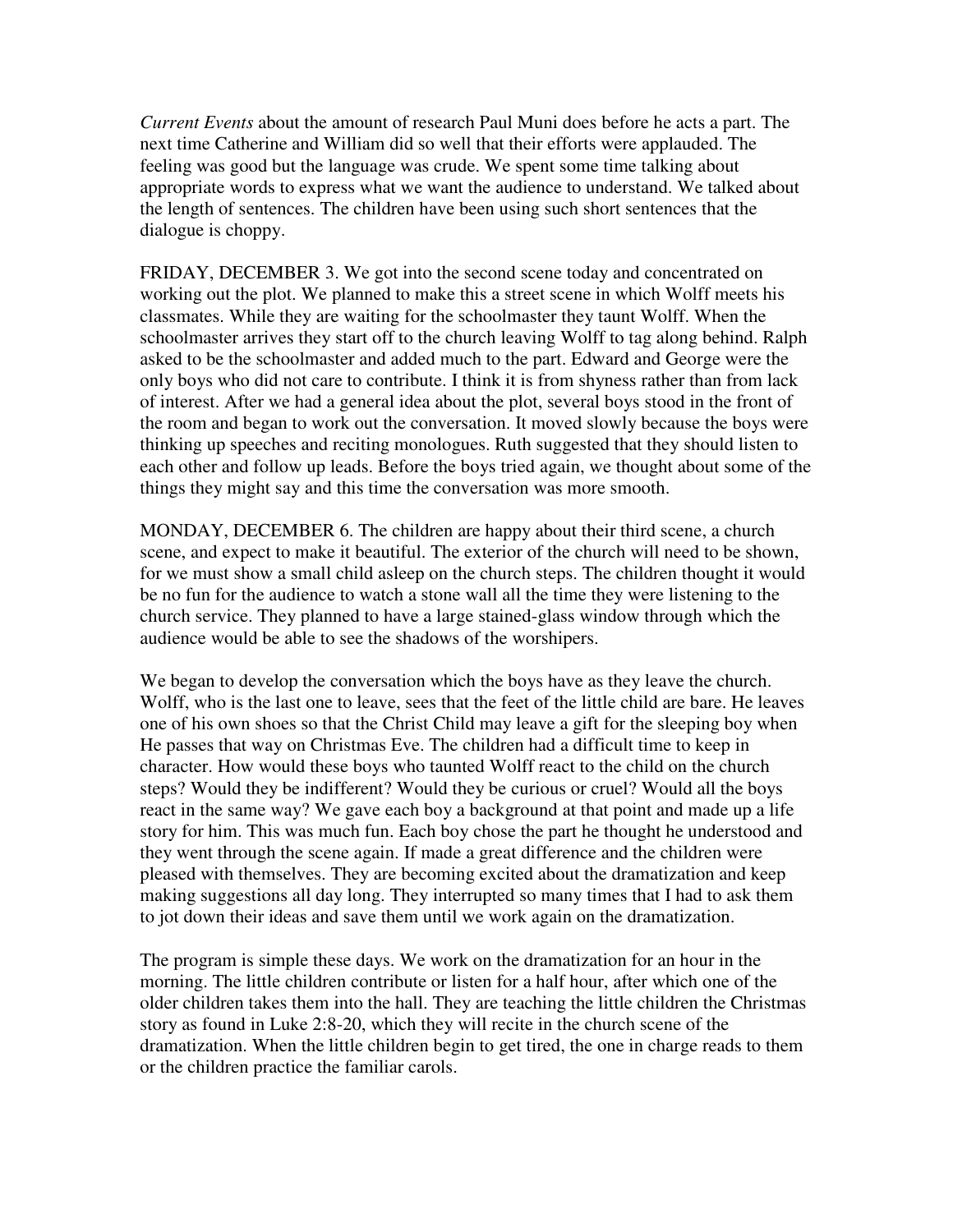*Current Events* about the amount of research Paul Muni does before he acts a part. The next time Catherine and William did so well that their efforts were applauded. The feeling was good but the language was crude. We spent some time talking about appropriate words to express what we want the audience to understand. We talked about the length of sentences. The children have been using such short sentences that the dialogue is choppy.

FRIDAY, DECEMBER 3. We got into the second scene today and concentrated on working out the plot. We planned to make this a street scene in which Wolff meets his classmates. While they are waiting for the schoolmaster they taunt Wolff. When the schoolmaster arrives they start off to the church leaving Wolff to tag along behind. Ralph asked to be the schoolmaster and added much to the part. Edward and George were the only boys who did not care to contribute. I think it is from shyness rather than from lack of interest. After we had a general idea about the plot, several boys stood in the front of the room and began to work out the conversation. It moved slowly because the boys were thinking up speeches and reciting monologues. Ruth suggested that they should listen to each other and follow up leads. Before the boys tried again, we thought about some of the things they might say and this time the conversation was more smooth.

MONDAY, DECEMBER 6. The children are happy about their third scene, a church scene, and expect to make it beautiful. The exterior of the church will need to be shown, for we must show a small child asleep on the church steps. The children thought it would be no fun for the audience to watch a stone wall all the time they were listening to the church service. They planned to have a large stained-glass window through which the audience would be able to see the shadows of the worshipers.

We began to develop the conversation which the boys have as they leave the church. Wolff, who is the last one to leave, sees that the feet of the little child are bare. He leaves one of his own shoes so that the Christ Child may leave a gift for the sleeping boy when He passes that way on Christmas Eve. The children had a difficult time to keep in character. How would these boys who taunted Wolff react to the child on the church steps? Would they be indifferent? Would they be curious or cruel? Would all the boys react in the same way? We gave each boy a background at that point and made up a life story for him. This was much fun. Each boy chose the part he thought he understood and they went through the scene again. If made a great difference and the children were pleased with themselves. They are becoming excited about the dramatization and keep making suggestions all day long. They interrupted so many times that I had to ask them to jot down their ideas and save them until we work again on the dramatization.

The program is simple these days. We work on the dramatization for an hour in the morning. The little children contribute or listen for a half hour, after which one of the older children takes them into the hall. They are teaching the little children the Christmas story as found in Luke 2:8-20, which they will recite in the church scene of the dramatization. When the little children begin to get tired, the one in charge reads to them or the children practice the familiar carols.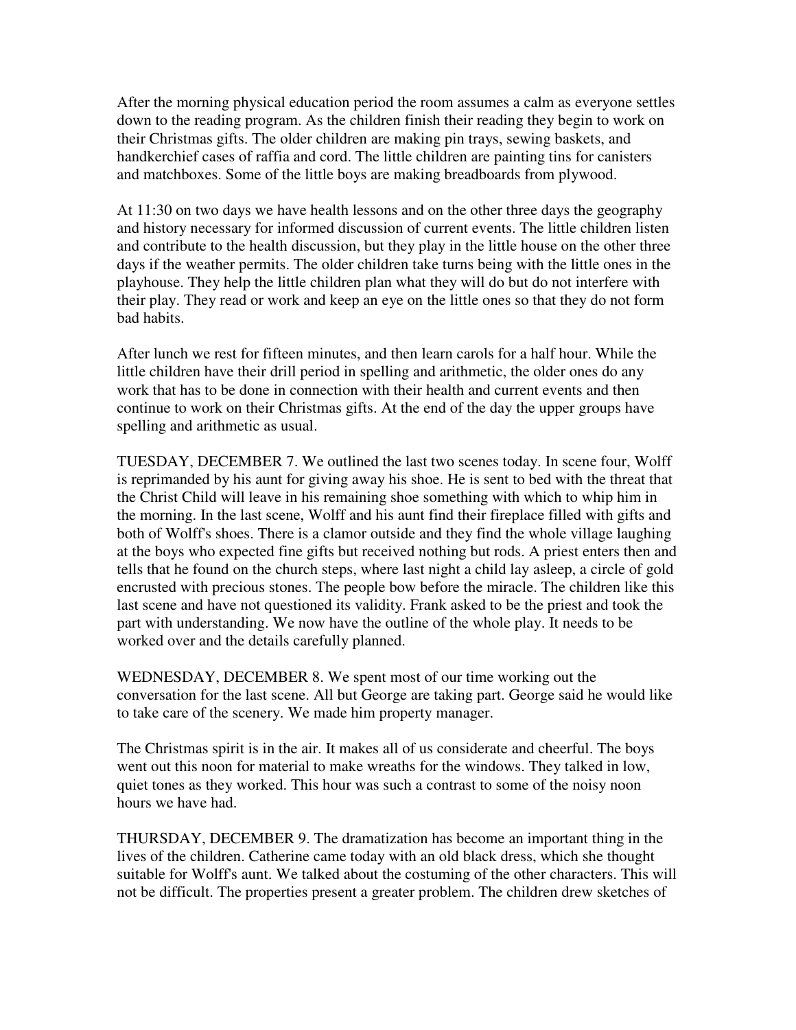After the morning physical education period the room assumes a calm as everyone settles down to the reading program. As the children finish their reading they begin to work on their Christmas gifts. The older children are making pin trays, sewing baskets, and handkerchief cases of raffia and cord. The little children are painting tins for canisters and matchboxes. Some of the little boys are making breadboards from plywood.

At 11:30 on two days we have health lessons and on the other three days the geography and history necessary for informed discussion of current events. The little children listen and contribute to the health discussion, but they play in the little house on the other three days if the weather permits. The older children take turns being with the little ones in the playhouse. They help the little children plan what they will do but do not interfere with their play. They read or work and keep an eye on the little ones so that they do not form bad habits.

After lunch we rest for fifteen minutes, and then learn carols for a half hour. While the little children have their drill period in spelling and arithmetic, the older ones do any work that has to be done in connection with their health and current events and then continue to work on their Christmas gifts. At the end of the day the upper groups have spelling and arithmetic as usual.

TUESDAY, DECEMBER 7. We outlined the last two scenes today. In scene four, Wolff is reprimanded by his aunt for giving away his shoe. He is sent to bed with the threat that the Christ Child will leave in his remaining shoe something with which to whip him in the morning. In the last scene, Wolff and his aunt find their fireplace filled with gifts and both of Wolff's shoes. There is a clamor outside and they find the whole village laughing at the boys who expected fine gifts but received nothing but rods. A priest enters then and tells that he found on the church steps, where last night a child lay asleep, a circle of gold encrusted with precious stones. The people bow before the miracle. The children like this last scene and have not questioned its validity. Frank asked to be the priest and took the part with understanding. We now have the outline of the whole play. It needs to be worked over and the details carefully planned.

WEDNESDAY, DECEMBER 8. We spent most of our time working out the conversation for the last scene. All but George are taking part. George said he would like to take care of the scenery. We made him property manager.

The Christmas spirit is in the air. It makes all of us considerate and cheerful. The boys went out this noon for material to make wreaths for the windows. They talked in low, quiet tones as they worked. This hour was such a contrast to some of the noisy noon hours we have had.

THURSDAY, DECEMBER 9. The dramatization has become an important thing in the lives of the children. Catherine came today with an old black dress, which she thought suitable for Wolff's aunt. We talked about the costuming of the other characters. This will not be difficult. The properties present a greater problem. The children drew sketches of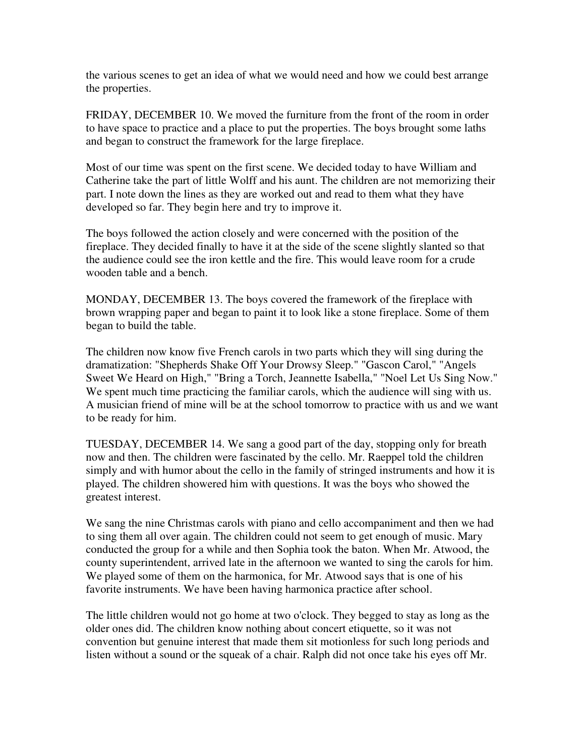the various scenes to get an idea of what we would need and how we could best arrange the properties.

FRIDAY, DECEMBER 10. We moved the furniture from the front of the room in order to have space to practice and a place to put the properties. The boys brought some laths and began to construct the framework for the large fireplace.

Most of our time was spent on the first scene. We decided today to have William and Catherine take the part of little Wolff and his aunt. The children are not memorizing their part. I note down the lines as they are worked out and read to them what they have developed so far. They begin here and try to improve it.

The boys followed the action closely and were concerned with the position of the fireplace. They decided finally to have it at the side of the scene slightly slanted so that the audience could see the iron kettle and the fire. This would leave room for a crude wooden table and a bench.

MONDAY, DECEMBER 13. The boys covered the framework of the fireplace with brown wrapping paper and began to paint it to look like a stone fireplace. Some of them began to build the table.

The children now know five French carols in two parts which they will sing during the dramatization: "Shepherds Shake Off Your Drowsy Sleep." "Gascon Carol," "Angels Sweet We Heard on High," "Bring a Torch, Jeannette Isabella," "Noel Let Us Sing Now." We spent much time practicing the familiar carols, which the audience will sing with us. A musician friend of mine will be at the school tomorrow to practice with us and we want to be ready for him.

TUESDAY, DECEMBER 14. We sang a good part of the day, stopping only for breath now and then. The children were fascinated by the cello. Mr. Raeppel told the children simply and with humor about the cello in the family of stringed instruments and how it is played. The children showered him with questions. It was the boys who showed the greatest interest.

We sang the nine Christmas carols with piano and cello accompaniment and then we had to sing them all over again. The children could not seem to get enough of music. Mary conducted the group for a while and then Sophia took the baton. When Mr. Atwood, the county superintendent, arrived late in the afternoon we wanted to sing the carols for him. We played some of them on the harmonica, for Mr. Atwood says that is one of his favorite instruments. We have been having harmonica practice after school.

The little children would not go home at two o'clock. They begged to stay as long as the older ones did. The children know nothing about concert etiquette, so it was not convention but genuine interest that made them sit motionless for such long periods and listen without a sound or the squeak of a chair. Ralph did not once take his eyes off Mr.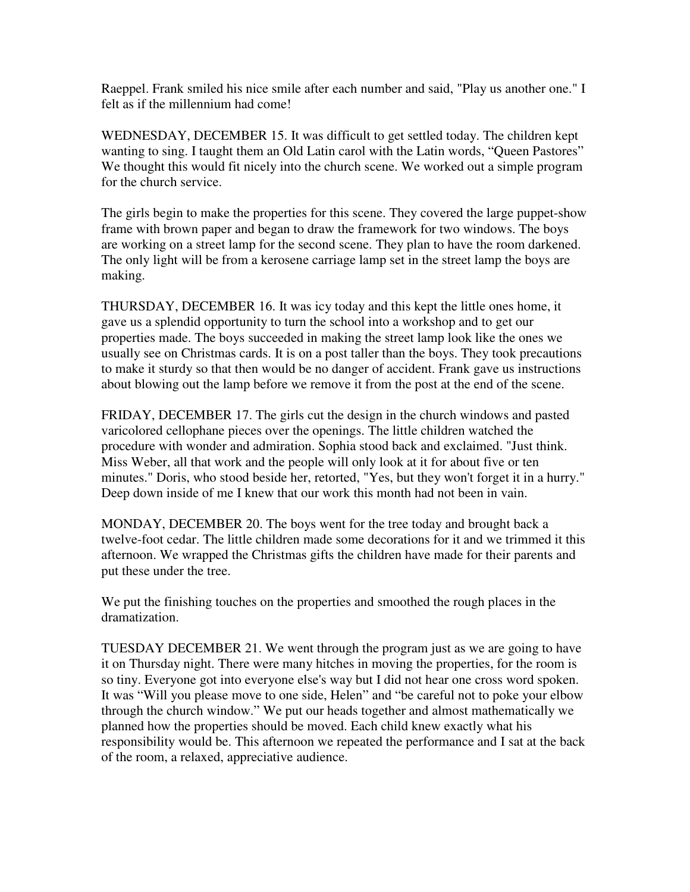Raeppel. Frank smiled his nice smile after each number and said, "Play us another one." I felt as if the millennium had come!

WEDNESDAY, DECEMBER 15. It was difficult to get settled today. The children kept wanting to sing. I taught them an Old Latin carol with the Latin words, "Queen Pastores" We thought this would fit nicely into the church scene. We worked out a simple program for the church service.

The girls begin to make the properties for this scene. They covered the large puppet-show frame with brown paper and began to draw the framework for two windows. The boys are working on a street lamp for the second scene. They plan to have the room darkened. The only light will be from a kerosene carriage lamp set in the street lamp the boys are making.

THURSDAY, DECEMBER 16. It was icy today and this kept the little ones home, it gave us a splendid opportunity to turn the school into a workshop and to get our properties made. The boys succeeded in making the street lamp look like the ones we usually see on Christmas cards. It is on a post taller than the boys. They took precautions to make it sturdy so that then would be no danger of accident. Frank gave us instructions about blowing out the lamp before we remove it from the post at the end of the scene.

FRIDAY, DECEMBER 17. The girls cut the design in the church windows and pasted varicolored cellophane pieces over the openings. The little children watched the procedure with wonder and admiration. Sophia stood back and exclaimed. "Just think. Miss Weber, all that work and the people will only look at it for about five or ten minutes." Doris, who stood beside her, retorted, "Yes, but they won't forget it in a hurry." Deep down inside of me I knew that our work this month had not been in vain.

MONDAY, DECEMBER 20. The boys went for the tree today and brought back a twelve-foot cedar. The little children made some decorations for it and we trimmed it this afternoon. We wrapped the Christmas gifts the children have made for their parents and put these under the tree.

We put the finishing touches on the properties and smoothed the rough places in the dramatization.

TUESDAY DECEMBER 21. We went through the program just as we are going to have it on Thursday night. There were many hitches in moving the properties, for the room is so tiny. Everyone got into everyone else's way but I did not hear one cross word spoken. It was "Will you please move to one side, Helen" and "be careful not to poke your elbow through the church window." We put our heads together and almost mathematically we planned how the properties should be moved. Each child knew exactly what his responsibility would be. This afternoon we repeated the performance and I sat at the back of the room, a relaxed, appreciative audience.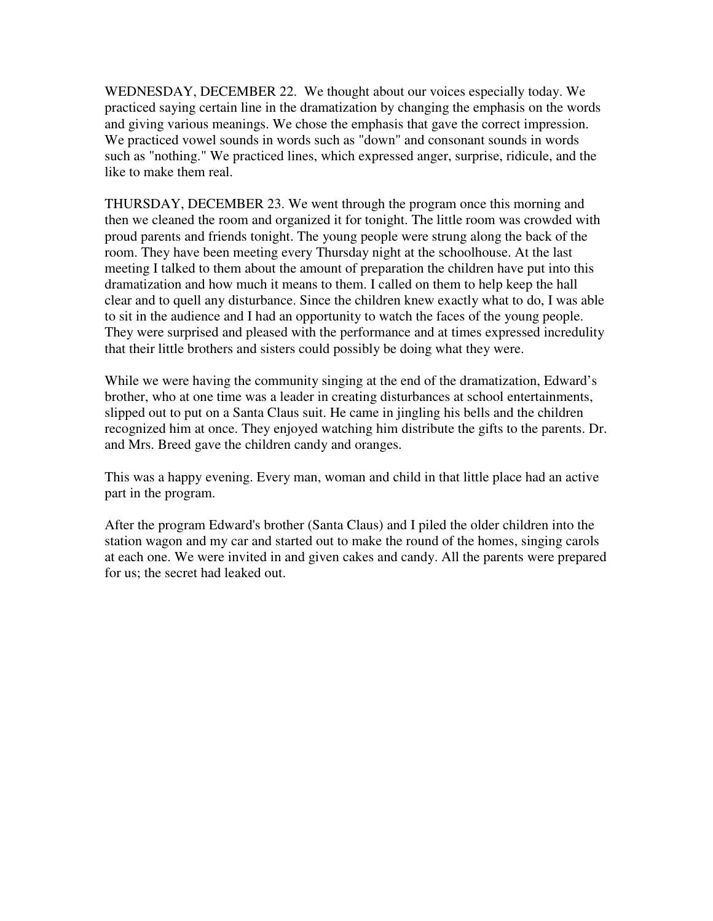WEDNESDAY, DECEMBER 22. We thought about our voices especially today. We practiced saying certain line in the dramatization by changing the emphasis on the words and giving various meanings. We chose the emphasis that gave the correct impression. We practiced vowel sounds in words such as "down" and consonant sounds in words such as "nothing." We practiced lines, which expressed anger, surprise, ridicule, and the like to make them real.

THURSDAY, DECEMBER 23. We went through the program once this morning and then we cleaned the room and organized it for tonight. The little room was crowded with proud parents and friends tonight. The young people were strung along the back of the room. They have been meeting every Thursday night at the schoolhouse. At the last meeting I talked to them about the amount of preparation the children have put into this dramatization and how much it means to them. I called on them to help keep the hall clear and to quell any disturbance. Since the children knew exactly what to do, I was able to sit in the audience and I had an opportunity to watch the faces of the young people. They were surprised and pleased with the performance and at times expressed incredulity that their little brothers and sisters could possibly be doing what they were.

While we were having the community singing at the end of the dramatization, Edward's brother, who at one time was a leader in creating disturbances at school entertainments, slipped out to put on a Santa Claus suit. He came in jingling his bells and the children recognized him at once. They enjoyed watching him distribute the gifts to the parents. Dr. and Mrs. Breed gave the children candy and oranges.

This was a happy evening. Every man, woman and child in that little place had an active part in the program.

After the program Edward's brother (Santa Claus) and I piled the older children into the station wagon and my car and started out to make the round of the homes, singing carols at each one. We were invited in and given cakes and candy. All the parents were prepared for us; the secret had leaked out.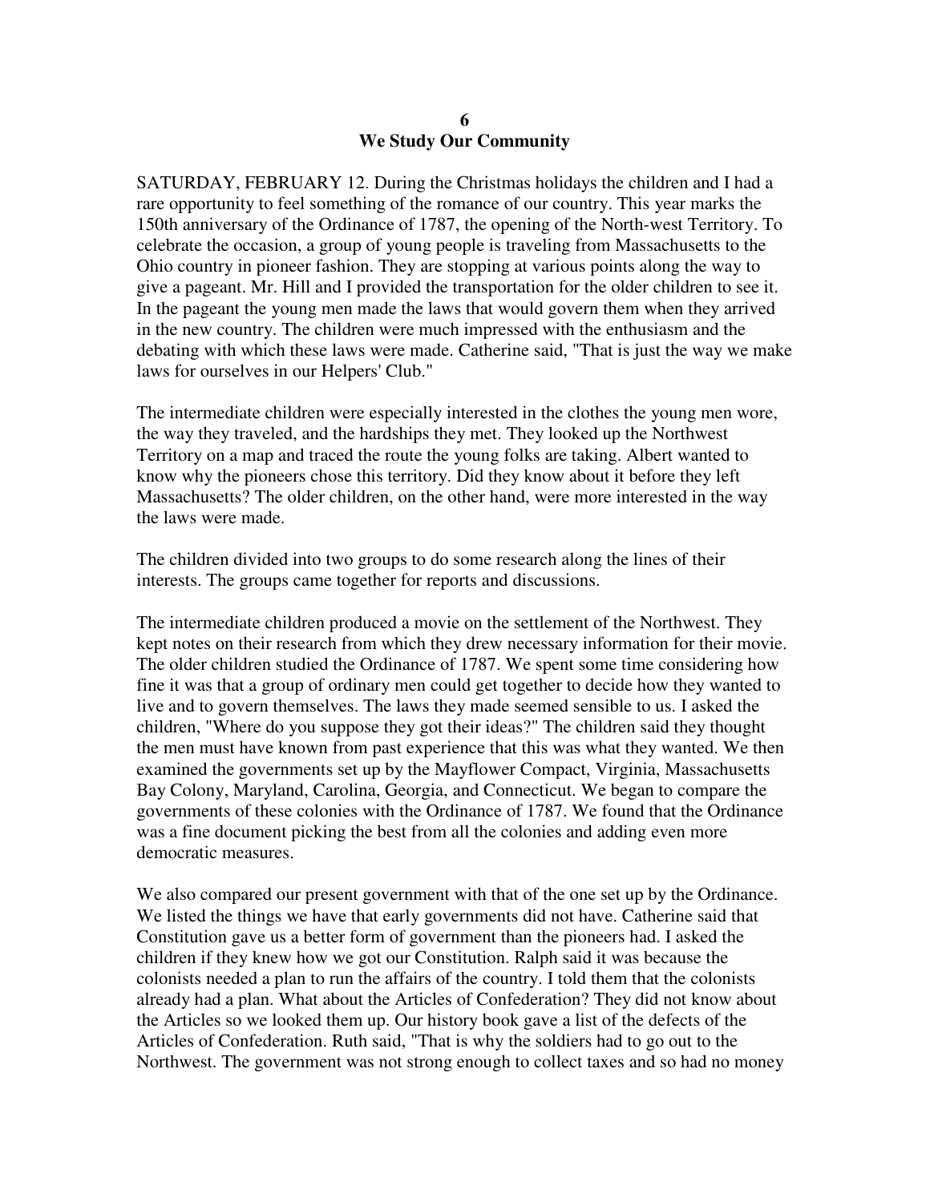## 6
## We Study Our Community

SATURDAY, FEBRUARY 12. During the Christmas holidays the children and I had a rare opportunity to feel something of the romance of our country. This year marks the 150th anniversary of the Ordinance of 1787, the opening of the North-west Territory. To celebrate the occasion, a group of young people is traveling from Massachusetts to the Ohio country in pioneer fashion. They are stopping at various points along the way to give a pageant. Mr. Hill and I provided the transportation for the older children to see it. In the pageant the young men made the laws that would govern them when they arrived in the new country. The children were much impressed with the enthusiasm and the debating with which these laws were made. Catherine said, "That is just the way we make laws for ourselves in our Helpers' Club."

The intermediate children were especially interested in the clothes the young men wore, the way they traveled, and the hardships they met. They looked up the Northwest Territory on a map and traced the route the young folks are taking. Albert wanted to know why the pioneers chose this territory. Did they know about it before they left Massachusetts? The older children, on the other hand, were more interested in the way the laws were made.

The children divided into two groups to do some research along the lines of their interests. The groups came together for reports and discussions.

The intermediate children produced a movie on the settlement of the Northwest. They kept notes on their research from which they drew necessary information for their movie. The older children studied the Ordinance of 1787. We spent some time considering how fine it was that a group of ordinary men could get together to decide how they wanted to live and to govern themselves. The laws they made seemed sensible to us. I asked the children, "Where do you suppose they got their ideas?" The children said they thought the men must have known from past experience that this was what they wanted. We then examined the governments set up by the Mayflower Compact, Virginia, Massachusetts Bay Colony, Maryland, Carolina, Georgia, and Connecticut. We began to compare the governments of these colonies with the Ordinance of 1787. We found that the Ordinance was a fine document picking the best from all the colonies and adding even more democratic measures.

We also compared our present government with that of the one set up by the Ordinance. We listed the things we have that early governments did not have. Catherine said that Constitution gave us a better form of government than the pioneers had. I asked the children if they knew how we got our Constitution. Ralph said it was because the colonists needed a plan to run the affairs of the country. I told them that the colonists already had a plan. What about the Articles of Confederation? They did not know about the Articles so we looked them up. Our history book gave a list of the defects of the Articles of Confederation. Ruth said, "That is why the soldiers had to go out to the Northwest. The government was not strong enough to collect taxes and so had no money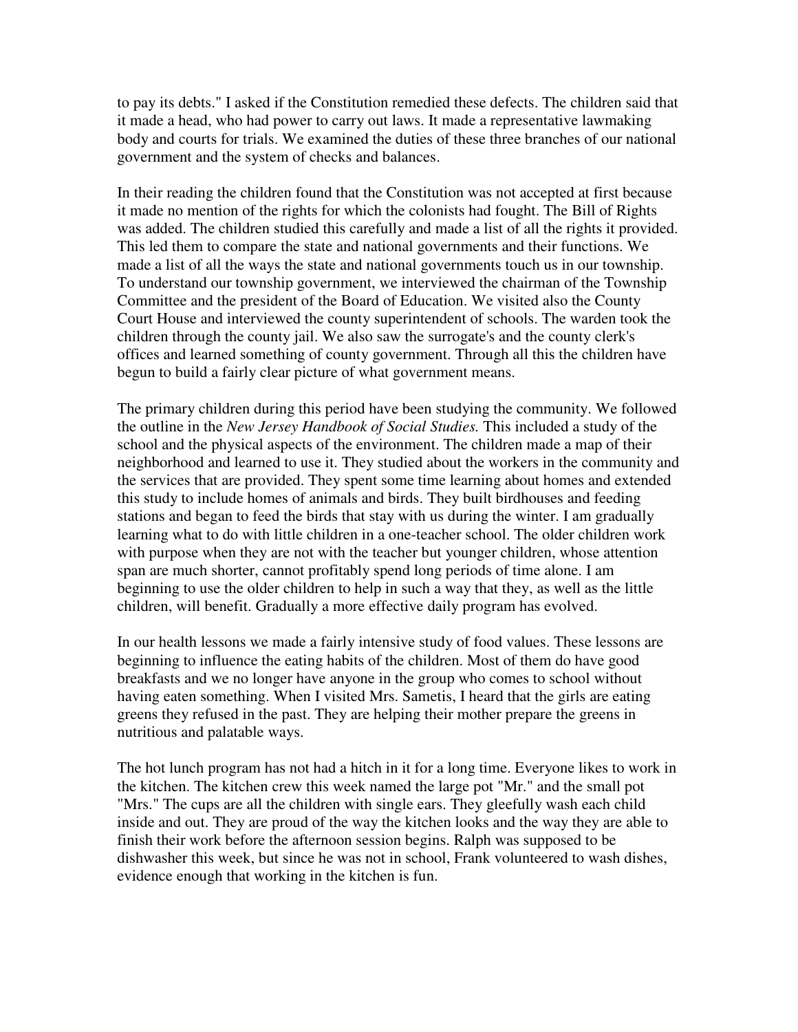to pay its debts." I asked if the Constitution remedied these defects. The children said that it made a head, who had power to carry out laws. It made a representative lawmaking body and courts for trials. We examined the duties of these three branches of our national government and the system of checks and balances.

In their reading the children found that the Constitution was not accepted at first because it made no mention of the rights for which the colonists had fought. The Bill of Rights was added. The children studied this carefully and made a list of all the rights it provided. This led them to compare the state and national governments and their functions. We made a list of all the ways the state and national governments touch us in our township. To understand our township government, we interviewed the chairman of the Township Committee and the president of the Board of Education. We visited also the County Court House and interviewed the county superintendent of schools. The warden took the children through the county jail. We also saw the surrogate's and the county clerk's offices and learned something of county government. Through all this the children have begun to build a fairly clear picture of what government means.

The primary children during this period have been studying the community. We followed the outline in the *New Jersey Handbook of Social Studies.* This included a study of the school and the physical aspects of the environment. The children made a map of their neighborhood and learned to use it. They studied about the workers in the community and the services that are provided. They spent some time learning about homes and extended this study to include homes of animals and birds. They built birdhouses and feeding stations and began to feed the birds that stay with us during the winter. I am gradually learning what to do with little children in a one-teacher school. The older children work with purpose when they are not with the teacher but younger children, whose attention span are much shorter, cannot profitably spend long periods of time alone. I am beginning to use the older children to help in such a way that they, as well as the little children, will benefit. Gradually a more effective daily program has evolved.

In our health lessons we made a fairly intensive study of food values. These lessons are beginning to influence the eating habits of the children. Most of them do have good breakfasts and we no longer have anyone in the group who comes to school without having eaten something. When I visited Mrs. Sametis, I heard that the girls are eating greens they refused in the past. They are helping their mother prepare the greens in nutritious and palatable ways.

The hot lunch program has not had a hitch in it for a long time. Everyone likes to work in the kitchen. The kitchen crew this week named the large pot "Mr." and the small pot "Mrs." The cups are all the children with single ears. They gleefully wash each child inside and out. They are proud of the way the kitchen looks and the way they are able to finish their work before the afternoon session begins. Ralph was supposed to be dishwasher this week, but since he was not in school, Frank volunteered to wash dishes, evidence enough that working in the kitchen is fun.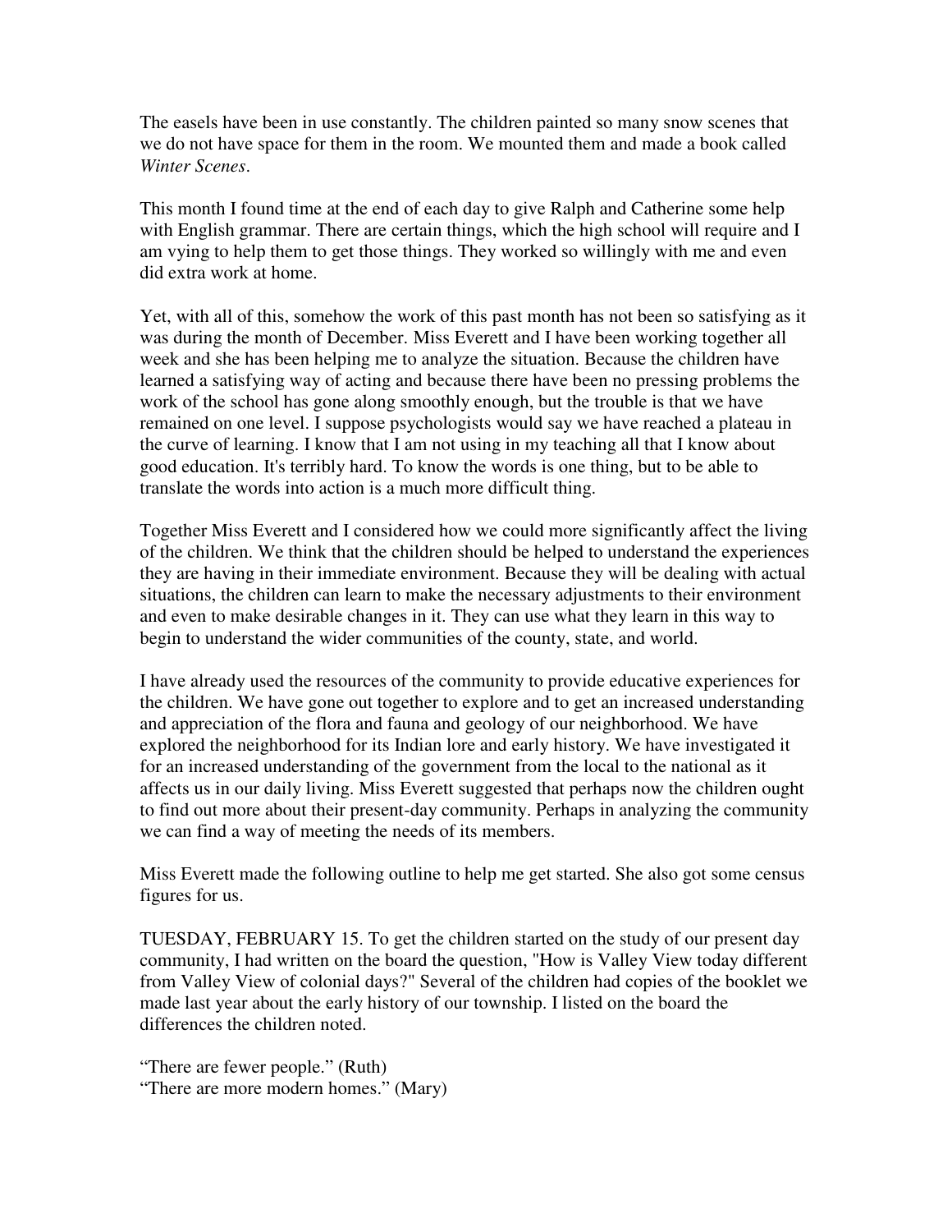The easels have been in use constantly. The children painted so many snow scenes that we do not have space for them in the room. We mounted them and made a book called *Winter Scenes*.

This month I found time at the end of each day to give Ralph and Catherine some help with English grammar. There are certain things, which the high school will require and I am vying to help them to get those things. They worked so willingly with me and even did extra work at home.

Yet, with all of this, somehow the work of this past month has not been so satisfying as it was during the month of December. Miss Everett and I have been working together all week and she has been helping me to analyze the situation. Because the children have learned a satisfying way of acting and because there have been no pressing problems the work of the school has gone along smoothly enough, but the trouble is that we have remained on one level. I suppose psychologists would say we have reached a plateau in the curve of learning. I know that I am not using in my teaching all that I know about good education. It's terribly hard. To know the words is one thing, but to be able to translate the words into action is a much more difficult thing.

Together Miss Everett and I considered how we could more significantly affect the living of the children. We think that the children should be helped to understand the experiences they are having in their immediate environment. Because they will be dealing with actual situations, the children can learn to make the necessary adjustments to their environment and even to make desirable changes in it. They can use what they learn in this way to begin to understand the wider communities of the county, state, and world.

I have already used the resources of the community to provide educative experiences for the children. We have gone out together to explore and to get an increased understanding and appreciation of the flora and fauna and geology of our neighborhood. We have explored the neighborhood for its Indian lore and early history. We have investigated it for an increased understanding of the government from the local to the national as it affects us in our daily living. Miss Everett suggested that perhaps now the children ought to find out more about their present-day community. Perhaps in analyzing the community we can find a way of meeting the needs of its members.

Miss Everett made the following outline to help me get started. She also got some census figures for us.

TUESDAY, FEBRUARY 15. To get the children started on the study of our present day community, I had written on the board the question, "How is Valley View today different from Valley View of colonial days?" Several of the children had copies of the booklet we made last year about the early history of our township. I listed on the board the differences the children noted.

"There are fewer people." (Ruth)
"There are more modern homes." (Mary)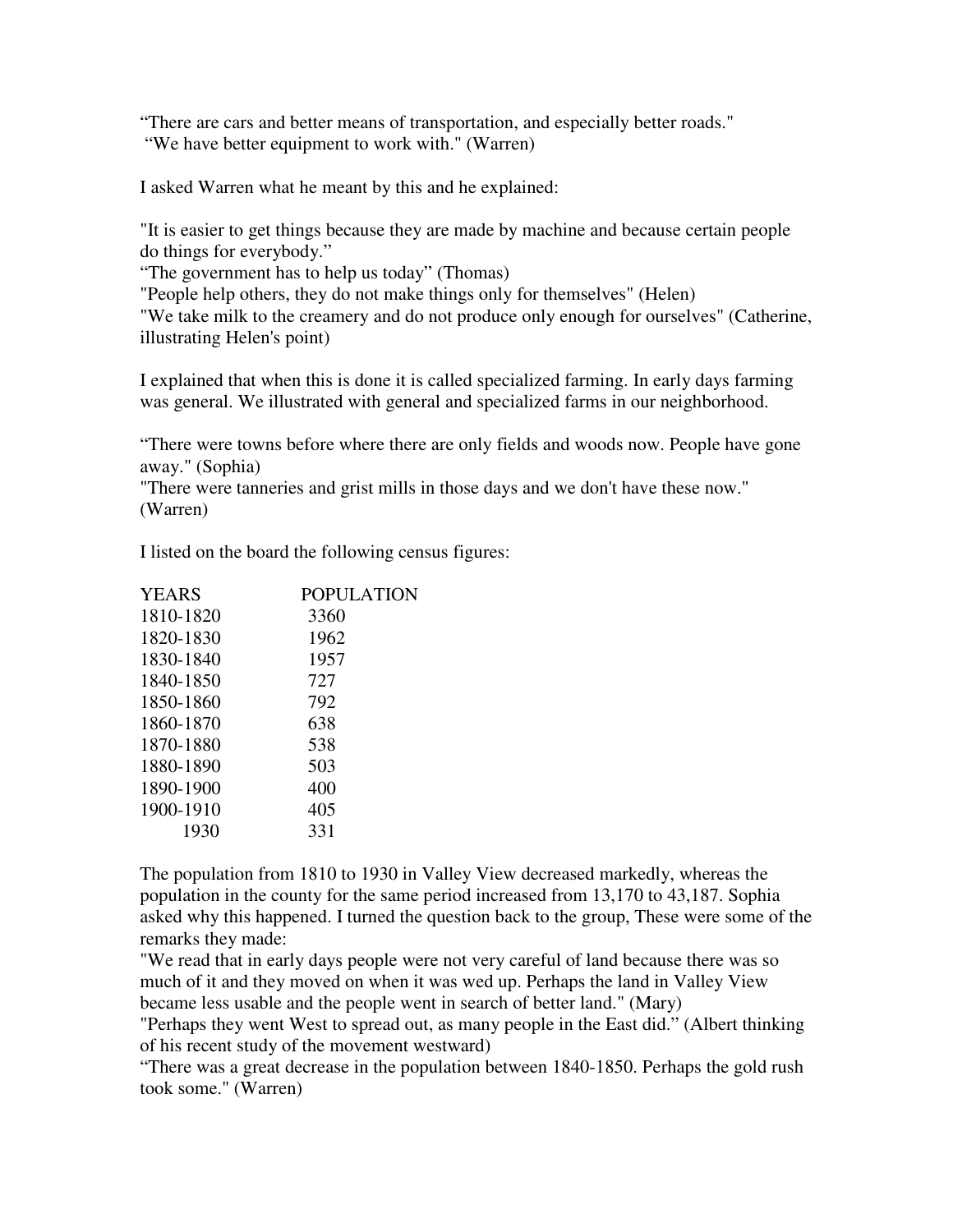"There are cars and better means of transportation, and especially better roads."
"We have better equipment to work with." (Warren)

I asked Warren what he meant by this and he explained:

"It is easier to get things because they are made by machine and because certain people do things for everybody."
"The government has to help us today" (Thomas)
"People help others, they do not make things only for themselves" (Helen)
"We take milk to the creamery and do not produce only enough for ourselves" (Catherine, illustrating Helen's point)

I explained that when this is done it is called specialized farming. In early days farming was general. We illustrated with general and specialized farms in our neighborhood.

"There were towns before where there are only fields and woods now. People have gone away." (Sophia)
"There were tanneries and grist mills in those days and we don't have these now." (Warren)

I listed on the board the following census figures:

| YEARS | POPULATION |
|---|---|
| 1810-1820 | 3360 |
| 1820-1830 | 1962 |
| 1830-1840 | 1957 |
| 1840-1850 | 727 |
| 1850-1860 | 792 |
| 1860-1870 | 638 |
| 1870-1880 | 538 |
| 1880-1890 | 503 |
| 1890-1900 | 400 |
| 1900-1910 | 405 |
| 1930 | 331 |

The population from 1810 to 1930 in Valley View decreased markedly, whereas the population in the county for the same period increased from 13,170 to 43,187. Sophia asked why this happened. I turned the question back to the group, These were some of the remarks they made:
"We read that in early days people were not very careful of land because there was so much of it and they moved on when it was wed up. Perhaps the land in Valley View became less usable and the people went in search of better land." (Mary)
"Perhaps they went West to spread out, as many people in the East did." (Albert thinking of his recent study of the movement westward)
"There was a great decrease in the population between 1840-1850. Perhaps the gold rush took some." (Warren)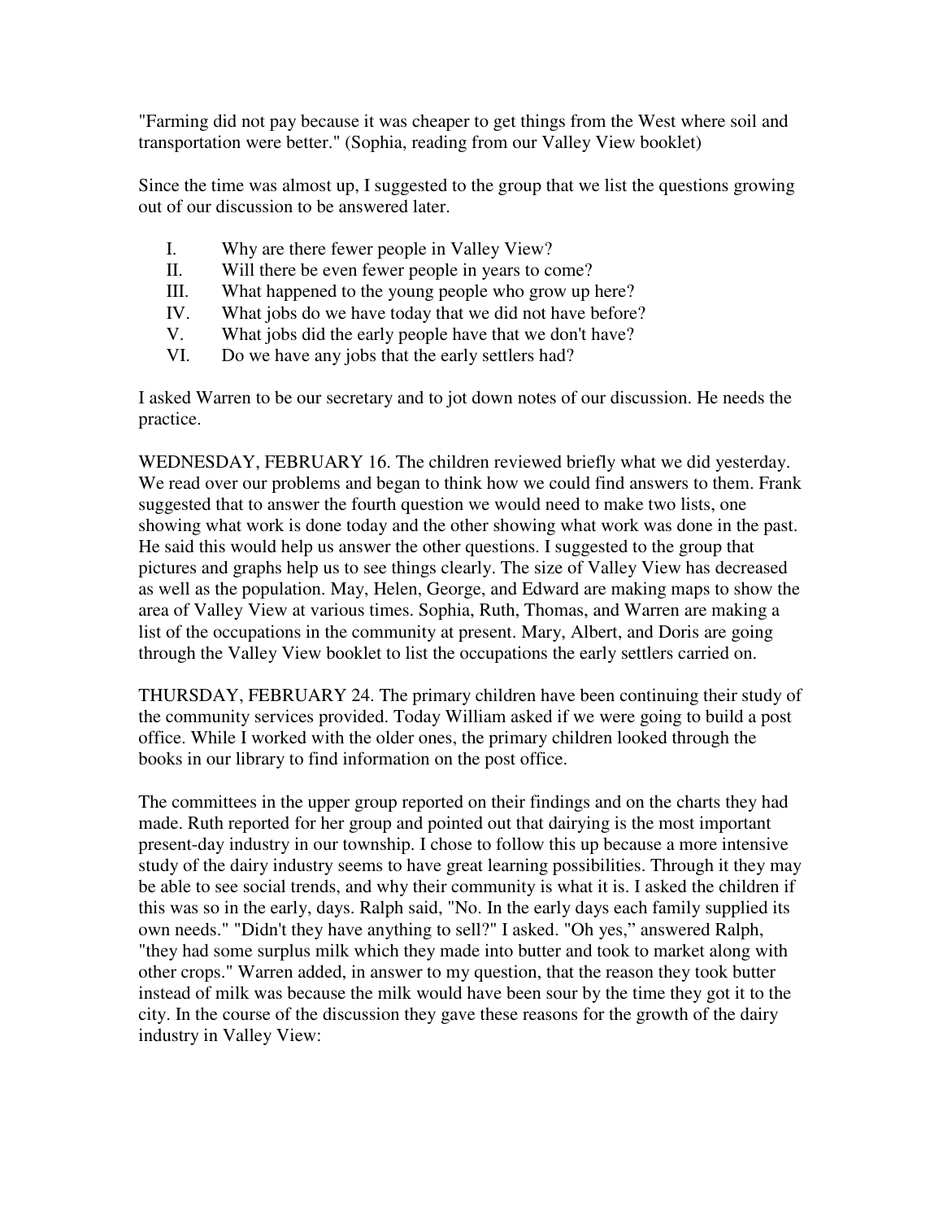"Farming did not pay because it was cheaper to get things from the West where soil and transportation were better." (Sophia, reading from our Valley View booklet)

Since the time was almost up, I suggested to the group that we list the questions growing out of our discussion to be answered later.

I. Why are there fewer people in Valley View?
II. Will there be even fewer people in years to come?
III. What happened to the young people who grow up here?
IV. What jobs do we have today that we did not have before?
V. What jobs did the early people have that we don't have?
VI. Do we have any jobs that the early settlers had?

I asked Warren to be our secretary and to jot down notes of our discussion. He needs the practice.

WEDNESDAY, FEBRUARY 16. The children reviewed briefly what we did yesterday. We read over our problems and began to think how we could find answers to them. Frank suggested that to answer the fourth question we would need to make two lists, one showing what work is done today and the other showing what work was done in the past. He said this would help us answer the other questions. I suggested to the group that pictures and graphs help us to see things clearly. The size of Valley View has decreased as well as the population. May, Helen, George, and Edward are making maps to show the area of Valley View at various times. Sophia, Ruth, Thomas, and Warren are making a list of the occupations in the community at present. Mary, Albert, and Doris are going through the Valley View booklet to list the occupations the early settlers carried on.

THURSDAY, FEBRUARY 24. The primary children have been continuing their study of the community services provided. Today William asked if we were going to build a post office. While I worked with the older ones, the primary children looked through the books in our library to find information on the post office.

The committees in the upper group reported on their findings and on the charts they had made. Ruth reported for her group and pointed out that dairying is the most important present-day industry in our township. I chose to follow this up because a more intensive study of the dairy industry seems to have great learning possibilities. Through it they may be able to see social trends, and why their community is what it is. I asked the children if this was so in the early, days. Ralph said, "No. In the early days each family supplied its own needs." "Didn't they have anything to sell?" I asked. "Oh yes," answered Ralph, "they had some surplus milk which they made into butter and took to market along with other crops." Warren added, in answer to my question, that the reason they took butter instead of milk was because the milk would have been sour by the time they got it to the city. In the course of the discussion they gave these reasons for the growth of the dairy industry in Valley View: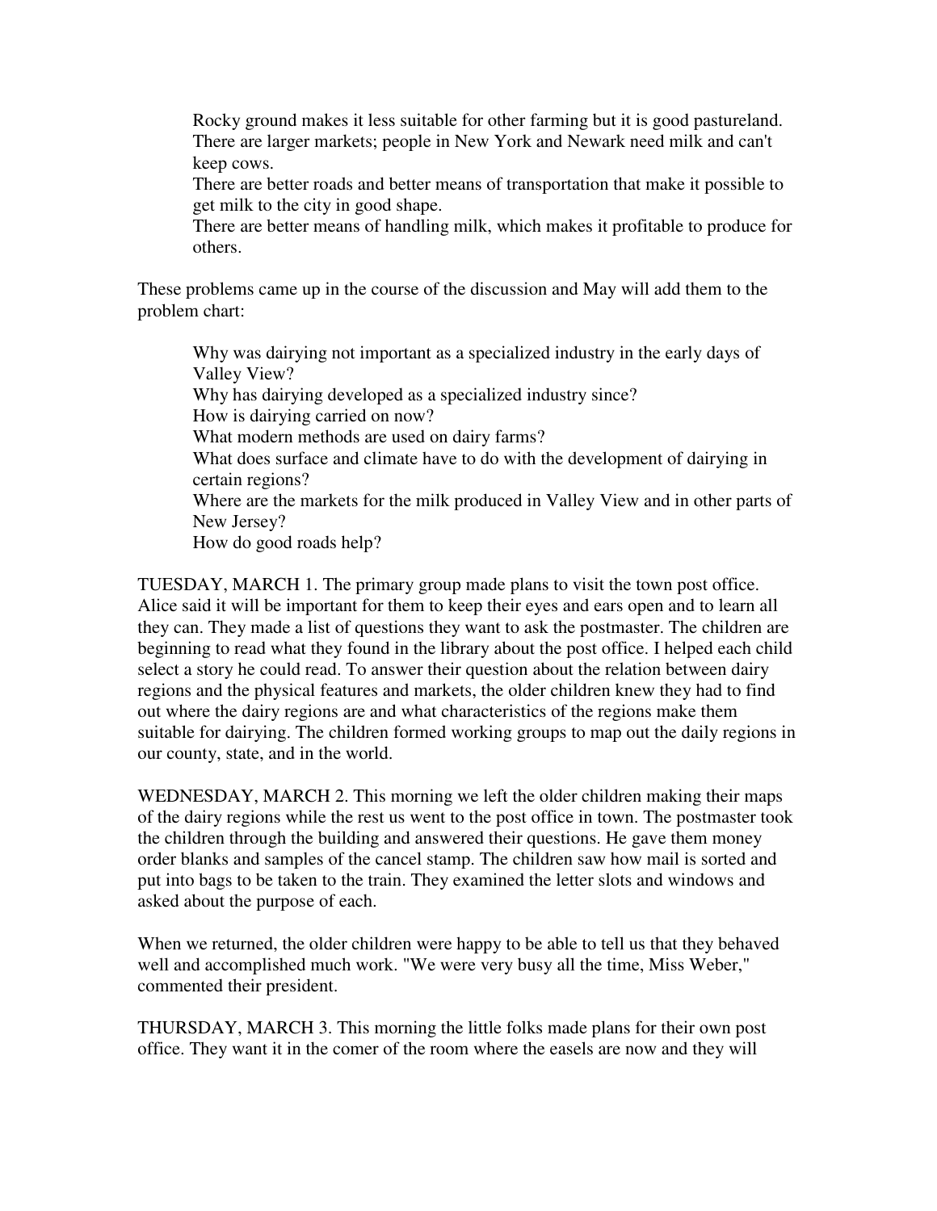Rocky ground makes it less suitable for other farming but it is good pastureland.
There are larger markets; people in New York and Newark need milk and can't keep cows.
There are better roads and better means of transportation that make it possible to get milk to the city in good shape.
There are better means of handling milk, which makes it profitable to produce for others.

These problems came up in the course of the discussion and May will add them to the problem chart:

Why was dairying not important as a specialized industry in the early days of Valley View?
Why has dairying developed as a specialized industry since?
How is dairying carried on now?
What modern methods are used on dairy farms?
What does surface and climate have to do with the development of dairying in certain regions?
Where are the markets for the milk produced in Valley View and in other parts of New Jersey?
How do good roads help?

TUESDAY, MARCH 1. The primary group made plans to visit the town post office. Alice said it will be important for them to keep their eyes and ears open and to learn all they can. They made a list of questions they want to ask the postmaster. The children are beginning to read what they found in the library about the post office. I helped each child select a story he could read. To answer their question about the relation between dairy regions and the physical features and markets, the older children knew they had to find out where the dairy regions are and what characteristics of the regions make them suitable for dairying. The children formed working groups to map out the daily regions in our county, state, and in the world.

WEDNESDAY, MARCH 2. This morning we left the older children making their maps of the dairy regions while the rest us went to the post office in town. The postmaster took the children through the building and answered their questions. He gave them money order blanks and samples of the cancel stamp. The children saw how mail is sorted and put into bags to be taken to the train. They examined the letter slots and windows and asked about the purpose of each.

When we returned, the older children were happy to be able to tell us that they behaved well and accomplished much work. "We were very busy all the time, Miss Weber," commented their president.

THURSDAY, MARCH 3. This morning the little folks made plans for their own post office. They want it in the comer of the room where the easels are now and they will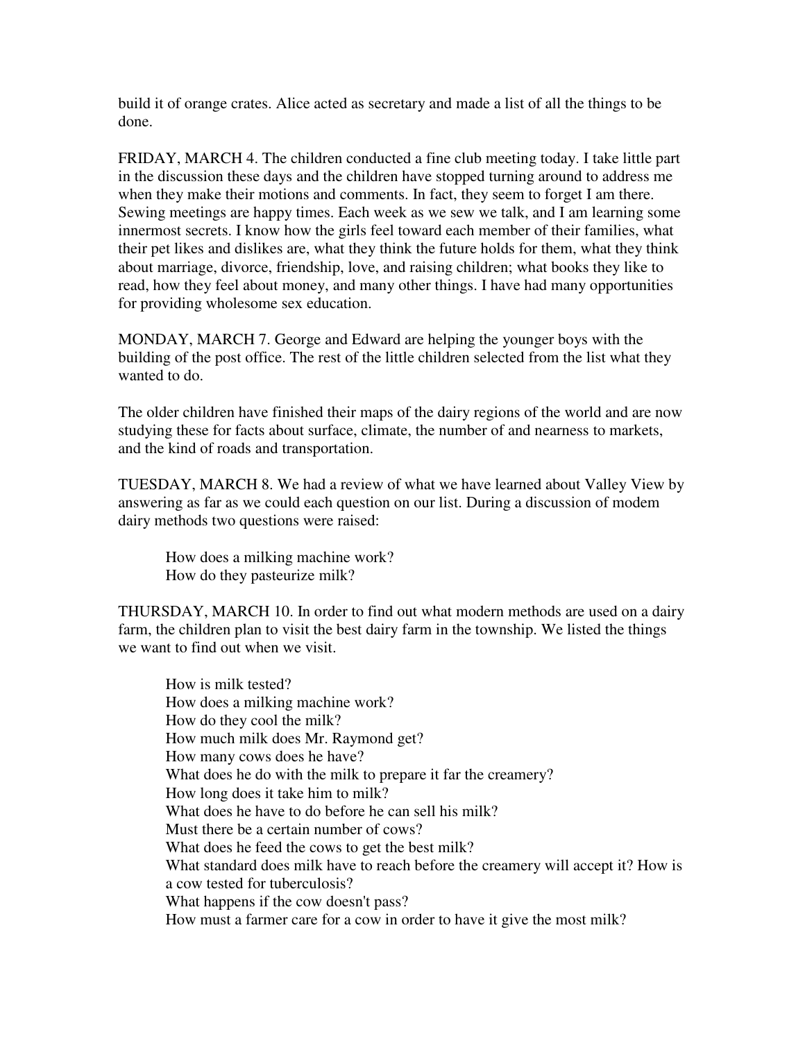build it of orange crates. Alice acted as secretary and made a list of all the things to be done.

FRIDAY, MARCH 4. The children conducted a fine club meeting today. I take little part in the discussion these days and the children have stopped turning around to address me when they make their motions and comments. In fact, they seem to forget I am there. Sewing meetings are happy times. Each week as we sew we talk, and I am learning some innermost secrets. I know how the girls feel toward each member of their families, what their pet likes and dislikes are, what they think the future holds for them, what they think about marriage, divorce, friendship, love, and raising children; what books they like to read, how they feel about money, and many other things. I have had many opportunities for providing wholesome sex education.

MONDAY, MARCH 7. George and Edward are helping the younger boys with the building of the post office. The rest of the little children selected from the list what they wanted to do.

The older children have finished their maps of the dairy regions of the world and are now studying these for facts about surface, climate, the number of and nearness to markets, and the kind of roads and transportation.

TUESDAY, MARCH 8. We had a review of what we have learned about Valley View by answering as far as we could each question on our list. During a discussion of modem dairy methods two questions were raised:

> How does a milking machine work?
> How do they pasteurize milk?

THURSDAY, MARCH 10. In order to find out what modern methods are used on a dairy farm, the children plan to visit the best dairy farm in the township. We listed the things we want to find out when we visit.

> How is milk tested?
> How does a milking machine work?
> How do they cool the milk?
> How much milk does Mr. Raymond get?
> How many cows does he have?
> What does he do with the milk to prepare it far the creamery?
> How long does it take him to milk?
> What does he have to do before he can sell his milk?
> Must there be a certain number of cows?
> What does he feed the cows to get the best milk?
> What standard does milk have to reach before the creamery will accept it? How is a cow tested for tuberculosis?
> What happens if the cow doesn't pass?
> How must a farmer care for a cow in order to have it give the most milk?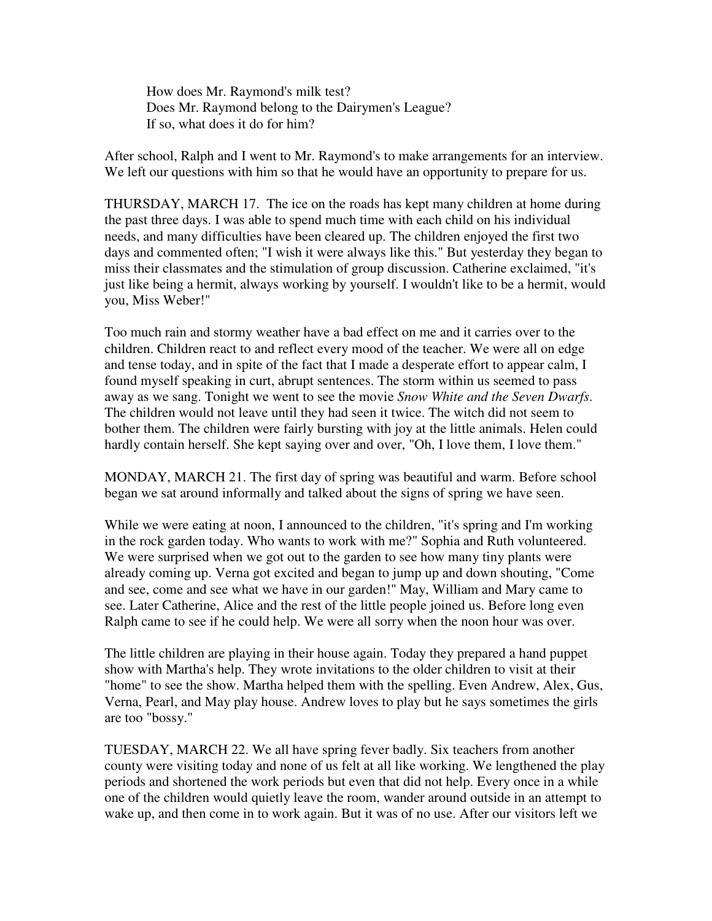How does Mr. Raymond's milk test?
Does Mr. Raymond belong to the Dairymen's League?
If so, what does it do for him?

After school, Ralph and I went to Mr. Raymond's to make arrangements for an interview. We left our questions with him so that he would have an opportunity to prepare for us.

THURSDAY, MARCH 17. The ice on the roads has kept many children at home during the past three days. I was able to spend much time with each child on his individual needs, and many difficulties have been cleared up. The children enjoyed the first two days and commented often; "I wish it were always like this." But yesterday they began to miss their classmates and the stimulation of group discussion. Catherine exclaimed, "it's just like being a hermit, always working by yourself. I wouldn't like to be a hermit, would you, Miss Weber!"

Too much rain and stormy weather have a bad effect on me and it carries over to the children. Children react to and reflect every mood of the teacher. We were all on edge and tense today, and in spite of the fact that I made a desperate effort to appear calm, I found myself speaking in curt, abrupt sentences. The storm within us seemed to pass away as we sang. Tonight we went to see the movie *Snow White and the Seven Dwarfs*. The children would not leave until they had seen it twice. The witch did not seem to bother them. The children were fairly bursting with joy at the little animals. Helen could hardly contain herself. She kept saying over and over, "Oh, I love them, I love them."

MONDAY, MARCH 21. The first day of spring was beautiful and warm. Before school began we sat around informally and talked about the signs of spring we have seen.

While we were eating at noon, I announced to the children, "it's spring and I'm working in the rock garden today. Who wants to work with me?" Sophia and Ruth volunteered. We were surprised when we got out to the garden to see how many tiny plants were already coming up. Verna got excited and began to jump up and down shouting, "Come and see, come and see what we have in our garden!" May, William and Mary came to see. Later Catherine, Alice and the rest of the little people joined us. Before long even Ralph came to see if he could help. We were all sorry when the noon hour was over.

The little children are playing in their house again. Today they prepared a hand puppet show with Martha's help. They wrote invitations to the older children to visit at their "home" to see the show. Martha helped them with the spelling. Even Andrew, Alex, Gus, Verna, Pearl, and May play house. Andrew loves to play but he says sometimes the girls are too "bossy."

TUESDAY, MARCH 22. We all have spring fever badly. Six teachers from another county were visiting today and none of us felt at all like working. We lengthened the play periods and shortened the work periods but even that did not help. Every once in a while one of the children would quietly leave the room, wander around outside in an attempt to wake up, and then come in to work again. But it was of no use. After our visitors left we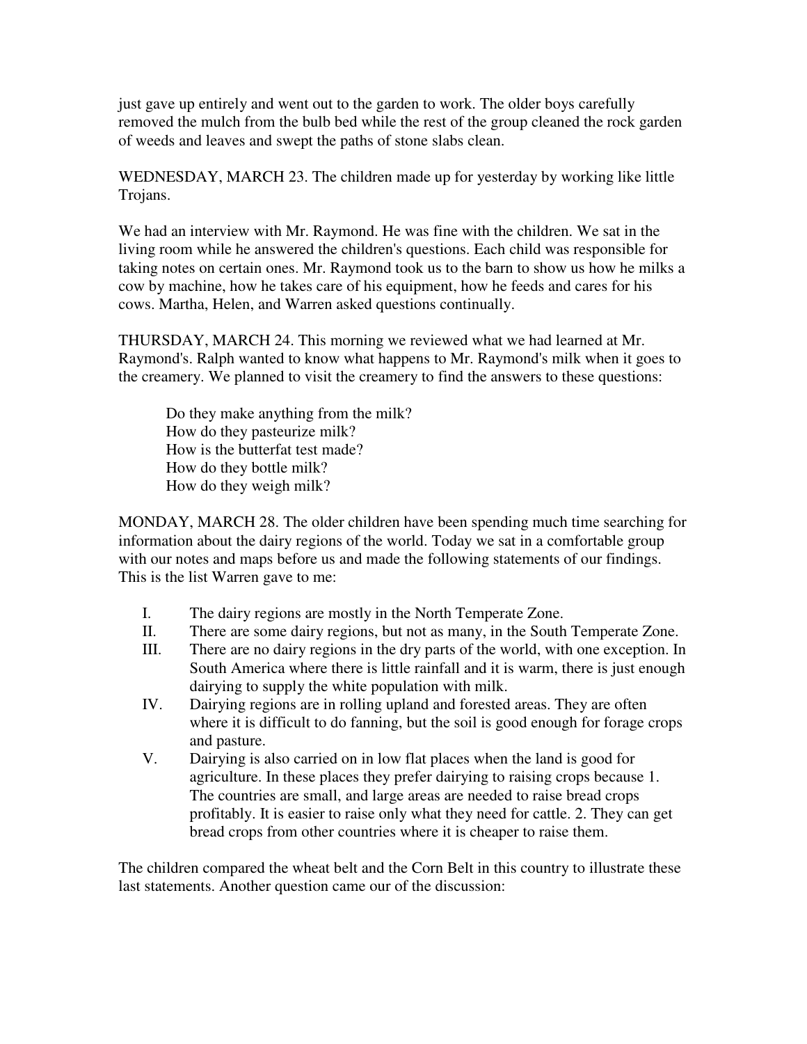just gave up entirely and went out to the garden to work. The older boys carefully removed the mulch from the bulb bed while the rest of the group cleaned the rock garden of weeds and leaves and swept the paths of stone slabs clean.

WEDNESDAY, MARCH 23. The children made up for yesterday by working like little Trojans.

We had an interview with Mr. Raymond. He was fine with the children. We sat in the living room while he answered the children's questions. Each child was responsible for taking notes on certain ones. Mr. Raymond took us to the barn to show us how he milks a cow by machine, how he takes care of his equipment, how he feeds and cares for his cows. Martha, Helen, and Warren asked questions continually.

THURSDAY, MARCH 24. This morning we reviewed what we had learned at Mr. Raymond's. Ralph wanted to know what happens to Mr. Raymond's milk when it goes to the creamery. We planned to visit the creamery to find the answers to these questions:

> Do they make anything from the milk?
> How do they pasteurize milk?
> How is the butterfat test made?
> How do they bottle milk?
> How do they weigh milk?

MONDAY, MARCH 28. The older children have been spending much time searching for information about the dairy regions of the world. Today we sat in a comfortable group with our notes and maps before us and made the following statements of our findings. This is the list Warren gave to me:

I. The dairy regions are mostly in the North Temperate Zone.

II. There are some dairy regions, but not as many, in the South Temperate Zone.

III. There are no dairy regions in the dry parts of the world, with one exception. In South America where there is little rainfall and it is warm, there is just enough dairying to supply the white population with milk.

IV. Dairying regions are in rolling upland and forested areas. They are often where it is difficult to do fanning, but the soil is good enough for forage crops and pasture.

V. Dairying is also carried on in low flat places when the land is good for agriculture. In these places they prefer dairying to raising crops because 1. The countries are small, and large areas are needed to raise bread crops profitably. It is easier to raise only what they need for cattle. 2. They can get bread crops from other countries where it is cheaper to raise them.

The children compared the wheat belt and the Corn Belt in this country to illustrate these last statements. Another question came our of the discussion: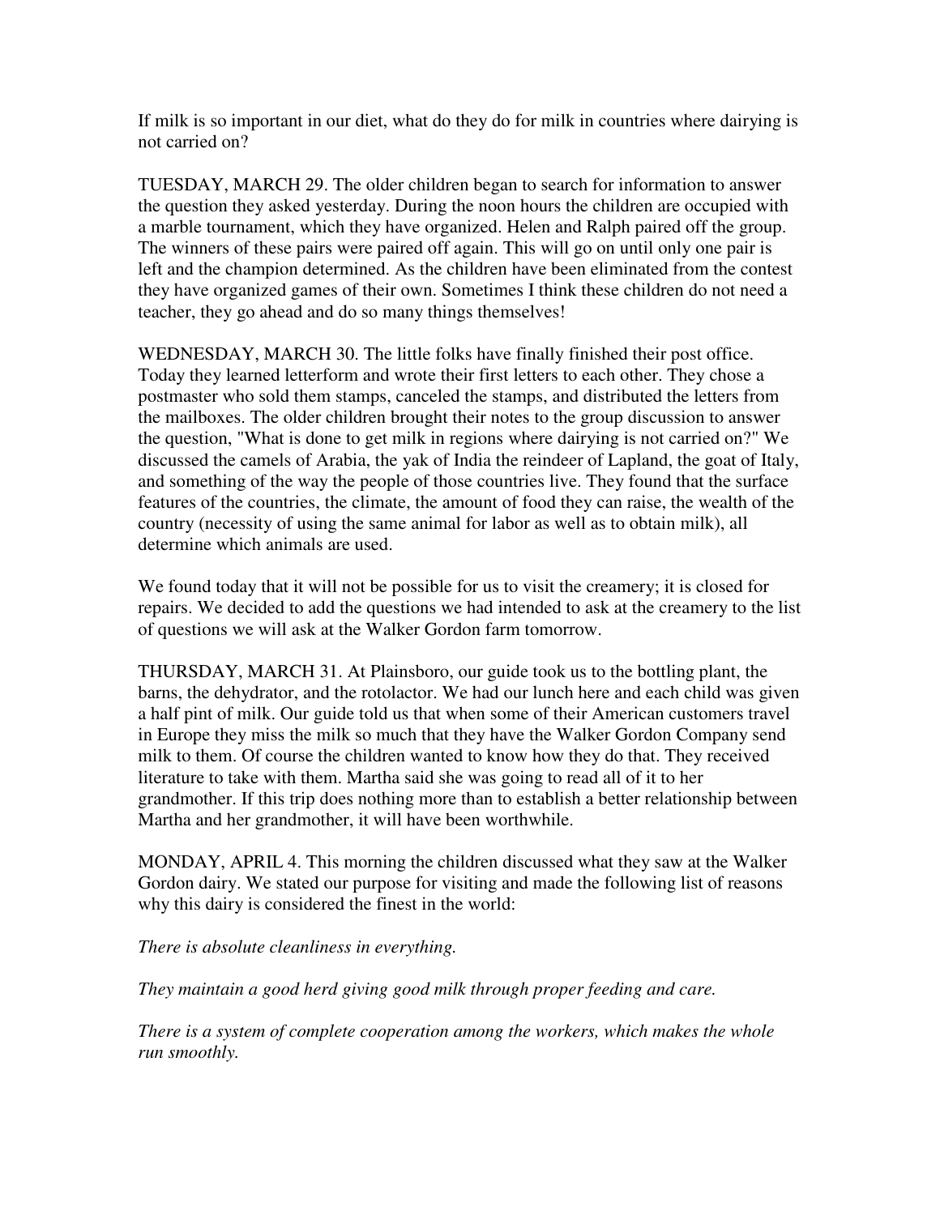If milk is so important in our diet, what do they do for milk in countries where dairying is not carried on?

TUESDAY, MARCH 29. The older children began to search for information to answer the question they asked yesterday. During the noon hours the children are occupied with a marble tournament, which they have organized. Helen and Ralph paired off the group. The winners of these pairs were paired off again. This will go on until only one pair is left and the champion determined. As the children have been eliminated from the contest they have organized games of their own. Sometimes I think these children do not need a teacher, they go ahead and do so many things themselves!

WEDNESDAY, MARCH 30. The little folks have finally finished their post office. Today they learned letterform and wrote their first letters to each other. They chose a postmaster who sold them stamps, canceled the stamps, and distributed the letters from the mailboxes. The older children brought their notes to the group discussion to answer the question, "What is done to get milk in regions where dairying is not carried on?" We discussed the camels of Arabia, the yak of India the reindeer of Lapland, the goat of Italy, and something of the way the people of those countries live. They found that the surface features of the countries, the climate, the amount of food they can raise, the wealth of the country (necessity of using the same animal for labor as well as to obtain milk), all determine which animals are used.

We found today that it will not be possible for us to visit the creamery; it is closed for repairs. We decided to add the questions we had intended to ask at the creamery to the list of questions we will ask at the Walker Gordon farm tomorrow.

THURSDAY, MARCH 31. At Plainsboro, our guide took us to the bottling plant, the barns, the dehydrator, and the rotolactor. We had our lunch here and each child was given a half pint of milk. Our guide told us that when some of their American customers travel in Europe they miss the milk so much that they have the Walker Gordon Company send milk to them. Of course the children wanted to know how they do that. They received literature to take with them. Martha said she was going to read all of it to her grandmother. If this trip does nothing more than to establish a better relationship between Martha and her grandmother, it will have been worthwhile.

MONDAY, APRIL 4. This morning the children discussed what they saw at the Walker Gordon dairy. We stated our purpose for visiting and made the following list of reasons why this dairy is considered the finest in the world:

*There is absolute cleanliness in everything.*

*They maintain a good herd giving good milk through proper feeding and care.*

*There is a system of complete cooperation among the workers, which makes the whole run smoothly.*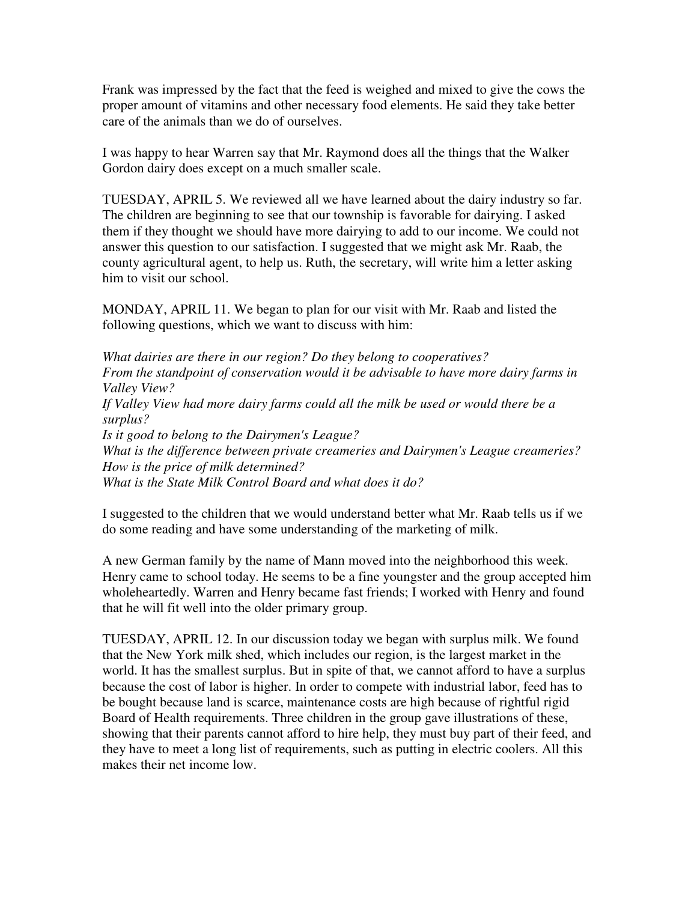Frank was impressed by the fact that the feed is weighed and mixed to give the cows the proper amount of vitamins and other necessary food elements. He said they take better care of the animals than we do of ourselves.

I was happy to hear Warren say that Mr. Raymond does all the things that the Walker Gordon dairy does except on a much smaller scale.

TUESDAY, APRIL 5. We reviewed all we have learned about the dairy industry so far. The children are beginning to see that our township is favorable for dairying. I asked them if they thought we should have more dairying to add to our income. We could not answer this question to our satisfaction. I suggested that we might ask Mr. Raab, the county agricultural agent, to help us. Ruth, the secretary, will write him a letter asking him to visit our school.

MONDAY, APRIL 11. We began to plan for our visit with Mr. Raab and listed the following questions, which we want to discuss with him:

*What dairies are there in our region? Do they belong to cooperatives?*
*From the standpoint of conservation would it be advisable to have more dairy farms in Valley View?*
*If Valley View had more dairy farms could all the milk be used or would there be a surplus?*
*Is it good to belong to the Dairymen's League?*
*What is the difference between private creameries and Dairymen's League creameries?*
*How is the price of milk determined?*
*What is the State Milk Control Board and what does it do?*

I suggested to the children that we would understand better what Mr. Raab tells us if we do some reading and have some understanding of the marketing of milk.

A new German family by the name of Mann moved into the neighborhood this week. Henry came to school today. He seems to be a fine youngster and the group accepted him wholeheartedly. Warren and Henry became fast friends; I worked with Henry and found that he will fit well into the older primary group.

TUESDAY, APRIL 12. In our discussion today we began with surplus milk. We found that the New York milk shed, which includes our region, is the largest market in the world. It has the smallest surplus. But in spite of that, we cannot afford to have a surplus because the cost of labor is higher. In order to compete with industrial labor, feed has to be bought because land is scarce, maintenance costs are high because of rightful rigid Board of Health requirements. Three children in the group gave illustrations of these, showing that their parents cannot afford to hire help, they must buy part of their feed, and they have to meet a long list of requirements, such as putting in electric coolers. All this makes their net income low.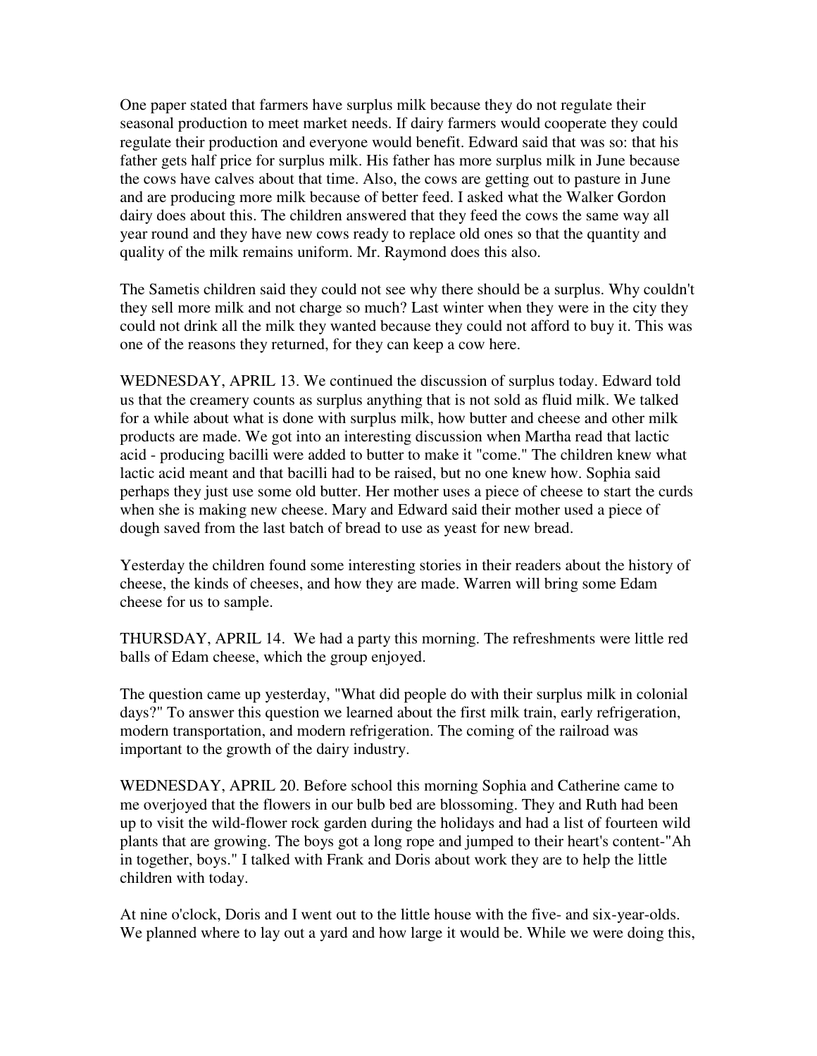One paper stated that farmers have surplus milk because they do not regulate their seasonal production to meet market needs. If dairy farmers would cooperate they could regulate their production and everyone would benefit. Edward said that was so: that his father gets half price for surplus milk. His father has more surplus milk in June because the cows have calves about that time. Also, the cows are getting out to pasture in June and are producing more milk because of better feed. I asked what the Walker Gordon dairy does about this. The children answered that they feed the cows the same way all year round and they have new cows ready to replace old ones so that the quantity and quality of the milk remains uniform. Mr. Raymond does this also.

The Sametis children said they could not see why there should be a surplus. Why couldn't they sell more milk and not charge so much? Last winter when they were in the city they could not drink all the milk they wanted because they could not afford to buy it. This was one of the reasons they returned, for they can keep a cow here.

WEDNESDAY, APRIL 13. We continued the discussion of surplus today. Edward told us that the creamery counts as surplus anything that is not sold as fluid milk. We talked for a while about what is done with surplus milk, how butter and cheese and other milk products are made. We got into an interesting discussion when Martha read that lactic acid - producing bacilli were added to butter to make it "come." The children knew what lactic acid meant and that bacilli had to be raised, but no one knew how. Sophia said perhaps they just use some old butter. Her mother uses a piece of cheese to start the curds when she is making new cheese. Mary and Edward said their mother used a piece of dough saved from the last batch of bread to use as yeast for new bread.

Yesterday the children found some interesting stories in their readers about the history of cheese, the kinds of cheeses, and how they are made. Warren will bring some Edam cheese for us to sample.

THURSDAY, APRIL 14. We had a party this morning. The refreshments were little red balls of Edam cheese, which the group enjoyed.

The question came up yesterday, "What did people do with their surplus milk in colonial days?" To answer this question we learned about the first milk train, early refrigeration, modern transportation, and modern refrigeration. The coming of the railroad was important to the growth of the dairy industry.

WEDNESDAY, APRIL 20. Before school this morning Sophia and Catherine came to me overjoyed that the flowers in our bulb bed are blossoming. They and Ruth had been up to visit the wild-flower rock garden during the holidays and had a list of fourteen wild plants that are growing. The boys got a long rope and jumped to their heart's content-"Ah in together, boys." I talked with Frank and Doris about work they are to help the little children with today.

At nine o'clock, Doris and I went out to the little house with the five- and six-year-olds. We planned where to lay out a yard and how large it would be. While we were doing this,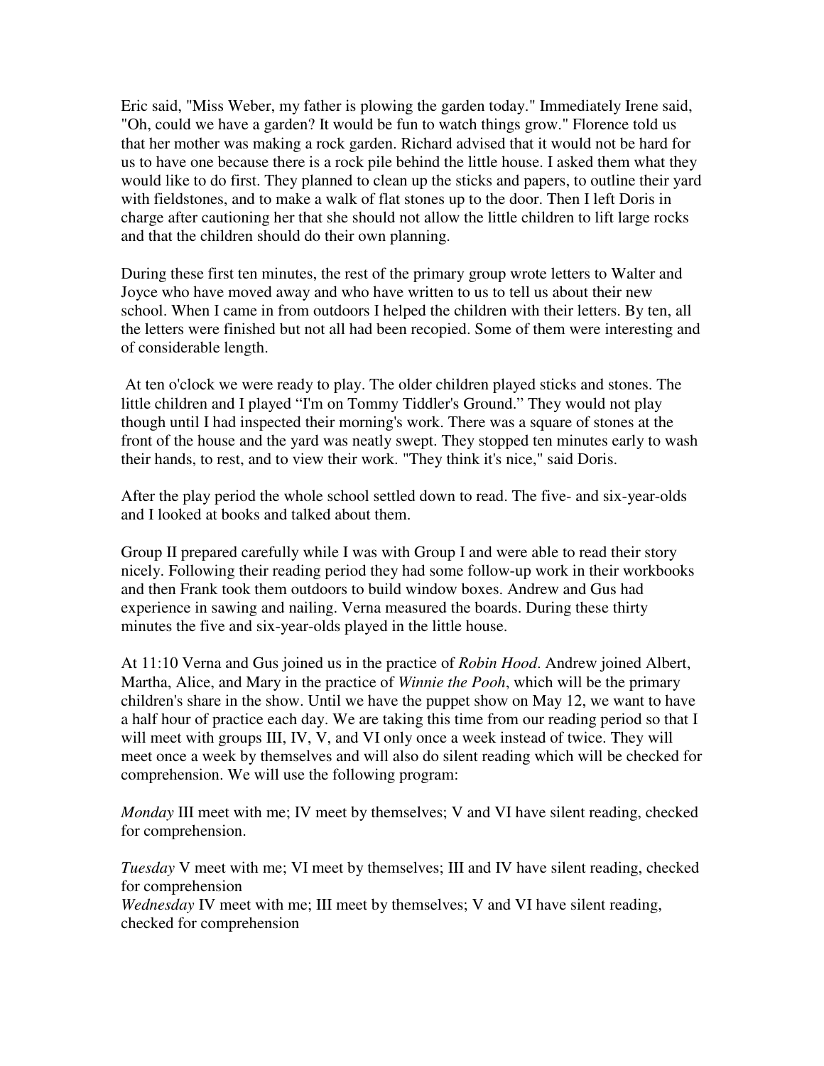Eric said, "Miss Weber, my father is plowing the garden today." Immediately Irene said, "Oh, could we have a garden? It would be fun to watch things grow." Florence told us that her mother was making a rock garden. Richard advised that it would not be hard for us to have one because there is a rock pile behind the little house. I asked them what they would like to do first. They planned to clean up the sticks and papers, to outline their yard with fieldstones, and to make a walk of flat stones up to the door. Then I left Doris in charge after cautioning her that she should not allow the little children to lift large rocks and that the children should do their own planning.

During these first ten minutes, the rest of the primary group wrote letters to Walter and Joyce who have moved away and who have written to us to tell us about their new school. When I came in from outdoors I helped the children with their letters. By ten, all the letters were finished but not all had been recopied. Some of them were interesting and of considerable length.

At ten o'clock we were ready to play. The older children played sticks and stones. The little children and I played "I'm on Tommy Tiddler's Ground." They would not play though until I had inspected their morning's work. There was a square of stones at the front of the house and the yard was neatly swept. They stopped ten minutes early to wash their hands, to rest, and to view their work. "They think it's nice," said Doris.

After the play period the whole school settled down to read. The five- and six-year-olds and I looked at books and talked about them.

Group II prepared carefully while I was with Group I and were able to read their story nicely. Following their reading period they had some follow-up work in their workbooks and then Frank took them outdoors to build window boxes. Andrew and Gus had experience in sawing and nailing. Verna measured the boards. During these thirty minutes the five and six-year-olds played in the little house.

At 11:10 Verna and Gus joined us in the practice of *Robin Hood*. Andrew joined Albert, Martha, Alice, and Mary in the practice of *Winnie the Pooh*, which will be the primary children's share in the show. Until we have the puppet show on May 12, we want to have a half hour of practice each day. We are taking this time from our reading period so that I will meet with groups III, IV, V, and VI only once a week instead of twice. They will meet once a week by themselves and will also do silent reading which will be checked for comprehension. We will use the following program:

*Monday* III meet with me; IV meet by themselves; V and VI have silent reading, checked for comprehension.

*Tuesday* V meet with me; VI meet by themselves; III and IV have silent reading, checked for comprehension
*Wednesday* IV meet with me; III meet by themselves; V and VI have silent reading, checked for comprehension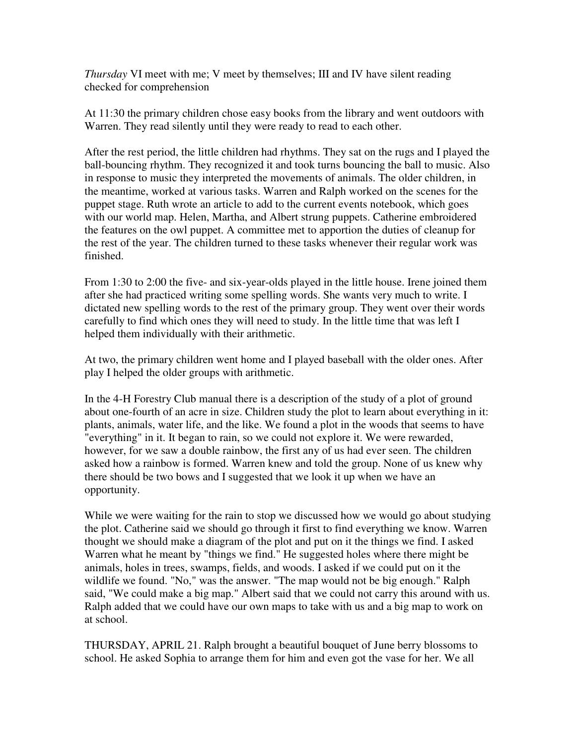*Thursday* VI meet with me; V meet by themselves; III and IV have silent reading checked for comprehension

At 11:30 the primary children chose easy books from the library and went outdoors with Warren. They read silently until they were ready to read to each other.

After the rest period, the little children had rhythms. They sat on the rugs and I played the ball-bouncing rhythm. They recognized it and took turns bouncing the ball to music. Also in response to music they interpreted the movements of animals. The older children, in the meantime, worked at various tasks. Warren and Ralph worked on the scenes for the puppet stage. Ruth wrote an article to add to the current events notebook, which goes with our world map. Helen, Martha, and Albert strung puppets. Catherine embroidered the features on the owl puppet. A committee met to apportion the duties of cleanup for the rest of the year. The children turned to these tasks whenever their regular work was finished.

From 1:30 to 2:00 the five- and six-year-olds played in the little house. Irene joined them after she had practiced writing some spelling words. She wants very much to write. I dictated new spelling words to the rest of the primary group. They went over their words carefully to find which ones they will need to study. In the little time that was left I helped them individually with their arithmetic.

At two, the primary children went home and I played baseball with the older ones. After play I helped the older groups with arithmetic.

In the 4-H Forestry Club manual there is a description of the study of a plot of ground about one-fourth of an acre in size. Children study the plot to learn about everything in it: plants, animals, water life, and the like. We found a plot in the woods that seems to have "everything" in it. It began to rain, so we could not explore it. We were rewarded, however, for we saw a double rainbow, the first any of us had ever seen. The children asked how a rainbow is formed. Warren knew and told the group. None of us knew why there should be two bows and I suggested that we look it up when we have an opportunity.

While we were waiting for the rain to stop we discussed how we would go about studying the plot. Catherine said we should go through it first to find everything we know. Warren thought we should make a diagram of the plot and put on it the things we find. I asked Warren what he meant by "things we find." He suggested holes where there might be animals, holes in trees, swamps, fields, and woods. I asked if we could put on it the wildlife we found. "No," was the answer. "The map would not be big enough." Ralph said, "We could make a big map." Albert said that we could not carry this around with us. Ralph added that we could have our own maps to take with us and a big map to work on at school.

THURSDAY, APRIL 21. Ralph brought a beautiful bouquet of June berry blossoms to school. He asked Sophia to arrange them for him and even got the vase for her. We all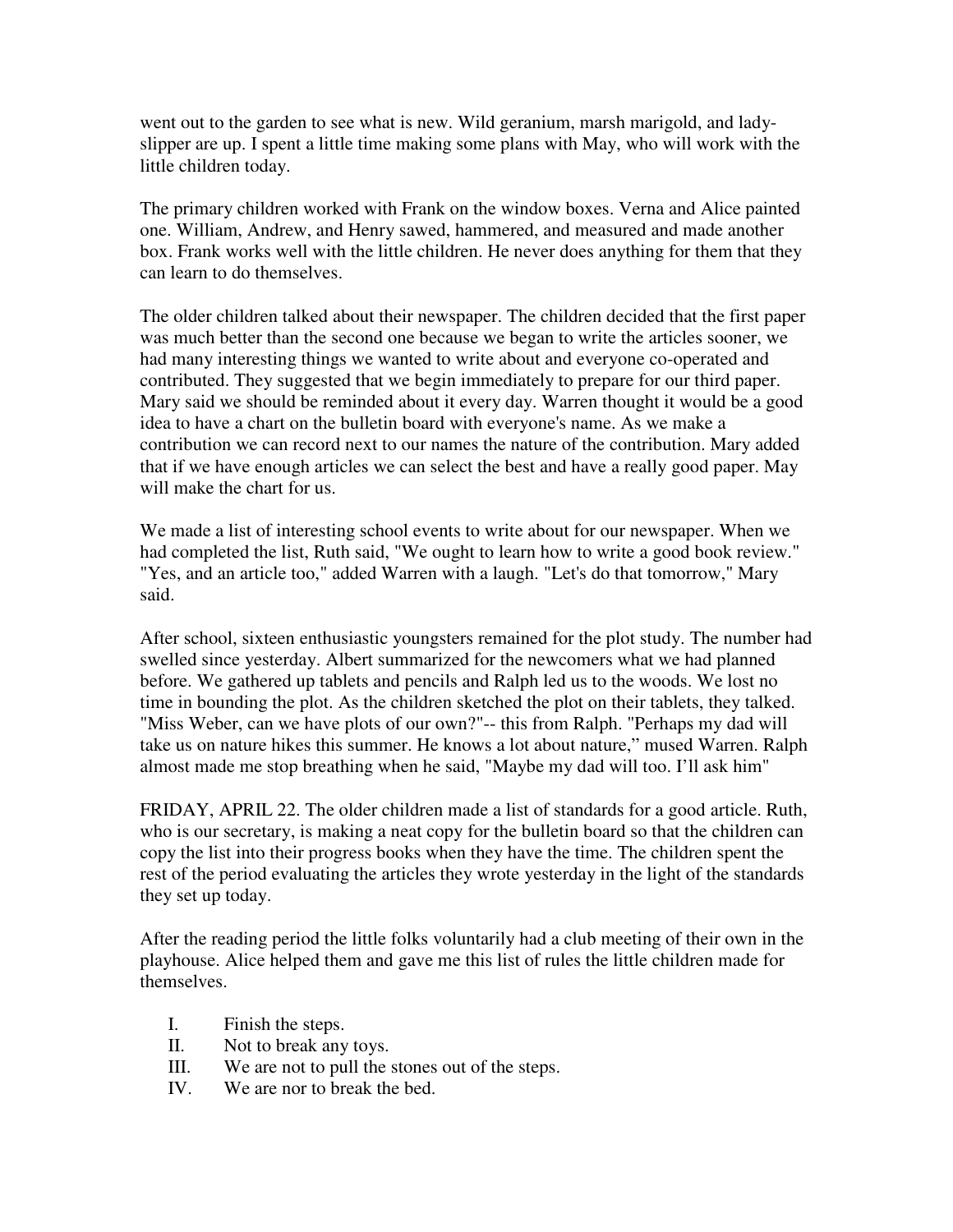went out to the garden to see what is new. Wild geranium, marsh marigold, and lady-slipper are up. I spent a little time making some plans with May, who will work with the little children today.

The primary children worked with Frank on the window boxes. Verna and Alice painted one. William, Andrew, and Henry sawed, hammered, and measured and made another box. Frank works well with the little children. He never does anything for them that they can learn to do themselves.

The older children talked about their newspaper. The children decided that the first paper was much better than the second one because we began to write the articles sooner, we had many interesting things we wanted to write about and everyone co-operated and contributed. They suggested that we begin immediately to prepare for our third paper. Mary said we should be reminded about it every day. Warren thought it would be a good idea to have a chart on the bulletin board with everyone's name. As we make a contribution we can record next to our names the nature of the contribution. Mary added that if we have enough articles we can select the best and have a really good paper. May will make the chart for us.

We made a list of interesting school events to write about for our newspaper. When we had completed the list, Ruth said, "We ought to learn how to write a good book review." "Yes, and an article too," added Warren with a laugh. "Let's do that tomorrow," Mary said.

After school, sixteen enthusiastic youngsters remained for the plot study. The number had swelled since yesterday. Albert summarized for the newcomers what we had planned before. We gathered up tablets and pencils and Ralph led us to the woods. We lost no time in bounding the plot. As the children sketched the plot on their tablets, they talked. "Miss Weber, can we have plots of our own?"-- this from Ralph. "Perhaps my dad will take us on nature hikes this summer. He knows a lot about nature," mused Warren. Ralph almost made me stop breathing when he said, "Maybe my dad will too. I'll ask him"

FRIDAY, APRIL 22. The older children made a list of standards for a good article. Ruth, who is our secretary, is making a neat copy for the bulletin board so that the children can copy the list into their progress books when they have the time. The children spent the rest of the period evaluating the articles they wrote yesterday in the light of the standards they set up today.

After the reading period the little folks voluntarily had a club meeting of their own in the playhouse. Alice helped them and gave me this list of rules the little children made for themselves.

I. Finish the steps.
II. Not to break any toys.
III. We are not to pull the stones out of the steps.
IV. We are nor to break the bed.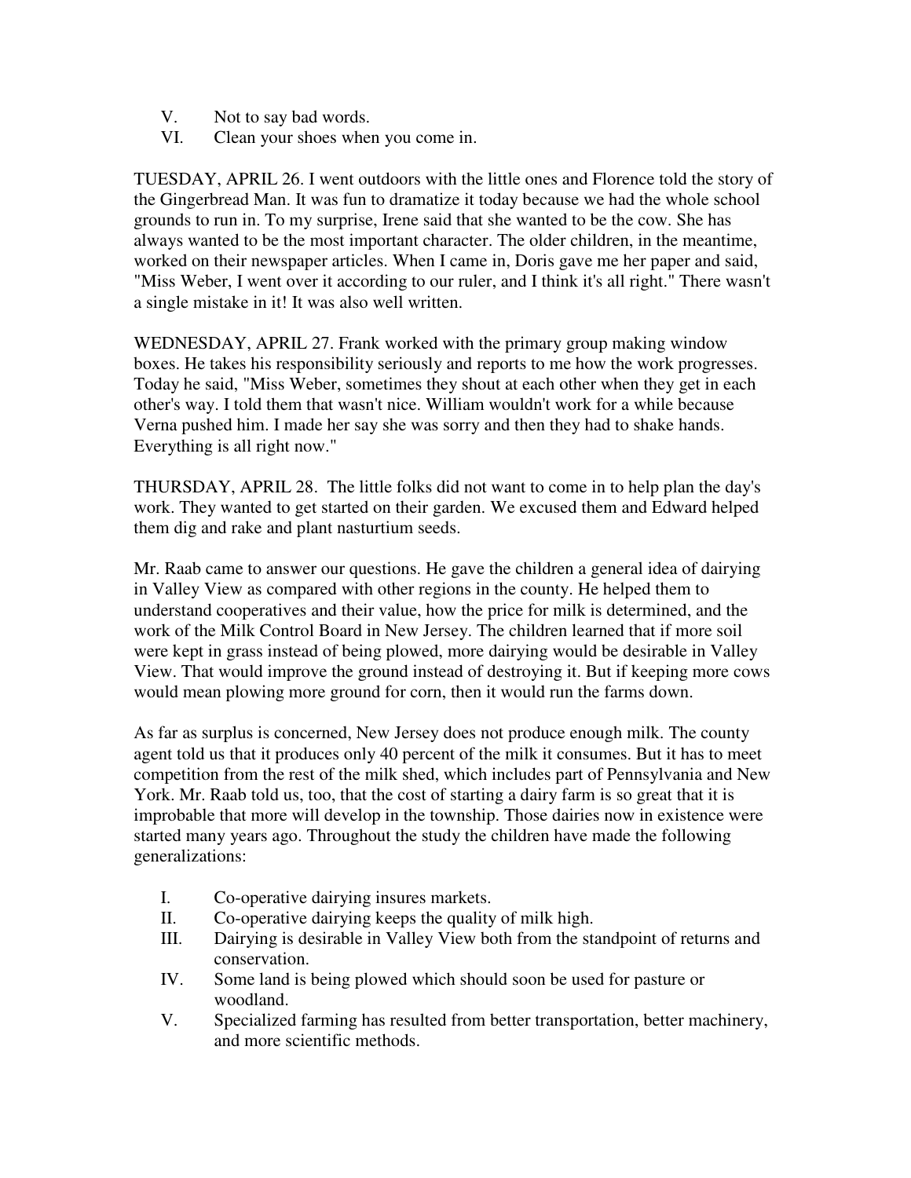V. Not to say bad words.
VI. Clean your shoes when you come in.

TUESDAY, APRIL 26. I went outdoors with the little ones and Florence told the story of the Gingerbread Man. It was fun to dramatize it today because we had the whole school grounds to run in. To my surprise, Irene said that she wanted to be the cow. She has always wanted to be the most important character. The older children, in the meantime, worked on their newspaper articles. When I came in, Doris gave me her paper and said, "Miss Weber, I went over it according to our ruler, and I think it's all right." There wasn't a single mistake in it! It was also well written.

WEDNESDAY, APRIL 27. Frank worked with the primary group making window boxes. He takes his responsibility seriously and reports to me how the work progresses. Today he said, "Miss Weber, sometimes they shout at each other when they get in each other's way. I told them that wasn't nice. William wouldn't work for a while because Verna pushed him. I made her say she was sorry and then they had to shake hands. Everything is all right now."

THURSDAY, APRIL 28. The little folks did not want to come in to help plan the day's work. They wanted to get started on their garden. We excused them and Edward helped them dig and rake and plant nasturtium seeds.

Mr. Raab came to answer our questions. He gave the children a general idea of dairying in Valley View as compared with other regions in the county. He helped them to understand cooperatives and their value, how the price for milk is determined, and the work of the Milk Control Board in New Jersey. The children learned that if more soil were kept in grass instead of being plowed, more dairying would be desirable in Valley View. That would improve the ground instead of destroying it. But if keeping more cows would mean plowing more ground for corn, then it would run the farms down.

As far as surplus is concerned, New Jersey does not produce enough milk. The county agent told us that it produces only 40 percent of the milk it consumes. But it has to meet competition from the rest of the milk shed, which includes part of Pennsylvania and New York. Mr. Raab told us, too, that the cost of starting a dairy farm is so great that it is improbable that more will develop in the township. Those dairies now in existence were started many years ago. Throughout the study the children have made the following generalizations:

I. Co-operative dairying insures markets.
II. Co-operative dairying keeps the quality of milk high.
III. Dairying is desirable in Valley View both from the standpoint of returns and conservation.
IV. Some land is being plowed which should soon be used for pasture or woodland.
V. Specialized farming has resulted from better transportation, better machinery, and more scientific methods.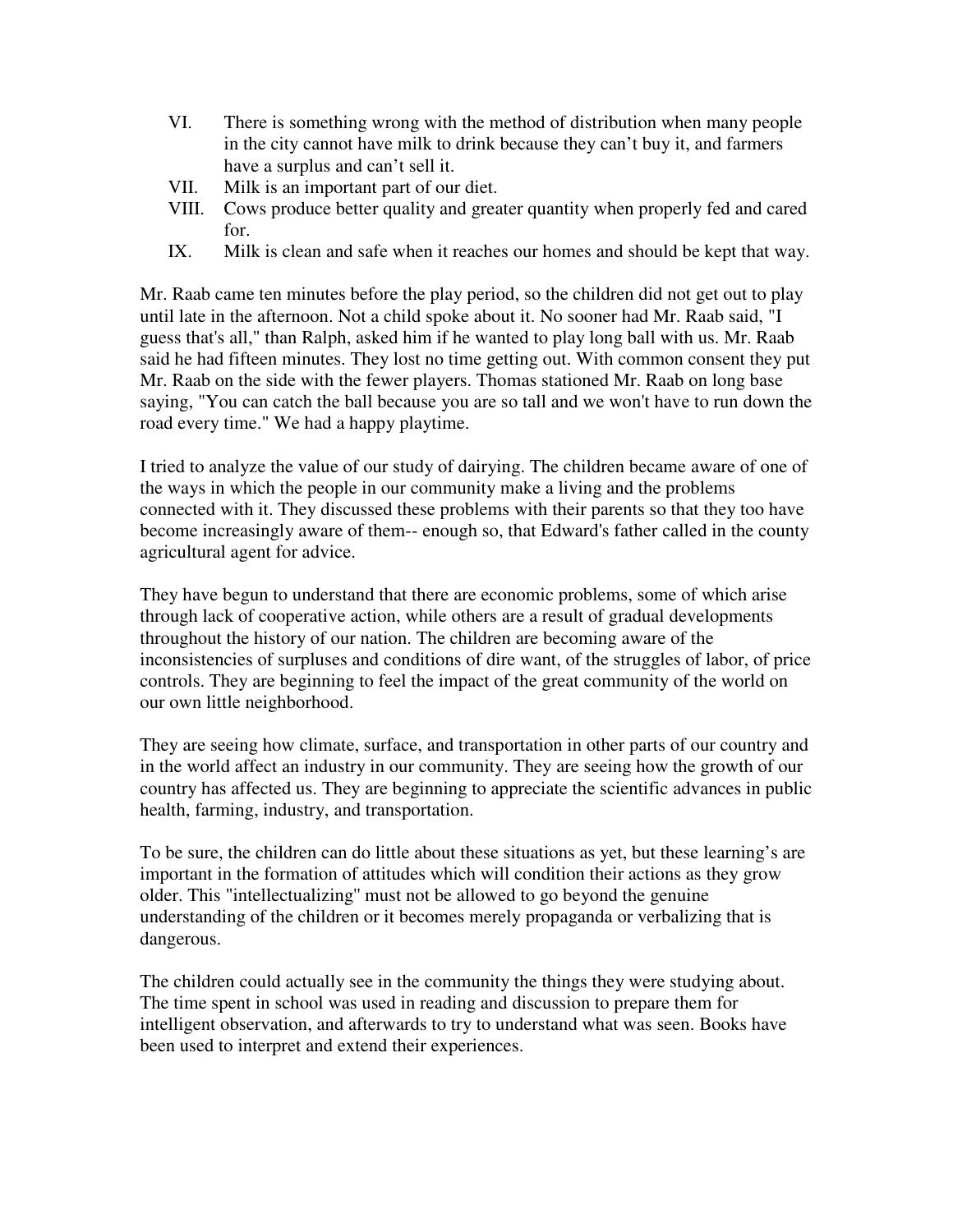VI. There is something wrong with the method of distribution when many people in the city cannot have milk to drink because they can't buy it, and farmers have a surplus and can't sell it.
VII. Milk is an important part of our diet.
VIII. Cows produce better quality and greater quantity when properly fed and cared for.
IX. Milk is clean and safe when it reaches our homes and should be kept that way.

Mr. Raab came ten minutes before the play period, so the children did not get out to play until late in the afternoon. Not a child spoke about it. No sooner had Mr. Raab said, "I guess that's all," than Ralph, asked him if he wanted to play long ball with us. Mr. Raab said he had fifteen minutes. They lost no time getting out. With common consent they put Mr. Raab on the side with the fewer players. Thomas stationed Mr. Raab on long base saying, "You can catch the ball because you are so tall and we won't have to run down the road every time." We had a happy playtime.

I tried to analyze the value of our study of dairying. The children became aware of one of the ways in which the people in our community make a living and the problems connected with it. They discussed these problems with their parents so that they too have become increasingly aware of them-- enough so, that Edward's father called in the county agricultural agent for advice.

They have begun to understand that there are economic problems, some of which arise through lack of cooperative action, while others are a result of gradual developments throughout the history of our nation. The children are becoming aware of the inconsistencies of surpluses and conditions of dire want, of the struggles of labor, of price controls. They are beginning to feel the impact of the great community of the world on our own little neighborhood.

They are seeing how climate, surface, and transportation in other parts of our country and in the world affect an industry in our community. They are seeing how the growth of our country has affected us. They are beginning to appreciate the scientific advances in public health, farming, industry, and transportation.

To be sure, the children can do little about these situations as yet, but these learning's are important in the formation of attitudes which will condition their actions as they grow older. This "intellectualizing" must not be allowed to go beyond the genuine understanding of the children or it becomes merely propaganda or verbalizing that is dangerous.

The children could actually see in the community the things they were studying about. The time spent in school was used in reading and discussion to prepare them for intelligent observation, and afterwards to try to understand what was seen. Books have been used to interpret and extend their experiences.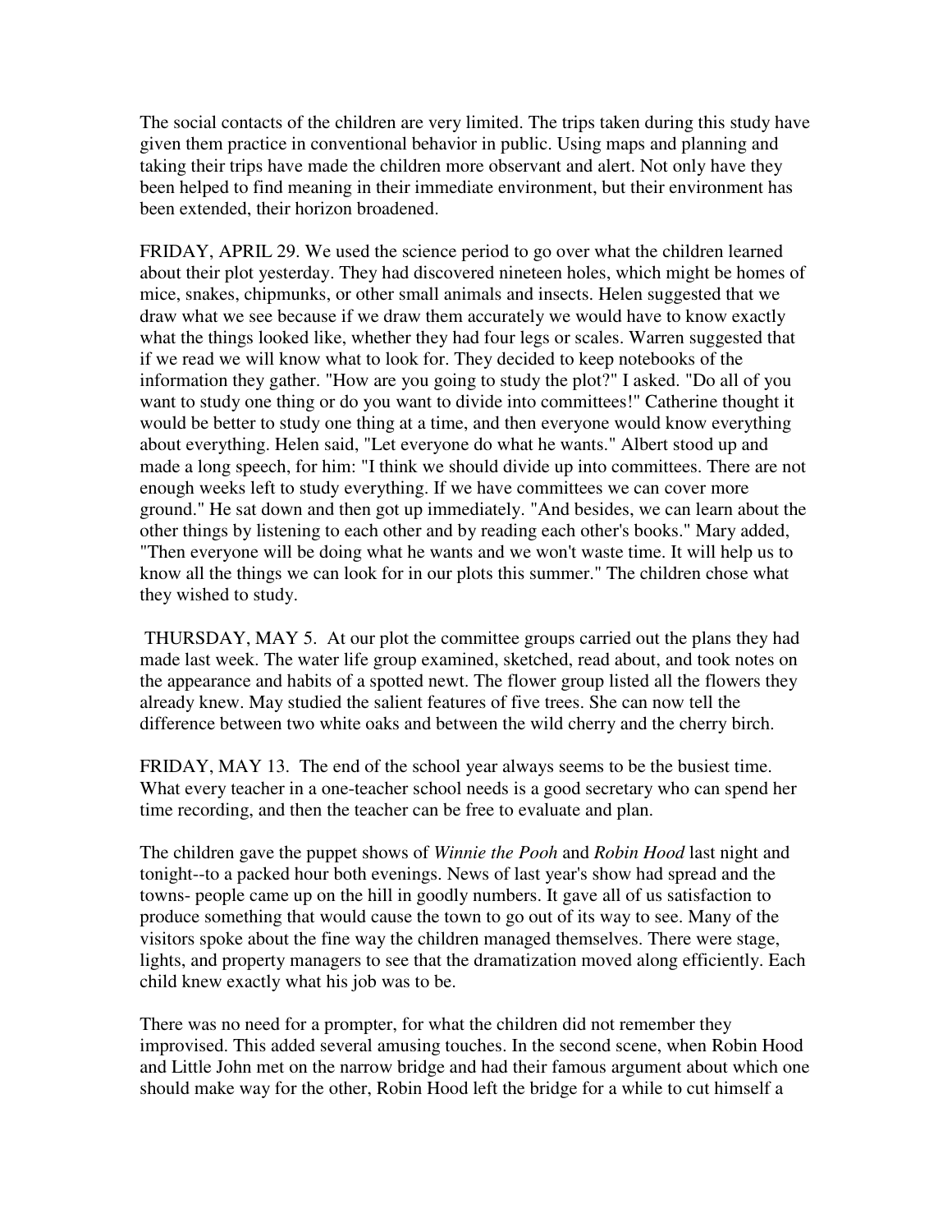The social contacts of the children are very limited. The trips taken during this study have given them practice in conventional behavior in public. Using maps and planning and taking their trips have made the children more observant and alert. Not only have they been helped to find meaning in their immediate environment, but their environment has been extended, their horizon broadened.

FRIDAY, APRIL 29. We used the science period to go over what the children learned about their plot yesterday. They had discovered nineteen holes, which might be homes of mice, snakes, chipmunks, or other small animals and insects. Helen suggested that we draw what we see because if we draw them accurately we would have to know exactly what the things looked like, whether they had four legs or scales. Warren suggested that if we read we will know what to look for. They decided to keep notebooks of the information they gather. "How are you going to study the plot?" I asked. "Do all of you want to study one thing or do you want to divide into committees!" Catherine thought it would be better to study one thing at a time, and then everyone would know everything about everything. Helen said, "Let everyone do what he wants." Albert stood up and made a long speech, for him: "I think we should divide up into committees. There are not enough weeks left to study everything. If we have committees we can cover more ground." He sat down and then got up immediately. "And besides, we can learn about the other things by listening to each other and by reading each other's books." Mary added, "Then everyone will be doing what he wants and we won't waste time. It will help us to know all the things we can look for in our plots this summer." The children chose what they wished to study.

THURSDAY, MAY 5. At our plot the committee groups carried out the plans they had made last week. The water life group examined, sketched, read about, and took notes on the appearance and habits of a spotted newt. The flower group listed all the flowers they already knew. May studied the salient features of five trees. She can now tell the difference between two white oaks and between the wild cherry and the cherry birch.

FRIDAY, MAY 13. The end of the school year always seems to be the busiest time. What every teacher in a one-teacher school needs is a good secretary who can spend her time recording, and then the teacher can be free to evaluate and plan.

The children gave the puppet shows of *Winnie the Pooh* and *Robin Hood* last night and tonight--to a packed hour both evenings. News of last year's show had spread and the towns- people came up on the hill in goodly numbers. It gave all of us satisfaction to produce something that would cause the town to go out of its way to see. Many of the visitors spoke about the fine way the children managed themselves. There were stage, lights, and property managers to see that the dramatization moved along efficiently. Each child knew exactly what his job was to be.

There was no need for a prompter, for what the children did not remember they improvised. This added several amusing touches. In the second scene, when Robin Hood and Little John met on the narrow bridge and had their famous argument about which one should make way for the other, Robin Hood left the bridge for a while to cut himself a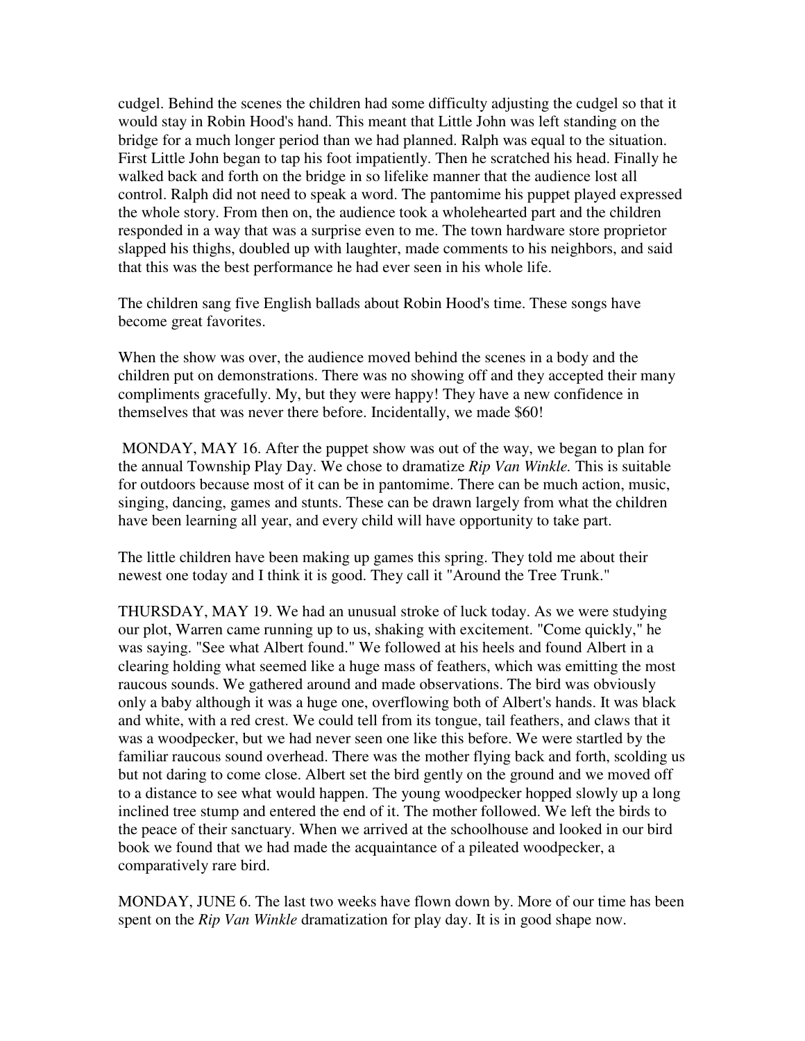cudgel. Behind the scenes the children had some difficulty adjusting the cudgel so that it would stay in Robin Hood's hand. This meant that Little John was left standing on the bridge for a much longer period than we had planned. Ralph was equal to the situation. First Little John began to tap his foot impatiently. Then he scratched his head. Finally he walked back and forth on the bridge in so lifelike manner that the audience lost all control. Ralph did not need to speak a word. The pantomime his puppet played expressed the whole story. From then on, the audience took a wholehearted part and the children responded in a way that was a surprise even to me. The town hardware store proprietor slapped his thighs, doubled up with laughter, made comments to his neighbors, and said that this was the best performance he had ever seen in his whole life.

The children sang five English ballads about Robin Hood's time. These songs have become great favorites.

When the show was over, the audience moved behind the scenes in a body and the children put on demonstrations. There was no showing off and they accepted their many compliments gracefully. My, but they were happy! They have a new confidence in themselves that was never there before. Incidentally, we made $60!

MONDAY, MAY 16. After the puppet show was out of the way, we began to plan for the annual Township Play Day. We chose to dramatize *Rip Van Winkle.* This is suitable for outdoors because most of it can be in pantomime. There can be much action, music, singing, dancing, games and stunts. These can be drawn largely from what the children have been learning all year, and every child will have opportunity to take part.

The little children have been making up games this spring. They told me about their newest one today and I think it is good. They call it "Around the Tree Trunk."

THURSDAY, MAY 19. We had an unusual stroke of luck today. As we were studying our plot, Warren came running up to us, shaking with excitement. "Come quickly," he was saying. "See what Albert found." We followed at his heels and found Albert in a clearing holding what seemed like a huge mass of feathers, which was emitting the most raucous sounds. We gathered around and made observations. The bird was obviously only a baby although it was a huge one, overflowing both of Albert's hands. It was black and white, with a red crest. We could tell from its tongue, tail feathers, and claws that it was a woodpecker, but we had never seen one like this before. We were startled by the familiar raucous sound overhead. There was the mother flying back and forth, scolding us but not daring to come close. Albert set the bird gently on the ground and we moved off to a distance to see what would happen. The young woodpecker hopped slowly up a long inclined tree stump and entered the end of it. The mother followed. We left the birds to the peace of their sanctuary. When we arrived at the schoolhouse and looked in our bird book we found that we had made the acquaintance of a pileated woodpecker, a comparatively rare bird.

MONDAY, JUNE 6. The last two weeks have flown down by. More of our time has been spent on the *Rip Van Winkle* dramatization for play day. It is in good shape now.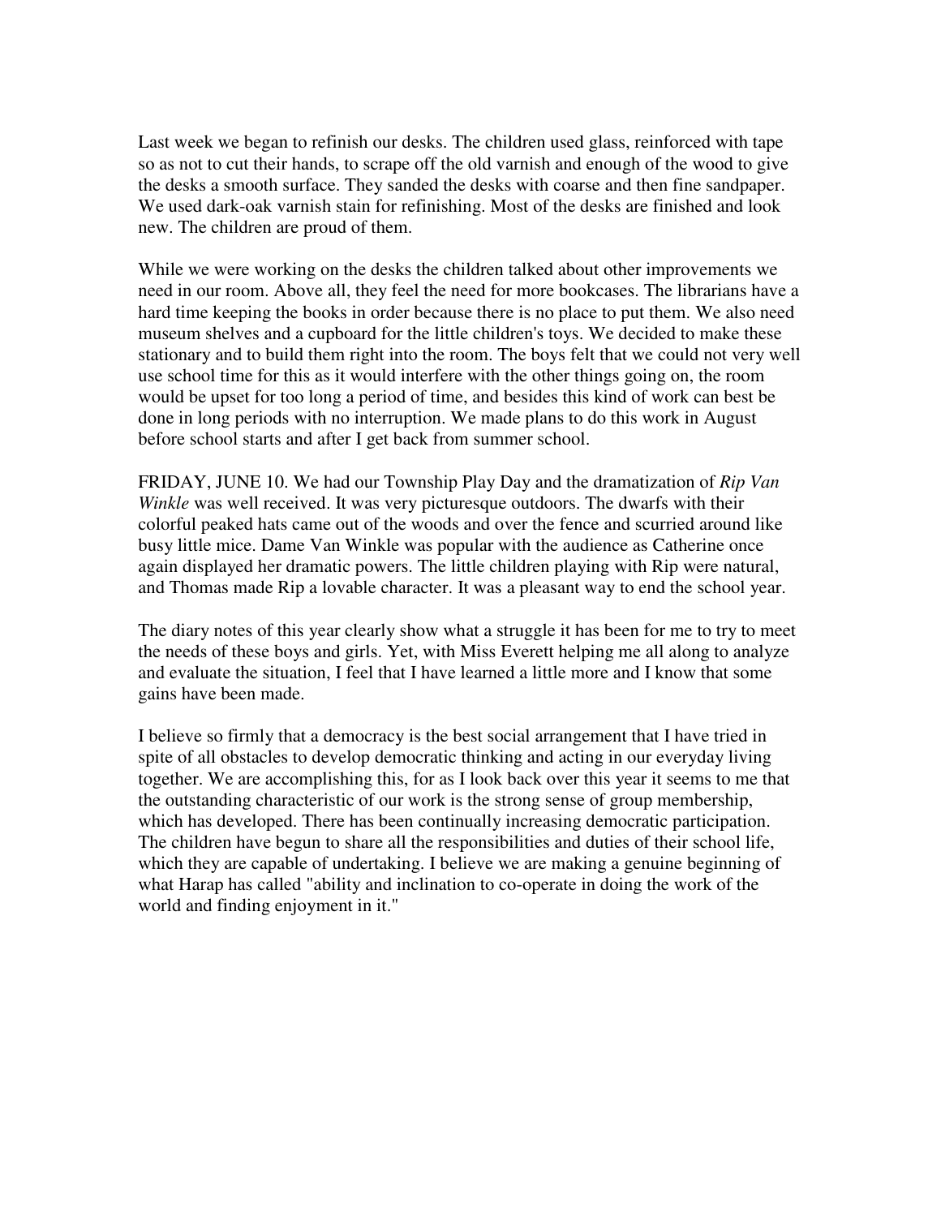Last week we began to refinish our desks. The children used glass, reinforced with tape so as not to cut their hands, to scrape off the old varnish and enough of the wood to give the desks a smooth surface. They sanded the desks with coarse and then fine sandpaper. We used dark-oak varnish stain for refinishing. Most of the desks are finished and look new. The children are proud of them.

While we were working on the desks the children talked about other improvements we need in our room. Above all, they feel the need for more bookcases. The librarians have a hard time keeping the books in order because there is no place to put them. We also need museum shelves and a cupboard for the little children's toys. We decided to make these stationary and to build them right into the room. The boys felt that we could not very well use school time for this as it would interfere with the other things going on, the room would be upset for too long a period of time, and besides this kind of work can best be done in long periods with no interruption. We made plans to do this work in August before school starts and after I get back from summer school.

FRIDAY, JUNE 10. We had our Township Play Day and the dramatization of *Rip Van Winkle* was well received. It was very picturesque outdoors. The dwarfs with their colorful peaked hats came out of the woods and over the fence and scurried around like busy little mice. Dame Van Winkle was popular with the audience as Catherine once again displayed her dramatic powers. The little children playing with Rip were natural, and Thomas made Rip a lovable character. It was a pleasant way to end the school year.

The diary notes of this year clearly show what a struggle it has been for me to try to meet the needs of these boys and girls. Yet, with Miss Everett helping me all along to analyze and evaluate the situation, I feel that I have learned a little more and I know that some gains have been made.

I believe so firmly that a democracy is the best social arrangement that I have tried in spite of all obstacles to develop democratic thinking and acting in our everyday living together. We are accomplishing this, for as I look back over this year it seems to me that the outstanding characteristic of our work is the strong sense of group membership, which has developed. There has been continually increasing democratic participation. The children have begun to share all the responsibilities and duties of their school life, which they are capable of undertaking. I believe we are making a genuine beginning of what Harap has called "ability and inclination to co-operate in doing the work of the world and finding enjoyment in it."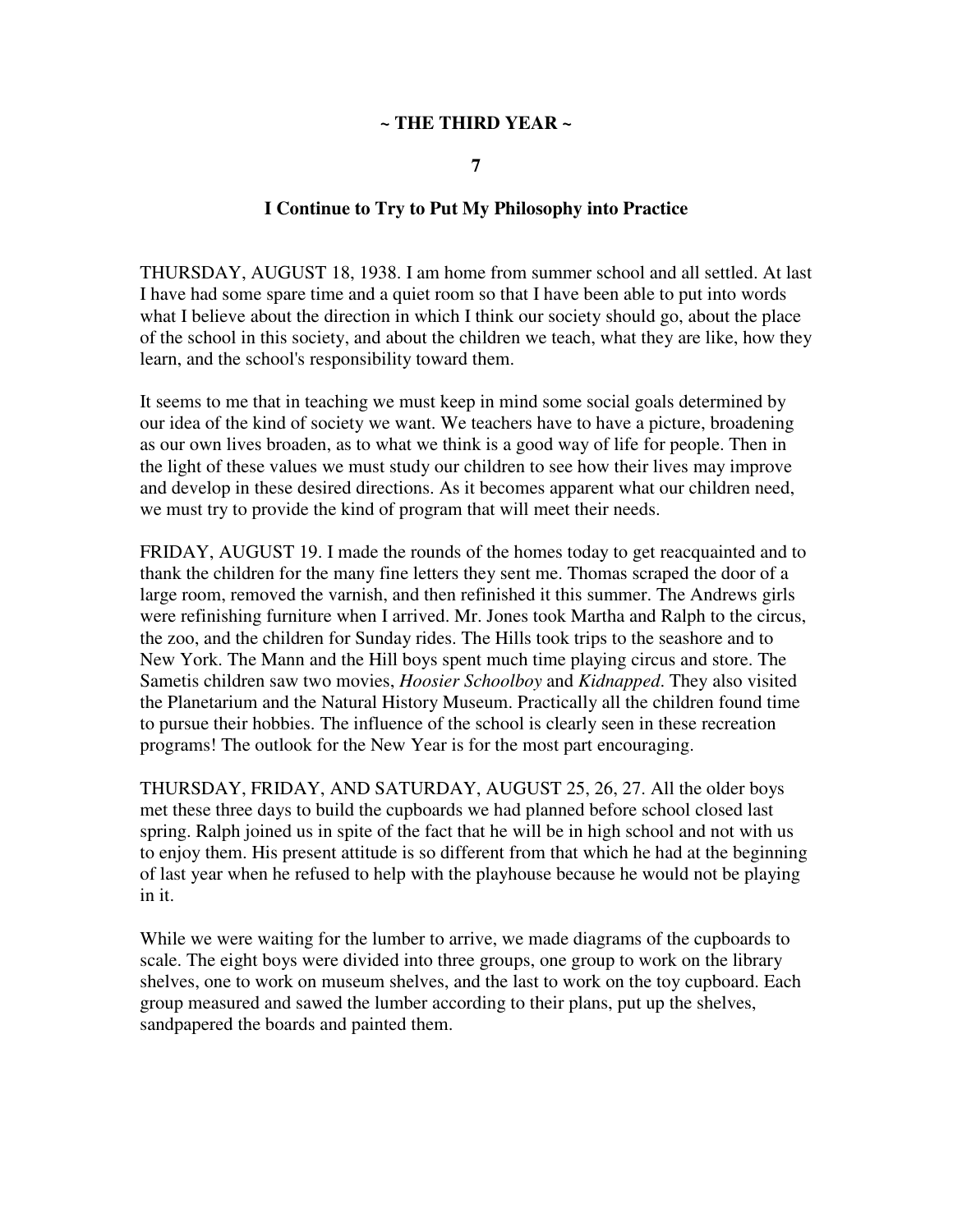## ~ THE THIRD YEAR ~

### 7

### I Continue to Try to Put My Philosophy into Practice

THURSDAY, AUGUST 18, 1938. I am home from summer school and all settled. At last I have had some spare time and a quiet room so that I have been able to put into words what I believe about the direction in which I think our society should go, about the place of the school in this society, and about the children we teach, what they are like, how they learn, and the school's responsibility toward them.

It seems to me that in teaching we must keep in mind some social goals determined by our idea of the kind of society we want. We teachers have to have a picture, broadening as our own lives broaden, as to what we think is a good way of life for people. Then in the light of these values we must study our children to see how their lives may improve and develop in these desired directions. As it becomes apparent what our children need, we must try to provide the kind of program that will meet their needs.

FRIDAY, AUGUST 19. I made the rounds of the homes today to get reacquainted and to thank the children for the many fine letters they sent me. Thomas scraped the door of a large room, removed the varnish, and then refinished it this summer. The Andrews girls were refinishing furniture when I arrived. Mr. Jones took Martha and Ralph to the circus, the zoo, and the children for Sunday rides. The Hills took trips to the seashore and to New York. The Mann and the Hill boys spent much time playing circus and store. The Sametis children saw two movies, *Hoosier Schoolboy* and *Kidnapped*. They also visited the Planetarium and the Natural History Museum. Practically all the children found time to pursue their hobbies. The influence of the school is clearly seen in these recreation programs! The outlook for the New Year is for the most part encouraging.

THURSDAY, FRIDAY, AND SATURDAY, AUGUST 25, 26, 27. All the older boys met these three days to build the cupboards we had planned before school closed last spring. Ralph joined us in spite of the fact that he will be in high school and not with us to enjoy them. His present attitude is so different from that which he had at the beginning of last year when he refused to help with the playhouse because he would not be playing in it.

While we were waiting for the lumber to arrive, we made diagrams of the cupboards to scale. The eight boys were divided into three groups, one group to work on the library shelves, one to work on museum shelves, and the last to work on the toy cupboard. Each group measured and sawed the lumber according to their plans, put up the shelves, sandpapered the boards and painted them.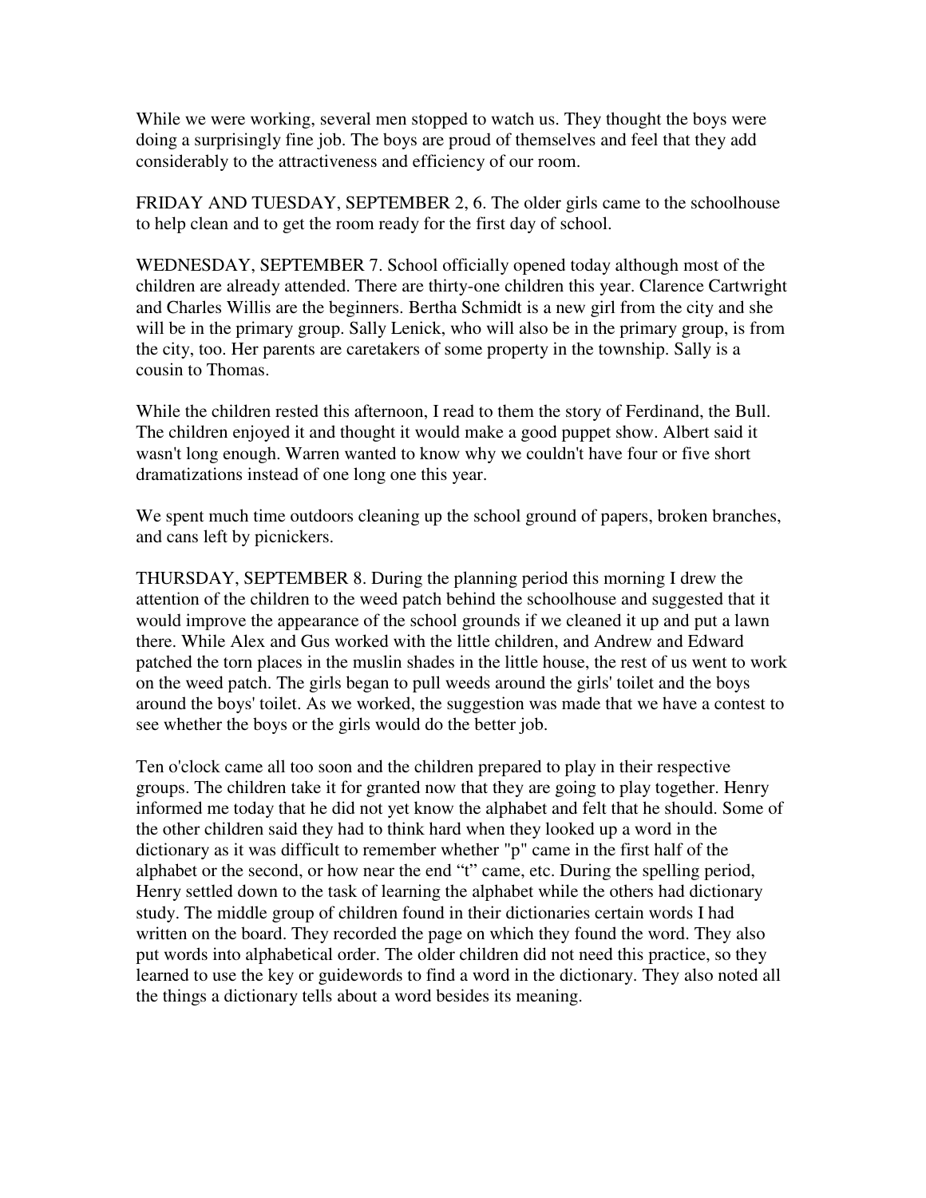While we were working, several men stopped to watch us. They thought the boys were doing a surprisingly fine job. The boys are proud of themselves and feel that they add considerably to the attractiveness and efficiency of our room.

FRIDAY AND TUESDAY, SEPTEMBER 2, 6. The older girls came to the schoolhouse to help clean and to get the room ready for the first day of school.

WEDNESDAY, SEPTEMBER 7. School officially opened today although most of the children are already attended. There are thirty-one children this year. Clarence Cartwright and Charles Willis are the beginners. Bertha Schmidt is a new girl from the city and she will be in the primary group. Sally Lenick, who will also be in the primary group, is from the city, too. Her parents are caretakers of some property in the township. Sally is a cousin to Thomas.

While the children rested this afternoon, I read to them the story of Ferdinand, the Bull. The children enjoyed it and thought it would make a good puppet show. Albert said it wasn't long enough. Warren wanted to know why we couldn't have four or five short dramatizations instead of one long one this year.

We spent much time outdoors cleaning up the school ground of papers, broken branches, and cans left by picnickers.

THURSDAY, SEPTEMBER 8. During the planning period this morning I drew the attention of the children to the weed patch behind the schoolhouse and suggested that it would improve the appearance of the school grounds if we cleaned it up and put a lawn there. While Alex and Gus worked with the little children, and Andrew and Edward patched the torn places in the muslin shades in the little house, the rest of us went to work on the weed patch. The girls began to pull weeds around the girls' toilet and the boys around the boys' toilet. As we worked, the suggestion was made that we have a contest to see whether the boys or the girls would do the better job.

Ten o'clock came all too soon and the children prepared to play in their respective groups. The children take it for granted now that they are going to play together. Henry informed me today that he did not yet know the alphabet and felt that he should. Some of the other children said they had to think hard when they looked up a word in the dictionary as it was difficult to remember whether "p" came in the first half of the alphabet or the second, or how near the end "t" came, etc. During the spelling period, Henry settled down to the task of learning the alphabet while the others had dictionary study. The middle group of children found in their dictionaries certain words I had written on the board. They recorded the page on which they found the word. They also put words into alphabetical order. The older children did not need this practice, so they learned to use the key or guidewords to find a word in the dictionary. They also noted all the things a dictionary tells about a word besides its meaning.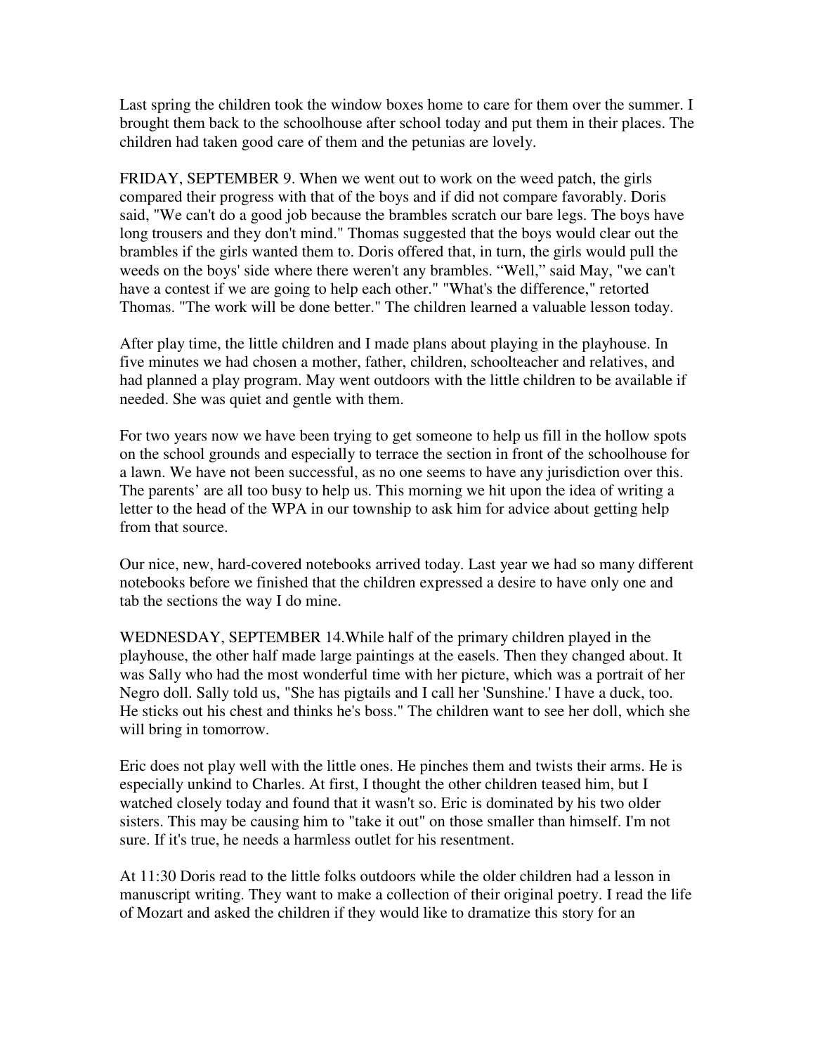Last spring the children took the window boxes home to care for them over the summer. I brought them back to the schoolhouse after school today and put them in their places. The children had taken good care of them and the petunias are lovely.

FRIDAY, SEPTEMBER 9. When we went out to work on the weed patch, the girls compared their progress with that of the boys and if did not compare favorably. Doris said, "We can't do a good job because the brambles scratch our bare legs. The boys have long trousers and they don't mind." Thomas suggested that the boys would clear out the brambles if the girls wanted them to. Doris offered that, in turn, the girls would pull the weeds on the boys' side where there weren't any brambles. "Well," said May, "we can't have a contest if we are going to help each other." "What's the difference," retorted Thomas. "The work will be done better." The children learned a valuable lesson today.

After play time, the little children and I made plans about playing in the playhouse. In five minutes we had chosen a mother, father, children, schoolteacher and relatives, and had planned a play program. May went outdoors with the little children to be available if needed. She was quiet and gentle with them.

For two years now we have been trying to get someone to help us fill in the hollow spots on the school grounds and especially to terrace the section in front of the schoolhouse for a lawn. We have not been successful, as no one seems to have any jurisdiction over this. The parents' are all too busy to help us. This morning we hit upon the idea of writing a letter to the head of the WPA in our township to ask him for advice about getting help from that source.

Our nice, new, hard-covered notebooks arrived today. Last year we had so many different notebooks before we finished that the children expressed a desire to have only one and tab the sections the way I do mine.

WEDNESDAY, SEPTEMBER 14.While half of the primary children played in the playhouse, the other half made large paintings at the easels. Then they changed about. It was Sally who had the most wonderful time with her picture, which was a portrait of her Negro doll. Sally told us, "She has pigtails and I call her 'Sunshine.' I have a duck, too. He sticks out his chest and thinks he's boss." The children want to see her doll, which she will bring in tomorrow.

Eric does not play well with the little ones. He pinches them and twists their arms. He is especially unkind to Charles. At first, I thought the other children teased him, but I watched closely today and found that it wasn't so. Eric is dominated by his two older sisters. This may be causing him to "take it out" on those smaller than himself. I'm not sure. If it's true, he needs a harmless outlet for his resentment.

At 11:30 Doris read to the little folks outdoors while the older children had a lesson in manuscript writing. They want to make a collection of their original poetry. I read the life of Mozart and asked the children if they would like to dramatize this story for an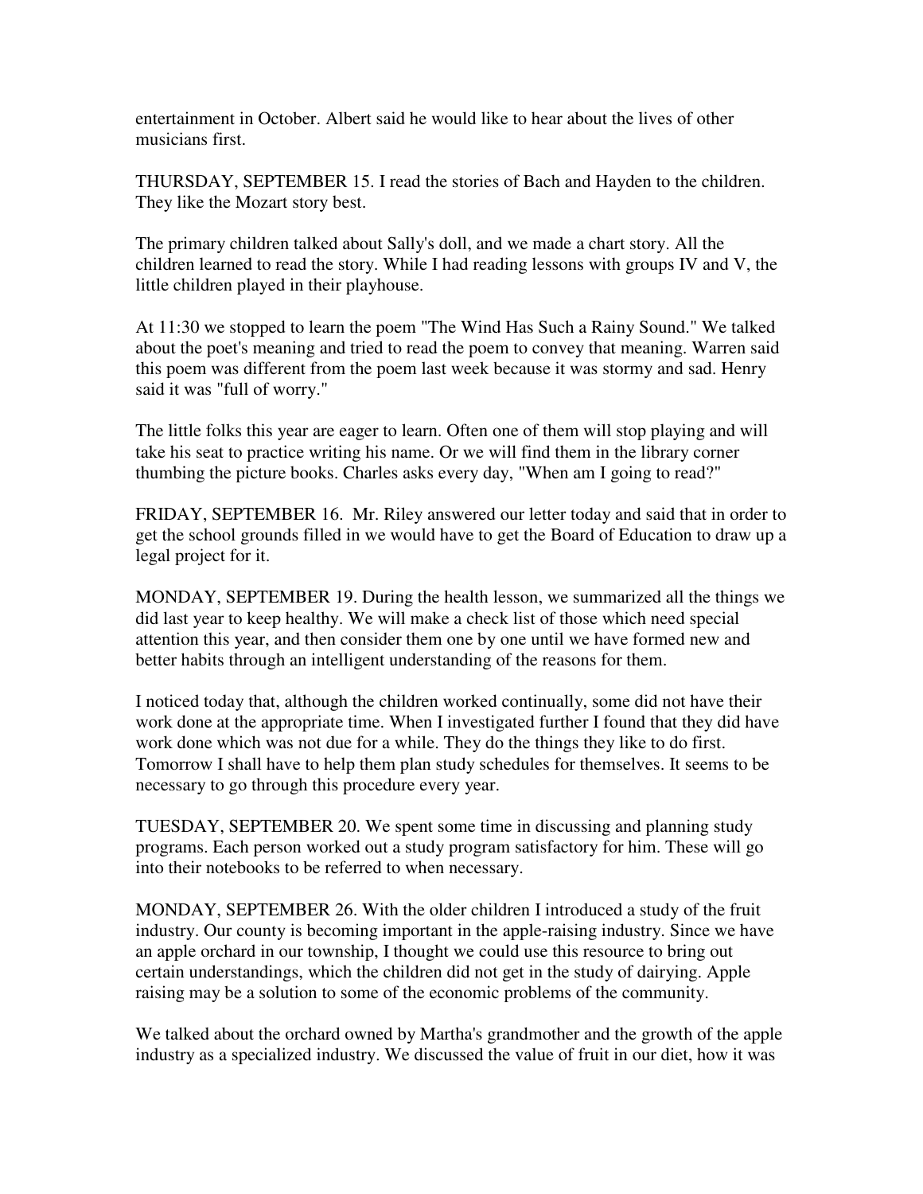entertainment in October. Albert said he would like to hear about the lives of other musicians first.

THURSDAY, SEPTEMBER 15. I read the stories of Bach and Hayden to the children. They like the Mozart story best.

The primary children talked about Sally's doll, and we made a chart story. All the children learned to read the story. While I had reading lessons with groups IV and V, the little children played in their playhouse.

At 11:30 we stopped to learn the poem "The Wind Has Such a Rainy Sound." We talked about the poet's meaning and tried to read the poem to convey that meaning. Warren said this poem was different from the poem last week because it was stormy and sad. Henry said it was "full of worry."

The little folks this year are eager to learn. Often one of them will stop playing and will take his seat to practice writing his name. Or we will find them in the library corner thumbing the picture books. Charles asks every day, "When am I going to read?"

FRIDAY, SEPTEMBER 16. Mr. Riley answered our letter today and said that in order to get the school grounds filled in we would have to get the Board of Education to draw up a legal project for it.

MONDAY, SEPTEMBER 19. During the health lesson, we summarized all the things we did last year to keep healthy. We will make a check list of those which need special attention this year, and then consider them one by one until we have formed new and better habits through an intelligent understanding of the reasons for them.

I noticed today that, although the children worked continually, some did not have their work done at the appropriate time. When I investigated further I found that they did have work done which was not due for a while. They do the things they like to do first. Tomorrow I shall have to help them plan study schedules for themselves. It seems to be necessary to go through this procedure every year.

TUESDAY, SEPTEMBER 20. We spent some time in discussing and planning study programs. Each person worked out a study program satisfactory for him. These will go into their notebooks to be referred to when necessary.

MONDAY, SEPTEMBER 26. With the older children I introduced a study of the fruit industry. Our county is becoming important in the apple-raising industry. Since we have an apple orchard in our township, I thought we could use this resource to bring out certain understandings, which the children did not get in the study of dairying. Apple raising may be a solution to some of the economic problems of the community.

We talked about the orchard owned by Martha's grandmother and the growth of the apple industry as a specialized industry. We discussed the value of fruit in our diet, how it was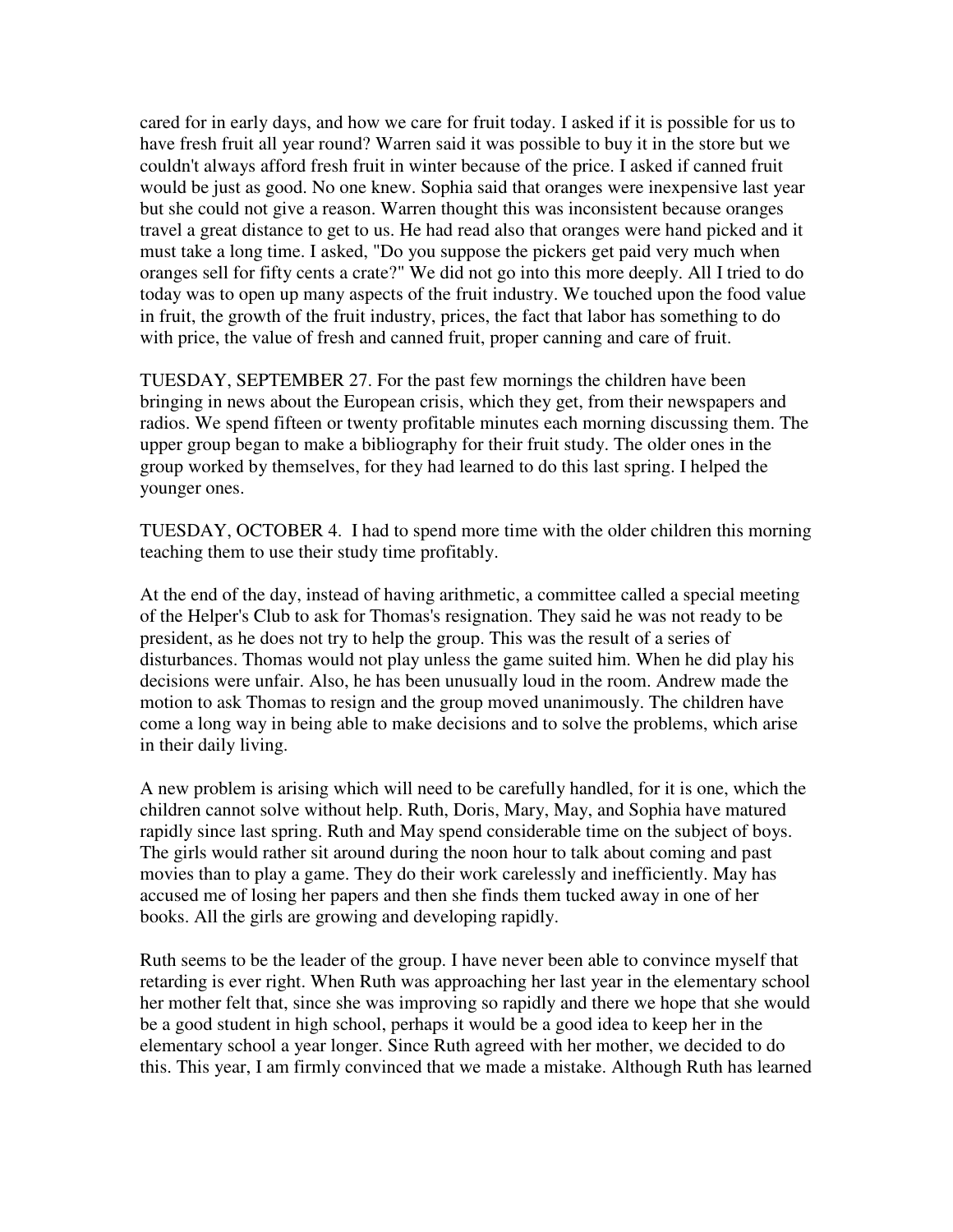cared for in early days, and how we care for fruit today. I asked if it is possible for us to have fresh fruit all year round? Warren said it was possible to buy it in the store but we couldn't always afford fresh fruit in winter because of the price. I asked if canned fruit would be just as good. No one knew. Sophia said that oranges were inexpensive last year but she could not give a reason. Warren thought this was inconsistent because oranges travel a great distance to get to us. He had read also that oranges were hand picked and it must take a long time. I asked, "Do you suppose the pickers get paid very much when oranges sell for fifty cents a crate?" We did not go into this more deeply. All I tried to do today was to open up many aspects of the fruit industry. We touched upon the food value in fruit, the growth of the fruit industry, prices, the fact that labor has something to do with price, the value of fresh and canned fruit, proper canning and care of fruit.

TUESDAY, SEPTEMBER 27. For the past few mornings the children have been bringing in news about the European crisis, which they get, from their newspapers and radios. We spend fifteen or twenty profitable minutes each morning discussing them. The upper group began to make a bibliography for their fruit study. The older ones in the group worked by themselves, for they had learned to do this last spring. I helped the younger ones.

TUESDAY, OCTOBER 4. I had to spend more time with the older children this morning teaching them to use their study time profitably.

At the end of the day, instead of having arithmetic, a committee called a special meeting of the Helper's Club to ask for Thomas's resignation. They said he was not ready to be president, as he does not try to help the group. This was the result of a series of disturbances. Thomas would not play unless the game suited him. When he did play his decisions were unfair. Also, he has been unusually loud in the room. Andrew made the motion to ask Thomas to resign and the group moved unanimously. The children have come a long way in being able to make decisions and to solve the problems, which arise in their daily living.

A new problem is arising which will need to be carefully handled, for it is one, which the children cannot solve without help. Ruth, Doris, Mary, May, and Sophia have matured rapidly since last spring. Ruth and May spend considerable time on the subject of boys. The girls would rather sit around during the noon hour to talk about coming and past movies than to play a game. They do their work carelessly and inefficiently. May has accused me of losing her papers and then she finds them tucked away in one of her books. All the girls are growing and developing rapidly.

Ruth seems to be the leader of the group. I have never been able to convince myself that retarding is ever right. When Ruth was approaching her last year in the elementary school her mother felt that, since she was improving so rapidly and there we hope that she would be a good student in high school, perhaps it would be a good idea to keep her in the elementary school a year longer. Since Ruth agreed with her mother, we decided to do this. This year, I am firmly convinced that we made a mistake. Although Ruth has learned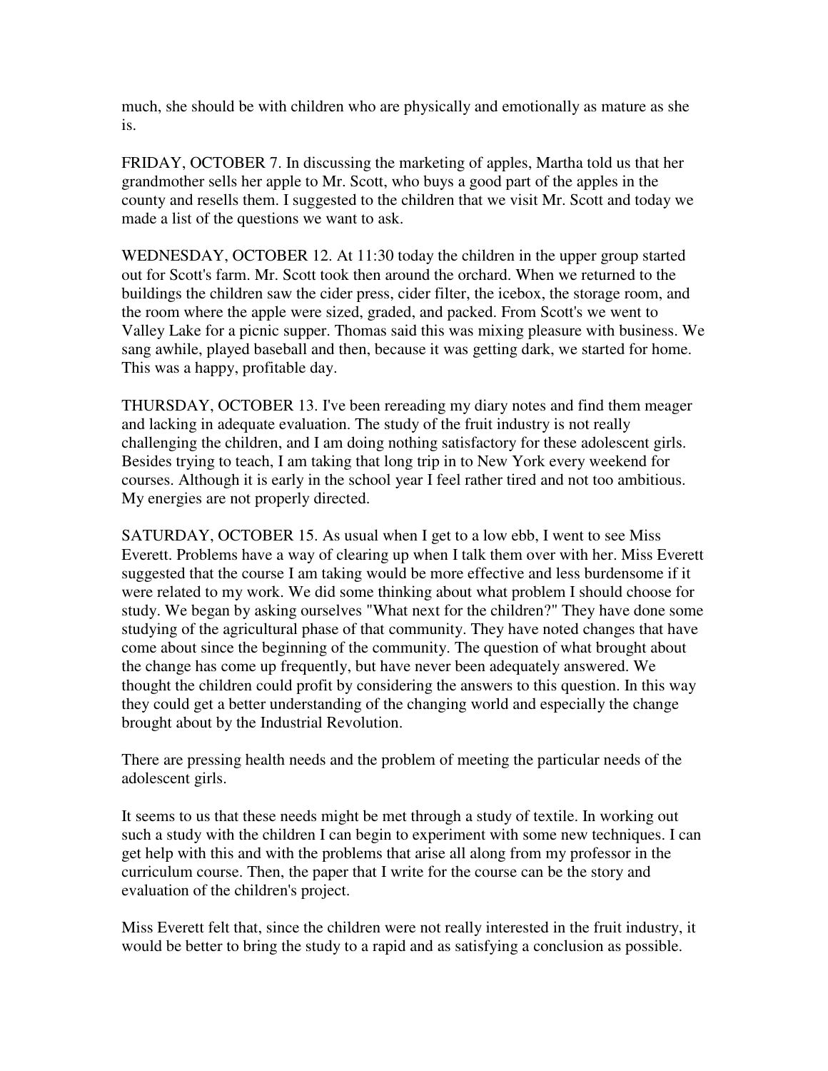much, she should be with children who are physically and emotionally as mature as she is.

FRIDAY, OCTOBER 7. In discussing the marketing of apples, Martha told us that her grandmother sells her apple to Mr. Scott, who buys a good part of the apples in the county and resells them. I suggested to the children that we visit Mr. Scott and today we made a list of the questions we want to ask.

WEDNESDAY, OCTOBER 12. At 11:30 today the children in the upper group started out for Scott's farm. Mr. Scott took then around the orchard. When we returned to the buildings the children saw the cider press, cider filter, the icebox, the storage room, and the room where the apple were sized, graded, and packed. From Scott's we went to Valley Lake for a picnic supper. Thomas said this was mixing pleasure with business. We sang awhile, played baseball and then, because it was getting dark, we started for home. This was a happy, profitable day.

THURSDAY, OCTOBER 13. I've been rereading my diary notes and find them meager and lacking in adequate evaluation. The study of the fruit industry is not really challenging the children, and I am doing nothing satisfactory for these adolescent girls. Besides trying to teach, I am taking that long trip in to New York every weekend for courses. Although it is early in the school year I feel rather tired and not too ambitious. My energies are not properly directed.

SATURDAY, OCTOBER 15. As usual when I get to a low ebb, I went to see Miss Everett. Problems have a way of clearing up when I talk them over with her. Miss Everett suggested that the course I am taking would be more effective and less burdensome if it were related to my work. We did some thinking about what problem I should choose for study. We began by asking ourselves "What next for the children?" They have done some studying of the agricultural phase of that community. They have noted changes that have come about since the beginning of the community. The question of what brought about the change has come up frequently, but have never been adequately answered. We thought the children could profit by considering the answers to this question. In this way they could get a better understanding of the changing world and especially the change brought about by the Industrial Revolution.

There are pressing health needs and the problem of meeting the particular needs of the adolescent girls.

It seems to us that these needs might be met through a study of textile. In working out such a study with the children I can begin to experiment with some new techniques. I can get help with this and with the problems that arise all along from my professor in the curriculum course. Then, the paper that I write for the course can be the story and evaluation of the children's project.

Miss Everett felt that, since the children were not really interested in the fruit industry, it would be better to bring the study to a rapid and as satisfying a conclusion as possible.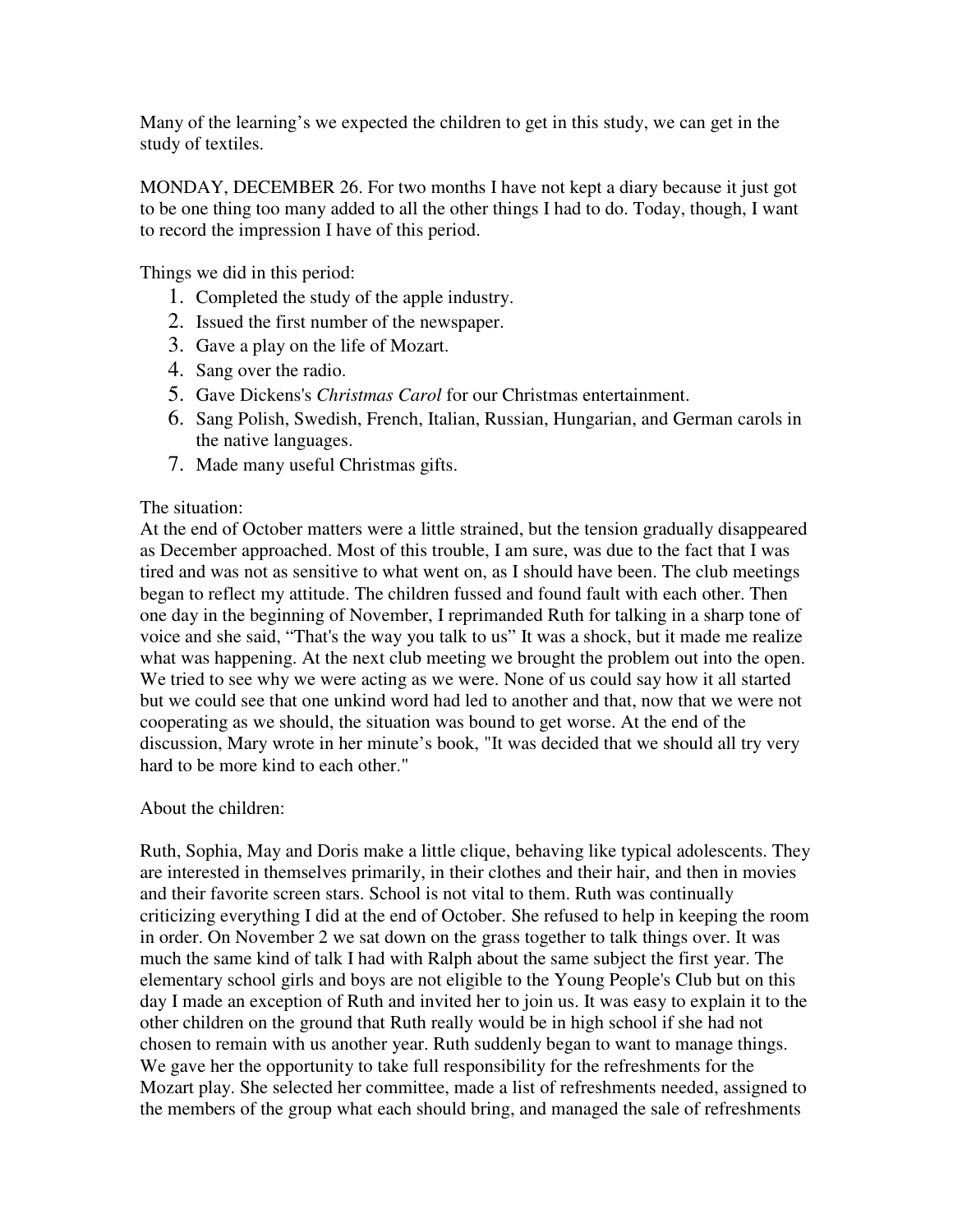Many of the learning's we expected the children to get in this study, we can get in the study of textiles.

MONDAY, DECEMBER 26. For two months I have not kept a diary because it just got to be one thing too many added to all the other things I had to do. Today, though, I want to record the impression I have of this period.

Things we did in this period:

1. Completed the study of the apple industry.
2. Issued the first number of the newspaper.
3. Gave a play on the life of Mozart.
4. Sang over the radio.
5. Gave Dickens's *Christmas Carol* for our Christmas entertainment.
6. Sang Polish, Swedish, French, Italian, Russian, Hungarian, and German carols in the native languages.
7. Made many useful Christmas gifts.

The situation:
At the end of October matters were a little strained, but the tension gradually disappeared as December approached. Most of this trouble, I am sure, was due to the fact that I was tired and was not as sensitive to what went on, as I should have been. The club meetings began to reflect my attitude. The children fussed and found fault with each other. Then one day in the beginning of November, I reprimanded Ruth for talking in a sharp tone of voice and she said, "That's the way you talk to us" It was a shock, but it made me realize what was happening. At the next club meeting we brought the problem out into the open. We tried to see why we were acting as we were. None of us could say how it all started but we could see that one unkind word had led to another and that, now that we were not cooperating as we should, the situation was bound to get worse. At the end of the discussion, Mary wrote in her minute's book, "It was decided that we should all try very hard to be more kind to each other."

About the children:

Ruth, Sophia, May and Doris make a little clique, behaving like typical adolescents. They are interested in themselves primarily, in their clothes and their hair, and then in movies and their favorite screen stars. School is not vital to them. Ruth was continually criticizing everything I did at the end of October. She refused to help in keeping the room in order. On November 2 we sat down on the grass together to talk things over. It was much the same kind of talk I had with Ralph about the same subject the first year. The elementary school girls and boys are not eligible to the Young People's Club but on this day I made an exception of Ruth and invited her to join us. It was easy to explain it to the other children on the ground that Ruth really would be in high school if she had not chosen to remain with us another year. Ruth suddenly began to want to manage things. We gave her the opportunity to take full responsibility for the refreshments for the Mozart play. She selected her committee, made a list of refreshments needed, assigned to the members of the group what each should bring, and managed the sale of refreshments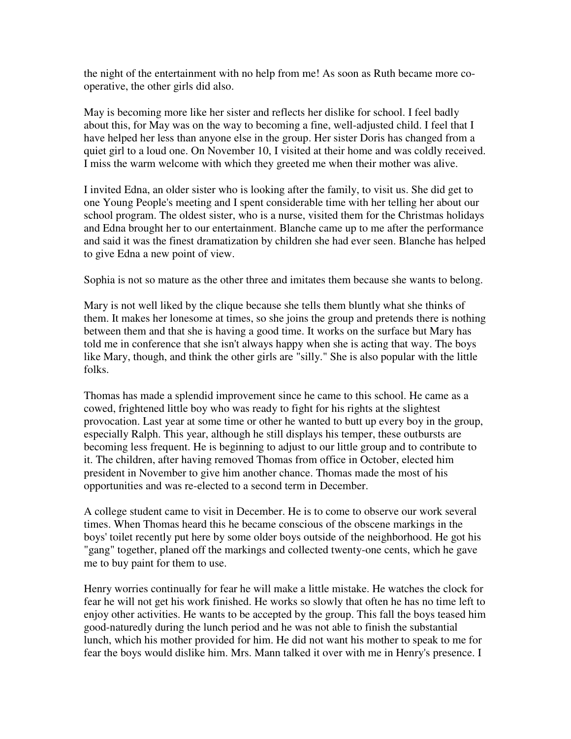the night of the entertainment with no help from me! As soon as Ruth became more co-operative, the other girls did also.

May is becoming more like her sister and reflects her dislike for school. I feel badly about this, for May was on the way to becoming a fine, well-adjusted child. I feel that I have helped her less than anyone else in the group. Her sister Doris has changed from a quiet girl to a loud one. On November 10, I visited at their home and was coldly received. I miss the warm welcome with which they greeted me when their mother was alive.

I invited Edna, an older sister who is looking after the family, to visit us. She did get to one Young People's meeting and I spent considerable time with her telling her about our school program. The oldest sister, who is a nurse, visited them for the Christmas holidays and Edna brought her to our entertainment. Blanche came up to me after the performance and said it was the finest dramatization by children she had ever seen. Blanche has helped to give Edna a new point of view.

Sophia is not so mature as the other three and imitates them because she wants to belong.

Mary is not well liked by the clique because she tells them bluntly what she thinks of them. It makes her lonesome at times, so she joins the group and pretends there is nothing between them and that she is having a good time. It works on the surface but Mary has told me in conference that she isn't always happy when she is acting that way. The boys like Mary, though, and think the other girls are "silly." She is also popular with the little folks.

Thomas has made a splendid improvement since he came to this school. He came as a cowed, frightened little boy who was ready to fight for his rights at the slightest provocation. Last year at some time or other he wanted to butt up every boy in the group, especially Ralph. This year, although he still displays his temper, these outbursts are becoming less frequent. He is beginning to adjust to our little group and to contribute to it. The children, after having removed Thomas from office in October, elected him president in November to give him another chance. Thomas made the most of his opportunities and was re-elected to a second term in December.

A college student came to visit in December. He is to come to observe our work several times. When Thomas heard this he became conscious of the obscene markings in the boys' toilet recently put here by some older boys outside of the neighborhood. He got his "gang" together, planed off the markings and collected twenty-one cents, which he gave me to buy paint for them to use.

Henry worries continually for fear he will make a little mistake. He watches the clock for fear he will not get his work finished. He works so slowly that often he has no time left to enjoy other activities. He wants to be accepted by the group. This fall the boys teased him good-naturedly during the lunch period and he was not able to finish the substantial lunch, which his mother provided for him. He did not want his mother to speak to me for fear the boys would dislike him. Mrs. Mann talked it over with me in Henry's presence. I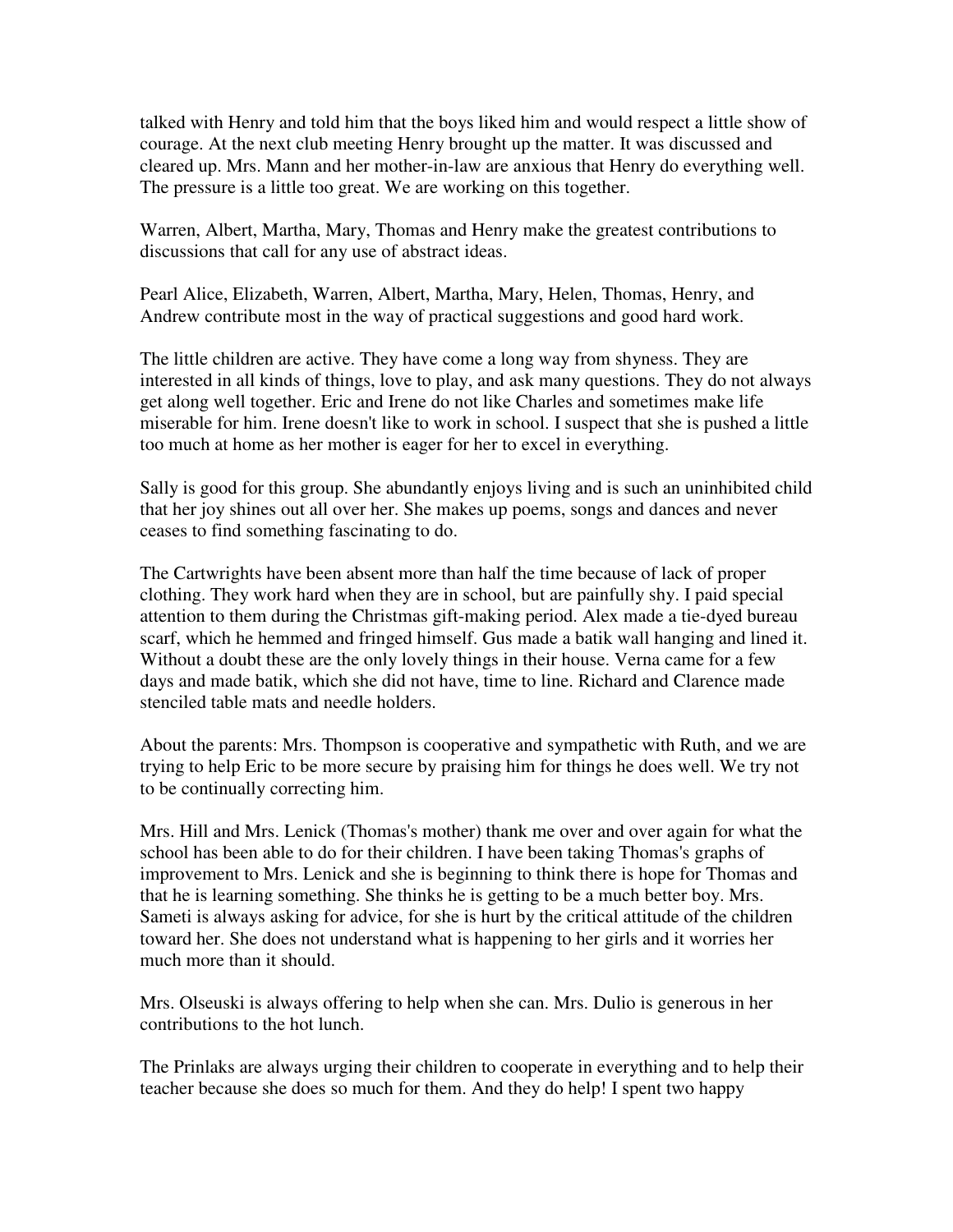talked with Henry and told him that the boys liked him and would respect a little show of courage. At the next club meeting Henry brought up the matter. It was discussed and cleared up. Mrs. Mann and her mother-in-law are anxious that Henry do everything well. The pressure is a little too great. We are working on this together.

Warren, Albert, Martha, Mary, Thomas and Henry make the greatest contributions to discussions that call for any use of abstract ideas.

Pearl Alice, Elizabeth, Warren, Albert, Martha, Mary, Helen, Thomas, Henry, and Andrew contribute most in the way of practical suggestions and good hard work.

The little children are active. They have come a long way from shyness. They are interested in all kinds of things, love to play, and ask many questions. They do not always get along well together. Eric and Irene do not like Charles and sometimes make life miserable for him. Irene doesn't like to work in school. I suspect that she is pushed a little too much at home as her mother is eager for her to excel in everything.

Sally is good for this group. She abundantly enjoys living and is such an uninhibited child that her joy shines out all over her. She makes up poems, songs and dances and never ceases to find something fascinating to do.

The Cartwrights have been absent more than half the time because of lack of proper clothing. They work hard when they are in school, but are painfully shy. I paid special attention to them during the Christmas gift-making period. Alex made a tie-dyed bureau scarf, which he hemmed and fringed himself. Gus made a batik wall hanging and lined it. Without a doubt these are the only lovely things in their house. Verna came for a few days and made batik, which she did not have, time to line. Richard and Clarence made stenciled table mats and needle holders.

About the parents: Mrs. Thompson is cooperative and sympathetic with Ruth, and we are trying to help Eric to be more secure by praising him for things he does well. We try not to be continually correcting him.

Mrs. Hill and Mrs. Lenick (Thomas's mother) thank me over and over again for what the school has been able to do for their children. I have been taking Thomas's graphs of improvement to Mrs. Lenick and she is beginning to think there is hope for Thomas and that he is learning something. She thinks he is getting to be a much better boy. Mrs. Sameti is always asking for advice, for she is hurt by the critical attitude of the children toward her. She does not understand what is happening to her girls and it worries her much more than it should.

Mrs. Olseuski is always offering to help when she can. Mrs. Dulio is generous in her contributions to the hot lunch.

The Prinlaks are always urging their children to cooperate in everything and to help their teacher because she does so much for them. And they do help! I spent two happy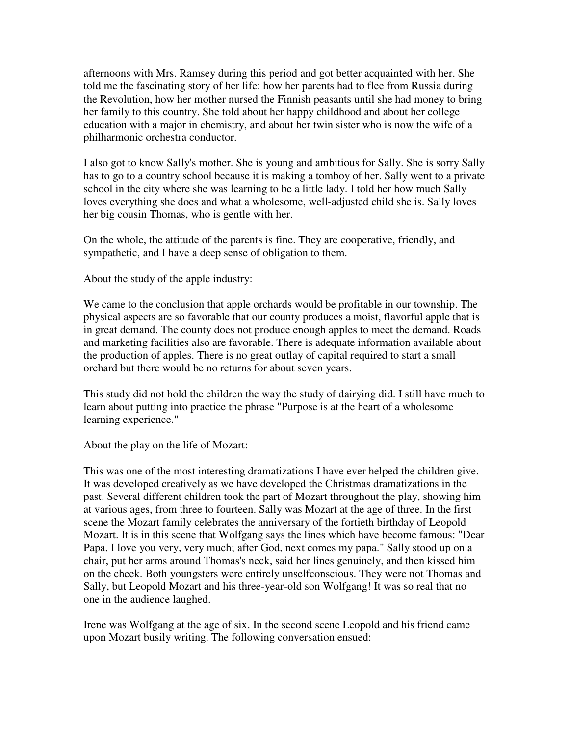afternoons with Mrs. Ramsey during this period and got better acquainted with her. She told me the fascinating story of her life: how her parents had to flee from Russia during the Revolution, how her mother nursed the Finnish peasants until she had money to bring her family to this country. She told about her happy childhood and about her college education with a major in chemistry, and about her twin sister who is now the wife of a philharmonic orchestra conductor.

I also got to know Sally's mother. She is young and ambitious for Sally. She is sorry Sally has to go to a country school because it is making a tomboy of her. Sally went to a private school in the city where she was learning to be a little lady. I told her how much Sally loves everything she does and what a wholesome, well-adjusted child she is. Sally loves her big cousin Thomas, who is gentle with her.

On the whole, the attitude of the parents is fine. They are cooperative, friendly, and sympathetic, and I have a deep sense of obligation to them.

About the study of the apple industry:

We came to the conclusion that apple orchards would be profitable in our township. The physical aspects are so favorable that our county produces a moist, flavorful apple that is in great demand. The county does not produce enough apples to meet the demand. Roads and marketing facilities also are favorable. There is adequate information available about the production of apples. There is no great outlay of capital required to start a small orchard but there would be no returns for about seven years.

This study did not hold the children the way the study of dairying did. I still have much to learn about putting into practice the phrase "Purpose is at the heart of a wholesome learning experience."

About the play on the life of Mozart:

This was one of the most interesting dramatizations I have ever helped the children give. It was developed creatively as we have developed the Christmas dramatizations in the past. Several different children took the part of Mozart throughout the play, showing him at various ages, from three to fourteen. Sally was Mozart at the age of three. In the first scene the Mozart family celebrates the anniversary of the fortieth birthday of Leopold Mozart. It is in this scene that Wolfgang says the lines which have become famous: "Dear Papa, I love you very, very much; after God, next comes my papa." Sally stood up on a chair, put her arms around Thomas's neck, said her lines genuinely, and then kissed him on the cheek. Both youngsters were entirely unselfconscious. They were not Thomas and Sally, but Leopold Mozart and his three-year-old son Wolfgang! It was so real that no one in the audience laughed.

Irene was Wolfgang at the age of six. In the second scene Leopold and his friend came upon Mozart busily writing. The following conversation ensued: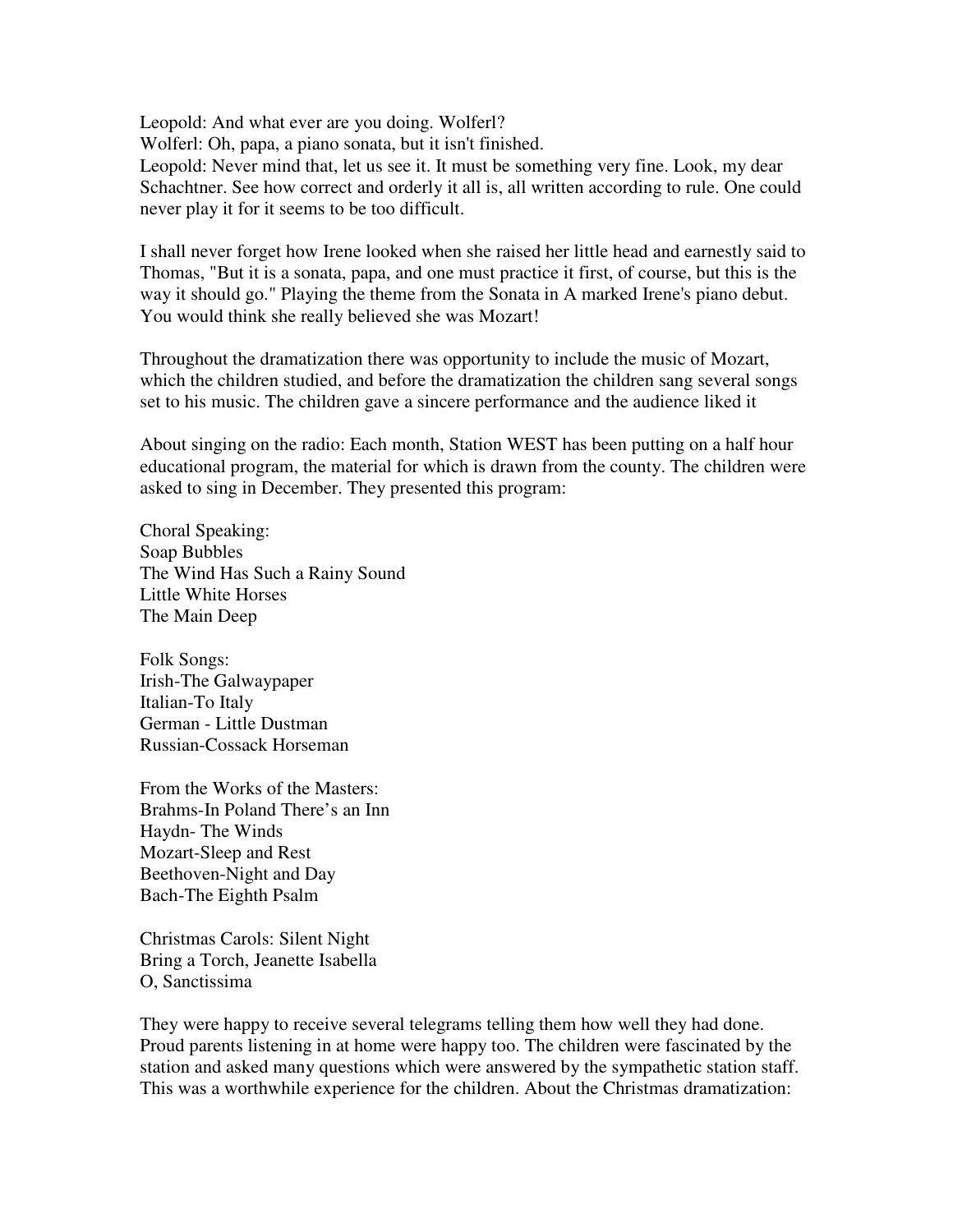Leopold: And what ever are you doing. Wolferl?
Wolferl: Oh, papa, a piano sonata, but it isn't finished.
Leopold: Never mind that, let us see it. It must be something very fine. Look, my dear Schachtner. See how correct and orderly it all is, all written according to rule. One could never play it for it seems to be too difficult.

I shall never forget how Irene looked when she raised her little head and earnestly said to Thomas, "But it is a sonata, papa, and one must practice it first, of course, but this is the way it should go." Playing the theme from the Sonata in A marked Irene's piano debut. You would think she really believed she was Mozart!

Throughout the dramatization there was opportunity to include the music of Mozart, which the children studied, and before the dramatization the children sang several songs set to his music. The children gave a sincere performance and the audience liked it

About singing on the radio: Each month, Station WEST has been putting on a half hour educational program, the material for which is drawn from the county. The children were asked to sing in December. They presented this program:

Choral Speaking:
Soap Bubbles
The Wind Has Such a Rainy Sound
Little White Horses
The Main Deep

Folk Songs:
Irish-The Galwaypaper
Italian-To Italy
German - Little Dustman
Russian-Cossack Horseman

From the Works of the Masters:
Brahms-In Poland There's an Inn
Haydn- The Winds
Mozart-Sleep and Rest
Beethoven-Night and Day
Bach-The Eighth Psalm

Christmas Carols: Silent Night
Bring a Torch, Jeanette Isabella
O, Sanctissima

They were happy to receive several telegrams telling them how well they had done. Proud parents listening in at home were happy too. The children were fascinated by the station and asked many questions which were answered by the sympathetic station staff. This was a worthwhile experience for the children. About the Christmas dramatization: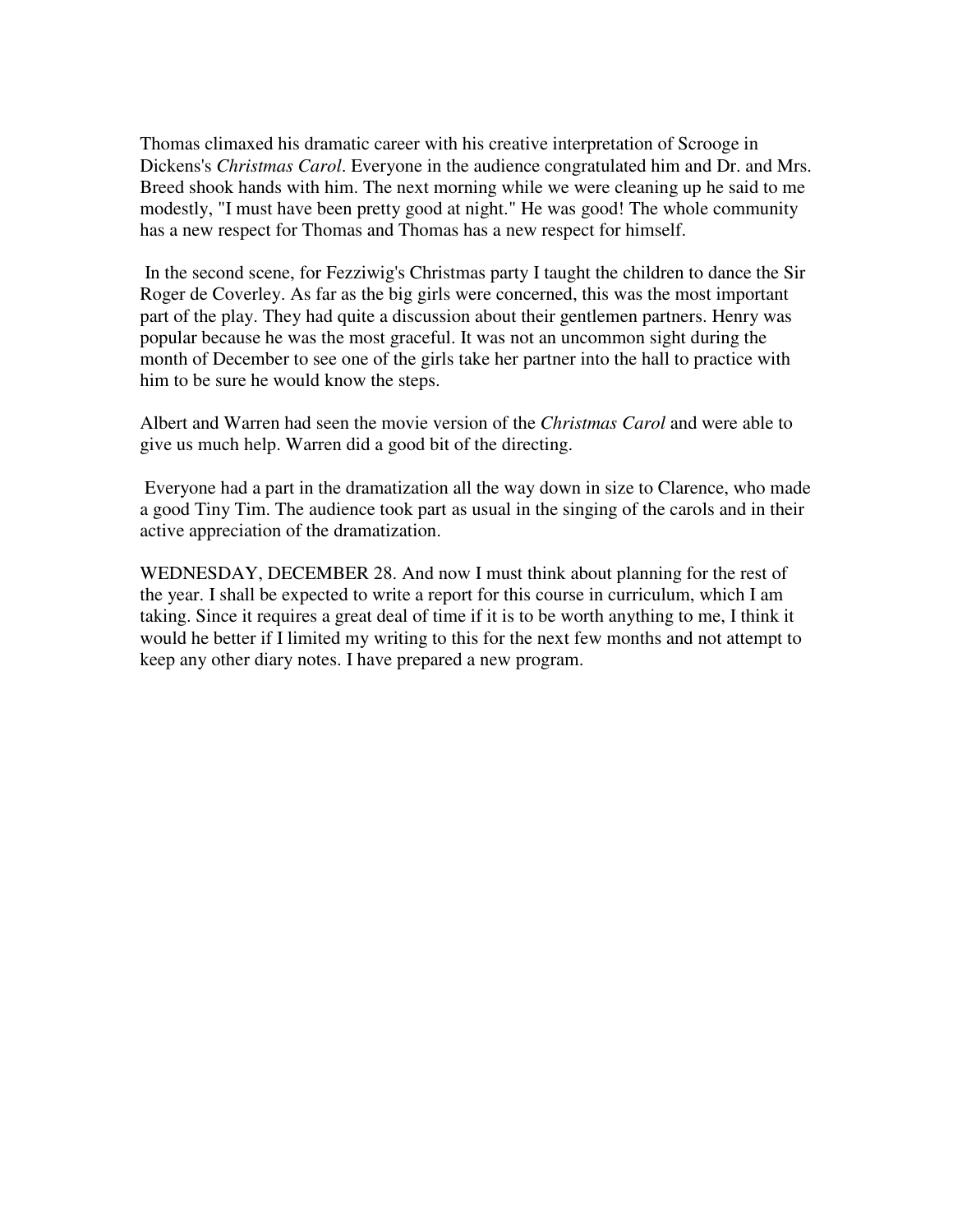Thomas climaxed his dramatic career with his creative interpretation of Scrooge in Dickens's *Christmas Carol*. Everyone in the audience congratulated him and Dr. and Mrs. Breed shook hands with him. The next morning while we were cleaning up he said to me modestly, "I must have been pretty good at night." He was good! The whole community has a new respect for Thomas and Thomas has a new respect for himself.

In the second scene, for Fezziwig's Christmas party I taught the children to dance the Sir Roger de Coverley. As far as the big girls were concerned, this was the most important part of the play. They had quite a discussion about their gentlemen partners. Henry was popular because he was the most graceful. It was not an uncommon sight during the month of December to see one of the girls take her partner into the hall to practice with him to be sure he would know the steps.

Albert and Warren had seen the movie version of the *Christmas Carol* and were able to give us much help. Warren did a good bit of the directing.

Everyone had a part in the dramatization all the way down in size to Clarence, who made a good Tiny Tim. The audience took part as usual in the singing of the carols and in their active appreciation of the dramatization.

WEDNESDAY, DECEMBER 28. And now I must think about planning for the rest of the year. I shall be expected to write a report for this course in curriculum, which I am taking. Since it requires a great deal of time if it is to be worth anything to me, I think it would he better if I limited my writing to this for the next few months and not attempt to keep any other diary notes. I have prepared a new program.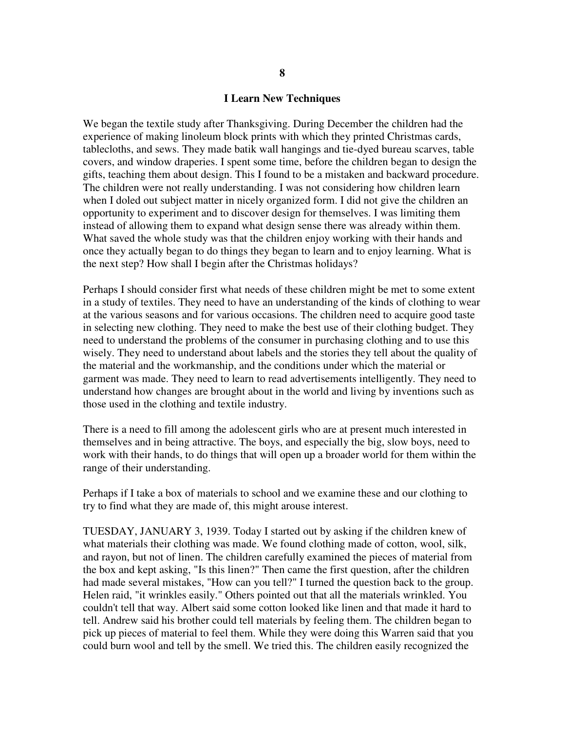## 8

## I Learn New Techniques

We began the textile study after Thanksgiving. During December the children had the experience of making linoleum block prints with which they printed Christmas cards, tablecloths, and sews. They made batik wall hangings and tie-dyed bureau scarves, table covers, and window draperies. I spent some time, before the children began to design the gifts, teaching them about design. This I found to be a mistaken and backward procedure. The children were not really understanding. I was not considering how children learn when I doled out subject matter in nicely organized form. I did not give the children an opportunity to experiment and to discover design for themselves. I was limiting them instead of allowing them to expand what design sense there was already within them. What saved the whole study was that the children enjoy working with their hands and once they actually began to do things they began to learn and to enjoy learning. What is the next step? How shall I begin after the Christmas holidays?

Perhaps I should consider first what needs of these children might be met to some extent in a study of textiles. They need to have an understanding of the kinds of clothing to wear at the various seasons and for various occasions. The children need to acquire good taste in selecting new clothing. They need to make the best use of their clothing budget. They need to understand the problems of the consumer in purchasing clothing and to use this wisely. They need to understand about labels and the stories they tell about the quality of the material and the workmanship, and the conditions under which the material or garment was made. They need to learn to read advertisements intelligently. They need to understand how changes are brought about in the world and living by inventions such as those used in the clothing and textile industry.

There is a need to fill among the adolescent girls who are at present much interested in themselves and in being attractive. The boys, and especially the big, slow boys, need to work with their hands, to do things that will open up a broader world for them within the range of their understanding.

Perhaps if I take a box of materials to school and we examine these and our clothing to try to find what they are made of, this might arouse interest.

TUESDAY, JANUARY 3, 1939. Today I started out by asking if the children knew of what materials their clothing was made. We found clothing made of cotton, wool, silk, and rayon, but not of linen. The children carefully examined the pieces of material from the box and kept asking, "Is this linen?" Then came the first question, after the children had made several mistakes, "How can you tell?" I turned the question back to the group. Helen raid, "it wrinkles easily." Others pointed out that all the materials wrinkled. You couldn't tell that way. Albert said some cotton looked like linen and that made it hard to tell. Andrew said his brother could tell materials by feeling them. The children began to pick up pieces of material to feel them. While they were doing this Warren said that you could burn wool and tell by the smell. We tried this. The children easily recognized the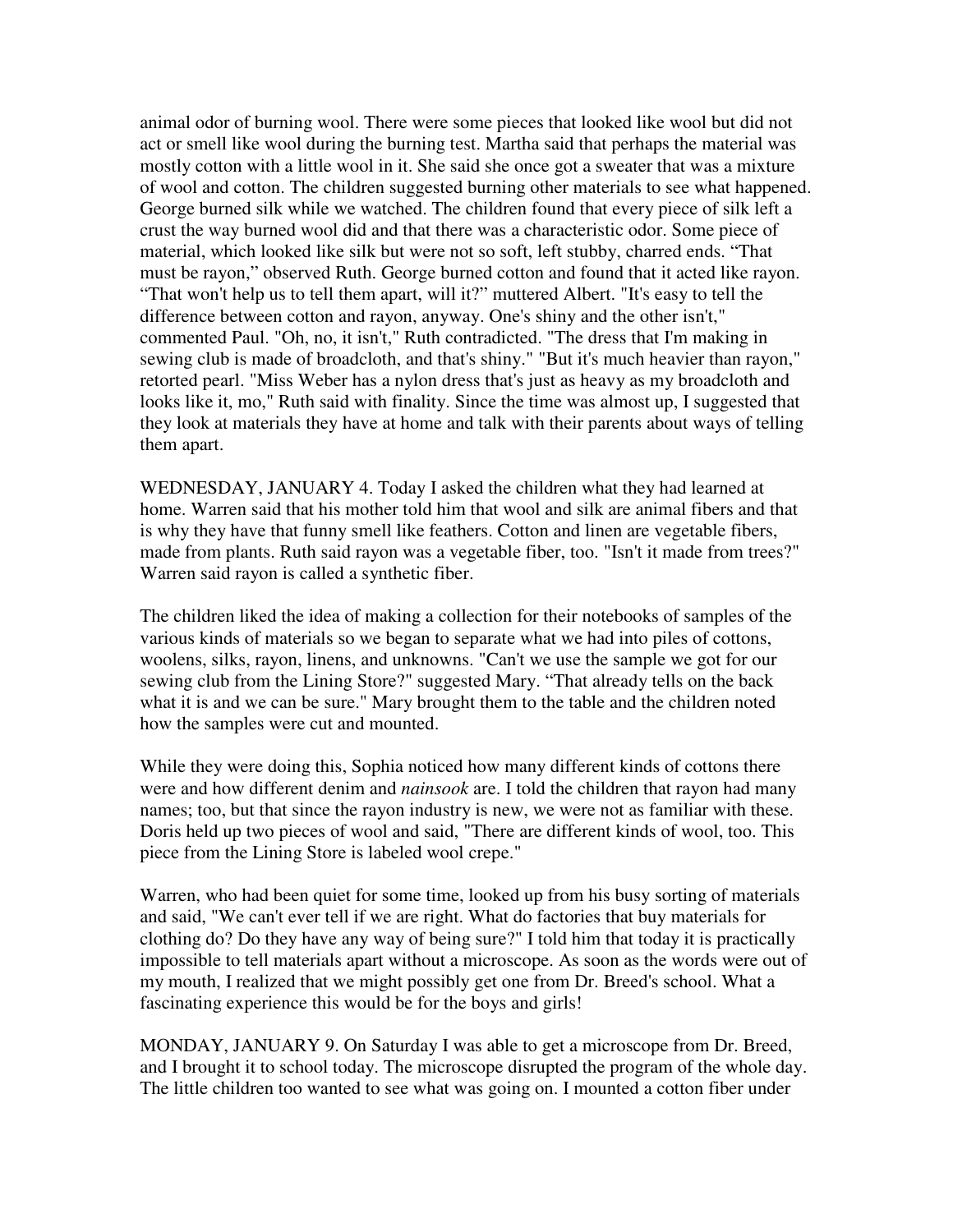animal odor of burning wool. There were some pieces that looked like wool but did not act or smell like wool during the burning test. Martha said that perhaps the material was mostly cotton with a little wool in it. She said she once got a sweater that was a mixture of wool and cotton. The children suggested burning other materials to see what happened. George burned silk while we watched. The children found that every piece of silk left a crust the way burned wool did and that there was a characteristic odor. Some piece of material, which looked like silk but were not so soft, left stubby, charred ends. "That must be rayon," observed Ruth. George burned cotton and found that it acted like rayon. "That won't help us to tell them apart, will it?" muttered Albert. "It's easy to tell the difference between cotton and rayon, anyway. One's shiny and the other isn't," commented Paul. "Oh, no, it isn't," Ruth contradicted. "The dress that I'm making in sewing club is made of broadcloth, and that's shiny." "But it's much heavier than rayon," retorted pearl. "Miss Weber has a nylon dress that's just as heavy as my broadcloth and looks like it, mo," Ruth said with finality. Since the time was almost up, I suggested that they look at materials they have at home and talk with their parents about ways of telling them apart.

WEDNESDAY, JANUARY 4. Today I asked the children what they had learned at home. Warren said that his mother told him that wool and silk are animal fibers and that is why they have that funny smell like feathers. Cotton and linen are vegetable fibers, made from plants. Ruth said rayon was a vegetable fiber, too. "Isn't it made from trees?" Warren said rayon is called a synthetic fiber.

The children liked the idea of making a collection for their notebooks of samples of the various kinds of materials so we began to separate what we had into piles of cottons, woolens, silks, rayon, linens, and unknowns. "Can't we use the sample we got for our sewing club from the Lining Store?" suggested Mary. "That already tells on the back what it is and we can be sure." Mary brought them to the table and the children noted how the samples were cut and mounted.

While they were doing this, Sophia noticed how many different kinds of cottons there were and how different denim and *nainsook* are. I told the children that rayon had many names; too, but that since the rayon industry is new, we were not as familiar with these. Doris held up two pieces of wool and said, "There are different kinds of wool, too. This piece from the Lining Store is labeled wool crepe."

Warren, who had been quiet for some time, looked up from his busy sorting of materials and said, "We can't ever tell if we are right. What do factories that buy materials for clothing do? Do they have any way of being sure?" I told him that today it is practically impossible to tell materials apart without a microscope. As soon as the words were out of my mouth, I realized that we might possibly get one from Dr. Breed's school. What a fascinating experience this would be for the boys and girls!

MONDAY, JANUARY 9. On Saturday I was able to get a microscope from Dr. Breed, and I brought it to school today. The microscope disrupted the program of the whole day. The little children too wanted to see what was going on. I mounted a cotton fiber under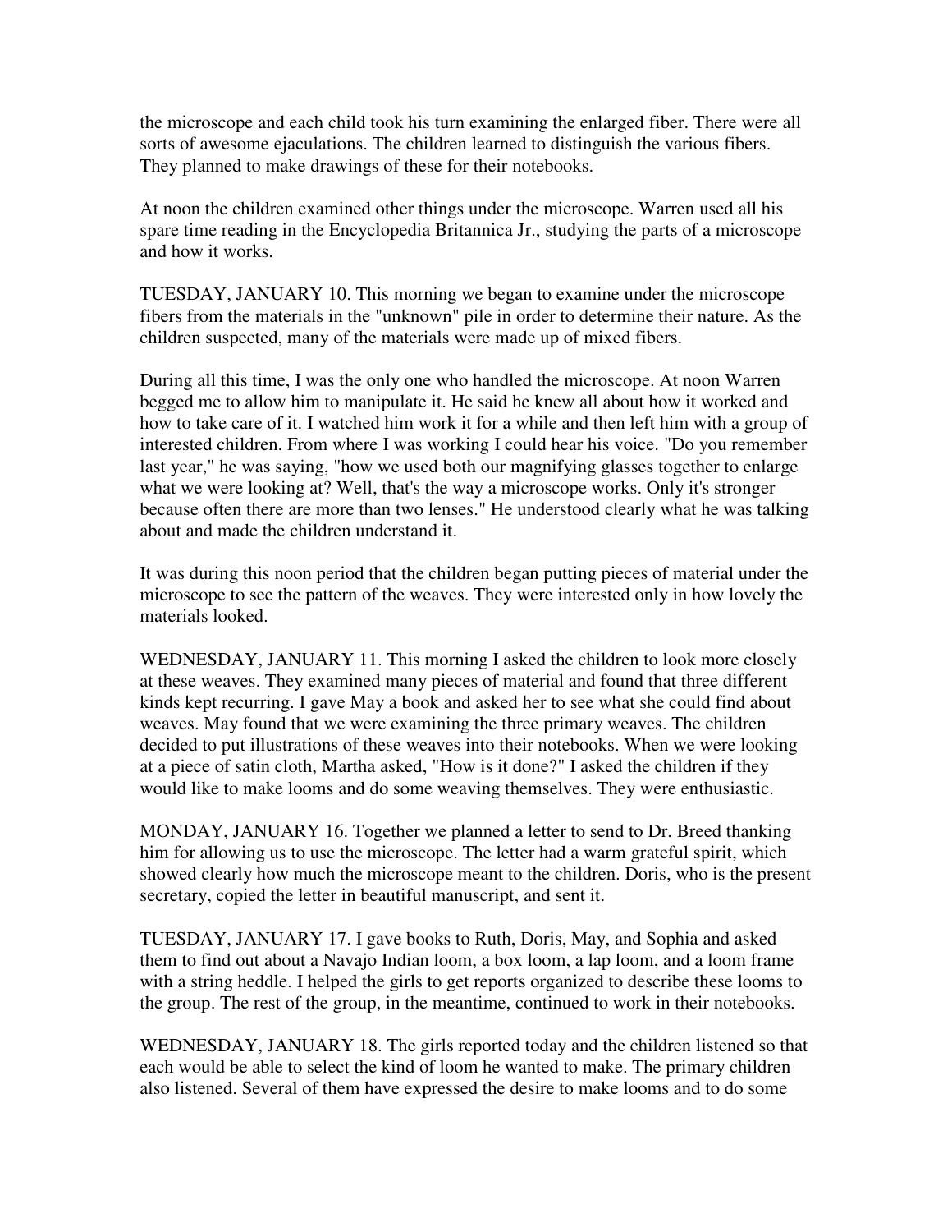the microscope and each child took his turn examining the enlarged fiber. There were all sorts of awesome ejaculations. The children learned to distinguish the various fibers. They planned to make drawings of these for their notebooks.

At noon the children examined other things under the microscope. Warren used all his spare time reading in the Encyclopedia Britannica Jr., studying the parts of a microscope and how it works.

TUESDAY, JANUARY 10. This morning we began to examine under the microscope fibers from the materials in the "unknown" pile in order to determine their nature. As the children suspected, many of the materials were made up of mixed fibers.

During all this time, I was the only one who handled the microscope. At noon Warren begged me to allow him to manipulate it. He said he knew all about how it worked and how to take care of it. I watched him work it for a while and then left him with a group of interested children. From where I was working I could hear his voice. "Do you remember last year," he was saying, "how we used both our magnifying glasses together to enlarge what we were looking at? Well, that's the way a microscope works. Only it's stronger because often there are more than two lenses." He understood clearly what he was talking about and made the children understand it.

It was during this noon period that the children began putting pieces of material under the microscope to see the pattern of the weaves. They were interested only in how lovely the materials looked.

WEDNESDAY, JANUARY 11. This morning I asked the children to look more closely at these weaves. They examined many pieces of material and found that three different kinds kept recurring. I gave May a book and asked her to see what she could find about weaves. May found that we were examining the three primary weaves. The children decided to put illustrations of these weaves into their notebooks. When we were looking at a piece of satin cloth, Martha asked, "How is it done?" I asked the children if they would like to make looms and do some weaving themselves. They were enthusiastic.

MONDAY, JANUARY 16. Together we planned a letter to send to Dr. Breed thanking him for allowing us to use the microscope. The letter had a warm grateful spirit, which showed clearly how much the microscope meant to the children. Doris, who is the present secretary, copied the letter in beautiful manuscript, and sent it.

TUESDAY, JANUARY 17. I gave books to Ruth, Doris, May, and Sophia and asked them to find out about a Navajo Indian loom, a box loom, a lap loom, and a loom frame with a string heddle. I helped the girls to get reports organized to describe these looms to the group. The rest of the group, in the meantime, continued to work in their notebooks.

WEDNESDAY, JANUARY 18. The girls reported today and the children listened so that each would be able to select the kind of loom he wanted to make. The primary children also listened. Several of them have expressed the desire to make looms and to do some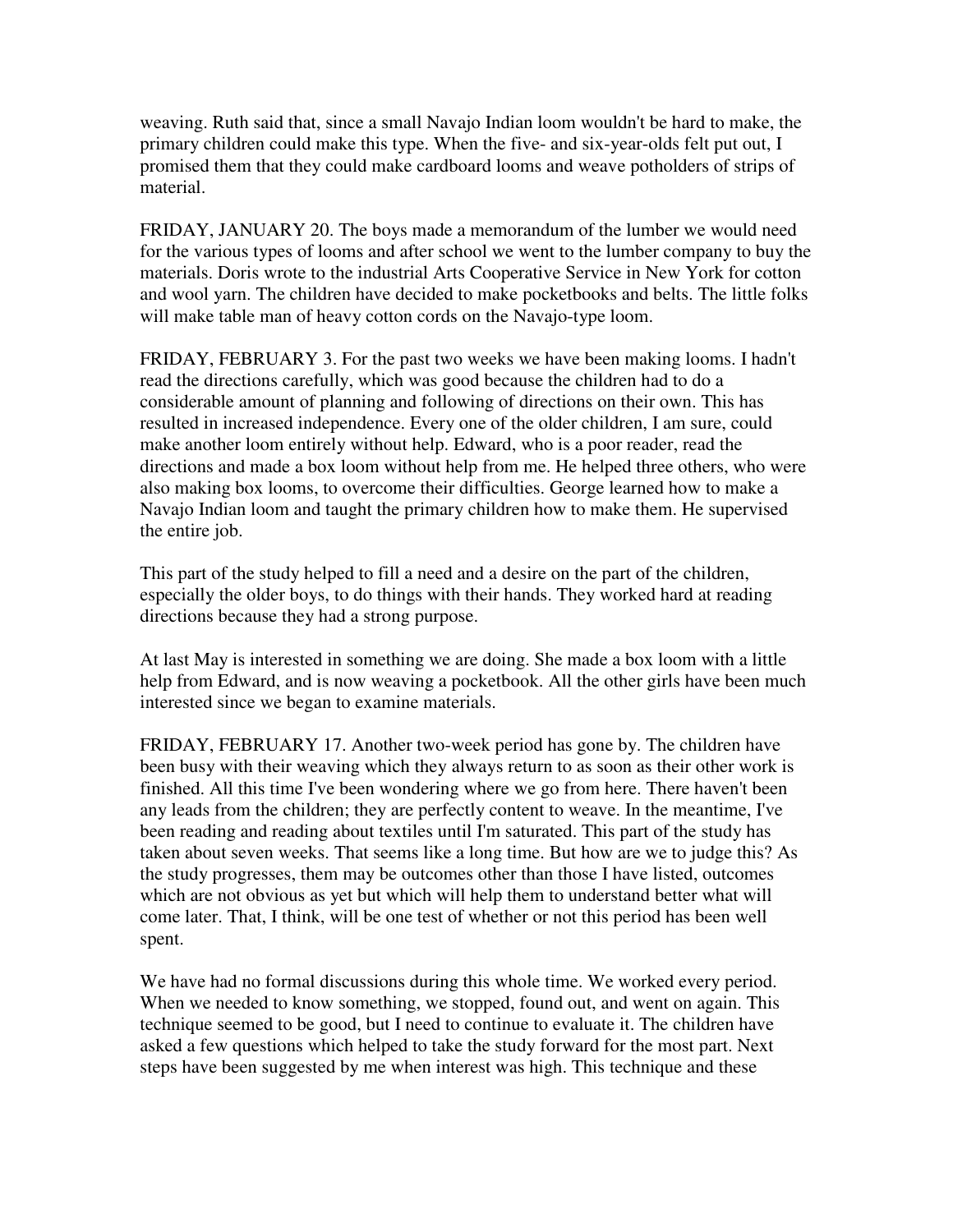weaving. Ruth said that, since a small Navajo Indian loom wouldn't be hard to make, the primary children could make this type. When the five- and six-year-olds felt put out, I promised them that they could make cardboard looms and weave potholders of strips of material.

FRIDAY, JANUARY 20. The boys made a memorandum of the lumber we would need for the various types of looms and after school we went to the lumber company to buy the materials. Doris wrote to the industrial Arts Cooperative Service in New York for cotton and wool yarn. The children have decided to make pocketbooks and belts. The little folks will make table man of heavy cotton cords on the Navajo-type loom.

FRIDAY, FEBRUARY 3. For the past two weeks we have been making looms. I hadn't read the directions carefully, which was good because the children had to do a considerable amount of planning and following of directions on their own. This has resulted in increased independence. Every one of the older children, I am sure, could make another loom entirely without help. Edward, who is a poor reader, read the directions and made a box loom without help from me. He helped three others, who were also making box looms, to overcome their difficulties. George learned how to make a Navajo Indian loom and taught the primary children how to make them. He supervised the entire job.

This part of the study helped to fill a need and a desire on the part of the children, especially the older boys, to do things with their hands. They worked hard at reading directions because they had a strong purpose.

At last May is interested in something we are doing. She made a box loom with a little help from Edward, and is now weaving a pocketbook. All the other girls have been much interested since we began to examine materials.

FRIDAY, FEBRUARY 17. Another two-week period has gone by. The children have been busy with their weaving which they always return to as soon as their other work is finished. All this time I've been wondering where we go from here. There haven't been any leads from the children; they are perfectly content to weave. In the meantime, I've been reading and reading about textiles until I'm saturated. This part of the study has taken about seven weeks. That seems like a long time. But how are we to judge this? As the study progresses, them may be outcomes other than those I have listed, outcomes which are not obvious as yet but which will help them to understand better what will come later. That, I think, will be one test of whether or not this period has been well spent.

We have had no formal discussions during this whole time. We worked every period. When we needed to know something, we stopped, found out, and went on again. This technique seemed to be good, but I need to continue to evaluate it. The children have asked a few questions which helped to take the study forward for the most part. Next steps have been suggested by me when interest was high. This technique and these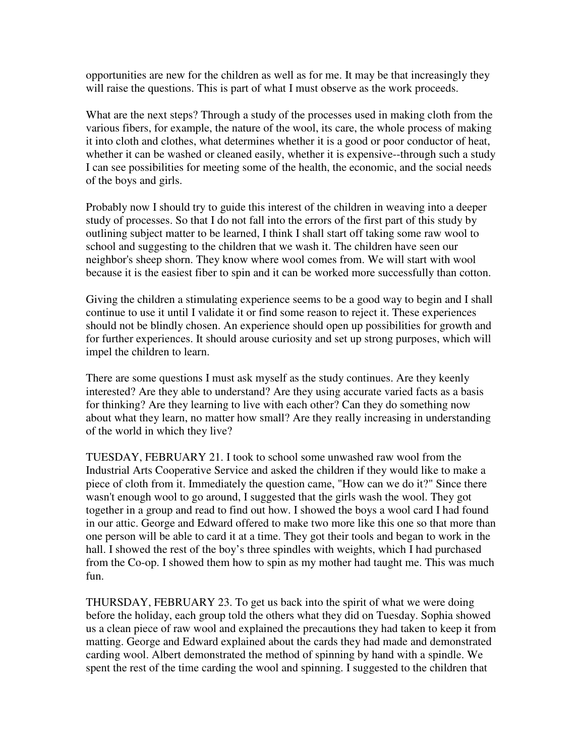opportunities are new for the children as well as for me. It may be that increasingly they will raise the questions. This is part of what I must observe as the work proceeds.

What are the next steps? Through a study of the processes used in making cloth from the various fibers, for example, the nature of the wool, its care, the whole process of making it into cloth and clothes, what determines whether it is a good or poor conductor of heat, whether it can be washed or cleaned easily, whether it is expensive--through such a study I can see possibilities for meeting some of the health, the economic, and the social needs of the boys and girls.

Probably now I should try to guide this interest of the children in weaving into a deeper study of processes. So that I do not fall into the errors of the first part of this study by outlining subject matter to be learned, I think I shall start off taking some raw wool to school and suggesting to the children that we wash it. The children have seen our neighbor's sheep shorn. They know where wool comes from. We will start with wool because it is the easiest fiber to spin and it can be worked more successfully than cotton.

Giving the children a stimulating experience seems to be a good way to begin and I shall continue to use it until I validate it or find some reason to reject it. These experiences should not be blindly chosen. An experience should open up possibilities for growth and for further experiences. It should arouse curiosity and set up strong purposes, which will impel the children to learn.

There are some questions I must ask myself as the study continues. Are they keenly interested? Are they able to understand? Are they using accurate varied facts as a basis for thinking? Are they learning to live with each other? Can they do something now about what they learn, no matter how small? Are they really increasing in understanding of the world in which they live?

TUESDAY, FEBRUARY 21. I took to school some unwashed raw wool from the Industrial Arts Cooperative Service and asked the children if they would like to make a piece of cloth from it. Immediately the question came, "How can we do it?" Since there wasn't enough wool to go around, I suggested that the girls wash the wool. They got together in a group and read to find out how. I showed the boys a wool card I had found in our attic. George and Edward offered to make two more like this one so that more than one person will be able to card it at a time. They got their tools and began to work in the hall. I showed the rest of the boy's three spindles with weights, which I had purchased from the Co-op. I showed them how to spin as my mother had taught me. This was much fun.

THURSDAY, FEBRUARY 23. To get us back into the spirit of what we were doing before the holiday, each group told the others what they did on Tuesday. Sophia showed us a clean piece of raw wool and explained the precautions they had taken to keep it from matting. George and Edward explained about the cards they had made and demonstrated carding wool. Albert demonstrated the method of spinning by hand with a spindle. We spent the rest of the time carding the wool and spinning. I suggested to the children that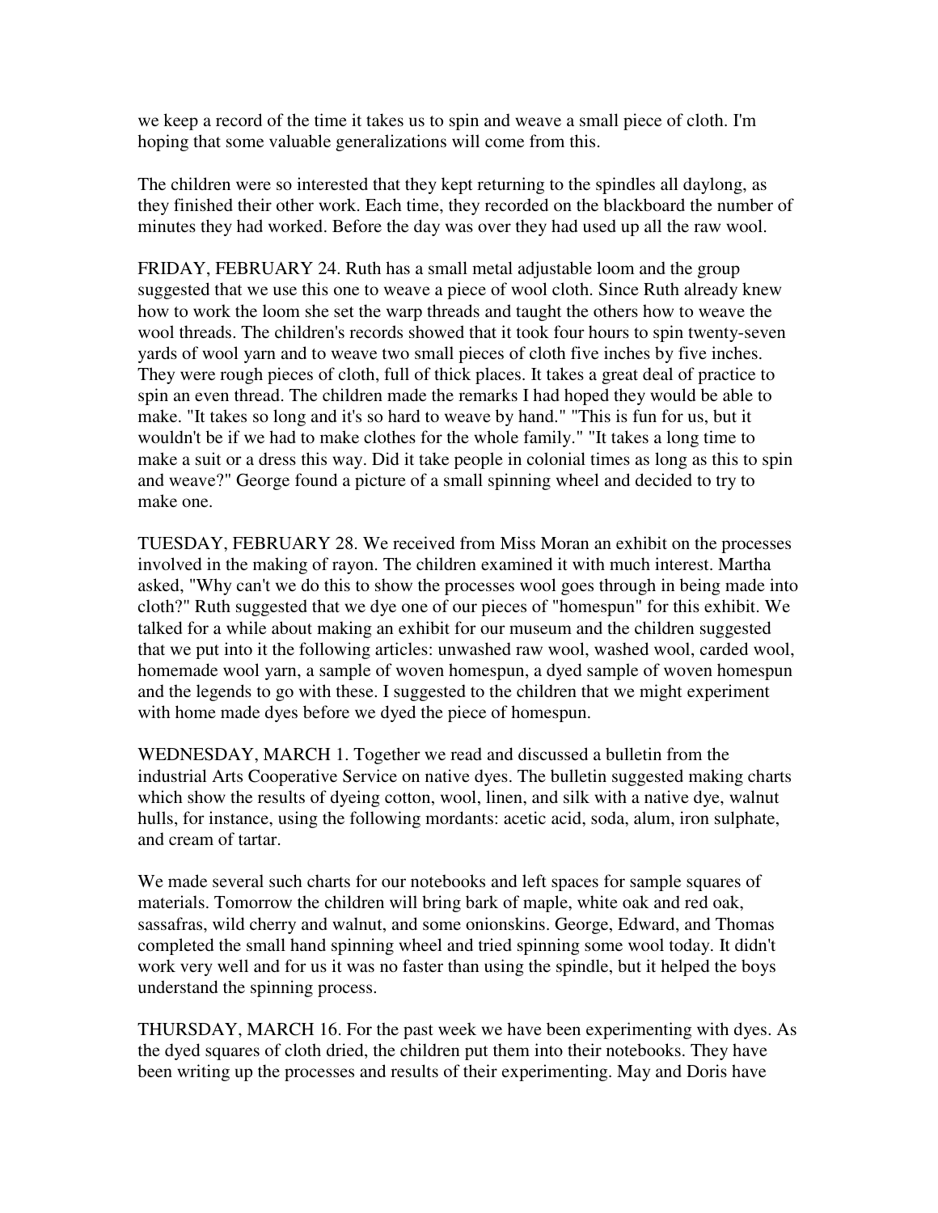we keep a record of the time it takes us to spin and weave a small piece of cloth. I'm hoping that some valuable generalizations will come from this.

The children were so interested that they kept returning to the spindles all daylong, as they finished their other work. Each time, they recorded on the blackboard the number of minutes they had worked. Before the day was over they had used up all the raw wool.

FRIDAY, FEBRUARY 24. Ruth has a small metal adjustable loom and the group suggested that we use this one to weave a piece of wool cloth. Since Ruth already knew how to work the loom she set the warp threads and taught the others how to weave the wool threads. The children's records showed that it took four hours to spin twenty-seven yards of wool yarn and to weave two small pieces of cloth five inches by five inches. They were rough pieces of cloth, full of thick places. It takes a great deal of practice to spin an even thread. The children made the remarks I had hoped they would be able to make. "It takes so long and it's so hard to weave by hand." "This is fun for us, but it wouldn't be if we had to make clothes for the whole family." "It takes a long time to make a suit or a dress this way. Did it take people in colonial times as long as this to spin and weave?" George found a picture of a small spinning wheel and decided to try to make one.

TUESDAY, FEBRUARY 28. We received from Miss Moran an exhibit on the processes involved in the making of rayon. The children examined it with much interest. Martha asked, "Why can't we do this to show the processes wool goes through in being made into cloth?" Ruth suggested that we dye one of our pieces of "homespun" for this exhibit. We talked for a while about making an exhibit for our museum and the children suggested that we put into it the following articles: unwashed raw wool, washed wool, carded wool, homemade wool yarn, a sample of woven homespun, a dyed sample of woven homespun and the legends to go with these. I suggested to the children that we might experiment with home made dyes before we dyed the piece of homespun.

WEDNESDAY, MARCH 1. Together we read and discussed a bulletin from the industrial Arts Cooperative Service on native dyes. The bulletin suggested making charts which show the results of dyeing cotton, wool, linen, and silk with a native dye, walnut hulls, for instance, using the following mordants: acetic acid, soda, alum, iron sulphate, and cream of tartar.

We made several such charts for our notebooks and left spaces for sample squares of materials. Tomorrow the children will bring bark of maple, white oak and red oak, sassafras, wild cherry and walnut, and some onionskins. George, Edward, and Thomas completed the small hand spinning wheel and tried spinning some wool today. It didn't work very well and for us it was no faster than using the spindle, but it helped the boys understand the spinning process.

THURSDAY, MARCH 16. For the past week we have been experimenting with dyes. As the dyed squares of cloth dried, the children put them into their notebooks. They have been writing up the processes and results of their experimenting. May and Doris have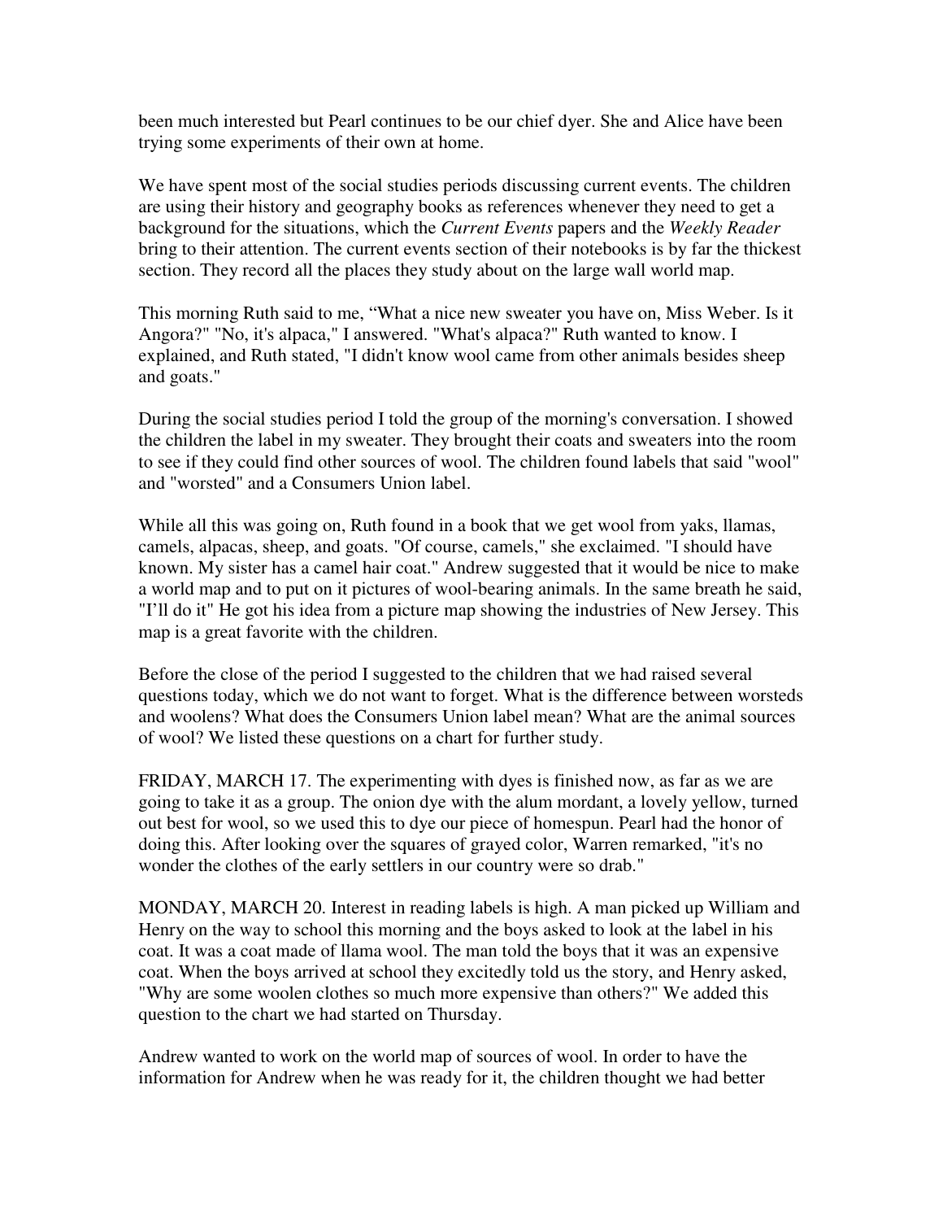been much interested but Pearl continues to be our chief dyer. She and Alice have been trying some experiments of their own at home.

We have spent most of the social studies periods discussing current events. The children are using their history and geography books as references whenever they need to get a background for the situations, which the *Current Events* papers and the *Weekly Reader* bring to their attention. The current events section of their notebooks is by far the thickest section. They record all the places they study about on the large wall world map.

This morning Ruth said to me, "What a nice new sweater you have on, Miss Weber. Is it Angora?" "No, it's alpaca," I answered. "What's alpaca?" Ruth wanted to know. I explained, and Ruth stated, "I didn't know wool came from other animals besides sheep and goats."

During the social studies period I told the group of the morning's conversation. I showed the children the label in my sweater. They brought their coats and sweaters into the room to see if they could find other sources of wool. The children found labels that said "wool" and "worsted" and a Consumers Union label.

While all this was going on, Ruth found in a book that we get wool from yaks, llamas, camels, alpacas, sheep, and goats. "Of course, camels," she exclaimed. "I should have known. My sister has a camel hair coat." Andrew suggested that it would be nice to make a world map and to put on it pictures of wool-bearing animals. In the same breath he said, "I'll do it" He got his idea from a picture map showing the industries of New Jersey. This map is a great favorite with the children.

Before the close of the period I suggested to the children that we had raised several questions today, which we do not want to forget. What is the difference between worsteds and woolens? What does the Consumers Union label mean? What are the animal sources of wool? We listed these questions on a chart for further study.

FRIDAY, MARCH 17. The experimenting with dyes is finished now, as far as we are going to take it as a group. The onion dye with the alum mordant, a lovely yellow, turned out best for wool, so we used this to dye our piece of homespun. Pearl had the honor of doing this. After looking over the squares of grayed color, Warren remarked, "it's no wonder the clothes of the early settlers in our country were so drab."

MONDAY, MARCH 20. Interest in reading labels is high. A man picked up William and Henry on the way to school this morning and the boys asked to look at the label in his coat. It was a coat made of llama wool. The man told the boys that it was an expensive coat. When the boys arrived at school they excitedly told us the story, and Henry asked, "Why are some woolen clothes so much more expensive than others?" We added this question to the chart we had started on Thursday.

Andrew wanted to work on the world map of sources of wool. In order to have the information for Andrew when he was ready for it, the children thought we had better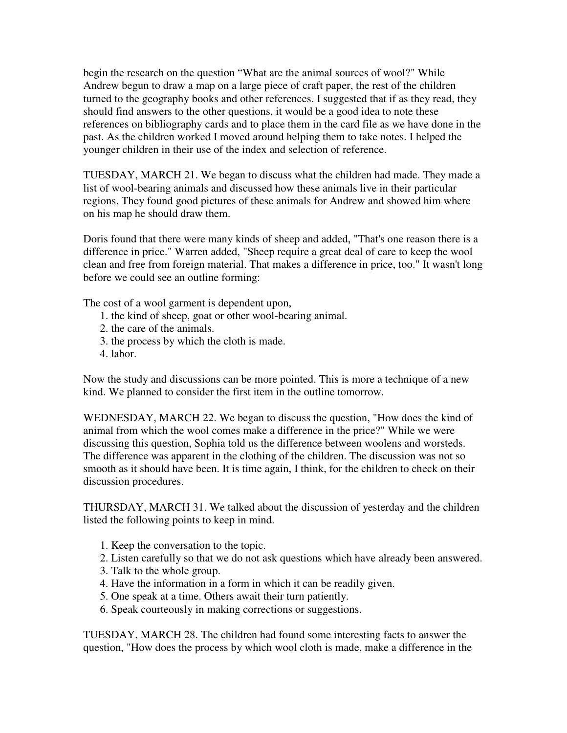begin the research on the question “What are the animal sources of wool?" While Andrew begun to draw a map on a large piece of craft paper, the rest of the children turned to the geography books and other references. I suggested that if as they read, they should find answers to the other questions, it would be a good idea to note these references on bibliography cards and to place them in the card file as we have done in the past. As the children worked I moved around helping them to take notes. I helped the younger children in their use of the index and selection of reference.

TUESDAY, MARCH 21. We began to discuss what the children had made. They made a list of wool-bearing animals and discussed how these animals live in their particular regions. They found good pictures of these animals for Andrew and showed him where on his map he should draw them.

Doris found that there were many kinds of sheep and added, "That's one reason there is a difference in price." Warren added, "Sheep require a great deal of care to keep the wool clean and free from foreign material. That makes a difference in price, too." It wasn't long before we could see an outline forming:

The cost of a wool garment is dependent upon,

1. the kind of sheep, goat or other wool-bearing animal.
2. the care of the animals.
3. the process by which the cloth is made.
4. labor.

Now the study and discussions can be more pointed. This is more a technique of a new kind. We planned to consider the first item in the outline tomorrow.

WEDNESDAY, MARCH 22. We began to discuss the question, "How does the kind of animal from which the wool comes make a difference in the price?" While we were discussing this question, Sophia told us the difference between woolens and worsteds. The difference was apparent in the clothing of the children. The discussion was not so smooth as it should have been. It is time again, I think, for the children to check on their discussion procedures.

THURSDAY, MARCH 31. We talked about the discussion of yesterday and the children listed the following points to keep in mind.

1. Keep the conversation to the topic.
2. Listen carefully so that we do not ask questions which have already been answered.
3. Talk to the whole group.
4. Have the information in a form in which it can be readily given.
5. One speak at a time. Others await their turn patiently.
6. Speak courteously in making corrections or suggestions.

TUESDAY, MARCH 28. The children had found some interesting facts to answer the question, "How does the process by which wool cloth is made, make a difference in the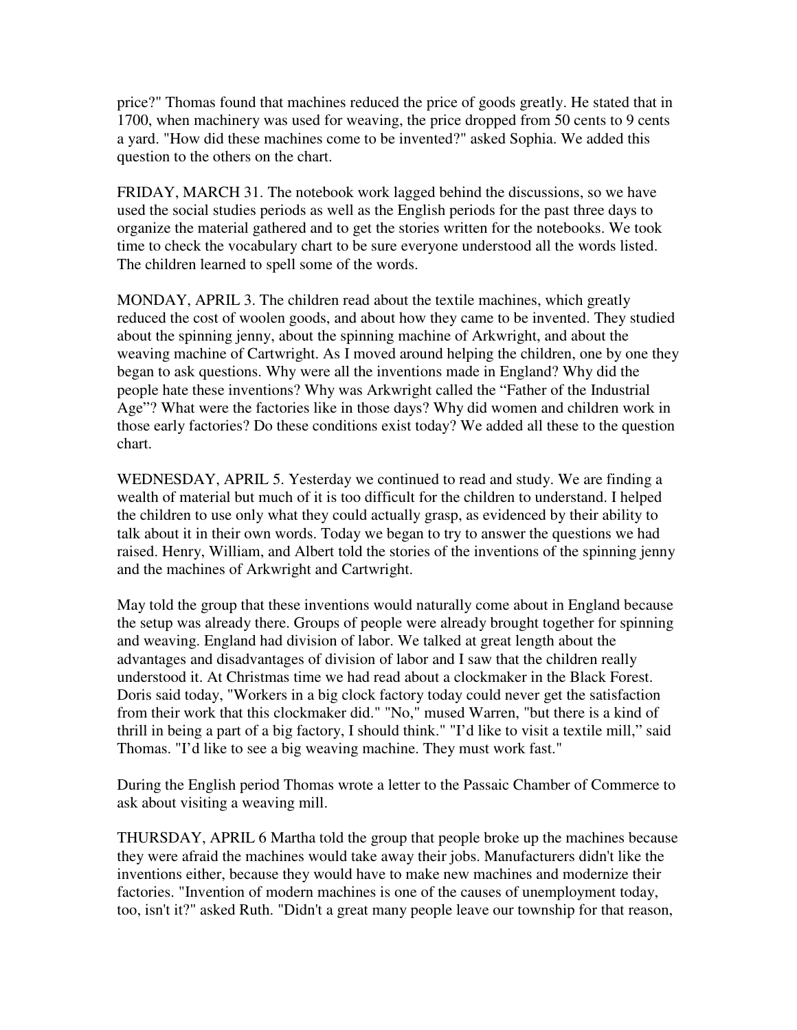price?" Thomas found that machines reduced the price of goods greatly. He stated that in 1700, when machinery was used for weaving, the price dropped from 50 cents to 9 cents a yard. "How did these machines come to be invented?" asked Sophia. We added this question to the others on the chart.

FRIDAY, MARCH 31. The notebook work lagged behind the discussions, so we have used the social studies periods as well as the English periods for the past three days to organize the material gathered and to get the stories written for the notebooks. We took time to check the vocabulary chart to be sure everyone understood all the words listed. The children learned to spell some of the words.

MONDAY, APRIL 3. The children read about the textile machines, which greatly reduced the cost of woolen goods, and about how they came to be invented. They studied about the spinning jenny, about the spinning machine of Arkwright, and about the weaving machine of Cartwright. As I moved around helping the children, one by one they began to ask questions. Why were all the inventions made in England? Why did the people hate these inventions? Why was Arkwright called the "Father of the Industrial Age"? What were the factories like in those days? Why did women and children work in those early factories? Do these conditions exist today? We added all these to the question chart.

WEDNESDAY, APRIL 5. Yesterday we continued to read and study. We are finding a wealth of material but much of it is too difficult for the children to understand. I helped the children to use only what they could actually grasp, as evidenced by their ability to talk about it in their own words. Today we began to try to answer the questions we had raised. Henry, William, and Albert told the stories of the inventions of the spinning jenny and the machines of Arkwright and Cartwright.

May told the group that these inventions would naturally come about in England because the setup was already there. Groups of people were already brought together for spinning and weaving. England had division of labor. We talked at great length about the advantages and disadvantages of division of labor and I saw that the children really understood it. At Christmas time we had read about a clockmaker in the Black Forest. Doris said today, "Workers in a big clock factory today could never get the satisfaction from their work that this clockmaker did." "No," mused Warren, "but there is a kind of thrill in being a part of a big factory, I should think." "I'd like to visit a textile mill," said Thomas. "I'd like to see a big weaving machine. They must work fast."

During the English period Thomas wrote a letter to the Passaic Chamber of Commerce to ask about visiting a weaving mill.

THURSDAY, APRIL 6 Martha told the group that people broke up the machines because they were afraid the machines would take away their jobs. Manufacturers didn't like the inventions either, because they would have to make new machines and modernize their factories. "Invention of modern machines is one of the causes of unemployment today, too, isn't it?" asked Ruth. "Didn't a great many people leave our township for that reason,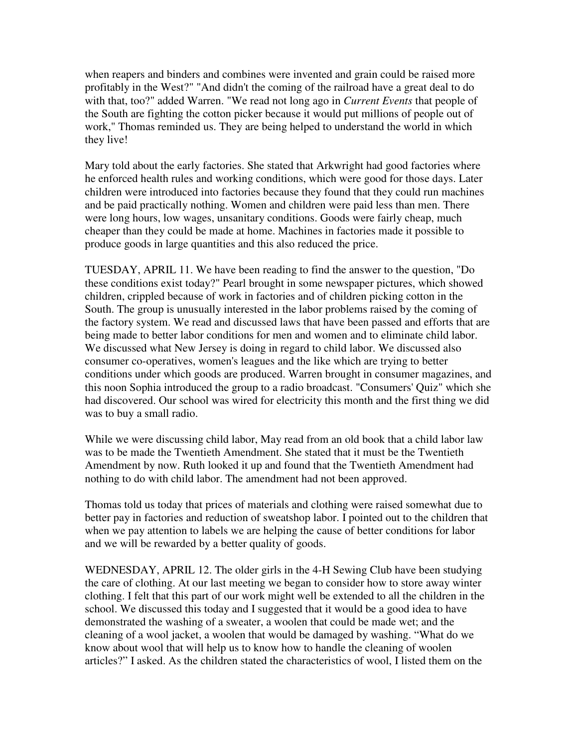when reapers and binders and combines were invented and grain could be raised more profitably in the West?" "And didn't the coming of the railroad have a great deal to do with that, too?" added Warren. "We read not long ago in *Current Events* that people of the South are fighting the cotton picker because it would put millions of people out of work," Thomas reminded us. They are being helped to understand the world in which they live!

Mary told about the early factories. She stated that Arkwright had good factories where he enforced health rules and working conditions, which were good for those days. Later children were introduced into factories because they found that they could run machines and be paid practically nothing. Women and children were paid less than men. There were long hours, low wages, unsanitary conditions. Goods were fairly cheap, much cheaper than they could be made at home. Machines in factories made it possible to produce goods in large quantities and this also reduced the price.

TUESDAY, APRIL 11. We have been reading to find the answer to the question, "Do these conditions exist today?" Pearl brought in some newspaper pictures, which showed children, crippled because of work in factories and of children picking cotton in the South. The group is unusually interested in the labor problems raised by the coming of the factory system. We read and discussed laws that have been passed and efforts that are being made to better labor conditions for men and women and to eliminate child labor. We discussed what New Jersey is doing in regard to child labor. We discussed also consumer co-operatives, women's leagues and the like which are trying to better conditions under which goods are produced. Warren brought in consumer magazines, and this noon Sophia introduced the group to a radio broadcast. "Consumers' Quiz" which she had discovered. Our school was wired for electricity this month and the first thing we did was to buy a small radio.

While we were discussing child labor, May read from an old book that a child labor law was to be made the Twentieth Amendment. She stated that it must be the Twentieth Amendment by now. Ruth looked it up and found that the Twentieth Amendment had nothing to do with child labor. The amendment had not been approved.

Thomas told us today that prices of materials and clothing were raised somewhat due to better pay in factories and reduction of sweatshop labor. I pointed out to the children that when we pay attention to labels we are helping the cause of better conditions for labor and we will be rewarded by a better quality of goods.

WEDNESDAY, APRIL 12. The older girls in the 4-H Sewing Club have been studying the care of clothing. At our last meeting we began to consider how to store away winter clothing. I felt that this part of our work might well be extended to all the children in the school. We discussed this today and I suggested that it would be a good idea to have demonstrated the washing of a sweater, a woolen that could be made wet; and the cleaning of a wool jacket, a woolen that would be damaged by washing. "What do we know about wool that will help us to know how to handle the cleaning of woolen articles?" I asked. As the children stated the characteristics of wool, I listed them on the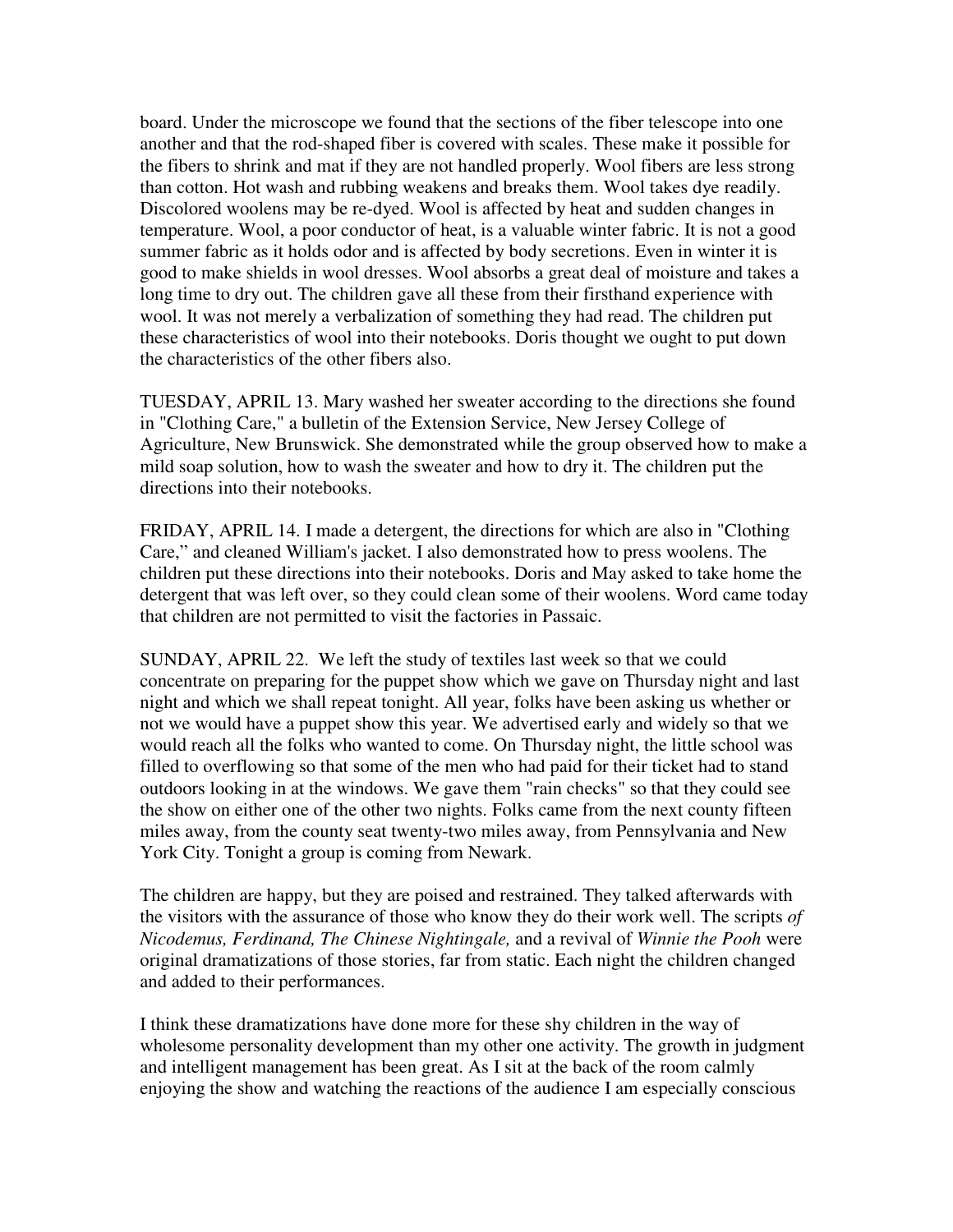board. Under the microscope we found that the sections of the fiber telescope into one another and that the rod-shaped fiber is covered with scales. These make it possible for the fibers to shrink and mat if they are not handled properly. Wool fibers are less strong than cotton. Hot wash and rubbing weakens and breaks them. Wool takes dye readily. Discolored woolens may be re-dyed. Wool is affected by heat and sudden changes in temperature. Wool, a poor conductor of heat, is a valuable winter fabric. It is not a good summer fabric as it holds odor and is affected by body secretions. Even in winter it is good to make shields in wool dresses. Wool absorbs a great deal of moisture and takes a long time to dry out. The children gave all these from their firsthand experience with wool. It was not merely a verbalization of something they had read. The children put these characteristics of wool into their notebooks. Doris thought we ought to put down the characteristics of the other fibers also.

TUESDAY, APRIL 13. Mary washed her sweater according to the directions she found in "Clothing Care," a bulletin of the Extension Service, New Jersey College of Agriculture, New Brunswick. She demonstrated while the group observed how to make a mild soap solution, how to wash the sweater and how to dry it. The children put the directions into their notebooks.

FRIDAY, APRIL 14. I made a detergent, the directions for which are also in "Clothing Care," and cleaned William's jacket. I also demonstrated how to press woolens. The children put these directions into their notebooks. Doris and May asked to take home the detergent that was left over, so they could clean some of their woolens. Word came today that children are not permitted to visit the factories in Passaic.

SUNDAY, APRIL 22. We left the study of textiles last week so that we could concentrate on preparing for the puppet show which we gave on Thursday night and last night and which we shall repeat tonight. All year, folks have been asking us whether or not we would have a puppet show this year. We advertised early and widely so that we would reach all the folks who wanted to come. On Thursday night, the little school was filled to overflowing so that some of the men who had paid for their ticket had to stand outdoors looking in at the windows. We gave them "rain checks" so that they could see the show on either one of the other two nights. Folks came from the next county fifteen miles away, from the county seat twenty-two miles away, from Pennsylvania and New York City. Tonight a group is coming from Newark.

The children are happy, but they are poised and restrained. They talked afterwards with the visitors with the assurance of those who know they do their work well. The scripts *of Nicodemus, Ferdinand, The Chinese Nightingale,* and a revival of *Winnie the Pooh* were original dramatizations of those stories, far from static. Each night the children changed and added to their performances.

I think these dramatizations have done more for these shy children in the way of wholesome personality development than my other one activity. The growth in judgment and intelligent management has been great. As I sit at the back of the room calmly enjoying the show and watching the reactions of the audience I am especially conscious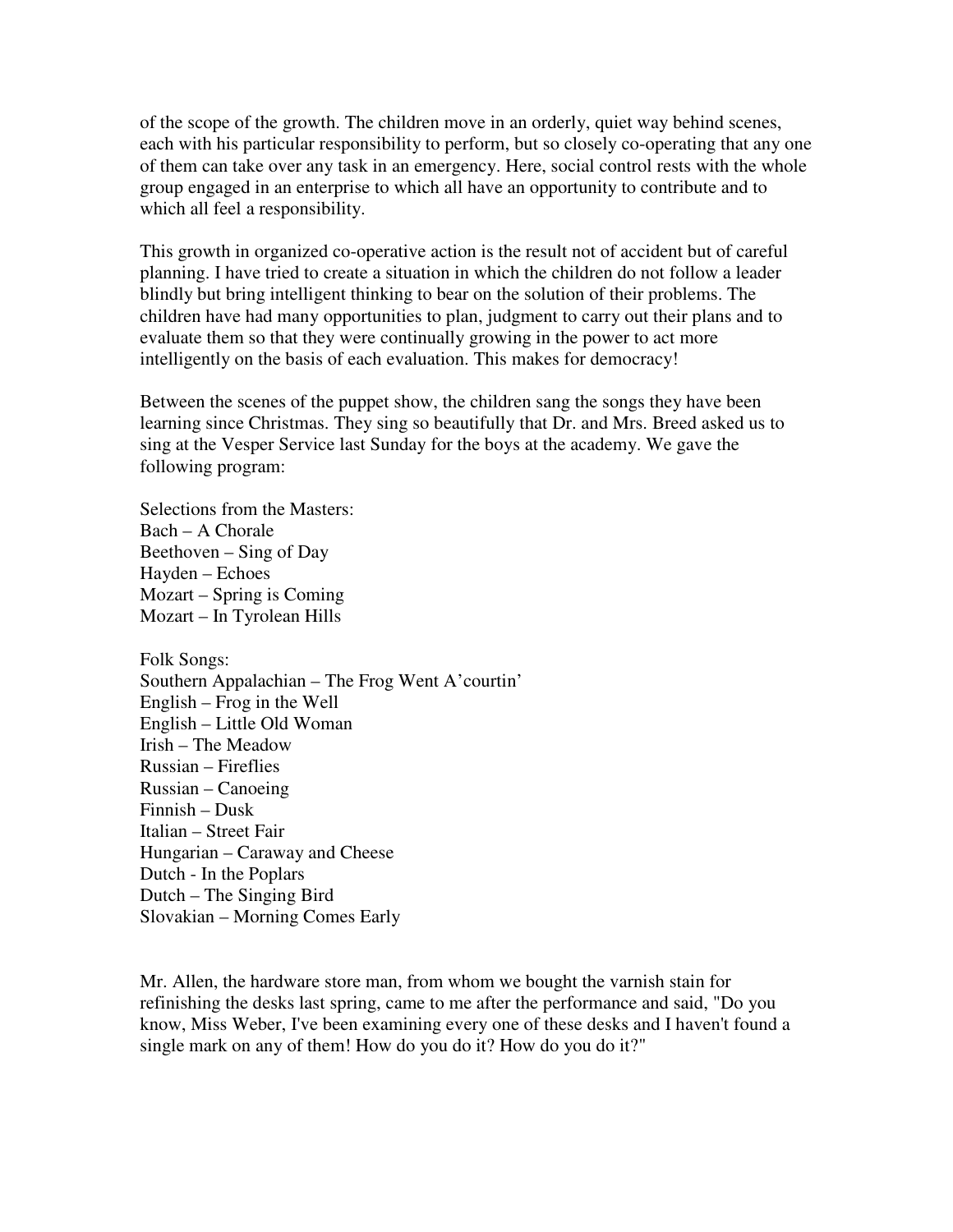of the scope of the growth. The children move in an orderly, quiet way behind scenes, each with his particular responsibility to perform, but so closely co-operating that any one of them can take over any task in an emergency. Here, social control rests with the whole group engaged in an enterprise to which all have an opportunity to contribute and to which all feel a responsibility.

This growth in organized co-operative action is the result not of accident but of careful planning. I have tried to create a situation in which the children do not follow a leader blindly but bring intelligent thinking to bear on the solution of their problems. The children have had many opportunities to plan, judgment to carry out their plans and to evaluate them so that they were continually growing in the power to act more intelligently on the basis of each evaluation. This makes for democracy!

Between the scenes of the puppet show, the children sang the songs they have been learning since Christmas. They sing so beautifully that Dr. and Mrs. Breed asked us to sing at the Vesper Service last Sunday for the boys at the academy. We gave the following program:

Selections from the Masters:
Bach – A Chorale
Beethoven – Sing of Day
Hayden – Echoes
Mozart – Spring is Coming
Mozart – In Tyrolean Hills

Folk Songs:
Southern Appalachian – The Frog Went A'courtin'
English – Frog in the Well
English – Little Old Woman
Irish – The Meadow
Russian – Fireflies
Russian – Canoeing
Finnish – Dusk
Italian – Street Fair
Hungarian – Caraway and Cheese
Dutch - In the Poplars
Dutch – The Singing Bird
Slovakian – Morning Comes Early

Mr. Allen, the hardware store man, from whom we bought the varnish stain for refinishing the desks last spring, came to me after the performance and said, "Do you know, Miss Weber, I've been examining every one of these desks and I haven't found a single mark on any of them! How do you do it? How do you do it?"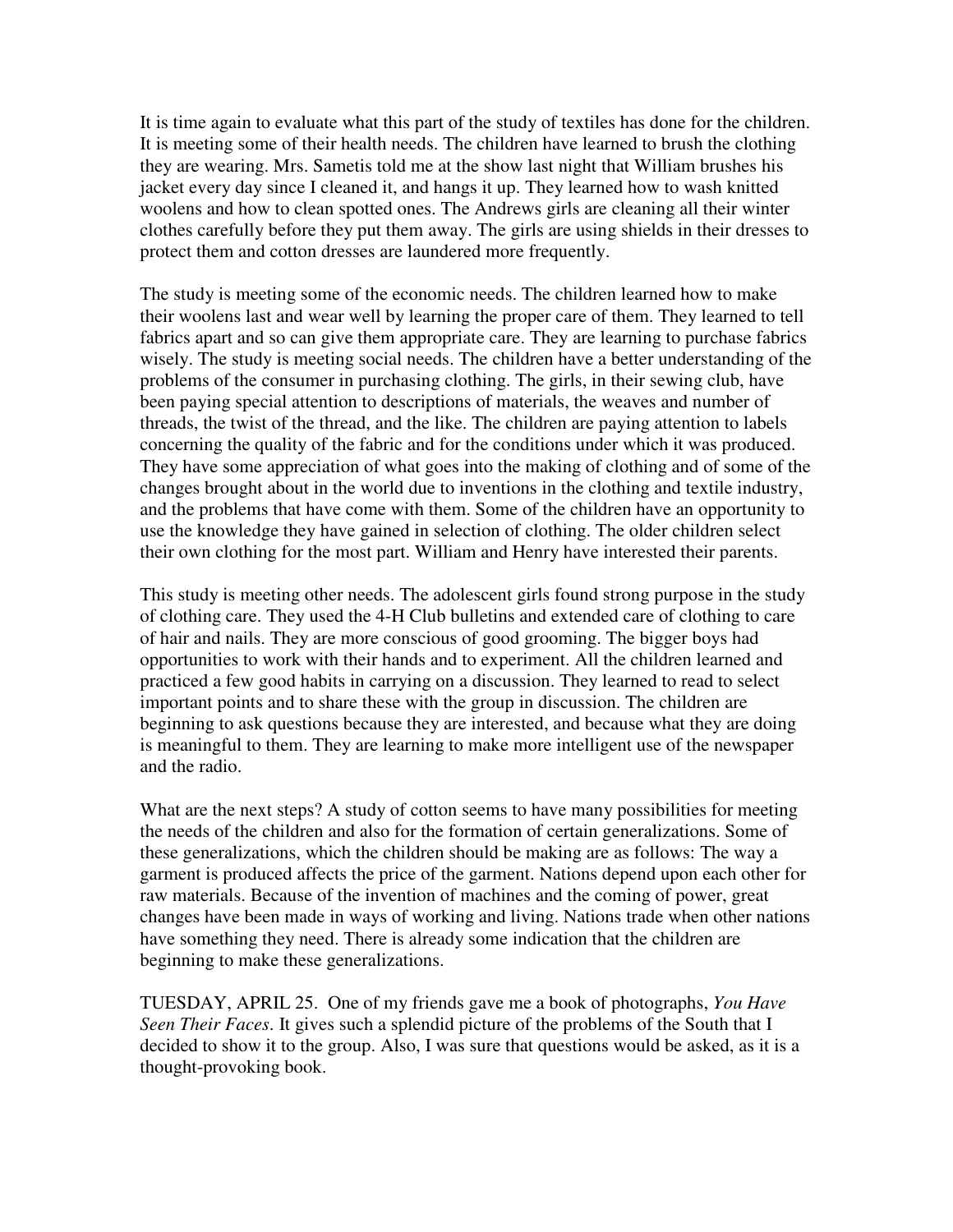It is time again to evaluate what this part of the study of textiles has done for the children. It is meeting some of their health needs. The children have learned to brush the clothing they are wearing. Mrs. Sametis told me at the show last night that William brushes his jacket every day since I cleaned it, and hangs it up. They learned how to wash knitted woolens and how to clean spotted ones. The Andrews girls are cleaning all their winter clothes carefully before they put them away. The girls are using shields in their dresses to protect them and cotton dresses are laundered more frequently.

The study is meeting some of the economic needs. The children learned how to make their woolens last and wear well by learning the proper care of them. They learned to tell fabrics apart and so can give them appropriate care. They are learning to purchase fabrics wisely. The study is meeting social needs. The children have a better understanding of the problems of the consumer in purchasing clothing. The girls, in their sewing club, have been paying special attention to descriptions of materials, the weaves and number of threads, the twist of the thread, and the like. The children are paying attention to labels concerning the quality of the fabric and for the conditions under which it was produced. They have some appreciation of what goes into the making of clothing and of some of the changes brought about in the world due to inventions in the clothing and textile industry, and the problems that have come with them. Some of the children have an opportunity to use the knowledge they have gained in selection of clothing. The older children select their own clothing for the most part. William and Henry have interested their parents.

This study is meeting other needs. The adolescent girls found strong purpose in the study of clothing care. They used the 4-H Club bulletins and extended care of clothing to care of hair and nails. They are more conscious of good grooming. The bigger boys had opportunities to work with their hands and to experiment. All the children learned and practiced a few good habits in carrying on a discussion. They learned to read to select important points and to share these with the group in discussion. The children are beginning to ask questions because they are interested, and because what they are doing is meaningful to them. They are learning to make more intelligent use of the newspaper and the radio.

What are the next steps? A study of cotton seems to have many possibilities for meeting the needs of the children and also for the formation of certain generalizations. Some of these generalizations, which the children should be making are as follows: The way a garment is produced affects the price of the garment. Nations depend upon each other for raw materials. Because of the invention of machines and the coming of power, great changes have been made in ways of working and living. Nations trade when other nations have something they need. There is already some indication that the children are beginning to make these generalizations.

TUESDAY, APRIL 25. One of my friends gave me a book of photographs, *You Have Seen Their Faces*. It gives such a splendid picture of the problems of the South that I decided to show it to the group. Also, I was sure that questions would be asked, as it is a thought-provoking book.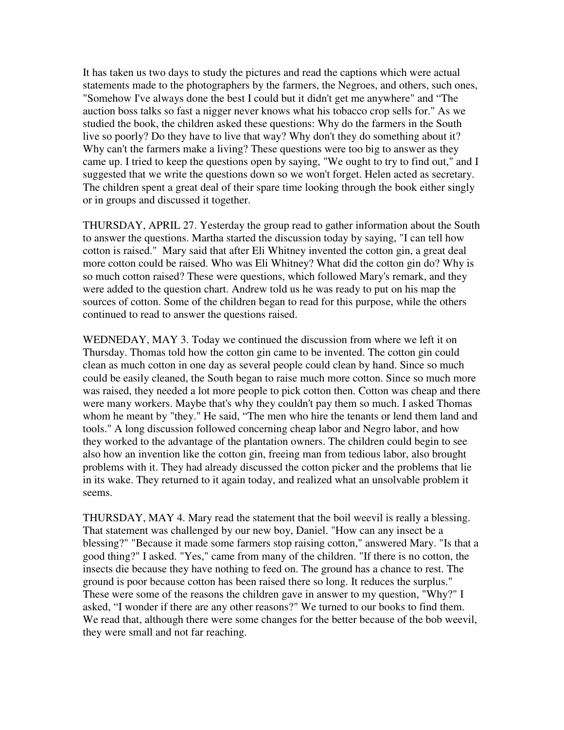It has taken us two days to study the pictures and read the captions which were actual statements made to the photographers by the farmers, the Negroes, and others, such ones, "Somehow I've always done the best I could but it didn't get me anywhere" and “The auction boss talks so fast a nigger never knows what his tobacco crop sells for." As we studied the book, the children asked these questions: Why do the farmers in the South live so poorly? Do they have to live that way? Why don't they do something about it? Why can't the farmers make a living? These questions were too big to answer as they came up. I tried to keep the questions open by saying, "We ought to try to find out," and I suggested that we write the questions down so we won't forget. Helen acted as secretary. The children spent a great deal of their spare time looking through the book either singly or in groups and discussed it together.

THURSDAY, APRIL 27. Yesterday the group read to gather information about the South to answer the questions. Martha started the discussion today by saying, "I can tell how cotton is raised." Mary said that after Eli Whitney invented the cotton gin, a great deal more cotton could be raised. Who was Eli Whitney? What did the cotton gin do? Why is so much cotton raised? These were questions, which followed Mary's remark, and they were added to the question chart. Andrew told us he was ready to put on his map the sources of cotton. Some of the children began to read for this purpose, while the others continued to read to answer the questions raised.

WEDNEDAY, MAY 3. Today we continued the discussion from where we left it on Thursday. Thomas told how the cotton gin came to be invented. The cotton gin could clean as much cotton in one day as several people could clean by hand. Since so much could be easily cleaned, the South began to raise much more cotton. Since so much more was raised, they needed a lot more people to pick cotton then. Cotton was cheap and there were many workers. Maybe that's why they couldn't pay them so much. I asked Thomas whom he meant by "they." He said, “The men who hire the tenants or lend them land and tools." A long discussion followed concerning cheap labor and Negro labor, and how they worked to the advantage of the plantation owners. The children could begin to see also how an invention like the cotton gin, freeing man from tedious labor, also brought problems with it. They had already discussed the cotton picker and the problems that lie in its wake. They returned to it again today, and realized what an unsolvable problem it seems.

THURSDAY, MAY 4. Mary read the statement that the boil weevil is really a blessing. That statement was challenged by our new boy, Daniel. "How can any insect be a blessing?" "Because it made some farmers stop raising cotton," answered Mary. "Is that a good thing?" I asked. "Yes," came from many of the children. "If there is no cotton, the insects die because they have nothing to feed on. The ground has a chance to rest. The ground is poor because cotton has been raised there so long. It reduces the surplus." These were some of the reasons the children gave in answer to my question, "Why?" I asked, “I wonder if there are any other reasons?" We turned to our books to find them. We read that, although there were some changes for the better because of the bob weevil, they were small and not far reaching.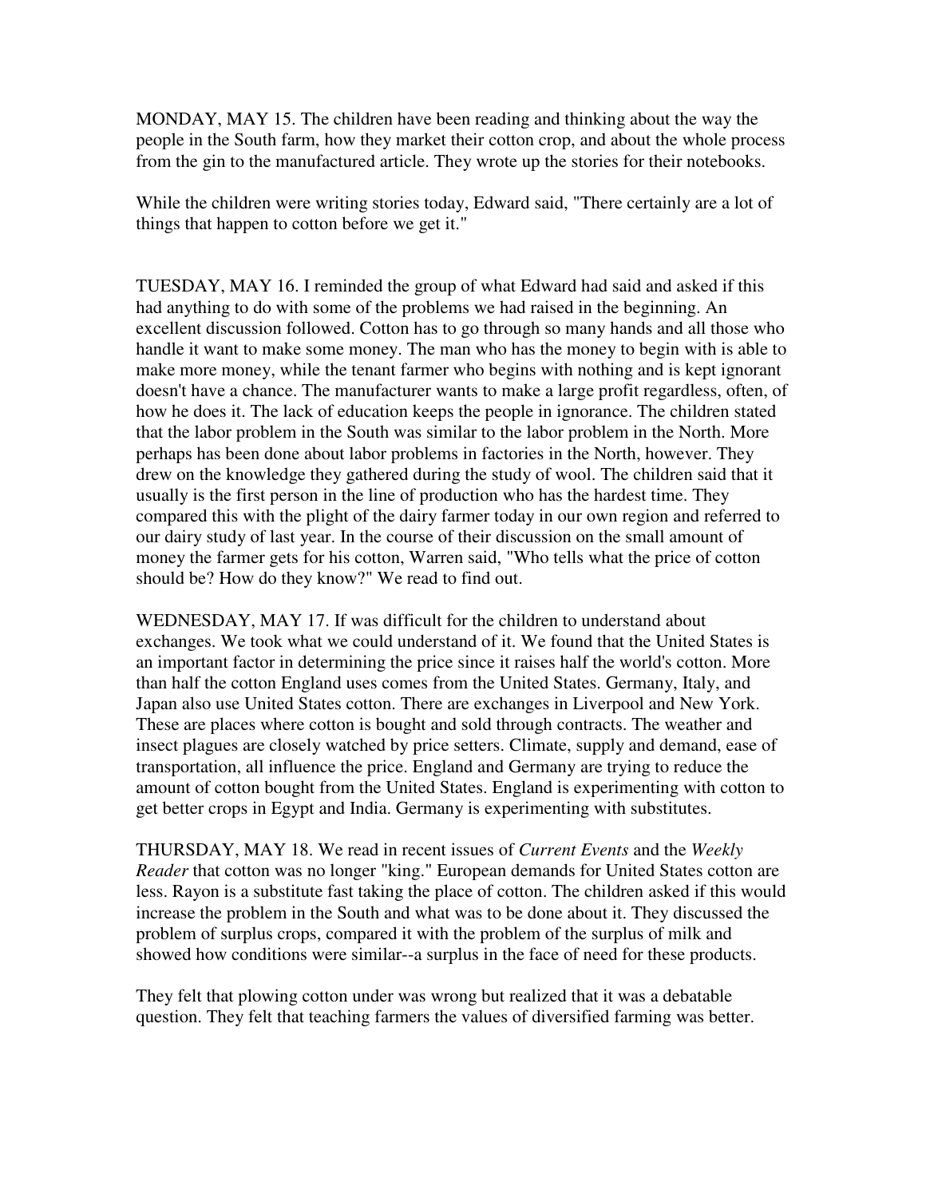MONDAY, MAY 15. The children have been reading and thinking about the way the people in the South farm, how they market their cotton crop, and about the whole process from the gin to the manufactured article. They wrote up the stories for their notebooks.

While the children were writing stories today, Edward said, "There certainly are a lot of things that happen to cotton before we get it."

TUESDAY, MAY 16. I reminded the group of what Edward had said and asked if this had anything to do with some of the problems we had raised in the beginning. An excellent discussion followed. Cotton has to go through so many hands and all those who handle it want to make some money. The man who has the money to begin with is able to make more money, while the tenant farmer who begins with nothing and is kept ignorant doesn't have a chance. The manufacturer wants to make a large profit regardless, often, of how he does it. The lack of education keeps the people in ignorance. The children stated that the labor problem in the South was similar to the labor problem in the North. More perhaps has been done about labor problems in factories in the North, however. They drew on the knowledge they gathered during the study of wool. The children said that it usually is the first person in the line of production who has the hardest time. They compared this with the plight of the dairy farmer today in our own region and referred to our dairy study of last year. In the course of their discussion on the small amount of money the farmer gets for his cotton, Warren said, "Who tells what the price of cotton should be? How do they know?" We read to find out.

WEDNESDAY, MAY 17. If was difficult for the children to understand about exchanges. We took what we could understand of it. We found that the United States is an important factor in determining the price since it raises half the world's cotton. More than half the cotton England uses comes from the United States. Germany, Italy, and Japan also use United States cotton. There are exchanges in Liverpool and New York. These are places where cotton is bought and sold through contracts. The weather and insect plagues are closely watched by price setters. Climate, supply and demand, ease of transportation, all influence the price. England and Germany are trying to reduce the amount of cotton bought from the United States. England is experimenting with cotton to get better crops in Egypt and India. Germany is experimenting with substitutes.

THURSDAY, MAY 18. We read in recent issues of *Current Events* and the *Weekly Reader* that cotton was no longer "king." European demands for United States cotton are less. Rayon is a substitute fast taking the place of cotton. The children asked if this would increase the problem in the South and what was to be done about it. They discussed the problem of surplus crops, compared it with the problem of the surplus of milk and showed how conditions were similar--a surplus in the face of need for these products.

They felt that plowing cotton under was wrong but realized that it was a debatable question. They felt that teaching farmers the values of diversified farming was better.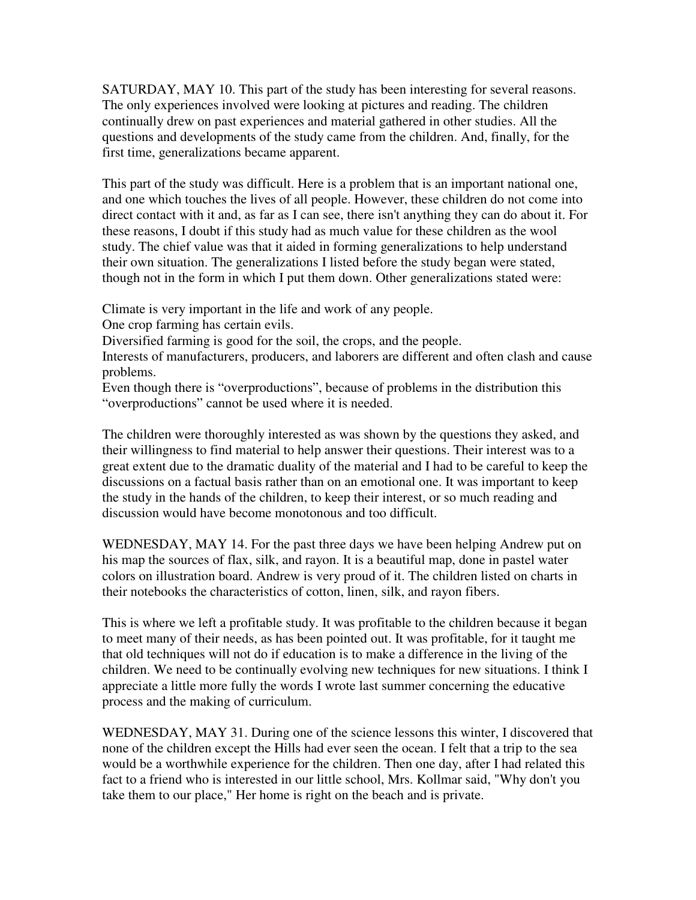SATURDAY, MAY 10. This part of the study has been interesting for several reasons. The only experiences involved were looking at pictures and reading. The children continually drew on past experiences and material gathered in other studies. All the questions and developments of the study came from the children. And, finally, for the first time, generalizations became apparent.

This part of the study was difficult. Here is a problem that is an important national one, and one which touches the lives of all people. However, these children do not come into direct contact with it and, as far as I can see, there isn't anything they can do about it. For these reasons, I doubt if this study had as much value for these children as the wool study. The chief value was that it aided in forming generalizations to help understand their own situation. The generalizations I listed before the study began were stated, though not in the form in which I put them down. Other generalizations stated were:

Climate is very important in the life and work of any people.
One crop farming has certain evils.
Diversified farming is good for the soil, the crops, and the people.
Interests of manufacturers, producers, and laborers are different and often clash and cause problems.
Even though there is "overproductions", because of problems in the distribution this "overproductions" cannot be used where it is needed.

The children were thoroughly interested as was shown by the questions they asked, and their willingness to find material to help answer their questions. Their interest was to a great extent due to the dramatic duality of the material and I had to be careful to keep the discussions on a factual basis rather than on an emotional one. It was important to keep the study in the hands of the children, to keep their interest, or so much reading and discussion would have become monotonous and too difficult.

WEDNESDAY, MAY 14. For the past three days we have been helping Andrew put on his map the sources of flax, silk, and rayon. It is a beautiful map, done in pastel water colors on illustration board. Andrew is very proud of it. The children listed on charts in their notebooks the characteristics of cotton, linen, silk, and rayon fibers.

This is where we left a profitable study. It was profitable to the children because it began to meet many of their needs, as has been pointed out. It was profitable, for it taught me that old techniques will not do if education is to make a difference in the living of the children. We need to be continually evolving new techniques for new situations. I think I appreciate a little more fully the words I wrote last summer concerning the educative process and the making of curriculum.

WEDNESDAY, MAY 31. During one of the science lessons this winter, I discovered that none of the children except the Hills had ever seen the ocean. I felt that a trip to the sea would be a worthwhile experience for the children. Then one day, after I had related this fact to a friend who is interested in our little school, Mrs. Kollmar said, "Why don't you take them to our place," Her home is right on the beach and is private.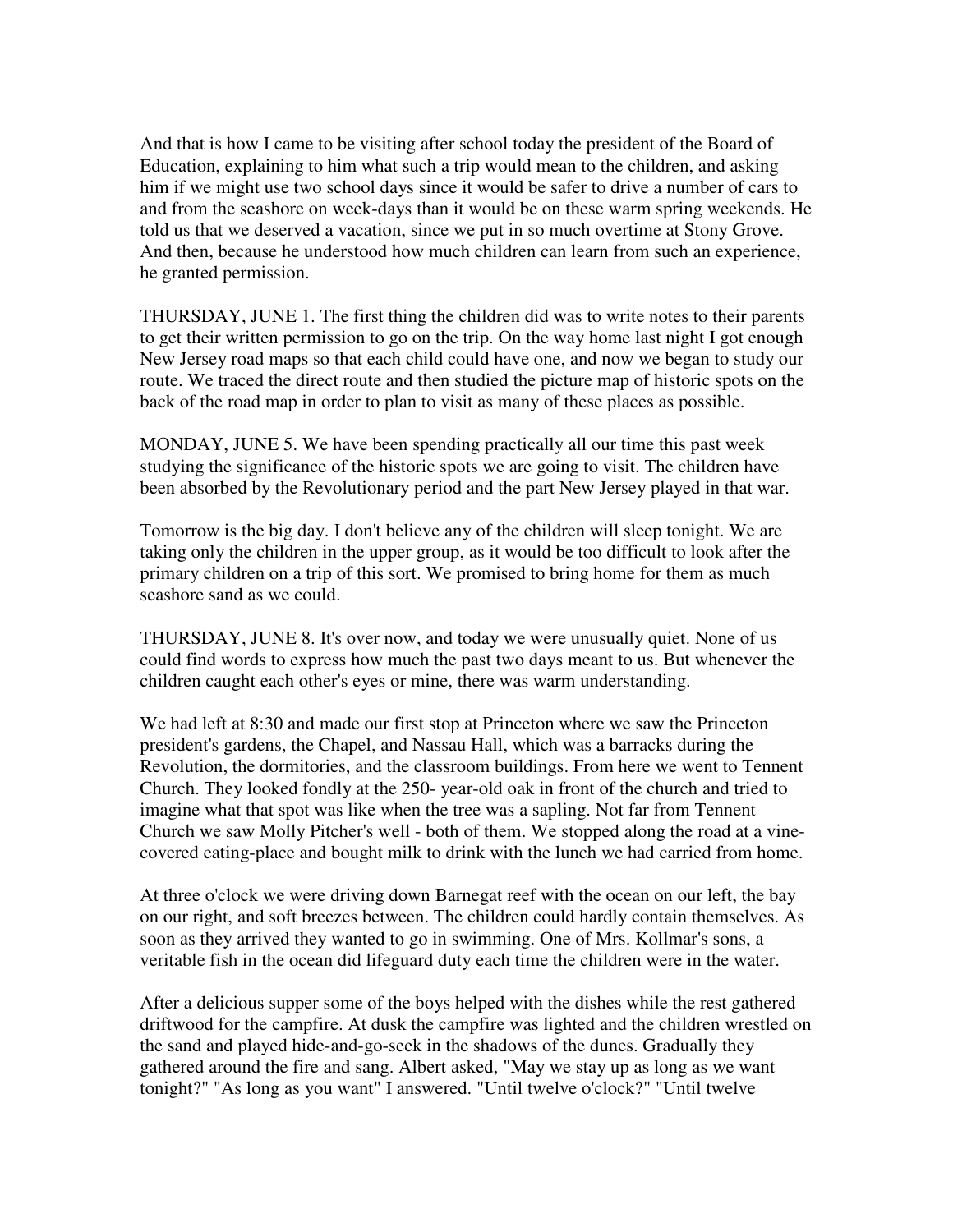And that is how I came to be visiting after school today the president of the Board of Education, explaining to him what such a trip would mean to the children, and asking him if we might use two school days since it would be safer to drive a number of cars to and from the seashore on week-days than it would be on these warm spring weekends. He told us that we deserved a vacation, since we put in so much overtime at Stony Grove. And then, because he understood how much children can learn from such an experience, he granted permission.

THURSDAY, JUNE 1. The first thing the children did was to write notes to their parents to get their written permission to go on the trip. On the way home last night I got enough New Jersey road maps so that each child could have one, and now we began to study our route. We traced the direct route and then studied the picture map of historic spots on the back of the road map in order to plan to visit as many of these places as possible.

MONDAY, JUNE 5. We have been spending practically all our time this past week studying the significance of the historic spots we are going to visit. The children have been absorbed by the Revolutionary period and the part New Jersey played in that war.

Tomorrow is the big day. I don't believe any of the children will sleep tonight. We are taking only the children in the upper group, as it would be too difficult to look after the primary children on a trip of this sort. We promised to bring home for them as much seashore sand as we could.

THURSDAY, JUNE 8. It's over now, and today we were unusually quiet. None of us could find words to express how much the past two days meant to us. But whenever the children caught each other's eyes or mine, there was warm understanding.

We had left at 8:30 and made our first stop at Princeton where we saw the Princeton president's gardens, the Chapel, and Nassau Hall, which was a barracks during the Revolution, the dormitories, and the classroom buildings. From here we went to Tennent Church. They looked fondly at the 250- year-old oak in front of the church and tried to imagine what that spot was like when the tree was a sapling. Not far from Tennent Church we saw Molly Pitcher's well - both of them. We stopped along the road at a vine-covered eating-place and bought milk to drink with the lunch we had carried from home.

At three o'clock we were driving down Barnegat reef with the ocean on our left, the bay on our right, and soft breezes between. The children could hardly contain themselves. As soon as they arrived they wanted to go in swimming. One of Mrs. Kollmar's sons, a veritable fish in the ocean did lifeguard duty each time the children were in the water.

After a delicious supper some of the boys helped with the dishes while the rest gathered driftwood for the campfire. At dusk the campfire was lighted and the children wrestled on the sand and played hide-and-go-seek in the shadows of the dunes. Gradually they gathered around the fire and sang. Albert asked, "May we stay up as long as we want tonight?" "As long as you want" I answered. "Until twelve o'clock?" "Until twelve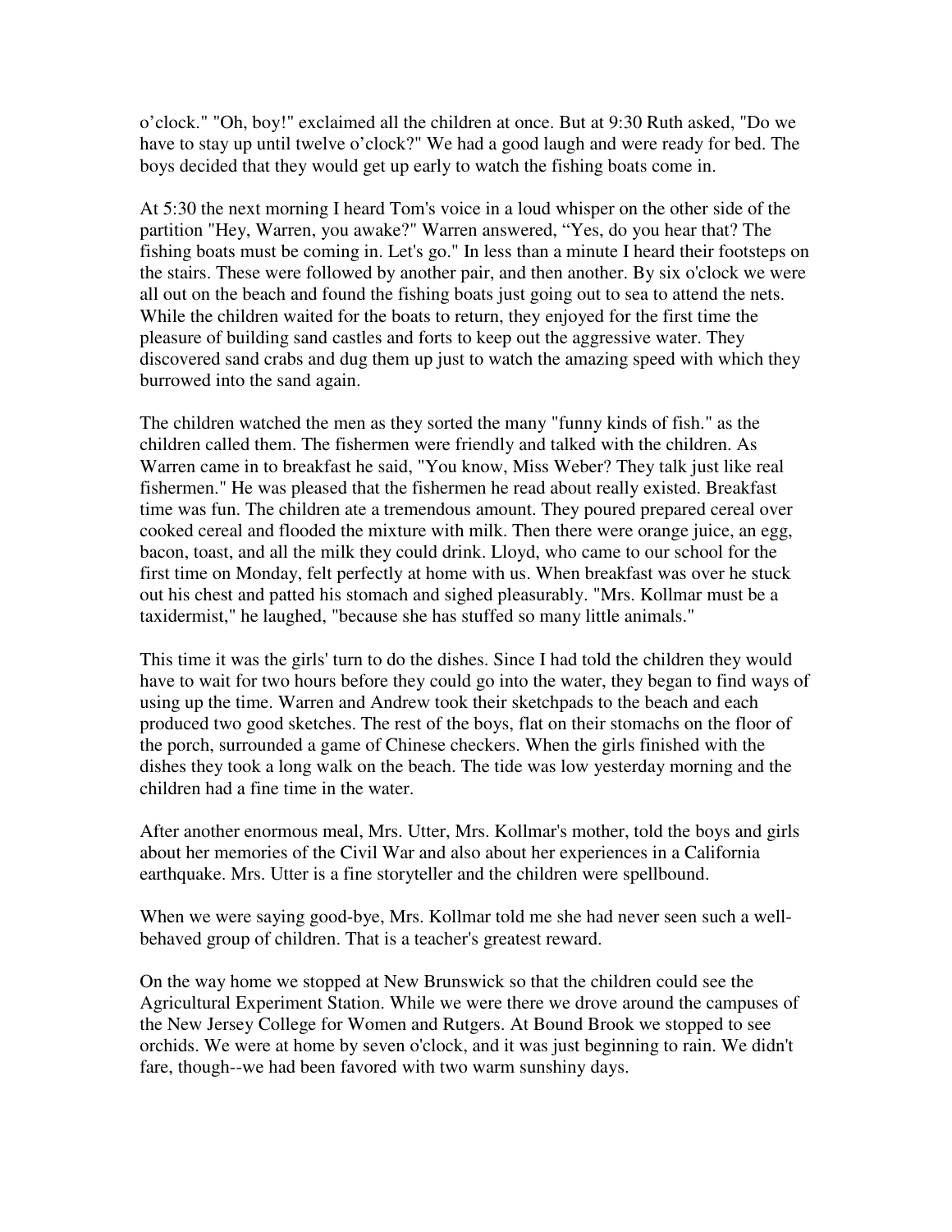o'clock." "Oh, boy!" exclaimed all the children at once. But at 9:30 Ruth asked, "Do we have to stay up until twelve o'clock?" We had a good laugh and were ready for bed. The boys decided that they would get up early to watch the fishing boats come in.

At 5:30 the next morning I heard Tom's voice in a loud whisper on the other side of the partition "Hey, Warren, you awake?" Warren answered, "Yes, do you hear that? The fishing boats must be coming in. Let's go." In less than a minute I heard their footsteps on the stairs. These were followed by another pair, and then another. By six o'clock we were all out on the beach and found the fishing boats just going out to sea to attend the nets. While the children waited for the boats to return, they enjoyed for the first time the pleasure of building sand castles and forts to keep out the aggressive water. They discovered sand crabs and dug them up just to watch the amazing speed with which they burrowed into the sand again.

The children watched the men as they sorted the many "funny kinds of fish." as the children called them. The fishermen were friendly and talked with the children. As Warren came in to breakfast he said, "You know, Miss Weber? They talk just like real fishermen." He was pleased that the fishermen he read about really existed. Breakfast time was fun. The children ate a tremendous amount. They poured prepared cereal over cooked cereal and flooded the mixture with milk. Then there were orange juice, an egg, bacon, toast, and all the milk they could drink. Lloyd, who came to our school for the first time on Monday, felt perfectly at home with us. When breakfast was over he stuck out his chest and patted his stomach and sighed pleasurably. "Mrs. Kollmar must be a taxidermist," he laughed, "because she has stuffed so many little animals."

This time it was the girls' turn to do the dishes. Since I had told the children they would have to wait for two hours before they could go into the water, they began to find ways of using up the time. Warren and Andrew took their sketchpads to the beach and each produced two good sketches. The rest of the boys, flat on their stomachs on the floor of the porch, surrounded a game of Chinese checkers. When the girls finished with the dishes they took a long walk on the beach. The tide was low yesterday morning and the children had a fine time in the water.

After another enormous meal, Mrs. Utter, Mrs. Kollmar's mother, told the boys and girls about her memories of the Civil War and also about her experiences in a California earthquake. Mrs. Utter is a fine storyteller and the children were spellbound.

When we were saying good-bye, Mrs. Kollmar told me she had never seen such a well-behaved group of children. That is a teacher's greatest reward.

On the way home we stopped at New Brunswick so that the children could see the Agricultural Experiment Station. While we were there we drove around the campuses of the New Jersey College for Women and Rutgers. At Bound Brook we stopped to see orchids. We were at home by seven o'clock, and it was just beginning to rain. We didn't fare, though--we had been favored with two warm sunshiny days.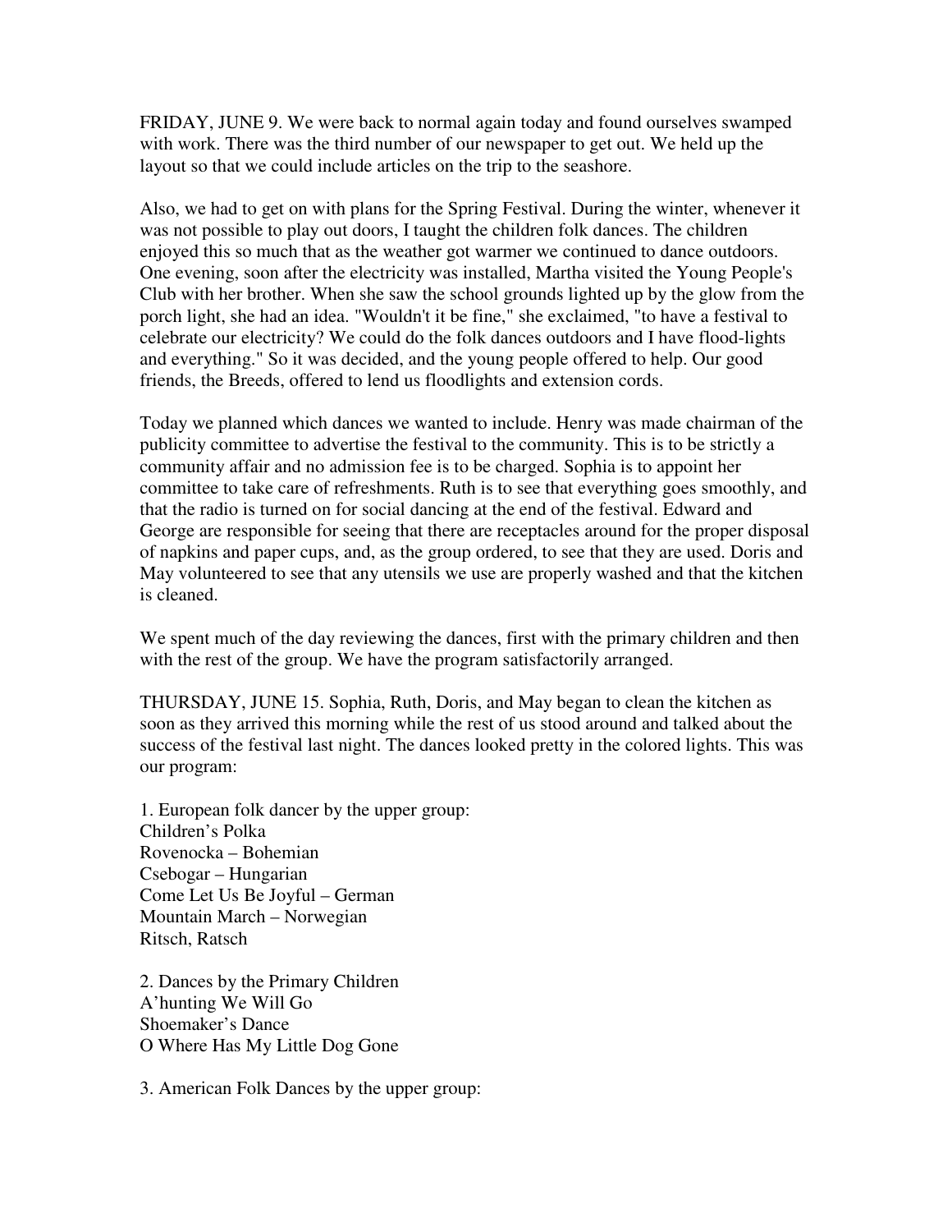FRIDAY, JUNE 9. We were back to normal again today and found ourselves swamped with work. There was the third number of our newspaper to get out. We held up the layout so that we could include articles on the trip to the seashore.

Also, we had to get on with plans for the Spring Festival. During the winter, whenever it was not possible to play out doors, I taught the children folk dances. The children enjoyed this so much that as the weather got warmer we continued to dance outdoors. One evening, soon after the electricity was installed, Martha visited the Young People's Club with her brother. When she saw the school grounds lighted up by the glow from the porch light, she had an idea. "Wouldn't it be fine," she exclaimed, "to have a festival to celebrate our electricity? We could do the folk dances outdoors and I have flood-lights and everything." So it was decided, and the young people offered to help. Our good friends, the Breeds, offered to lend us floodlights and extension cords.

Today we planned which dances we wanted to include. Henry was made chairman of the publicity committee to advertise the festival to the community. This is to be strictly a community affair and no admission fee is to be charged. Sophia is to appoint her committee to take care of refreshments. Ruth is to see that everything goes smoothly, and that the radio is turned on for social dancing at the end of the festival. Edward and George are responsible for seeing that there are receptacles around for the proper disposal of napkins and paper cups, and, as the group ordered, to see that they are used. Doris and May volunteered to see that any utensils we use are properly washed and that the kitchen is cleaned.

We spent much of the day reviewing the dances, first with the primary children and then with the rest of the group. We have the program satisfactorily arranged.

THURSDAY, JUNE 15. Sophia, Ruth, Doris, and May began to clean the kitchen as soon as they arrived this morning while the rest of us stood around and talked about the success of the festival last night. The dances looked pretty in the colored lights. This was our program:

1. European folk dancer by the upper group:
Children's Polka
Rovenocka – Bohemian
Csebogar – Hungarian
Come Let Us Be Joyful – German
Mountain March – Norwegian
Ritsch, Ratsch

2. Dances by the Primary Children
A'hunting We Will Go
Shoemaker's Dance
O Where Has My Little Dog Gone

3. American Folk Dances by the upper group: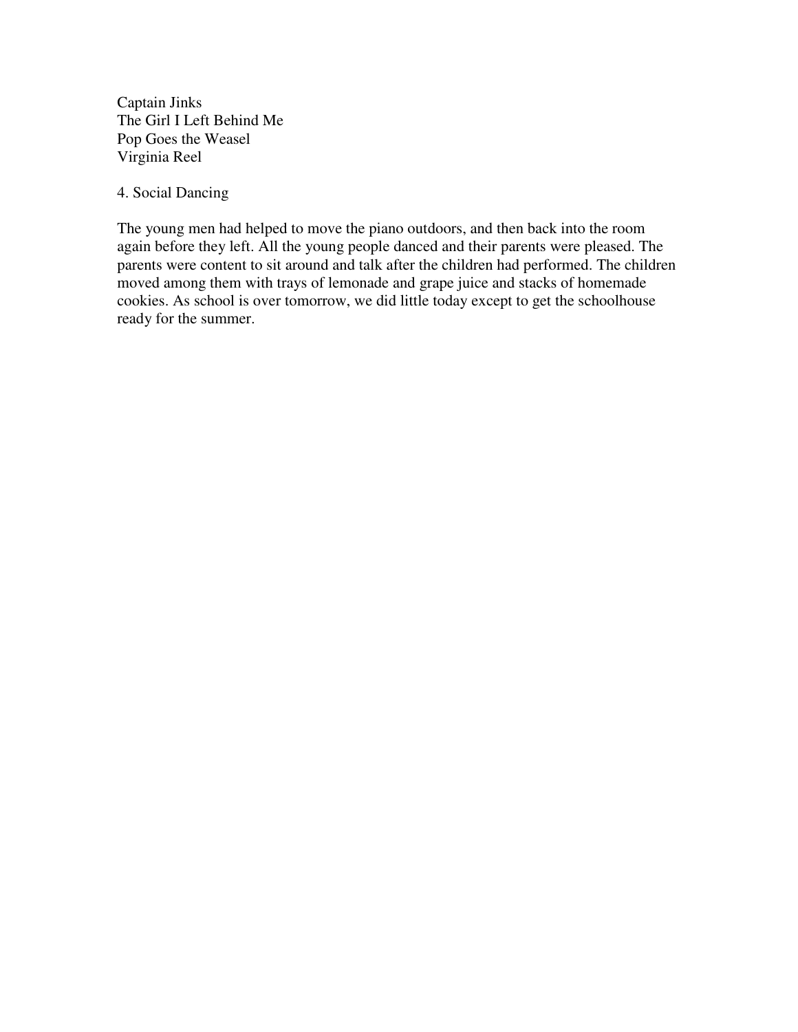Captain Jinks
The Girl I Left Behind Me
Pop Goes the Weasel
Virginia Reel

4. Social Dancing

The young men had helped to move the piano outdoors, and then back into the room again before they left. All the young people danced and their parents were pleased. The parents were content to sit around and talk after the children had performed. The children moved among them with trays of lemonade and grape juice and stacks of homemade cookies. As school is over tomorrow, we did little today except to get the schoolhouse ready for the summer.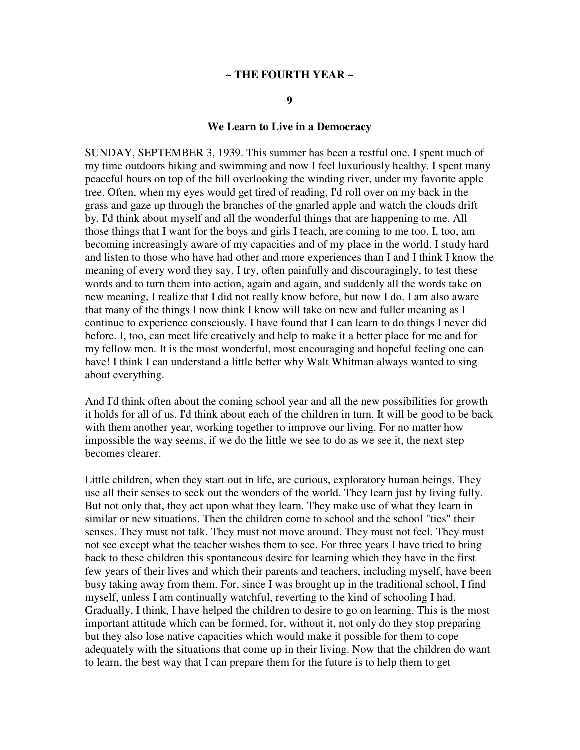## ~ THE FOURTH YEAR ~

### 9

### We Learn to Live in a Democracy

SUNDAY, SEPTEMBER 3, 1939. This summer has been a restful one. I spent much of my time outdoors hiking and swimming and now I feel luxuriously healthy. I spent many peaceful hours on top of the hill overlooking the winding river, under my favorite apple tree. Often, when my eyes would get tired of reading, I'd roll over on my back in the grass and gaze up through the branches of the gnarled apple and watch the clouds drift by. I'd think about myself and all the wonderful things that are happening to me. All those things that I want for the boys and girls I teach, are coming to me too. I, too, am becoming increasingly aware of my capacities and of my place in the world. I study hard and listen to those who have had other and more experiences than I and I think I know the meaning of every word they say. I try, often painfully and discouragingly, to test these words and to turn them into action, again and again, and suddenly all the words take on new meaning, I realize that I did not really know before, but now I do. I am also aware that many of the things I now think I know will take on new and fuller meaning as I continue to experience consciously. I have found that I can learn to do things I never did before. I, too, can meet life creatively and help to make it a better place for me and for my fellow men. It is the most wonderful, most encouraging and hopeful feeling one can have! I think I can understand a little better why Walt Whitman always wanted to sing about everything.

And I'd think often about the coming school year and all the new possibilities for growth it holds for all of us. I'd think about each of the children in turn. It will be good to be back with them another year, working together to improve our living. For no matter how impossible the way seems, if we do the little we see to do as we see it, the next step becomes clearer.

Little children, when they start out in life, are curious, exploratory human beings. They use all their senses to seek out the wonders of the world. They learn just by living fully. But not only that, they act upon what they learn. They make use of what they learn in similar or new situations. Then the children come to school and the school "ties" their senses. They must not talk. They must not move around. They must not feel. They must not see except what the teacher wishes them to see. For three years I have tried to bring back to these children this spontaneous desire for learning which they have in the first few years of their lives and which their parents and teachers, including myself, have been busy taking away from them. For, since I was brought up in the traditional school, I find myself, unless I am continually watchful, reverting to the kind of schooling I had. Gradually, I think, I have helped the children to desire to go on learning. This is the most important attitude which can be formed, for, without it, not only do they stop preparing but they also lose native capacities which would make it possible for them to cope adequately with the situations that come up in their living. Now that the children do want to learn, the best way that I can prepare them for the future is to help them to get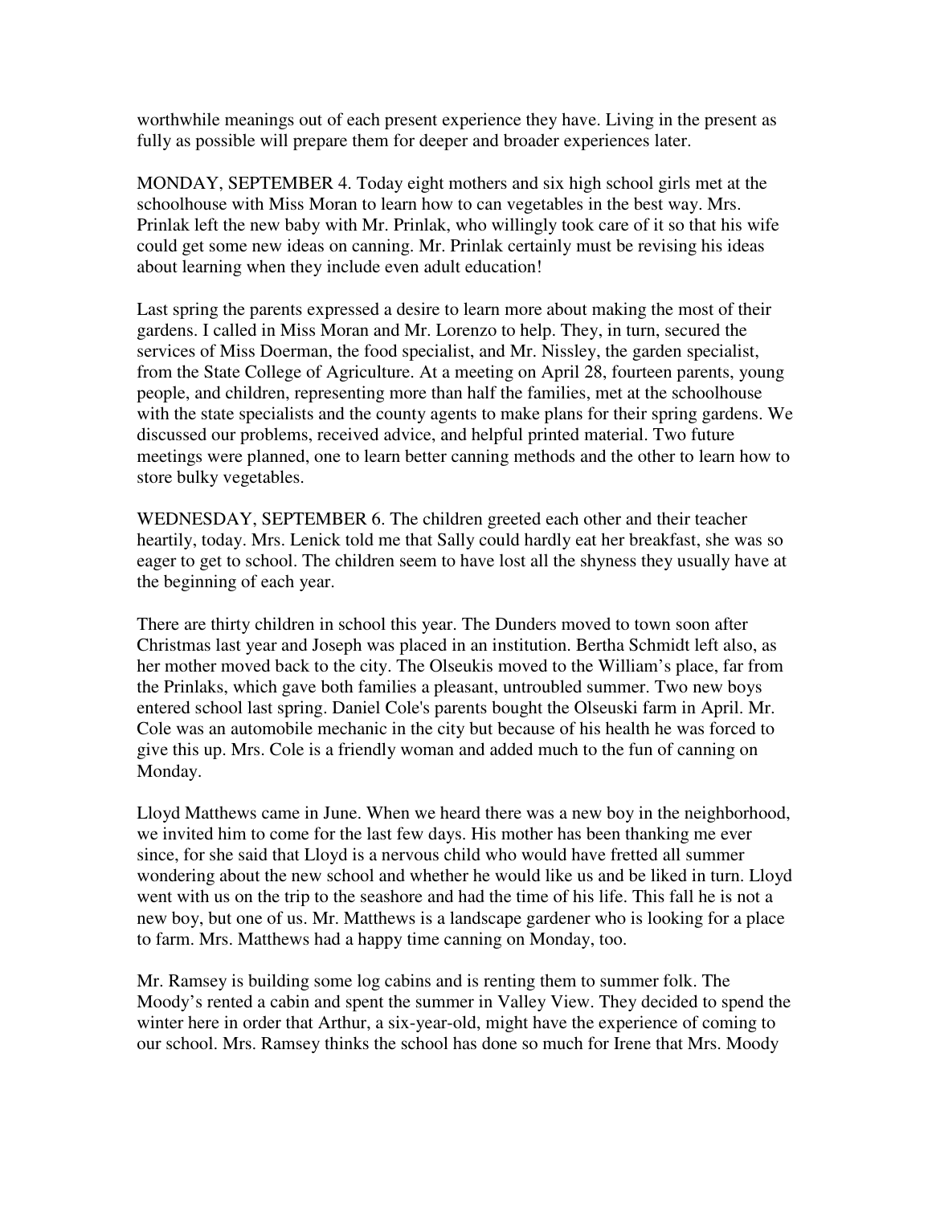worthwhile meanings out of each present experience they have. Living in the present as fully as possible will prepare them for deeper and broader experiences later.

MONDAY, SEPTEMBER 4. Today eight mothers and six high school girls met at the schoolhouse with Miss Moran to learn how to can vegetables in the best way. Mrs. Prinlak left the new baby with Mr. Prinlak, who willingly took care of it so that his wife could get some new ideas on canning. Mr. Prinlak certainly must be revising his ideas about learning when they include even adult education!

Last spring the parents expressed a desire to learn more about making the most of their gardens. I called in Miss Moran and Mr. Lorenzo to help. They, in turn, secured the services of Miss Doerman, the food specialist, and Mr. Nissley, the garden specialist, from the State College of Agriculture. At a meeting on April 28, fourteen parents, young people, and children, representing more than half the families, met at the schoolhouse with the state specialists and the county agents to make plans for their spring gardens. We discussed our problems, received advice, and helpful printed material. Two future meetings were planned, one to learn better canning methods and the other to learn how to store bulky vegetables.

WEDNESDAY, SEPTEMBER 6. The children greeted each other and their teacher heartily, today. Mrs. Lenick told me that Sally could hardly eat her breakfast, she was so eager to get to school. The children seem to have lost all the shyness they usually have at the beginning of each year.

There are thirty children in school this year. The Dunders moved to town soon after Christmas last year and Joseph was placed in an institution. Bertha Schmidt left also, as her mother moved back to the city. The Olseukis moved to the William's place, far from the Prinlaks, which gave both families a pleasant, untroubled summer. Two new boys entered school last spring. Daniel Cole's parents bought the Olseuski farm in April. Mr. Cole was an automobile mechanic in the city but because of his health he was forced to give this up. Mrs. Cole is a friendly woman and added much to the fun of canning on Monday.

Lloyd Matthews came in June. When we heard there was a new boy in the neighborhood, we invited him to come for the last few days. His mother has been thanking me ever since, for she said that Lloyd is a nervous child who would have fretted all summer wondering about the new school and whether he would like us and be liked in turn. Lloyd went with us on the trip to the seashore and had the time of his life. This fall he is not a new boy, but one of us. Mr. Matthews is a landscape gardener who is looking for a place to farm. Mrs. Matthews had a happy time canning on Monday, too.

Mr. Ramsey is building some log cabins and is renting them to summer folk. The Moody's rented a cabin and spent the summer in Valley View. They decided to spend the winter here in order that Arthur, a six-year-old, might have the experience of coming to our school. Mrs. Ramsey thinks the school has done so much for Irene that Mrs. Moody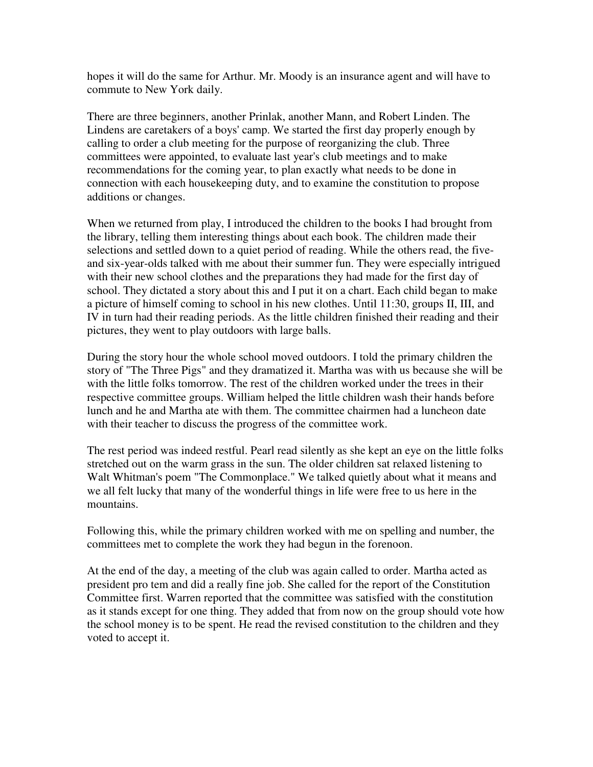hopes it will do the same for Arthur. Mr. Moody is an insurance agent and will have to commute to New York daily.

There are three beginners, another Prinlak, another Mann, and Robert Linden. The Lindens are caretakers of a boys' camp. We started the first day properly enough by calling to order a club meeting for the purpose of reorganizing the club. Three committees were appointed, to evaluate last year's club meetings and to make recommendations for the coming year, to plan exactly what needs to be done in connection with each housekeeping duty, and to examine the constitution to propose additions or changes.

When we returned from play, I introduced the children to the books I had brought from the library, telling them interesting things about each book. The children made their selections and settled down to a quiet period of reading. While the others read, the five- and six-year-olds talked with me about their summer fun. They were especially intrigued with their new school clothes and the preparations they had made for the first day of school. They dictated a story about this and I put it on a chart. Each child began to make a picture of himself coming to school in his new clothes. Until 11:30, groups II, III, and IV in turn had their reading periods. As the little children finished their reading and their pictures, they went to play outdoors with large balls.

During the story hour the whole school moved outdoors. I told the primary children the story of "The Three Pigs" and they dramatized it. Martha was with us because she will be with the little folks tomorrow. The rest of the children worked under the trees in their respective committee groups. William helped the little children wash their hands before lunch and he and Martha ate with them. The committee chairmen had a luncheon date with their teacher to discuss the progress of the committee work.

The rest period was indeed restful. Pearl read silently as she kept an eye on the little folks stretched out on the warm grass in the sun. The older children sat relaxed listening to Walt Whitman's poem "The Commonplace." We talked quietly about what it means and we all felt lucky that many of the wonderful things in life were free to us here in the mountains.

Following this, while the primary children worked with me on spelling and number, the committees met to complete the work they had begun in the forenoon.

At the end of the day, a meeting of the club was again called to order. Martha acted as president pro tem and did a really fine job. She called for the report of the Constitution Committee first. Warren reported that the committee was satisfied with the constitution as it stands except for one thing. They added that from now on the group should vote how the school money is to be spent. He read the revised constitution to the children and they voted to accept it.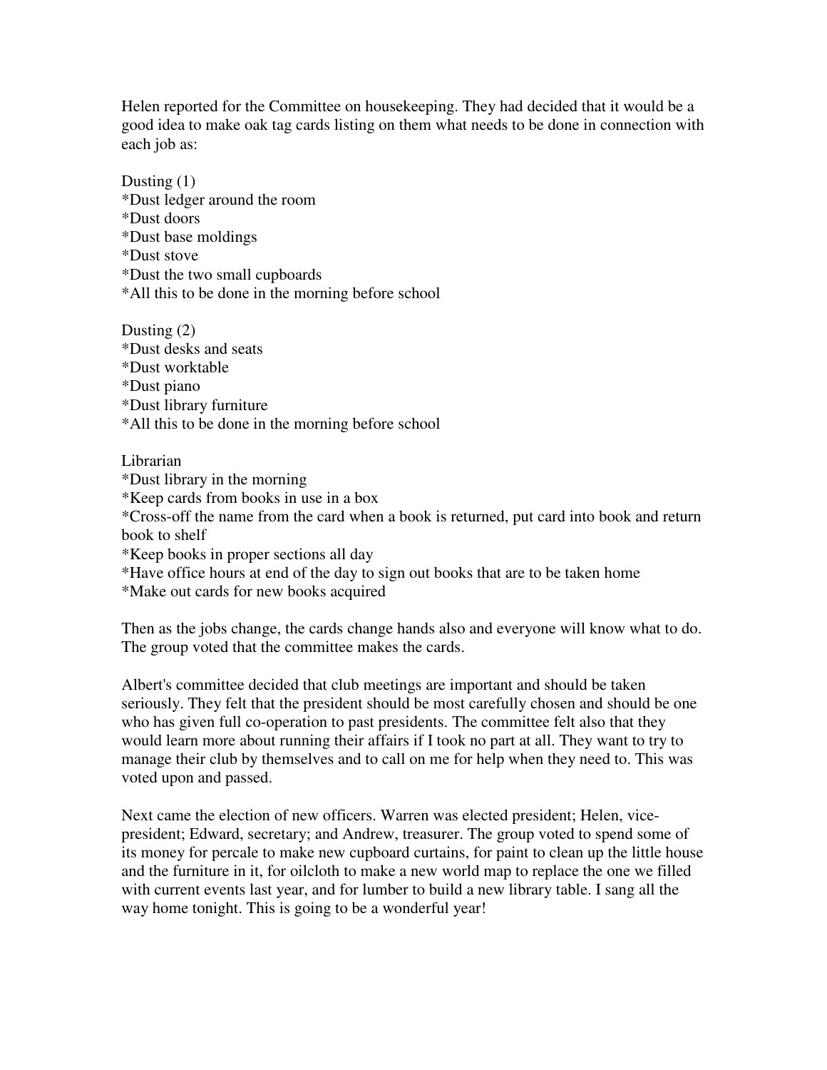Helen reported for the Committee on housekeeping. They had decided that it would be a good idea to make oak tag cards listing on them what needs to be done in connection with each job as:

Dusting (1)
*Dust ledger around the room
*Dust doors
*Dust base moldings
*Dust stove
*Dust the two small cupboards
*All this to be done in the morning before school

Dusting (2)
*Dust desks and seats
*Dust worktable
*Dust piano
*Dust library furniture
*All this to be done in the morning before school

Librarian
*Dust library in the morning
*Keep cards from books in use in a box
*Cross-off the name from the card when a book is returned, put card into book and return book to shelf
*Keep books in proper sections all day
*Have office hours at end of the day to sign out books that are to be taken home
*Make out cards for new books acquired

Then as the jobs change, the cards change hands also and everyone will know what to do. The group voted that the committee makes the cards.

Albert's committee decided that club meetings are important and should be taken seriously. They felt that the president should be most carefully chosen and should be one who has given full co-operation to past presidents. The committee felt also that they would learn more about running their affairs if I took no part at all. They want to try to manage their club by themselves and to call on me for help when they need to. This was voted upon and passed.

Next came the election of new officers. Warren was elected president; Helen, vice-president; Edward, secretary; and Andrew, treasurer. The group voted to spend some of its money for percale to make new cupboard curtains, for paint to clean up the little house and the furniture in it, for oilcloth to make a new world map to replace the one we filled with current events last year, and for lumber to build a new library table. I sang all the way home tonight. This is going to be a wonderful year!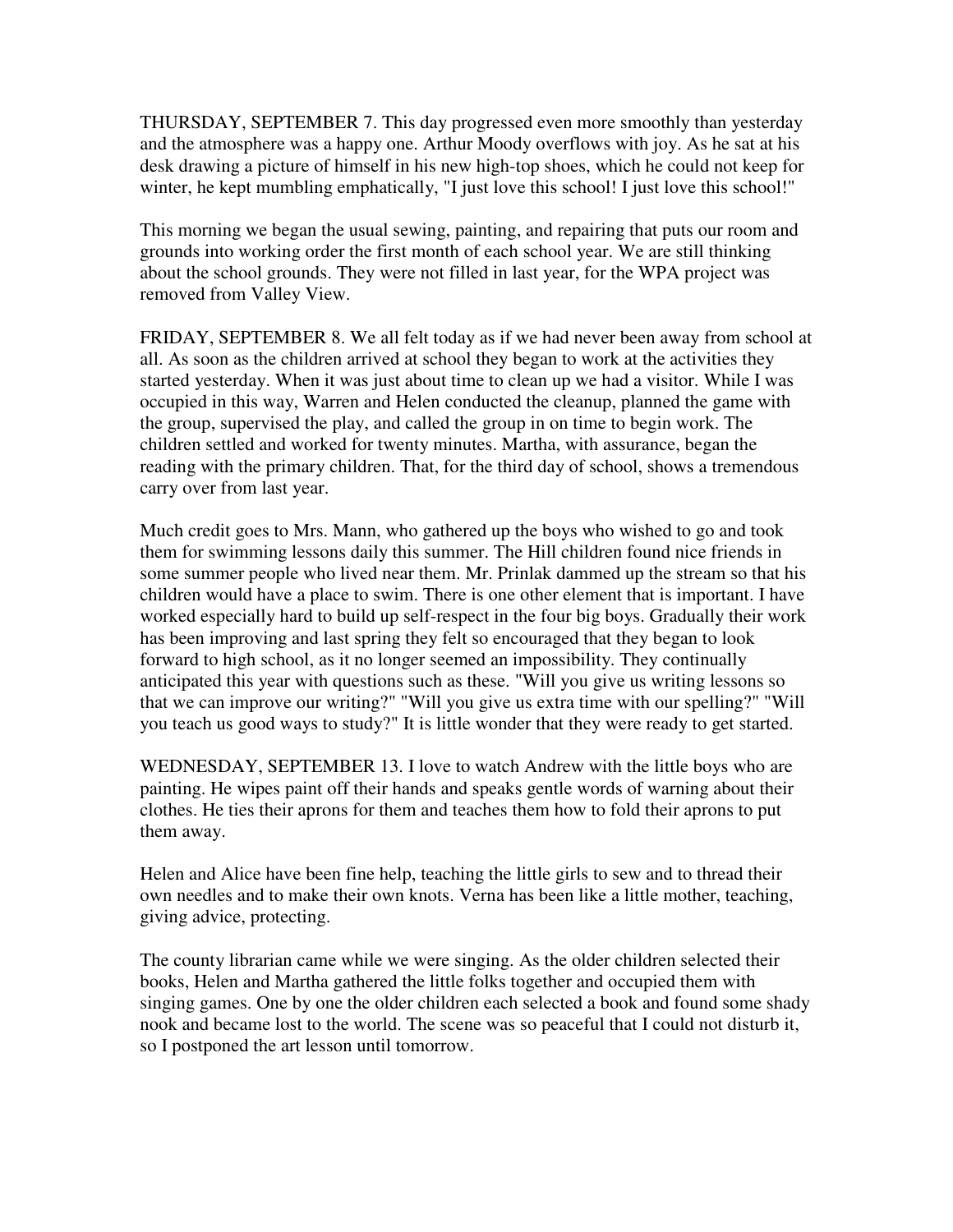THURSDAY, SEPTEMBER 7. This day progressed even more smoothly than yesterday and the atmosphere was a happy one. Arthur Moody overflows with joy. As he sat at his desk drawing a picture of himself in his new high-top shoes, which he could not keep for winter, he kept mumbling emphatically, "I just love this school! I just love this school!"

This morning we began the usual sewing, painting, and repairing that puts our room and grounds into working order the first month of each school year. We are still thinking about the school grounds. They were not filled in last year, for the WPA project was removed from Valley View.

FRIDAY, SEPTEMBER 8. We all felt today as if we had never been away from school at all. As soon as the children arrived at school they began to work at the activities they started yesterday. When it was just about time to clean up we had a visitor. While I was occupied in this way, Warren and Helen conducted the cleanup, planned the game with the group, supervised the play, and called the group in on time to begin work. The children settled and worked for twenty minutes. Martha, with assurance, began the reading with the primary children. That, for the third day of school, shows a tremendous carry over from last year.

Much credit goes to Mrs. Mann, who gathered up the boys who wished to go and took them for swimming lessons daily this summer. The Hill children found nice friends in some summer people who lived near them. Mr. Prinlak dammed up the stream so that his children would have a place to swim. There is one other element that is important. I have worked especially hard to build up self-respect in the four big boys. Gradually their work has been improving and last spring they felt so encouraged that they began to look forward to high school, as it no longer seemed an impossibility. They continually anticipated this year with questions such as these. "Will you give us writing lessons so that we can improve our writing?" "Will you give us extra time with our spelling?" "Will you teach us good ways to study?" It is little wonder that they were ready to get started.

WEDNESDAY, SEPTEMBER 13. I love to watch Andrew with the little boys who are painting. He wipes paint off their hands and speaks gentle words of warning about their clothes. He ties their aprons for them and teaches them how to fold their aprons to put them away.

Helen and Alice have been fine help, teaching the little girls to sew and to thread their own needles and to make their own knots. Verna has been like a little mother, teaching, giving advice, protecting.

The county librarian came while we were singing. As the older children selected their books, Helen and Martha gathered the little folks together and occupied them with singing games. One by one the older children each selected a book and found some shady nook and became lost to the world. The scene was so peaceful that I could not disturb it, so I postponed the art lesson until tomorrow.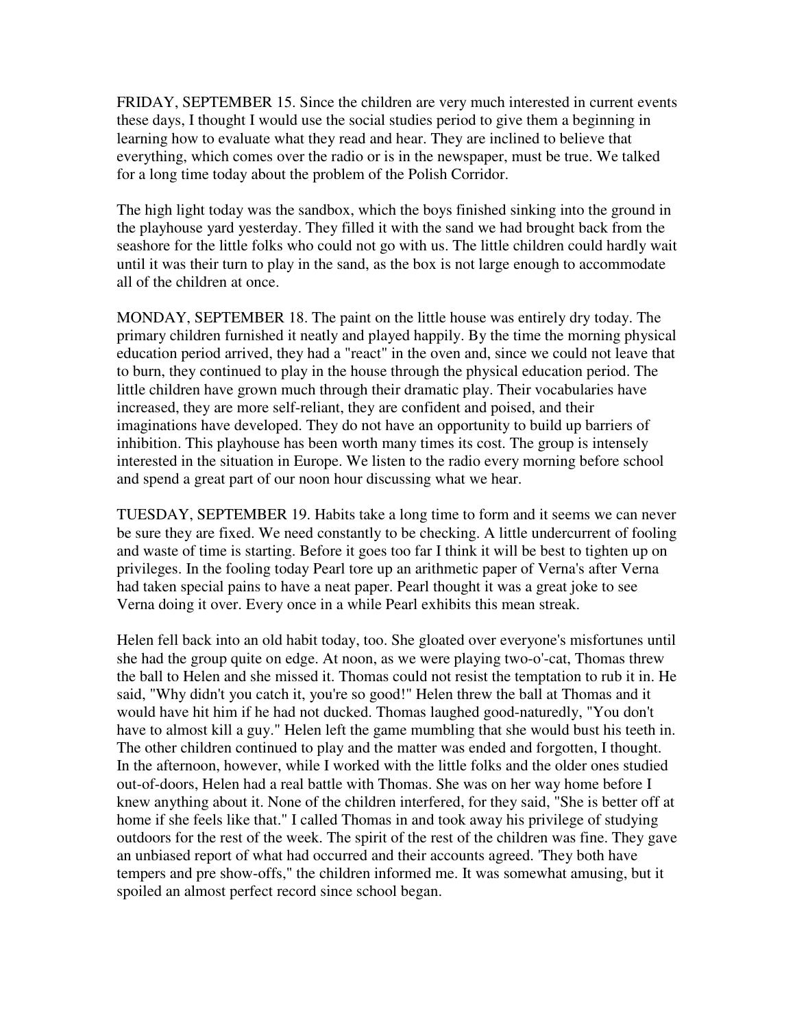FRIDAY, SEPTEMBER 15. Since the children are very much interested in current events these days, I thought I would use the social studies period to give them a beginning in learning how to evaluate what they read and hear. They are inclined to believe that everything, which comes over the radio or is in the newspaper, must be true. We talked for a long time today about the problem of the Polish Corridor.

The high light today was the sandbox, which the boys finished sinking into the ground in the playhouse yard yesterday. They filled it with the sand we had brought back from the seashore for the little folks who could not go with us. The little children could hardly wait until it was their turn to play in the sand, as the box is not large enough to accommodate all of the children at once.

MONDAY, SEPTEMBER 18. The paint on the little house was entirely dry today. The primary children furnished it neatly and played happily. By the time the morning physical education period arrived, they had a "react" in the oven and, since we could not leave that to burn, they continued to play in the house through the physical education period. The little children have grown much through their dramatic play. Their vocabularies have increased, they are more self-reliant, they are confident and poised, and their imaginations have developed. They do not have an opportunity to build up barriers of inhibition. This playhouse has been worth many times its cost. The group is intensely interested in the situation in Europe. We listen to the radio every morning before school and spend a great part of our noon hour discussing what we hear.

TUESDAY, SEPTEMBER 19. Habits take a long time to form and it seems we can never be sure they are fixed. We need constantly to be checking. A little undercurrent of fooling and waste of time is starting. Before it goes too far I think it will be best to tighten up on privileges. In the fooling today Pearl tore up an arithmetic paper of Verna's after Verna had taken special pains to have a neat paper. Pearl thought it was a great joke to see Verna doing it over. Every once in a while Pearl exhibits this mean streak.

Helen fell back into an old habit today, too. She gloated over everyone's misfortunes until she had the group quite on edge. At noon, as we were playing two-o'-cat, Thomas threw the ball to Helen and she missed it. Thomas could not resist the temptation to rub it in. He said, "Why didn't you catch it, you're so good!" Helen threw the ball at Thomas and it would have hit him if he had not ducked. Thomas laughed good-naturedly, "You don't have to almost kill a guy." Helen left the game mumbling that she would bust his teeth in. The other children continued to play and the matter was ended and forgotten, I thought. In the afternoon, however, while I worked with the little folks and the older ones studied out-of-doors, Helen had a real battle with Thomas. She was on her way home before I knew anything about it. None of the children interfered, for they said, "She is better off at home if she feels like that." I called Thomas in and took away his privilege of studying outdoors for the rest of the week. The spirit of the rest of the children was fine. They gave an unbiased report of what had occurred and their accounts agreed. 'They both have tempers and pre show-offs," the children informed me. It was somewhat amusing, but it spoiled an almost perfect record since school began.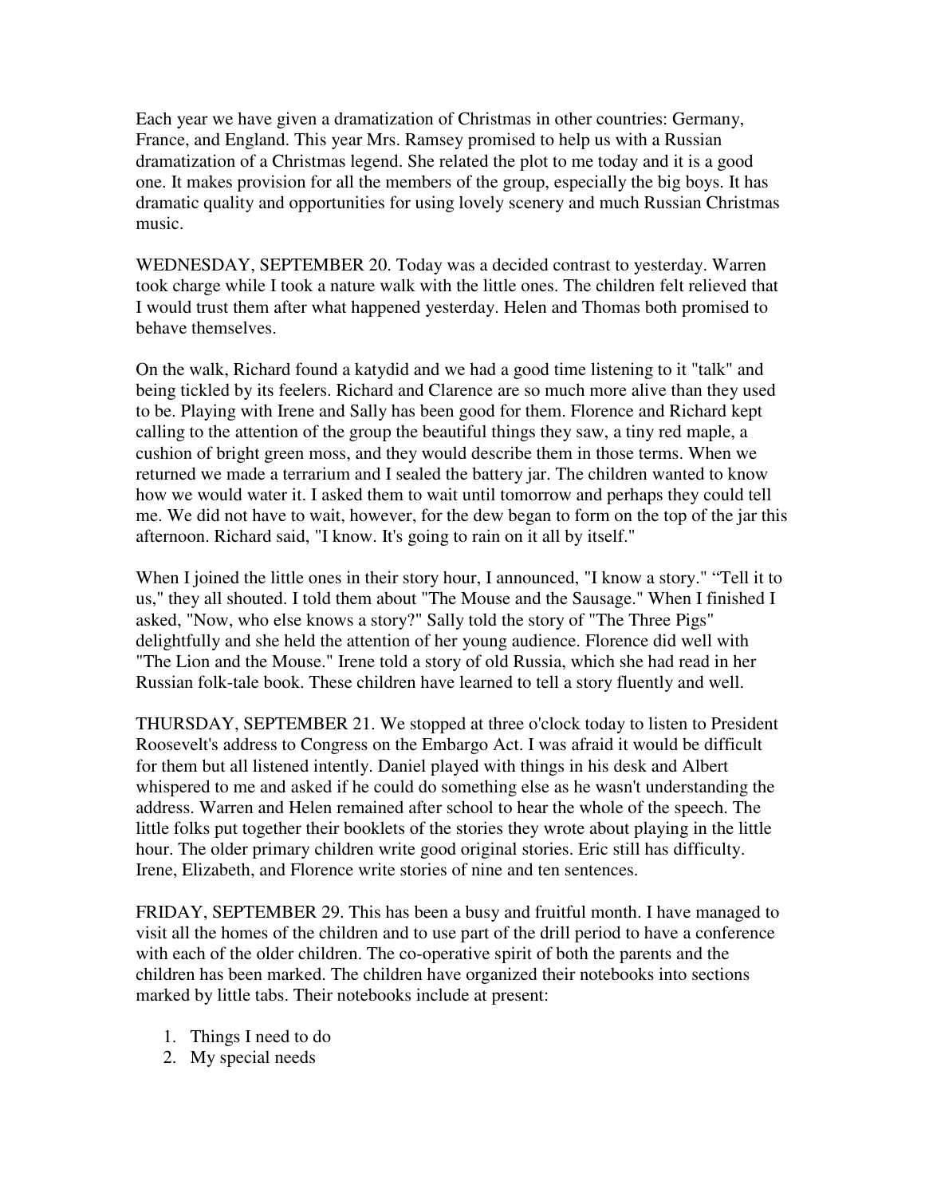Each year we have given a dramatization of Christmas in other countries: Germany, France, and England. This year Mrs. Ramsey promised to help us with a Russian dramatization of a Christmas legend. She related the plot to me today and it is a good one. It makes provision for all the members of the group, especially the big boys. It has dramatic quality and opportunities for using lovely scenery and much Russian Christmas music.

WEDNESDAY, SEPTEMBER 20. Today was a decided contrast to yesterday. Warren took charge while I took a nature walk with the little ones. The children felt relieved that I would trust them after what happened yesterday. Helen and Thomas both promised to behave themselves.

On the walk, Richard found a katydid and we had a good time listening to it "talk" and being tickled by its feelers. Richard and Clarence are so much more alive than they used to be. Playing with Irene and Sally has been good for them. Florence and Richard kept calling to the attention of the group the beautiful things they saw, a tiny red maple, a cushion of bright green moss, and they would describe them in those terms. When we returned we made a terrarium and I sealed the battery jar. The children wanted to know how we would water it. I asked them to wait until tomorrow and perhaps they could tell me. We did not have to wait, however, for the dew began to form on the top of the jar this afternoon. Richard said, "I know. It's going to rain on it all by itself."

When I joined the little ones in their story hour, I announced, "I know a story." "Tell it to us," they all shouted. I told them about "The Mouse and the Sausage." When I finished I asked, "Now, who else knows a story?" Sally told the story of "The Three Pigs" delightfully and she held the attention of her young audience. Florence did well with "The Lion and the Mouse." Irene told a story of old Russia, which she had read in her Russian folk-tale book. These children have learned to tell a story fluently and well.

THURSDAY, SEPTEMBER 21. We stopped at three o'clock today to listen to President Roosevelt's address to Congress on the Embargo Act. I was afraid it would be difficult for them but all listened intently. Daniel played with things in his desk and Albert whispered to me and asked if he could do something else as he wasn't understanding the address. Warren and Helen remained after school to hear the whole of the speech. The little folks put together their booklets of the stories they wrote about playing in the little hour. The older primary children write good original stories. Eric still has difficulty. Irene, Elizabeth, and Florence write stories of nine and ten sentences.

FRIDAY, SEPTEMBER 29. This has been a busy and fruitful month. I have managed to visit all the homes of the children and to use part of the drill period to have a conference with each of the older children. The co-operative spirit of both the parents and the children has been marked. The children have organized their notebooks into sections marked by little tabs. Their notebooks include at present:

1. Things I need to do
2. My special needs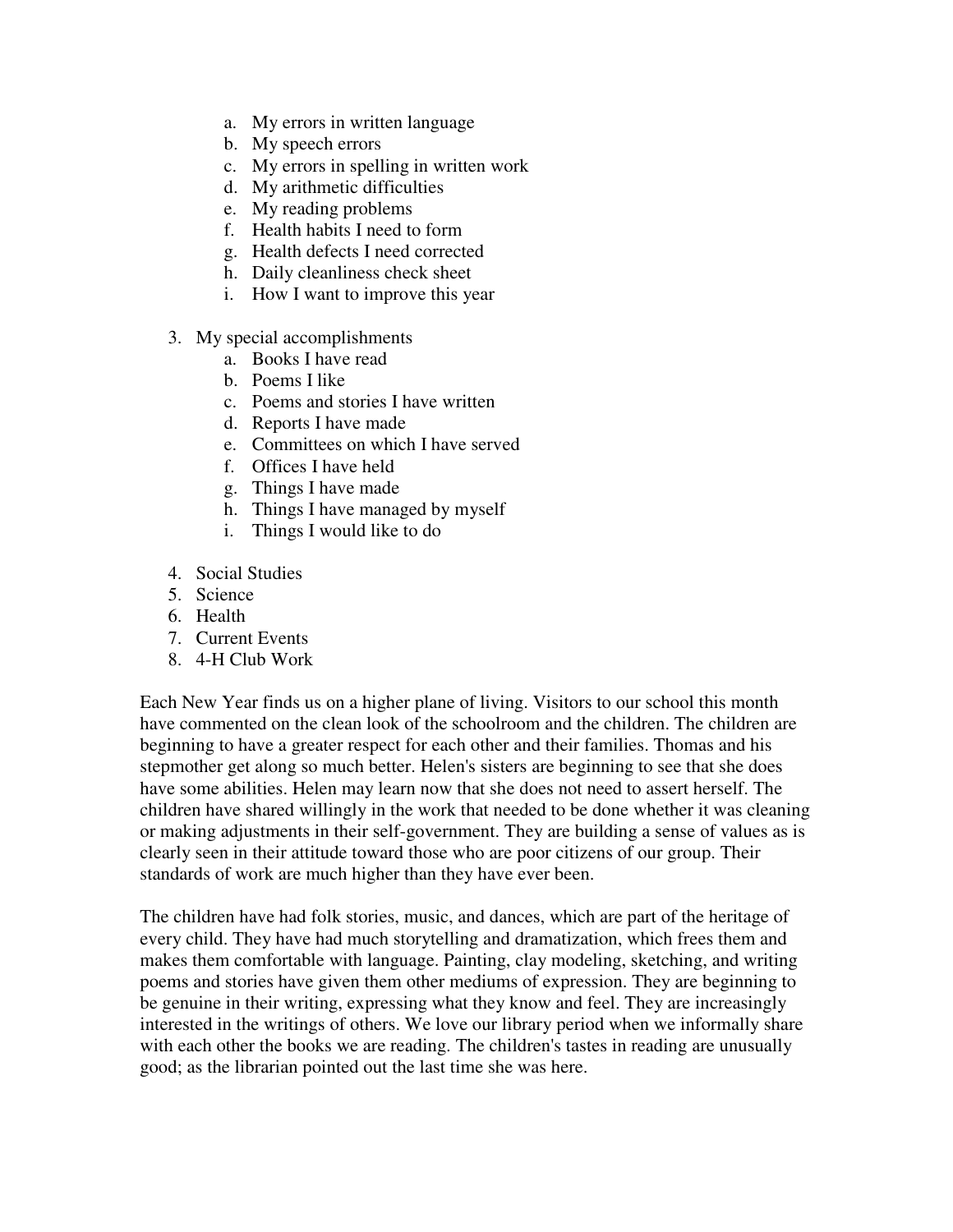a. My errors in written language
   b. My speech errors
   c. My errors in spelling in written work
   d. My arithmetic difficulties
   e. My reading problems
   f. Health habits I need to form
   g. Health defects I need corrected
   h. Daily cleanliness check sheet
   i. How I want to improve this year

3. My special accomplishments
   a. Books I have read
   b. Poems I like
   c. Poems and stories I have written
   d. Reports I have made
   e. Committees on which I have served
   f. Offices I have held
   g. Things I have made
   h. Things I have managed by myself
   i. Things I would like to do

4. Social Studies
5. Science
6. Health
7. Current Events
8. 4-H Club Work

Each New Year finds us on a higher plane of living. Visitors to our school this month have commented on the clean look of the schoolroom and the children. The children are beginning to have a greater respect for each other and their families. Thomas and his stepmother get along so much better. Helen's sisters are beginning to see that she does have some abilities. Helen may learn now that she does not need to assert herself. The children have shared willingly in the work that needed to be done whether it was cleaning or making adjustments in their self-government. They are building a sense of values as is clearly seen in their attitude toward those who are poor citizens of our group. Their standards of work are much higher than they have ever been.

The children have had folk stories, music, and dances, which are part of the heritage of every child. They have had much storytelling and dramatization, which frees them and makes them comfortable with language. Painting, clay modeling, sketching, and writing poems and stories have given them other mediums of expression. They are beginning to be genuine in their writing, expressing what they know and feel. They are increasingly interested in the writings of others. We love our library period when we informally share with each other the books we are reading. The children's tastes in reading are unusually good; as the librarian pointed out the last time she was here.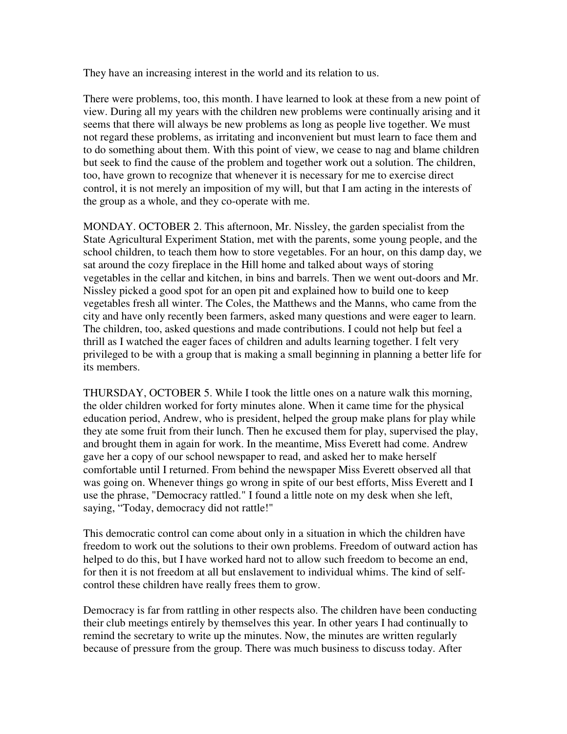They have an increasing interest in the world and its relation to us.

There were problems, too, this month. I have learned to look at these from a new point of view. During all my years with the children new problems were continually arising and it seems that there will always be new problems as long as people live together. We must not regard these problems, as irritating and inconvenient but must learn to face them and to do something about them. With this point of view, we cease to nag and blame children but seek to find the cause of the problem and together work out a solution. The children, too, have grown to recognize that whenever it is necessary for me to exercise direct control, it is not merely an imposition of my will, but that I am acting in the interests of the group as a whole, and they co-operate with me.

MONDAY. OCTOBER 2. This afternoon, Mr. Nissley, the garden specialist from the State Agricultural Experiment Station, met with the parents, some young people, and the school children, to teach them how to store vegetables. For an hour, on this damp day, we sat around the cozy fireplace in the Hill home and talked about ways of storing vegetables in the cellar and kitchen, in bins and barrels. Then we went out-doors and Mr. Nissley picked a good spot for an open pit and explained how to build one to keep vegetables fresh all winter. The Coles, the Matthews and the Manns, who came from the city and have only recently been farmers, asked many questions and were eager to learn. The children, too, asked questions and made contributions. I could not help but feel a thrill as I watched the eager faces of children and adults learning together. I felt very privileged to be with a group that is making a small beginning in planning a better life for its members.

THURSDAY, OCTOBER 5. While I took the little ones on a nature walk this morning, the older children worked for forty minutes alone. When it came time for the physical education period, Andrew, who is president, helped the group make plans for play while they ate some fruit from their lunch. Then he excused them for play, supervised the play, and brought them in again for work. In the meantime, Miss Everett had come. Andrew gave her a copy of our school newspaper to read, and asked her to make herself comfortable until I returned. From behind the newspaper Miss Everett observed all that was going on. Whenever things go wrong in spite of our best efforts, Miss Everett and I use the phrase, "Democracy rattled." I found a little note on my desk when she left, saying, "Today, democracy did not rattle!"

This democratic control can come about only in a situation in which the children have freedom to work out the solutions to their own problems. Freedom of outward action has helped to do this, but I have worked hard not to allow such freedom to become an end, for then it is not freedom at all but enslavement to individual whims. The kind of self-control these children have really frees them to grow.

Democracy is far from rattling in other respects also. The children have been conducting their club meetings entirely by themselves this year. In other years I had continually to remind the secretary to write up the minutes. Now, the minutes are written regularly because of pressure from the group. There was much business to discuss today. After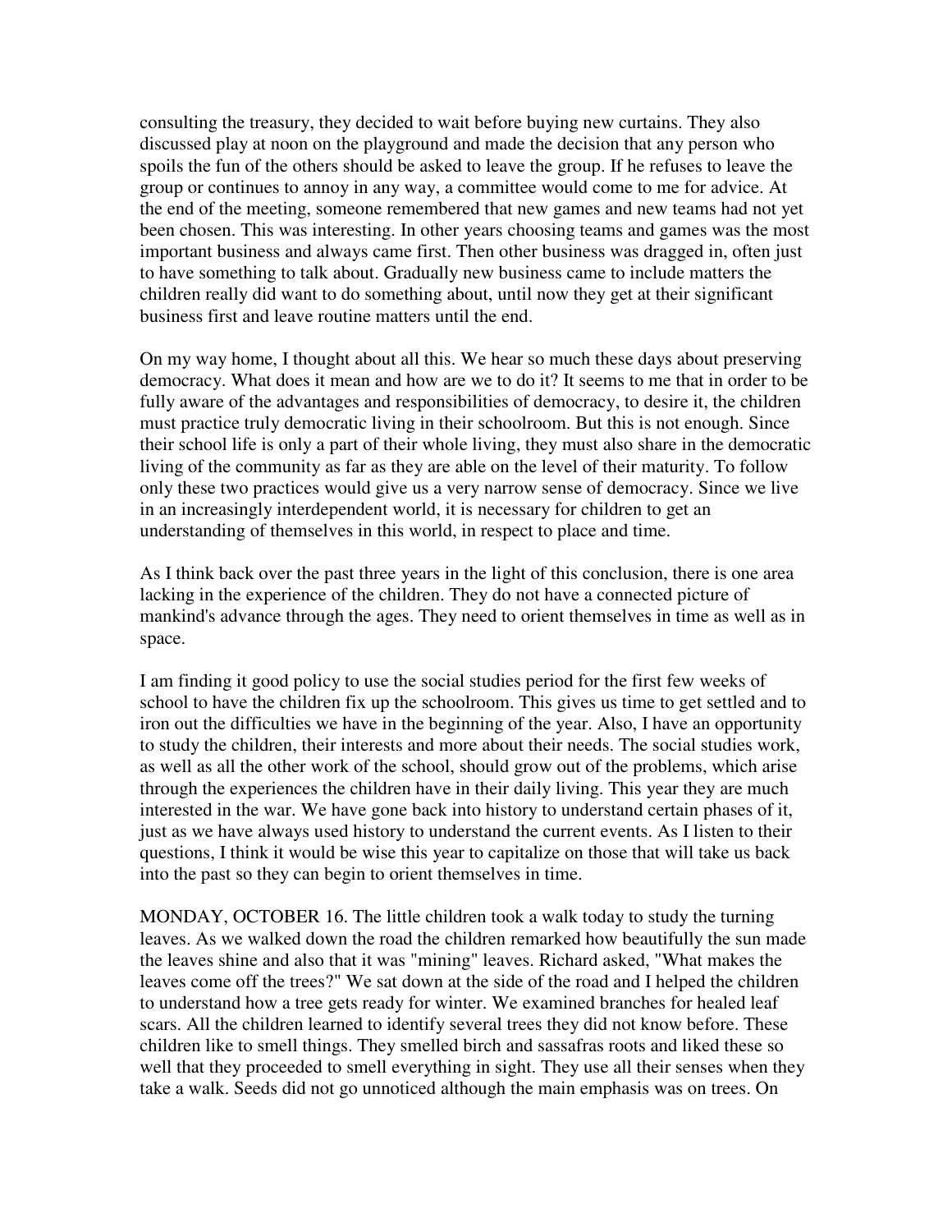consulting the treasury, they decided to wait before buying new curtains. They also discussed play at noon on the playground and made the decision that any person who spoils the fun of the others should be asked to leave the group. If he refuses to leave the group or continues to annoy in any way, a committee would come to me for advice. At the end of the meeting, someone remembered that new games and new teams had not yet been chosen. This was interesting. In other years choosing teams and games was the most important business and always came first. Then other business was dragged in, often just to have something to talk about. Gradually new business came to include matters the children really did want to do something about, until now they get at their significant business first and leave routine matters until the end.

On my way home, I thought about all this. We hear so much these days about preserving democracy. What does it mean and how are we to do it? It seems to me that in order to be fully aware of the advantages and responsibilities of democracy, to desire it, the children must practice truly democratic living in their schoolroom. But this is not enough. Since their school life is only a part of their whole living, they must also share in the democratic living of the community as far as they are able on the level of their maturity. To follow only these two practices would give us a very narrow sense of democracy. Since we live in an increasingly interdependent world, it is necessary for children to get an understanding of themselves in this world, in respect to place and time.

As I think back over the past three years in the light of this conclusion, there is one area lacking in the experience of the children. They do not have a connected picture of mankind's advance through the ages. They need to orient themselves in time as well as in space.

I am finding it good policy to use the social studies period for the first few weeks of school to have the children fix up the schoolroom. This gives us time to get settled and to iron out the difficulties we have in the beginning of the year. Also, I have an opportunity to study the children, their interests and more about their needs. The social studies work, as well as all the other work of the school, should grow out of the problems, which arise through the experiences the children have in their daily living. This year they are much interested in the war. We have gone back into history to understand certain phases of it, just as we have always used history to understand the current events. As I listen to their questions, I think it would be wise this year to capitalize on those that will take us back into the past so they can begin to orient themselves in time.

MONDAY, OCTOBER 16. The little children took a walk today to study the turning leaves. As we walked down the road the children remarked how beautifully the sun made the leaves shine and also that it was "mining" leaves. Richard asked, "What makes the leaves come off the trees?" We sat down at the side of the road and I helped the children to understand how a tree gets ready for winter. We examined branches for healed leaf scars. All the children learned to identify several trees they did not know before. These children like to smell things. They smelled birch and sassafras roots and liked these so well that they proceeded to smell everything in sight. They use all their senses when they take a walk. Seeds did not go unnoticed although the main emphasis was on trees. On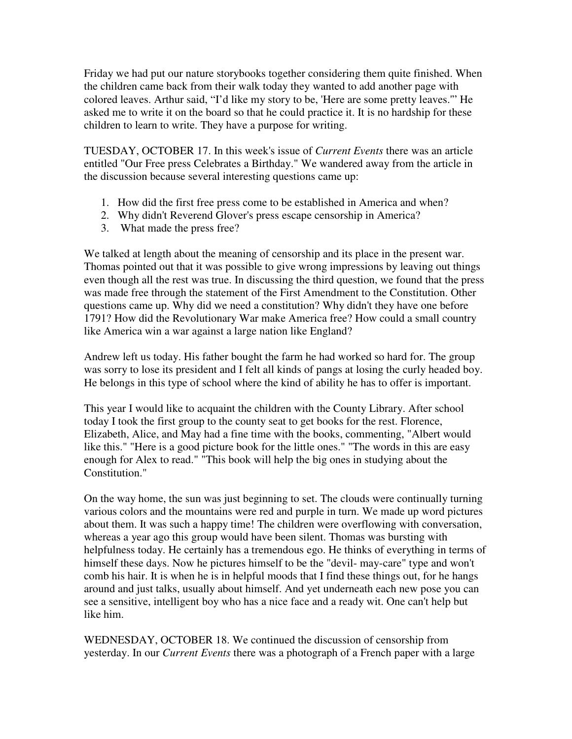Friday we had put our nature storybooks together considering them quite finished. When the children came back from their walk today they wanted to add another page with colored leaves. Arthur said, "I'd like my story to be, 'Here are some pretty leaves.'" He asked me to write it on the board so that he could practice it. It is no hardship for these children to learn to write. They have a purpose for writing.

TUESDAY, OCTOBER 17. In this week's issue of *Current Events* there was an article entitled "Our Free press Celebrates a Birthday." We wandered away from the article in the discussion because several interesting questions came up:

1. How did the first free press come to be established in America and when?
2. Why didn't Reverend Glover's press escape censorship in America?
3. What made the press free?

We talked at length about the meaning of censorship and its place in the present war. Thomas pointed out that it was possible to give wrong impressions by leaving out things even though all the rest was true. In discussing the third question, we found that the press was made free through the statement of the First Amendment to the Constitution. Other questions came up. Why did we need a constitution? Why didn't they have one before 1791? How did the Revolutionary War make America free? How could a small country like America win a war against a large nation like England?

Andrew left us today. His father bought the farm he had worked so hard for. The group was sorry to lose its president and I felt all kinds of pangs at losing the curly headed boy. He belongs in this type of school where the kind of ability he has to offer is important.

This year I would like to acquaint the children with the County Library. After school today I took the first group to the county seat to get books for the rest. Florence, Elizabeth, Alice, and May had a fine time with the books, commenting, "Albert would like this." "Here is a good picture book for the little ones." "The words in this are easy enough for Alex to read." "This book will help the big ones in studying about the Constitution."

On the way home, the sun was just beginning to set. The clouds were continually turning various colors and the mountains were red and purple in turn. We made up word pictures about them. It was such a happy time! The children were overflowing with conversation, whereas a year ago this group would have been silent. Thomas was bursting with helpfulness today. He certainly has a tremendous ego. He thinks of everything in terms of himself these days. Now he pictures himself to be the "devil- may-care" type and won't comb his hair. It is when he is in helpful moods that I find these things out, for he hangs around and just talks, usually about himself. And yet underneath each new pose you can see a sensitive, intelligent boy who has a nice face and a ready wit. One can't help but like him.

WEDNESDAY, OCTOBER 18. We continued the discussion of censorship from yesterday. In our *Current Events* there was a photograph of a French paper with a large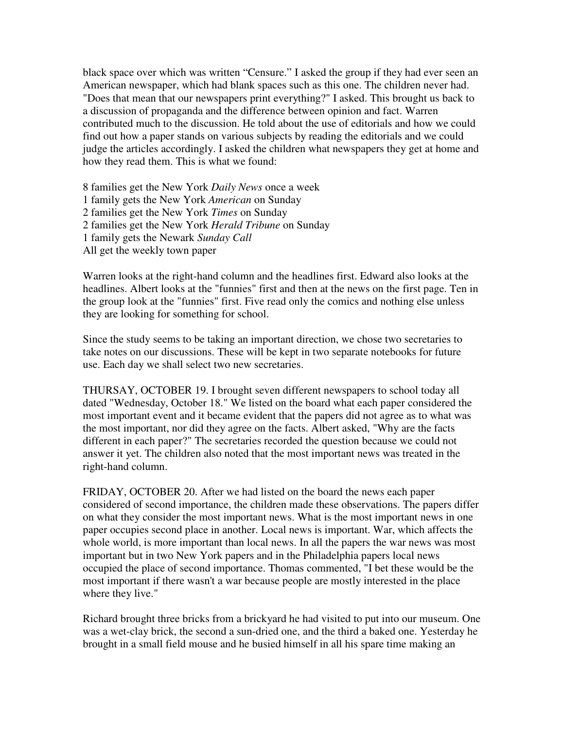black space over which was written "Censure." I asked the group if they had ever seen an American newspaper, which had blank spaces such as this one. The children never had. "Does that mean that our newspapers print everything?" I asked. This brought us back to a discussion of propaganda and the difference between opinion and fact. Warren contributed much to the discussion. He told about the use of editorials and how we could find out how a paper stands on various subjects by reading the editorials and we could judge the articles accordingly. I asked the children what newspapers they get at home and how they read them. This is what we found:

8 families get the New York *Daily News* once a week
1 family gets the New York *American* on Sunday
2 families get the New York *Times* on Sunday
2 families get the New York *Herald Tribune* on Sunday
1 family gets the Newark *Sunday Call*
All get the weekly town paper

Warren looks at the right-hand column and the headlines first. Edward also looks at the headlines. Albert looks at the "funnies" first and then at the news on the first page. Ten in the group look at the "funnies" first. Five read only the comics and nothing else unless they are looking for something for school.

Since the study seems to be taking an important direction, we chose two secretaries to take notes on our discussions. These will be kept in two separate notebooks for future use. Each day we shall select two new secretaries.

THURSAY, OCTOBER 19. I brought seven different newspapers to school today all dated "Wednesday, October 18." We listed on the board what each paper considered the most important event and it became evident that the papers did not agree as to what was the most important, nor did they agree on the facts. Albert asked, "Why are the facts different in each paper?" The secretaries recorded the question because we could not answer it yet. The children also noted that the most important news was treated in the right-hand column.

FRIDAY, OCTOBER 20. After we had listed on the board the news each paper considered of second importance, the children made these observations. The papers differ on what they consider the most important news. What is the most important news in one paper occupies second place in another. Local news is important. War, which affects the whole world, is more important than local news. In all the papers the war news was most important but in two New York papers and in the Philadelphia papers local news occupied the place of second importance. Thomas commented, "I bet these would be the most important if there wasn't a war because people are mostly interested in the place where they live."

Richard brought three bricks from a brickyard he had visited to put into our museum. One was a wet-clay brick, the second a sun-dried one, and the third a baked one. Yesterday he brought in a small field mouse and he busied himself in all his spare time making an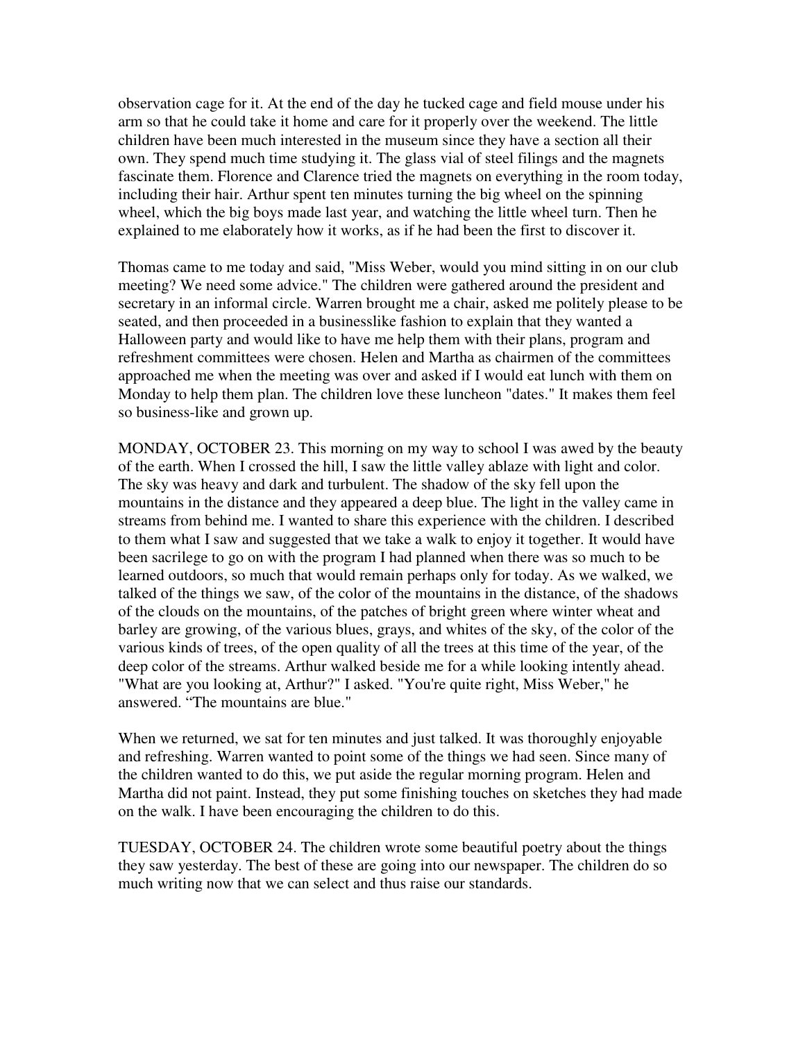observation cage for it. At the end of the day he tucked cage and field mouse under his arm so that he could take it home and care for it properly over the weekend. The little children have been much interested in the museum since they have a section all their own. They spend much time studying it. The glass vial of steel filings and the magnets fascinate them. Florence and Clarence tried the magnets on everything in the room today, including their hair. Arthur spent ten minutes turning the big wheel on the spinning wheel, which the big boys made last year, and watching the little wheel turn. Then he explained to me elaborately how it works, as if he had been the first to discover it.

Thomas came to me today and said, "Miss Weber, would you mind sitting in on our club meeting? We need some advice." The children were gathered around the president and secretary in an informal circle. Warren brought me a chair, asked me politely please to be seated, and then proceeded in a businesslike fashion to explain that they wanted a Halloween party and would like to have me help them with their plans, program and refreshment committees were chosen. Helen and Martha as chairmen of the committees approached me when the meeting was over and asked if I would eat lunch with them on Monday to help them plan. The children love these luncheon "dates." It makes them feel so business-like and grown up.

MONDAY, OCTOBER 23. This morning on my way to school I was awed by the beauty of the earth. When I crossed the hill, I saw the little valley ablaze with light and color. The sky was heavy and dark and turbulent. The shadow of the sky fell upon the mountains in the distance and they appeared a deep blue. The light in the valley came in streams from behind me. I wanted to share this experience with the children. I described to them what I saw and suggested that we take a walk to enjoy it together. It would have been sacrilege to go on with the program I had planned when there was so much to be learned outdoors, so much that would remain perhaps only for today. As we walked, we talked of the things we saw, of the color of the mountains in the distance, of the shadows of the clouds on the mountains, of the patches of bright green where winter wheat and barley are growing, of the various blues, grays, and whites of the sky, of the color of the various kinds of trees, of the open quality of all the trees at this time of the year, of the deep color of the streams. Arthur walked beside me for a while looking intently ahead. "What are you looking at, Arthur?" I asked. "You're quite right, Miss Weber," he answered. "The mountains are blue."

When we returned, we sat for ten minutes and just talked. It was thoroughly enjoyable and refreshing. Warren wanted to point some of the things we had seen. Since many of the children wanted to do this, we put aside the regular morning program. Helen and Martha did not paint. Instead, they put some finishing touches on sketches they had made on the walk. I have been encouraging the children to do this.

TUESDAY, OCTOBER 24. The children wrote some beautiful poetry about the things they saw yesterday. The best of these are going into our newspaper. The children do so much writing now that we can select and thus raise our standards.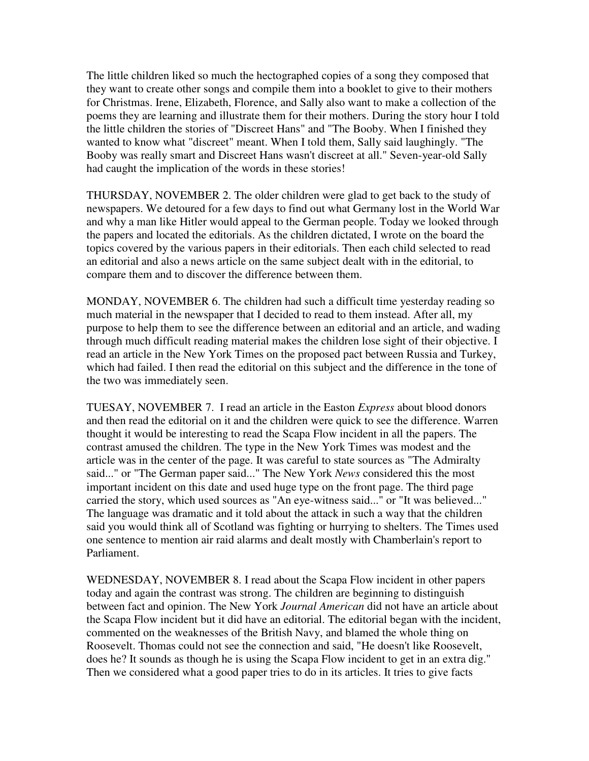The little children liked so much the hectographed copies of a song they composed that they want to create other songs and compile them into a booklet to give to their mothers for Christmas. Irene, Elizabeth, Florence, and Sally also want to make a collection of the poems they are learning and illustrate them for their mothers. During the story hour I told the little children the stories of "Discreet Hans" and "The Booby. When I finished they wanted to know what "discreet" meant. When I told them, Sally said laughingly. "The Booby was really smart and Discreet Hans wasn't discreet at all." Seven-year-old Sally had caught the implication of the words in these stories!

THURSDAY, NOVEMBER 2. The older children were glad to get back to the study of newspapers. We detoured for a few days to find out what Germany lost in the World War and why a man like Hitler would appeal to the German people. Today we looked through the papers and located the editorials. As the children dictated, I wrote on the board the topics covered by the various papers in their editorials. Then each child selected to read an editorial and also a news article on the same subject dealt with in the editorial, to compare them and to discover the difference between them.

MONDAY, NOVEMBER 6. The children had such a difficult time yesterday reading so much material in the newspaper that I decided to read to them instead. After all, my purpose to help them to see the difference between an editorial and an article, and wading through much difficult reading material makes the children lose sight of their objective. I read an article in the New York Times on the proposed pact between Russia and Turkey, which had failed. I then read the editorial on this subject and the difference in the tone of the two was immediately seen.

TUESAY, NOVEMBER 7. I read an article in the Easton *Express* about blood donors and then read the editorial on it and the children were quick to see the difference. Warren thought it would be interesting to read the Scapa Flow incident in all the papers. The contrast amused the children. The type in the New York Times was modest and the article was in the center of the page. It was careful to state sources as "The Admiralty said..." or "The German paper said..." The New York *News* considered this the most important incident on this date and used huge type on the front page. The third page carried the story, which used sources as "An eye-witness said..." or "It was believed..." The language was dramatic and it told about the attack in such a way that the children said you would think all of Scotland was fighting or hurrying to shelters. The Times used one sentence to mention air raid alarms and dealt mostly with Chamberlain's report to Parliament.

WEDNESDAY, NOVEMBER 8. I read about the Scapa Flow incident in other papers today and again the contrast was strong. The children are beginning to distinguish between fact and opinion. The New York *Journal American* did not have an article about the Scapa Flow incident but it did have an editorial. The editorial began with the incident, commented on the weaknesses of the British Navy, and blamed the whole thing on Roosevelt. Thomas could not see the connection and said, "He doesn't like Roosevelt, does he? It sounds as though he is using the Scapa Flow incident to get in an extra dig." Then we considered what a good paper tries to do in its articles. It tries to give facts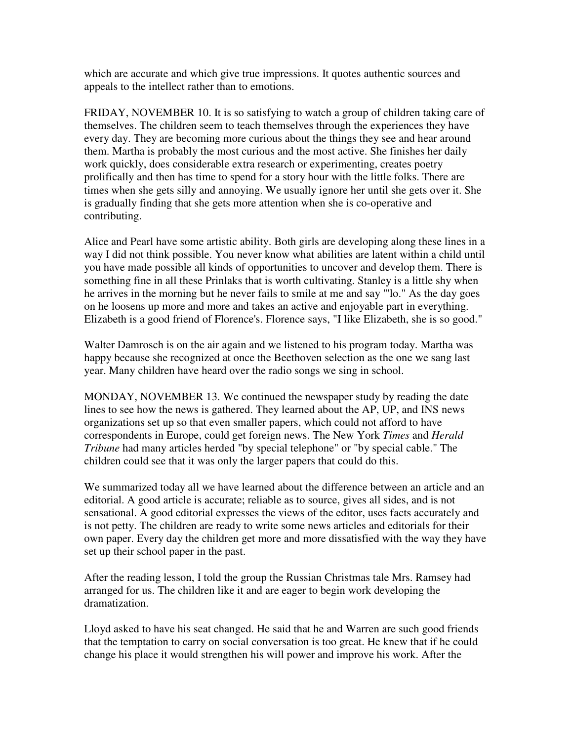which are accurate and which give true impressions. It quotes authentic sources and appeals to the intellect rather than to emotions.

FRIDAY, NOVEMBER 10. It is so satisfying to watch a group of children taking care of themselves. The children seem to teach themselves through the experiences they have every day. They are becoming more curious about the things they see and hear around them. Martha is probably the most curious and the most active. She finishes her daily work quickly, does considerable extra research or experimenting, creates poetry prolifically and then has time to spend for a story hour with the little folks. There are times when she gets silly and annoying. We usually ignore her until she gets over it. She is gradually finding that she gets more attention when she is co-operative and contributing.

Alice and Pearl have some artistic ability. Both girls are developing along these lines in a way I did not think possible. You never know what abilities are latent within a child until you have made possible all kinds of opportunities to uncover and develop them. There is something fine in all these Prinlaks that is worth cultivating. Stanley is a little shy when he arrives in the morning but he never fails to smile at me and say "'lo." As the day goes on he loosens up more and more and takes an active and enjoyable part in everything. Elizabeth is a good friend of Florence's. Florence says, "I like Elizabeth, she is so good."

Walter Damrosch is on the air again and we listened to his program today. Martha was happy because she recognized at once the Beethoven selection as the one we sang last year. Many children have heard over the radio songs we sing in school.

MONDAY, NOVEMBER 13. We continued the newspaper study by reading the date lines to see how the news is gathered. They learned about the AP, UP, and INS news organizations set up so that even smaller papers, which could not afford to have correspondents in Europe, could get foreign news. The New York *Times* and *Herald Tribune* had many articles herded "by special telephone" or "by special cable." The children could see that it was only the larger papers that could do this.

We summarized today all we have learned about the difference between an article and an editorial. A good article is accurate; reliable as to source, gives all sides, and is not sensational. A good editorial expresses the views of the editor, uses facts accurately and is not petty. The children are ready to write some news articles and editorials for their own paper. Every day the children get more and more dissatisfied with the way they have set up their school paper in the past.

After the reading lesson, I told the group the Russian Christmas tale Mrs. Ramsey had arranged for us. The children like it and are eager to begin work developing the dramatization.

Lloyd asked to have his seat changed. He said that he and Warren are such good friends that the temptation to carry on social conversation is too great. He knew that if he could change his place it would strengthen his will power and improve his work. After the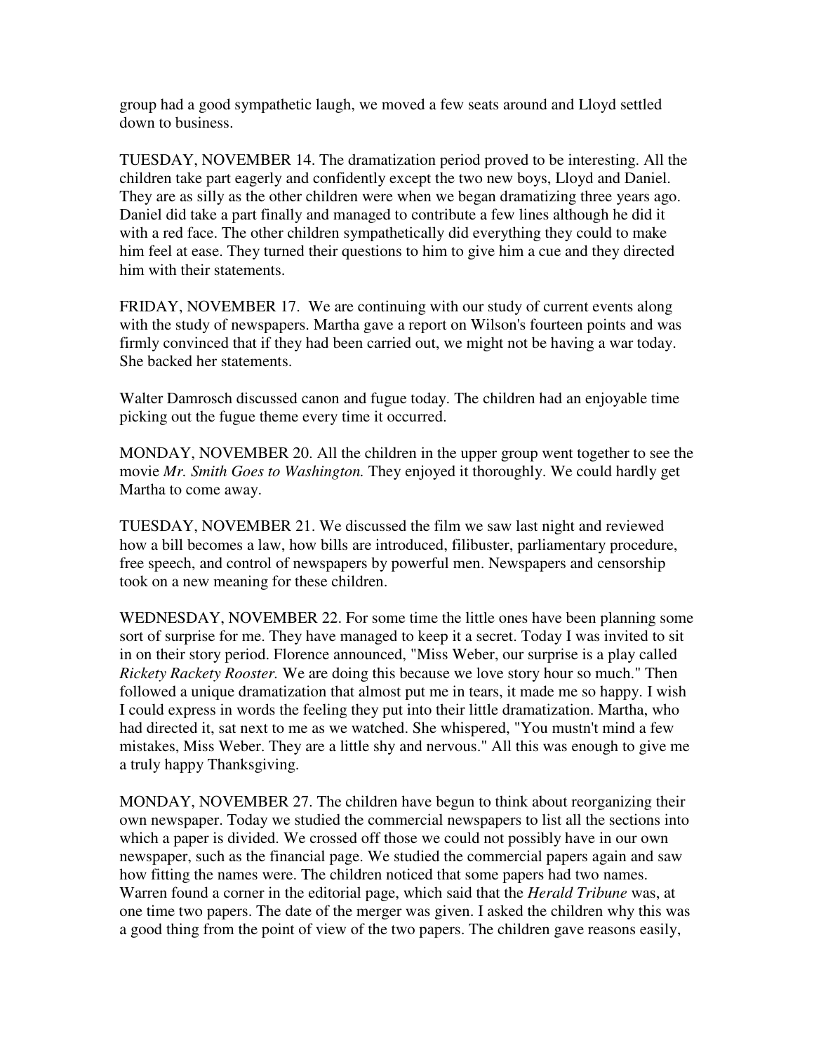group had a good sympathetic laugh, we moved a few seats around and Lloyd settled down to business.

TUESDAY, NOVEMBER 14. The dramatization period proved to be interesting. All the children take part eagerly and confidently except the two new boys, Lloyd and Daniel. They are as silly as the other children were when we began dramatizing three years ago. Daniel did take a part finally and managed to contribute a few lines although he did it with a red face. The other children sympathetically did everything they could to make him feel at ease. They turned their questions to him to give him a cue and they directed him with their statements.

FRIDAY, NOVEMBER 17. We are continuing with our study of current events along with the study of newspapers. Martha gave a report on Wilson's fourteen points and was firmly convinced that if they had been carried out, we might not be having a war today. She backed her statements.

Walter Damrosch discussed canon and fugue today. The children had an enjoyable time picking out the fugue theme every time it occurred.

MONDAY, NOVEMBER 20. All the children in the upper group went together to see the movie *Mr. Smith Goes to Washington.* They enjoyed it thoroughly. We could hardly get Martha to come away.

TUESDAY, NOVEMBER 21. We discussed the film we saw last night and reviewed how a bill becomes a law, how bills are introduced, filibuster, parliamentary procedure, free speech, and control of newspapers by powerful men. Newspapers and censorship took on a new meaning for these children.

WEDNESDAY, NOVEMBER 22. For some time the little ones have been planning some sort of surprise for me. They have managed to keep it a secret. Today I was invited to sit in on their story period. Florence announced, "Miss Weber, our surprise is a play called *Rickety Rackety Rooster.* We are doing this because we love story hour so much." Then followed a unique dramatization that almost put me in tears, it made me so happy. I wish I could express in words the feeling they put into their little dramatization. Martha, who had directed it, sat next to me as we watched. She whispered, "You mustn't mind a few mistakes, Miss Weber. They are a little shy and nervous." All this was enough to give me a truly happy Thanksgiving.

MONDAY, NOVEMBER 27. The children have begun to think about reorganizing their own newspaper. Today we studied the commercial newspapers to list all the sections into which a paper is divided. We crossed off those we could not possibly have in our own newspaper, such as the financial page. We studied the commercial papers again and saw how fitting the names were. The children noticed that some papers had two names. Warren found a corner in the editorial page, which said that the *Herald Tribune* was, at one time two papers. The date of the merger was given. I asked the children why this was a good thing from the point of view of the two papers. The children gave reasons easily,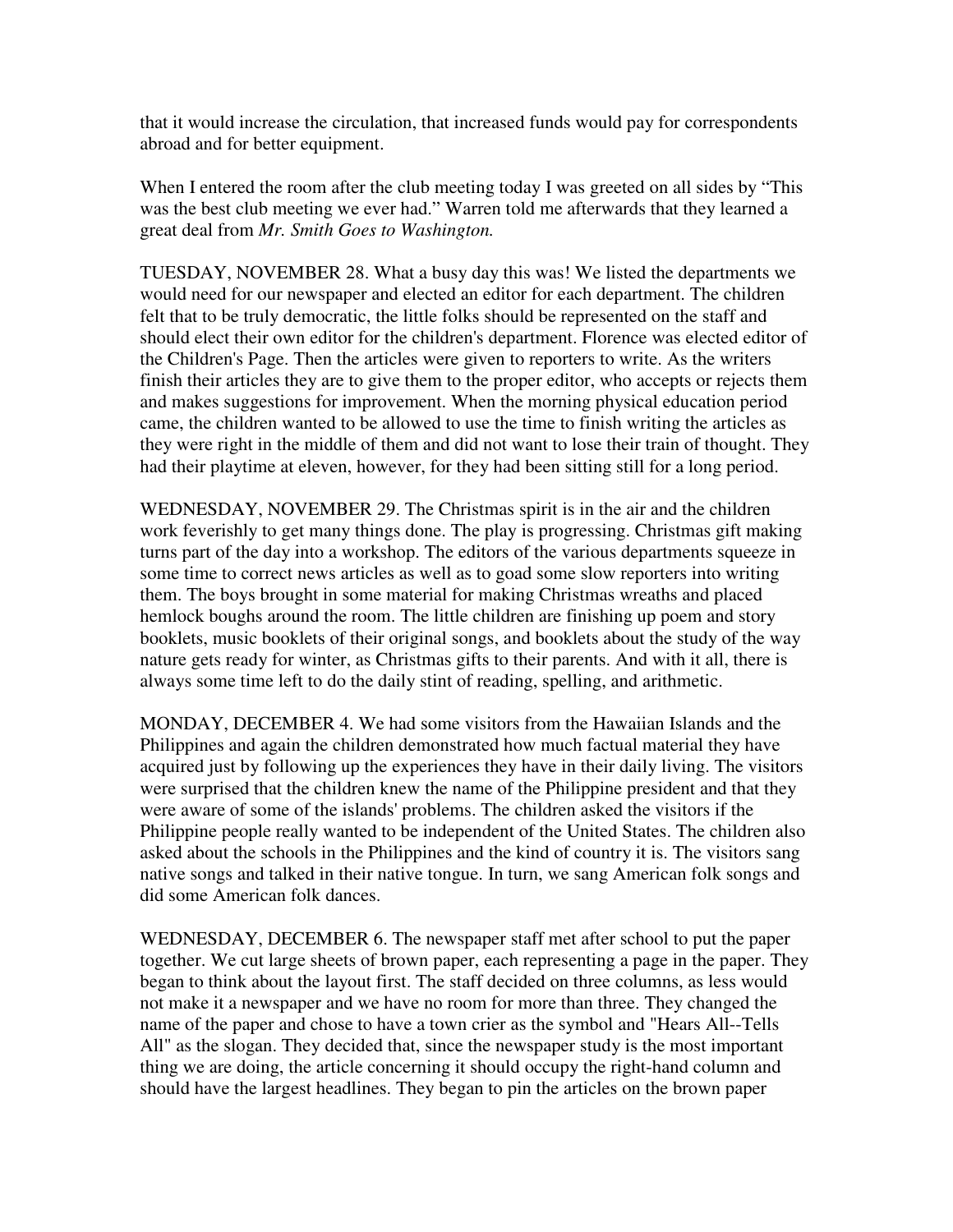that it would increase the circulation, that increased funds would pay for correspondents abroad and for better equipment.

When I entered the room after the club meeting today I was greeted on all sides by "This was the best club meeting we ever had." Warren told me afterwards that they learned a great deal from *Mr. Smith Goes to Washington.*

TUESDAY, NOVEMBER 28. What a busy day this was! We listed the departments we would need for our newspaper and elected an editor for each department. The children felt that to be truly democratic, the little folks should be represented on the staff and should elect their own editor for the children's department. Florence was elected editor of the Children's Page. Then the articles were given to reporters to write. As the writers finish their articles they are to give them to the proper editor, who accepts or rejects them and makes suggestions for improvement. When the morning physical education period came, the children wanted to be allowed to use the time to finish writing the articles as they were right in the middle of them and did not want to lose their train of thought. They had their playtime at eleven, however, for they had been sitting still for a long period.

WEDNESDAY, NOVEMBER 29. The Christmas spirit is in the air and the children work feverishly to get many things done. The play is progressing. Christmas gift making turns part of the day into a workshop. The editors of the various departments squeeze in some time to correct news articles as well as to goad some slow reporters into writing them. The boys brought in some material for making Christmas wreaths and placed hemlock boughs around the room. The little children are finishing up poem and story booklets, music booklets of their original songs, and booklets about the study of the way nature gets ready for winter, as Christmas gifts to their parents. And with it all, there is always some time left to do the daily stint of reading, spelling, and arithmetic.

MONDAY, DECEMBER 4. We had some visitors from the Hawaiian Islands and the Philippines and again the children demonstrated how much factual material they have acquired just by following up the experiences they have in their daily living. The visitors were surprised that the children knew the name of the Philippine president and that they were aware of some of the islands' problems. The children asked the visitors if the Philippine people really wanted to be independent of the United States. The children also asked about the schools in the Philippines and the kind of country it is. The visitors sang native songs and talked in their native tongue. In turn, we sang American folk songs and did some American folk dances.

WEDNESDAY, DECEMBER 6. The newspaper staff met after school to put the paper together. We cut large sheets of brown paper, each representing a page in the paper. They began to think about the layout first. The staff decided on three columns, as less would not make it a newspaper and we have no room for more than three. They changed the name of the paper and chose to have a town crier as the symbol and "Hears All--Tells All" as the slogan. They decided that, since the newspaper study is the most important thing we are doing, the article concerning it should occupy the right-hand column and should have the largest headlines. They began to pin the articles on the brown paper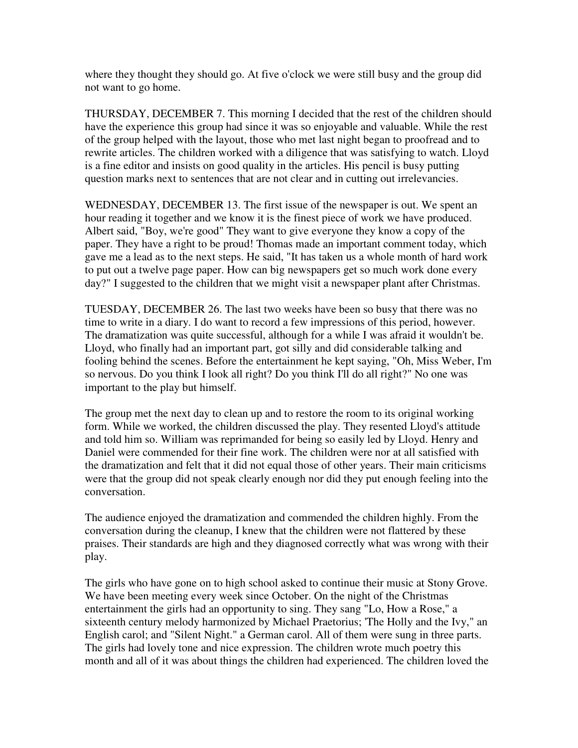where they thought they should go. At five o'clock we were still busy and the group did not want to go home.

THURSDAY, DECEMBER 7. This morning I decided that the rest of the children should have the experience this group had since it was so enjoyable and valuable. While the rest of the group helped with the layout, those who met last night began to proofread and to rewrite articles. The children worked with a diligence that was satisfying to watch. Lloyd is a fine editor and insists on good quality in the articles. His pencil is busy putting question marks next to sentences that are not clear and in cutting out irrelevancies.

WEDNESDAY, DECEMBER 13. The first issue of the newspaper is out. We spent an hour reading it together and we know it is the finest piece of work we have produced. Albert said, "Boy, we're good" They want to give everyone they know a copy of the paper. They have a right to be proud! Thomas made an important comment today, which gave me a lead as to the next steps. He said, "It has taken us a whole month of hard work to put out a twelve page paper. How can big newspapers get so much work done every day?" I suggested to the children that we might visit a newspaper plant after Christmas.

TUESDAY, DECEMBER 26. The last two weeks have been so busy that there was no time to write in a diary. I do want to record a few impressions of this period, however. The dramatization was quite successful, although for a while I was afraid it wouldn't be. Lloyd, who finally had an important part, got silly and did considerable talking and fooling behind the scenes. Before the entertainment he kept saying, "Oh, Miss Weber, I'm so nervous. Do you think I look all right? Do you think I'll do all right?" No one was important to the play but himself.

The group met the next day to clean up and to restore the room to its original working form. While we worked, the children discussed the play. They resented Lloyd's attitude and told him so. William was reprimanded for being so easily led by Lloyd. Henry and Daniel were commended for their fine work. The children were nor at all satisfied with the dramatization and felt that it did not equal those of other years. Their main criticisms were that the group did not speak clearly enough nor did they put enough feeling into the conversation.

The audience enjoyed the dramatization and commended the children highly. From the conversation during the cleanup, I knew that the children were not flattered by these praises. Their standards are high and they diagnosed correctly what was wrong with their play.

The girls who have gone on to high school asked to continue their music at Stony Grove. We have been meeting every week since October. On the night of the Christmas entertainment the girls had an opportunity to sing. They sang "Lo, How a Rose," a sixteenth century melody harmonized by Michael Praetorius; 'The Holly and the Ivy," an English carol; and "Silent Night." a German carol. All of them were sung in three parts. The girls had lovely tone and nice expression. The children wrote much poetry this month and all of it was about things the children had experienced. The children loved the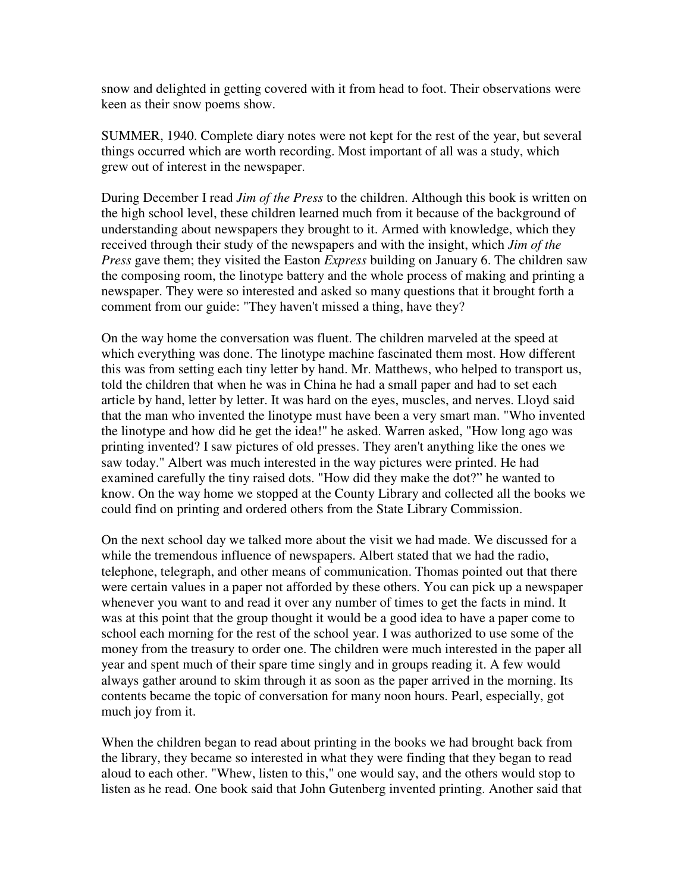snow and delighted in getting covered with it from head to foot. Their observations were keen as their snow poems show.

SUMMER, 1940. Complete diary notes were not kept for the rest of the year, but several things occurred which are worth recording. Most important of all was a study, which grew out of interest in the newspaper.

During December I read *Jim of the Press* to the children. Although this book is written on the high school level, these children learned much from it because of the background of understanding about newspapers they brought to it. Armed with knowledge, which they received through their study of the newspapers and with the insight, which *Jim of the Press* gave them; they visited the Easton *Express* building on January 6. The children saw the composing room, the linotype battery and the whole process of making and printing a newspaper. They were so interested and asked so many questions that it brought forth a comment from our guide: "They haven't missed a thing, have they?

On the way home the conversation was fluent. The children marveled at the speed at which everything was done. The linotype machine fascinated them most. How different this was from setting each tiny letter by hand. Mr. Matthews, who helped to transport us, told the children that when he was in China he had a small paper and had to set each article by hand, letter by letter. It was hard on the eyes, muscles, and nerves. Lloyd said that the man who invented the linotype must have been a very smart man. "Who invented the linotype and how did he get the idea!" he asked. Warren asked, "How long ago was printing invented? I saw pictures of old presses. They aren't anything like the ones we saw today." Albert was much interested in the way pictures were printed. He had examined carefully the tiny raised dots. "How did they make the dot?" he wanted to know. On the way home we stopped at the County Library and collected all the books we could find on printing and ordered others from the State Library Commission.

On the next school day we talked more about the visit we had made. We discussed for a while the tremendous influence of newspapers. Albert stated that we had the radio, telephone, telegraph, and other means of communication. Thomas pointed out that there were certain values in a paper not afforded by these others. You can pick up a newspaper whenever you want to and read it over any number of times to get the facts in mind. It was at this point that the group thought it would be a good idea to have a paper come to school each morning for the rest of the school year. I was authorized to use some of the money from the treasury to order one. The children were much interested in the paper all year and spent much of their spare time singly and in groups reading it. A few would always gather around to skim through it as soon as the paper arrived in the morning. Its contents became the topic of conversation for many noon hours. Pearl, especially, got much joy from it.

When the children began to read about printing in the books we had brought back from the library, they became so interested in what they were finding that they began to read aloud to each other. "Whew, listen to this," one would say, and the others would stop to listen as he read. One book said that John Gutenberg invented printing. Another said that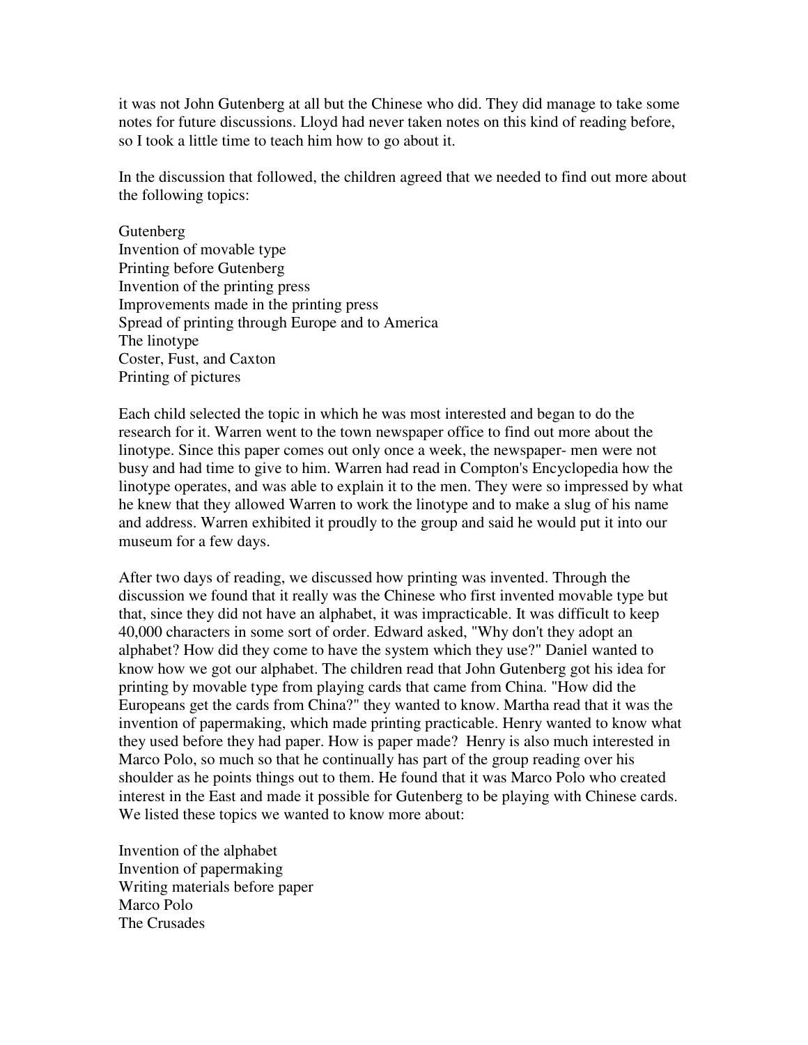it was not John Gutenberg at all but the Chinese who did. They did manage to take some notes for future discussions. Lloyd had never taken notes on this kind of reading before, so I took a little time to teach him how to go about it.

In the discussion that followed, the children agreed that we needed to find out more about the following topics:

Gutenberg
Invention of movable type
Printing before Gutenberg
Invention of the printing press
Improvements made in the printing press
Spread of printing through Europe and to America
The linotype
Coster, Fust, and Caxton
Printing of pictures

Each child selected the topic in which he was most interested and began to do the research for it. Warren went to the town newspaper office to find out more about the linotype. Since this paper comes out only once a week, the newspaper- men were not busy and had time to give to him. Warren had read in Compton's Encyclopedia how the linotype operates, and was able to explain it to the men. They were so impressed by what he knew that they allowed Warren to work the linotype and to make a slug of his name and address. Warren exhibited it proudly to the group and said he would put it into our museum for a few days.

After two days of reading, we discussed how printing was invented. Through the discussion we found that it really was the Chinese who first invented movable type but that, since they did not have an alphabet, it was impracticable. It was difficult to keep 40,000 characters in some sort of order. Edward asked, "Why don't they adopt an alphabet? How did they come to have the system which they use?" Daniel wanted to know how we got our alphabet. The children read that John Gutenberg got his idea for printing by movable type from playing cards that came from China. "How did the Europeans get the cards from China?" they wanted to know. Martha read that it was the invention of papermaking, which made printing practicable. Henry wanted to know what they used before they had paper. How is paper made? Henry is also much interested in Marco Polo, so much so that he continually has part of the group reading over his shoulder as he points things out to them. He found that it was Marco Polo who created interest in the East and made it possible for Gutenberg to be playing with Chinese cards. We listed these topics we wanted to know more about:

Invention of the alphabet
Invention of papermaking
Writing materials before paper
Marco Polo
The Crusades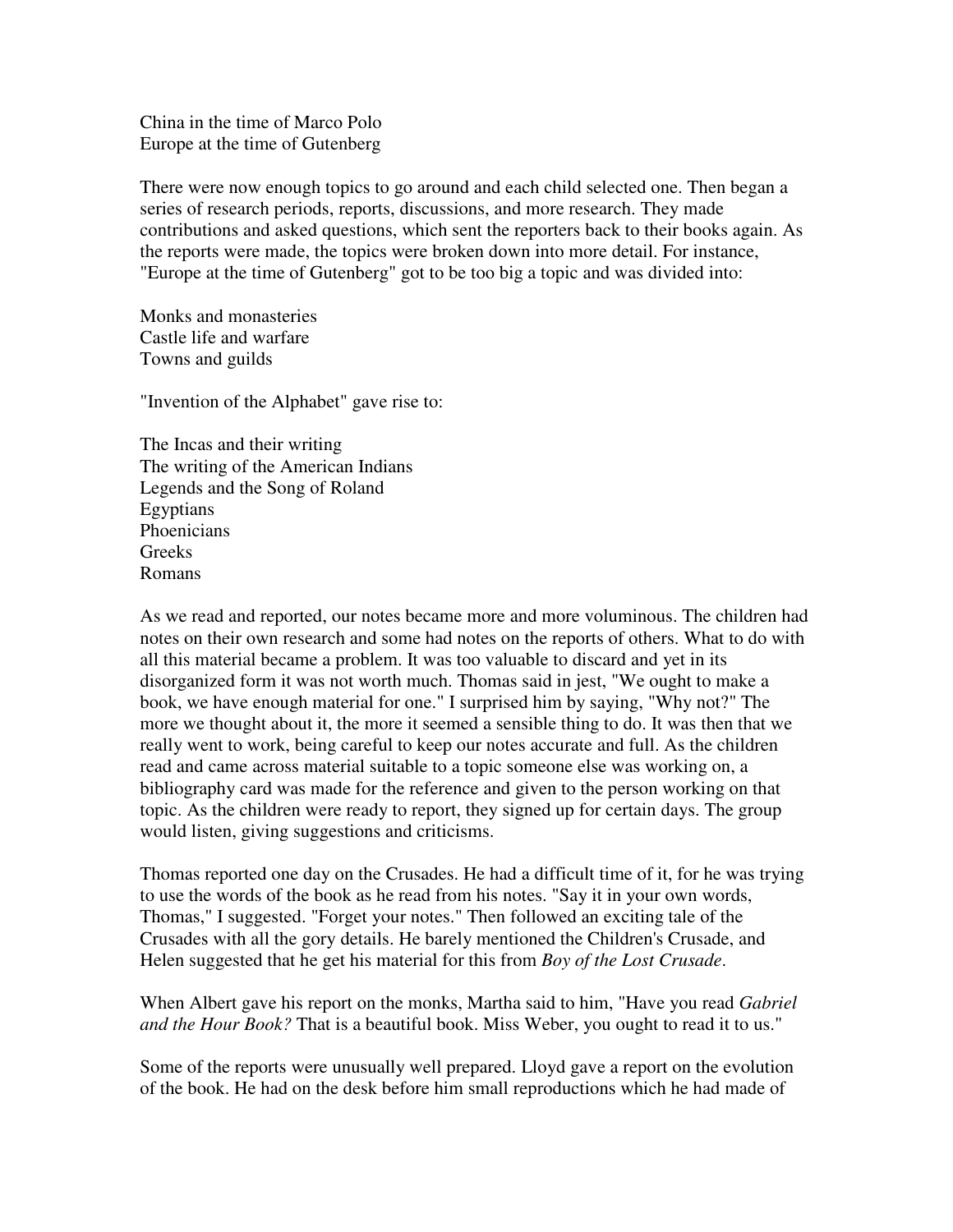China in the time of Marco Polo
Europe at the time of Gutenberg

There were now enough topics to go around and each child selected one. Then began a series of research periods, reports, discussions, and more research. They made contributions and asked questions, which sent the reporters back to their books again. As the reports were made, the topics were broken down into more detail. For instance, "Europe at the time of Gutenberg" got to be too big a topic and was divided into:

Monks and monasteries
Castle life and warfare
Towns and guilds

"Invention of the Alphabet" gave rise to:

The Incas and their writing
The writing of the American Indians
Legends and the Song of Roland
Egyptians
Phoenicians
Greeks
Romans

As we read and reported, our notes became more and more voluminous. The children had notes on their own research and some had notes on the reports of others. What to do with all this material became a problem. It was too valuable to discard and yet in its disorganized form it was not worth much. Thomas said in jest, "We ought to make a book, we have enough material for one." I surprised him by saying, "Why not?" The more we thought about it, the more it seemed a sensible thing to do. It was then that we really went to work, being careful to keep our notes accurate and full. As the children read and came across material suitable to a topic someone else was working on, a bibliography card was made for the reference and given to the person working on that topic. As the children were ready to report, they signed up for certain days. The group would listen, giving suggestions and criticisms.

Thomas reported one day on the Crusades. He had a difficult time of it, for he was trying to use the words of the book as he read from his notes. "Say it in your own words, Thomas," I suggested. "Forget your notes." Then followed an exciting tale of the Crusades with all the gory details. He barely mentioned the Children's Crusade, and Helen suggested that he get his material for this from *Boy of the Lost Crusade*.

When Albert gave his report on the monks, Martha said to him, "Have you read *Gabriel and the Hour Book?* That is a beautiful book. Miss Weber, you ought to read it to us."

Some of the reports were unusually well prepared. Lloyd gave a report on the evolution of the book. He had on the desk before him small reproductions which he had made of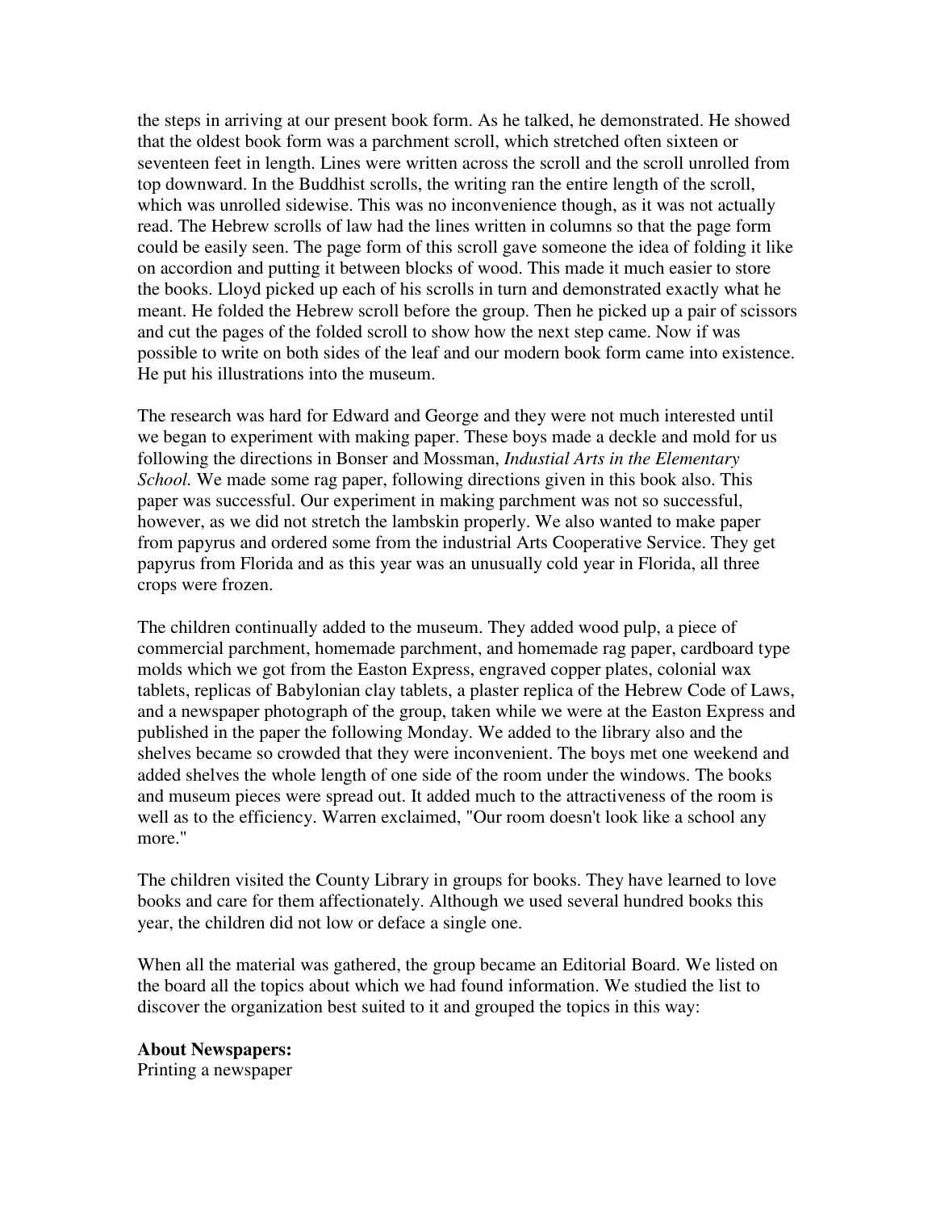the steps in arriving at our present book form. As he talked, he demonstrated. He showed that the oldest book form was a parchment scroll, which stretched often sixteen or seventeen feet in length. Lines were written across the scroll and the scroll unrolled from top downward. In the Buddhist scrolls, the writing ran the entire length of the scroll, which was unrolled sidewise. This was no inconvenience though, as it was not actually read. The Hebrew scrolls of law had the lines written in columns so that the page form could be easily seen. The page form of this scroll gave someone the idea of folding it like on accordion and putting it between blocks of wood. This made it much easier to store the books. Lloyd picked up each of his scrolls in turn and demonstrated exactly what he meant. He folded the Hebrew scroll before the group. Then he picked up a pair of scissors and cut the pages of the folded scroll to show how the next step came. Now if was possible to write on both sides of the leaf and our modern book form came into existence. He put his illustrations into the museum.

The research was hard for Edward and George and they were not much interested until we began to experiment with making paper. These boys made a deckle and mold for us following the directions in Bonser and Mossman, *Industial Arts in the Elementary School.* We made some rag paper, following directions given in this book also. This paper was successful. Our experiment in making parchment was not so successful, however, as we did not stretch the lambskin properly. We also wanted to make paper from papyrus and ordered some from the industrial Arts Cooperative Service. They get papyrus from Florida and as this year was an unusually cold year in Florida, all three crops were frozen.

The children continually added to the museum. They added wood pulp, a piece of commercial parchment, homemade parchment, and homemade rag paper, cardboard type molds which we got from the Easton Express, engraved copper plates, colonial wax tablets, replicas of Babylonian clay tablets, a plaster replica of the Hebrew Code of Laws, and a newspaper photograph of the group, taken while we were at the Easton Express and published in the paper the following Monday. We added to the library also and the shelves became so crowded that they were inconvenient. The boys met one weekend and added shelves the whole length of one side of the room under the windows. The books and museum pieces were spread out. It added much to the attractiveness of the room is well as to the efficiency. Warren exclaimed, "Our room doesn't look like a school any more."

The children visited the County Library in groups for books. They have learned to love books and care for them affectionately. Although we used several hundred books this year, the children did not low or deface a single one.

When all the material was gathered, the group became an Editorial Board. We listed on the board all the topics about which we had found information. We studied the list to discover the organization best suited to it and grouped the topics in this way:

**About Newspapers:**
Printing a newspaper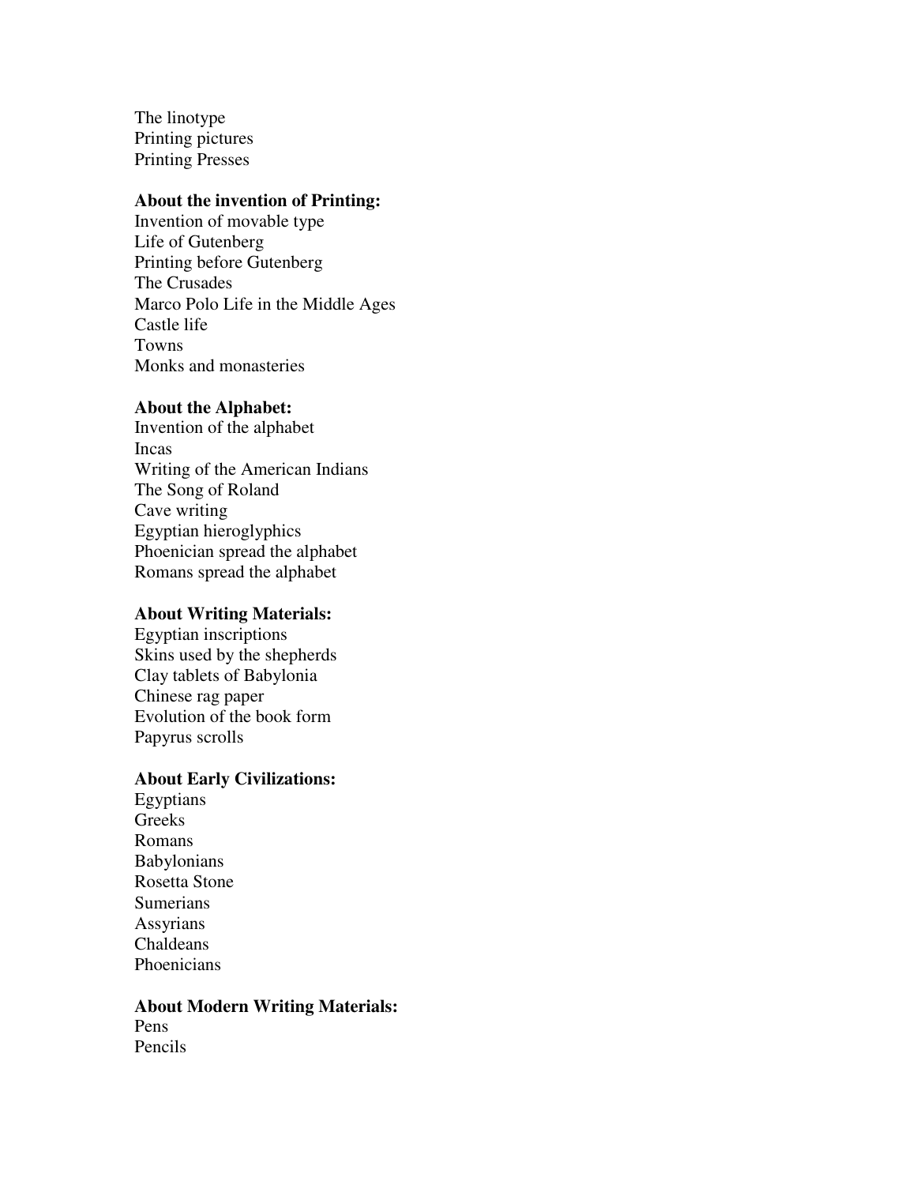The linotype
Printing pictures
Printing Presses

**About the invention of Printing:**
Invention of movable type
Life of Gutenberg
Printing before Gutenberg
The Crusades
Marco Polo Life in the Middle Ages
Castle life
Towns
Monks and monasteries

**About the Alphabet:**
Invention of the alphabet
Incas
Writing of the American Indians
The Song of Roland
Cave writing
Egyptian hieroglyphics
Phoenician spread the alphabet
Romans spread the alphabet

**About Writing Materials:**
Egyptian inscriptions
Skins used by the shepherds
Clay tablets of Babylonia
Chinese rag paper
Evolution of the book form
Papyrus scrolls

**About Early Civilizations:**
Egyptians
Greeks
Romans
Babylonians
Rosetta Stone
Sumerians
Assyrians
Chaldeans
Phoenicians

**About Modern Writing Materials:**
Pens
Pencils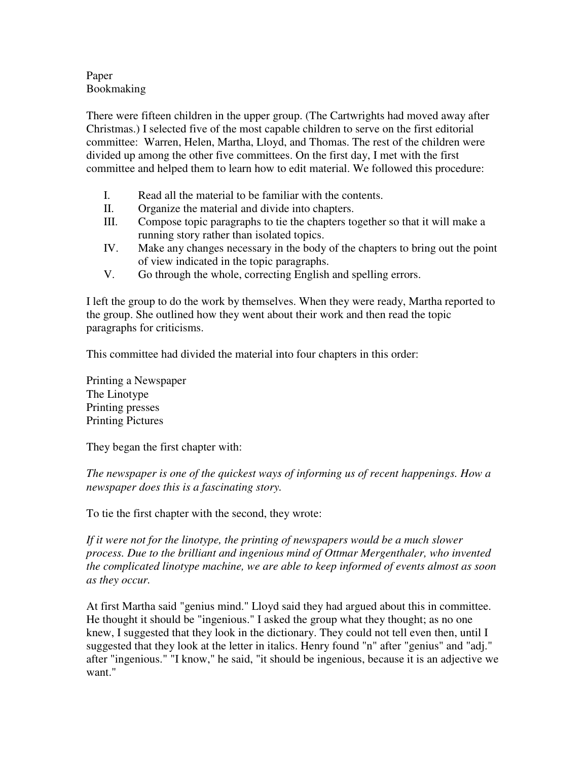Paper
Bookmaking

There were fifteen children in the upper group. (The Cartwrights had moved away after Christmas.) I selected five of the most capable children to serve on the first editorial committee: Warren, Helen, Martha, Lloyd, and Thomas. The rest of the children were divided up among the other five committees. On the first day, I met with the first committee and helped them to learn how to edit material. We followed this procedure:

I. Read all the material to be familiar with the contents.
II. Organize the material and divide into chapters.
III. Compose topic paragraphs to tie the chapters together so that it will make a running story rather than isolated topics.
IV. Make any changes necessary in the body of the chapters to bring out the point of view indicated in the topic paragraphs.
V. Go through the whole, correcting English and spelling errors.

I left the group to do the work by themselves. When they were ready, Martha reported to the group. She outlined how they went about their work and then read the topic paragraphs for criticisms.

This committee had divided the material into four chapters in this order:

Printing a Newspaper
The Linotype
Printing presses
Printing Pictures

They began the first chapter with:

*The newspaper is one of the quickest ways of informing us of recent happenings. How a newspaper does this is a fascinating story.*

To tie the first chapter with the second, they wrote:

*If it were not for the linotype, the printing of newspapers would be a much slower process. Due to the brilliant and ingenious mind of Ottmar Mergenthaler, who invented the complicated linotype machine, we are able to keep informed of events almost as soon as they occur.*

At first Martha said "genius mind." Lloyd said they had argued about this in committee. He thought it should be "ingenious." I asked the group what they thought; as no one knew, I suggested that they look in the dictionary. They could not tell even then, until I suggested that they look at the letter in italics. Henry found "n" after "genius" and "adj." after "ingenious." "I know," he said, "it should be ingenious, because it is an adjective we want."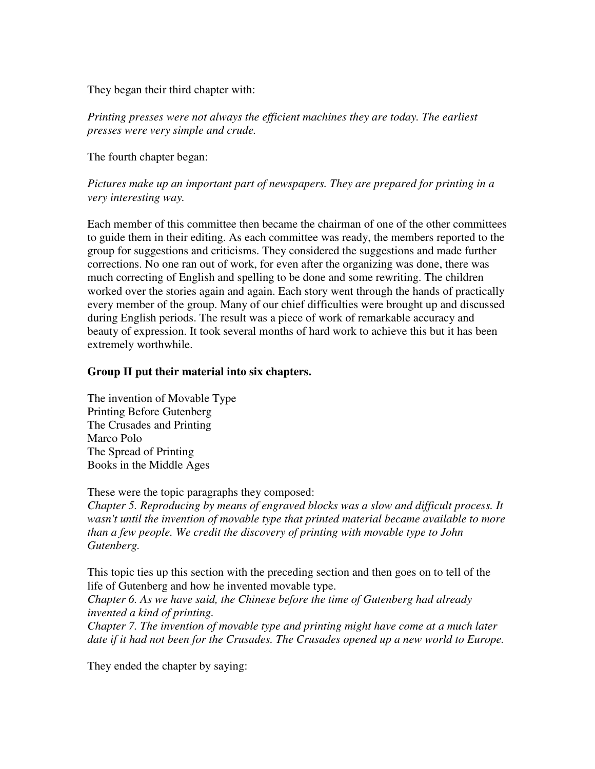They began their third chapter with:

*Printing presses were not always the efficient machines they are today. The earliest presses were very simple and crude.*

The fourth chapter began:

*Pictures make up an important part of newspapers. They are prepared for printing in a very interesting way.*

Each member of this committee then became the chairman of one of the other committees to guide them in their editing. As each committee was ready, the members reported to the group for suggestions and criticisms. They considered the suggestions and made further corrections. No one ran out of work, for even after the organizing was done, there was much correcting of English and spelling to be done and some rewriting. The children worked over the stories again and again. Each story went through the hands of practically every member of the group. Many of our chief difficulties were brought up and discussed during English periods. The result was a piece of work of remarkable accuracy and beauty of expression. It took several months of hard work to achieve this but it has been extremely worthwhile.

**Group II put their material into six chapters.**

The invention of Movable Type
Printing Before Gutenberg
The Crusades and Printing
Marco Polo
The Spread of Printing
Books in the Middle Ages

These were the topic paragraphs they composed:
*Chapter 5. Reproducing by means of engraved blocks was a slow and difficult process. It wasn't until the invention of movable type that printed material became available to more than a few people. We credit the discovery of printing with movable type to John Gutenberg.*

This topic ties up this section with the preceding section and then goes on to tell of the life of Gutenberg and how he invented movable type.
*Chapter 6. As we have said, the Chinese before the time of Gutenberg had already invented a kind of printing.*
*Chapter 7. The invention of movable type and printing might have come at a much later date if it had not been for the Crusades. The Crusades opened up a new world to Europe.*

They ended the chapter by saying: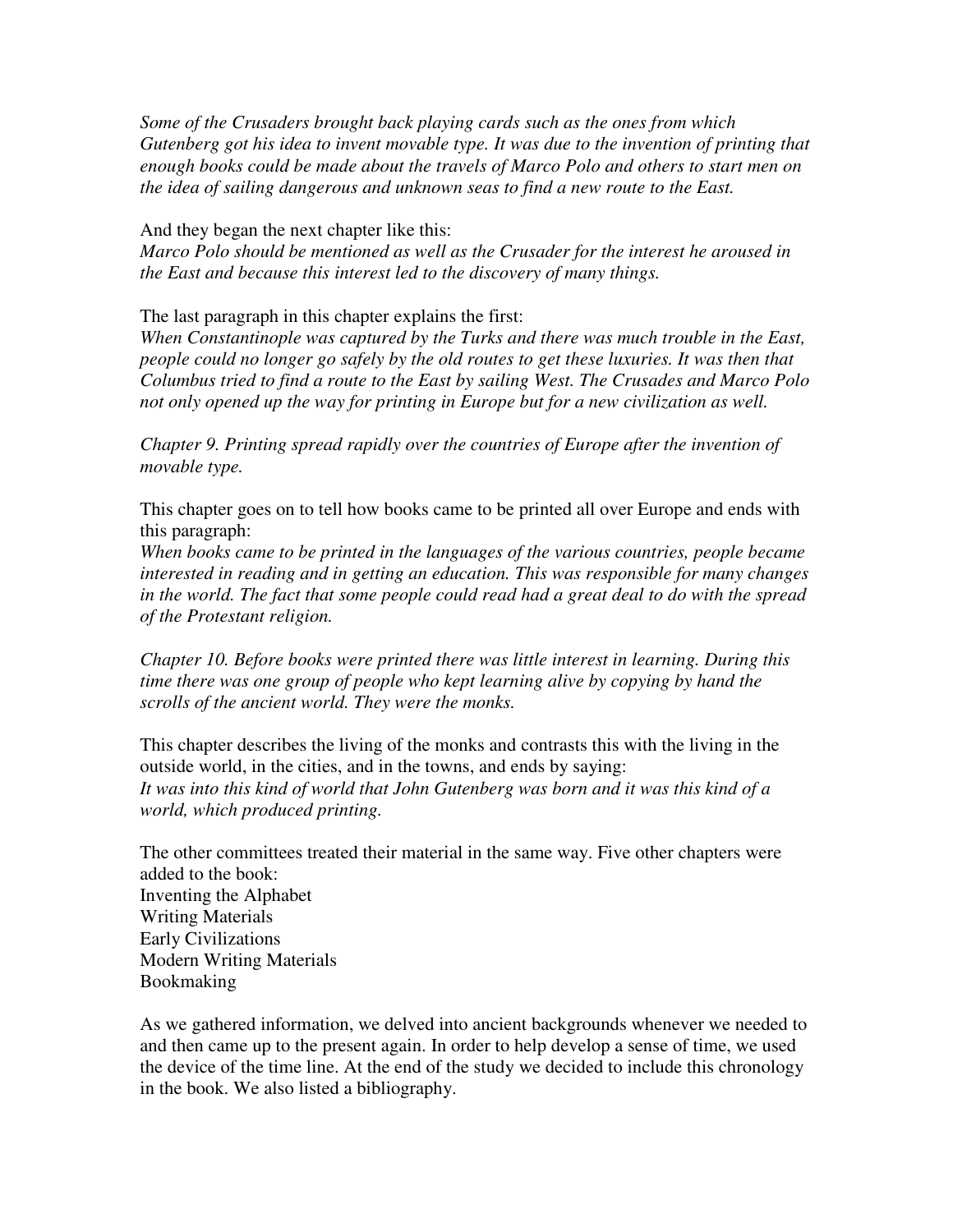*Some of the Crusaders brought back playing cards such as the ones from which Gutenberg got his idea to invent movable type. It was due to the invention of printing that enough books could be made about the travels of Marco Polo and others to start men on the idea of sailing dangerous and unknown seas to find a new route to the East.*

And they began the next chapter like this:
*Marco Polo should be mentioned as well as the Crusader for the interest he aroused in the East and because this interest led to the discovery of many things.*

The last paragraph in this chapter explains the first:
*When Constantinople was captured by the Turks and there was much trouble in the East, people could no longer go safely by the old routes to get these luxuries. It was then that Columbus tried to find a route to the East by sailing West. The Crusades and Marco Polo not only opened up the way for printing in Europe but for a new civilization as well.*

*Chapter 9. Printing spread rapidly over the countries of Europe after the invention of movable type.*

This chapter goes on to tell how books came to be printed all over Europe and ends with this paragraph:
*When books came to be printed in the languages of the various countries, people became interested in reading and in getting an education. This was responsible for many changes in the world. The fact that some people could read had a great deal to do with the spread of the Protestant religion.*

*Chapter 10. Before books were printed there was little interest in learning. During this time there was one group of people who kept learning alive by copying by hand the scrolls of the ancient world. They were the monks.*

This chapter describes the living of the monks and contrasts this with the living in the outside world, in the cities, and in the towns, and ends by saying:
*It was into this kind of world that John Gutenberg was born and it was this kind of a world, which produced printing.*

The other committees treated their material in the same way. Five other chapters were added to the book:
Inventing the Alphabet
Writing Materials
Early Civilizations
Modern Writing Materials
Bookmaking

As we gathered information, we delved into ancient backgrounds whenever we needed to and then came up to the present again. In order to help develop a sense of time, we used the device of the time line. At the end of the study we decided to include this chronology in the book. We also listed a bibliography.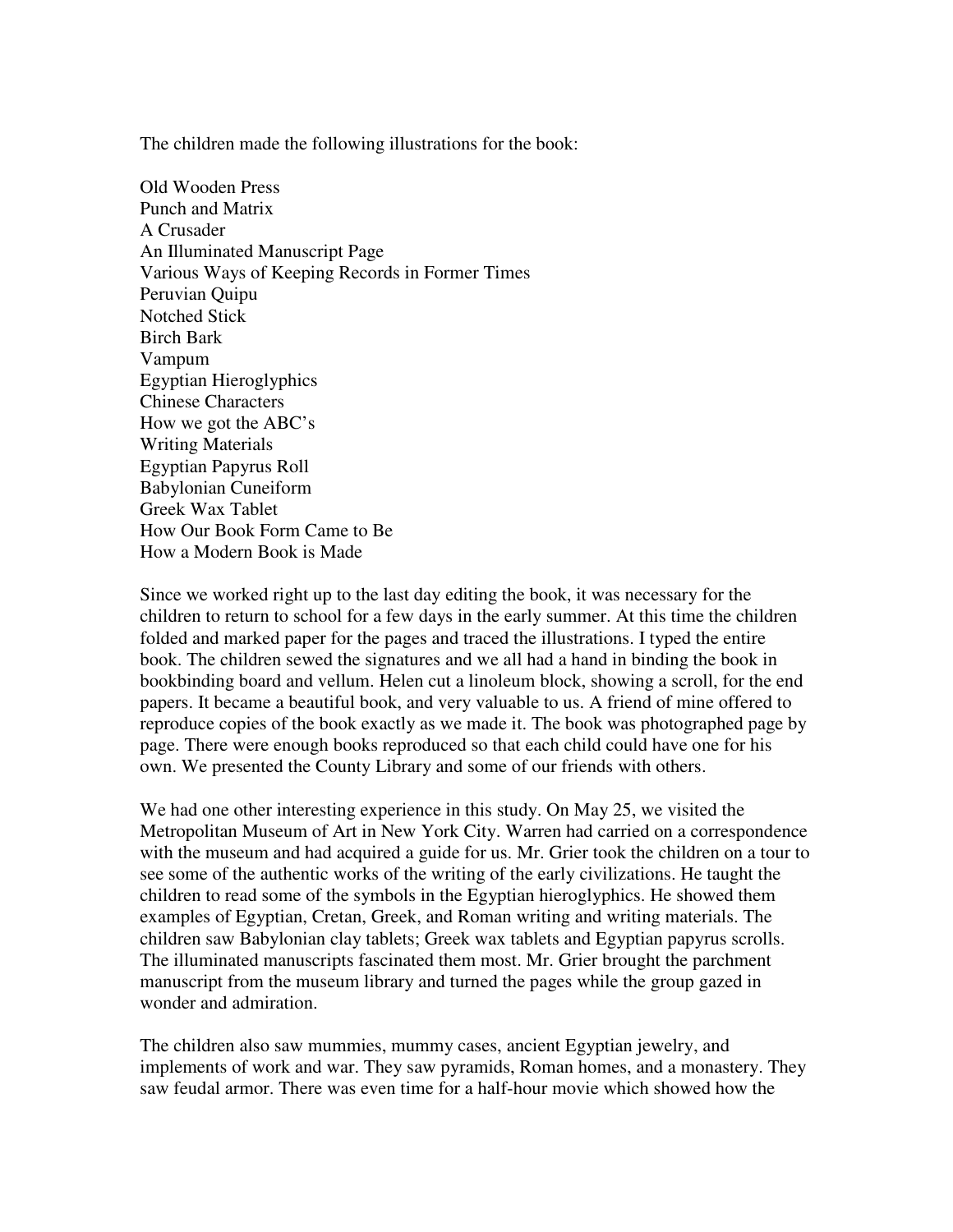The children made the following illustrations for the book:

Old Wooden Press
Punch and Matrix
A Crusader
An Illuminated Manuscript Page
Various Ways of Keeping Records in Former Times
Peruvian Quipu
Notched Stick
Birch Bark
Vampum
Egyptian Hieroglyphics
Chinese Characters
How we got the ABC's
Writing Materials
Egyptian Papyrus Roll
Babylonian Cuneiform
Greek Wax Tablet
How Our Book Form Came to Be
How a Modern Book is Made

Since we worked right up to the last day editing the book, it was necessary for the children to return to school for a few days in the early summer. At this time the children folded and marked paper for the pages and traced the illustrations. I typed the entire book. The children sewed the signatures and we all had a hand in binding the book in bookbinding board and vellum. Helen cut a linoleum block, showing a scroll, for the end papers. It became a beautiful book, and very valuable to us. A friend of mine offered to reproduce copies of the book exactly as we made it. The book was photographed page by page. There were enough books reproduced so that each child could have one for his own. We presented the County Library and some of our friends with others.

We had one other interesting experience in this study. On May 25, we visited the Metropolitan Museum of Art in New York City. Warren had carried on a correspondence with the museum and had acquired a guide for us. Mr. Grier took the children on a tour to see some of the authentic works of the writing of the early civilizations. He taught the children to read some of the symbols in the Egyptian hieroglyphics. He showed them examples of Egyptian, Cretan, Greek, and Roman writing and writing materials. The children saw Babylonian clay tablets; Greek wax tablets and Egyptian papyrus scrolls. The illuminated manuscripts fascinated them most. Mr. Grier brought the parchment manuscript from the museum library and turned the pages while the group gazed in wonder and admiration.

The children also saw mummies, mummy cases, ancient Egyptian jewelry, and implements of work and war. They saw pyramids, Roman homes, and a monastery. They saw feudal armor. There was even time for a half-hour movie which showed how the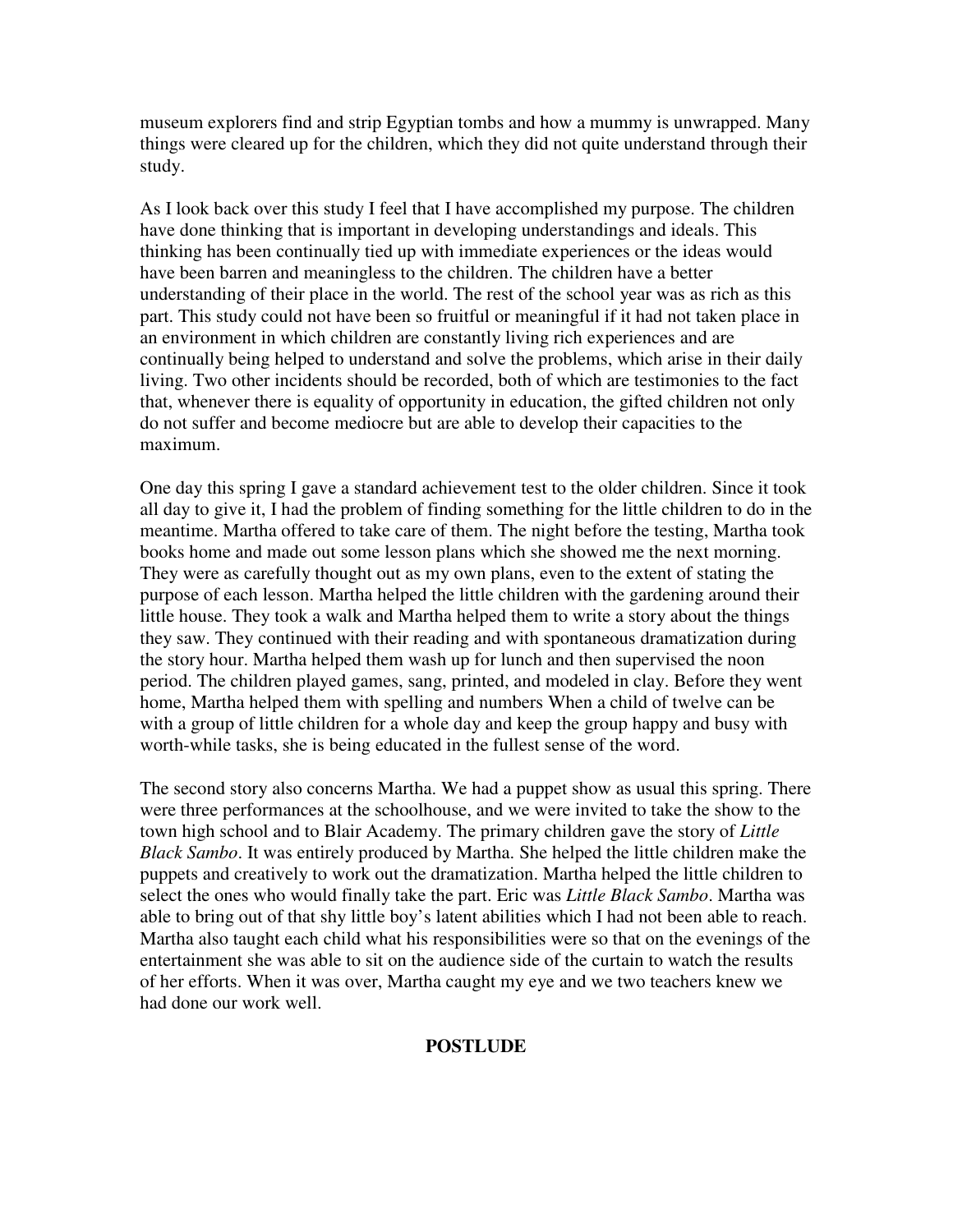museum explorers find and strip Egyptian tombs and how a mummy is unwrapped. Many things were cleared up for the children, which they did not quite understand through their study.

As I look back over this study I feel that I have accomplished my purpose. The children have done thinking that is important in developing understandings and ideals. This thinking has been continually tied up with immediate experiences or the ideas would have been barren and meaningless to the children. The children have a better understanding of their place in the world. The rest of the school year was as rich as this part. This study could not have been so fruitful or meaningful if it had not taken place in an environment in which children are constantly living rich experiences and are continually being helped to understand and solve the problems, which arise in their daily living. Two other incidents should be recorded, both of which are testimonies to the fact that, whenever there is equality of opportunity in education, the gifted children not only do not suffer and become mediocre but are able to develop their capacities to the maximum.

One day this spring I gave a standard achievement test to the older children. Since it took all day to give it, I had the problem of finding something for the little children to do in the meantime. Martha offered to take care of them. The night before the testing, Martha took books home and made out some lesson plans which she showed me the next morning. They were as carefully thought out as my own plans, even to the extent of stating the purpose of each lesson. Martha helped the little children with the gardening around their little house. They took a walk and Martha helped them to write a story about the things they saw. They continued with their reading and with spontaneous dramatization during the story hour. Martha helped them wash up for lunch and then supervised the noon period. The children played games, sang, printed, and modeled in clay. Before they went home, Martha helped them with spelling and numbers When a child of twelve can be with a group of little children for a whole day and keep the group happy and busy with worth-while tasks, she is being educated in the fullest sense of the word.

The second story also concerns Martha. We had a puppet show as usual this spring. There were three performances at the schoolhouse, and we were invited to take the show to the town high school and to Blair Academy. The primary children gave the story of *Little Black Sambo*. It was entirely produced by Martha. She helped the little children make the puppets and creatively to work out the dramatization. Martha helped the little children to select the ones who would finally take the part. Eric was *Little Black Sambo*. Martha was able to bring out of that shy little boy's latent abilities which I had not been able to reach. Martha also taught each child what his responsibilities were so that on the evenings of the entertainment she was able to sit on the audience side of the curtain to watch the results of her efforts. When it was over, Martha caught my eye and we two teachers knew we had done our work well.

## POSTLUDE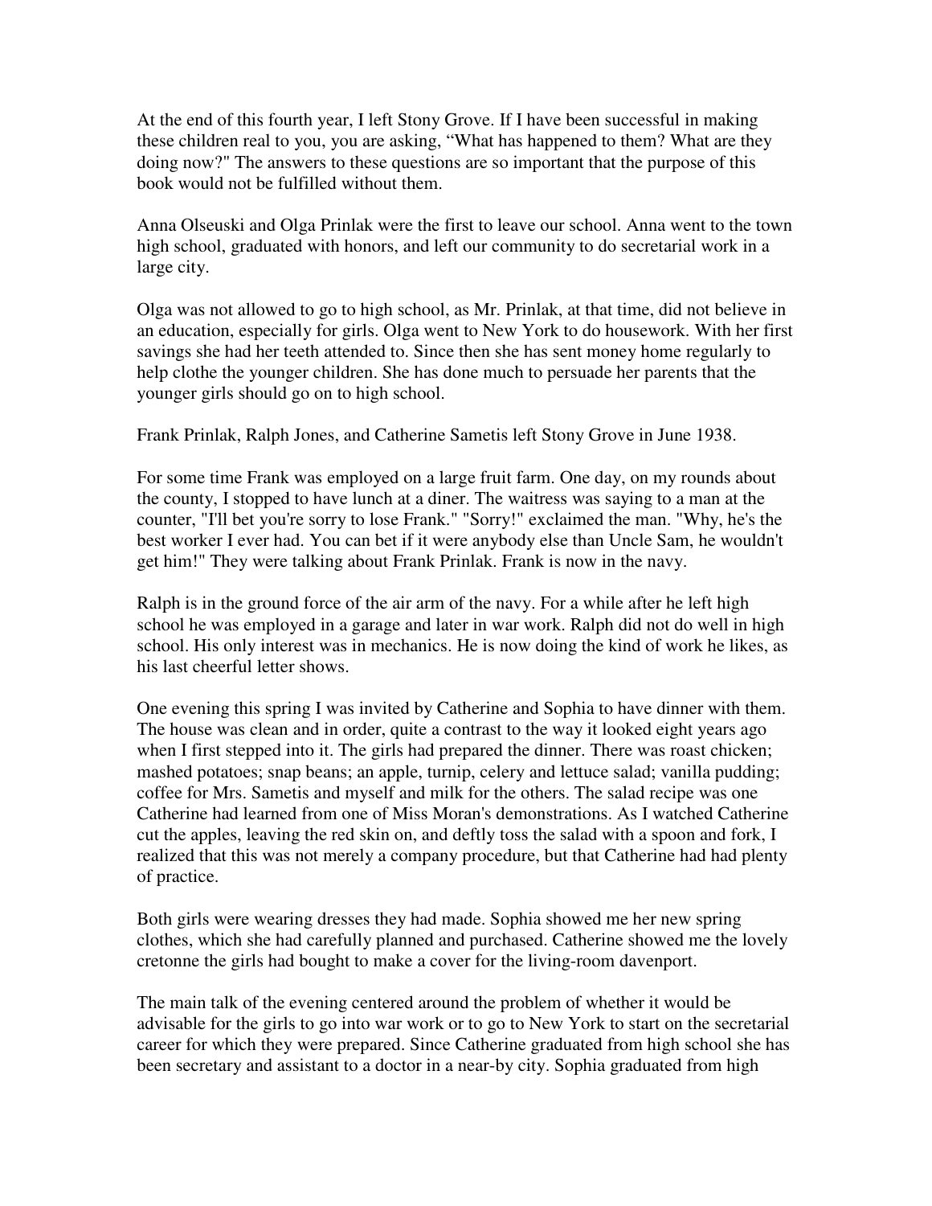At the end of this fourth year, I left Stony Grove. If I have been successful in making these children real to you, you are asking, "What has happened to them? What are they doing now?" The answers to these questions are so important that the purpose of this book would not be fulfilled without them.

Anna Olseuski and Olga Prinlak were the first to leave our school. Anna went to the town high school, graduated with honors, and left our community to do secretarial work in a large city.

Olga was not allowed to go to high school, as Mr. Prinlak, at that time, did not believe in an education, especially for girls. Olga went to New York to do housework. With her first savings she had her teeth attended to. Since then she has sent money home regularly to help clothe the younger children. She has done much to persuade her parents that the younger girls should go on to high school.

Frank Prinlak, Ralph Jones, and Catherine Sametis left Stony Grove in June 1938.

For some time Frank was employed on a large fruit farm. One day, on my rounds about the county, I stopped to have lunch at a diner. The waitress was saying to a man at the counter, "I'll bet you're sorry to lose Frank." "Sorry!" exclaimed the man. "Why, he's the best worker I ever had. You can bet if it were anybody else than Uncle Sam, he wouldn't get him!" They were talking about Frank Prinlak. Frank is now in the navy.

Ralph is in the ground force of the air arm of the navy. For a while after he left high school he was employed in a garage and later in war work. Ralph did not do well in high school. His only interest was in mechanics. He is now doing the kind of work he likes, as his last cheerful letter shows.

One evening this spring I was invited by Catherine and Sophia to have dinner with them. The house was clean and in order, quite a contrast to the way it looked eight years ago when I first stepped into it. The girls had prepared the dinner. There was roast chicken; mashed potatoes; snap beans; an apple, turnip, celery and lettuce salad; vanilla pudding; coffee for Mrs. Sametis and myself and milk for the others. The salad recipe was one Catherine had learned from one of Miss Moran's demonstrations. As I watched Catherine cut the apples, leaving the red skin on, and deftly toss the salad with a spoon and fork, I realized that this was not merely a company procedure, but that Catherine had had plenty of practice.

Both girls were wearing dresses they had made. Sophia showed me her new spring clothes, which she had carefully planned and purchased. Catherine showed me the lovely cretonne the girls had bought to make a cover for the living-room davenport.

The main talk of the evening centered around the problem of whether it would be advisable for the girls to go into war work or to go to New York to start on the secretarial career for which they were prepared. Since Catherine graduated from high school she has been secretary and assistant to a doctor in a near-by city. Sophia graduated from high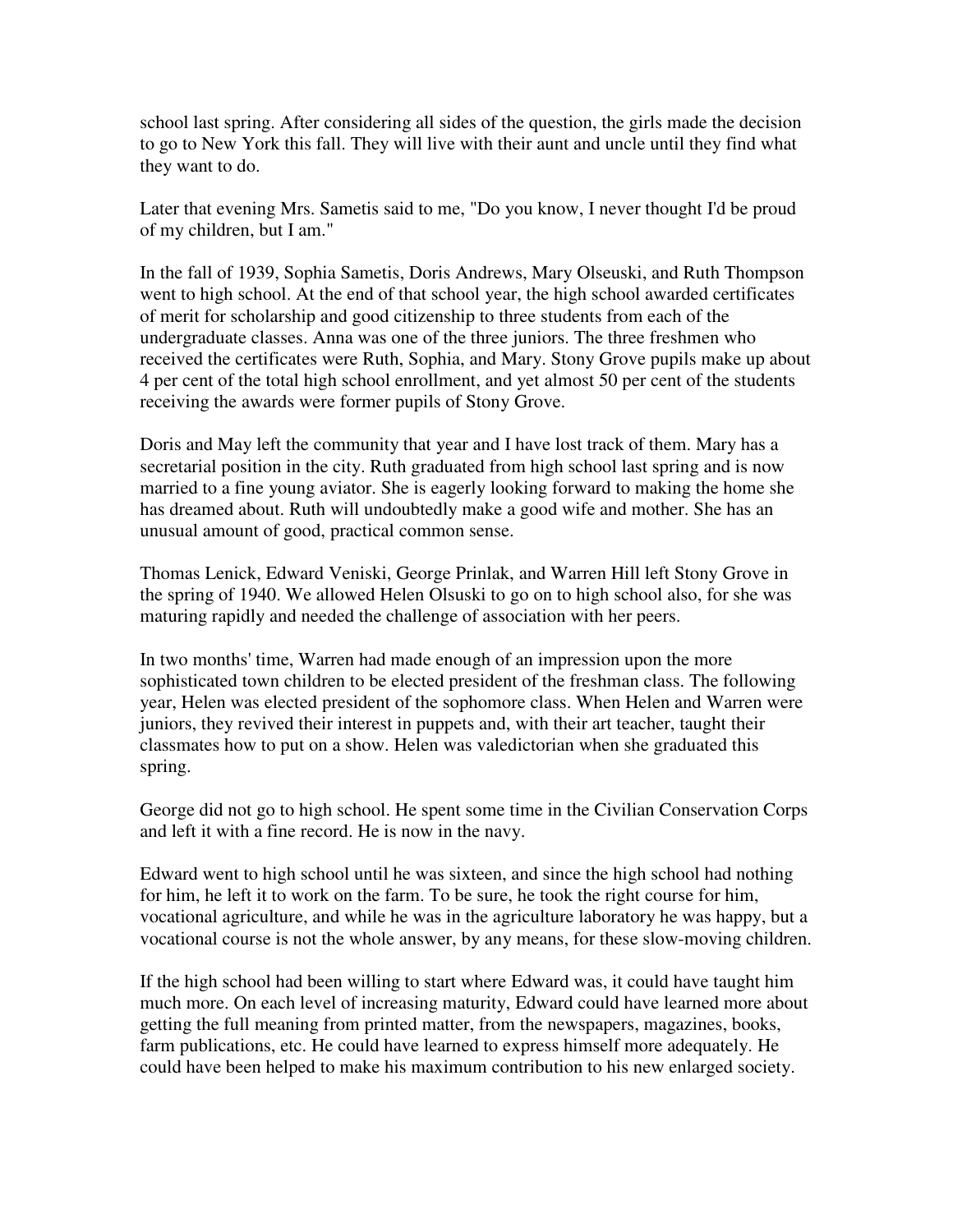school last spring. After considering all sides of the question, the girls made the decision to go to New York this fall. They will live with their aunt and uncle until they find what they want to do.

Later that evening Mrs. Sametis said to me, "Do you know, I never thought I'd be proud of my children, but I am."

In the fall of 1939, Sophia Sametis, Doris Andrews, Mary Olseuski, and Ruth Thompson went to high school. At the end of that school year, the high school awarded certificates of merit for scholarship and good citizenship to three students from each of the undergraduate classes. Anna was one of the three juniors. The three freshmen who received the certificates were Ruth, Sophia, and Mary. Stony Grove pupils make up about 4 per cent of the total high school enrollment, and yet almost 50 per cent of the students receiving the awards were former pupils of Stony Grove.

Doris and May left the community that year and I have lost track of them. Mary has a secretarial position in the city. Ruth graduated from high school last spring and is now married to a fine young aviator. She is eagerly looking forward to making the home she has dreamed about. Ruth will undoubtedly make a good wife and mother. She has an unusual amount of good, practical common sense.

Thomas Lenick, Edward Veniski, George Prinlak, and Warren Hill left Stony Grove in the spring of 1940. We allowed Helen Olsuski to go on to high school also, for she was maturing rapidly and needed the challenge of association with her peers.

In two months' time, Warren had made enough of an impression upon the more sophisticated town children to be elected president of the freshman class. The following year, Helen was elected president of the sophomore class. When Helen and Warren were juniors, they revived their interest in puppets and, with their art teacher, taught their classmates how to put on a show. Helen was valedictorian when she graduated this spring.

George did not go to high school. He spent some time in the Civilian Conservation Corps and left it with a fine record. He is now in the navy.

Edward went to high school until he was sixteen, and since the high school had nothing for him, he left it to work on the farm. To be sure, he took the right course for him, vocational agriculture, and while he was in the agriculture laboratory he was happy, but a vocational course is not the whole answer, by any means, for these slow-moving children.

If the high school had been willing to start where Edward was, it could have taught him much more. On each level of increasing maturity, Edward could have learned more about getting the full meaning from printed matter, from the newspapers, magazines, books, farm publications, etc. He could have learned to express himself more adequately. He could have been helped to make his maximum contribution to his new enlarged society.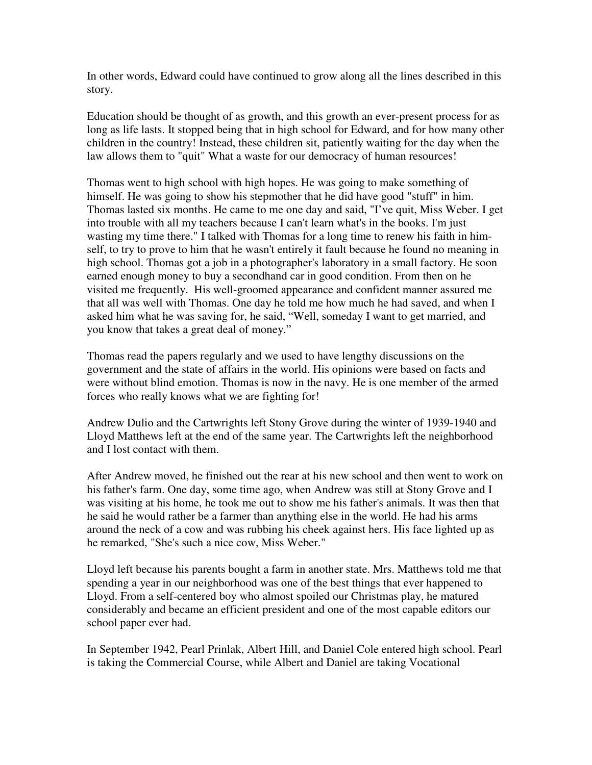In other words, Edward could have continued to grow along all the lines described in this story.

Education should be thought of as growth, and this growth an ever-present process for as long as life lasts. It stopped being that in high school for Edward, and for how many other children in the country! Instead, these children sit, patiently waiting for the day when the law allows them to "quit" What a waste for our democracy of human resources!

Thomas went to high school with high hopes. He was going to make something of himself. He was going to show his stepmother that he did have good "stuff" in him. Thomas lasted six months. He came to me one day and said, "I've quit, Miss Weber. I get into trouble with all my teachers because I can't learn what's in the books. I'm just wasting my time there." I talked with Thomas for a long time to renew his faith in him-self, to try to prove to him that he wasn't entirely it fault because he found no meaning in high school. Thomas got a job in a photographer's laboratory in a small factory. He soon earned enough money to buy a secondhand car in good condition. From then on he visited me frequently. His well-groomed appearance and confident manner assured me that all was well with Thomas. One day he told me how much he had saved, and when I asked him what he was saving for, he said, "Well, someday I want to get married, and you know that takes a great deal of money."

Thomas read the papers regularly and we used to have lengthy discussions on the government and the state of affairs in the world. His opinions were based on facts and were without blind emotion. Thomas is now in the navy. He is one member of the armed forces who really knows what we are fighting for!

Andrew Dulio and the Cartwrights left Stony Grove during the winter of 1939-1940 and Lloyd Matthews left at the end of the same year. The Cartwrights left the neighborhood and I lost contact with them.

After Andrew moved, he finished out the rear at his new school and then went to work on his father's farm. One day, some time ago, when Andrew was still at Stony Grove and I was visiting at his home, he took me out to show me his father's animals. It was then that he said he would rather be a farmer than anything else in the world. He had his arms around the neck of a cow and was rubbing his cheek against hers. His face lighted up as he remarked, "She's such a nice cow, Miss Weber."

Lloyd left because his parents bought a farm in another state. Mrs. Matthews told me that spending a year in our neighborhood was one of the best things that ever happened to Lloyd. From a self-centered boy who almost spoiled our Christmas play, he matured considerably and became an efficient president and one of the most capable editors our school paper ever had.

In September 1942, Pearl Prinlak, Albert Hill, and Daniel Cole entered high school. Pearl is taking the Commercial Course, while Albert and Daniel are taking Vocational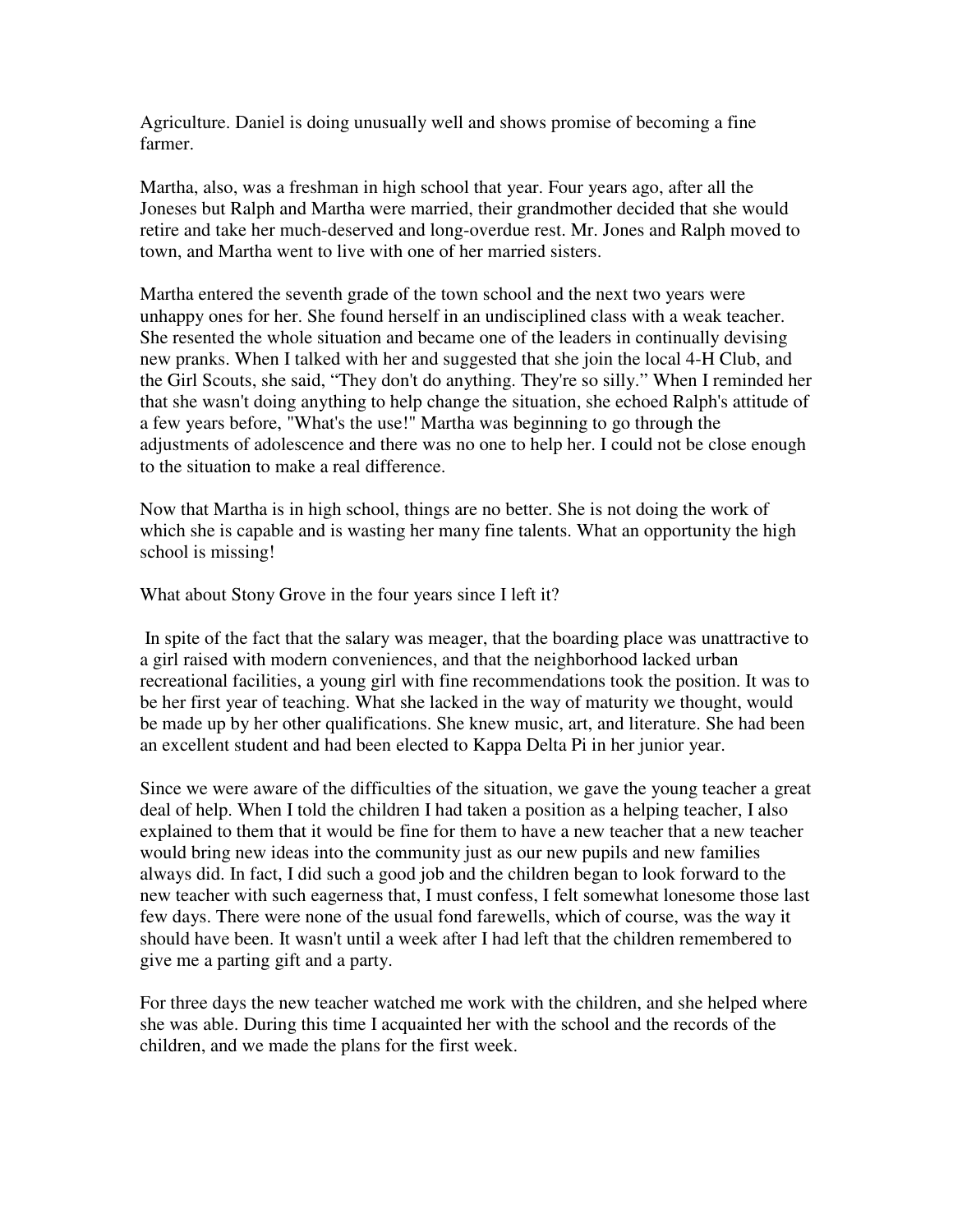Agriculture. Daniel is doing unusually well and shows promise of becoming a fine farmer.

Martha, also, was a freshman in high school that year. Four years ago, after all the Joneses but Ralph and Martha were married, their grandmother decided that she would retire and take her much-deserved and long-overdue rest. Mr. Jones and Ralph moved to town, and Martha went to live with one of her married sisters.

Martha entered the seventh grade of the town school and the next two years were unhappy ones for her. She found herself in an undisciplined class with a weak teacher. She resented the whole situation and became one of the leaders in continually devising new pranks. When I talked with her and suggested that she join the local 4-H Club, and the Girl Scouts, she said, "They don't do anything. They're so silly." When I reminded her that she wasn't doing anything to help change the situation, she echoed Ralph's attitude of a few years before, "What's the use!" Martha was beginning to go through the adjustments of adolescence and there was no one to help her. I could not be close enough to the situation to make a real difference.

Now that Martha is in high school, things are no better. She is not doing the work of which she is capable and is wasting her many fine talents. What an opportunity the high school is missing!

What about Stony Grove in the four years since I left it?

In spite of the fact that the salary was meager, that the boarding place was unattractive to a girl raised with modern conveniences, and that the neighborhood lacked urban recreational facilities, a young girl with fine recommendations took the position. It was to be her first year of teaching. What she lacked in the way of maturity we thought, would be made up by her other qualifications. She knew music, art, and literature. She had been an excellent student and had been elected to Kappa Delta Pi in her junior year.

Since we were aware of the difficulties of the situation, we gave the young teacher a great deal of help. When I told the children I had taken a position as a helping teacher, I also explained to them that it would be fine for them to have a new teacher that a new teacher would bring new ideas into the community just as our new pupils and new families always did. In fact, I did such a good job and the children began to look forward to the new teacher with such eagerness that, I must confess, I felt somewhat lonesome those last few days. There were none of the usual fond farewells, which of course, was the way it should have been. It wasn't until a week after I had left that the children remembered to give me a parting gift and a party.

For three days the new teacher watched me work with the children, and she helped where she was able. During this time I acquainted her with the school and the records of the children, and we made the plans for the first week.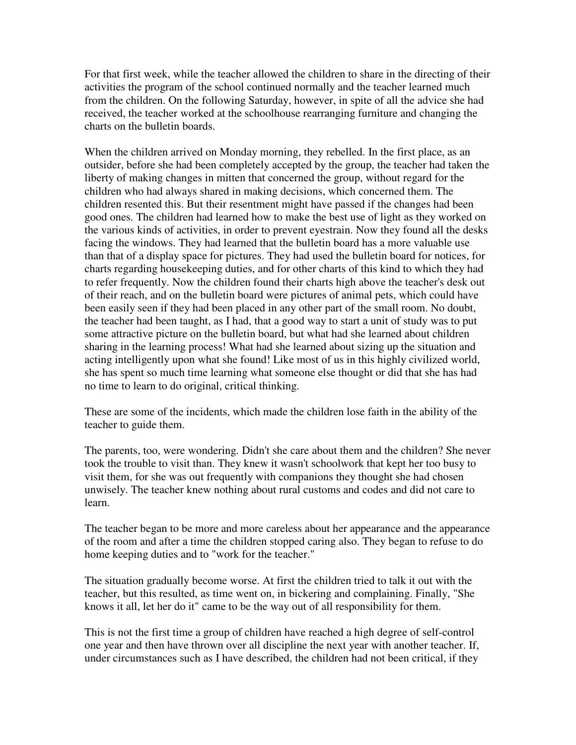For that first week, while the teacher allowed the children to share in the directing of their activities the program of the school continued normally and the teacher learned much from the children. On the following Saturday, however, in spite of all the advice she had received, the teacher worked at the schoolhouse rearranging furniture and changing the charts on the bulletin boards.

When the children arrived on Monday morning, they rebelled. In the first place, as an outsider, before she had been completely accepted by the group, the teacher had taken the liberty of making changes in mitten that concerned the group, without regard for the children who had always shared in making decisions, which concerned them. The children resented this. But their resentment might have passed if the changes had been good ones. The children had learned how to make the best use of light as they worked on the various kinds of activities, in order to prevent eyestrain. Now they found all the desks facing the windows. They had learned that the bulletin board has a more valuable use than that of a display space for pictures. They had used the bulletin board for notices, for charts regarding housekeeping duties, and for other charts of this kind to which they had to refer frequently. Now the children found their charts high above the teacher's desk out of their reach, and on the bulletin board were pictures of animal pets, which could have been easily seen if they had been placed in any other part of the small room. No doubt, the teacher had been taught, as I had, that a good way to start a unit of study was to put some attractive picture on the bulletin board, but what had she learned about children sharing in the learning process! What had she learned about sizing up the situation and acting intelligently upon what she found! Like most of us in this highly civilized world, she has spent so much time learning what someone else thought or did that she has had no time to learn to do original, critical thinking.

These are some of the incidents, which made the children lose faith in the ability of the teacher to guide them.

The parents, too, were wondering. Didn't she care about them and the children? She never took the trouble to visit than. They knew it wasn't schoolwork that kept her too busy to visit them, for she was out frequently with companions they thought she had chosen unwisely. The teacher knew nothing about rural customs and codes and did not care to learn.

The teacher began to be more and more careless about her appearance and the appearance of the room and after a time the children stopped caring also. They began to refuse to do home keeping duties and to "work for the teacher."

The situation gradually become worse. At first the children tried to talk it out with the teacher, but this resulted, as time went on, in bickering and complaining. Finally, "She knows it all, let her do it" came to be the way out of all responsibility for them.

This is not the first time a group of children have reached a high degree of self-control one year and then have thrown over all discipline the next year with another teacher. If, under circumstances such as I have described, the children had not been critical, if they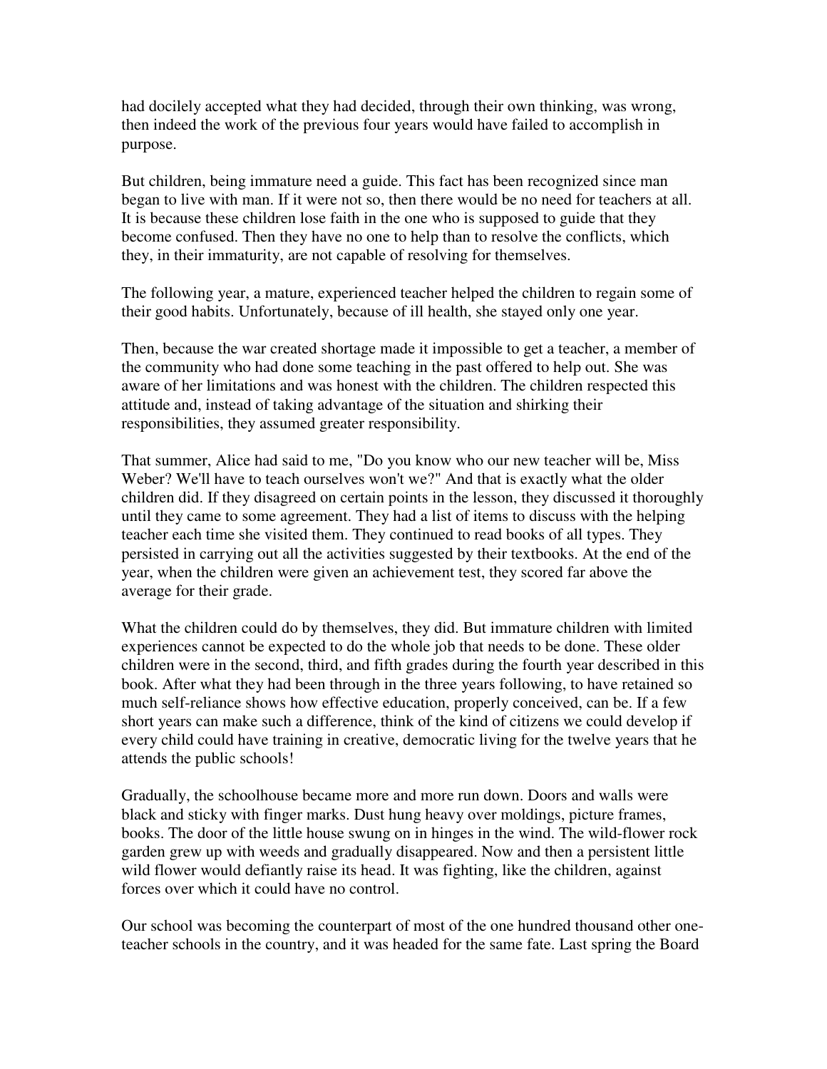had docilely accepted what they had decided, through their own thinking, was wrong, then indeed the work of the previous four years would have failed to accomplish in purpose.

But children, being immature need a guide. This fact has been recognized since man began to live with man. If it were not so, then there would be no need for teachers at all. It is because these children lose faith in the one who is supposed to guide that they become confused. Then they have no one to help than to resolve the conflicts, which they, in their immaturity, are not capable of resolving for themselves.

The following year, a mature, experienced teacher helped the children to regain some of their good habits. Unfortunately, because of ill health, she stayed only one year.

Then, because the war created shortage made it impossible to get a teacher, a member of the community who had done some teaching in the past offered to help out. She was aware of her limitations and was honest with the children. The children respected this attitude and, instead of taking advantage of the situation and shirking their responsibilities, they assumed greater responsibility.

That summer, Alice had said to me, "Do you know who our new teacher will be, Miss Weber? We'll have to teach ourselves won't we?" And that is exactly what the older children did. If they disagreed on certain points in the lesson, they discussed it thoroughly until they came to some agreement. They had a list of items to discuss with the helping teacher each time she visited them. They continued to read books of all types. They persisted in carrying out all the activities suggested by their textbooks. At the end of the year, when the children were given an achievement test, they scored far above the average for their grade.

What the children could do by themselves, they did. But immature children with limited experiences cannot be expected to do the whole job that needs to be done. These older children were in the second, third, and fifth grades during the fourth year described in this book. After what they had been through in the three years following, to have retained so much self-reliance shows how effective education, properly conceived, can be. If a few short years can make such a difference, think of the kind of citizens we could develop if every child could have training in creative, democratic living for the twelve years that he attends the public schools!

Gradually, the schoolhouse became more and more run down. Doors and walls were black and sticky with finger marks. Dust hung heavy over moldings, picture frames, books. The door of the little house swung on in hinges in the wind. The wild-flower rock garden grew up with weeds and gradually disappeared. Now and then a persistent little wild flower would defiantly raise its head. It was fighting, like the children, against forces over which it could have no control.

Our school was becoming the counterpart of most of the one hundred thousand other one-teacher schools in the country, and it was headed for the same fate. Last spring the Board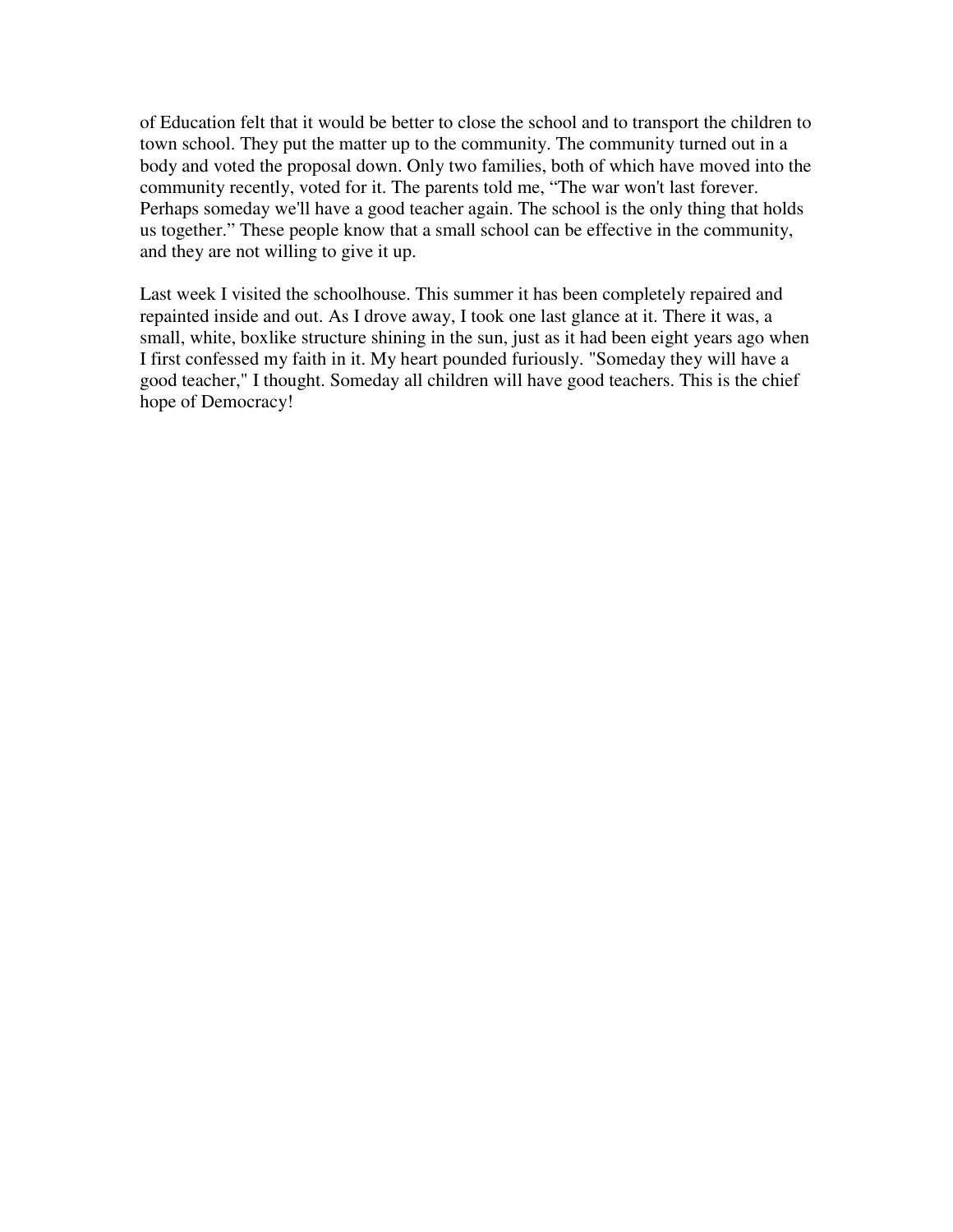of Education felt that it would be better to close the school and to transport the children to town school. They put the matter up to the community. The community turned out in a body and voted the proposal down. Only two families, both of which have moved into the community recently, voted for it. The parents told me, "The war won't last forever. Perhaps someday we'll have a good teacher again. The school is the only thing that holds us together." These people know that a small school can be effective in the community, and they are not willing to give it up.

Last week I visited the schoolhouse. This summer it has been completely repaired and repainted inside and out. As I drove away, I took one last glance at it. There it was, a small, white, boxlike structure shining in the sun, just as it had been eight years ago when I first confessed my faith in it. My heart pounded furiously. "Someday they will have a good teacher," I thought. Someday all children will have good teachers. This is the chief hope of Democracy!